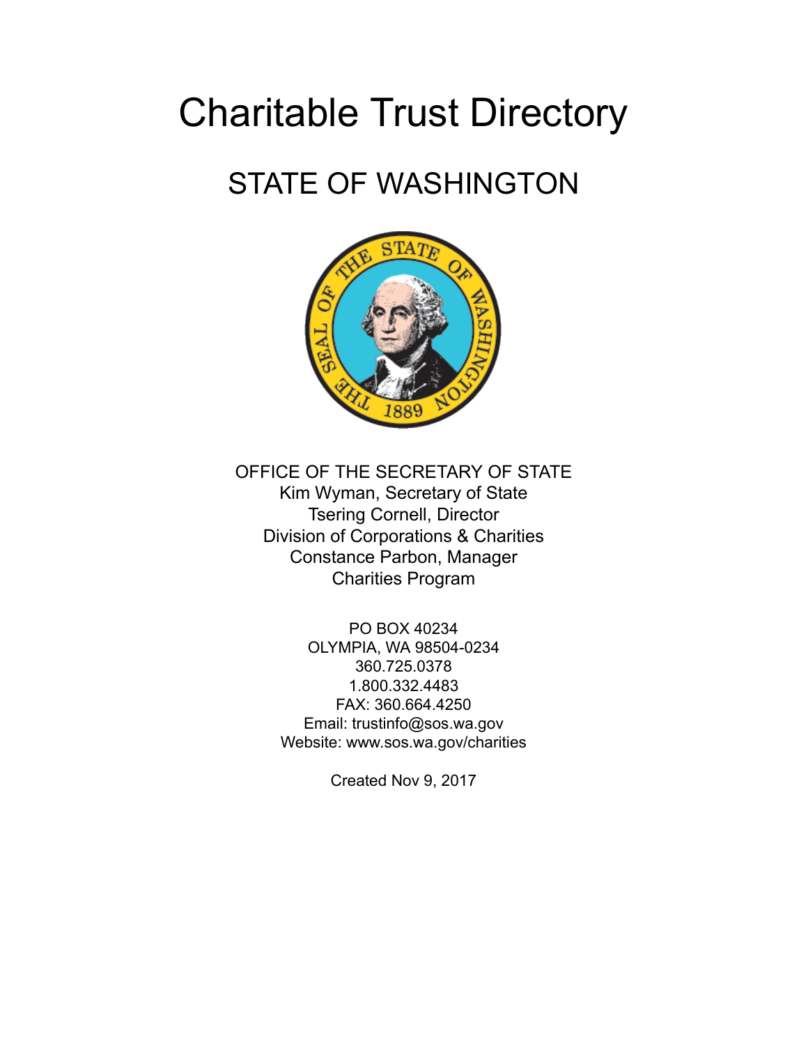# Charitable Trust Directory

## STATE OF WASHINGTON

OFFICE OF THE SECRETARY OF STATE
Kim Wyman, Secretary of State
Tsering Cornell, Director
Division of Corporations & Charities
Constance Parbon, Manager
Charities Program

PO BOX 40234
OLYMPIA, WA 98504-0234
360.725.0378
1.800.332.4483
FAX: 360.664.4250
Email: trustinfo@sos.wa.gov
Website: www.sos.wa.gov/charities

Created Nov 9, 2017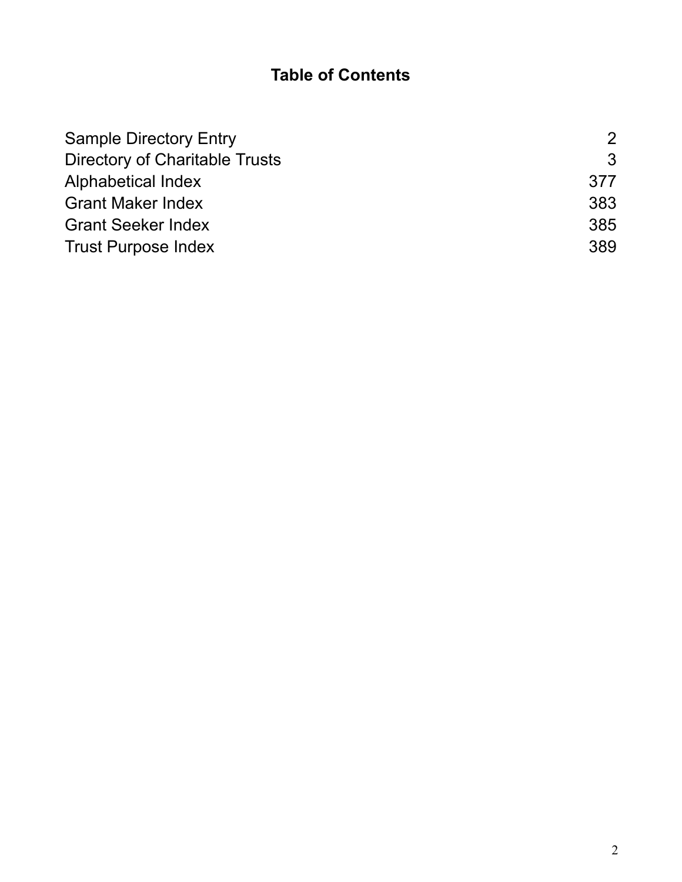## Table of Contents

| | |
|---|---|
| Sample Directory Entry | 2 |
| Directory of Charitable Trusts | 3 |
| Alphabetical Index | 377 |
| Grant Maker Index | 383 |
| Grant Seeker Index | 385 |
| Trust Purpose Index | 389 |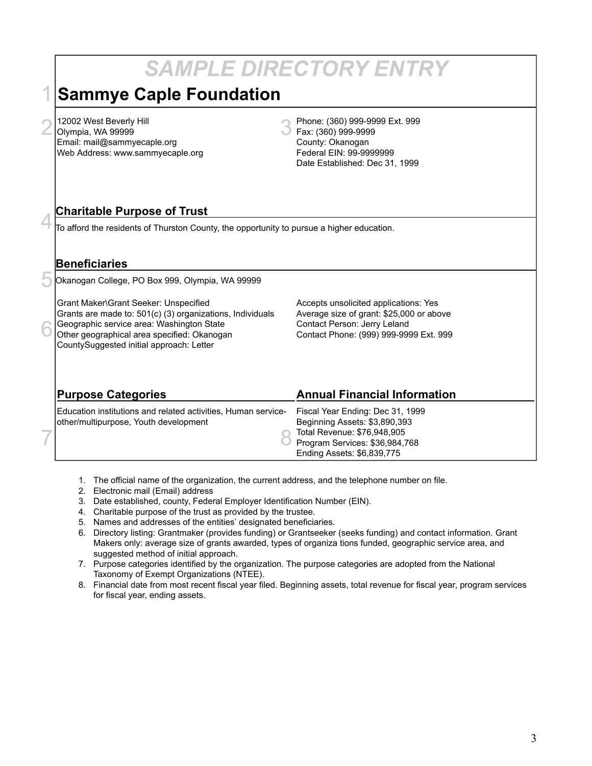# *SAMPLE DIRECTORY ENTRY*

1

## Sammye Caple Foundation

2

12002 West Beverly Hill
Olympia, WA 99999
Email: mail@sammyecaple.org
Web Address: www.sammyecaple.org

3

Phone: (360) 999-9999 Ext. 999
Fax: (360) 999-9999
County: Okanogan
Federal EIN: 99-9999999
Date Established: Dec 31, 1999

4

### Charitable Purpose of Trust

To afford the residents of Thurston County, the opportunity to pursue a higher education.

### Beneficiaries

5

Okanogan College, PO Box 999, Olympia, WA 99999

6

Grant Maker\Grant Seeker: Unspecified
Grants are made to: 501(c) (3) organizations, Individuals
Geographic service area: Washington State
Other geographical area specified: Okanogan CountySuggested initial approach: Letter

Accepts unsolicited applications: Yes
Average size of grant: $25,000 or above
Contact Person: Jerry Leland
Contact Phone: (999) 999-9999 Ext. 999

### Purpose Categories

7

Education institutions and related activities, Human service-other/multipurpose, Youth development

### Annual Financial Information

8

Fiscal Year Ending: Dec 31, 1999
Beginning Assets: $3,890,393
Total Revenue: $76,948,905
Program Services: $36,984,768
Ending Assets: $6,839,775

1. The official name of the organization, the current address, and the telephone number on file.
2. Electronic mail (Email) address
3. Date established, county, Federal Employer Identification Number (EIN).
4. Charitable purpose of the trust as provided by the trustee.
5. Names and addresses of the entities' designated beneficiaries.
6. Directory listing: Grantmaker (provides funding) or Grantseeker (seeks funding) and contact information. Grant Makers only: average size of grants awarded, types of organiza tions funded, geographic service area, and suggested method of initial approach.
7. Purpose categories identified by the organization. The purpose categories are adopted from the National Taxonomy of Exempt Organizations (NTEE).
8. Financial date from most recent fiscal year filed. Beginning assets, total revenue for fiscal year, program services for fiscal year, ending assets.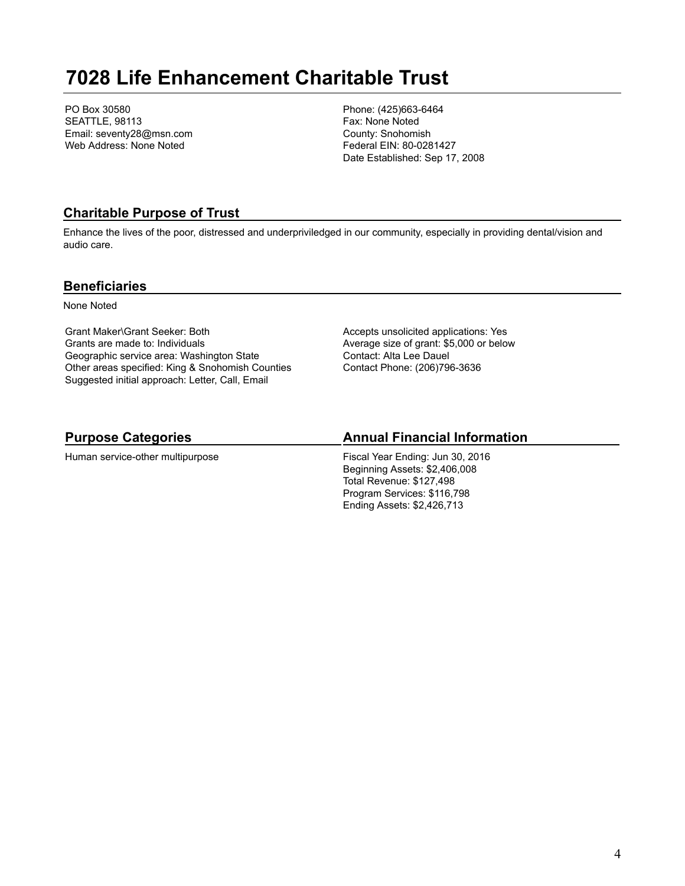# 7028 Life Enhancement Charitable Trust

PO Box 30580
SEATTLE, 98113
Email: seventy28@msn.com
Web Address: None Noted

Phone: (425)663-6464
Fax: None Noted
County: Snohomish
Federal EIN: 80-0281427
Date Established: Sep 17, 2008

## Charitable Purpose of Trust

Enhance the lives of the poor, distressed and underpriviledged in our community, especially in providing dental/vision and audio care.

## Beneficiaries

None Noted

Grant Maker\Grant Seeker: Both
Grants are made to: Individuals
Geographic service area: Washington State
Other areas specified: King & Snohomish Counties
Suggested initial approach: Letter, Call, Email

Accepts unsolicited applications: Yes
Average size of grant: $5,000 or below
Contact: Alta Lee Dauel
Contact Phone: (206)796-3636

## Purpose Categories

Human service-other multipurpose

## Annual Financial Information

Fiscal Year Ending: Jun 30, 2016
Beginning Assets: $2,406,008
Total Revenue: $127,498
Program Services: $116,798
Ending Assets: $2,426,713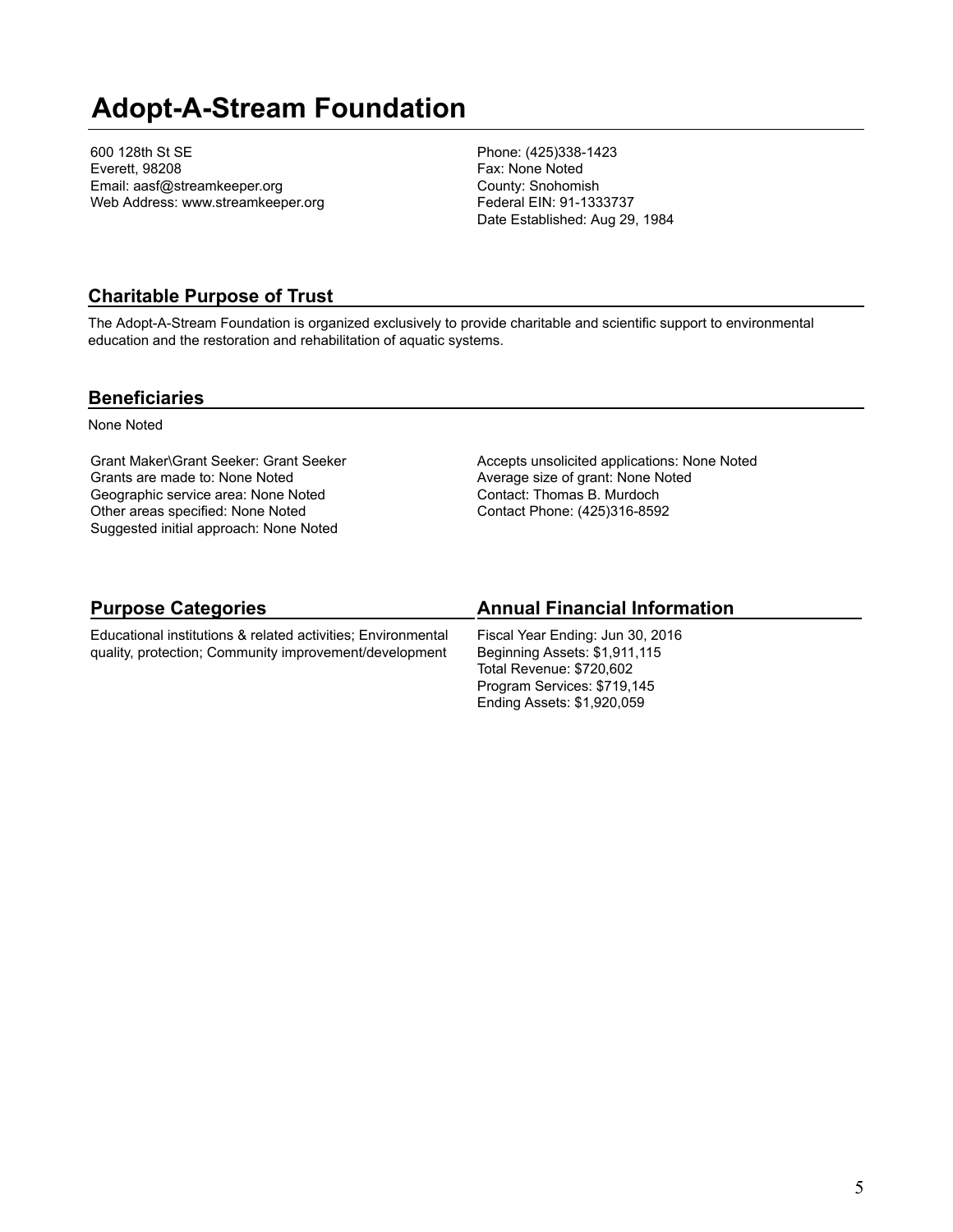# Adopt-A-Stream Foundation

600 128th St SE
Everett, 98208
Email: aasf@streamkeeper.org
Web Address: www.streamkeeper.org

Phone: (425)338-1423
Fax: None Noted
County: Snohomish
Federal EIN: 91-1333737
Date Established: Aug 29, 1984

## Charitable Purpose of Trust

The Adopt-A-Stream Foundation is organized exclusively to provide charitable and scientific support to environmental education and the restoration and rehabilitation of aquatic systems.

## Beneficiaries

None Noted

Grant Maker\Grant Seeker: Grant Seeker
Grants are made to: None Noted
Geographic service area: None Noted
Other areas specified: None Noted
Suggested initial approach: None Noted

Accepts unsolicited applications: None Noted
Average size of grant: None Noted
Contact: Thomas B. Murdoch
Contact Phone: (425)316-8592

## Purpose Categories

Educational institutions & related activities; Environmental quality, protection; Community improvement/development

## Annual Financial Information

Fiscal Year Ending: Jun 30, 2016
Beginning Assets: $1,911,115
Total Revenue: $720,602
Program Services: $719,145
Ending Assets: $1,920,059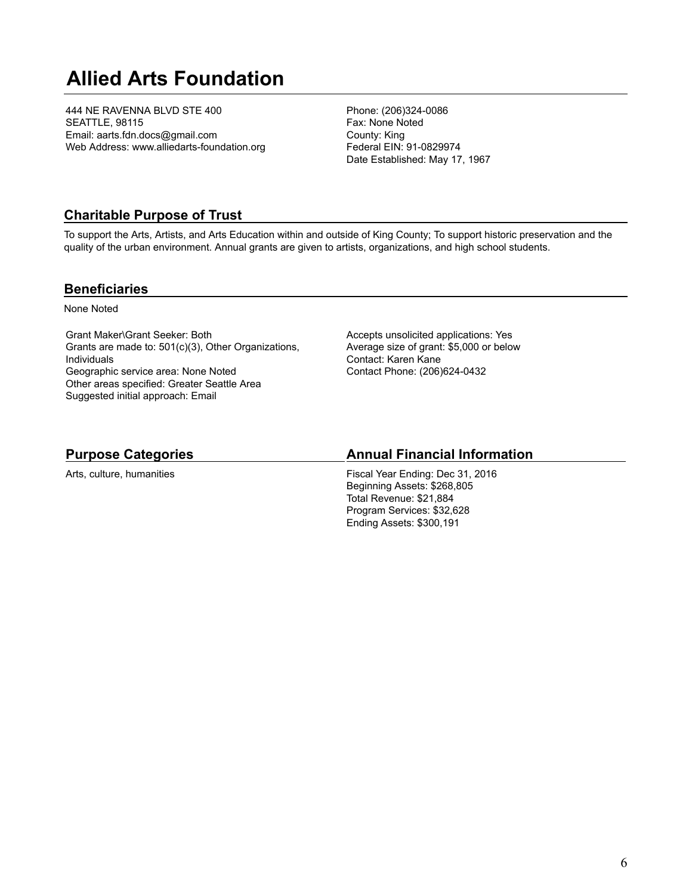# Allied Arts Foundation

444 NE RAVENNA BLVD STE 400
SEATTLE, 98115
Email: aarts.fdn.docs@gmail.com
Web Address: www.alliedarts-foundation.org

Phone: (206)324-0086
Fax: None Noted
County: King
Federal EIN: 91-0829974
Date Established: May 17, 1967

## Charitable Purpose of Trust

To support the Arts, Artists, and Arts Education within and outside of King County; To support historic preservation and the quality of the urban environment. Annual grants are given to artists, organizations, and high school students.

## Beneficiaries

None Noted

Grant Maker\Grant Seeker: Both
Grants are made to: 501(c)(3), Other Organizations, Individuals
Geographic service area: None Noted
Other areas specified: Greater Seattle Area
Suggested initial approach: Email

Accepts unsolicited applications: Yes
Average size of grant: $5,000 or below
Contact: Karen Kane
Contact Phone: (206)624-0432

## Purpose Categories

Arts, culture, humanities

## Annual Financial Information

Fiscal Year Ending: Dec 31, 2016
Beginning Assets: $268,805
Total Revenue: $21,884
Program Services: $32,628
Ending Assets: $300,191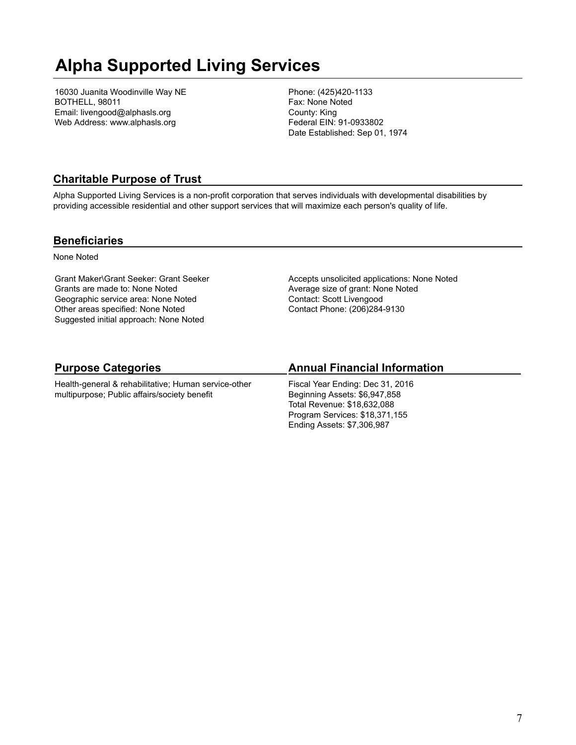# Alpha Supported Living Services

16030 Juanita Woodinville Way NE
BOTHELL, 98011
Email: livengood@alphasls.org
Web Address: www.alphasls.org

Phone: (425)420-1133
Fax: None Noted
County: King
Federal EIN: 91-0933802
Date Established: Sep 01, 1974

## Charitable Purpose of Trust

Alpha Supported Living Services is a non-profit corporation that serves individuals with developmental disabilities by providing accessible residential and other support services that will maximize each person's quality of life.

## Beneficiaries

None Noted

Grant Maker\Grant Seeker: Grant Seeker
Grants are made to: None Noted
Geographic service area: None Noted
Other areas specified: None Noted
Suggested initial approach: None Noted

Accepts unsolicited applications: None Noted
Average size of grant: None Noted
Contact: Scott Livengood
Contact Phone: (206)284-9130

## Purpose Categories

Health-general & rehabilitative; Human service-other multipurpose; Public affairs/society benefit

## Annual Financial Information

Fiscal Year Ending: Dec 31, 2016
Beginning Assets: $6,947,858
Total Revenue: $18,632,088
Program Services: $18,371,155
Ending Assets: $7,306,987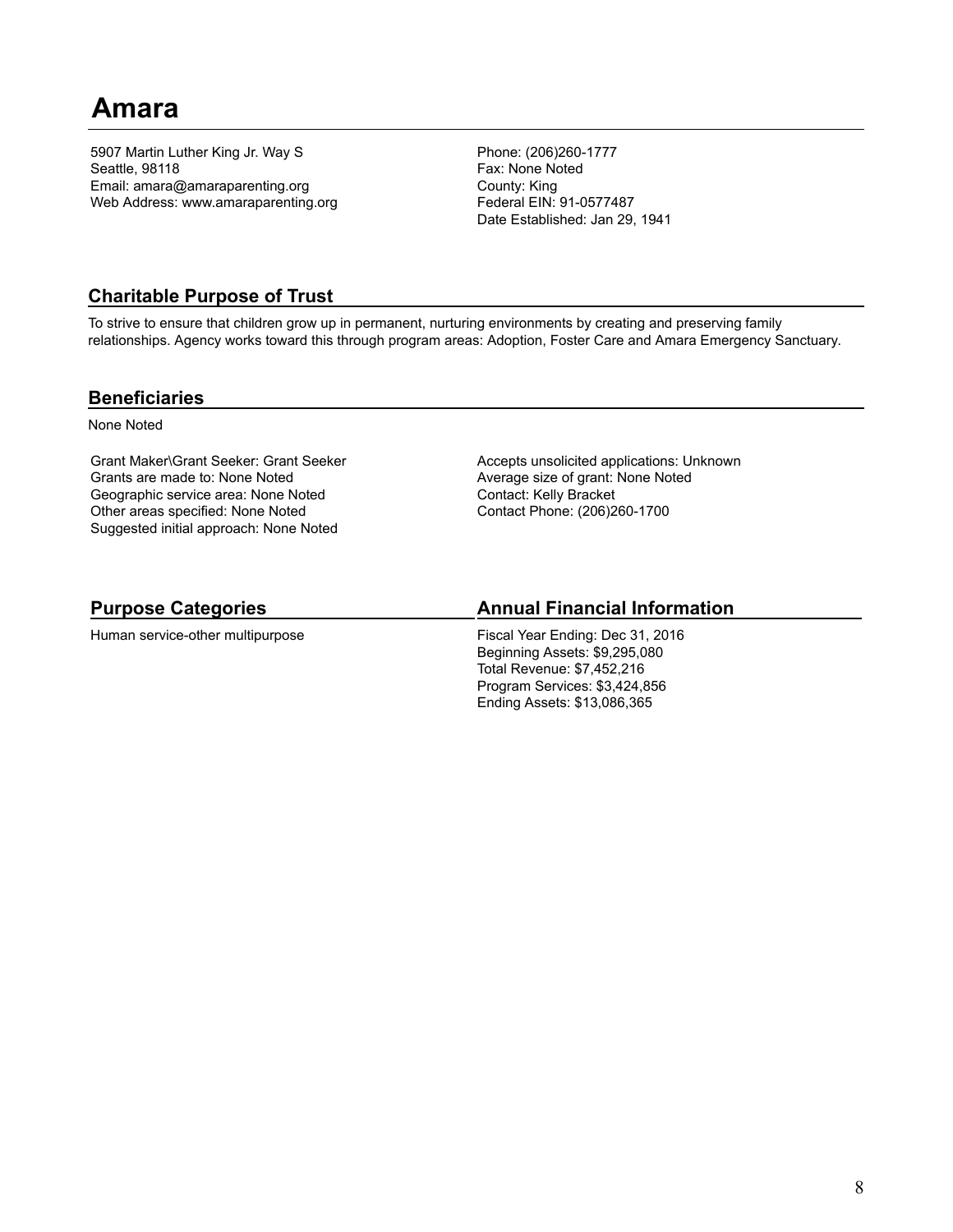# Amara

5907 Martin Luther King Jr. Way S
Seattle, 98118
Email: amara@amaraparenting.org
Web Address: www.amaraparenting.org

Phone: (206)260-1777
Fax: None Noted
County: King
Federal EIN: 91-0577487
Date Established: Jan 29, 1941

## Charitable Purpose of Trust

To strive to ensure that children grow up in permanent, nurturing environments by creating and preserving family relationships. Agency works toward this through program areas: Adoption, Foster Care and Amara Emergency Sanctuary.

## Beneficiaries

None Noted

Grant Maker\Grant Seeker: Grant Seeker
Grants are made to: None Noted
Geographic service area: None Noted
Other areas specified: None Noted
Suggested initial approach: None Noted

Accepts unsolicited applications: Unknown
Average size of grant: None Noted
Contact: Kelly Bracket
Contact Phone: (206)260-1700

## Purpose Categories

Human service-other multipurpose

## Annual Financial Information

Fiscal Year Ending: Dec 31, 2016
Beginning Assets: $9,295,080
Total Revenue: $7,452,216
Program Services: $3,424,856
Ending Assets: $13,086,365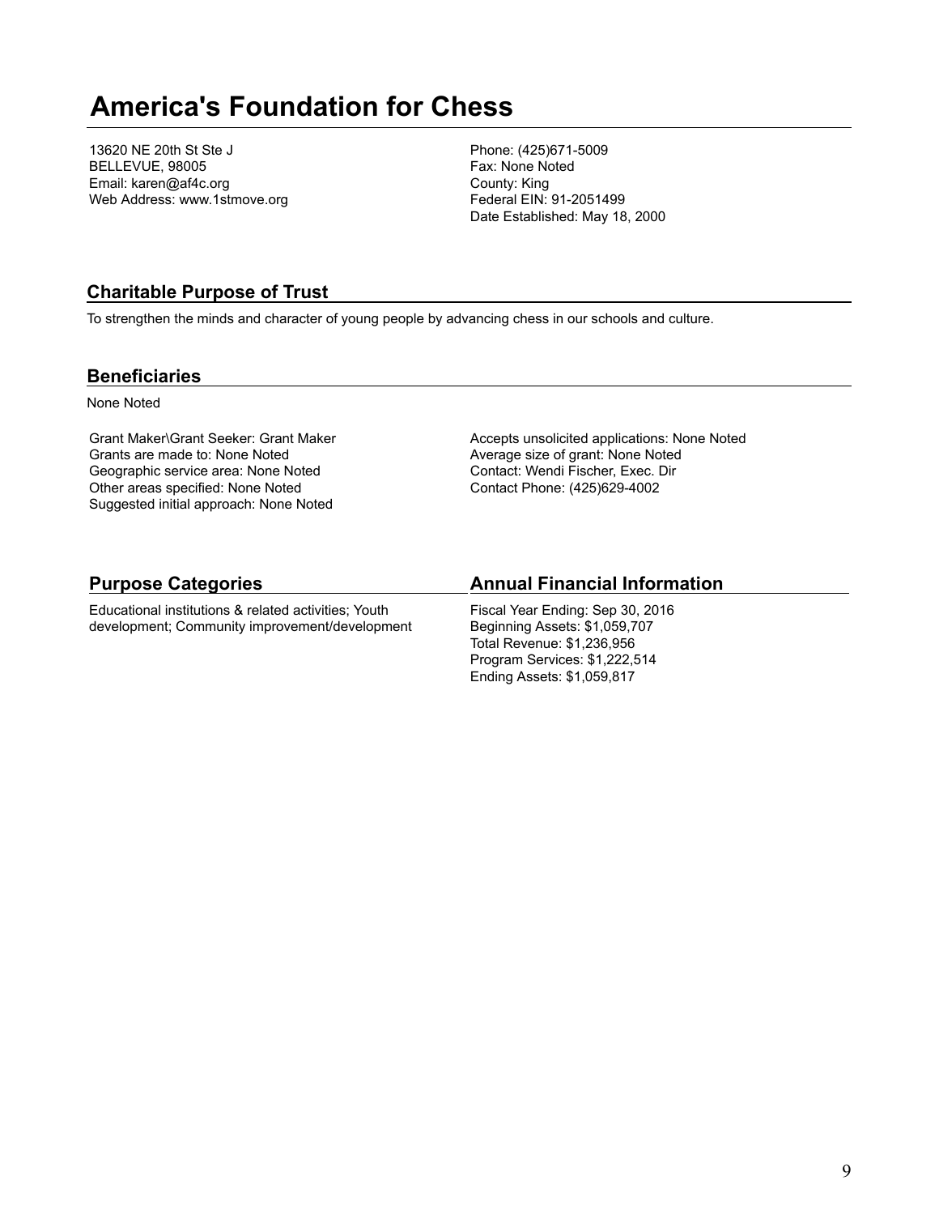# America's Foundation for Chess

13620 NE 20th St Ste J
BELLEVUE, 98005
Email: karen@af4c.org
Web Address: www.1stmove.org

Phone: (425)671-5009
Fax: None Noted
County: King
Federal EIN: 91-2051499
Date Established: May 18, 2000

## Charitable Purpose of Trust

To strengthen the minds and character of young people by advancing chess in our schools and culture.

## Beneficiaries

None Noted

Grant Maker\Grant Seeker: Grant Maker
Grants are made to: None Noted
Geographic service area: None Noted
Other areas specified: None Noted
Suggested initial approach: None Noted

Accepts unsolicited applications: None Noted
Average size of grant: None Noted
Contact: Wendi Fischer, Exec. Dir
Contact Phone: (425)629-4002

## Purpose Categories

Educational institutions & related activities; Youth development; Community improvement/development

## Annual Financial Information

Fiscal Year Ending: Sep 30, 2016
Beginning Assets: $1,059,707
Total Revenue: $1,236,956
Program Services: $1,222,514
Ending Assets: $1,059,817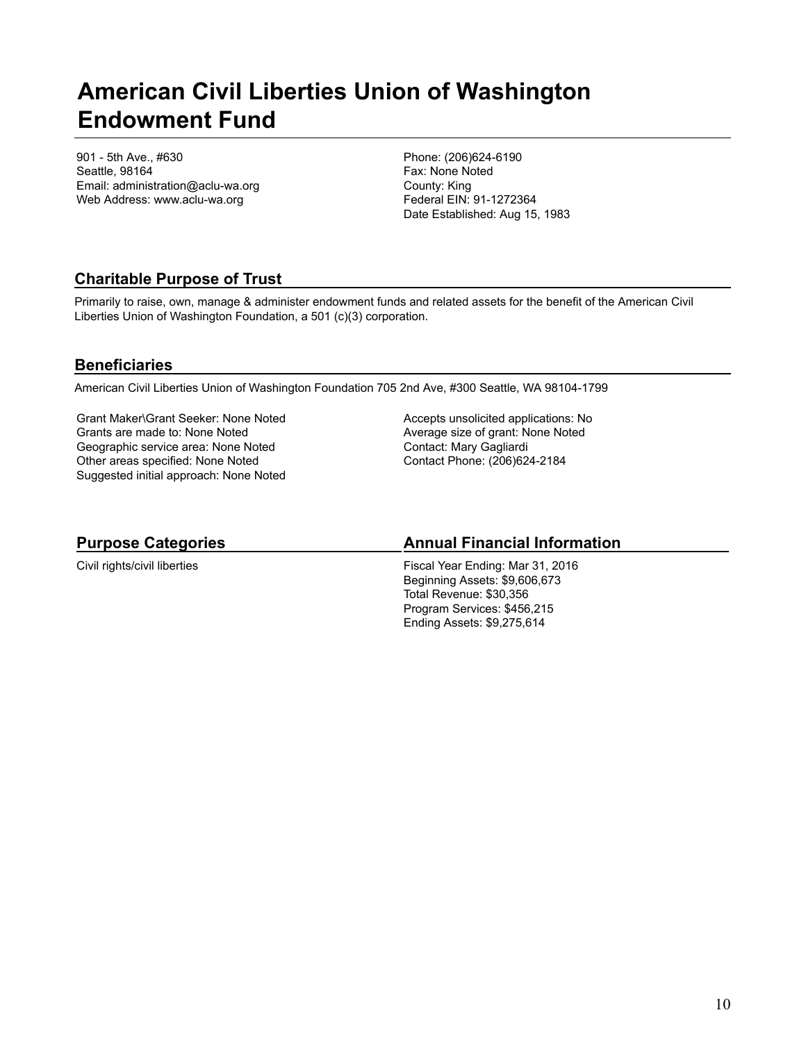# American Civil Liberties Union of Washington Endowment Fund

901 - 5th Ave., #630
Seattle, 98164
Email: administration@aclu-wa.org
Web Address: www.aclu-wa.org

Phone: (206)624-6190
Fax: None Noted
County: King
Federal EIN: 91-1272364
Date Established: Aug 15, 1983

## Charitable Purpose of Trust

Primarily to raise, own, manage & administer endowment funds and related assets for the benefit of the American Civil Liberties Union of Washington Foundation, a 501 (c)(3) corporation.

## Beneficiaries

American Civil Liberties Union of Washington Foundation 705 2nd Ave, #300 Seattle, WA 98104-1799

Grant Maker\Grant Seeker: None Noted
Grants are made to: None Noted
Geographic service area: None Noted
Other areas specified: None Noted
Suggested initial approach: None Noted

Accepts unsolicited applications: No
Average size of grant: None Noted
Contact: Mary Gagliardi
Contact Phone: (206)624-2184

## Purpose Categories

Civil rights/civil liberties

## Annual Financial Information

Fiscal Year Ending: Mar 31, 2016
Beginning Assets: $9,606,673
Total Revenue: $30,356
Program Services: $456,215
Ending Assets: $9,275,614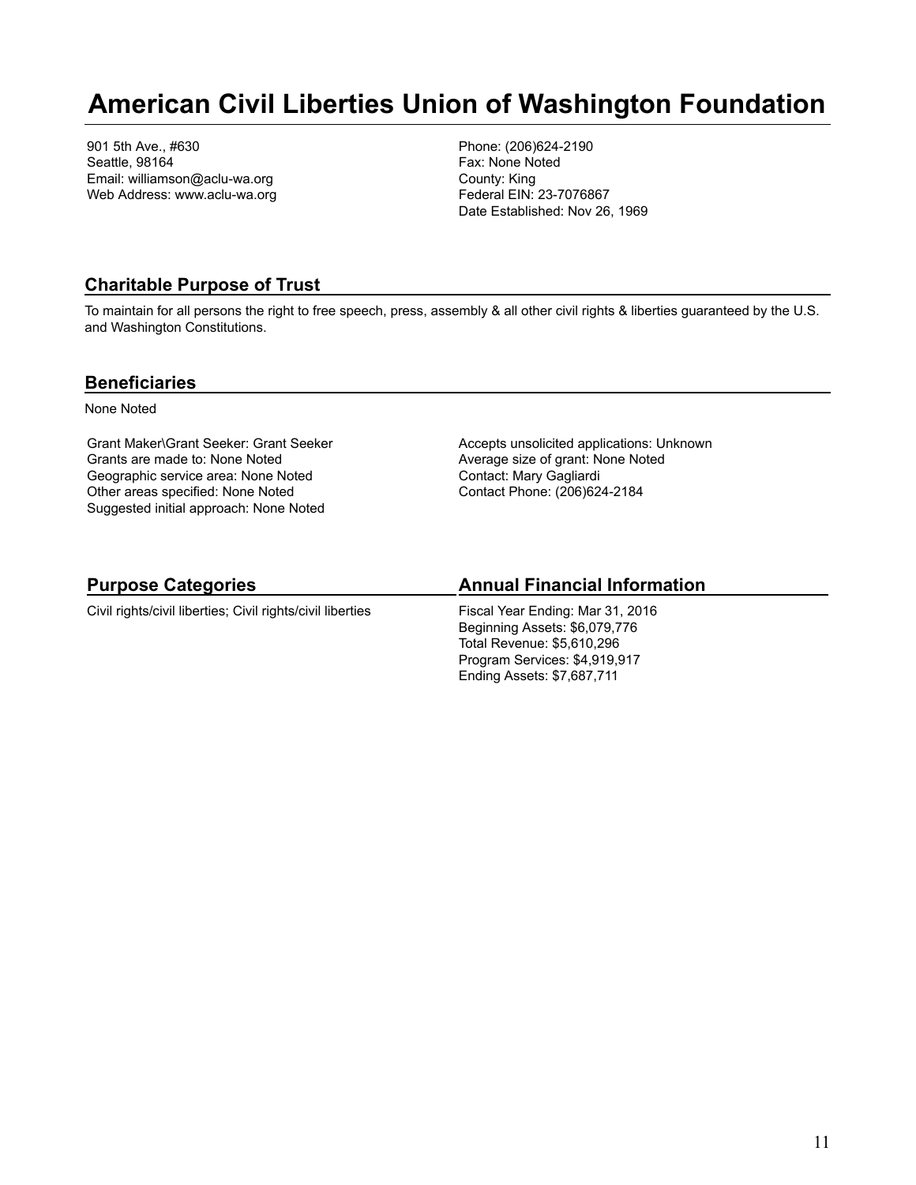# American Civil Liberties Union of Washington Foundation

901 5th Ave., #630
Seattle, 98164
Email: williamson@aclu-wa.org
Web Address: www.aclu-wa.org

Phone: (206)624-2190
Fax: None Noted
County: King
Federal EIN: 23-7076867
Date Established: Nov 26, 1969

## Charitable Purpose of Trust

To maintain for all persons the right to free speech, press, assembly & all other civil rights & liberties guaranteed by the U.S. and Washington Constitutions.

## Beneficiaries

None Noted

Grant Maker\Grant Seeker: Grant Seeker
Grants are made to: None Noted
Geographic service area: None Noted
Other areas specified: None Noted
Suggested initial approach: None Noted

Accepts unsolicited applications: Unknown
Average size of grant: None Noted
Contact: Mary Gagliardi
Contact Phone: (206)624-2184

## Purpose Categories

Civil rights/civil liberties; Civil rights/civil liberties

## Annual Financial Information

Fiscal Year Ending: Mar 31, 2016
Beginning Assets: $6,079,776
Total Revenue: $5,610,296
Program Services: $4,919,917
Ending Assets: $7,687,711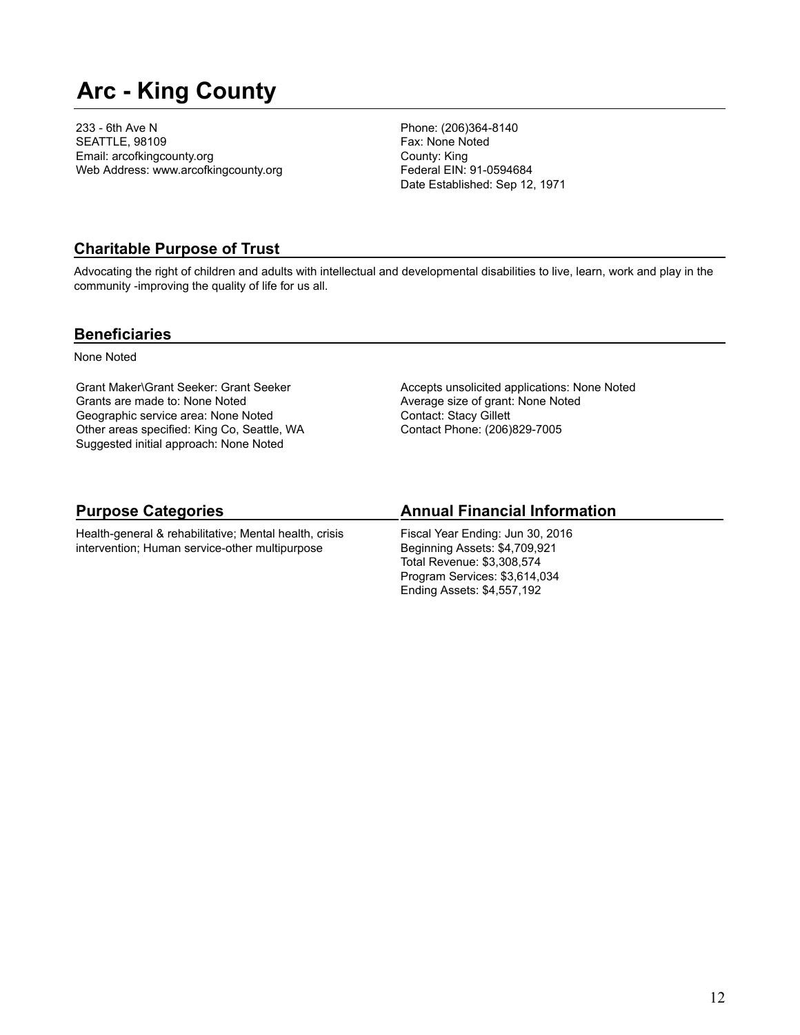# Arc - King County

233 - 6th Ave N
SEATTLE, 98109
Email: arcofkingcounty.org
Web Address: www.arcofkingcounty.org

Phone: (206)364-8140
Fax: None Noted
County: King
Federal EIN: 91-0594684
Date Established: Sep 12, 1971

## Charitable Purpose of Trust

Advocating the right of children and adults with intellectual and developmental disabilities to live, learn, work and play in the community -improving the quality of life for us all.

## Beneficiaries

None Noted

Grant Maker\Grant Seeker: Grant Seeker
Grants are made to: None Noted
Geographic service area: None Noted
Other areas specified: King Co, Seattle, WA
Suggested initial approach: None Noted

Accepts unsolicited applications: None Noted
Average size of grant: None Noted
Contact: Stacy Gillett
Contact Phone: (206)829-7005

## Purpose Categories

Health-general & rehabilitative; Mental health, crisis intervention; Human service-other multipurpose

## Annual Financial Information

Fiscal Year Ending: Jun 30, 2016
Beginning Assets: $4,709,921
Total Revenue: $3,308,574
Program Services: $3,614,034
Ending Assets: $4,557,192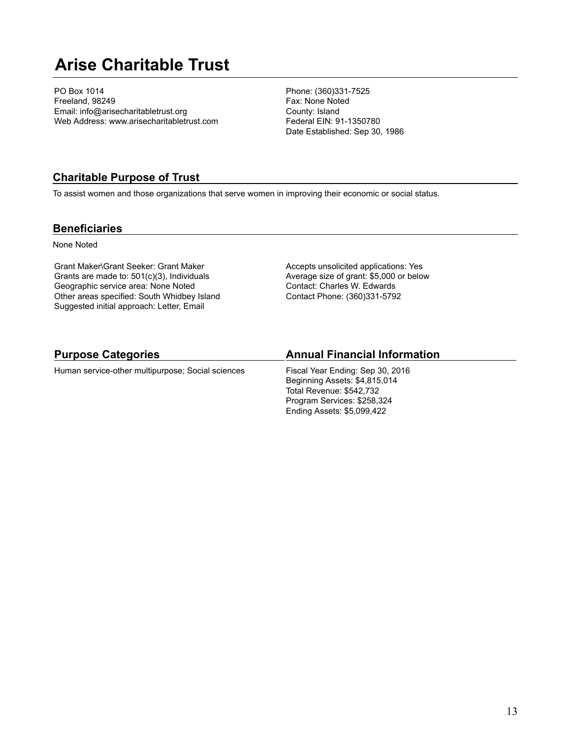# Arise Charitable Trust

PO Box 1014
Freeland, 98249
Email: info@arisecharitabletrust.org
Web Address: www.arisecharitabletrust.com

Phone: (360)331-7525
Fax: None Noted
County: Island
Federal EIN: 91-1350780
Date Established: Sep 30, 1986

## Charitable Purpose of Trust

To assist women and those organizations that serve women in improving their economic or social status.

## Beneficiaries

None Noted

Grant Maker\Grant Seeker: Grant Maker
Grants are made to: 501(c)(3), Individuals
Geographic service area: None Noted
Other areas specified: South Whidbey Island
Suggested initial approach: Letter, Email

Accepts unsolicited applications: Yes
Average size of grant: $5,000 or below
Contact: Charles W. Edwards
Contact Phone: (360)331-5792

## Purpose Categories

Human service-other multipurpose; Social sciences

## Annual Financial Information

Fiscal Year Ending: Sep 30, 2016
Beginning Assets: $4,815,014
Total Revenue: $542,732
Program Services: $258,324
Ending Assets: $5,099,422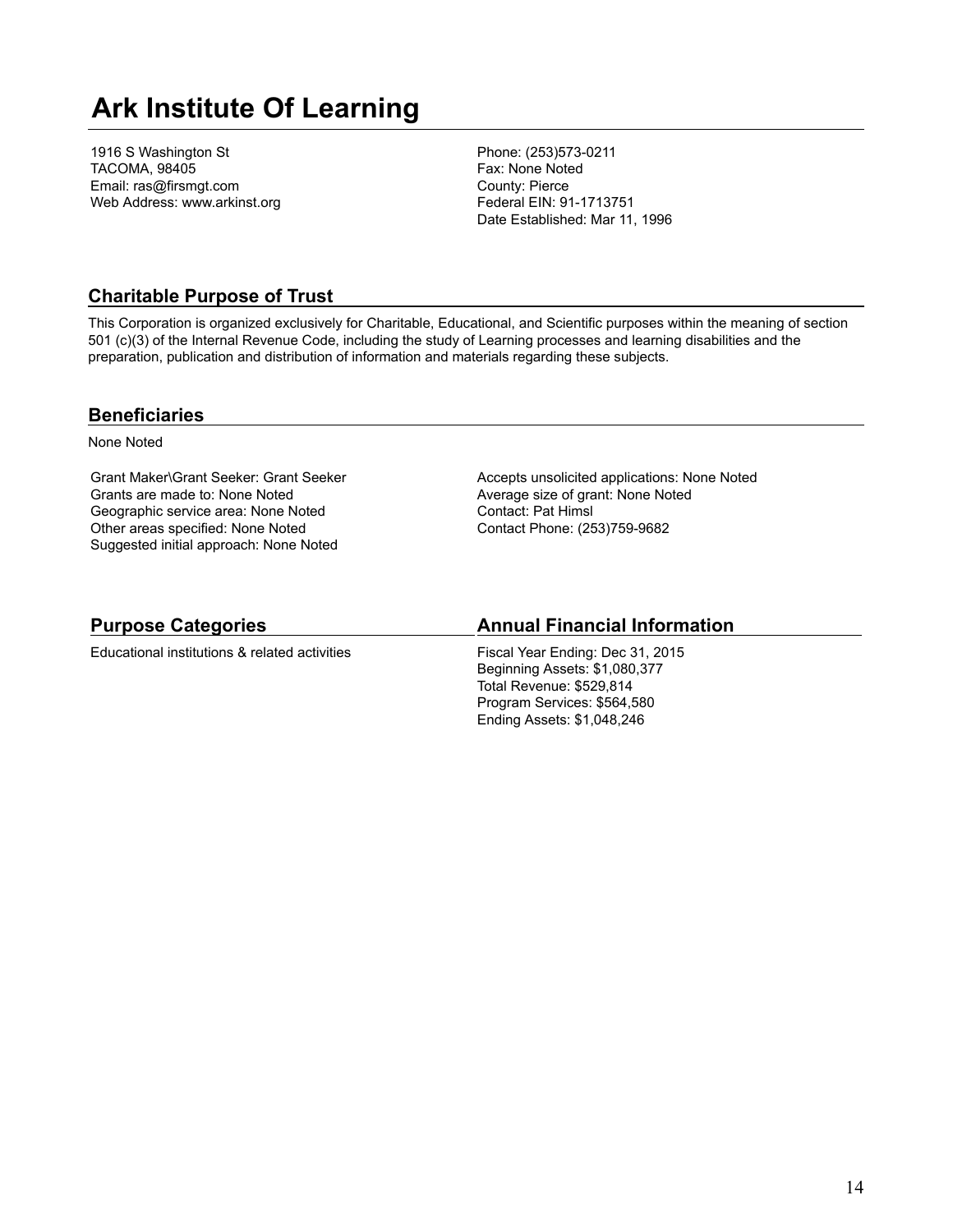# Ark Institute Of Learning

1916 S Washington St
TACOMA, 98405
Email: ras@firsmgt.com
Web Address: www.arkinst.org

Phone: (253)573-0211
Fax: None Noted
County: Pierce
Federal EIN: 91-1713751
Date Established: Mar 11, 1996

## Charitable Purpose of Trust

This Corporation is organized exclusively for Charitable, Educational, and Scientific purposes within the meaning of section 501 (c)(3) of the Internal Revenue Code, including the study of Learning processes and learning disabilities and the preparation, publication and distribution of information and materials regarding these subjects.

## Beneficiaries

None Noted

Grant Maker\Grant Seeker: Grant Seeker
Grants are made to: None Noted
Geographic service area: None Noted
Other areas specified: None Noted
Suggested initial approach: None Noted

Accepts unsolicited applications: None Noted
Average size of grant: None Noted
Contact: Pat Himsl
Contact Phone: (253)759-9682

## Purpose Categories

Educational institutions & related activities

## Annual Financial Information

Fiscal Year Ending: Dec 31, 2015
Beginning Assets: $1,080,377
Total Revenue: $529,814
Program Services: $564,580
Ending Assets: $1,048,246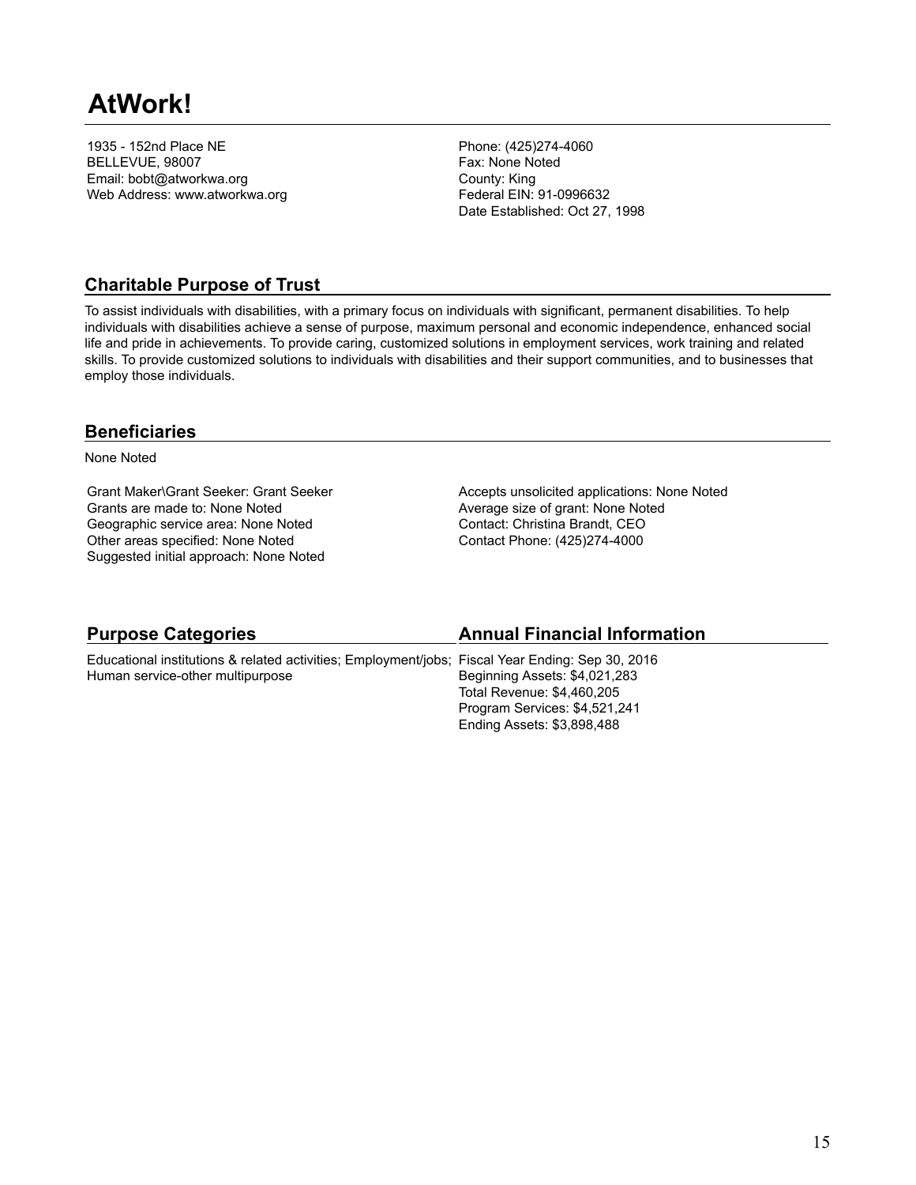# AtWork!

1935 - 152nd Place NE
BELLEVUE, 98007
Email: bobt@atworkwa.org
Web Address: www.atworkwa.org

Phone: (425)274-4060
Fax: None Noted
County: King
Federal EIN: 91-0996632
Date Established: Oct 27, 1998

## Charitable Purpose of Trust

To assist individuals with disabilities, with a primary focus on individuals with significant, permanent disabilities. To help individuals with disabilities achieve a sense of purpose, maximum personal and economic independence, enhanced social life and pride in achievements. To provide caring, customized solutions in employment services, work training and related skills. To provide customized solutions to individuals with disabilities and their support communities, and to businesses that employ those individuals.

## Beneficiaries

None Noted

Grant Maker\Grant Seeker: Grant Seeker
Grants are made to: None Noted
Geographic service area: None Noted
Other areas specified: None Noted
Suggested initial approach: None Noted

Accepts unsolicited applications: None Noted
Average size of grant: None Noted
Contact: Christina Brandt, CEO
Contact Phone: (425)274-4000

## Purpose Categories

Educational institutions & related activities; Employment/jobs; Human service-other multipurpose

## Annual Financial Information

Fiscal Year Ending: Sep 30, 2016
Beginning Assets: $4,021,283
Total Revenue: $4,460,205
Program Services: $4,521,241
Ending Assets: $3,898,488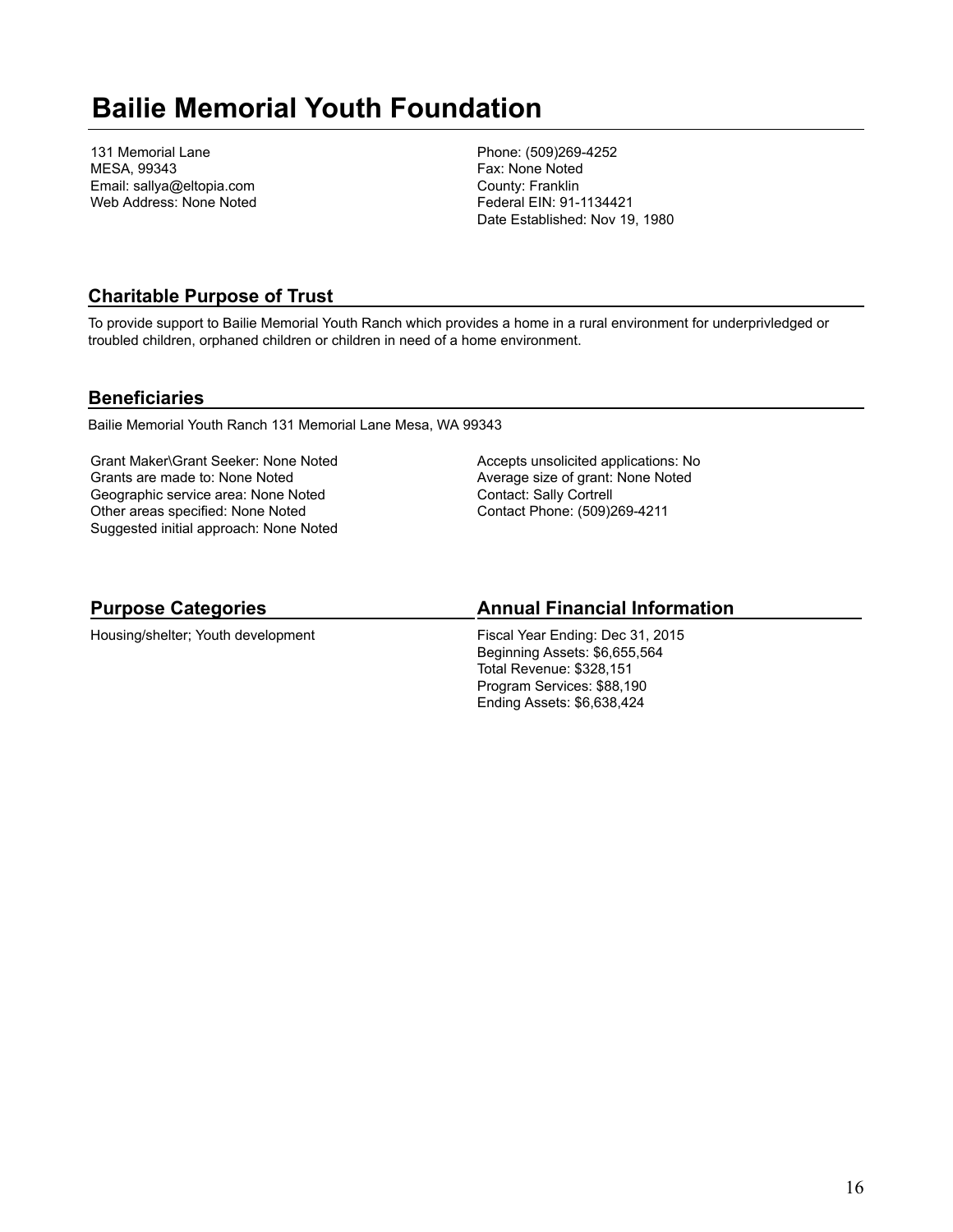# Bailie Memorial Youth Foundation

131 Memorial Lane
MESA, 99343
Email: sallya@eltopia.com
Web Address: None Noted

Phone: (509)269-4252
Fax: None Noted
County: Franklin
Federal EIN: 91-1134421
Date Established: Nov 19, 1980

## Charitable Purpose of Trust

To provide support to Bailie Memorial Youth Ranch which provides a home in a rural environment for underprivledged or troubled children, orphaned children or children in need of a home environment.

## Beneficiaries

Bailie Memorial Youth Ranch 131 Memorial Lane Mesa, WA 99343

Grant Maker\Grant Seeker: None Noted
Grants are made to: None Noted
Geographic service area: None Noted
Other areas specified: None Noted
Suggested initial approach: None Noted

Accepts unsolicited applications: No
Average size of grant: None Noted
Contact: Sally Cortrell
Contact Phone: (509)269-4211

## Purpose Categories

Housing/shelter; Youth development

## Annual Financial Information

Fiscal Year Ending: Dec 31, 2015
Beginning Assets: $6,655,564
Total Revenue: $328,151
Program Services: $88,190
Ending Assets: $6,638,424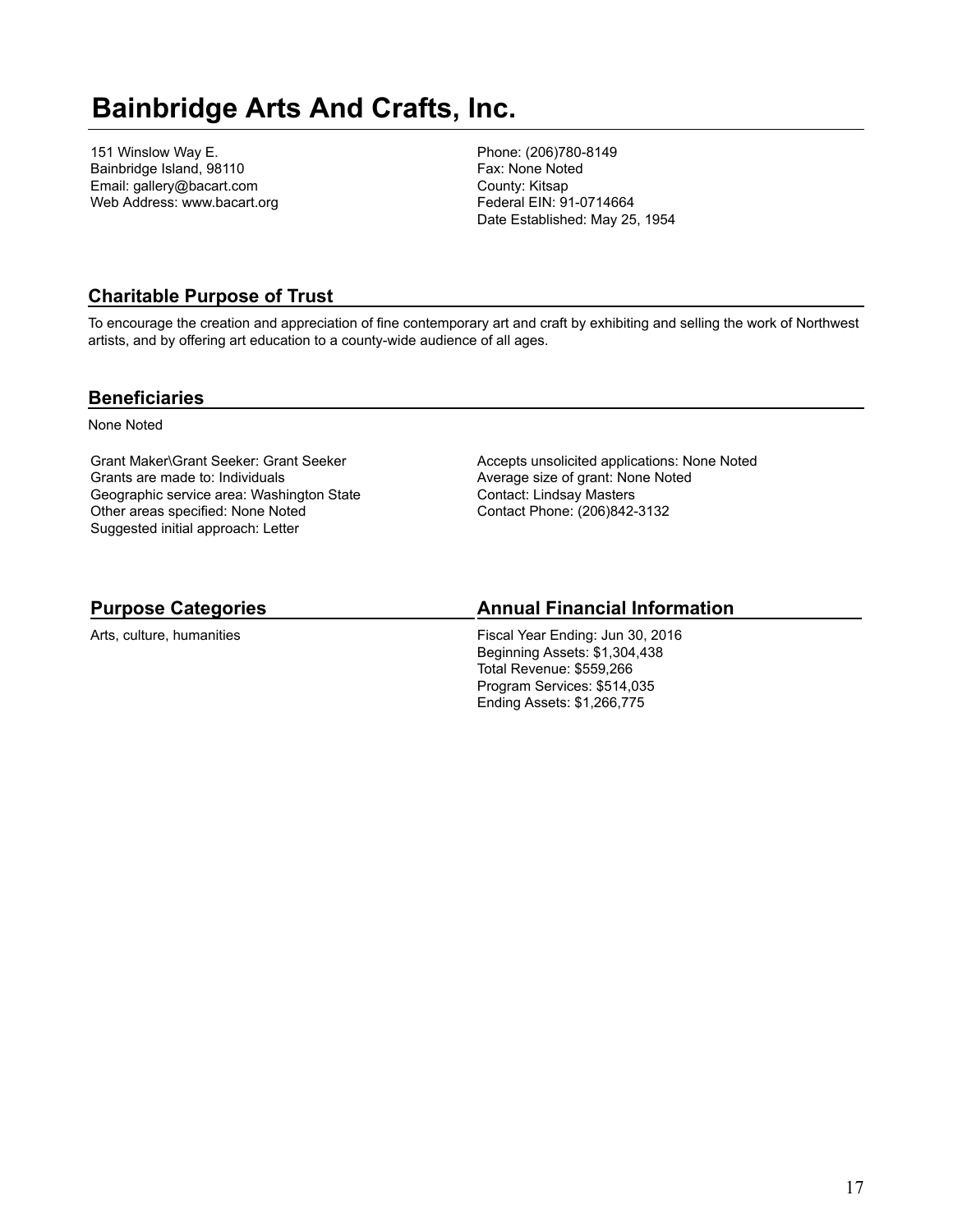# Bainbridge Arts And Crafts, Inc.

151 Winslow Way E.
Bainbridge Island, 98110
Email: gallery@bacart.com
Web Address: www.bacart.org

Phone: (206)780-8149
Fax: None Noted
County: Kitsap
Federal EIN: 91-0714664
Date Established: May 25, 1954

## Charitable Purpose of Trust

To encourage the creation and appreciation of fine contemporary art and craft by exhibiting and selling the work of Northwest artists, and by offering art education to a county-wide audience of all ages.

## Beneficiaries

None Noted

Grant Maker\Grant Seeker: Grant Seeker
Grants are made to: Individuals
Geographic service area: Washington State
Other areas specified: None Noted
Suggested initial approach: Letter

Accepts unsolicited applications: None Noted
Average size of grant: None Noted
Contact: Lindsay Masters
Contact Phone: (206)842-3132

## Purpose Categories

Arts, culture, humanities

## Annual Financial Information

Fiscal Year Ending: Jun 30, 2016
Beginning Assets: $1,304,438
Total Revenue: $559,266
Program Services: $514,035
Ending Assets: $1,266,775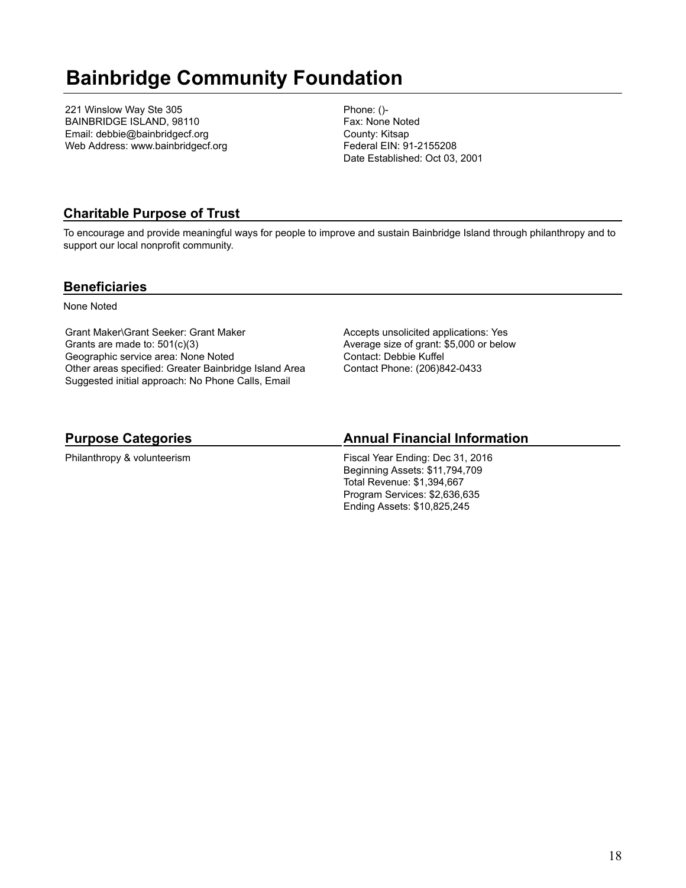# Bainbridge Community Foundation

221 Winslow Way Ste 305
BAINBRIDGE ISLAND, 98110
Email: debbie@bainbridgecf.org
Web Address: www.bainbridgecf.org

Phone: ()-
Fax: None Noted
County: Kitsap
Federal EIN: 91-2155208
Date Established: Oct 03, 2001

## Charitable Purpose of Trust

To encourage and provide meaningful ways for people to improve and sustain Bainbridge Island through philanthropy and to support our local nonprofit community.

## Beneficiaries

None Noted

Grant Maker\Grant Seeker: Grant Maker
Grants are made to: 501(c)(3)
Geographic service area: None Noted
Other areas specified: Greater Bainbridge Island Area
Suggested initial approach: No Phone Calls, Email

Accepts unsolicited applications: Yes
Average size of grant: $5,000 or below
Contact: Debbie Kuffel
Contact Phone: (206)842-0433

## Purpose Categories

Philanthropy & volunteerism

## Annual Financial Information

Fiscal Year Ending: Dec 31, 2016
Beginning Assets: $11,794,709
Total Revenue: $1,394,667
Program Services: $2,636,635
Ending Assets: $10,825,245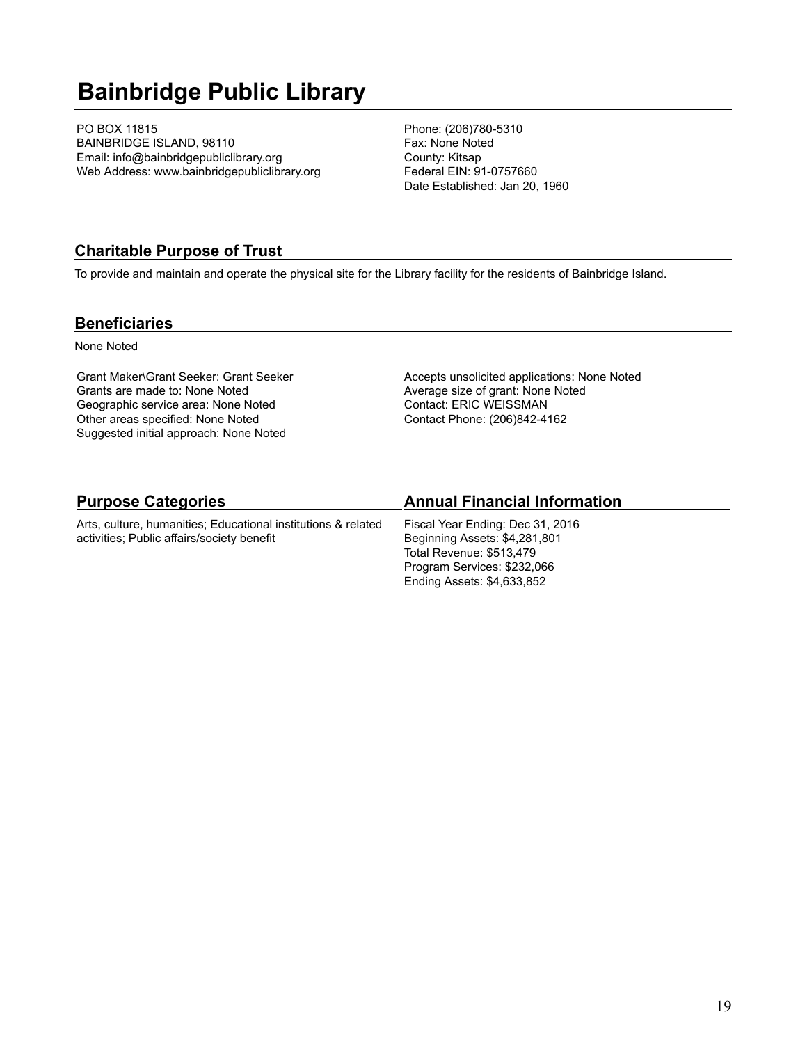# Bainbridge Public Library

PO BOX 11815
BAINBRIDGE ISLAND, 98110
Email: info@bainbridgepubliclibrary.org
Web Address: www.bainbridgepubliclibrary.org

Phone: (206)780-5310
Fax: None Noted
County: Kitsap
Federal EIN: 91-0757660
Date Established: Jan 20, 1960

## Charitable Purpose of Trust

To provide and maintain and operate the physical site for the Library facility for the residents of Bainbridge Island.

## Beneficiaries

None Noted

Grant Maker\Grant Seeker: Grant Seeker
Grants are made to: None Noted
Geographic service area: None Noted
Other areas specified: None Noted
Suggested initial approach: None Noted

Accepts unsolicited applications: None Noted
Average size of grant: None Noted
Contact: ERIC WEISSMAN
Contact Phone: (206)842-4162

## Purpose Categories

Arts, culture, humanities; Educational institutions & related activities; Public affairs/society benefit

## Annual Financial Information

Fiscal Year Ending: Dec 31, 2016
Beginning Assets: $4,281,801
Total Revenue: $513,479
Program Services: $232,066
Ending Assets: $4,633,852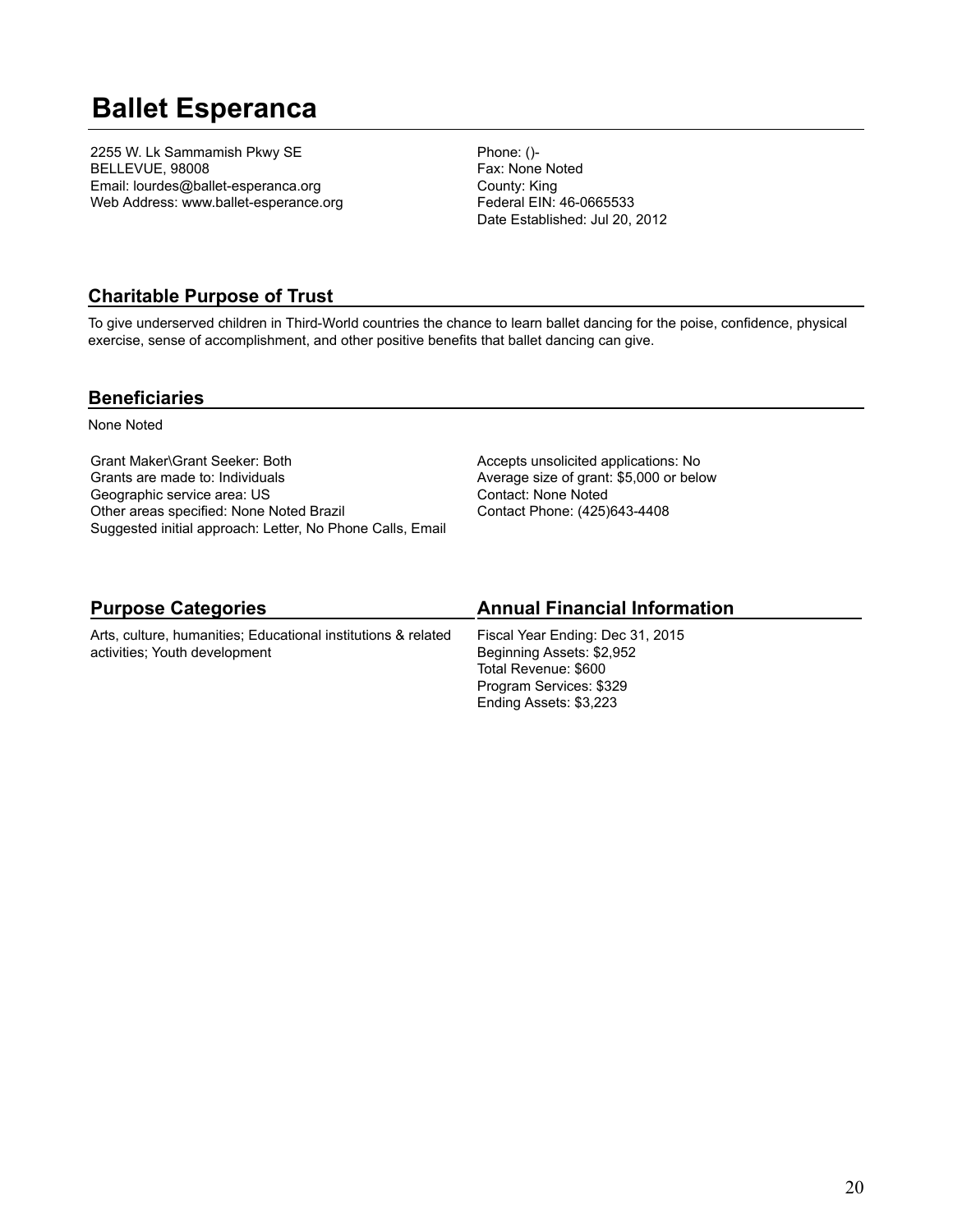# Ballet Esperanca

2255 W. Lk Sammamish Pkwy SE
BELLEVUE, 98008
Email: lourdes@ballet-esperanca.org
Web Address: www.ballet-esperance.org

Phone: ()-
Fax: None Noted
County: King
Federal EIN: 46-0665533
Date Established: Jul 20, 2012

## Charitable Purpose of Trust

To give underserved children in Third-World countries the chance to learn ballet dancing for the poise, confidence, physical exercise, sense of accomplishment, and other positive benefits that ballet dancing can give.

## Beneficiaries

None Noted

Grant Maker\Grant Seeker: Both
Grants are made to: Individuals
Geographic service area: US
Other areas specified: None Noted Brazil
Suggested initial approach: Letter, No Phone Calls, Email

Accepts unsolicited applications: No
Average size of grant: $5,000 or below
Contact: None Noted
Contact Phone: (425)643-4408

## Purpose Categories

Arts, culture, humanities; Educational institutions & related activities; Youth development

## Annual Financial Information

Fiscal Year Ending: Dec 31, 2015
Beginning Assets: $2,952
Total Revenue: $600
Program Services: $329
Ending Assets: $3,223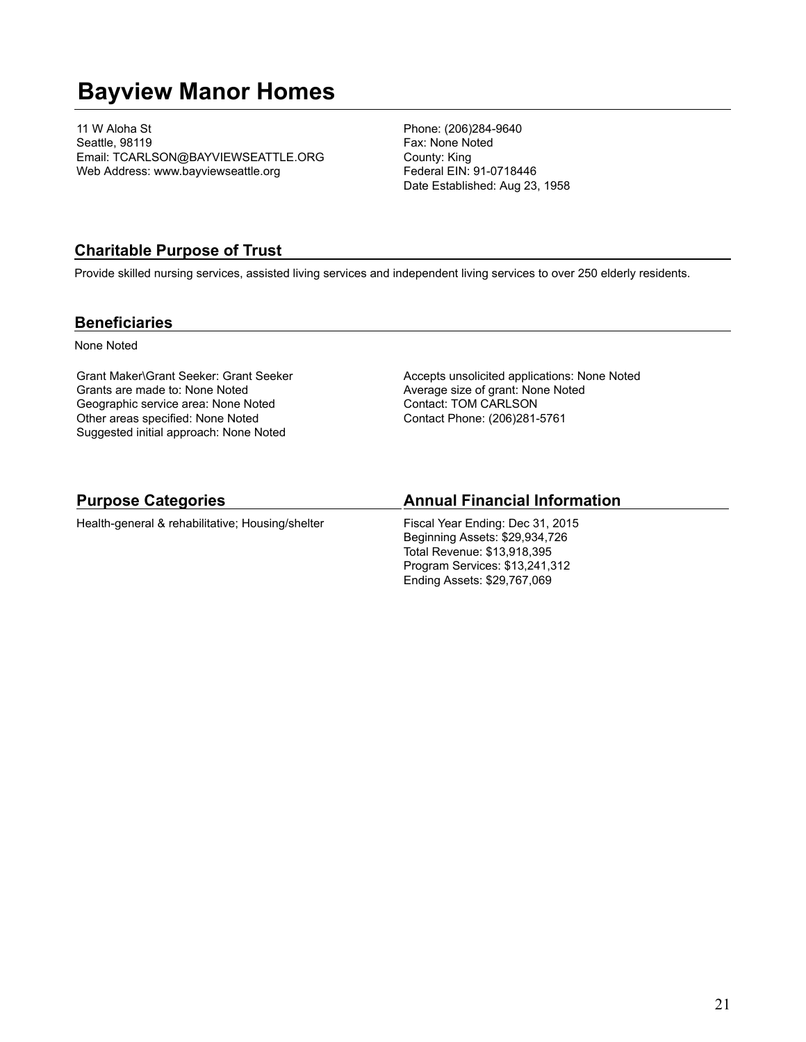# Bayview Manor Homes

11 W Aloha St
Seattle, 98119
Email: TCARLSON@BAYVIEWSEATTLE.ORG
Web Address: www.bayviewseattle.org

Phone: (206)284-9640
Fax: None Noted
County: King
Federal EIN: 91-0718446
Date Established: Aug 23, 1958

## Charitable Purpose of Trust

Provide skilled nursing services, assisted living services and independent living services to over 250 elderly residents.

## Beneficiaries

None Noted

Grant Maker\Grant Seeker: Grant Seeker
Grants are made to: None Noted
Geographic service area: None Noted
Other areas specified: None Noted
Suggested initial approach: None Noted

Accepts unsolicited applications: None Noted
Average size of grant: None Noted
Contact: TOM CARLSON
Contact Phone: (206)281-5761

## Purpose Categories

Health-general & rehabilitative; Housing/shelter

## Annual Financial Information

Fiscal Year Ending: Dec 31, 2015
Beginning Assets: $29,934,726
Total Revenue: $13,918,395
Program Services: $13,241,312
Ending Assets: $29,767,069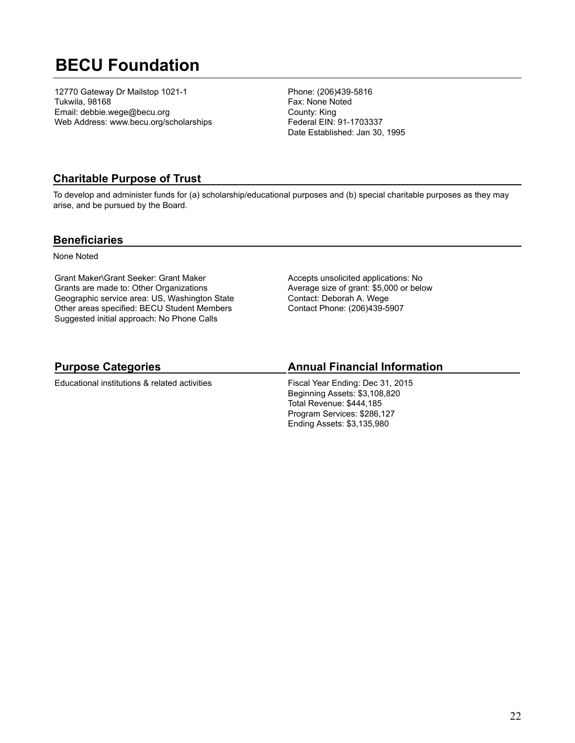# BECU Foundation

12770 Gateway Dr Mailstop 1021-1
Tukwila, 98168
Email: debbie.wege@becu.org
Web Address: www.becu.org/scholarships

Phone: (206)439-5816
Fax: None Noted
County: King
Federal EIN: 91-1703337
Date Established: Jan 30, 1995

## Charitable Purpose of Trust

To develop and administer funds for (a) scholarship/educational purposes and (b) special charitable purposes as they may arise, and be pursued by the Board.

## Beneficiaries

None Noted

Grant Maker\Grant Seeker: Grant Maker
Grants are made to: Other Organizations
Geographic service area: US, Washington State
Other areas specified: BECU Student Members
Suggested initial approach: No Phone Calls

Accepts unsolicited applications: No
Average size of grant: $5,000 or below
Contact: Deborah A. Wege
Contact Phone: (206)439-5907

## Purpose Categories

Educational institutions & related activities

## Annual Financial Information

Fiscal Year Ending: Dec 31, 2015
Beginning Assets: $3,108,820
Total Revenue: $444,185
Program Services: $286,127
Ending Assets: $3,135,980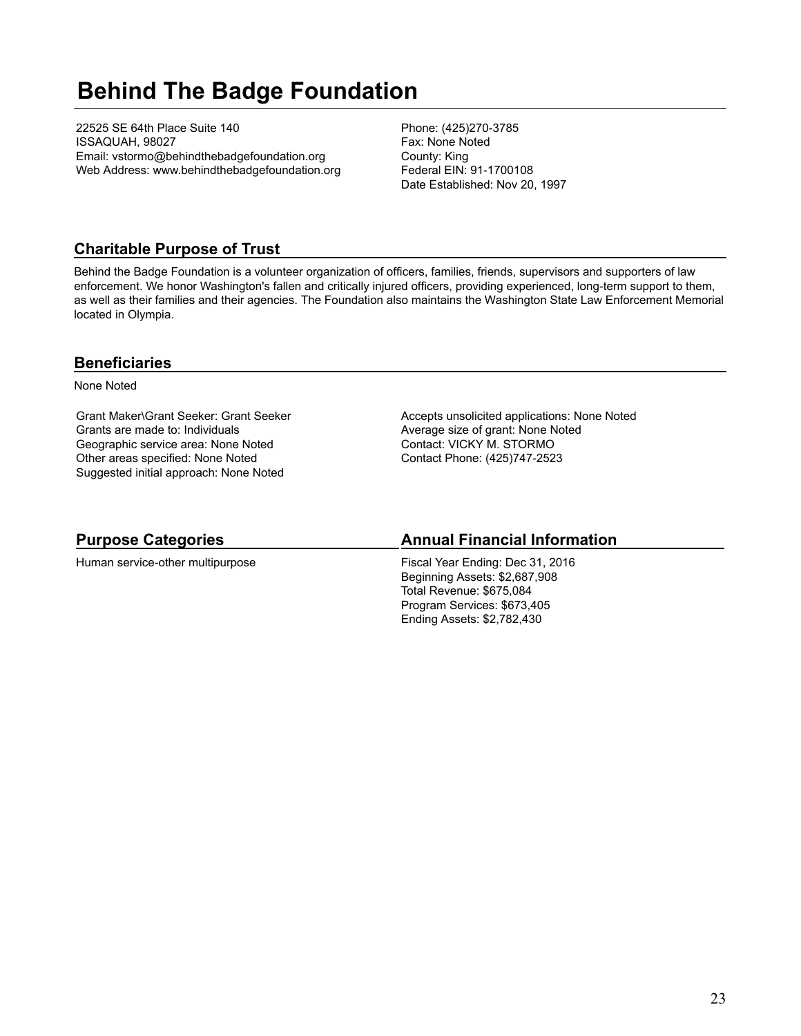# Behind The Badge Foundation

22525 SE 64th Place Suite 140
ISSAQUAH, 98027
Email: vstormo@behindthebadgefoundation.org
Web Address: www.behindthebadgefoundation.org

Phone: (425)270-3785
Fax: None Noted
County: King
Federal EIN: 91-1700108
Date Established: Nov 20, 1997

## Charitable Purpose of Trust

Behind the Badge Foundation is a volunteer organization of officers, families, friends, supervisors and supporters of law enforcement. We honor Washington's fallen and critically injured officers, providing experienced, long-term support to them, as well as their families and their agencies. The Foundation also maintains the Washington State Law Enforcement Memorial located in Olympia.

## Beneficiaries

None Noted

Grant Maker\Grant Seeker: Grant Seeker
Grants are made to: Individuals
Geographic service area: None Noted
Other areas specified: None Noted
Suggested initial approach: None Noted

Accepts unsolicited applications: None Noted
Average size of grant: None Noted
Contact: VICKY M. STORMO
Contact Phone: (425)747-2523

## Purpose Categories

Human service-other multipurpose

## Annual Financial Information

Fiscal Year Ending: Dec 31, 2016
Beginning Assets: $2,687,908
Total Revenue: $675,084
Program Services: $673,405
Ending Assets: $2,782,430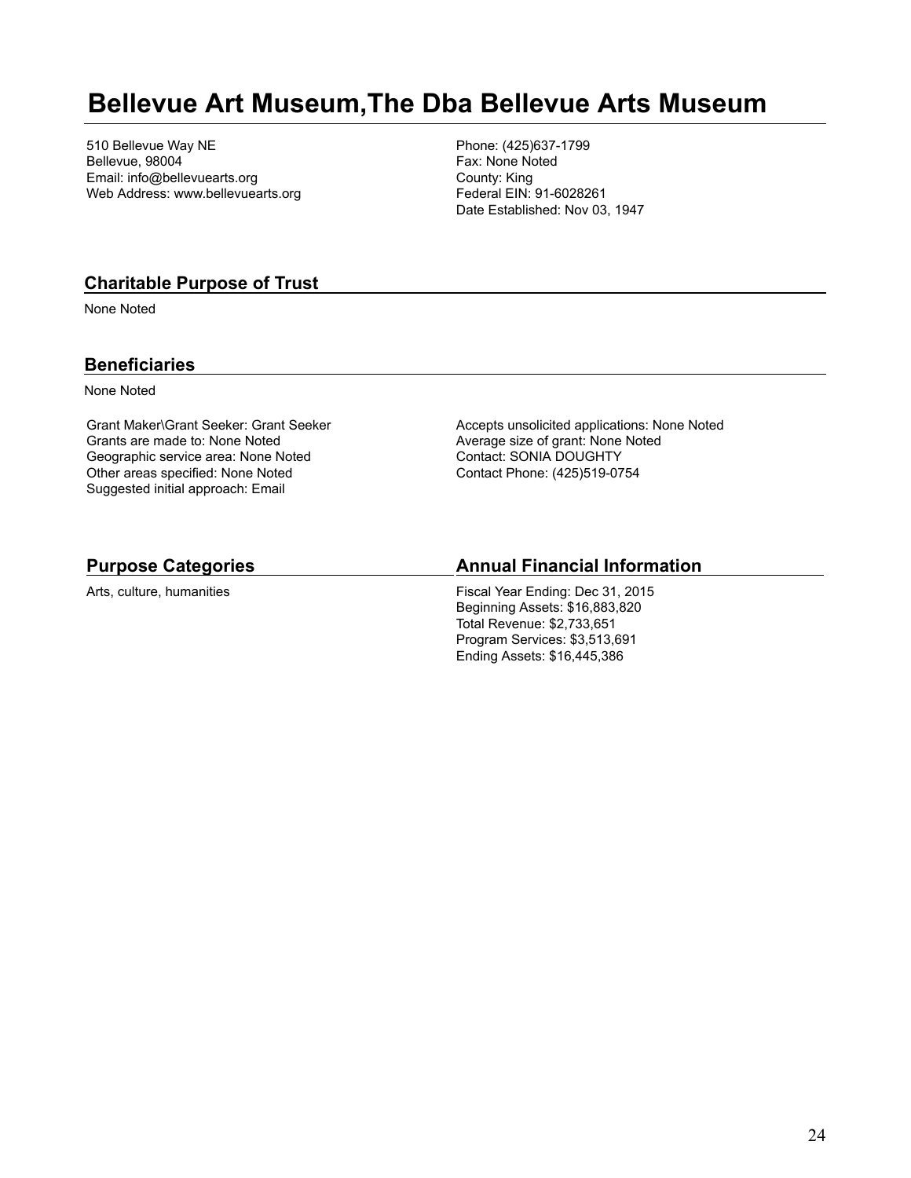# Bellevue Art Museum,The Dba Bellevue Arts Museum

510 Bellevue Way NE
Bellevue, 98004
Email: info@bellevuearts.org
Web Address: www.bellevuearts.org

Phone: (425)637-1799
Fax: None Noted
County: King
Federal EIN: 91-6028261
Date Established: Nov 03, 1947

## Charitable Purpose of Trust

None Noted

## Beneficiaries

None Noted

Grant Maker\Grant Seeker: Grant Seeker
Grants are made to: None Noted
Geographic service area: None Noted
Other areas specified: None Noted
Suggested initial approach: Email

Accepts unsolicited applications: None Noted
Average size of grant: None Noted
Contact: SONIA DOUGHTY
Contact Phone: (425)519-0754

## Purpose Categories

Arts, culture, humanities

## Annual Financial Information

Fiscal Year Ending: Dec 31, 2015
Beginning Assets: $16,883,820
Total Revenue: $2,733,651
Program Services: $3,513,691
Ending Assets: $16,445,386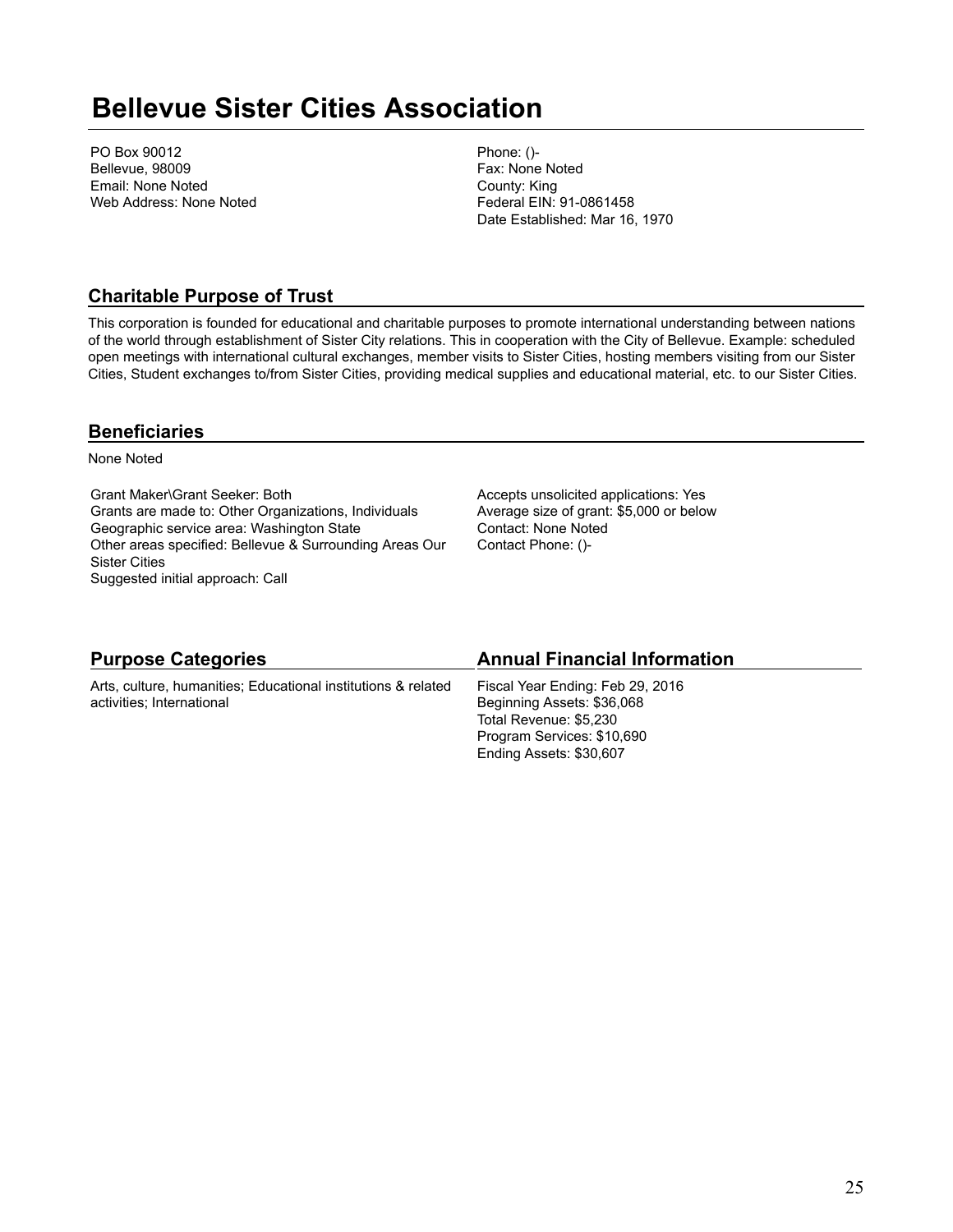# Bellevue Sister Cities Association

PO Box 90012
Bellevue, 98009
Email: None Noted
Web Address: None Noted

Phone: ()-
Fax: None Noted
County: King
Federal EIN: 91-0861458
Date Established: Mar 16, 1970

## Charitable Purpose of Trust

This corporation is founded for educational and charitable purposes to promote international understanding between nations of the world through establishment of Sister City relations. This in cooperation with the City of Bellevue. Example: scheduled open meetings with international cultural exchanges, member visits to Sister Cities, hosting members visiting from our Sister Cities, Student exchanges to/from Sister Cities, providing medical supplies and educational material, etc. to our Sister Cities.

## Beneficiaries

None Noted

Grant Maker\Grant Seeker: Both
Grants are made to: Other Organizations, Individuals
Geographic service area: Washington State
Other areas specified: Bellevue & Surrounding Areas Our Sister Cities
Suggested initial approach: Call

Accepts unsolicited applications: Yes
Average size of grant: $5,000 or below
Contact: None Noted
Contact Phone: ()-

## Purpose Categories

Arts, culture, humanities; Educational institutions & related activities; International

## Annual Financial Information

Fiscal Year Ending: Feb 29, 2016
Beginning Assets: $36,068
Total Revenue: $5,230
Program Services: $10,690
Ending Assets: $30,607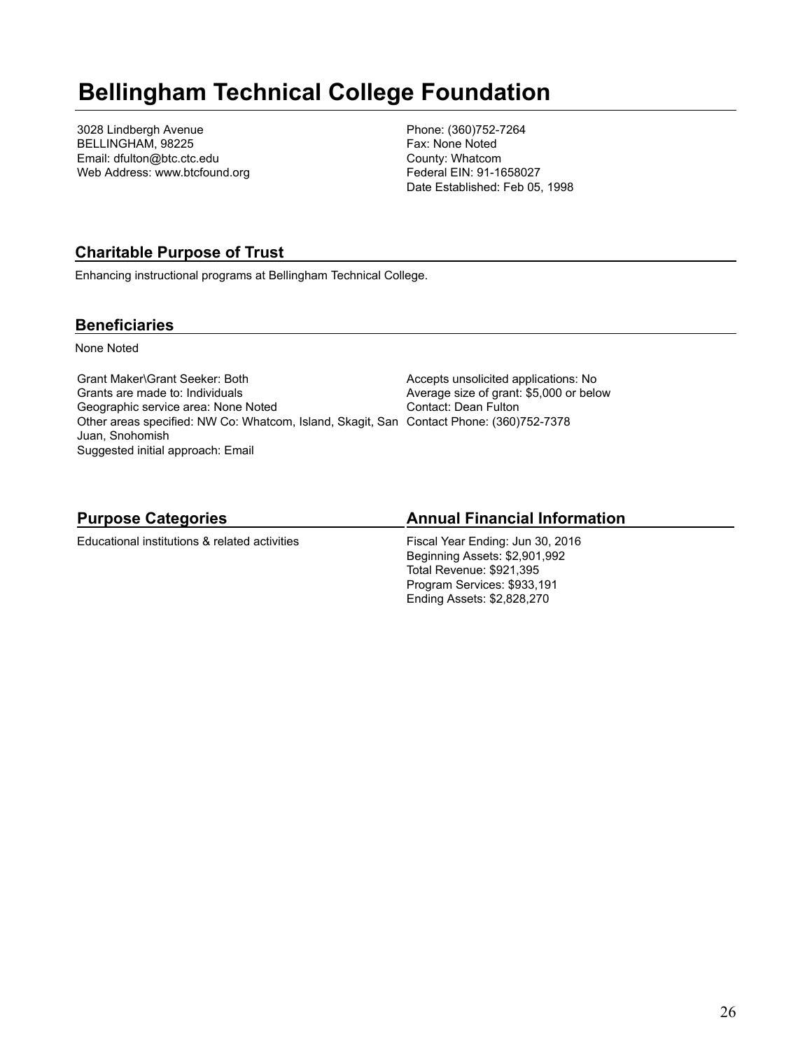# Bellingham Technical College Foundation

3028 Lindbergh Avenue
BELLINGHAM, 98225
Email: dfulton@btc.ctc.edu
Web Address: www.btcfound.org

Phone: (360)752-7264
Fax: None Noted
County: Whatcom
Federal EIN: 91-1658027
Date Established: Feb 05, 1998

## Charitable Purpose of Trust

Enhancing instructional programs at Bellingham Technical College.

## Beneficiaries

None Noted

Grant Maker\Grant Seeker: Both
Grants are made to: Individuals
Geographic service area: None Noted
Other areas specified: NW Co: Whatcom, Island, Skagit, San Juan, Snohomish
Suggested initial approach: Email

Accepts unsolicited applications: No
Average size of grant: $5,000 or below
Contact: Dean Fulton
Contact Phone: (360)752-7378

## Purpose Categories

Educational institutions & related activities

## Annual Financial Information

Fiscal Year Ending: Jun 30, 2016
Beginning Assets: $2,901,992
Total Revenue: $921,395
Program Services: $933,191
Ending Assets: $2,828,270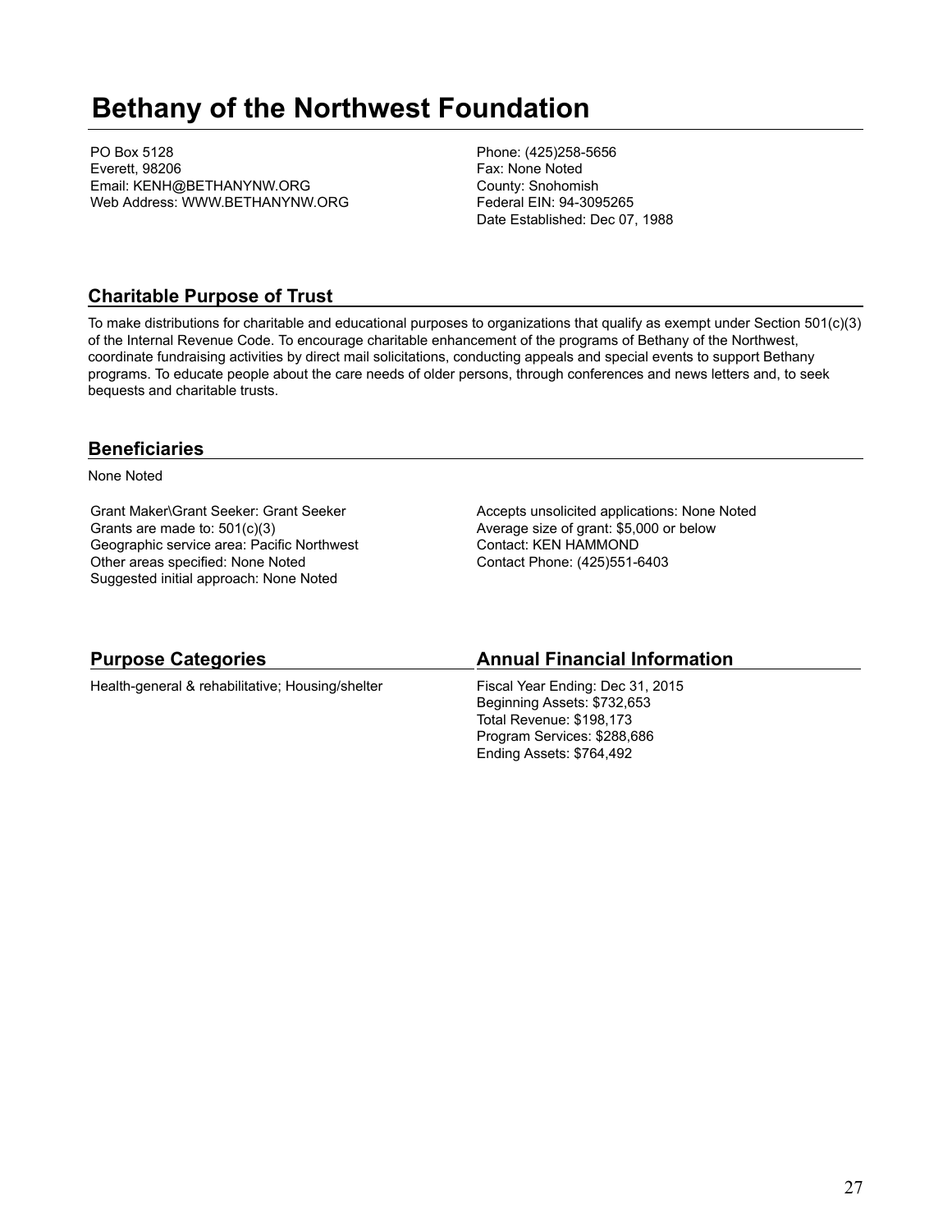# Bethany of the Northwest Foundation

PO Box 5128
Everett, 98206
Email: KENH@BETHANYNW.ORG
Web Address: WWW.BETHANYNW.ORG

Phone: (425)258-5656
Fax: None Noted
County: Snohomish
Federal EIN: 94-3095265
Date Established: Dec 07, 1988

## Charitable Purpose of Trust

To make distributions for charitable and educational purposes to organizations that qualify as exempt under Section 501(c)(3) of the Internal Revenue Code. To encourage charitable enhancement of the programs of Bethany of the Northwest, coordinate fundraising activities by direct mail solicitations, conducting appeals and special events to support Bethany programs. To educate people about the care needs of older persons, through conferences and news letters and, to seek bequests and charitable trusts.

## Beneficiaries

None Noted

Grant Maker\Grant Seeker: Grant Seeker
Grants are made to: 501(c)(3)
Geographic service area: Pacific Northwest
Other areas specified: None Noted
Suggested initial approach: None Noted

Accepts unsolicited applications: None Noted
Average size of grant: $5,000 or below
Contact: KEN HAMMOND
Contact Phone: (425)551-6403

## Purpose Categories

Health-general & rehabilitative; Housing/shelter

## Annual Financial Information

Fiscal Year Ending: Dec 31, 2015
Beginning Assets: $732,653
Total Revenue: $198,173
Program Services: $288,686
Ending Assets: $764,492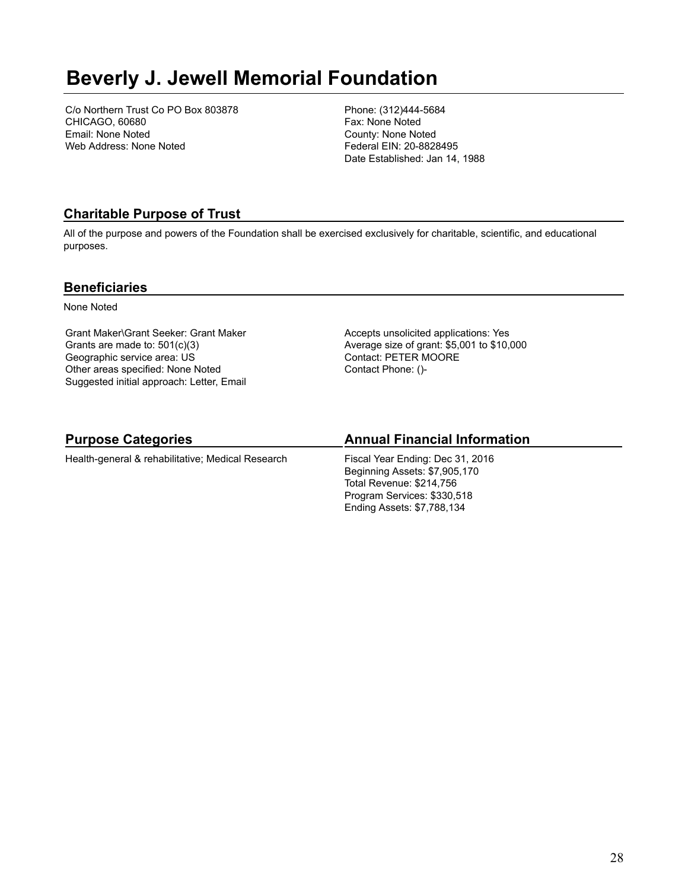# Beverly J. Jewell Memorial Foundation

C/o Northern Trust Co PO Box 803878
CHICAGO, 60680
Email: None Noted
Web Address: None Noted

Phone: (312)444-5684
Fax: None Noted
County: None Noted
Federal EIN: 20-8828495
Date Established: Jan 14, 1988

## Charitable Purpose of Trust

All of the purpose and powers of the Foundation shall be exercised exclusively for charitable, scientific, and educational purposes.

## Beneficiaries

None Noted

Grant Maker\Grant Seeker: Grant Maker
Grants are made to: 501(c)(3)
Geographic service area: US
Other areas specified: None Noted
Suggested initial approach: Letter, Email

Accepts unsolicited applications: Yes
Average size of grant: $5,001 to $10,000
Contact: PETER MOORE
Contact Phone: ()-

## Purpose Categories

Health-general & rehabilitative; Medical Research

## Annual Financial Information

Fiscal Year Ending: Dec 31, 2016
Beginning Assets: $7,905,170
Total Revenue: $214,756
Program Services: $330,518
Ending Assets: $7,788,134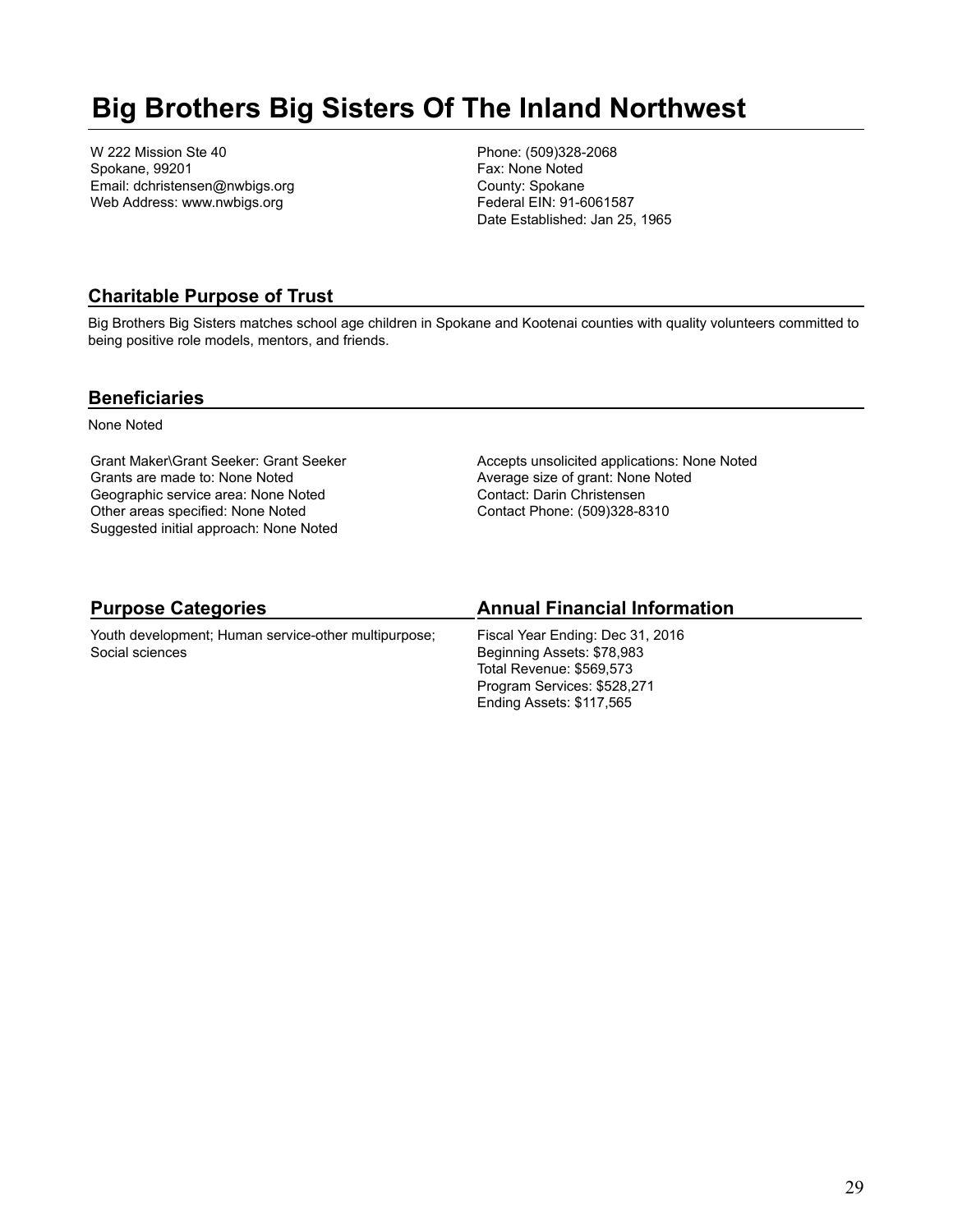# Big Brothers Big Sisters Of The Inland Northwest

W 222 Mission Ste 40
Spokane, 99201
Email: dchristensen@nwbigs.org
Web Address: www.nwbigs.org

Phone: (509)328-2068
Fax: None Noted
County: Spokane
Federal EIN: 91-6061587
Date Established: Jan 25, 1965

## Charitable Purpose of Trust

Big Brothers Big Sisters matches school age children in Spokane and Kootenai counties with quality volunteers committed to being positive role models, mentors, and friends.

## Beneficiaries

None Noted

Grant Maker\Grant Seeker: Grant Seeker
Grants are made to: None Noted
Geographic service area: None Noted
Other areas specified: None Noted
Suggested initial approach: None Noted

Accepts unsolicited applications: None Noted
Average size of grant: None Noted
Contact: Darin Christensen
Contact Phone: (509)328-8310

## Purpose Categories

Youth development; Human service-other multipurpose; Social sciences

## Annual Financial Information

Fiscal Year Ending: Dec 31, 2016
Beginning Assets: $78,983
Total Revenue: $569,573
Program Services: $528,271
Ending Assets: $117,565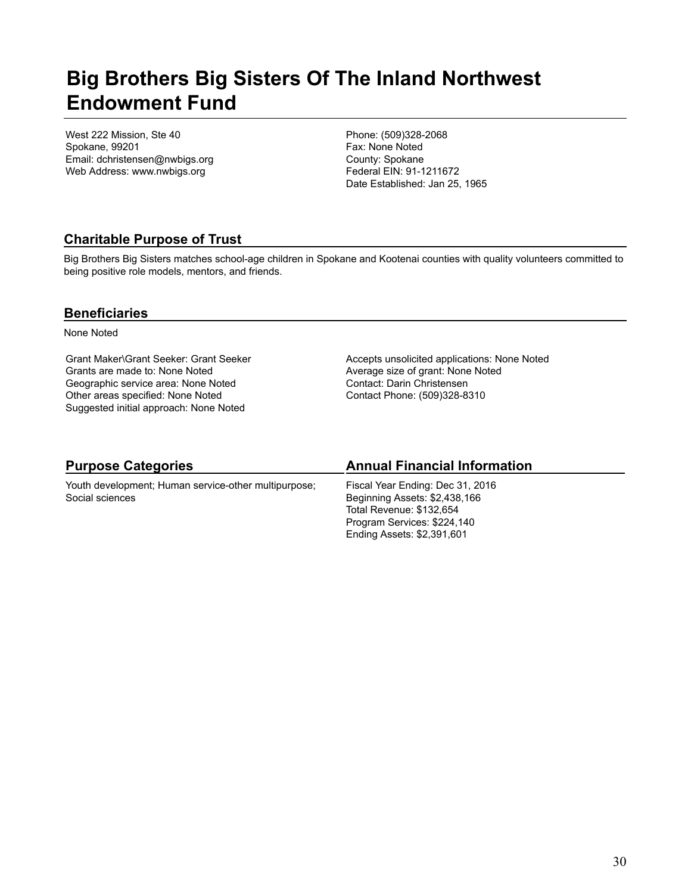# Big Brothers Big Sisters Of The Inland Northwest Endowment Fund

West 222 Mission, Ste 40
Spokane, 99201
Email: dchristensen@nwbigs.org
Web Address: www.nwbigs.org

Phone: (509)328-2068
Fax: None Noted
County: Spokane
Federal EIN: 91-1211672
Date Established: Jan 25, 1965

## Charitable Purpose of Trust

Big Brothers Big Sisters matches school-age children in Spokane and Kootenai counties with quality volunteers committed to being positive role models, mentors, and friends.

## Beneficiaries

None Noted

Grant Maker\Grant Seeker: Grant Seeker
Grants are made to: None Noted
Geographic service area: None Noted
Other areas specified: None Noted
Suggested initial approach: None Noted

Accepts unsolicited applications: None Noted
Average size of grant: None Noted
Contact: Darin Christensen
Contact Phone: (509)328-8310

## Purpose Categories

Youth development; Human service-other multipurpose; Social sciences

## Annual Financial Information

Fiscal Year Ending: Dec 31, 2016
Beginning Assets: $2,438,166
Total Revenue: $132,654
Program Services: $224,140
Ending Assets: $2,391,601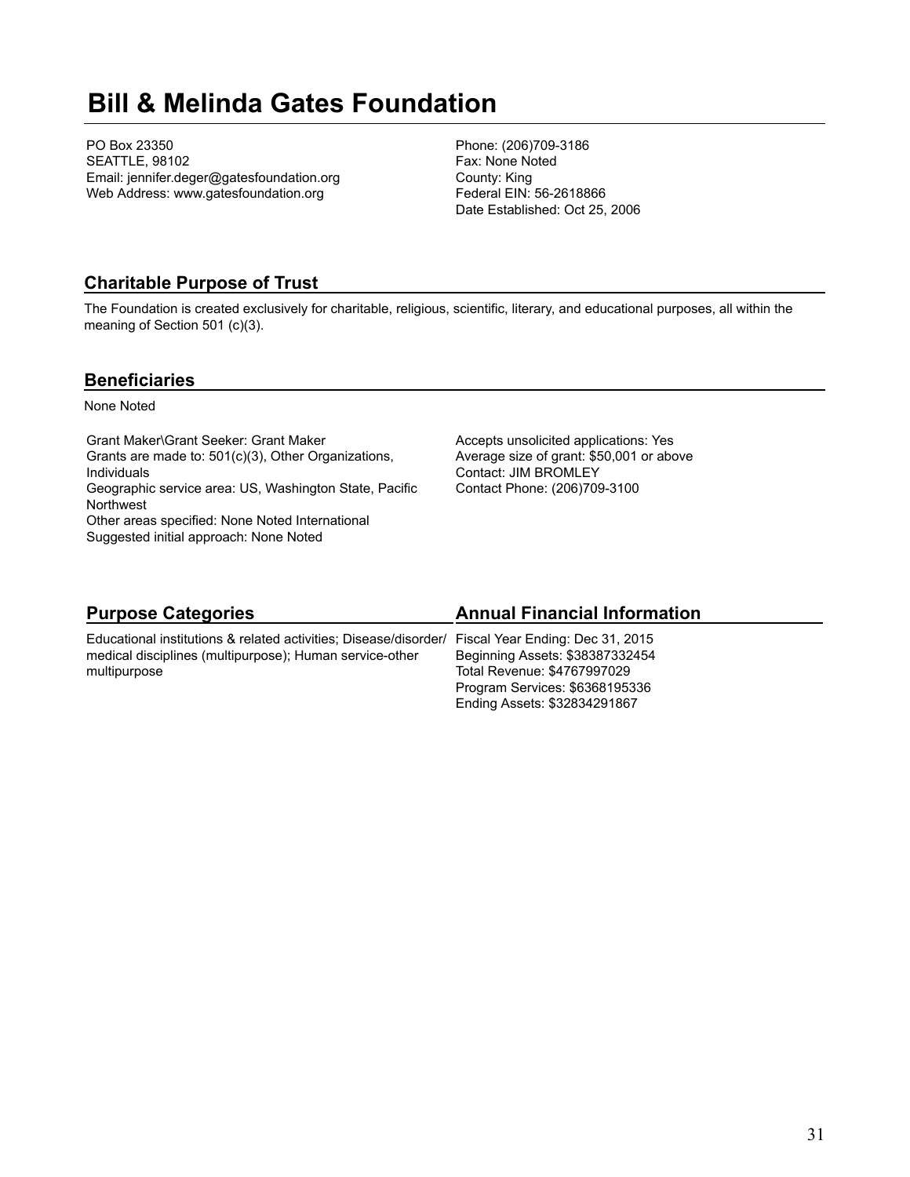# Bill & Melinda Gates Foundation

PO Box 23350
SEATTLE, 98102
Email: jennifer.deger@gatesfoundation.org
Web Address: www.gatesfoundation.org

Phone: (206)709-3186
Fax: None Noted
County: King
Federal EIN: 56-2618866
Date Established: Oct 25, 2006

## Charitable Purpose of Trust

The Foundation is created exclusively for charitable, religious, scientific, literary, and educational purposes, all within the meaning of Section 501 (c)(3).

## Beneficiaries

None Noted

Grant Maker\Grant Seeker: Grant Maker
Grants are made to: 501(c)(3), Other Organizations, Individuals
Geographic service area: US, Washington State, Pacific Northwest
Other areas specified: None Noted International
Suggested initial approach: None Noted

Accepts unsolicited applications: Yes
Average size of grant: $50,001 or above
Contact: JIM BROMLEY
Contact Phone: (206)709-3100

## Purpose Categories

Educational institutions & related activities; Disease/disorder/medical disciplines (multipurpose); Human service-other multipurpose

## Annual Financial Information

Fiscal Year Ending: Dec 31, 2015
Beginning Assets: $38387332454
Total Revenue: $4767997029
Program Services: $6368195336
Ending Assets: $32834291867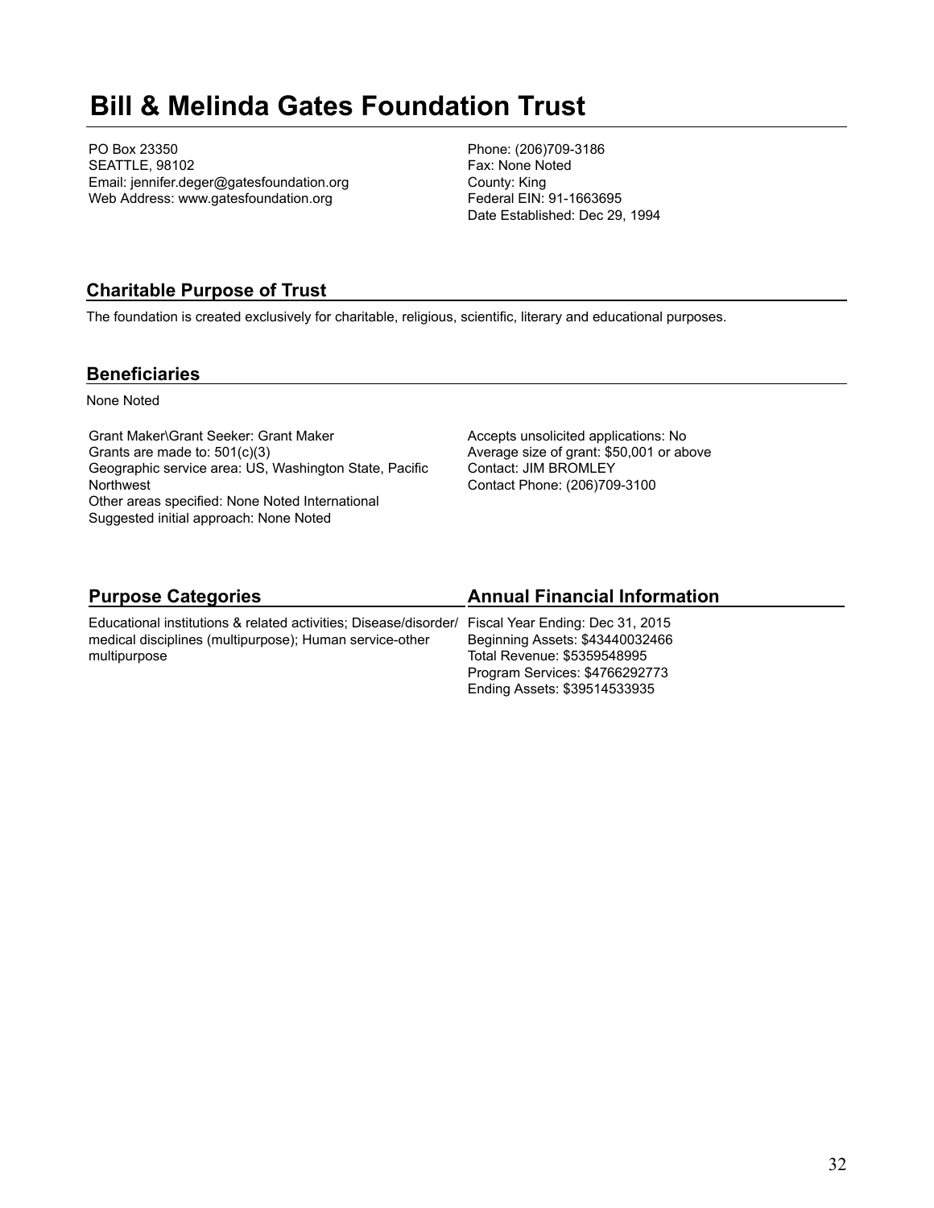# Bill & Melinda Gates Foundation Trust

PO Box 23350
SEATTLE, 98102
Email: jennifer.deger@gatesfoundation.org
Web Address: www.gatesfoundation.org

Phone: (206)709-3186
Fax: None Noted
County: King
Federal EIN: 91-1663695
Date Established: Dec 29, 1994

## Charitable Purpose of Trust

The foundation is created exclusively for charitable, religious, scientific, literary and educational purposes.

## Beneficiaries

None Noted

Grant Maker\Grant Seeker: Grant Maker
Grants are made to: 501(c)(3)
Geographic service area: US, Washington State, Pacific Northwest
Other areas specified: None Noted International
Suggested initial approach: None Noted

Accepts unsolicited applications: No
Average size of grant: $50,001 or above
Contact: JIM BROMLEY
Contact Phone: (206)709-3100

## Purpose Categories

Educational institutions & related activities; Disease/disorder/medical disciplines (multipurpose); Human service-other multipurpose

## Annual Financial Information

Fiscal Year Ending: Dec 31, 2015
Beginning Assets: $43440032466
Total Revenue: $5359548995
Program Services: $4766292773
Ending Assets: $39514533935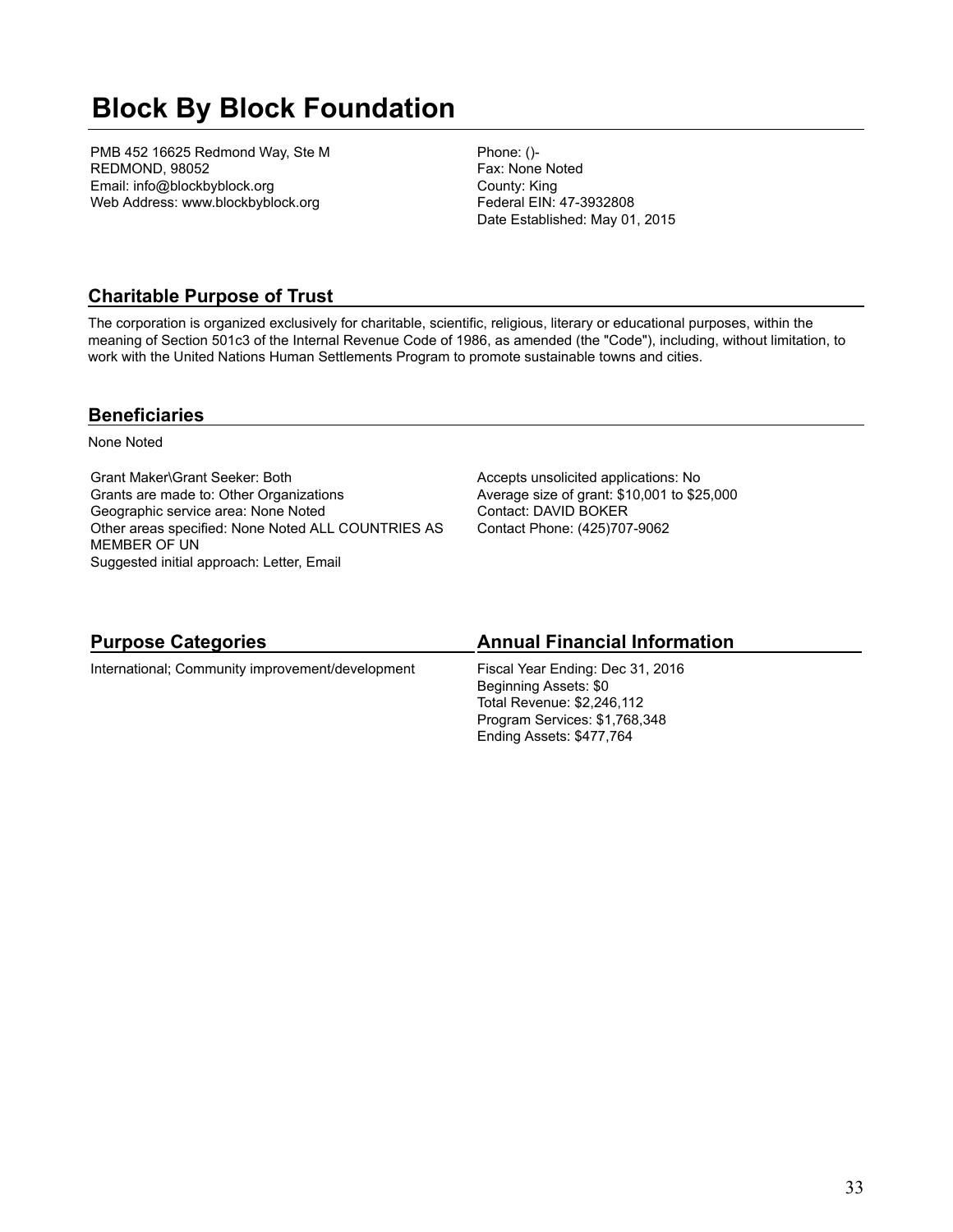# Block By Block Foundation

PMB 452 16625 Redmond Way, Ste M
REDMOND, 98052
Email: info@blockbyblock.org
Web Address: www.blockbyblock.org

Phone: ()-
Fax: None Noted
County: King
Federal EIN: 47-3932808
Date Established: May 01, 2015

## Charitable Purpose of Trust

The corporation is organized exclusively for charitable, scientific, religious, literary or educational purposes, within the meaning of Section 501c3 of the Internal Revenue Code of 1986, as amended (the "Code"), including, without limitation, to work with the United Nations Human Settlements Program to promote sustainable towns and cities.

## Beneficiaries

None Noted

Grant Maker\Grant Seeker: Both
Grants are made to: Other Organizations
Geographic service area: None Noted
Other areas specified: None Noted ALL COUNTRIES AS MEMBER OF UN
Suggested initial approach: Letter, Email

Accepts unsolicited applications: No
Average size of grant: $10,001 to $25,000
Contact: DAVID BOKER
Contact Phone: (425)707-9062

## Purpose Categories

International; Community improvement/development

## Annual Financial Information

Fiscal Year Ending: Dec 31, 2016
Beginning Assets: $0
Total Revenue: $2,246,112
Program Services: $1,768,348
Ending Assets: $477,764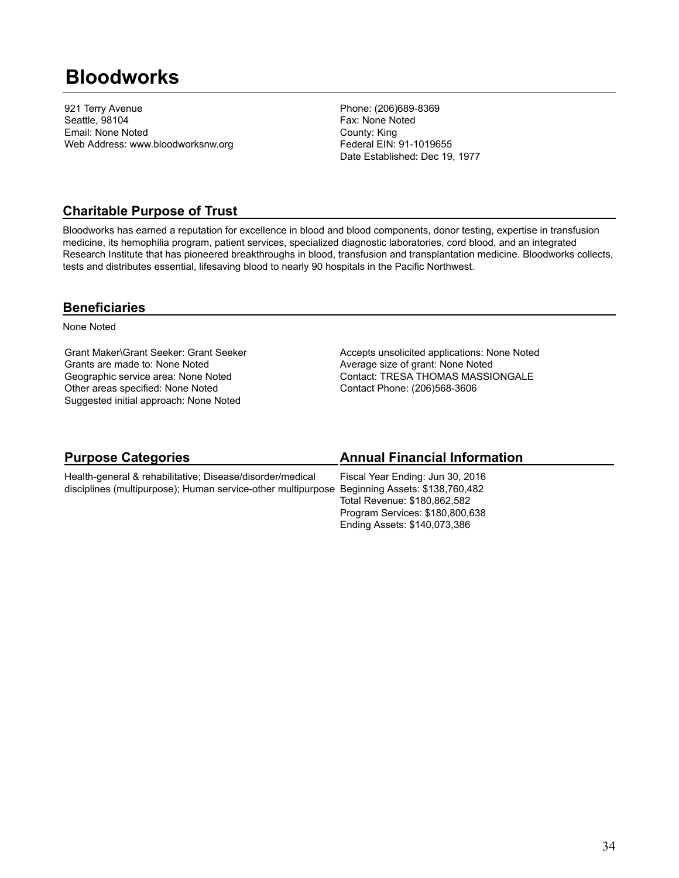# Bloodworks

921 Terry Avenue
Seattle, 98104
Email: None Noted
Web Address: www.bloodworksnw.org

Phone: (206)689-8369
Fax: None Noted
County: King
Federal EIN: 91-1019655
Date Established: Dec 19, 1977

## Charitable Purpose of Trust

Bloodworks has earned a reputation for excellence in blood and blood components, donor testing, expertise in transfusion medicine, its hemophilia program, patient services, specialized diagnostic laboratories, cord blood, and an integrated Research Institute that has pioneered breakthroughs in blood, transfusion and transplantation medicine. Bloodworks collects, tests and distributes essential, lifesaving blood to nearly 90 hospitals in the Pacific Northwest.

## Beneficiaries

None Noted

Grant Maker\Grant Seeker: Grant Seeker
Grants are made to: None Noted
Geographic service area: None Noted
Other areas specified: None Noted
Suggested initial approach: None Noted

Accepts unsolicited applications: None Noted
Average size of grant: None Noted
Contact: TRESA THOMAS MASSIONGALE
Contact Phone: (206)568-3606

## Purpose Categories

Health-general & rehabilitative; Disease/disorder/medical disciplines (multipurpose); Human service-other multipurpose

## Annual Financial Information

Fiscal Year Ending: Jun 30, 2016
Beginning Assets: $138,760,482
Total Revenue: $180,862,582
Program Services: $180,800,638
Ending Assets: $140,073,386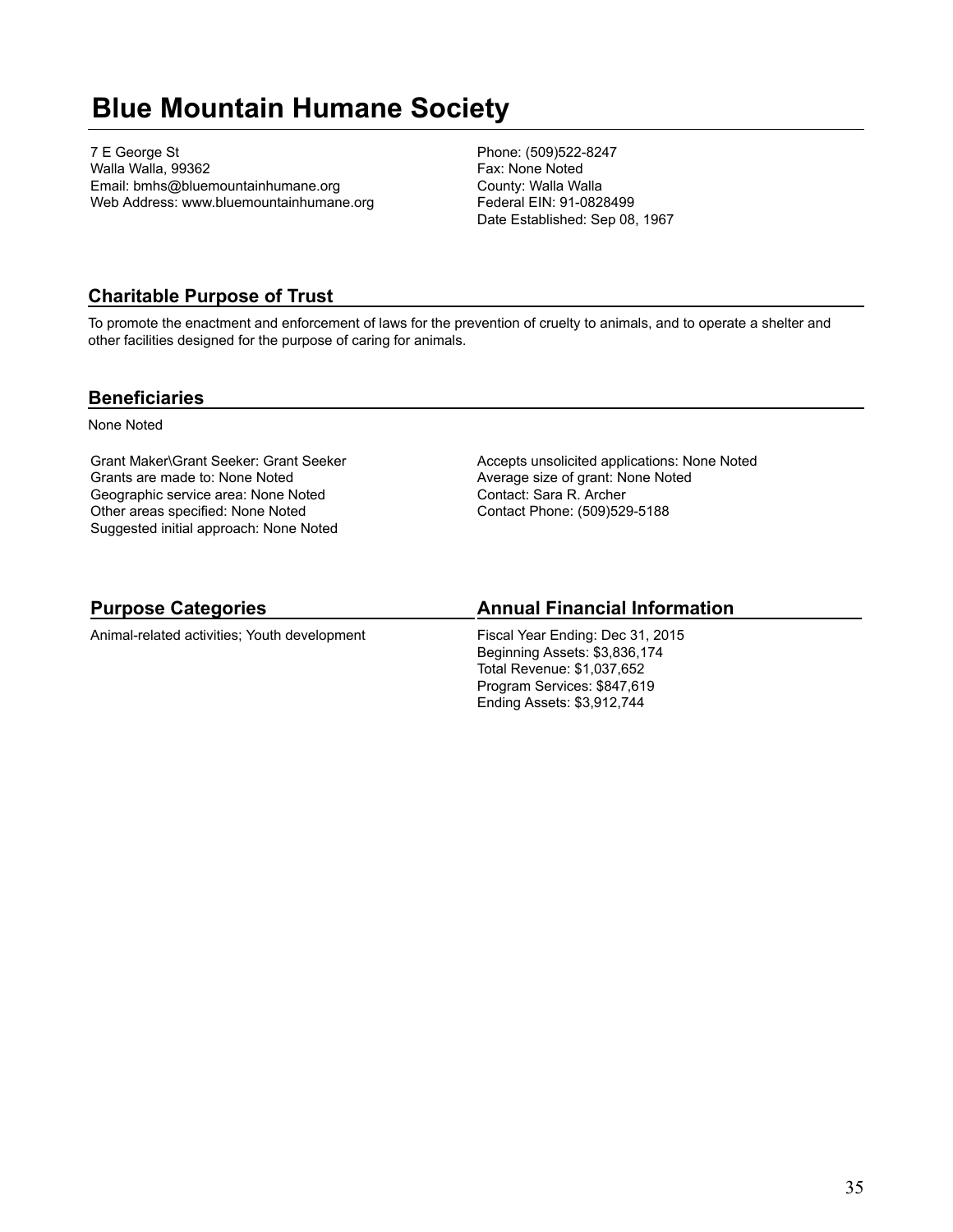# Blue Mountain Humane Society

7 E George St
Walla Walla, 99362
Email: bmhs@bluemountainhumane.org
Web Address: www.bluemountainhumane.org

Phone: (509)522-8247
Fax: None Noted
County: Walla Walla
Federal EIN: 91-0828499
Date Established: Sep 08, 1967

## Charitable Purpose of Trust

To promote the enactment and enforcement of laws for the prevention of cruelty to animals, and to operate a shelter and other facilities designed for the purpose of caring for animals.

## Beneficiaries

None Noted

Grant Maker\Grant Seeker: Grant Seeker
Grants are made to: None Noted
Geographic service area: None Noted
Other areas specified: None Noted
Suggested initial approach: None Noted

Accepts unsolicited applications: None Noted
Average size of grant: None Noted
Contact: Sara R. Archer
Contact Phone: (509)529-5188

## Purpose Categories

Animal-related activities; Youth development

## Annual Financial Information

Fiscal Year Ending: Dec 31, 2015
Beginning Assets: $3,836,174
Total Revenue: $1,037,652
Program Services: $847,619
Ending Assets: $3,912,744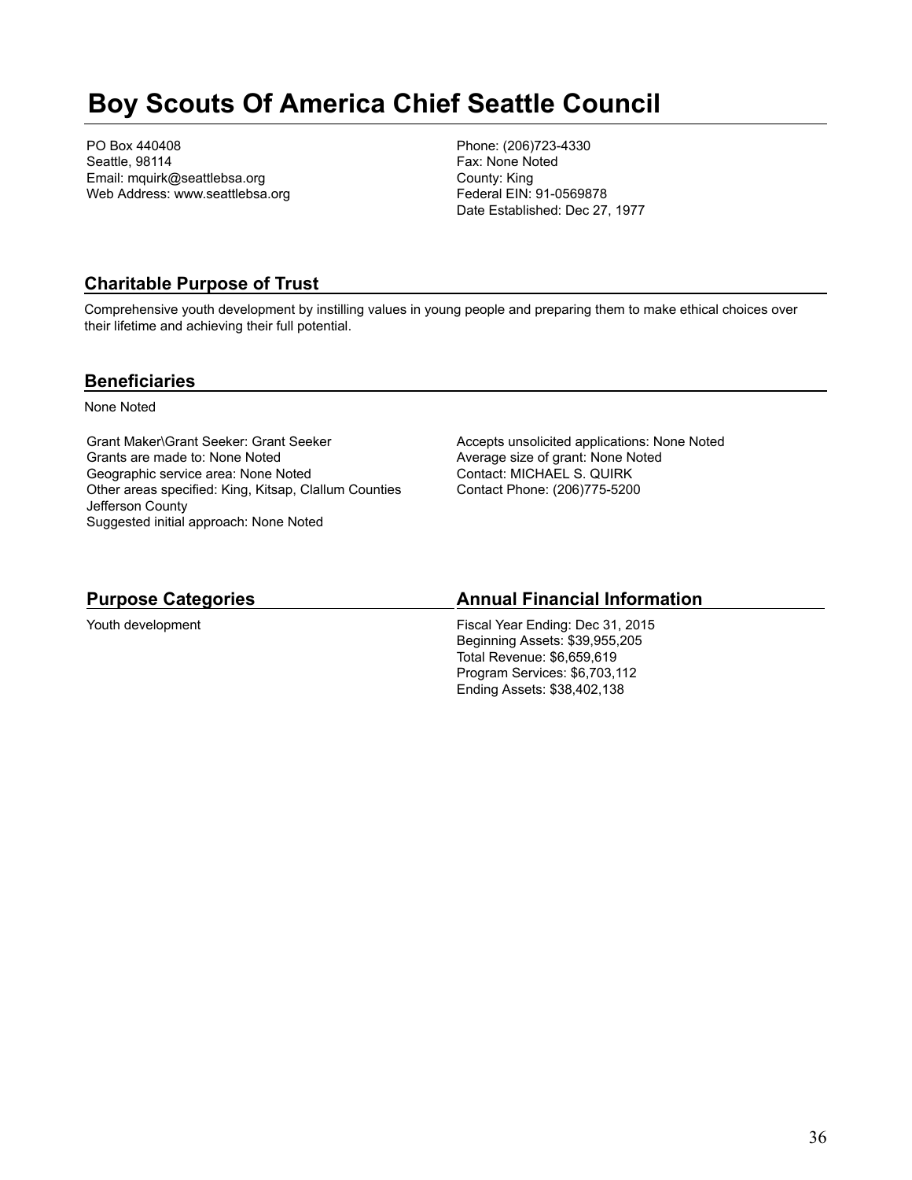# Boy Scouts Of America Chief Seattle Council

PO Box 440408
Seattle, 98114
Email: mquirk@seattlebsa.org
Web Address: www.seattlebsa.org

Phone: (206)723-4330
Fax: None Noted
County: King
Federal EIN: 91-0569878
Date Established: Dec 27, 1977

## Charitable Purpose of Trust

Comprehensive youth development by instilling values in young people and preparing them to make ethical choices over their lifetime and achieving their full potential.

## Beneficiaries

None Noted

Grant Maker\Grant Seeker: Grant Seeker
Grants are made to: None Noted
Geographic service area: None Noted
Other areas specified: King, Kitsap, Clallum Counties Jefferson County
Suggested initial approach: None Noted

Accepts unsolicited applications: None Noted
Average size of grant: None Noted
Contact: MICHAEL S. QUIRK
Contact Phone: (206)775-5200

## Purpose Categories

Youth development

## Annual Financial Information

Fiscal Year Ending: Dec 31, 2015
Beginning Assets: $39,955,205
Total Revenue: $6,659,619
Program Services: $6,703,112
Ending Assets: $38,402,138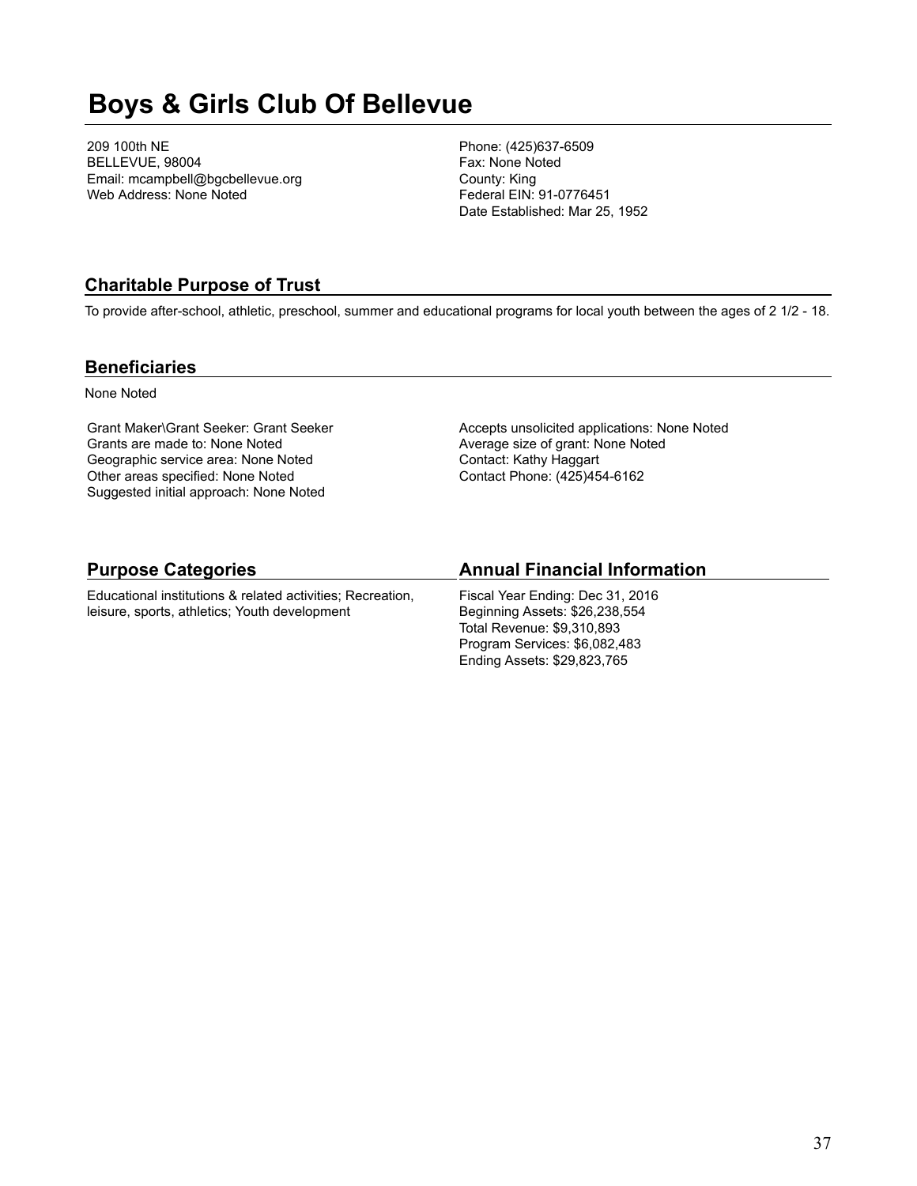# Boys & Girls Club Of Bellevue

209 100th NE
BELLEVUE, 98004
Email: mcampbell@bgcbellevue.org
Web Address: None Noted

Phone: (425)637-6509
Fax: None Noted
County: King
Federal EIN: 91-0776451
Date Established: Mar 25, 1952

## Charitable Purpose of Trust

To provide after-school, athletic, preschool, summer and educational programs for local youth between the ages of 2 1/2 - 18.

## Beneficiaries

None Noted

Grant Maker\Grant Seeker: Grant Seeker
Grants are made to: None Noted
Geographic service area: None Noted
Other areas specified: None Noted
Suggested initial approach: None Noted

Accepts unsolicited applications: None Noted
Average size of grant: None Noted
Contact: Kathy Haggart
Contact Phone: (425)454-6162

## Purpose Categories

Educational institutions & related activities; Recreation, leisure, sports, athletics; Youth development

## Annual Financial Information

Fiscal Year Ending: Dec 31, 2016
Beginning Assets: $26,238,554
Total Revenue: $9,310,893
Program Services: $6,082,483
Ending Assets: $29,823,765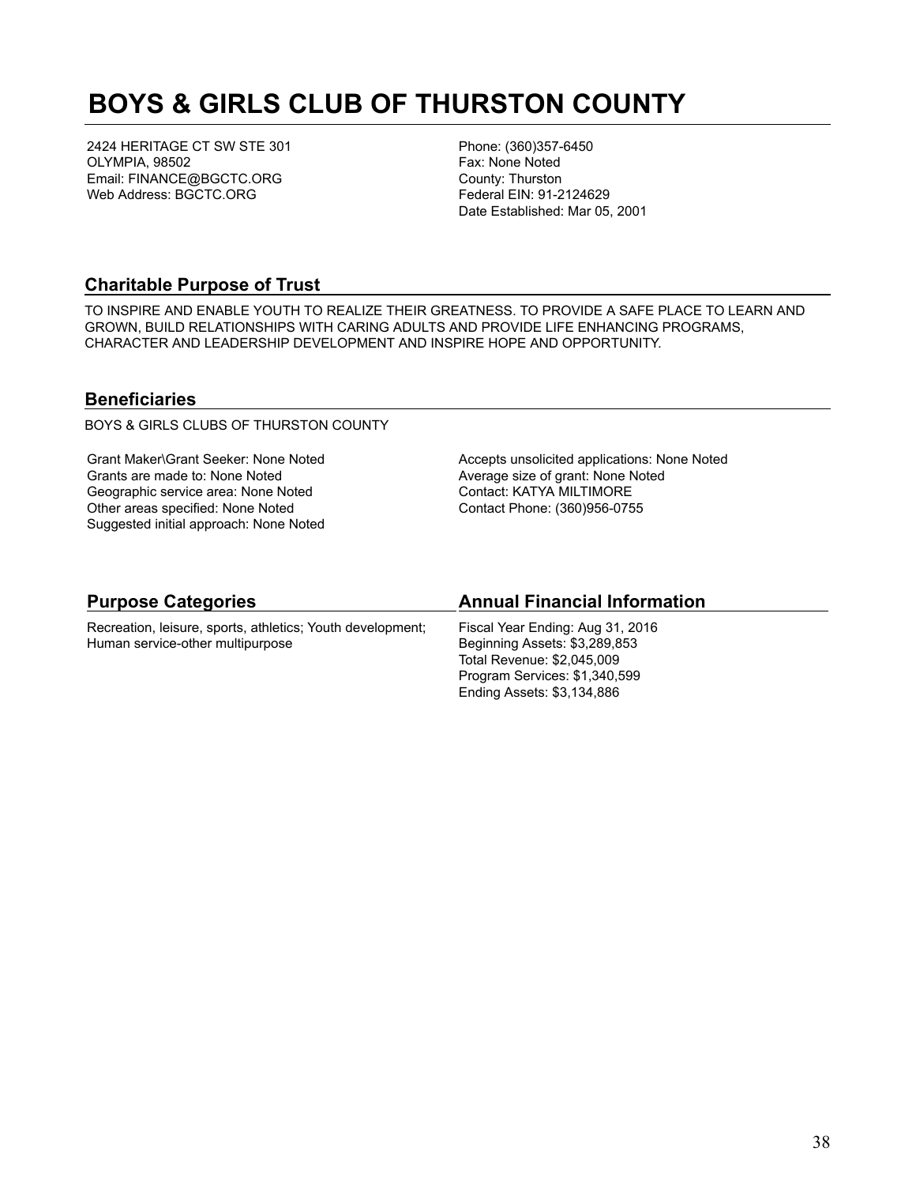# BOYS & GIRLS CLUB OF THURSTON COUNTY

2424 HERITAGE CT SW STE 301
OLYMPIA, 98502
Email: FINANCE@BGCTC.ORG
Web Address: BGCTC.ORG

Phone: (360)357-6450
Fax: None Noted
County: Thurston
Federal EIN: 91-2124629
Date Established: Mar 05, 2001

## Charitable Purpose of Trust

TO INSPIRE AND ENABLE YOUTH TO REALIZE THEIR GREATNESS. TO PROVIDE A SAFE PLACE TO LEARN AND GROWN, BUILD RELATIONSHIPS WITH CARING ADULTS AND PROVIDE LIFE ENHANCING PROGRAMS, CHARACTER AND LEADERSHIP DEVELOPMENT AND INSPIRE HOPE AND OPPORTUNITY.

## Beneficiaries

BOYS & GIRLS CLUBS OF THURSTON COUNTY

Grant Maker\Grant Seeker: None Noted
Grants are made to: None Noted
Geographic service area: None Noted
Other areas specified: None Noted
Suggested initial approach: None Noted

Accepts unsolicited applications: None Noted
Average size of grant: None Noted
Contact: KATYA MILTIMORE
Contact Phone: (360)956-0755

## Purpose Categories

Recreation, leisure, sports, athletics; Youth development; Human service-other multipurpose

## Annual Financial Information

Fiscal Year Ending: Aug 31, 2016
Beginning Assets: $3,289,853
Total Revenue: $2,045,009
Program Services: $1,340,599
Ending Assets: $3,134,886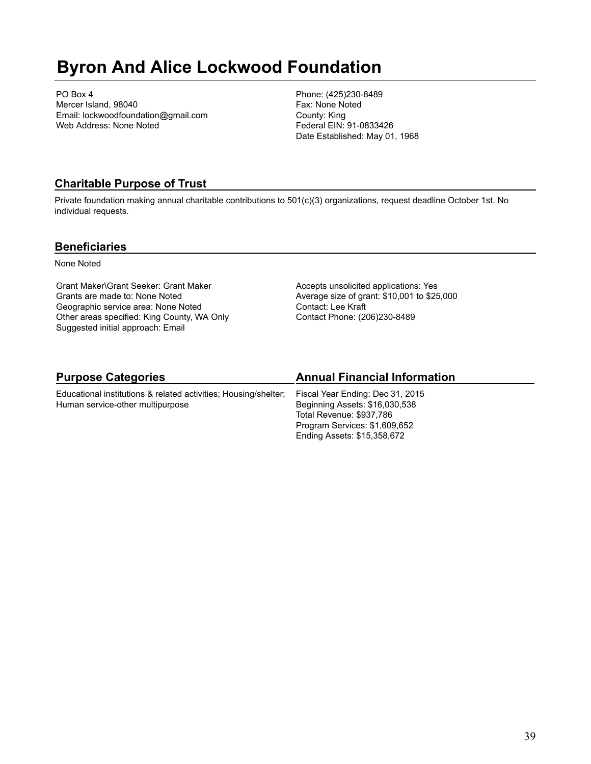# Byron And Alice Lockwood Foundation

PO Box 4
Mercer Island, 98040
Email: lockwoodfoundation@gmail.com
Web Address: None Noted

Phone: (425)230-8489
Fax: None Noted
County: King
Federal EIN: 91-0833426
Date Established: May 01, 1968

## Charitable Purpose of Trust

Private foundation making annual charitable contributions to 501(c)(3) organizations, request deadline October 1st. No individual requests.

## Beneficiaries

None Noted

Grant Maker\Grant Seeker: Grant Maker
Grants are made to: None Noted
Geographic service area: None Noted
Other areas specified: King County, WA Only
Suggested initial approach: Email

Accepts unsolicited applications: Yes
Average size of grant: $10,001 to $25,000
Contact: Lee Kraft
Contact Phone: (206)230-8489

## Purpose Categories

Educational institutions & related activities; Housing/shelter; Human service-other multipurpose

## Annual Financial Information

Fiscal Year Ending: Dec 31, 2015
Beginning Assets: $16,030,538
Total Revenue: $937,786
Program Services: $1,609,652
Ending Assets: $15,358,672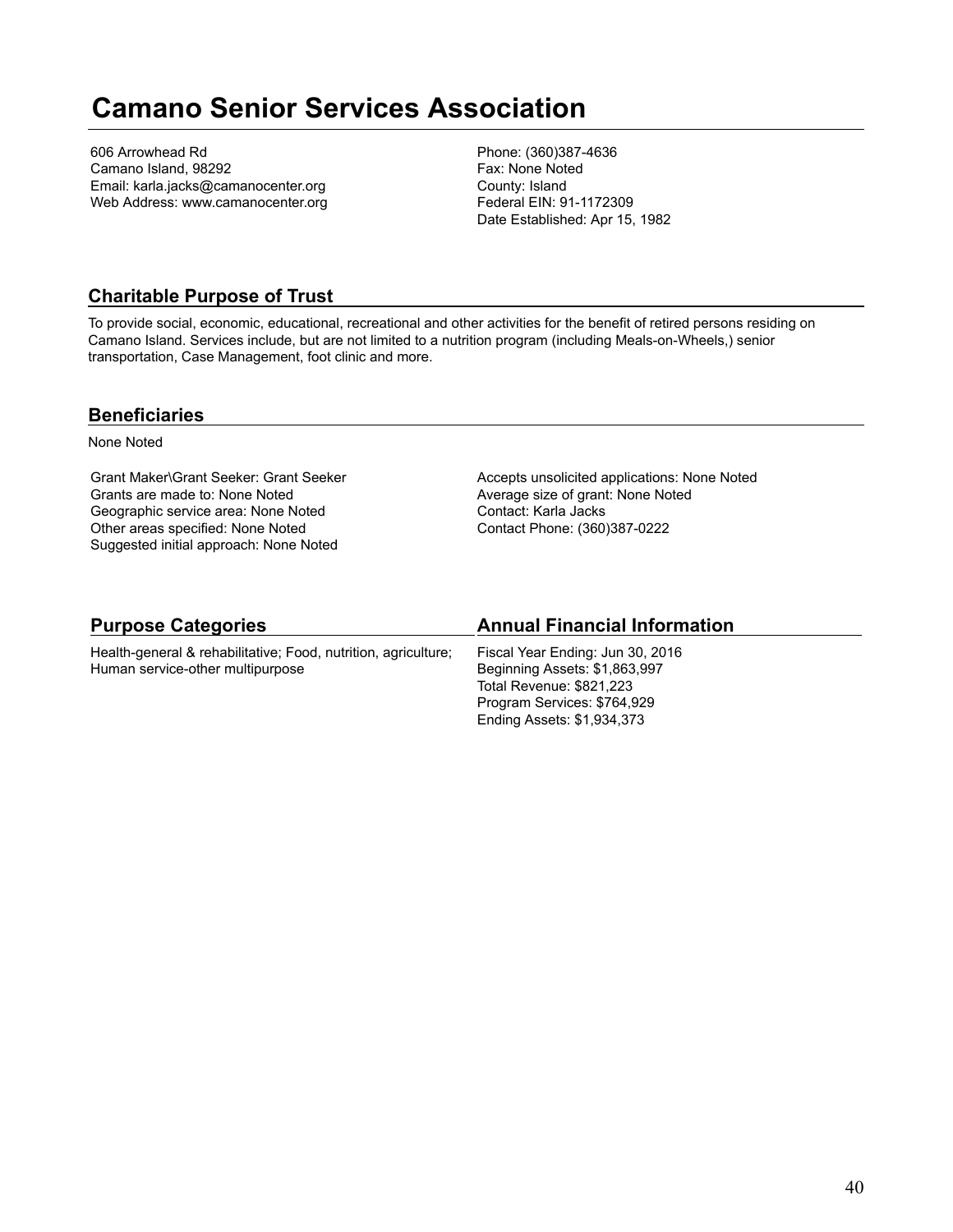# Camano Senior Services Association

606 Arrowhead Rd
Camano Island, 98292
Email: karla.jacks@camanocenter.org
Web Address: www.camanocenter.org

Phone: (360)387-4636
Fax: None Noted
County: Island
Federal EIN: 91-1172309
Date Established: Apr 15, 1982

## Charitable Purpose of Trust

To provide social, economic, educational, recreational and other activities for the benefit of retired persons residing on Camano Island. Services include, but are not limited to a nutrition program (including Meals-on-Wheels,) senior transportation, Case Management, foot clinic and more.

## Beneficiaries

None Noted

Grant Maker\Grant Seeker: Grant Seeker
Grants are made to: None Noted
Geographic service area: None Noted
Other areas specified: None Noted
Suggested initial approach: None Noted

Accepts unsolicited applications: None Noted
Average size of grant: None Noted
Contact: Karla Jacks
Contact Phone: (360)387-0222

## Purpose Categories

Health-general & rehabilitative; Food, nutrition, agriculture; Human service-other multipurpose

## Annual Financial Information

Fiscal Year Ending: Jun 30, 2016
Beginning Assets: $1,863,997
Total Revenue: $821,223
Program Services: $764,929
Ending Assets: $1,934,373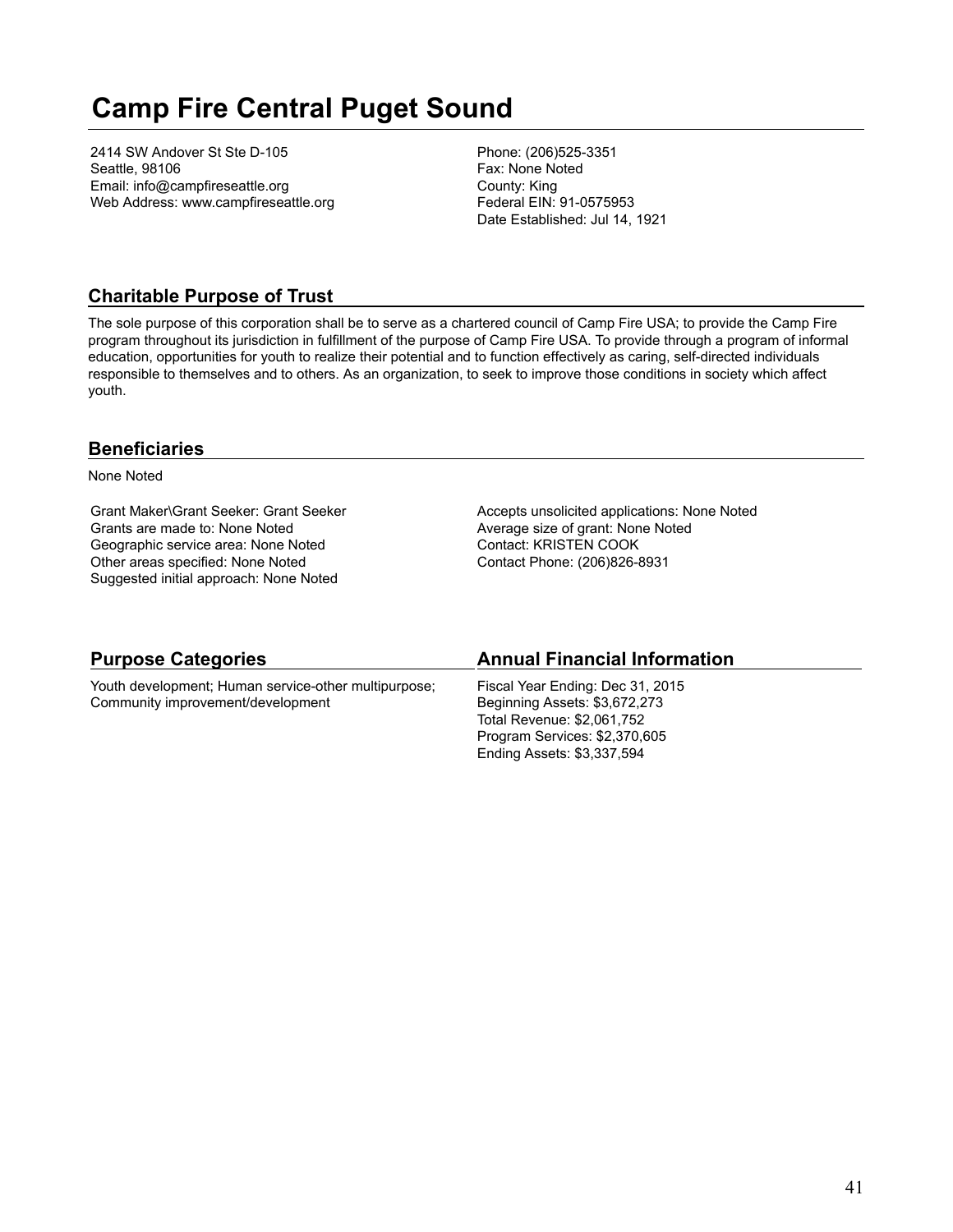# Camp Fire Central Puget Sound

2414 SW Andover St Ste D-105
Seattle, 98106
Email: info@campfireseattle.org
Web Address: www.campfireseattle.org

Phone: (206)525-3351
Fax: None Noted
County: King
Federal EIN: 91-0575953
Date Established: Jul 14, 1921

## Charitable Purpose of Trust

The sole purpose of this corporation shall be to serve as a chartered council of Camp Fire USA; to provide the Camp Fire program throughout its jurisdiction in fulfillment of the purpose of Camp Fire USA. To provide through a program of informal education, opportunities for youth to realize their potential and to function effectively as caring, self-directed individuals responsible to themselves and to others. As an organization, to seek to improve those conditions in society which affect youth.

## Beneficiaries

None Noted

Grant Maker\Grant Seeker: Grant Seeker
Grants are made to: None Noted
Geographic service area: None Noted
Other areas specified: None Noted
Suggested initial approach: None Noted

Accepts unsolicited applications: None Noted
Average size of grant: None Noted
Contact: KRISTEN COOK
Contact Phone: (206)826-8931

## Purpose Categories

Youth development; Human service-other multipurpose; Community improvement/development

## Annual Financial Information

Fiscal Year Ending: Dec 31, 2015
Beginning Assets: $3,672,273
Total Revenue: $2,061,752
Program Services: $2,370,605
Ending Assets: $3,337,594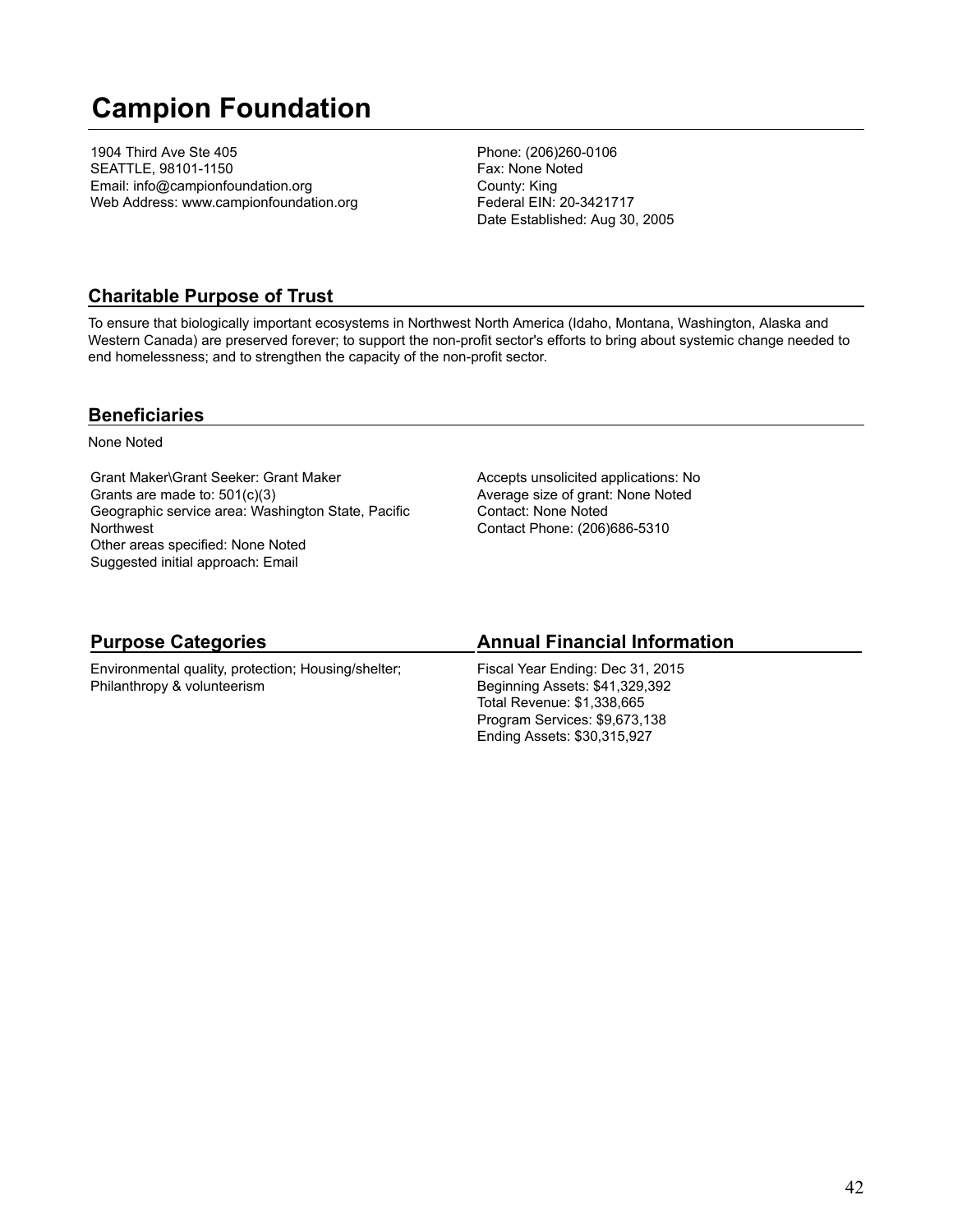# Campion Foundation

1904 Third Ave Ste 405
SEATTLE, 98101-1150
Email: info@campionfoundation.org
Web Address: www.campionfoundation.org

Phone: (206)260-0106
Fax: None Noted
County: King
Federal EIN: 20-3421717
Date Established: Aug 30, 2005

## Charitable Purpose of Trust

To ensure that biologically important ecosystems in Northwest North America (Idaho, Montana, Washington, Alaska and Western Canada) are preserved forever; to support the non-profit sector's efforts to bring about systemic change needed to end homelessness; and to strengthen the capacity of the non-profit sector.

## Beneficiaries

None Noted

Grant Maker\Grant Seeker: Grant Maker
Grants are made to: 501(c)(3)
Geographic service area: Washington State, Pacific Northwest
Other areas specified: None Noted
Suggested initial approach: Email

Accepts unsolicited applications: No
Average size of grant: None Noted
Contact: None Noted
Contact Phone: (206)686-5310

## Purpose Categories

Environmental quality, protection; Housing/shelter; Philanthropy & volunteerism

## Annual Financial Information

Fiscal Year Ending: Dec 31, 2015
Beginning Assets: $41,329,392
Total Revenue: $1,338,665
Program Services: $9,673,138
Ending Assets: $30,315,927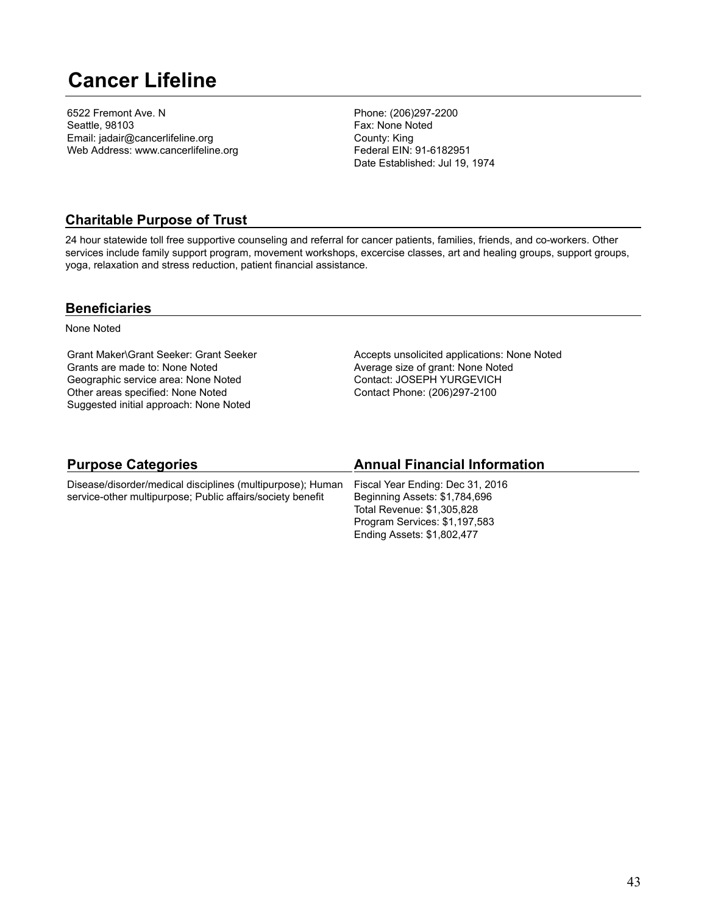# Cancer Lifeline

6522 Fremont Ave. N
Seattle, 98103
Email: jadair@cancerlifeline.org
Web Address: www.cancerlifeline.org

Phone: (206)297-2200
Fax: None Noted
County: King
Federal EIN: 91-6182951
Date Established: Jul 19, 1974

## Charitable Purpose of Trust

24 hour statewide toll free supportive counseling and referral for cancer patients, families, friends, and co-workers. Other services include family support program, movement workshops, excercise classes, art and healing groups, support groups, yoga, relaxation and stress reduction, patient financial assistance.

## Beneficiaries

None Noted

Grant Maker\Grant Seeker: Grant Seeker
Grants are made to: None Noted
Geographic service area: None Noted
Other areas specified: None Noted
Suggested initial approach: None Noted

Accepts unsolicited applications: None Noted
Average size of grant: None Noted
Contact: JOSEPH YURGEVICH
Contact Phone: (206)297-2100

## Purpose Categories

Disease/disorder/medical disciplines (multipurpose); Human service-other multipurpose; Public affairs/society benefit

## Annual Financial Information

Fiscal Year Ending: Dec 31, 2016
Beginning Assets: $1,784,696
Total Revenue: $1,305,828
Program Services: $1,197,583
Ending Assets: $1,802,477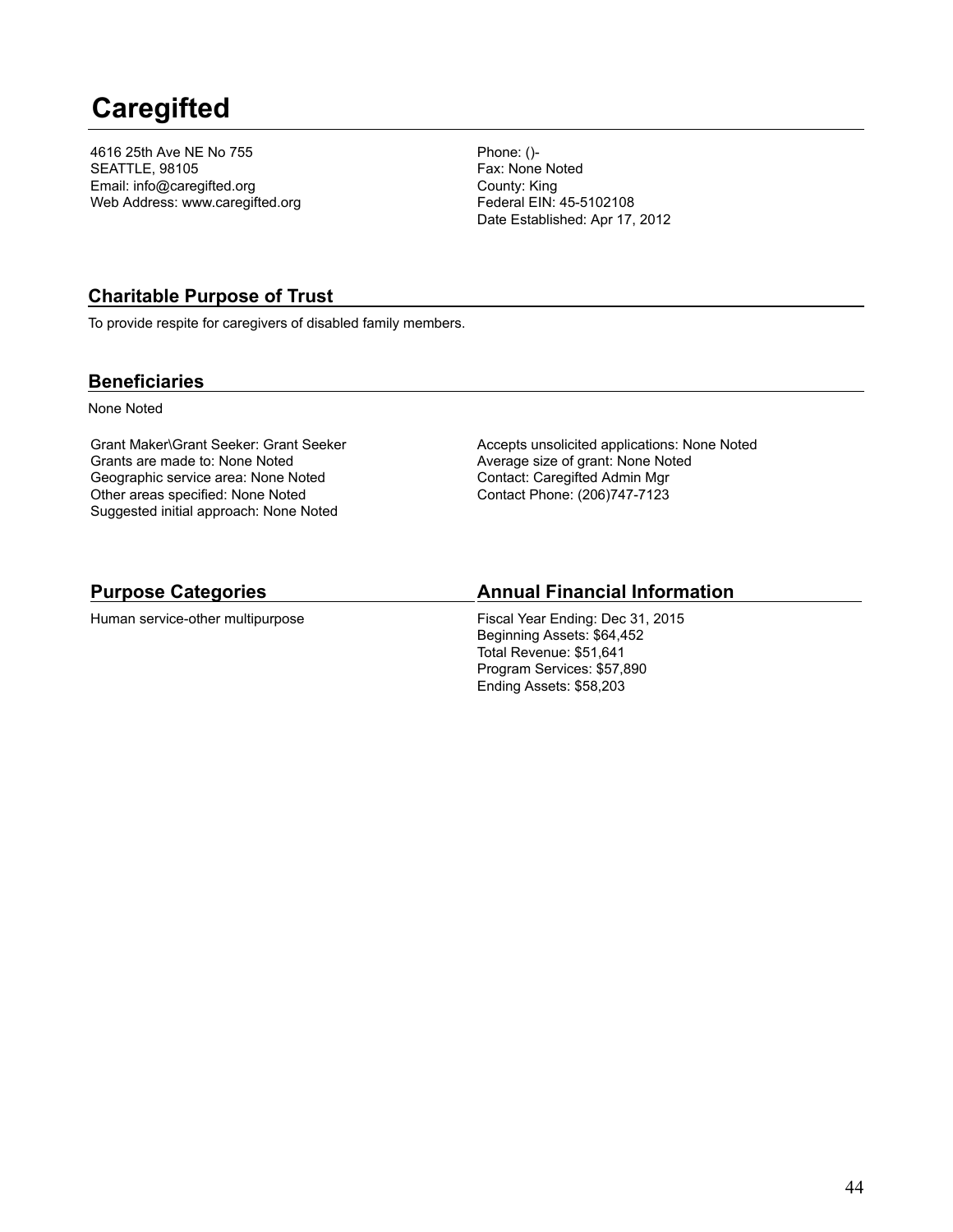# Caregifted

4616 25th Ave NE No 755
SEATTLE, 98105
Email: info@caregifted.org
Web Address: www.caregifted.org

Phone: ()-
Fax: None Noted
County: King
Federal EIN: 45-5102108
Date Established: Apr 17, 2012

## Charitable Purpose of Trust

To provide respite for caregivers of disabled family members.

## Beneficiaries

None Noted

Grant Maker\Grant Seeker: Grant Seeker
Grants are made to: None Noted
Geographic service area: None Noted
Other areas specified: None Noted
Suggested initial approach: None Noted

Accepts unsolicited applications: None Noted
Average size of grant: None Noted
Contact: Caregifted Admin Mgr
Contact Phone: (206)747-7123

## Purpose Categories

Human service-other multipurpose

## Annual Financial Information

Fiscal Year Ending: Dec 31, 2015
Beginning Assets: $64,452
Total Revenue: $51,641
Program Services: $57,890
Ending Assets: $58,203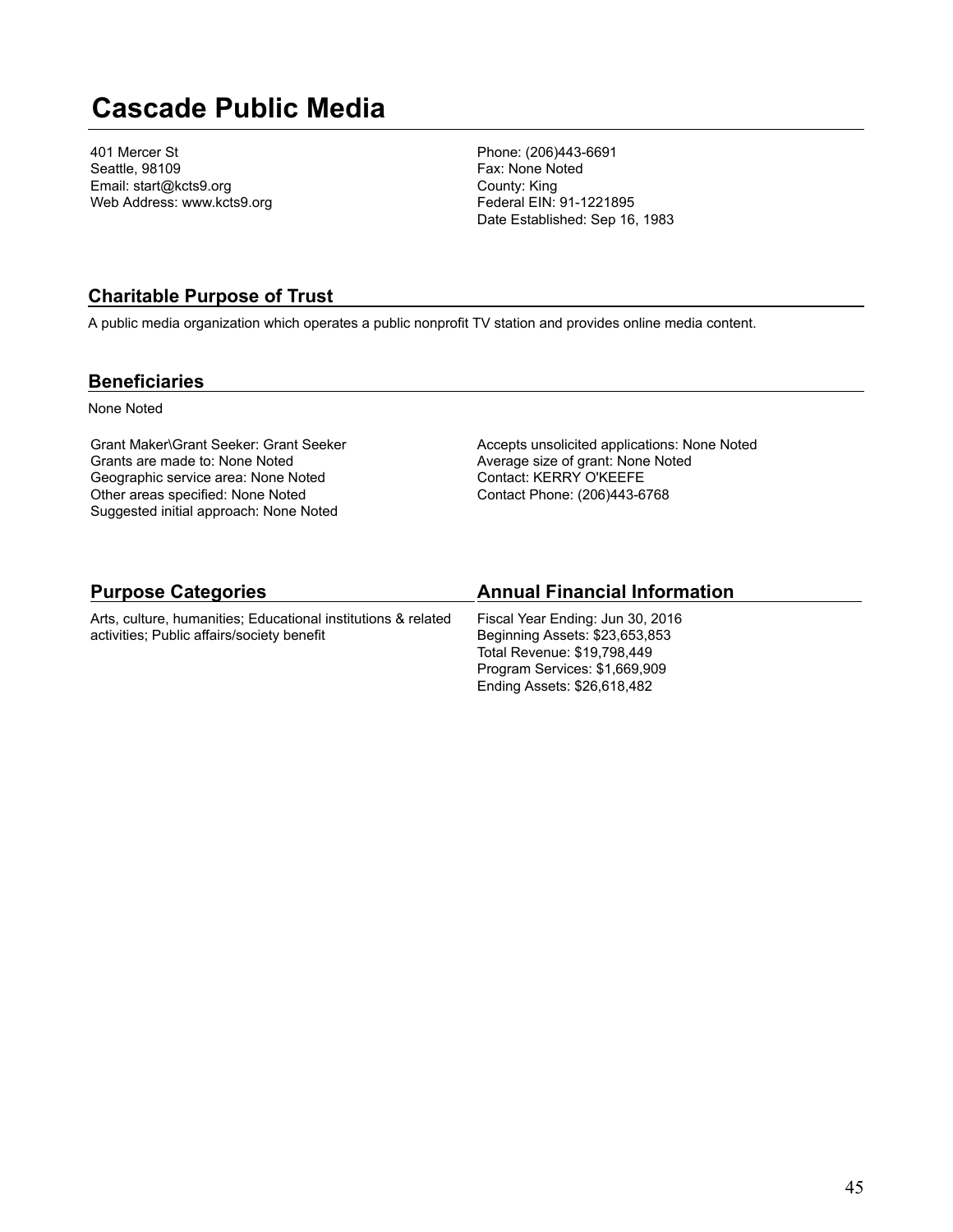# Cascade Public Media

401 Mercer St
Seattle, 98109
Email: start@kcts9.org
Web Address: www.kcts9.org

Phone: (206)443-6691
Fax: None Noted
County: King
Federal EIN: 91-1221895
Date Established: Sep 16, 1983

## Charitable Purpose of Trust

A public media organization which operates a public nonprofit TV station and provides online media content.

## Beneficiaries

None Noted

Grant Maker\Grant Seeker: Grant Seeker
Grants are made to: None Noted
Geographic service area: None Noted
Other areas specified: None Noted
Suggested initial approach: None Noted

Accepts unsolicited applications: None Noted
Average size of grant: None Noted
Contact: KERRY O'KEEFE
Contact Phone: (206)443-6768

## Purpose Categories

Arts, culture, humanities; Educational institutions & related activities; Public affairs/society benefit

## Annual Financial Information

Fiscal Year Ending: Jun 30, 2016
Beginning Assets: $23,653,853
Total Revenue: $19,798,449
Program Services: $1,669,909
Ending Assets: $26,618,482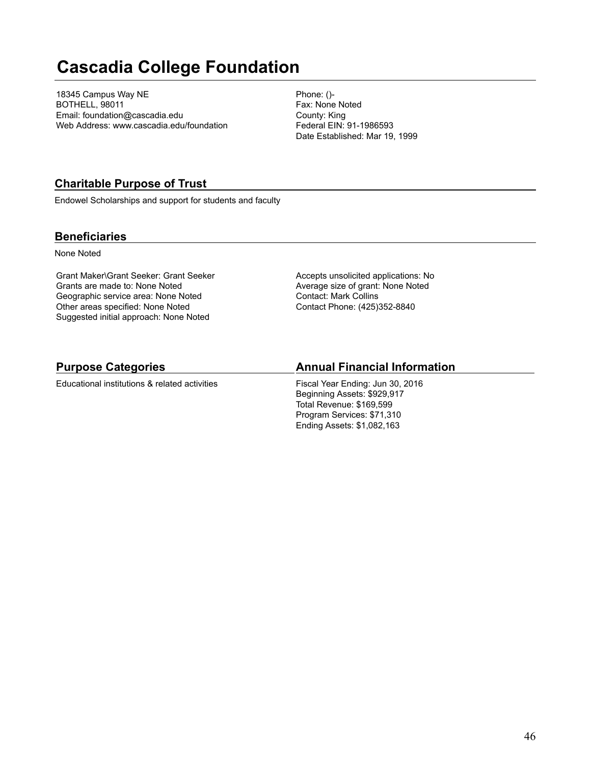# Cascadia College Foundation

18345 Campus Way NE
BOTHELL, 98011
Email: foundation@cascadia.edu
Web Address: www.cascadia.edu/foundation

Phone: ()-
Fax: None Noted
County: King
Federal EIN: 91-1986593
Date Established: Mar 19, 1999

## Charitable Purpose of Trust

Endowel Scholarships and support for students and faculty

## Beneficiaries

None Noted

Grant Maker\Grant Seeker: Grant Seeker
Grants are made to: None Noted
Geographic service area: None Noted
Other areas specified: None Noted
Suggested initial approach: None Noted

Accepts unsolicited applications: No
Average size of grant: None Noted
Contact: Mark Collins
Contact Phone: (425)352-8840

## Purpose Categories

Educational institutions & related activities

## Annual Financial Information

Fiscal Year Ending: Jun 30, 2016
Beginning Assets: $929,917
Total Revenue: $169,599
Program Services: $71,310
Ending Assets: $1,082,163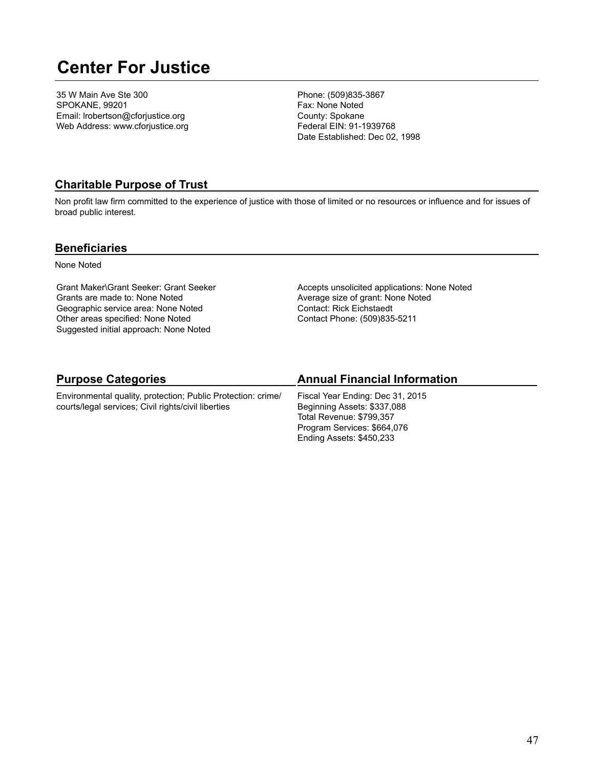# Center For Justice

35 W Main Ave Ste 300
SPOKANE, 99201
Email: lrobertson@cforjustice.org
Web Address: www.cforjustice.org

Phone: (509)835-3867
Fax: None Noted
County: Spokane
Federal EIN: 91-1939768
Date Established: Dec 02, 1998

## Charitable Purpose of Trust

Non profit law firm committed to the experience of justice with those of limited or no resources or influence and for issues of broad public interest.

## Beneficiaries

None Noted

Grant Maker\Grant Seeker: Grant Seeker
Grants are made to: None Noted
Geographic service area: None Noted
Other areas specified: None Noted
Suggested initial approach: None Noted

Accepts unsolicited applications: None Noted
Average size of grant: None Noted
Contact: Rick Eichstaedt
Contact Phone: (509)835-5211

## Purpose Categories

Environmental quality, protection; Public Protection: crime/courts/legal services; Civil rights/civil liberties

## Annual Financial Information

Fiscal Year Ending: Dec 31, 2015
Beginning Assets: $337,088
Total Revenue: $799,357
Program Services: $664,076
Ending Assets: $450,233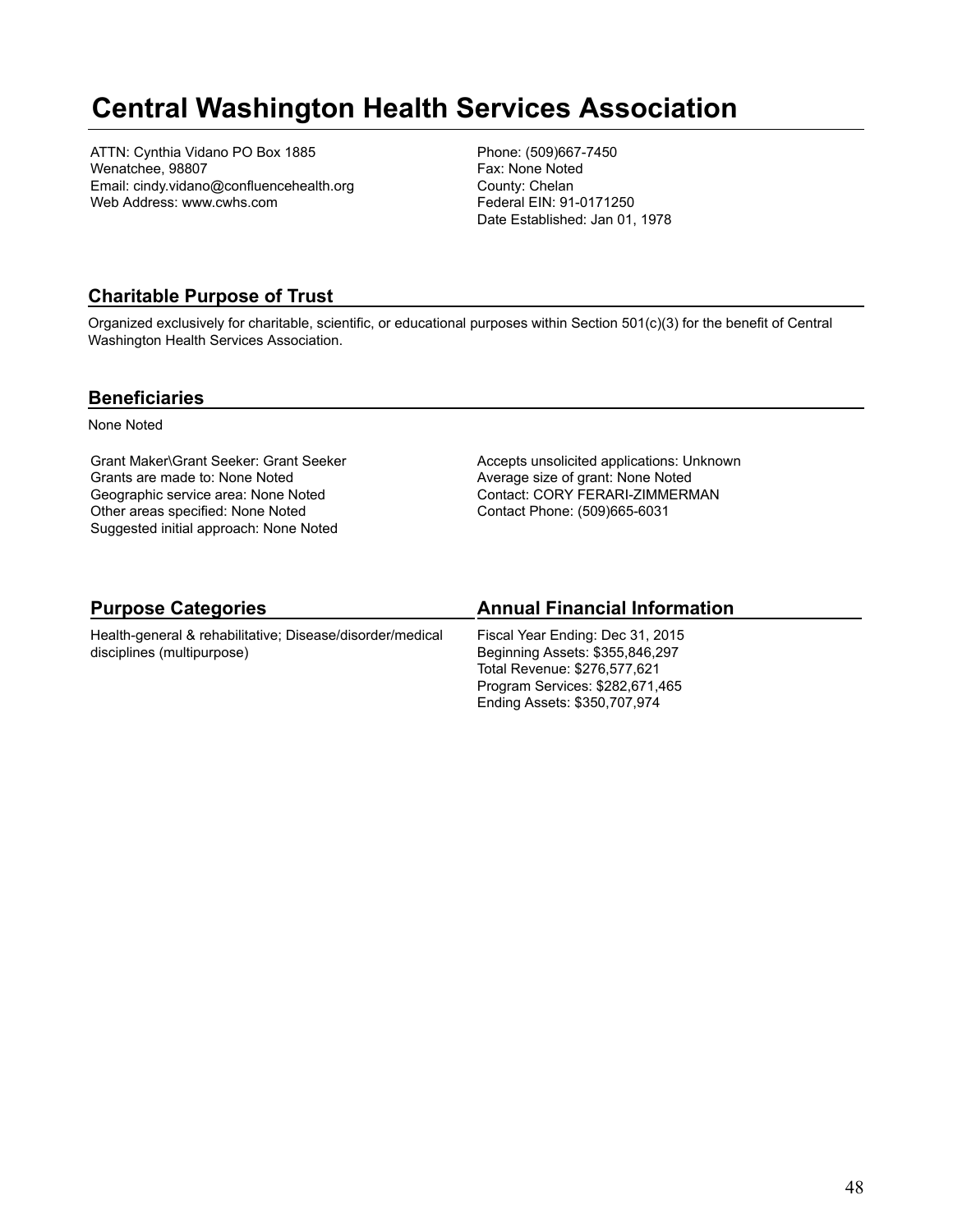# Central Washington Health Services Association

ATTN: Cynthia Vidano PO Box 1885
Wenatchee, 98807
Email: cindy.vidano@confluencehealth.org
Web Address: www.cwhs.com

Phone: (509)667-7450
Fax: None Noted
County: Chelan
Federal EIN: 91-0171250
Date Established: Jan 01, 1978

## Charitable Purpose of Trust

Organized exclusively for charitable, scientific, or educational purposes within Section 501(c)(3) for the benefit of Central Washington Health Services Association.

## Beneficiaries

None Noted

Grant Maker\Grant Seeker: Grant Seeker
Grants are made to: None Noted
Geographic service area: None Noted
Other areas specified: None Noted
Suggested initial approach: None Noted

Accepts unsolicited applications: Unknown
Average size of grant: None Noted
Contact: CORY FERARI-ZIMMERMAN
Contact Phone: (509)665-6031

## Purpose Categories

Health-general & rehabilitative; Disease/disorder/medical disciplines (multipurpose)

## Annual Financial Information

Fiscal Year Ending: Dec 31, 2015
Beginning Assets: $355,846,297
Total Revenue: $276,577,621
Program Services: $282,671,465
Ending Assets: $350,707,974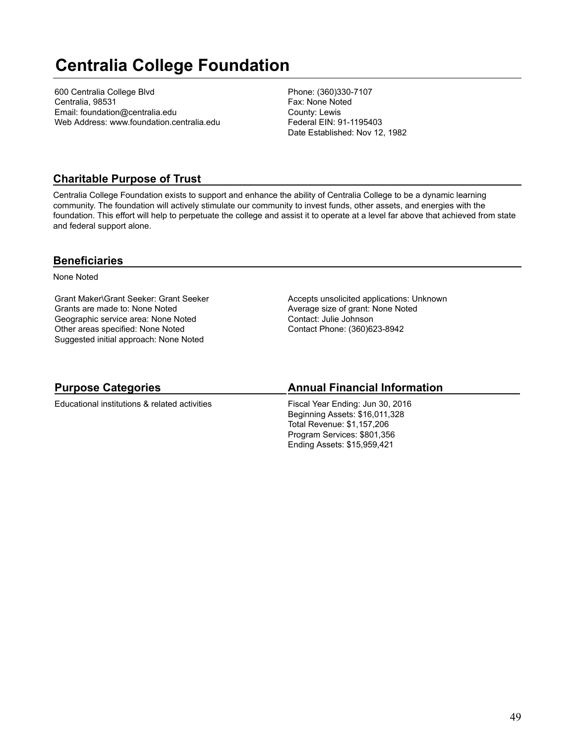# Centralia College Foundation

600 Centralia College Blvd
Centralia, 98531
Email: foundation@centralia.edu
Web Address: www.foundation.centralia.edu

Phone: (360)330-7107
Fax: None Noted
County: Lewis
Federal EIN: 91-1195403
Date Established: Nov 12, 1982

## Charitable Purpose of Trust

Centralia College Foundation exists to support and enhance the ability of Centralia College to be a dynamic learning community. The foundation will actively stimulate our community to invest funds, other assets, and energies with the foundation. This effort will help to perpetuate the college and assist it to operate at a level far above that achieved from state and federal support alone.

## Beneficiaries

None Noted

Grant Maker\Grant Seeker: Grant Seeker
Grants are made to: None Noted
Geographic service area: None Noted
Other areas specified: None Noted
Suggested initial approach: None Noted

Accepts unsolicited applications: Unknown
Average size of grant: None Noted
Contact: Julie Johnson
Contact Phone: (360)623-8942

## Purpose Categories

Educational institutions & related activities

## Annual Financial Information

Fiscal Year Ending: Jun 30, 2016
Beginning Assets: $16,011,328
Total Revenue: $1,157,206
Program Services: $801,356
Ending Assets: $15,959,421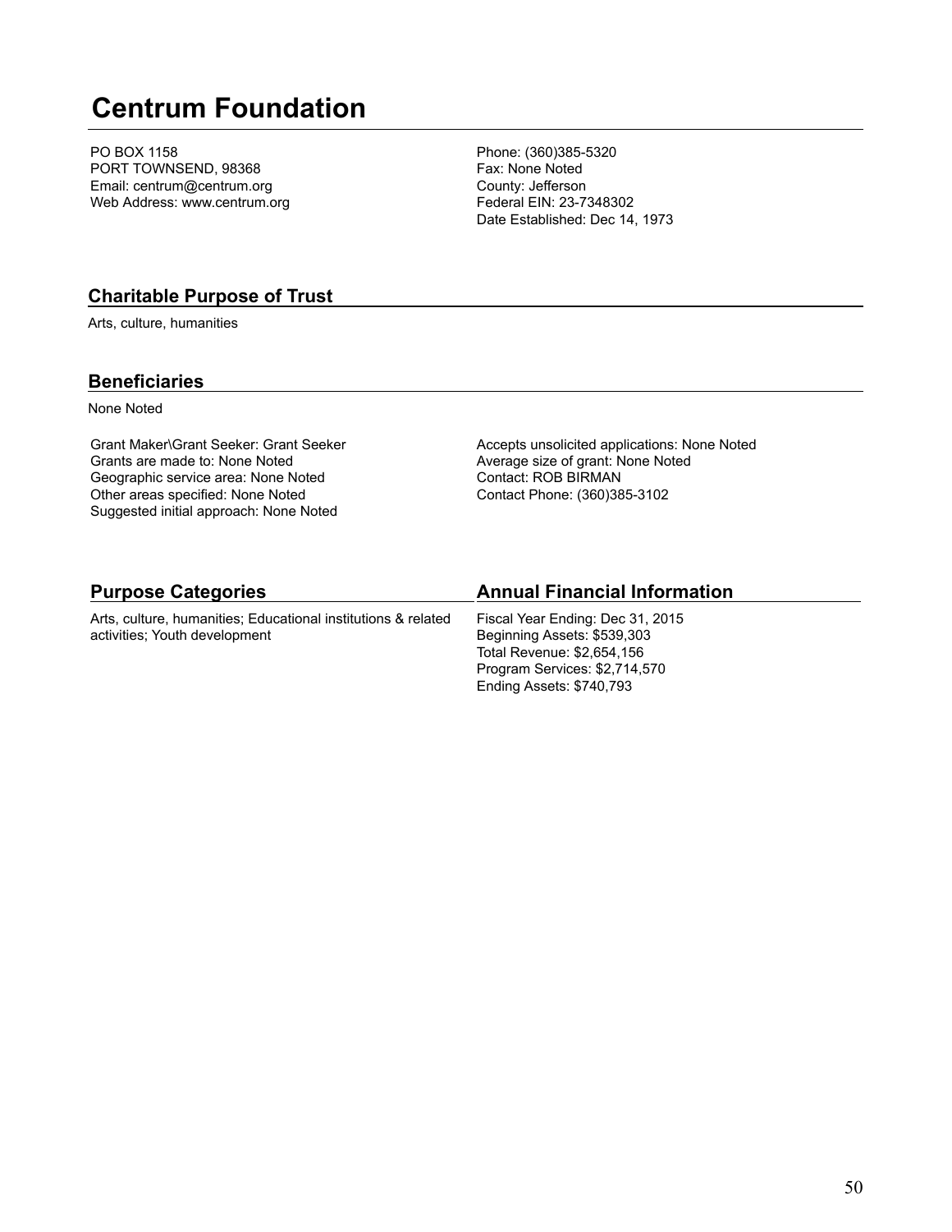# Centrum Foundation

PO BOX 1158
PORT TOWNSEND, 98368
Email: centrum@centrum.org
Web Address: www.centrum.org

Phone: (360)385-5320
Fax: None Noted
County: Jefferson
Federal EIN: 23-7348302
Date Established: Dec 14, 1973

## Charitable Purpose of Trust

Arts, culture, humanities

## Beneficiaries

None Noted

Grant Maker\Grant Seeker: Grant Seeker
Grants are made to: None Noted
Geographic service area: None Noted
Other areas specified: None Noted
Suggested initial approach: None Noted

Accepts unsolicited applications: None Noted
Average size of grant: None Noted
Contact: ROB BIRMAN
Contact Phone: (360)385-3102

## Purpose Categories

Arts, culture, humanities; Educational institutions & related activities; Youth development

## Annual Financial Information

Fiscal Year Ending: Dec 31, 2015
Beginning Assets: $539,303
Total Revenue: $2,654,156
Program Services: $2,714,570
Ending Assets: $740,793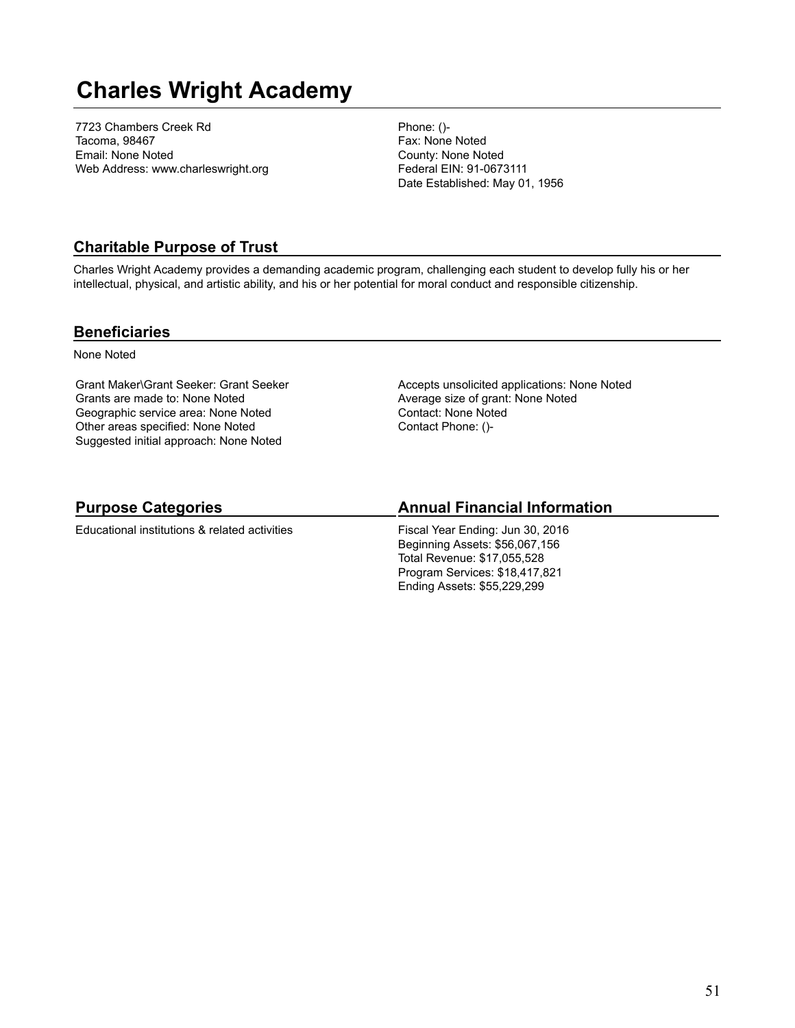# Charles Wright Academy

7723 Chambers Creek Rd
Tacoma, 98467
Email: None Noted
Web Address: www.charleswright.org

Phone: ()-
Fax: None Noted
County: None Noted
Federal EIN: 91-0673111
Date Established: May 01, 1956

## Charitable Purpose of Trust

Charles Wright Academy provides a demanding academic program, challenging each student to develop fully his or her intellectual, physical, and artistic ability, and his or her potential for moral conduct and responsible citizenship.

## Beneficiaries

None Noted

Grant Maker\Grant Seeker: Grant Seeker
Grants are made to: None Noted
Geographic service area: None Noted
Other areas specified: None Noted
Suggested initial approach: None Noted

Accepts unsolicited applications: None Noted
Average size of grant: None Noted
Contact: None Noted
Contact Phone: ()-

## Purpose Categories

Educational institutions & related activities

## Annual Financial Information

Fiscal Year Ending: Jun 30, 2016
Beginning Assets: $56,067,156
Total Revenue: $17,055,528
Program Services: $18,417,821
Ending Assets: $55,229,299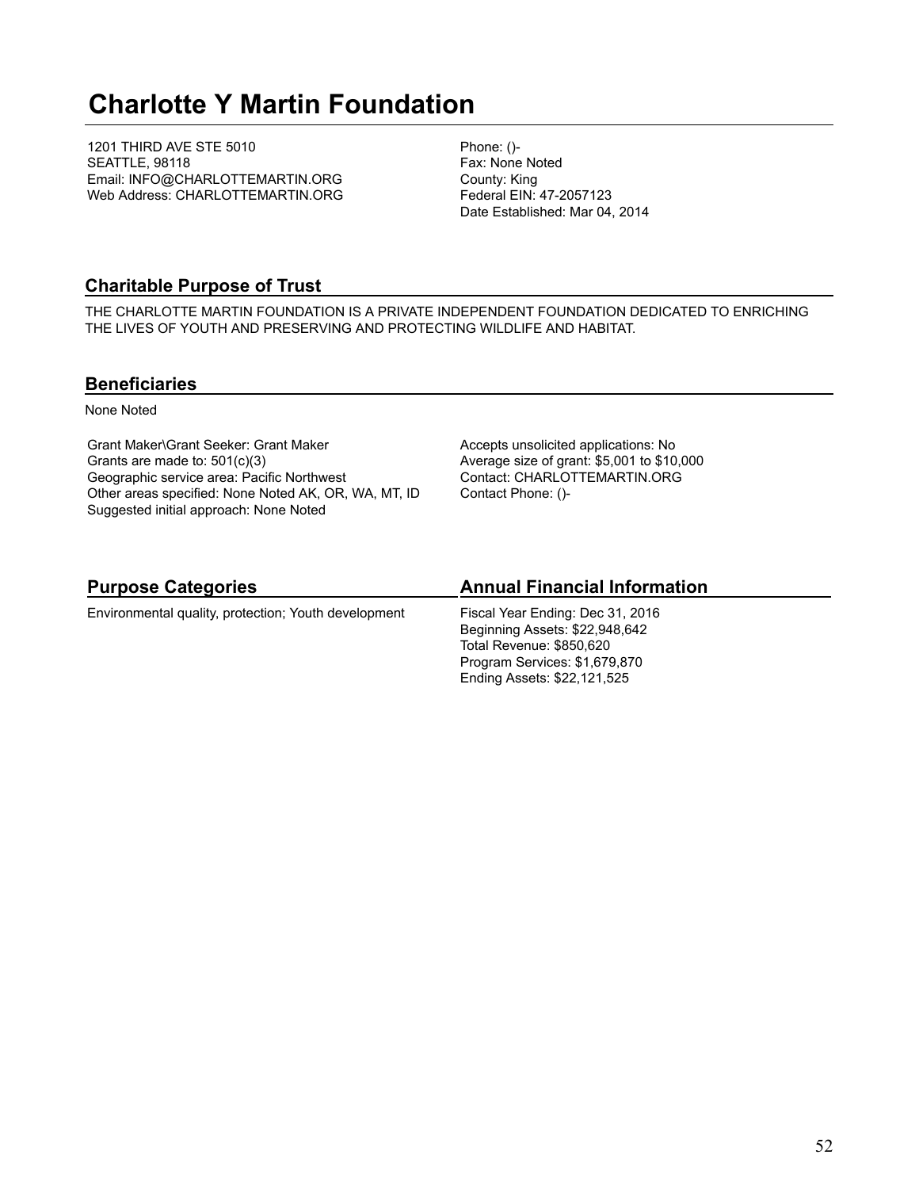# Charlotte Y Martin Foundation

1201 THIRD AVE STE 5010
SEATTLE, 98118
Email: INFO@CHARLOTTEMARTIN.ORG
Web Address: CHARLOTTEMARTIN.ORG

Phone: ()-
Fax: None Noted
County: King
Federal EIN: 47-2057123
Date Established: Mar 04, 2014

## Charitable Purpose of Trust

THE CHARLOTTE MARTIN FOUNDATION IS A PRIVATE INDEPENDENT FOUNDATION DEDICATED TO ENRICHING THE LIVES OF YOUTH AND PRESERVING AND PROTECTING WILDLIFE AND HABITAT.

## Beneficiaries

None Noted

Grant Maker\Grant Seeker: Grant Maker
Grants are made to: 501(c)(3)
Geographic service area: Pacific Northwest
Other areas specified: None Noted AK, OR, WA, MT, ID
Suggested initial approach: None Noted

Accepts unsolicited applications: No
Average size of grant: $5,001 to $10,000
Contact: CHARLOTTEMARTIN.ORG
Contact Phone: ()-

## Purpose Categories

Environmental quality, protection; Youth development

## Annual Financial Information

Fiscal Year Ending: Dec 31, 2016
Beginning Assets: $22,948,642
Total Revenue: $850,620
Program Services: $1,679,870
Ending Assets: $22,121,525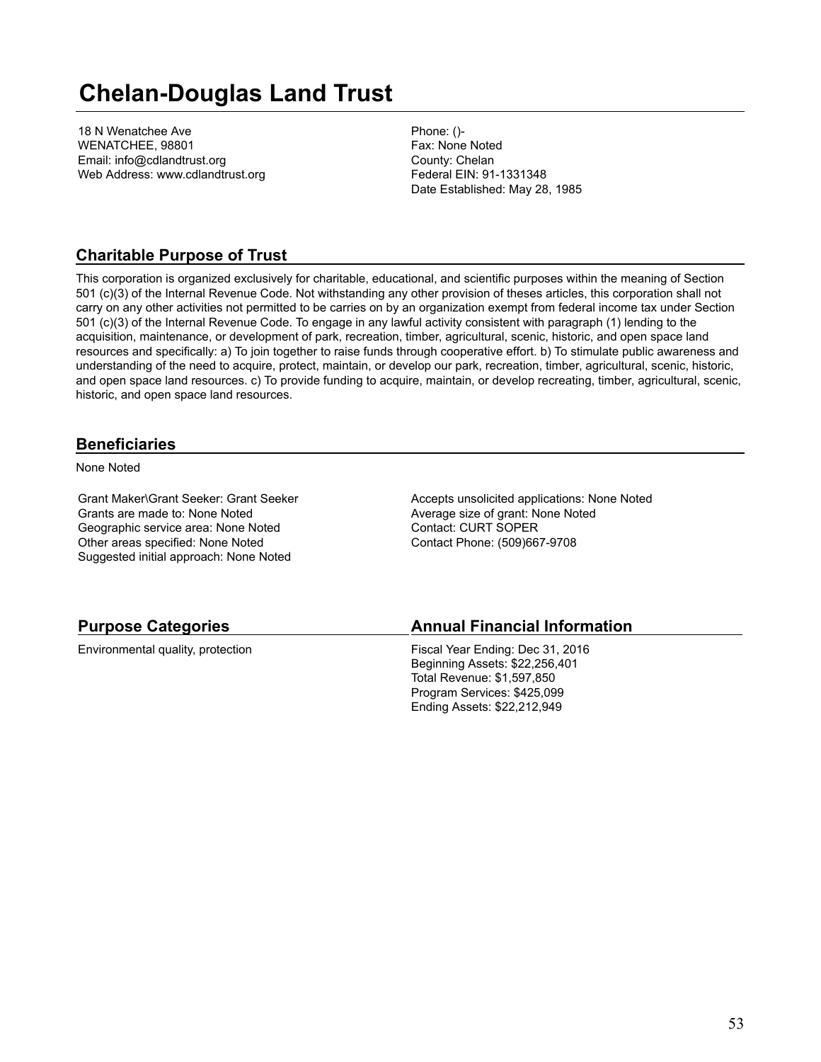# Chelan-Douglas Land Trust

18 N Wenatchee Ave
WENATCHEE, 98801
Email: info@cdlandtrust.org
Web Address: www.cdlandtrust.org

Phone: ()-
Fax: None Noted
County: Chelan
Federal EIN: 91-1331348
Date Established: May 28, 1985

## Charitable Purpose of Trust

This corporation is organized exclusively for charitable, educational, and scientific purposes within the meaning of Section 501 (c)(3) of the Internal Revenue Code. Not withstanding any other provision of theses articles, this corporation shall not carry on any other activities not permitted to be carries on by an organization exempt from federal income tax under Section 501 (c)(3) of the Internal Revenue Code. To engage in any lawful activity consistent with paragraph (1) lending to the acquisition, maintenance, or development of park, recreation, timber, agricultural, scenic, historic, and open space land resources and specifically: a) To join together to raise funds through cooperative effort. b) To stimulate public awareness and understanding of the need to acquire, protect, maintain, or develop our park, recreation, timber, agricultural, scenic, historic, and open space land resources. c) To provide funding to acquire, maintain, or develop recreating, timber, agricultural, scenic, historic, and open space land resources.

## Beneficiaries

None Noted

Grant Maker\Grant Seeker: Grant Seeker
Grants are made to: None Noted
Geographic service area: None Noted
Other areas specified: None Noted
Suggested initial approach: None Noted

Accepts unsolicited applications: None Noted
Average size of grant: None Noted
Contact: CURT SOPER
Contact Phone: (509)667-9708

## Purpose Categories

Environmental quality, protection

## Annual Financial Information

Fiscal Year Ending: Dec 31, 2016
Beginning Assets: $22,256,401
Total Revenue: $1,597,850
Program Services: $425,099
Ending Assets: $22,212,949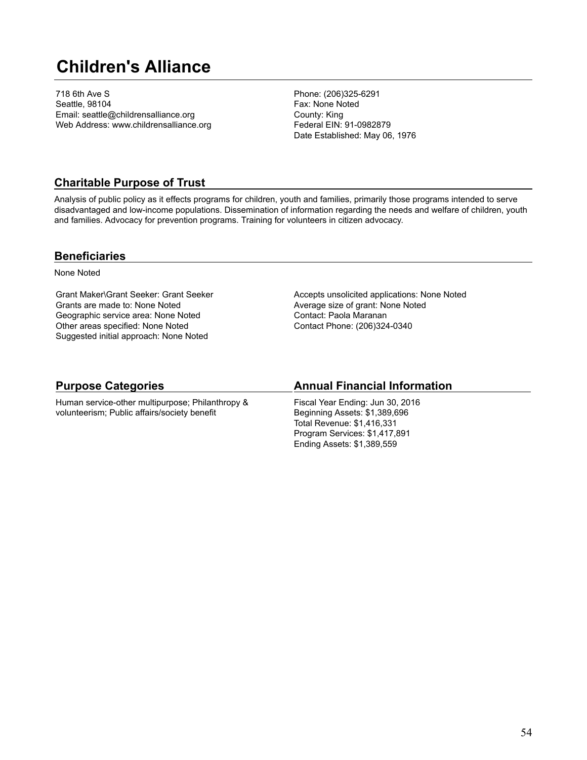# Children's Alliance

718 6th Ave S
Seattle, 98104
Email: seattle@childrensalliance.org
Web Address: www.childrensalliance.org

Phone: (206)325-6291
Fax: None Noted
County: King
Federal EIN: 91-0982879
Date Established: May 06, 1976

## Charitable Purpose of Trust

Analysis of public policy as it effects programs for children, youth and families, primarily those programs intended to serve disadvantaged and low-income populations. Dissemination of information regarding the needs and welfare of children, youth and families. Advocacy for prevention programs. Training for volunteers in citizen advocacy.

## Beneficiaries

None Noted

Grant Maker\Grant Seeker: Grant Seeker
Grants are made to: None Noted
Geographic service area: None Noted
Other areas specified: None Noted
Suggested initial approach: None Noted

Accepts unsolicited applications: None Noted
Average size of grant: None Noted
Contact: Paola Maranan
Contact Phone: (206)324-0340

## Purpose Categories

Human service-other multipurpose; Philanthropy & volunteerism; Public affairs/society benefit

## Annual Financial Information

Fiscal Year Ending: Jun 30, 2016
Beginning Assets: $1,389,696
Total Revenue: $1,416,331
Program Services: $1,417,891
Ending Assets: $1,389,559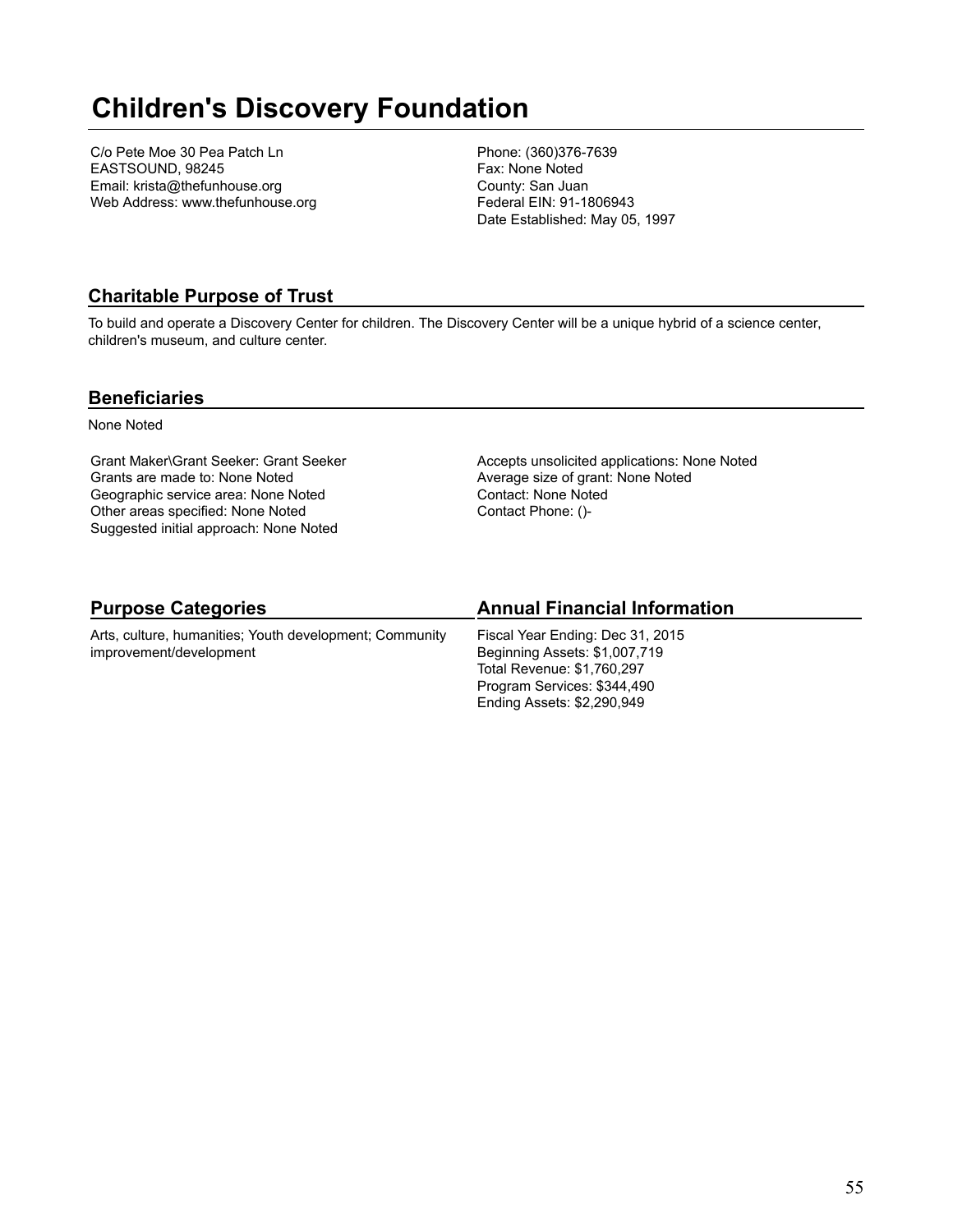# Children's Discovery Foundation

C/o Pete Moe 30 Pea Patch Ln
EASTSOUND, 98245
Email: krista@thefunhouse.org
Web Address: www.thefunhouse.org

Phone: (360)376-7639
Fax: None Noted
County: San Juan
Federal EIN: 91-1806943
Date Established: May 05, 1997

## Charitable Purpose of Trust

To build and operate a Discovery Center for children. The Discovery Center will be a unique hybrid of a science center, children's museum, and culture center.

## Beneficiaries

None Noted

Grant Maker\Grant Seeker: Grant Seeker
Grants are made to: None Noted
Geographic service area: None Noted
Other areas specified: None Noted
Suggested initial approach: None Noted

Accepts unsolicited applications: None Noted
Average size of grant: None Noted
Contact: None Noted
Contact Phone: ()-

## Purpose Categories

Arts, culture, humanities; Youth development; Community improvement/development

## Annual Financial Information

Fiscal Year Ending: Dec 31, 2015
Beginning Assets: $1,007,719
Total Revenue: $1,760,297
Program Services: $344,490
Ending Assets: $2,290,949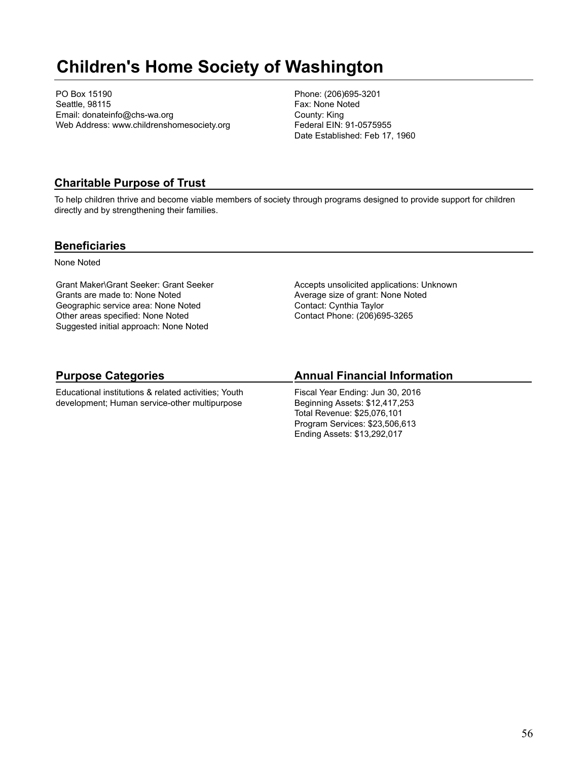# Children's Home Society of Washington

PO Box 15190
Seattle, 98115
Email: donateinfo@chs-wa.org
Web Address: www.childrenshomesociety.org

Phone: (206)695-3201
Fax: None Noted
County: King
Federal EIN: 91-0575955
Date Established: Feb 17, 1960

## Charitable Purpose of Trust

To help children thrive and become viable members of society through programs designed to provide support for children directly and by strengthening their families.

## Beneficiaries

None Noted

Grant Maker\Grant Seeker: Grant Seeker
Grants are made to: None Noted
Geographic service area: None Noted
Other areas specified: None Noted
Suggested initial approach: None Noted

Accepts unsolicited applications: Unknown
Average size of grant: None Noted
Contact: Cynthia Taylor
Contact Phone: (206)695-3265

## Purpose Categories

Educational institutions & related activities; Youth development; Human service-other multipurpose

## Annual Financial Information

Fiscal Year Ending: Jun 30, 2016
Beginning Assets: $12,417,253
Total Revenue: $25,076,101
Program Services: $23,506,613
Ending Assets: $13,292,017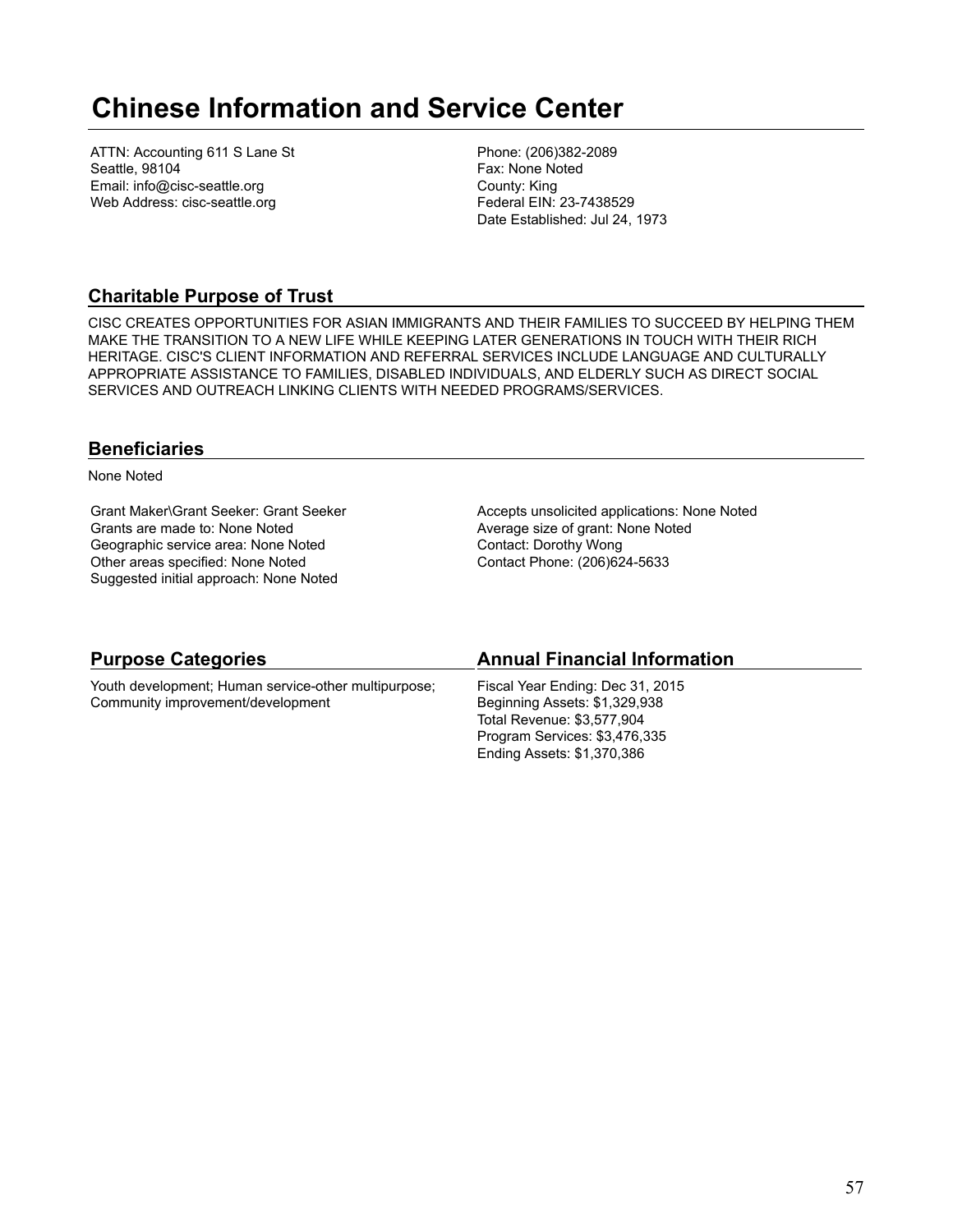# Chinese Information and Service Center

ATTN: Accounting 611 S Lane St
Seattle, 98104
Email: info@cisc-seattle.org
Web Address: cisc-seattle.org

Phone: (206)382-2089
Fax: None Noted
County: King
Federal EIN: 23-7438529
Date Established: Jul 24, 1973

## Charitable Purpose of Trust

CISC CREATES OPPORTUNITIES FOR ASIAN IMMIGRANTS AND THEIR FAMILIES TO SUCCEED BY HELPING THEM MAKE THE TRANSITION TO A NEW LIFE WHILE KEEPING LATER GENERATIONS IN TOUCH WITH THEIR RICH HERITAGE. CISC'S CLIENT INFORMATION AND REFERRAL SERVICES INCLUDE LANGUAGE AND CULTURALLY APPROPRIATE ASSISTANCE TO FAMILIES, DISABLED INDIVIDUALS, AND ELDERLY SUCH AS DIRECT SOCIAL SERVICES AND OUTREACH LINKING CLIENTS WITH NEEDED PROGRAMS/SERVICES.

## Beneficiaries

None Noted

Grant Maker\Grant Seeker: Grant Seeker
Grants are made to: None Noted
Geographic service area: None Noted
Other areas specified: None Noted
Suggested initial approach: None Noted

Accepts unsolicited applications: None Noted
Average size of grant: None Noted
Contact: Dorothy Wong
Contact Phone: (206)624-5633

## Purpose Categories

Youth development; Human service-other multipurpose; Community improvement/development

## Annual Financial Information

Fiscal Year Ending: Dec 31, 2015
Beginning Assets: $1,329,938
Total Revenue: $3,577,904
Program Services: $3,476,335
Ending Assets: $1,370,386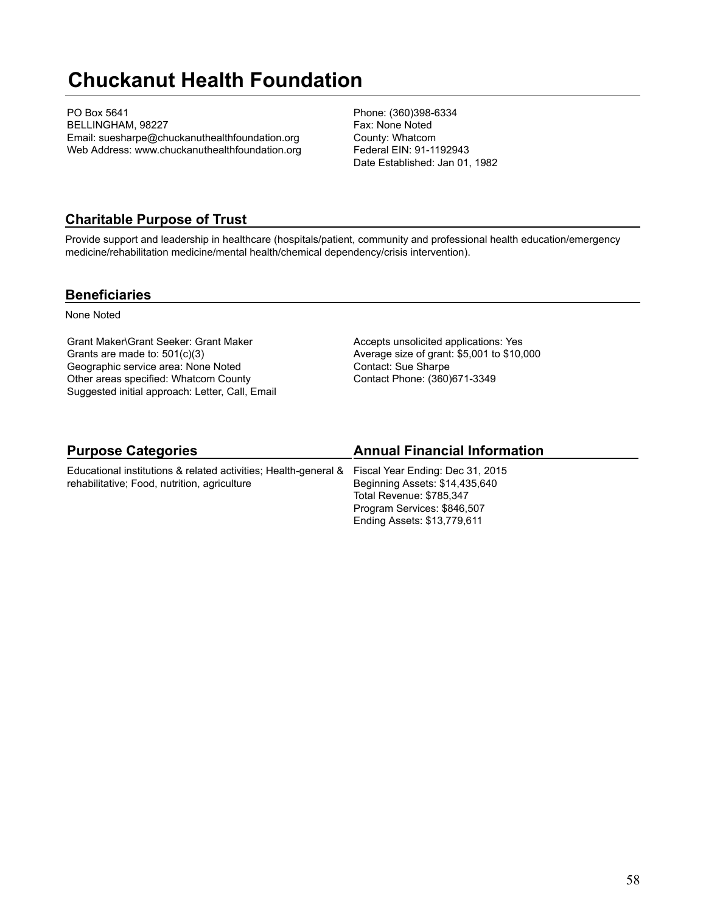# Chuckanut Health Foundation

PO Box 5641
BELLINGHAM, 98227
Email: suesharpe@chuckanuthealthfoundation.org
Web Address: www.chuckanuthealthfoundation.org

Phone: (360)398-6334
Fax: None Noted
County: Whatcom
Federal EIN: 91-1192943
Date Established: Jan 01, 1982

## Charitable Purpose of Trust

Provide support and leadership in healthcare (hospitals/patient, community and professional health education/emergency medicine/rehabilitation medicine/mental health/chemical dependency/crisis intervention).

## Beneficiaries

None Noted

Grant Maker\Grant Seeker: Grant Maker
Grants are made to: 501(c)(3)
Geographic service area: None Noted
Other areas specified: Whatcom County
Suggested initial approach: Letter, Call, Email

Accepts unsolicited applications: Yes
Average size of grant: $5,001 to $10,000
Contact: Sue Sharpe
Contact Phone: (360)671-3349

## Purpose Categories

Educational institutions & related activities; Health-general & rehabilitative; Food, nutrition, agriculture

## Annual Financial Information

Fiscal Year Ending: Dec 31, 2015
Beginning Assets: $14,435,640
Total Revenue: $785,347
Program Services: $846,507
Ending Assets: $13,779,611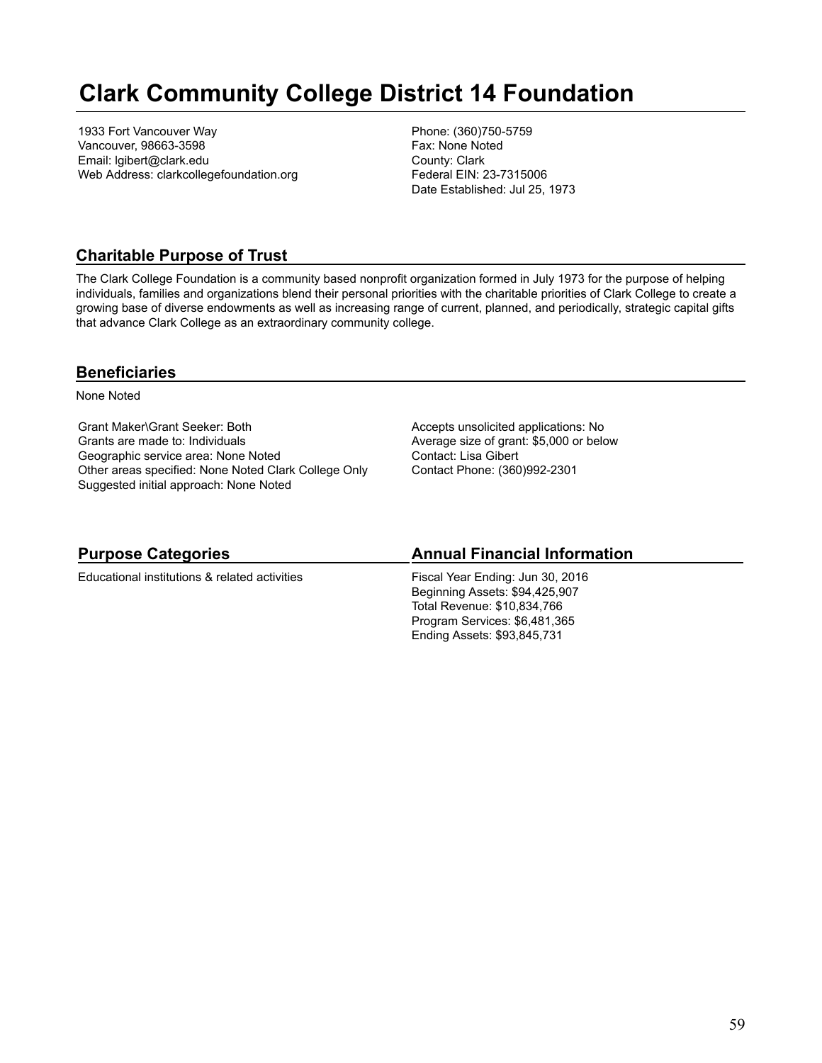# Clark Community College District 14 Foundation

1933 Fort Vancouver Way
Vancouver, 98663-3598
Email: lgibert@clark.edu
Web Address: clarkcollegefoundation.org

Phone: (360)750-5759
Fax: None Noted
County: Clark
Federal EIN: 23-7315006
Date Established: Jul 25, 1973

## Charitable Purpose of Trust

The Clark College Foundation is a community based nonprofit organization formed in July 1973 for the purpose of helping individuals, families and organizations blend their personal priorities with the charitable priorities of Clark College to create a growing base of diverse endowments as well as increasing range of current, planned, and periodically, strategic capital gifts that advance Clark College as an extraordinary community college.

## Beneficiaries

None Noted

Grant Maker\Grant Seeker: Both
Grants are made to: Individuals
Geographic service area: None Noted
Other areas specified: None Noted Clark College Only
Suggested initial approach: None Noted

Accepts unsolicited applications: No
Average size of grant: $5,000 or below
Contact: Lisa Gibert
Contact Phone: (360)992-2301

## Purpose Categories

Educational institutions & related activities

## Annual Financial Information

Fiscal Year Ending: Jun 30, 2016
Beginning Assets: $94,425,907
Total Revenue: $10,834,766
Program Services: $6,481,365
Ending Assets: $93,845,731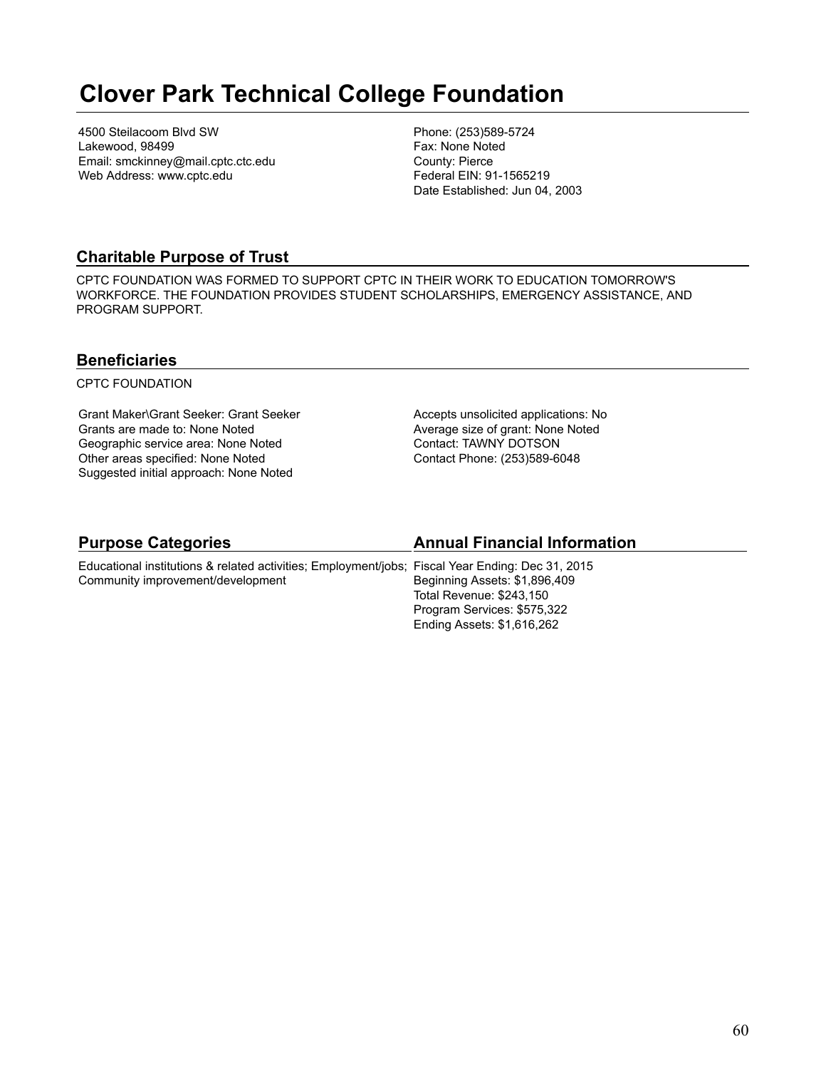# Clover Park Technical College Foundation

4500 Steilacoom Blvd SW
Lakewood, 98499
Email: smckinney@mail.cptc.ctc.edu
Web Address: www.cptc.edu

Phone: (253)589-5724
Fax: None Noted
County: Pierce
Federal EIN: 91-1565219
Date Established: Jun 04, 2003

## Charitable Purpose of Trust

CPTC FOUNDATION WAS FORMED TO SUPPORT CPTC IN THEIR WORK TO EDUCATION TOMORROW'S WORKFORCE. THE FOUNDATION PROVIDES STUDENT SCHOLARSHIPS, EMERGENCY ASSISTANCE, AND PROGRAM SUPPORT.

## Beneficiaries

CPTC FOUNDATION

Grant Maker\Grant Seeker: Grant Seeker
Grants are made to: None Noted
Geographic service area: None Noted
Other areas specified: None Noted
Suggested initial approach: None Noted

Accepts unsolicited applications: No
Average size of grant: None Noted
Contact: TAWNY DOTSON
Contact Phone: (253)589-6048

## Purpose Categories

Educational institutions & related activities; Employment/jobs; Community improvement/development

## Annual Financial Information

Fiscal Year Ending: Dec 31, 2015
Beginning Assets: $1,896,409
Total Revenue: $243,150
Program Services: $575,322
Ending Assets: $1,616,262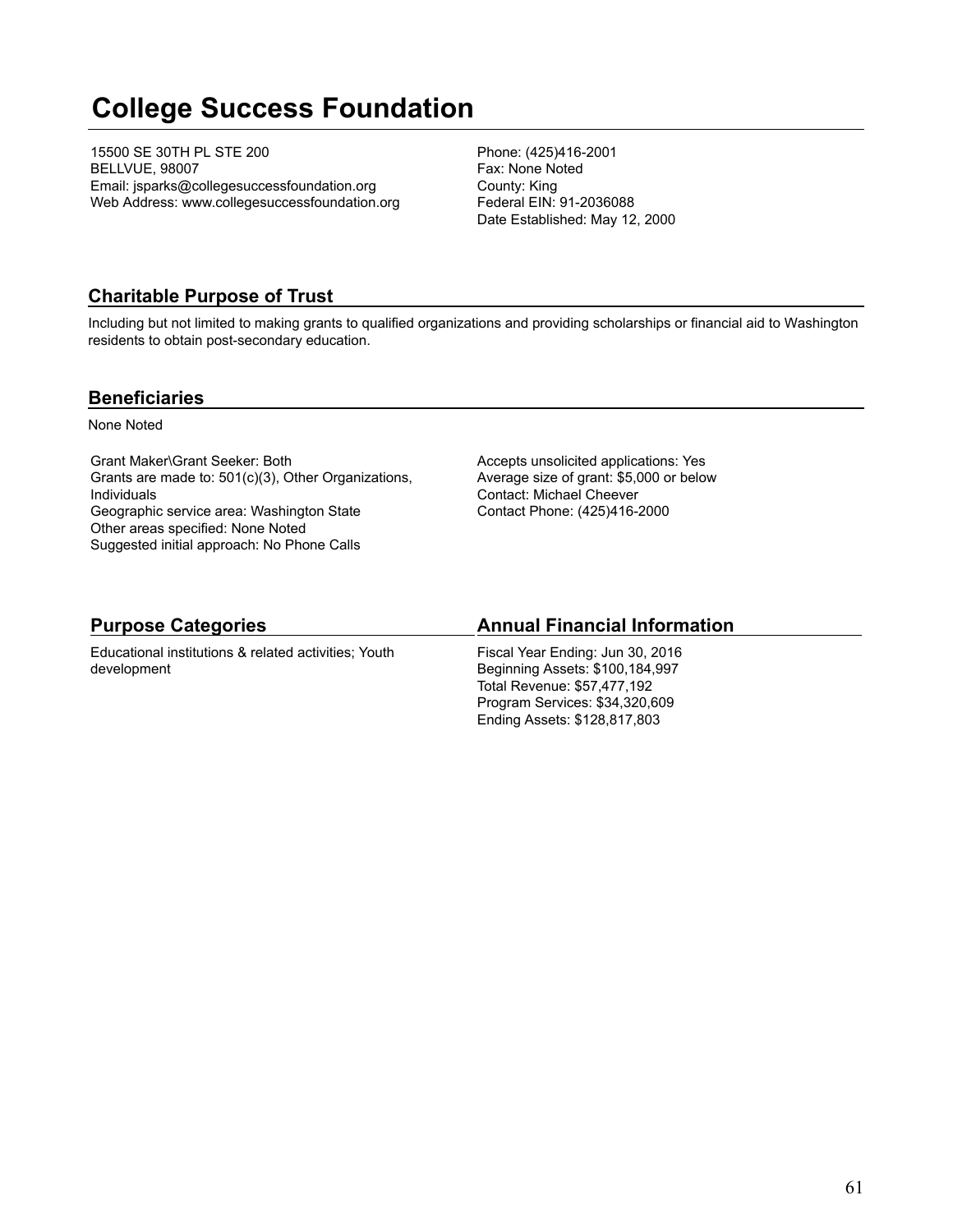# College Success Foundation

15500 SE 30TH PL STE 200
BELLVUE, 98007
Email: jsparks@collegesuccessfoundation.org
Web Address: www.collegesuccessfoundation.org

Phone: (425)416-2001
Fax: None Noted
County: King
Federal EIN: 91-2036088
Date Established: May 12, 2000

## Charitable Purpose of Trust

Including but not limited to making grants to qualified organizations and providing scholarships or financial aid to Washington residents to obtain post-secondary education.

## Beneficiaries

None Noted

Grant Maker\Grant Seeker: Both
Grants are made to: 501(c)(3), Other Organizations, Individuals
Geographic service area: Washington State
Other areas specified: None Noted
Suggested initial approach: No Phone Calls

Accepts unsolicited applications: Yes
Average size of grant: $5,000 or below
Contact: Michael Cheever
Contact Phone: (425)416-2000

## Purpose Categories

Educational institutions & related activities; Youth development

## Annual Financial Information

Fiscal Year Ending: Jun 30, 2016
Beginning Assets: $100,184,997
Total Revenue: $57,477,192
Program Services: $34,320,609
Ending Assets: $128,817,803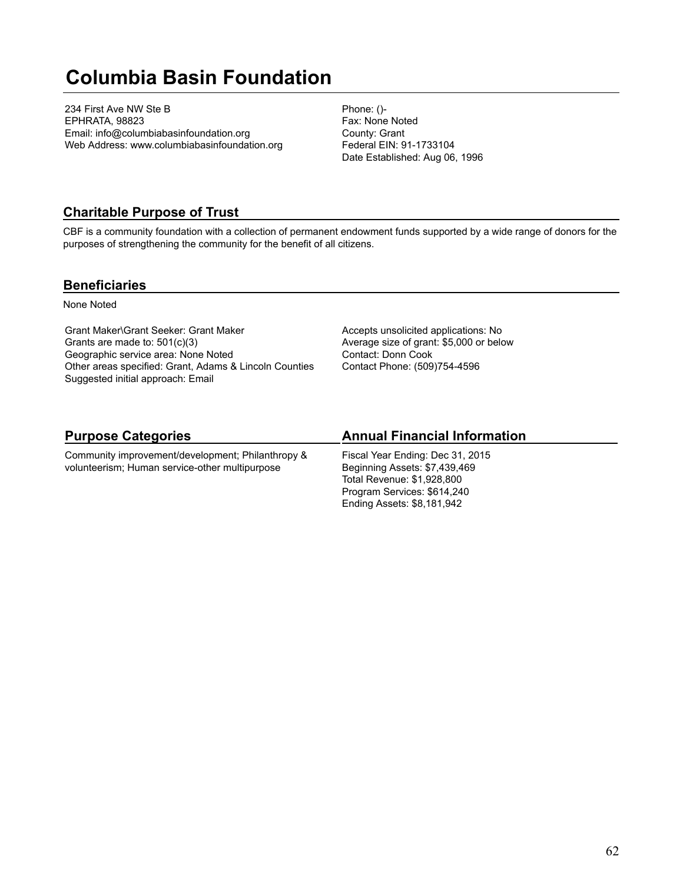# Columbia Basin Foundation

234 First Ave NW Ste B
EPHRATA, 98823
Email: info@columbiabasinfoundation.org
Web Address: www.columbiabasinfoundation.org

Phone: ()-
Fax: None Noted
County: Grant
Federal EIN: 91-1733104
Date Established: Aug 06, 1996

## Charitable Purpose of Trust

CBF is a community foundation with a collection of permanent endowment funds supported by a wide range of donors for the purposes of strengthening the community for the benefit of all citizens.

## Beneficiaries

None Noted

Grant Maker\Grant Seeker: Grant Maker
Grants are made to: 501(c)(3)
Geographic service area: None Noted
Other areas specified: Grant, Adams & Lincoln Counties
Suggested initial approach: Email

Accepts unsolicited applications: No
Average size of grant: $5,000 or below
Contact: Donn Cook
Contact Phone: (509)754-4596

## Purpose Categories

Community improvement/development; Philanthropy & volunteerism; Human service-other multipurpose

## Annual Financial Information

Fiscal Year Ending: Dec 31, 2015
Beginning Assets: $7,439,469
Total Revenue: $1,928,800
Program Services: $614,240
Ending Assets: $8,181,942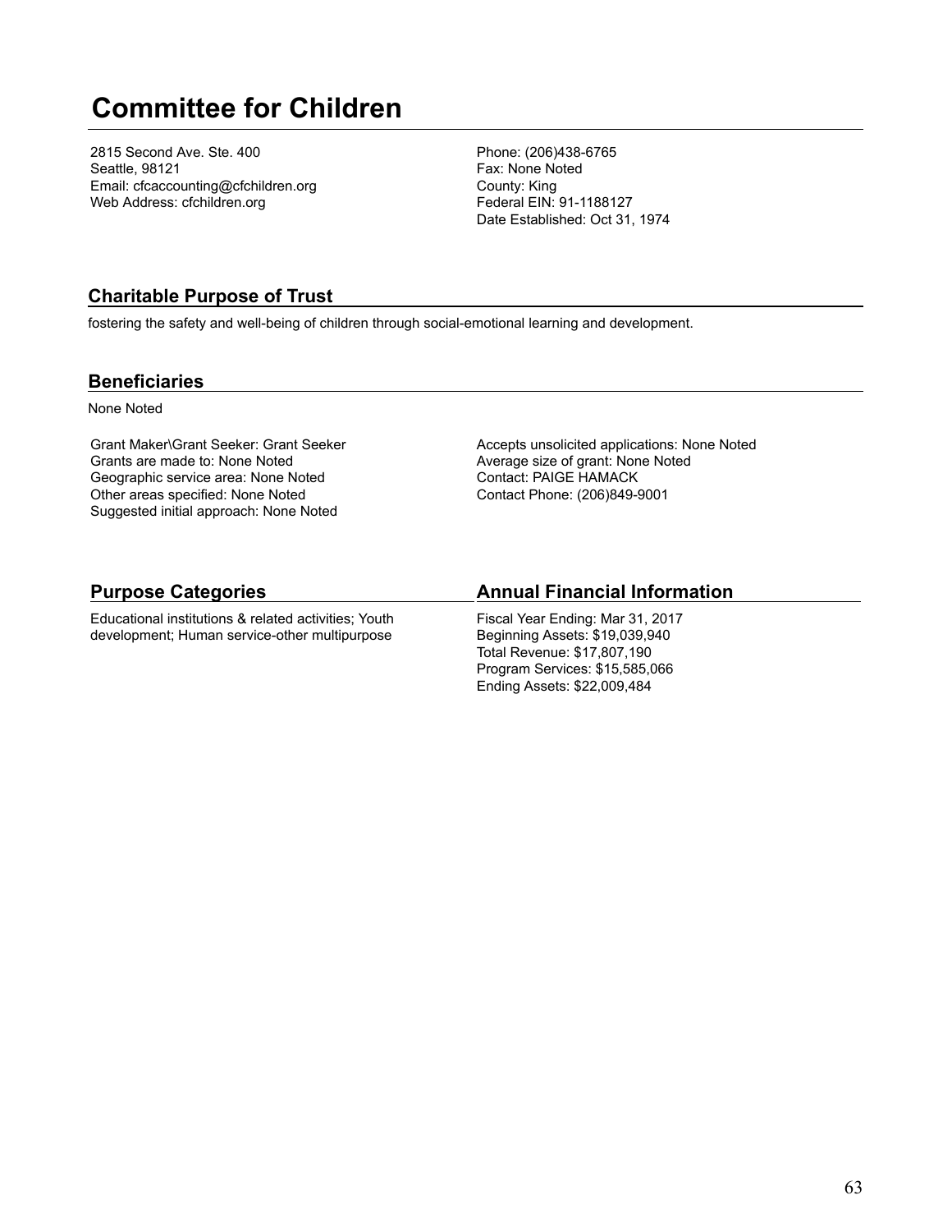# Committee for Children

2815 Second Ave. Ste. 400
Seattle, 98121
Email: cfcaccounting@cfchildren.org
Web Address: cfchildren.org

Phone: (206)438-6765
Fax: None Noted
County: King
Federal EIN: 91-1188127
Date Established: Oct 31, 1974

## Charitable Purpose of Trust

fostering the safety and well-being of children through social-emotional learning and development.

## Beneficiaries

None Noted

Grant Maker\Grant Seeker: Grant Seeker
Grants are made to: None Noted
Geographic service area: None Noted
Other areas specified: None Noted
Suggested initial approach: None Noted

Accepts unsolicited applications: None Noted
Average size of grant: None Noted
Contact: PAIGE HAMACK
Contact Phone: (206)849-9001

## Purpose Categories

Educational institutions & related activities; Youth development; Human service-other multipurpose

## Annual Financial Information

Fiscal Year Ending: Mar 31, 2017
Beginning Assets: $19,039,940
Total Revenue: $17,807,190
Program Services: $15,585,066
Ending Assets: $22,009,484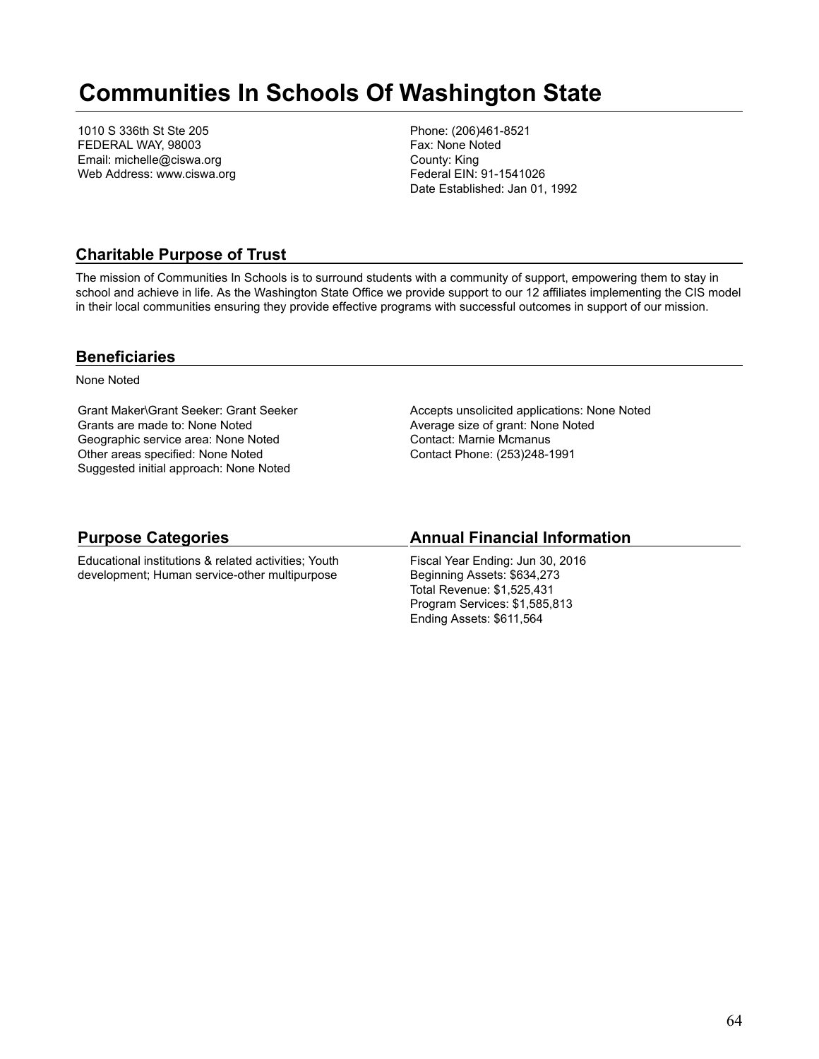# Communities In Schools Of Washington State

1010 S 336th St Ste 205
FEDERAL WAY, 98003
Email: michelle@ciswa.org
Web Address: www.ciswa.org

Phone: (206)461-8521
Fax: None Noted
County: King
Federal EIN: 91-1541026
Date Established: Jan 01, 1992

## Charitable Purpose of Trust

The mission of Communities In Schools is to surround students with a community of support, empowering them to stay in school and achieve in life. As the Washington State Office we provide support to our 12 affiliates implementing the CIS model in their local communities ensuring they provide effective programs with successful outcomes in support of our mission.

## Beneficiaries

None Noted

Grant Maker\Grant Seeker: Grant Seeker
Grants are made to: None Noted
Geographic service area: None Noted
Other areas specified: None Noted
Suggested initial approach: None Noted

Accepts unsolicited applications: None Noted
Average size of grant: None Noted
Contact: Marnie Mcmanus
Contact Phone: (253)248-1991

## Purpose Categories

Educational institutions & related activities; Youth development; Human service-other multipurpose

## Annual Financial Information

Fiscal Year Ending: Jun 30, 2016
Beginning Assets: $634,273
Total Revenue: $1,525,431
Program Services: $1,585,813
Ending Assets: $611,564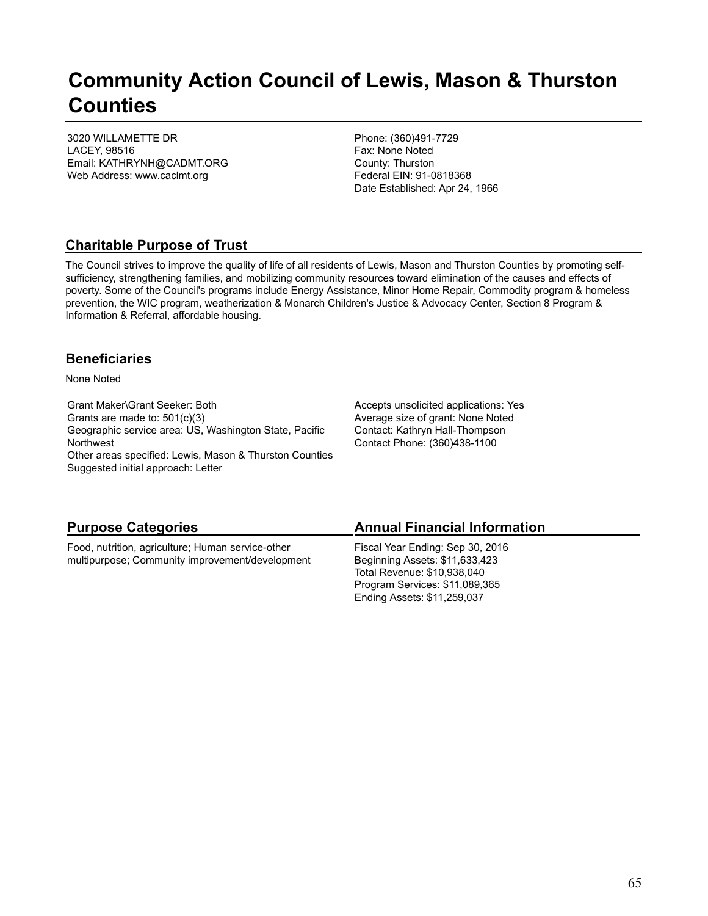# Community Action Council of Lewis, Mason & Thurston Counties

3020 WILLAMETTE DR
LACEY, 98516
Email: KATHRYNH@CADMT.ORG
Web Address: www.caclmt.org

Phone: (360)491-7729
Fax: None Noted
County: Thurston
Federal EIN: 91-0818368
Date Established: Apr 24, 1966

## Charitable Purpose of Trust

The Council strives to improve the quality of life of all residents of Lewis, Mason and Thurston Counties by promoting self-sufficiency, strengthening families, and mobilizing community resources toward elimination of the causes and effects of poverty. Some of the Council's programs include Energy Assistance, Minor Home Repair, Commodity program & homeless prevention, the WIC program, weatherization & Monarch Children's Justice & Advocacy Center, Section 8 Program & Information & Referral, affordable housing.

## Beneficiaries

None Noted

Grant Maker\Grant Seeker: Both
Grants are made to: 501(c)(3)
Geographic service area: US, Washington State, Pacific Northwest
Other areas specified: Lewis, Mason & Thurston Counties
Suggested initial approach: Letter

Accepts unsolicited applications: Yes
Average size of grant: None Noted
Contact: Kathryn Hall-Thompson
Contact Phone: (360)438-1100

## Purpose Categories

Food, nutrition, agriculture; Human service-other multipurpose; Community improvement/development

## Annual Financial Information

Fiscal Year Ending: Sep 30, 2016
Beginning Assets: $11,633,423
Total Revenue: $10,938,040
Program Services: $11,089,365
Ending Assets: $11,259,037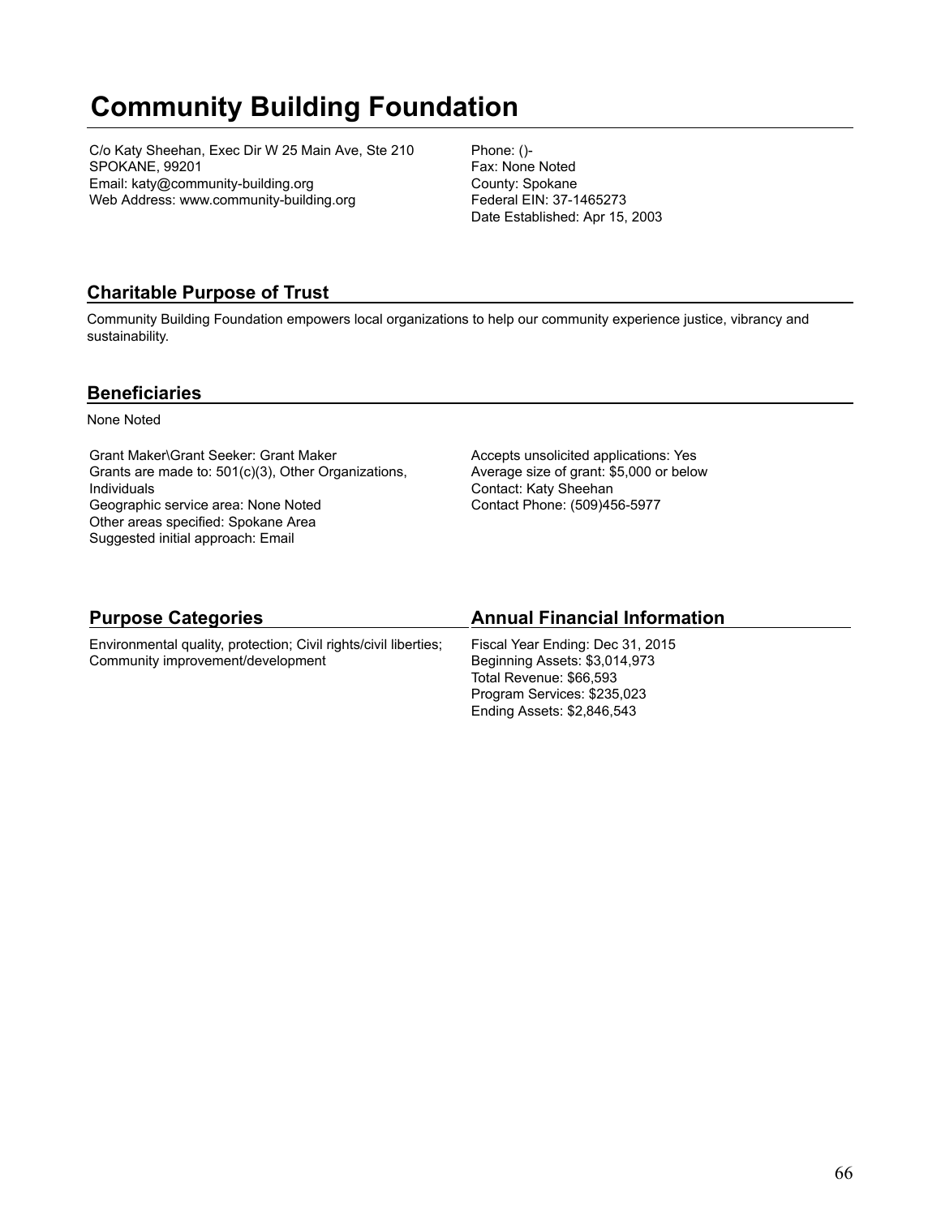# Community Building Foundation

C/o Katy Sheehan, Exec Dir W 25 Main Ave, Ste 210
SPOKANE, 99201
Email: katy@community-building.org
Web Address: www.community-building.org

Phone: ()-
Fax: None Noted
County: Spokane
Federal EIN: 37-1465273
Date Established: Apr 15, 2003

## Charitable Purpose of Trust

Community Building Foundation empowers local organizations to help our community experience justice, vibrancy and sustainability.

## Beneficiaries

None Noted

Grant Maker\Grant Seeker: Grant Maker
Grants are made to: 501(c)(3), Other Organizations, Individuals
Geographic service area: None Noted
Other areas specified: Spokane Area
Suggested initial approach: Email

Accepts unsolicited applications: Yes
Average size of grant: $5,000 or below
Contact: Katy Sheehan
Contact Phone: (509)456-5977

## Purpose Categories

Environmental quality, protection; Civil rights/civil liberties; Community improvement/development

## Annual Financial Information

Fiscal Year Ending: Dec 31, 2015
Beginning Assets: $3,014,973
Total Revenue: $66,593
Program Services: $235,023
Ending Assets: $2,846,543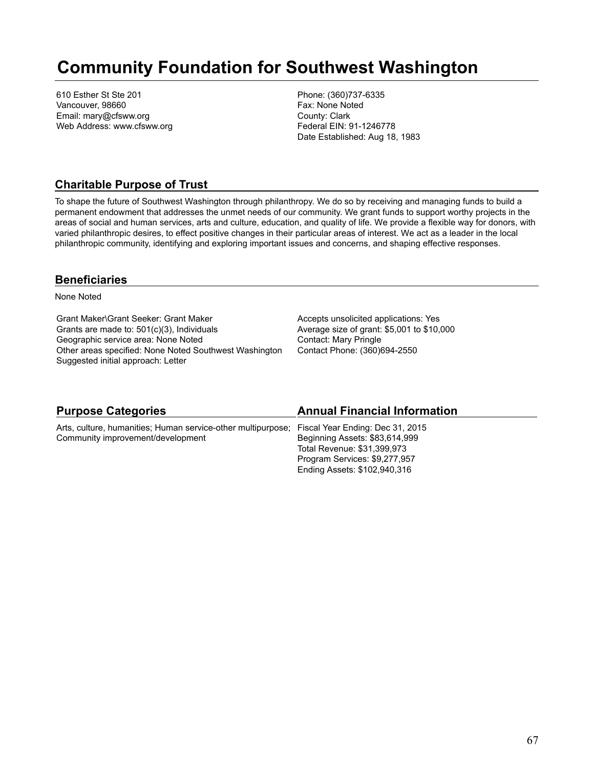# Community Foundation for Southwest Washington

610 Esther St Ste 201
Vancouver, 98660
Email: mary@cfsww.org
Web Address: www.cfsww.org

Phone: (360)737-6335
Fax: None Noted
County: Clark
Federal EIN: 91-1246778
Date Established: Aug 18, 1983

## Charitable Purpose of Trust

To shape the future of Southwest Washington through philanthropy. We do so by receiving and managing funds to build a permanent endowment that addresses the unmet needs of our community. We grant funds to support worthy projects in the areas of social and human services, arts and culture, education, and quality of life. We provide a flexible way for donors, with varied philanthropic desires, to effect positive changes in their particular areas of interest. We act as a leader in the local philanthropic community, identifying and exploring important issues and concerns, and shaping effective responses.

## Beneficiaries

None Noted

Grant Maker\Grant Seeker: Grant Maker
Grants are made to: 501(c)(3), Individuals
Geographic service area: None Noted
Other areas specified: None Noted Southwest Washington
Suggested initial approach: Letter

Accepts unsolicited applications: Yes
Average size of grant: $5,001 to $10,000
Contact: Mary Pringle
Contact Phone: (360)694-2550

## Purpose Categories

Arts, culture, humanities; Human service-other multipurpose; Community improvement/development

## Annual Financial Information

Fiscal Year Ending: Dec 31, 2015
Beginning Assets: $83,614,999
Total Revenue: $31,399,973
Program Services: $9,277,957
Ending Assets: $102,940,316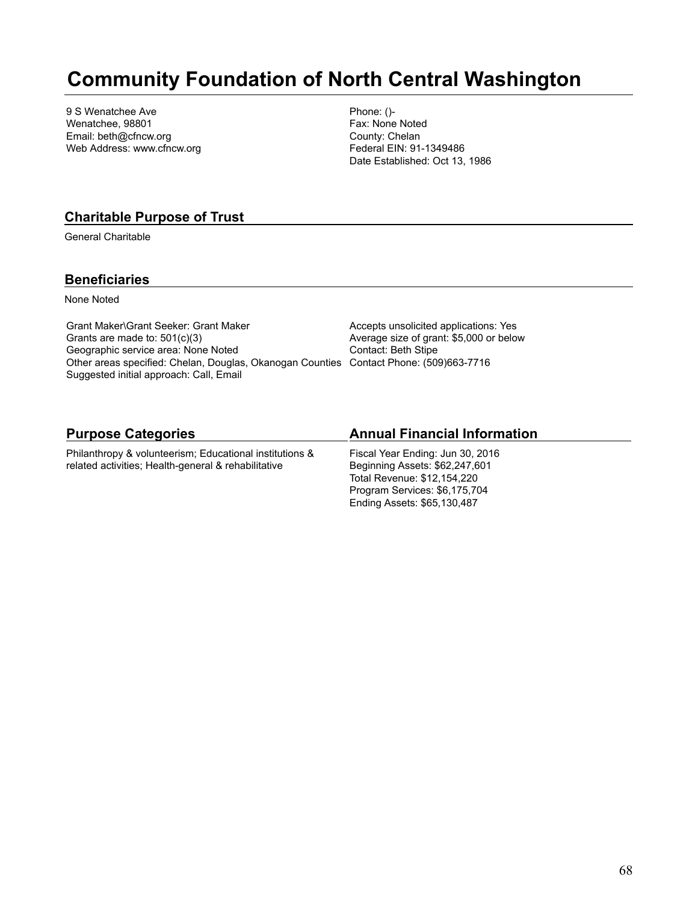# Community Foundation of North Central Washington

9 S Wenatchee Ave
Wenatchee, 98801
Email: beth@cfncw.org
Web Address: www.cfncw.org

Phone: ()-
Fax: None Noted
County: Chelan
Federal EIN: 91-1349486
Date Established: Oct 13, 1986

## Charitable Purpose of Trust

General Charitable

## Beneficiaries

None Noted

Grant Maker\Grant Seeker: Grant Maker
Grants are made to: 501(c)(3)
Geographic service area: None Noted
Other areas specified: Chelan, Douglas, Okanogan Counties
Suggested initial approach: Call, Email

Accepts unsolicited applications: Yes
Average size of grant: $5,000 or below
Contact: Beth Stipe
Contact Phone: (509)663-7716

## Purpose Categories

Philanthropy & volunteerism; Educational institutions & related activities; Health-general & rehabilitative

## Annual Financial Information

Fiscal Year Ending: Jun 30, 2016
Beginning Assets: $62,247,601
Total Revenue: $12,154,220
Program Services: $6,175,704
Ending Assets: $65,130,487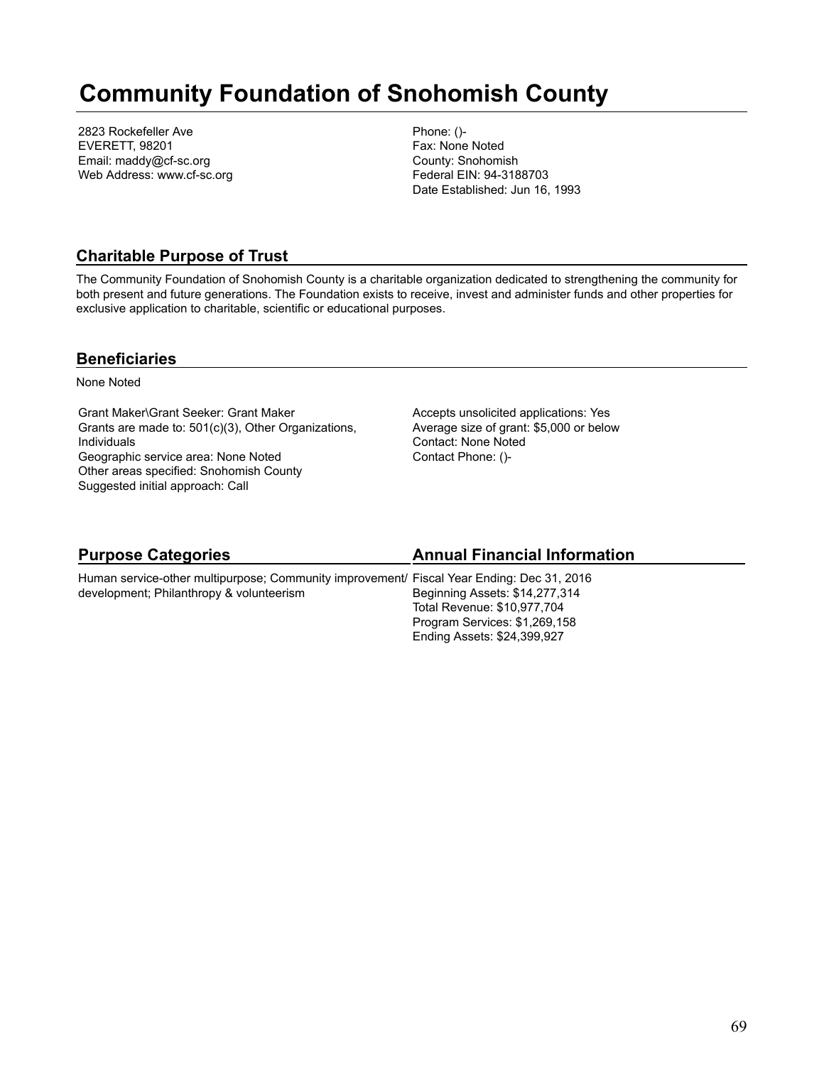# Community Foundation of Snohomish County

2823 Rockefeller Ave
EVERETT, 98201
Email: maddy@cf-sc.org
Web Address: www.cf-sc.org

Phone: ()-
Fax: None Noted
County: Snohomish
Federal EIN: 94-3188703
Date Established: Jun 16, 1993

## Charitable Purpose of Trust

The Community Foundation of Snohomish County is a charitable organization dedicated to strengthening the community for both present and future generations. The Foundation exists to receive, invest and administer funds and other properties for exclusive application to charitable, scientific or educational purposes.

## Beneficiaries

None Noted

Grant Maker\Grant Seeker: Grant Maker
Grants are made to: 501(c)(3), Other Organizations, Individuals
Geographic service area: None Noted
Other areas specified: Snohomish County
Suggested initial approach: Call

Accepts unsolicited applications: Yes
Average size of grant: $5,000 or below
Contact: None Noted
Contact Phone: ()-

## Purpose Categories

Human service-other multipurpose; Community improvement/ development; Philanthropy & volunteerism

## Annual Financial Information

Fiscal Year Ending: Dec 31, 2016
Beginning Assets: $14,277,314
Total Revenue: $10,977,704
Program Services: $1,269,158
Ending Assets: $24,399,927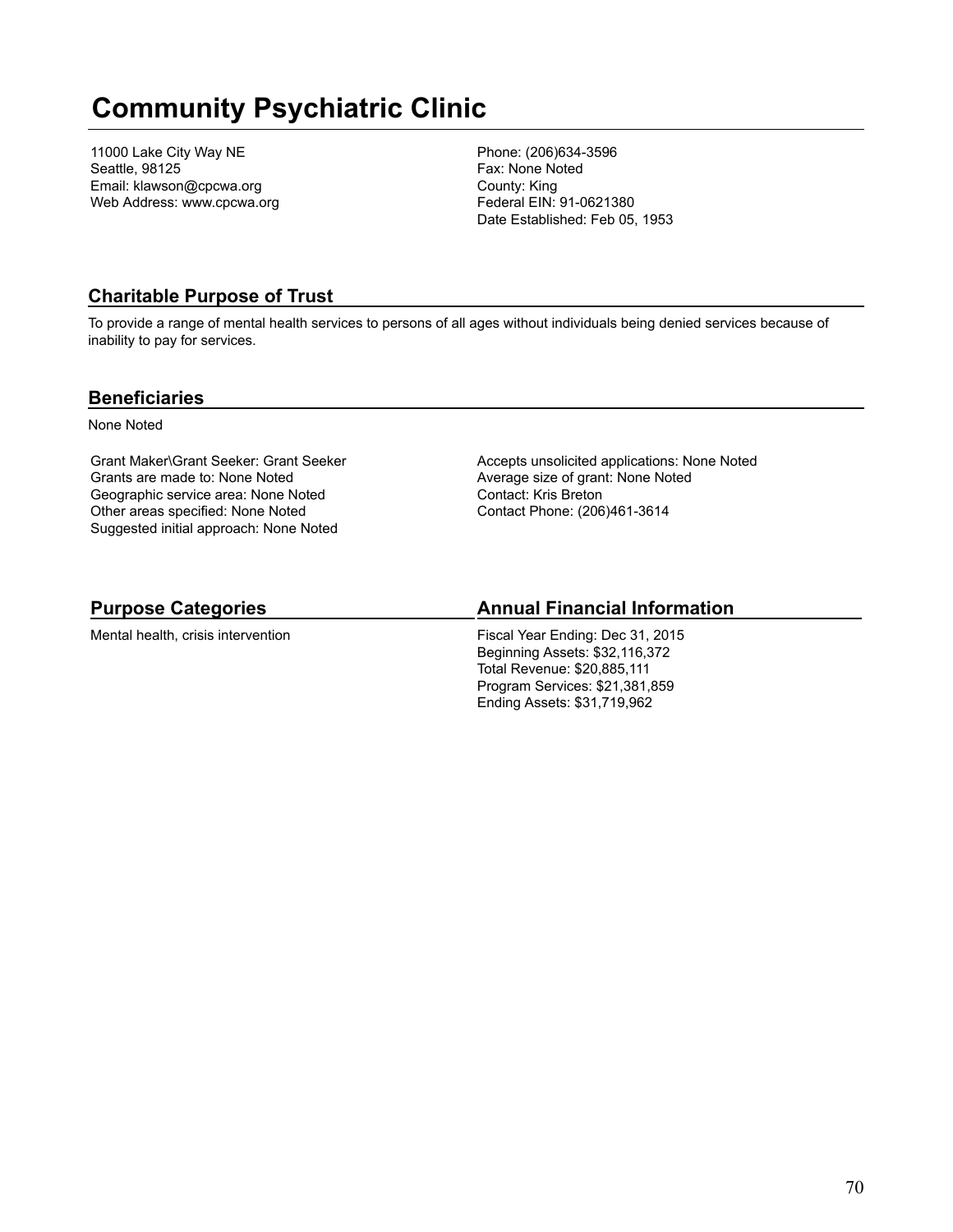# Community Psychiatric Clinic

11000 Lake City Way NE
Seattle, 98125
Email: klawson@cpcwa.org
Web Address: www.cpcwa.org

Phone: (206)634-3596
Fax: None Noted
County: King
Federal EIN: 91-0621380
Date Established: Feb 05, 1953

## Charitable Purpose of Trust

To provide a range of mental health services to persons of all ages without individuals being denied services because of inability to pay for services.

## Beneficiaries

None Noted

Grant Maker\Grant Seeker: Grant Seeker
Grants are made to: None Noted
Geographic service area: None Noted
Other areas specified: None Noted
Suggested initial approach: None Noted

Accepts unsolicited applications: None Noted
Average size of grant: None Noted
Contact: Kris Breton
Contact Phone: (206)461-3614

## Purpose Categories

Mental health, crisis intervention

## Annual Financial Information

Fiscal Year Ending: Dec 31, 2015
Beginning Assets: $32,116,372
Total Revenue: $20,885,111
Program Services: $21,381,859
Ending Assets: $31,719,962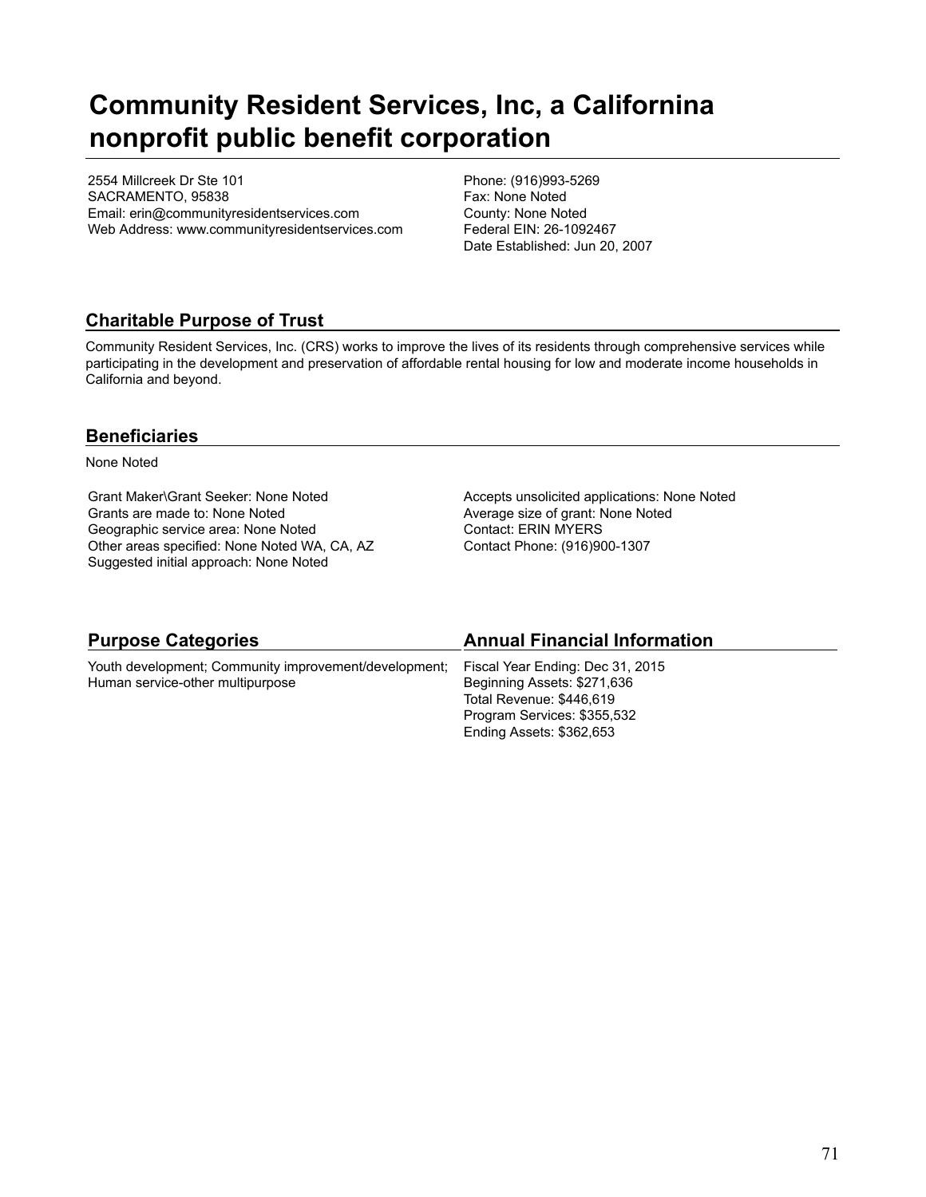# Community Resident Services, Inc, a Californina nonprofit public benefit corporation

2554 Millcreek Dr Ste 101
SACRAMENTO, 95838
Email: erin@communityresidentservices.com
Web Address: www.communityresidentservices.com

Phone: (916)993-5269
Fax: None Noted
County: None Noted
Federal EIN: 26-1092467
Date Established: Jun 20, 2007

## Charitable Purpose of Trust

Community Resident Services, Inc. (CRS) works to improve the lives of its residents through comprehensive services while participating in the development and preservation of affordable rental housing for low and moderate income households in California and beyond.

## Beneficiaries

None Noted

Grant Maker\Grant Seeker: None Noted
Grants are made to: None Noted
Geographic service area: None Noted
Other areas specified: None Noted WA, CA, AZ
Suggested initial approach: None Noted

Accepts unsolicited applications: None Noted
Average size of grant: None Noted
Contact: ERIN MYERS
Contact Phone: (916)900-1307

## Purpose Categories

Youth development; Community improvement/development; Human service-other multipurpose

## Annual Financial Information

Fiscal Year Ending: Dec 31, 2015
Beginning Assets: $271,636
Total Revenue: $446,619
Program Services: $355,532
Ending Assets: $362,653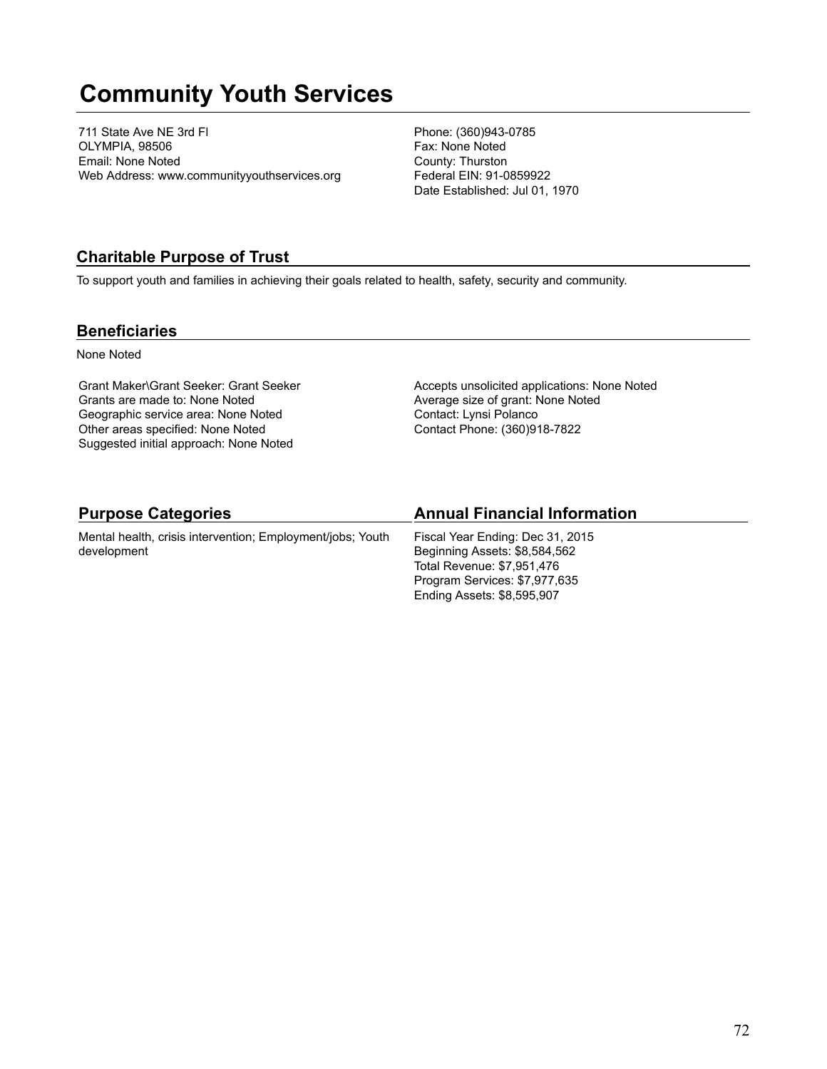# Community Youth Services

711 State Ave NE 3rd Fl
OLYMPIA, 98506
Email: None Noted
Web Address: www.communityyouthservices.org

Phone: (360)943-0785
Fax: None Noted
County: Thurston
Federal EIN: 91-0859922
Date Established: Jul 01, 1970

## Charitable Purpose of Trust

To support youth and families in achieving their goals related to health, safety, security and community.

## Beneficiaries

None Noted

Grant Maker\Grant Seeker: Grant Seeker
Grants are made to: None Noted
Geographic service area: None Noted
Other areas specified: None Noted
Suggested initial approach: None Noted

Accepts unsolicited applications: None Noted
Average size of grant: None Noted
Contact: Lynsi Polanco
Contact Phone: (360)918-7822

## Purpose Categories

Mental health, crisis intervention; Employment/jobs; Youth development

## Annual Financial Information

Fiscal Year Ending: Dec 31, 2015
Beginning Assets: $8,584,562
Total Revenue: $7,951,476
Program Services: $7,977,635
Ending Assets: $8,595,907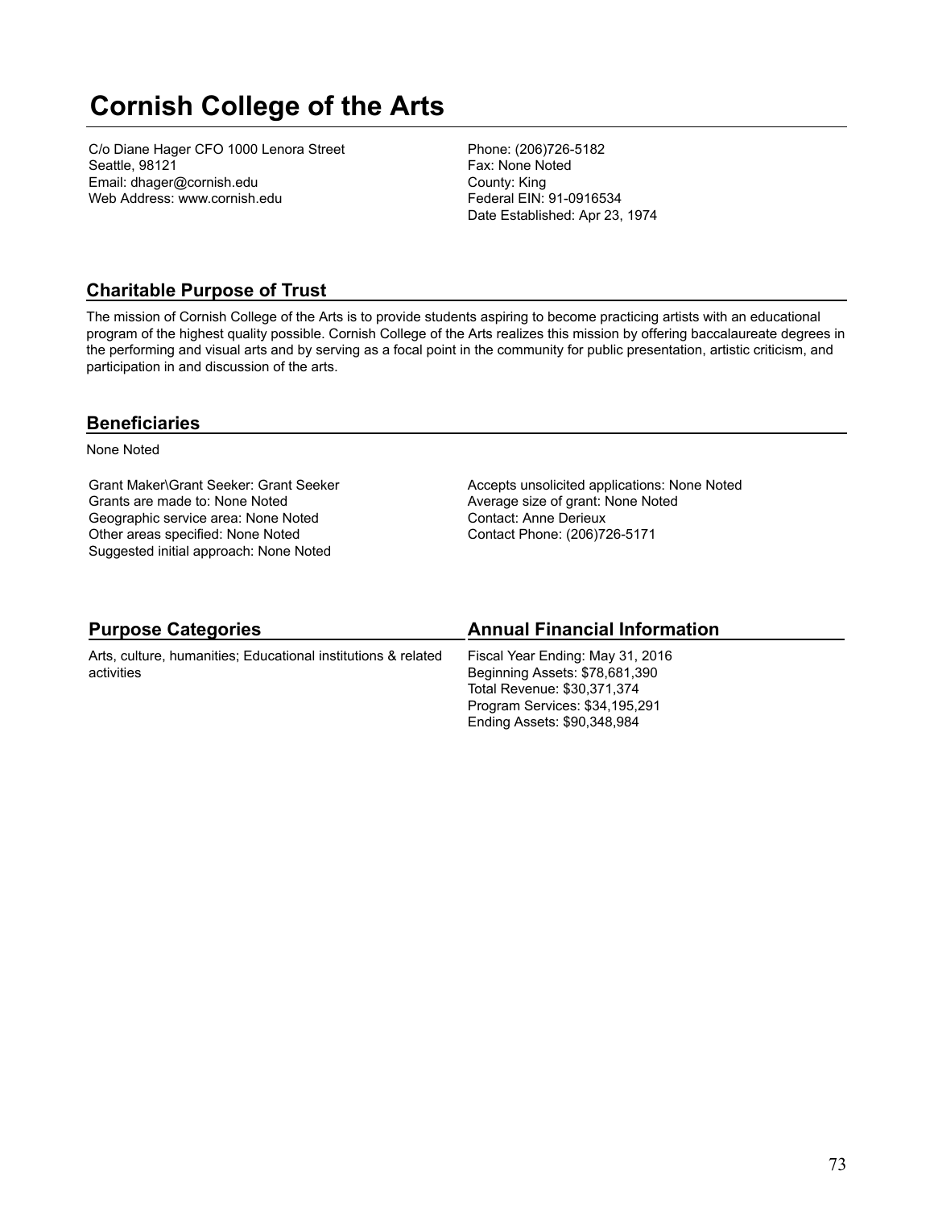# Cornish College of the Arts

C/o Diane Hager CFO 1000 Lenora Street
Seattle, 98121
Email: dhager@cornish.edu
Web Address: www.cornish.edu

Phone: (206)726-5182
Fax: None Noted
County: King
Federal EIN: 91-0916534
Date Established: Apr 23, 1974

## Charitable Purpose of Trust

The mission of Cornish College of the Arts is to provide students aspiring to become practicing artists with an educational program of the highest quality possible. Cornish College of the Arts realizes this mission by offering baccalaureate degrees in the performing and visual arts and by serving as a focal point in the community for public presentation, artistic criticism, and participation in and discussion of the arts.

## Beneficiaries

None Noted

Grant Maker\Grant Seeker: Grant Seeker
Grants are made to: None Noted
Geographic service area: None Noted
Other areas specified: None Noted
Suggested initial approach: None Noted

Accepts unsolicited applications: None Noted
Average size of grant: None Noted
Contact: Anne Derieux
Contact Phone: (206)726-5171

## Purpose Categories

Arts, culture, humanities; Educational institutions & related activities

## Annual Financial Information

Fiscal Year Ending: May 31, 2016
Beginning Assets: $78,681,390
Total Revenue: $30,371,374
Program Services: $34,195,291
Ending Assets: $90,348,984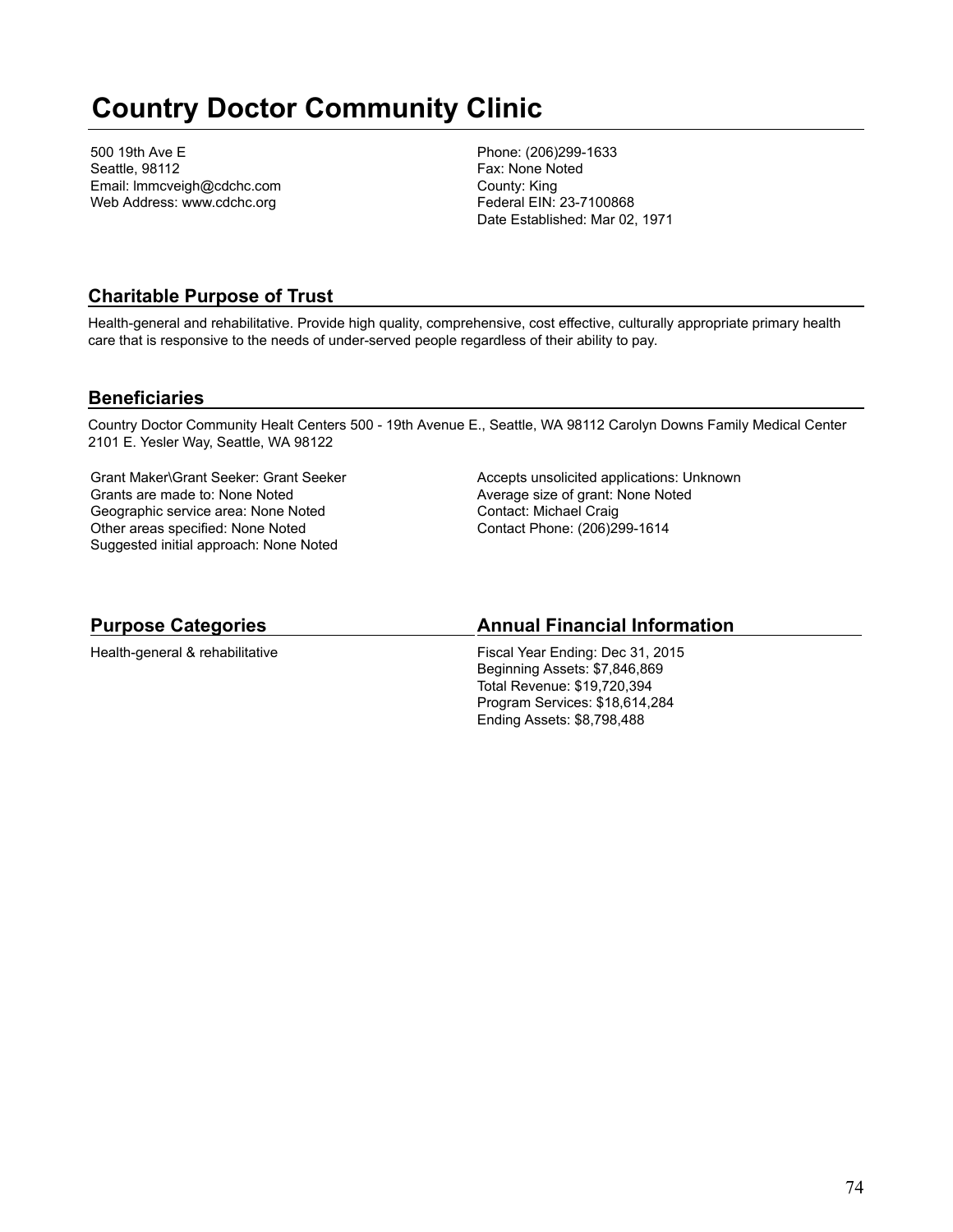# Country Doctor Community Clinic

500 19th Ave E
Seattle, 98112
Email: lmmcveigh@cdchc.com
Web Address: www.cdchc.org

Phone: (206)299-1633
Fax: None Noted
County: King
Federal EIN: 23-7100868
Date Established: Mar 02, 1971

## Charitable Purpose of Trust

Health-general and rehabilitative. Provide high quality, comprehensive, cost effective, culturally appropriate primary health care that is responsive to the needs of under-served people regardless of their ability to pay.

## Beneficiaries

Country Doctor Community Healt Centers 500 - 19th Avenue E., Seattle, WA 98112 Carolyn Downs Family Medical Center 2101 E. Yesler Way, Seattle, WA 98122

Grant Maker\Grant Seeker: Grant Seeker
Grants are made to: None Noted
Geographic service area: None Noted
Other areas specified: None Noted
Suggested initial approach: None Noted

Accepts unsolicited applications: Unknown
Average size of grant: None Noted
Contact: Michael Craig
Contact Phone: (206)299-1614

## Purpose Categories

Health-general & rehabilitative

## Annual Financial Information

Fiscal Year Ending: Dec 31, 2015
Beginning Assets: $7,846,869
Total Revenue: $19,720,394
Program Services: $18,614,284
Ending Assets: $8,798,488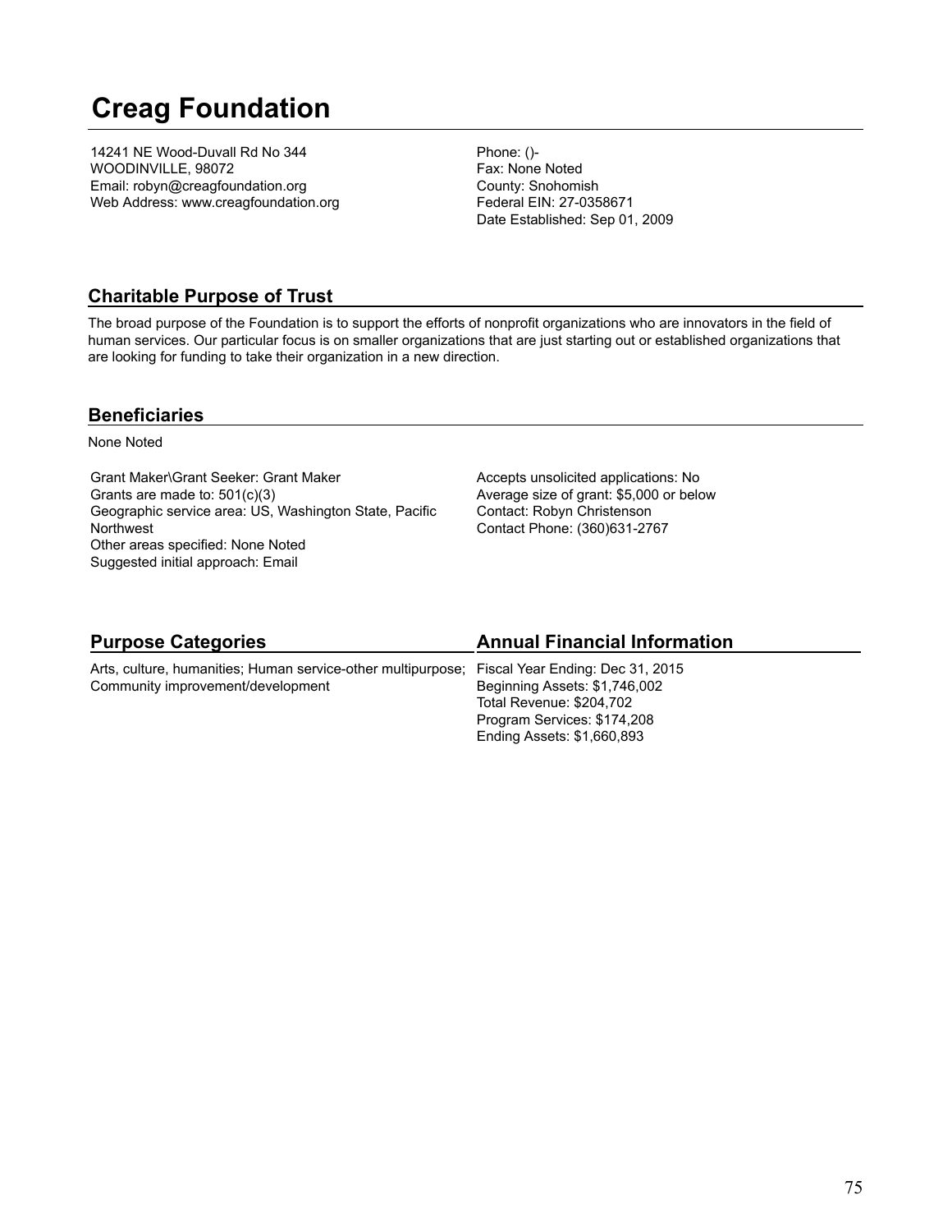# Creag Foundation

14241 NE Wood-Duvall Rd No 344
WOODINVILLE, 98072
Email: robyn@creagfoundation.org
Web Address: www.creagfoundation.org

Phone: ()-
Fax: None Noted
County: Snohomish
Federal EIN: 27-0358671
Date Established: Sep 01, 2009

## Charitable Purpose of Trust

The broad purpose of the Foundation is to support the efforts of nonprofit organizations who are innovators in the field of human services. Our particular focus is on smaller organizations that are just starting out or established organizations that are looking for funding to take their organization in a new direction.

## Beneficiaries

None Noted

Grant Maker\Grant Seeker: Grant Maker
Grants are made to: 501(c)(3)
Geographic service area: US, Washington State, Pacific Northwest
Other areas specified: None Noted
Suggested initial approach: Email

Accepts unsolicited applications: No
Average size of grant: $5,000 or below
Contact: Robyn Christenson
Contact Phone: (360)631-2767

## Purpose Categories

Arts, culture, humanities; Human service-other multipurpose; Community improvement/development

## Annual Financial Information

Fiscal Year Ending: Dec 31, 2015
Beginning Assets: $1,746,002
Total Revenue: $204,702
Program Services: $174,208
Ending Assets: $1,660,893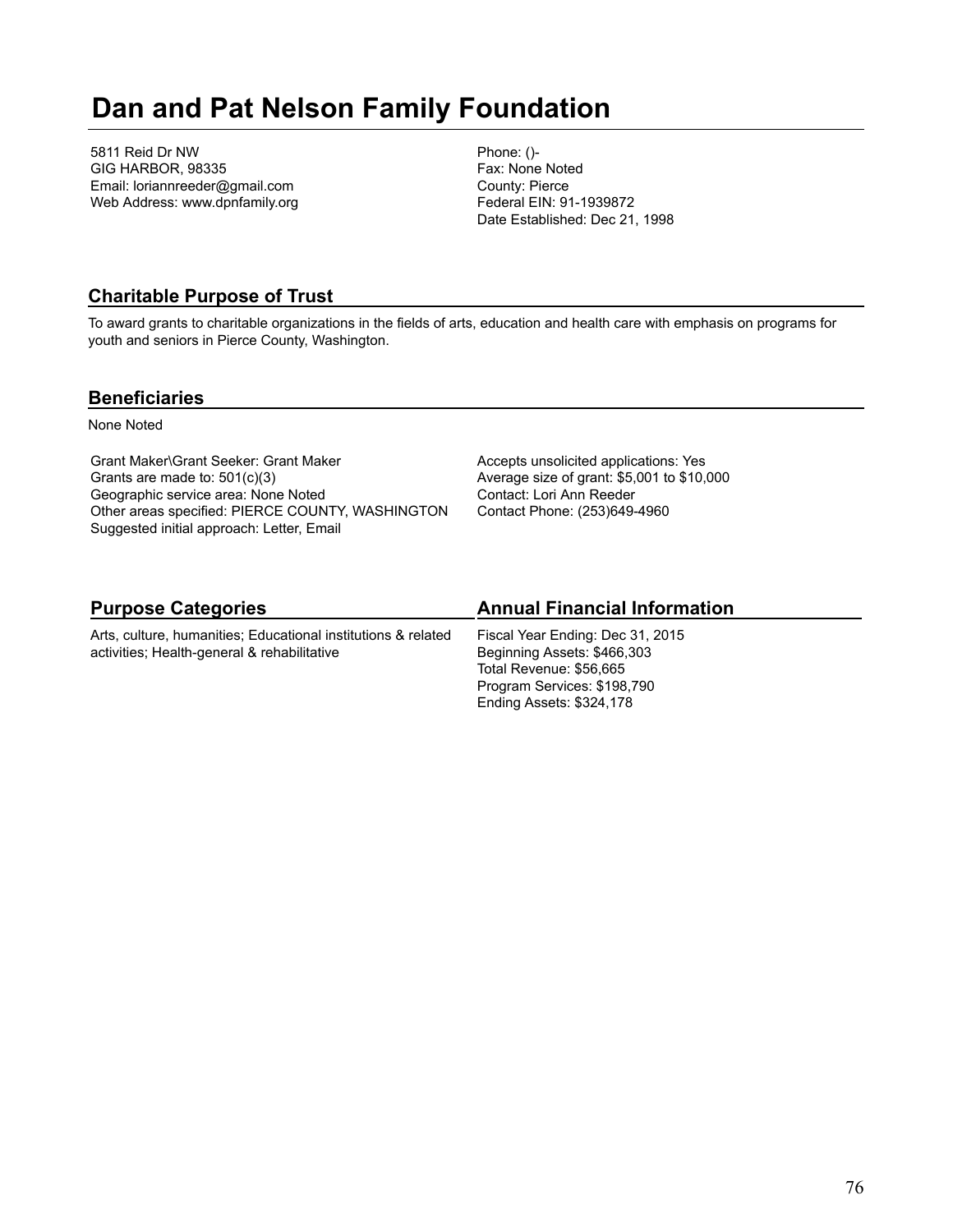# Dan and Pat Nelson Family Foundation

5811 Reid Dr NW
GIG HARBOR, 98335
Email: loriannreeder@gmail.com
Web Address: www.dpnfamily.org

Phone: ()-
Fax: None Noted
County: Pierce
Federal EIN: 91-1939872
Date Established: Dec 21, 1998

## Charitable Purpose of Trust

To award grants to charitable organizations in the fields of arts, education and health care with emphasis on programs for youth and seniors in Pierce County, Washington.

## Beneficiaries

None Noted

Grant Maker\Grant Seeker: Grant Maker
Grants are made to: 501(c)(3)
Geographic service area: None Noted
Other areas specified: PIERCE COUNTY, WASHINGTON
Suggested initial approach: Letter, Email

Accepts unsolicited applications: Yes
Average size of grant: $5,001 to $10,000
Contact: Lori Ann Reeder
Contact Phone: (253)649-4960

## Purpose Categories

Arts, culture, humanities; Educational institutions & related activities; Health-general & rehabilitative

## Annual Financial Information

Fiscal Year Ending: Dec 31, 2015
Beginning Assets: $466,303
Total Revenue: $56,665
Program Services: $198,790
Ending Assets: $324,178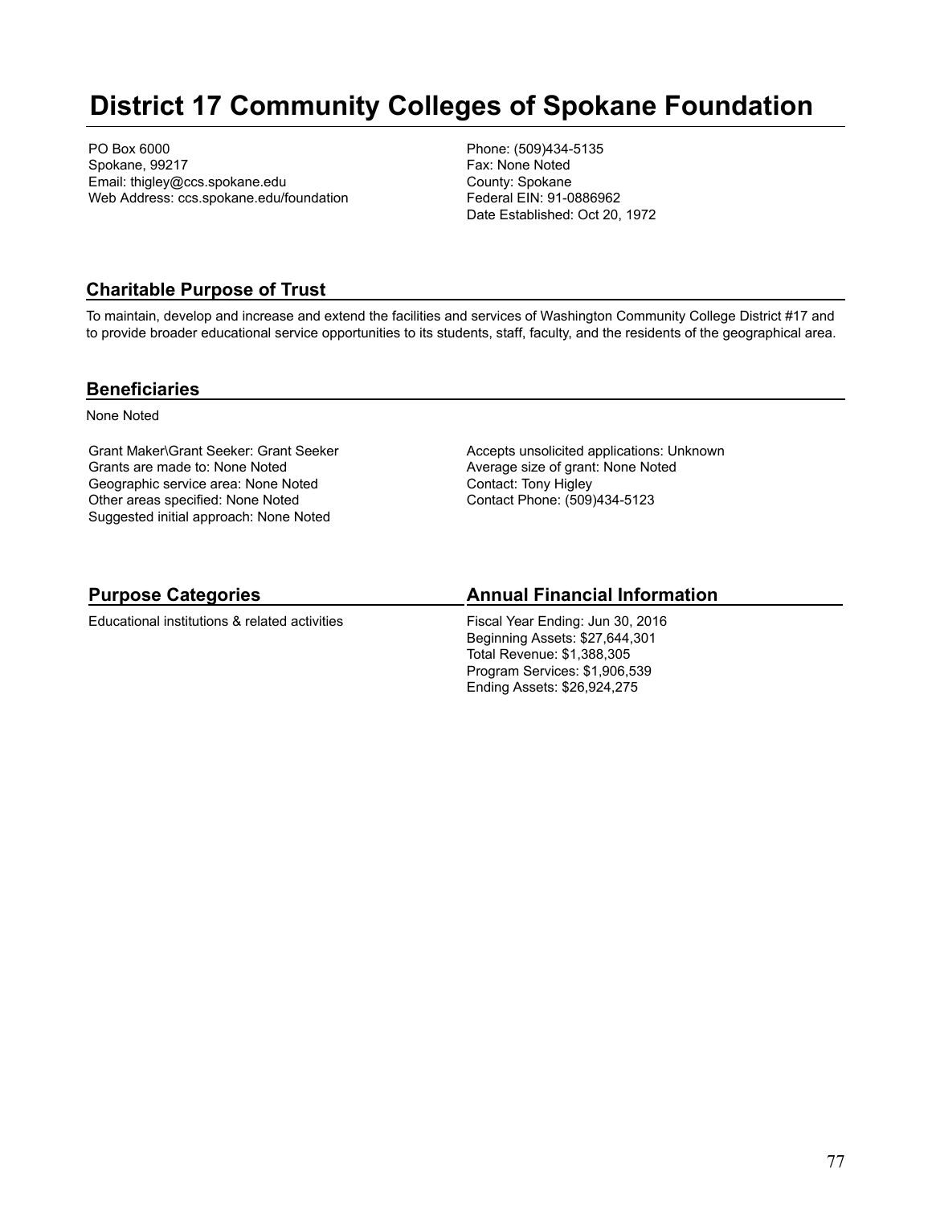# District 17 Community Colleges of Spokane Foundation

PO Box 6000
Spokane, 99217
Email: thigley@ccs.spokane.edu
Web Address: ccs.spokane.edu/foundation

Phone: (509)434-5135
Fax: None Noted
County: Spokane
Federal EIN: 91-0886962
Date Established: Oct 20, 1972

## Charitable Purpose of Trust

To maintain, develop and increase and extend the facilities and services of Washington Community College District #17 and to provide broader educational service opportunities to its students, staff, faculty, and the residents of the geographical area.

## Beneficiaries

None Noted

Grant Maker\Grant Seeker: Grant Seeker
Grants are made to: None Noted
Geographic service area: None Noted
Other areas specified: None Noted
Suggested initial approach: None Noted

Accepts unsolicited applications: Unknown
Average size of grant: None Noted
Contact: Tony Higley
Contact Phone: (509)434-5123

## Purpose Categories

Educational institutions & related activities

## Annual Financial Information

Fiscal Year Ending: Jun 30, 2016
Beginning Assets: $27,644,301
Total Revenue: $1,388,305
Program Services: $1,906,539
Ending Assets: $26,924,275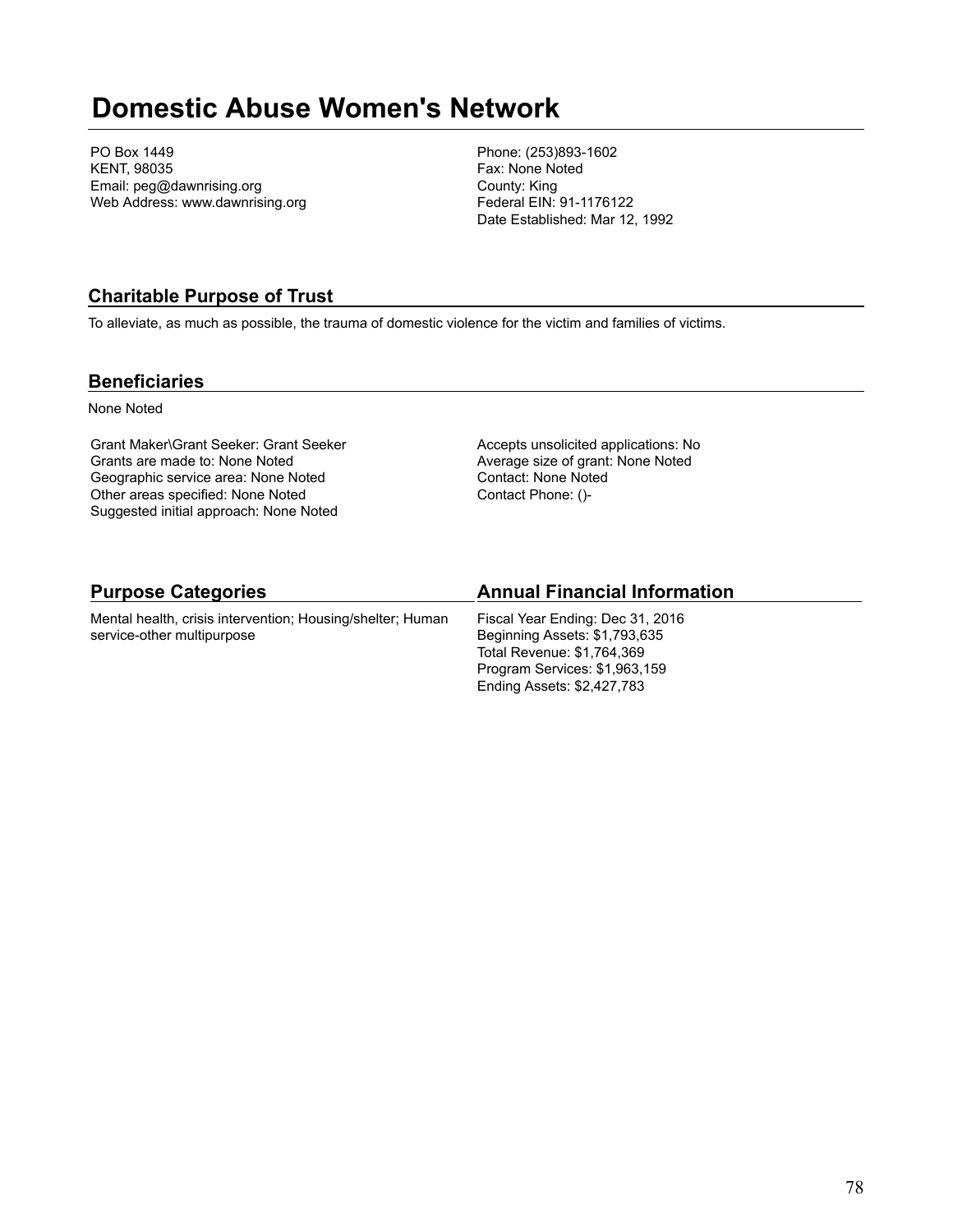# Domestic Abuse Women's Network

PO Box 1449
KENT, 98035
Email: peg@dawnrising.org
Web Address: www.dawnrising.org

Phone: (253)893-1602
Fax: None Noted
County: King
Federal EIN: 91-1176122
Date Established: Mar 12, 1992

## Charitable Purpose of Trust

To alleviate, as much as possible, the trauma of domestic violence for the victim and families of victims.

## Beneficiaries

None Noted

Grant Maker\Grant Seeker: Grant Seeker
Grants are made to: None Noted
Geographic service area: None Noted
Other areas specified: None Noted
Suggested initial approach: None Noted

Accepts unsolicited applications: No
Average size of grant: None Noted
Contact: None Noted
Contact Phone: ()-

## Purpose Categories

Mental health, crisis intervention; Housing/shelter; Human service-other multipurpose

## Annual Financial Information

Fiscal Year Ending: Dec 31, 2016
Beginning Assets: $1,793,635
Total Revenue: $1,764,369
Program Services: $1,963,159
Ending Assets: $2,427,783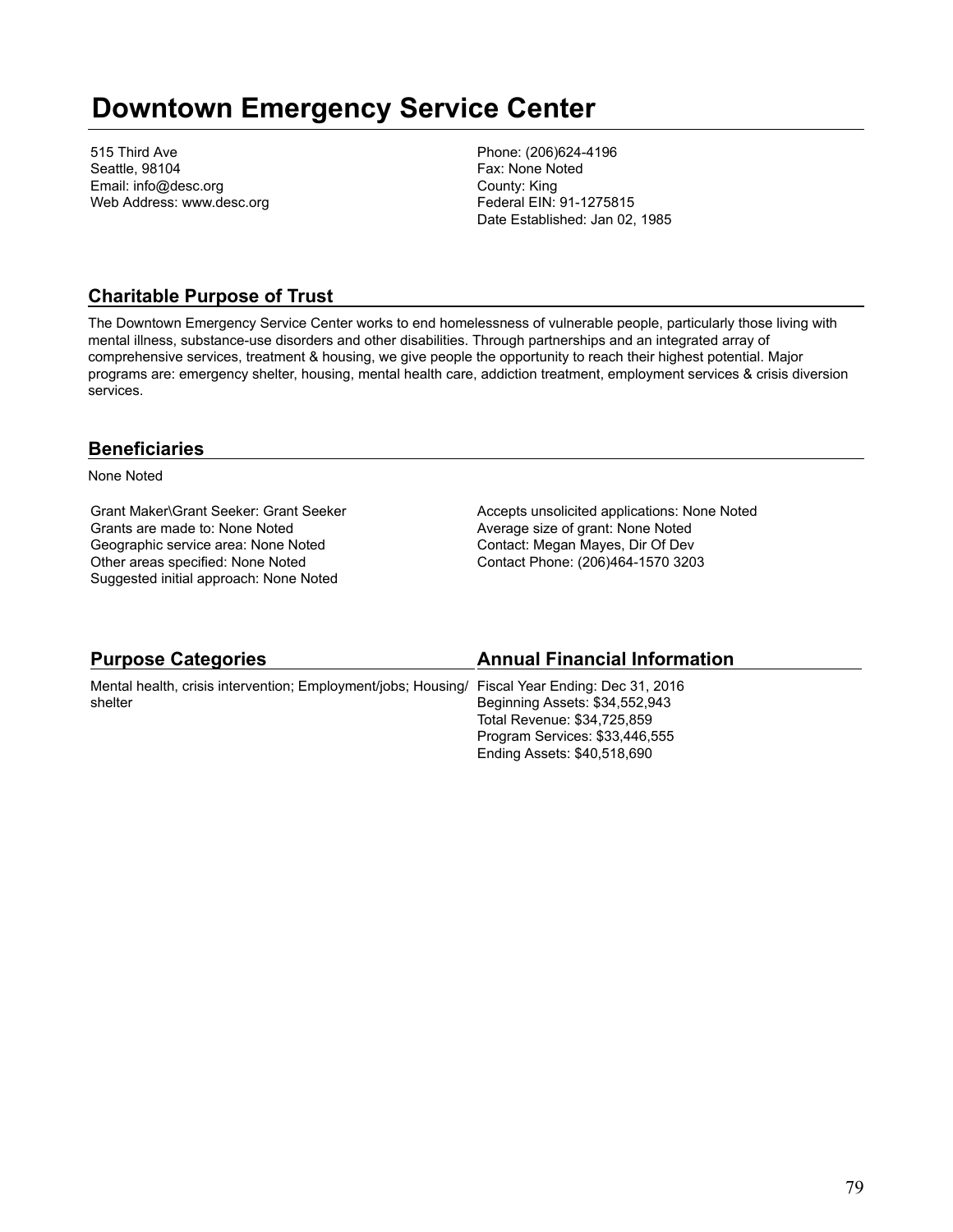# Downtown Emergency Service Center

515 Third Ave
Seattle, 98104
Email: info@desc.org
Web Address: www.desc.org

Phone: (206)624-4196
Fax: None Noted
County: King
Federal EIN: 91-1275815
Date Established: Jan 02, 1985

## Charitable Purpose of Trust

The Downtown Emergency Service Center works to end homelessness of vulnerable people, particularly those living with mental illness, substance-use disorders and other disabilities. Through partnerships and an integrated array of comprehensive services, treatment & housing, we give people the opportunity to reach their highest potential. Major programs are: emergency shelter, housing, mental health care, addiction treatment, employment services & crisis diversion services.

## Beneficiaries

None Noted

Grant Maker\Grant Seeker: Grant Seeker
Grants are made to: None Noted
Geographic service area: None Noted
Other areas specified: None Noted
Suggested initial approach: None Noted

Accepts unsolicited applications: None Noted
Average size of grant: None Noted
Contact: Megan Mayes, Dir Of Dev
Contact Phone: (206)464-1570 3203

## Purpose Categories

Mental health, crisis intervention; Employment/jobs; Housing/shelter

## Annual Financial Information

Fiscal Year Ending: Dec 31, 2016
Beginning Assets: $34,552,943
Total Revenue: $34,725,859
Program Services: $33,446,555
Ending Assets: $40,518,690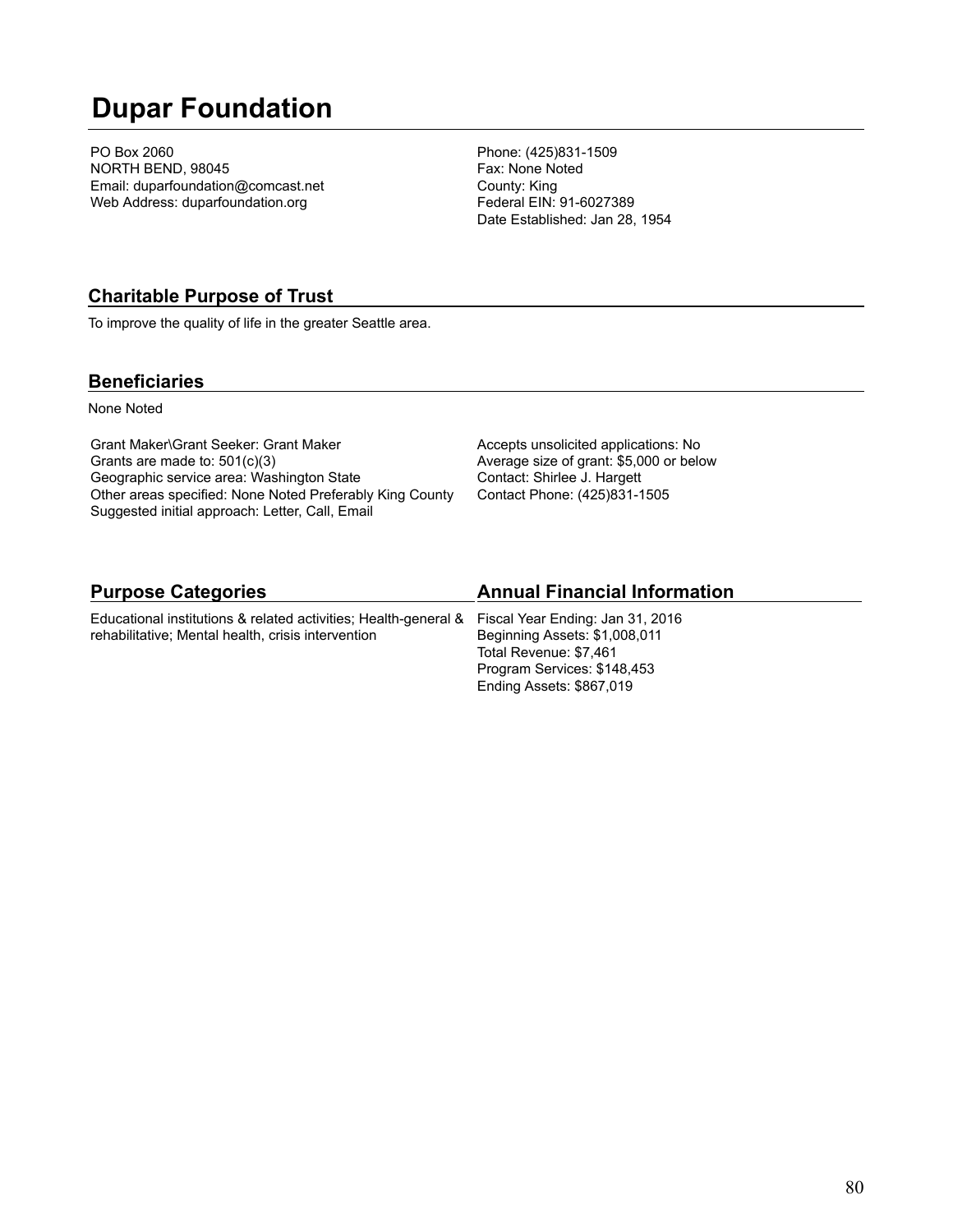# Dupar Foundation

PO Box 2060
NORTH BEND, 98045
Email: duparfoundation@comcast.net
Web Address: duparfoundation.org

Phone: (425)831-1509
Fax: None Noted
County: King
Federal EIN: 91-6027389
Date Established: Jan 28, 1954

## Charitable Purpose of Trust

To improve the quality of life in the greater Seattle area.

## Beneficiaries

None Noted

Grant Maker\Grant Seeker: Grant Maker
Grants are made to: 501(c)(3)
Geographic service area: Washington State
Other areas specified: None Noted Preferably King County
Suggested initial approach: Letter, Call, Email

Accepts unsolicited applications: No
Average size of grant: $5,000 or below
Contact: Shirlee J. Hargett
Contact Phone: (425)831-1505

## Purpose Categories

Educational institutions & related activities; Health-general & rehabilitative; Mental health, crisis intervention

## Annual Financial Information

Fiscal Year Ending: Jan 31, 2016
Beginning Assets: $1,008,011
Total Revenue: $7,461
Program Services: $148,453
Ending Assets: $867,019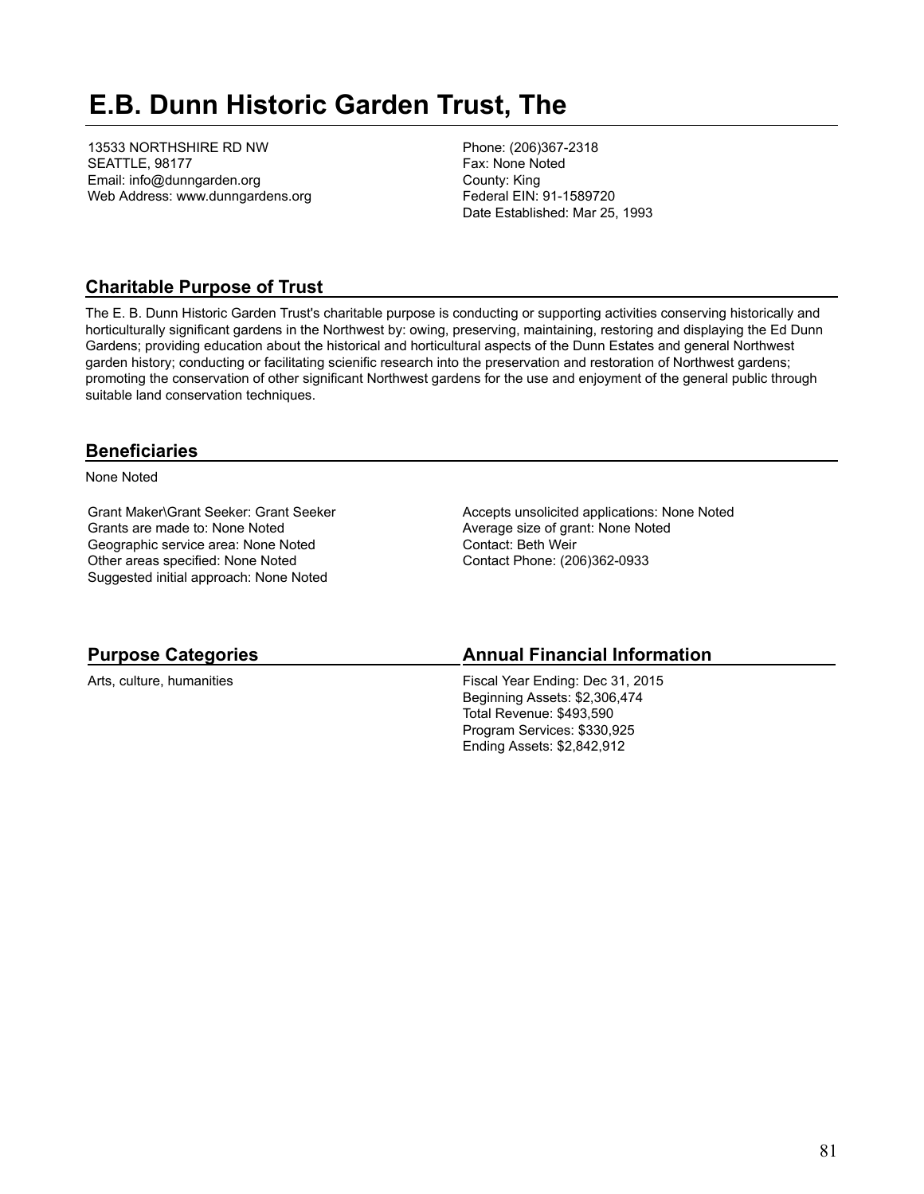# E.B. Dunn Historic Garden Trust, The

13533 NORTHSHIRE RD NW
SEATTLE, 98177
Email: info@dunngarden.org
Web Address: www.dunngardens.org

Phone: (206)367-2318
Fax: None Noted
County: King
Federal EIN: 91-1589720
Date Established: Mar 25, 1993

## Charitable Purpose of Trust

The E. B. Dunn Historic Garden Trust's charitable purpose is conducting or supporting activities conserving historically and horticulturally significant gardens in the Northwest by: owing, preserving, maintaining, restoring and displaying the Ed Dunn Gardens; providing education about the historical and horticultural aspects of the Dunn Estates and general Northwest garden history; conducting or facilitating scienific research into the preservation and restoration of Northwest gardens; promoting the conservation of other significant Northwest gardens for the use and enjoyment of the general public through suitable land conservation techniques.

## Beneficiaries

None Noted

Grant Maker\Grant Seeker: Grant Seeker
Grants are made to: None Noted
Geographic service area: None Noted
Other areas specified: None Noted
Suggested initial approach: None Noted

Accepts unsolicited applications: None Noted
Average size of grant: None Noted
Contact: Beth Weir
Contact Phone: (206)362-0933

## Purpose Categories

Arts, culture, humanities

## Annual Financial Information

Fiscal Year Ending: Dec 31, 2015
Beginning Assets: $2,306,474
Total Revenue: $493,590
Program Services: $330,925
Ending Assets: $2,842,912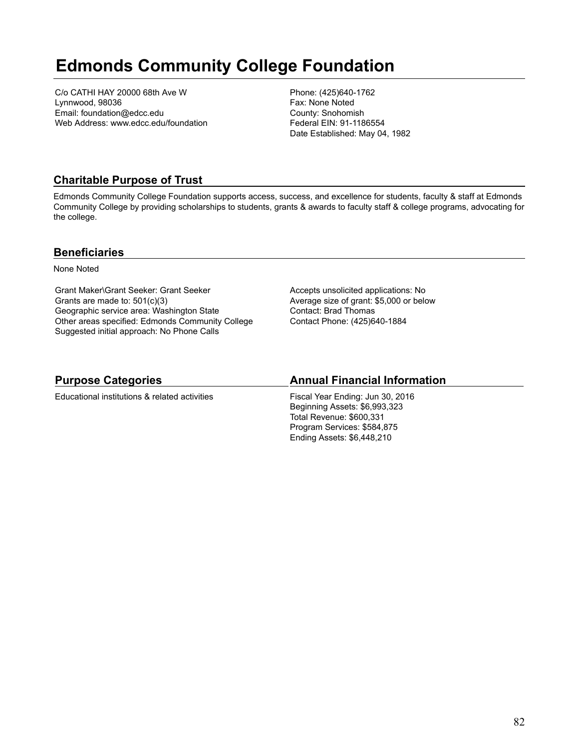# Edmonds Community College Foundation

C/o CATHI HAY 20000 68th Ave W
Lynnwood, 98036
Email: foundation@edcc.edu
Web Address: www.edcc.edu/foundation

Phone: (425)640-1762
Fax: None Noted
County: Snohomish
Federal EIN: 91-1186554
Date Established: May 04, 1982

## Charitable Purpose of Trust

Edmonds Community College Foundation supports access, success, and excellence for students, faculty & staff at Edmonds Community College by providing scholarships to students, grants & awards to faculty staff & college programs, advocating for the college.

## Beneficiaries

None Noted

Grant Maker\Grant Seeker: Grant Seeker
Grants are made to: 501(c)(3)
Geographic service area: Washington State
Other areas specified: Edmonds Community College
Suggested initial approach: No Phone Calls

Accepts unsolicited applications: No
Average size of grant: $5,000 or below
Contact: Brad Thomas
Contact Phone: (425)640-1884

## Purpose Categories

Educational institutions & related activities

## Annual Financial Information

Fiscal Year Ending: Jun 30, 2016
Beginning Assets: $6,993,323
Total Revenue: $600,331
Program Services: $584,875
Ending Assets: $6,448,210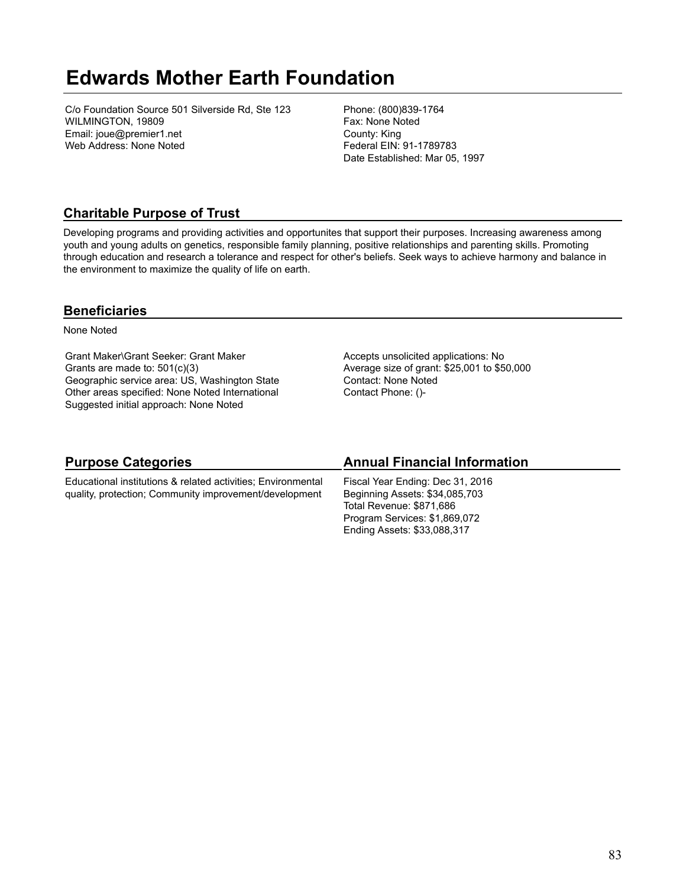# Edwards Mother Earth Foundation

C/o Foundation Source 501 Silverside Rd, Ste 123
WILMINGTON, 19809
Email: joue@premier1.net
Web Address: None Noted

Phone: (800)839-1764
Fax: None Noted
County: King
Federal EIN: 91-1789783
Date Established: Mar 05, 1997

## Charitable Purpose of Trust

Developing programs and providing activities and opportunites that support their purposes. Increasing awareness among youth and young adults on genetics, responsible family planning, positive relationships and parenting skills. Promoting through education and research a tolerance and respect for other's beliefs. Seek ways to achieve harmony and balance in the environment to maximize the quality of life on earth.

## Beneficiaries

None Noted

Grant Maker\Grant Seeker: Grant Maker
Grants are made to: 501(c)(3)
Geographic service area: US, Washington State
Other areas specified: None Noted International
Suggested initial approach: None Noted

Accepts unsolicited applications: No
Average size of grant: $25,001 to $50,000
Contact: None Noted
Contact Phone: ()-

## Purpose Categories

Educational institutions & related activities; Environmental quality, protection; Community improvement/development

## Annual Financial Information

Fiscal Year Ending: Dec 31, 2016
Beginning Assets: $34,085,703
Total Revenue: $871,686
Program Services: $1,869,072
Ending Assets: $33,088,317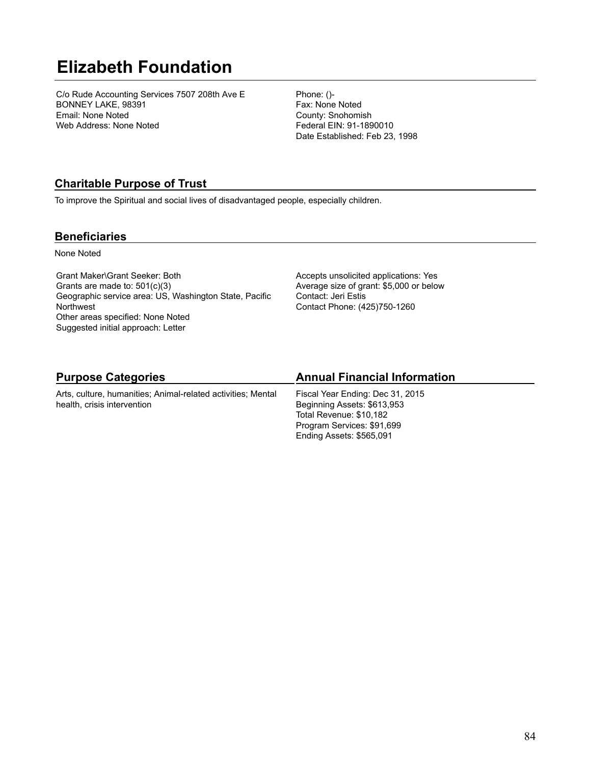# Elizabeth Foundation

C/o Rude Accounting Services 7507 208th Ave E
BONNEY LAKE, 98391
Email: None Noted
Web Address: None Noted

Phone: ()-
Fax: None Noted
County: Snohomish
Federal EIN: 91-1890010
Date Established: Feb 23, 1998

## Charitable Purpose of Trust

To improve the Spiritual and social lives of disadvantaged people, especially children.

## Beneficiaries

None Noted

Grant Maker\Grant Seeker: Both
Grants are made to: 501(c)(3)
Geographic service area: US, Washington State, Pacific Northwest
Other areas specified: None Noted
Suggested initial approach: Letter

Accepts unsolicited applications: Yes
Average size of grant: $5,000 or below
Contact: Jeri Estis
Contact Phone: (425)750-1260

## Purpose Categories

Arts, culture, humanities; Animal-related activities; Mental health, crisis intervention

## Annual Financial Information

Fiscal Year Ending: Dec 31, 2015
Beginning Assets: $613,953
Total Revenue: $10,182
Program Services: $91,699
Ending Assets: $565,091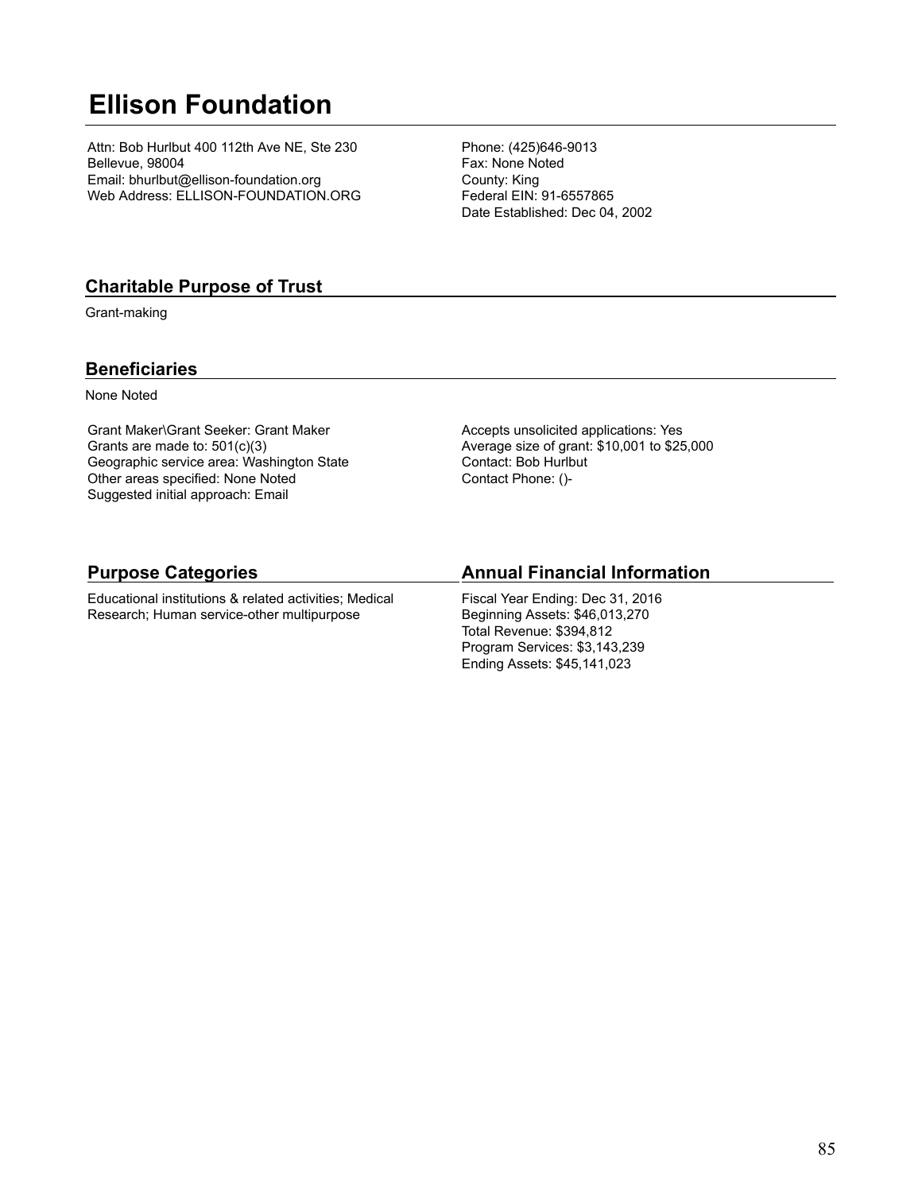# Ellison Foundation

Attn: Bob Hurlbut 400 112th Ave NE, Ste 230
Bellevue, 98004
Email: bhurlbut@ellison-foundation.org
Web Address: ELLISON-FOUNDATION.ORG

Phone: (425)646-9013
Fax: None Noted
County: King
Federal EIN: 91-6557865
Date Established: Dec 04, 2002

## Charitable Purpose of Trust

Grant-making

## Beneficiaries

None Noted

Grant Maker\Grant Seeker: Grant Maker
Grants are made to: 501(c)(3)
Geographic service area: Washington State
Other areas specified: None Noted
Suggested initial approach: Email

Accepts unsolicited applications: Yes
Average size of grant: $10,001 to $25,000
Contact: Bob Hurlbut
Contact Phone: ()-

## Purpose Categories

Educational institutions & related activities; Medical Research; Human service-other multipurpose

## Annual Financial Information

Fiscal Year Ending: Dec 31, 2016
Beginning Assets: $46,013,270
Total Revenue: $394,812
Program Services: $3,143,239
Ending Assets: $45,141,023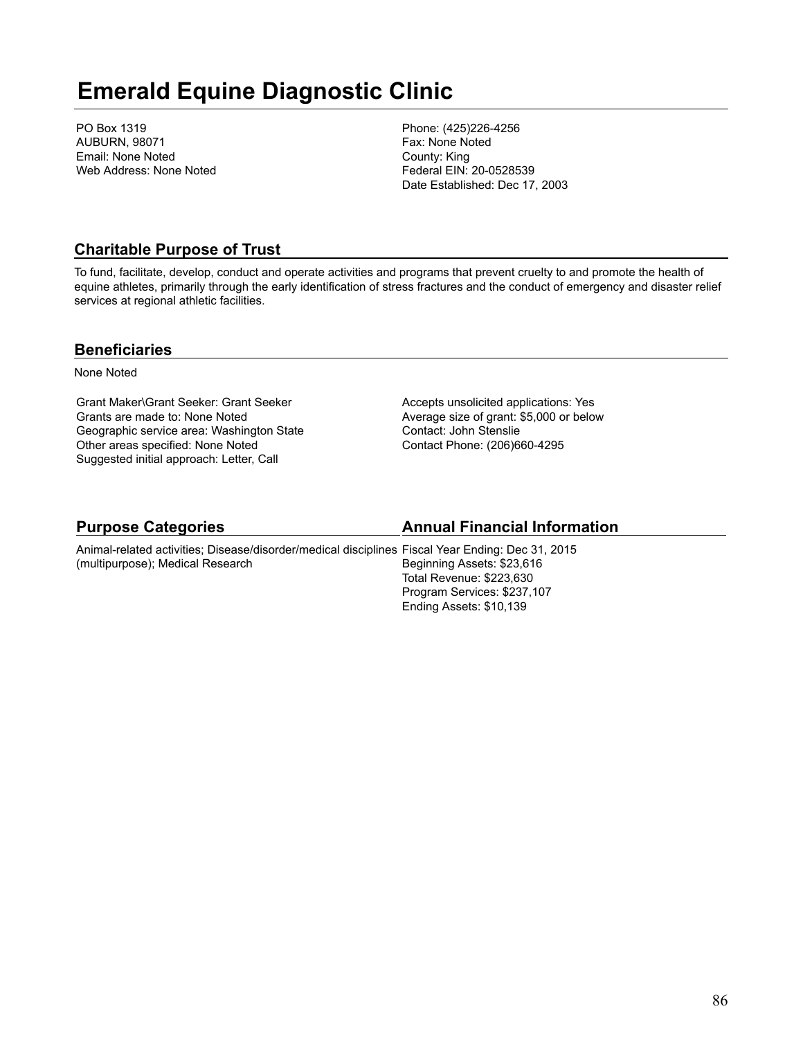# Emerald Equine Diagnostic Clinic

PO Box 1319
AUBURN, 98071
Email: None Noted
Web Address: None Noted

Phone: (425)226-4256
Fax: None Noted
County: King
Federal EIN: 20-0528539
Date Established: Dec 17, 2003

## Charitable Purpose of Trust

To fund, facilitate, develop, conduct and operate activities and programs that prevent cruelty to and promote the health of equine athletes, primarily through the early identification of stress fractures and the conduct of emergency and disaster relief services at regional athletic facilities.

## Beneficiaries

None Noted

Grant Maker\Grant Seeker: Grant Seeker
Grants are made to: None Noted
Geographic service area: Washington State
Other areas specified: None Noted
Suggested initial approach: Letter, Call

Accepts unsolicited applications: Yes
Average size of grant: $5,000 or below
Contact: John Stenslie
Contact Phone: (206)660-4295

## Purpose Categories

Animal-related activities; Disease/disorder/medical disciplines (multipurpose); Medical Research

## Annual Financial Information

Fiscal Year Ending: Dec 31, 2015
Beginning Assets: $23,616
Total Revenue: $223,630
Program Services: $237,107
Ending Assets: $10,139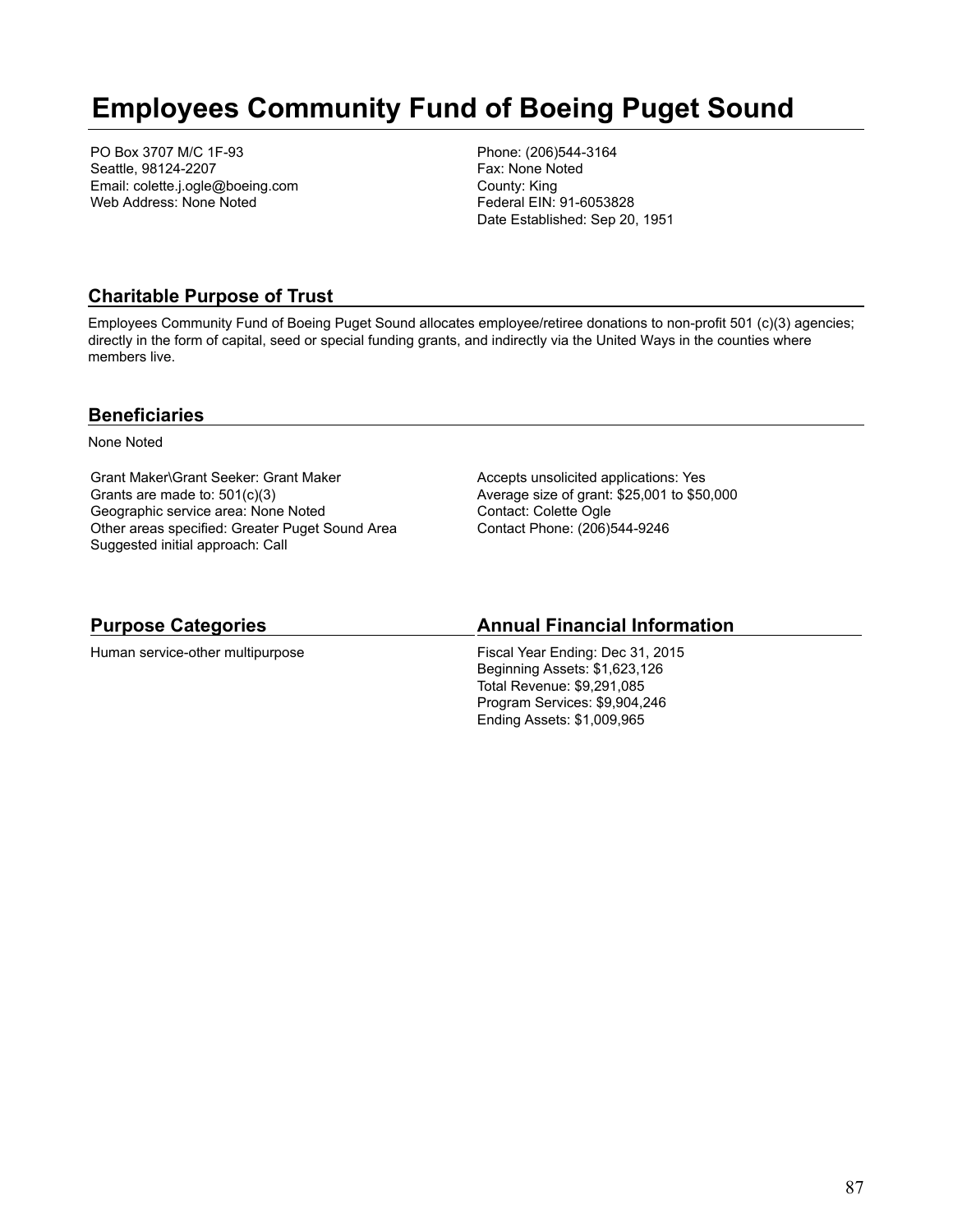# Employees Community Fund of Boeing Puget Sound

PO Box 3707 M/C 1F-93
Seattle, 98124-2207
Email: colette.j.ogle@boeing.com
Web Address: None Noted

Phone: (206)544-3164
Fax: None Noted
County: King
Federal EIN: 91-6053828
Date Established: Sep 20, 1951

## Charitable Purpose of Trust

Employees Community Fund of Boeing Puget Sound allocates employee/retiree donations to non-profit 501 (c)(3) agencies; directly in the form of capital, seed or special funding grants, and indirectly via the United Ways in the counties where members live.

## Beneficiaries

None Noted

Grant Maker\Grant Seeker: Grant Maker
Grants are made to: 501(c)(3)
Geographic service area: None Noted
Other areas specified: Greater Puget Sound Area
Suggested initial approach: Call

Accepts unsolicited applications: Yes
Average size of grant: $25,001 to $50,000
Contact: Colette Ogle
Contact Phone: (206)544-9246

## Purpose Categories

Human service-other multipurpose

## Annual Financial Information

Fiscal Year Ending: Dec 31, 2015
Beginning Assets: $1,623,126
Total Revenue: $9,291,085
Program Services: $9,904,246
Ending Assets: $1,009,965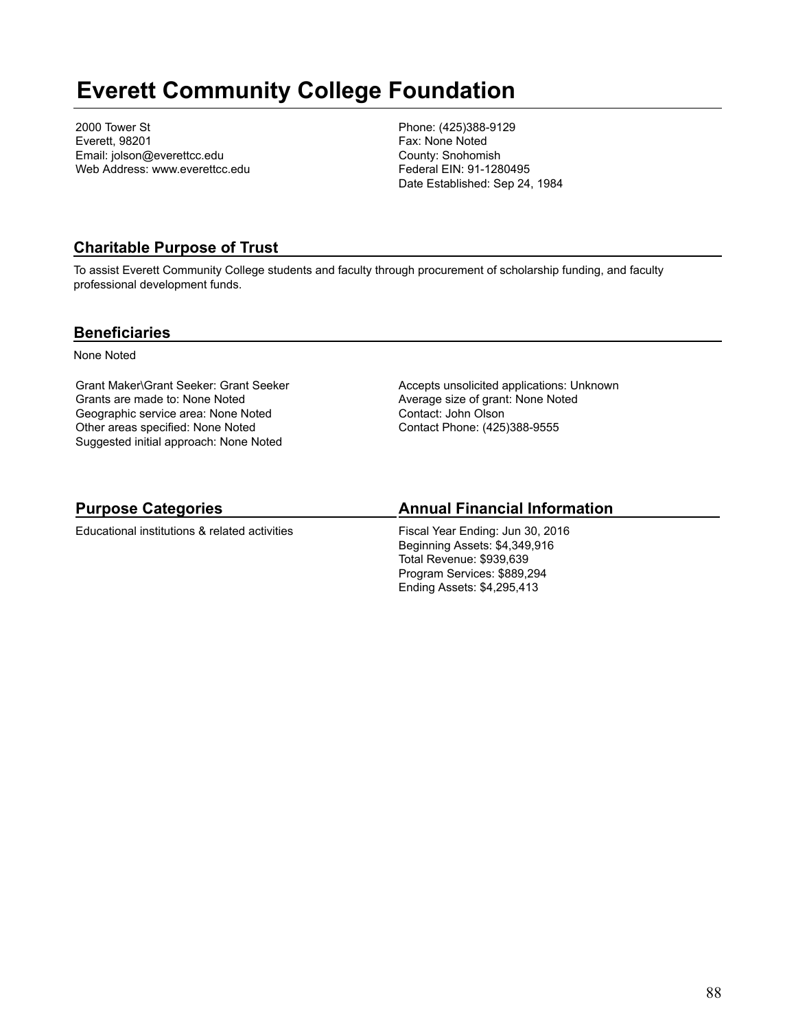# Everett Community College Foundation

2000 Tower St
Everett, 98201
Email: jolson@everettcc.edu
Web Address: www.everettcc.edu

Phone: (425)388-9129
Fax: None Noted
County: Snohomish
Federal EIN: 91-1280495
Date Established: Sep 24, 1984

## Charitable Purpose of Trust

To assist Everett Community College students and faculty through procurement of scholarship funding, and faculty professional development funds.

## Beneficiaries

None Noted

Grant Maker\Grant Seeker: Grant Seeker
Grants are made to: None Noted
Geographic service area: None Noted
Other areas specified: None Noted
Suggested initial approach: None Noted

Accepts unsolicited applications: Unknown
Average size of grant: None Noted
Contact: John Olson
Contact Phone: (425)388-9555

## Purpose Categories

Educational institutions & related activities

## Annual Financial Information

Fiscal Year Ending: Jun 30, 2016
Beginning Assets: $4,349,916
Total Revenue: $939,639
Program Services: $889,294
Ending Assets: $4,295,413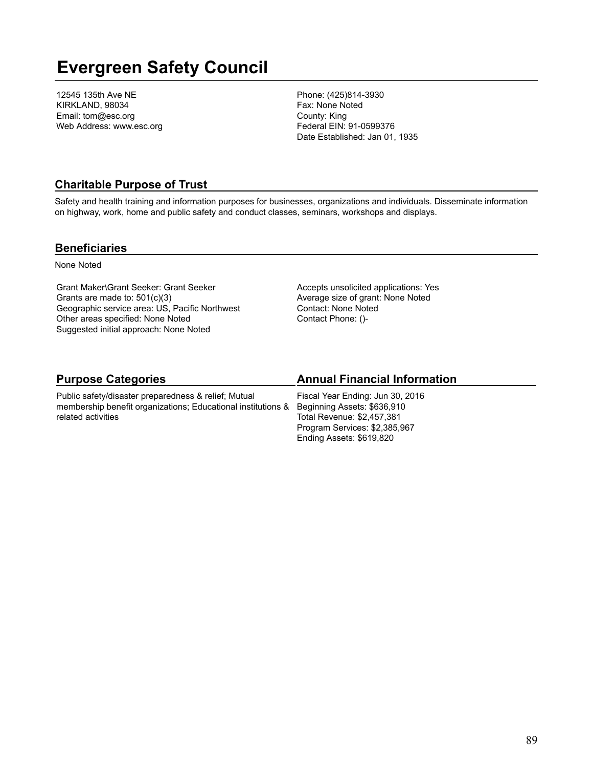# Evergreen Safety Council

12545 135th Ave NE
KIRKLAND, 98034
Email: tom@esc.org
Web Address: www.esc.org

Phone: (425)814-3930
Fax: None Noted
County: King
Federal EIN: 91-0599376
Date Established: Jan 01, 1935

## Charitable Purpose of Trust

Safety and health training and information purposes for businesses, organizations and individuals. Disseminate information on highway, work, home and public safety and conduct classes, seminars, workshops and displays.

## Beneficiaries

None Noted

Grant Maker\Grant Seeker: Grant Seeker
Grants are made to: 501(c)(3)
Geographic service area: US, Pacific Northwest
Other areas specified: None Noted
Suggested initial approach: None Noted

Accepts unsolicited applications: Yes
Average size of grant: None Noted
Contact: None Noted
Contact Phone: ()-

## Purpose Categories

Public safety/disaster preparedness & relief; Mutual membership benefit organizations; Educational institutions & related activities

## Annual Financial Information

Fiscal Year Ending: Jun 30, 2016
Beginning Assets: $636,910
Total Revenue: $2,457,381
Program Services: $2,385,967
Ending Assets: $619,820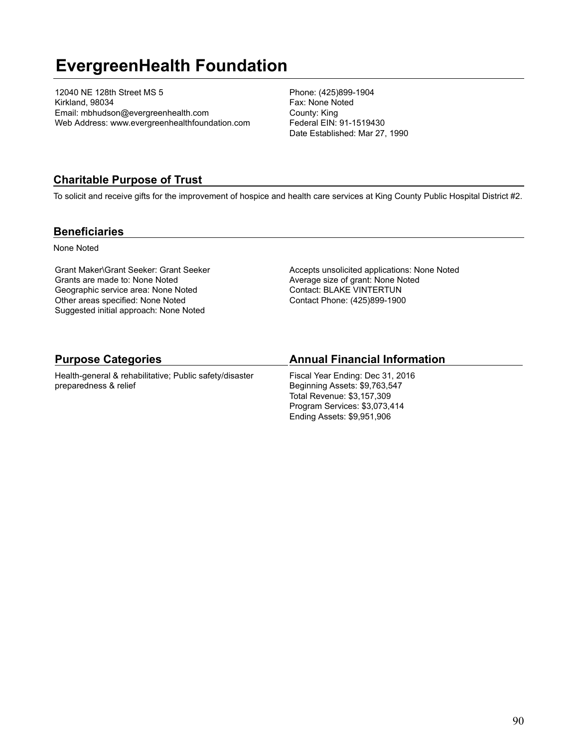# EvergreenHealth Foundation

12040 NE 128th Street MS 5
Kirkland, 98034
Email: mbhudson@evergreenhealth.com
Web Address: www.evergreenhealthfoundation.com

Phone: (425)899-1904
Fax: None Noted
County: King
Federal EIN: 91-1519430
Date Established: Mar 27, 1990

## Charitable Purpose of Trust

To solicit and receive gifts for the improvement of hospice and health care services at King County Public Hospital District #2.

## Beneficiaries

None Noted

Grant Maker\Grant Seeker: Grant Seeker
Grants are made to: None Noted
Geographic service area: None Noted
Other areas specified: None Noted
Suggested initial approach: None Noted

Accepts unsolicited applications: None Noted
Average size of grant: None Noted
Contact: BLAKE VINTERTUN
Contact Phone: (425)899-1900

## Purpose Categories

Health-general & rehabilitative; Public safety/disaster preparedness & relief

## Annual Financial Information

Fiscal Year Ending: Dec 31, 2016
Beginning Assets: $9,763,547
Total Revenue: $3,157,309
Program Services: $3,073,414
Ending Assets: $9,951,906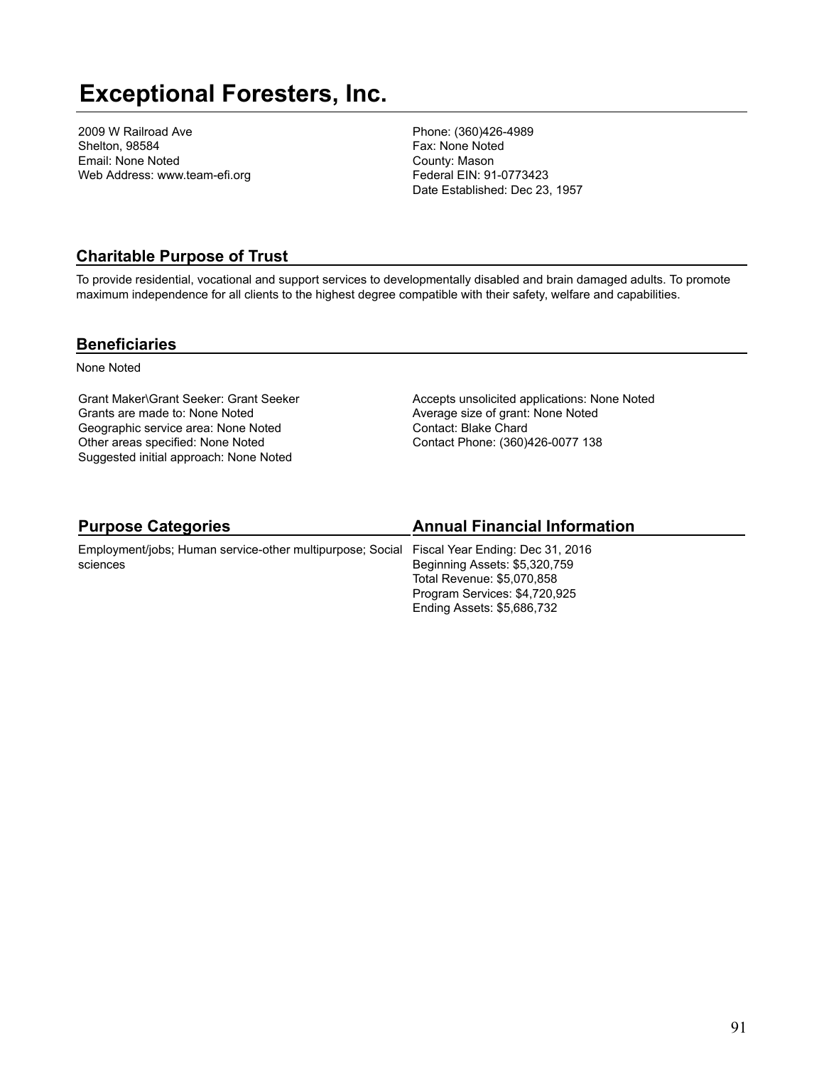# Exceptional Foresters, Inc.

2009 W Railroad Ave
Shelton, 98584
Email: None Noted
Web Address: www.team-efi.org

Phone: (360)426-4989
Fax: None Noted
County: Mason
Federal EIN: 91-0773423
Date Established: Dec 23, 1957

## Charitable Purpose of Trust

To provide residential, vocational and support services to developmentally disabled and brain damaged adults. To promote maximum independence for all clients to the highest degree compatible with their safety, welfare and capabilities.

## Beneficiaries

None Noted

Grant Maker\Grant Seeker: Grant Seeker
Grants are made to: None Noted
Geographic service area: None Noted
Other areas specified: None Noted
Suggested initial approach: None Noted

Accepts unsolicited applications: None Noted
Average size of grant: None Noted
Contact: Blake Chard
Contact Phone: (360)426-0077 138

## Purpose Categories

Employment/jobs; Human service-other multipurpose; Social sciences

## Annual Financial Information

Fiscal Year Ending: Dec 31, 2016
Beginning Assets: $5,320,759
Total Revenue: $5,070,858
Program Services: $4,720,925
Ending Assets: $5,686,732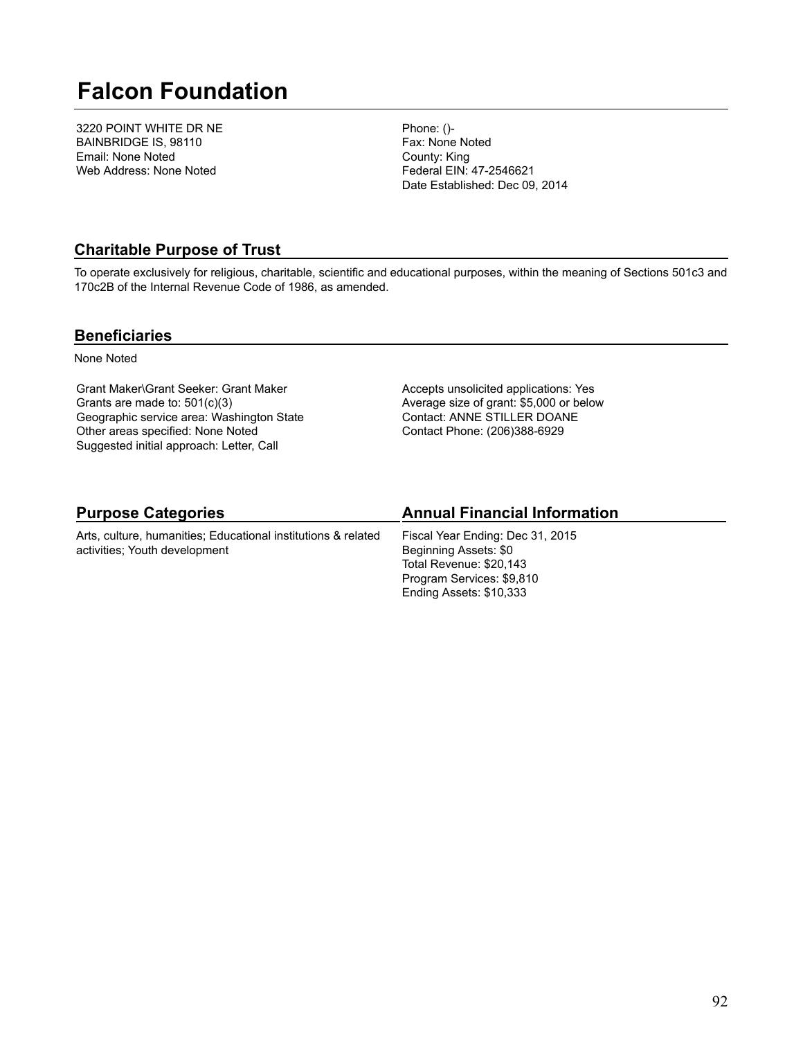# Falcon Foundation

3220 POINT WHITE DR NE
BAINBRIDGE IS, 98110
Email: None Noted
Web Address: None Noted

Phone: ()-
Fax: None Noted
County: King
Federal EIN: 47-2546621
Date Established: Dec 09, 2014

## Charitable Purpose of Trust

To operate exclusively for religious, charitable, scientific and educational purposes, within the meaning of Sections 501c3 and 170c2B of the Internal Revenue Code of 1986, as amended.

## Beneficiaries

None Noted

Grant Maker\Grant Seeker: Grant Maker
Grants are made to: 501(c)(3)
Geographic service area: Washington State
Other areas specified: None Noted
Suggested initial approach: Letter, Call

Accepts unsolicited applications: Yes
Average size of grant: $5,000 or below
Contact: ANNE STILLER DOANE
Contact Phone: (206)388-6929

## Purpose Categories

Arts, culture, humanities; Educational institutions & related activities; Youth development

## Annual Financial Information

Fiscal Year Ending: Dec 31, 2015
Beginning Assets: $0
Total Revenue: $20,143
Program Services: $9,810
Ending Assets: $10,333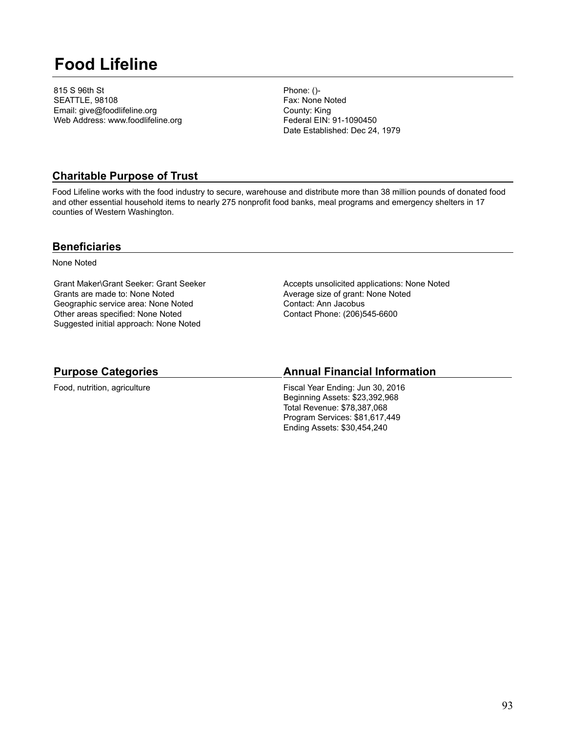# Food Lifeline

815 S 96th St
SEATTLE, 98108
Email: give@foodlifeline.org
Web Address: www.foodlifeline.org

Phone: ()-
Fax: None Noted
County: King
Federal EIN: 91-1090450
Date Established: Dec 24, 1979

## Charitable Purpose of Trust

Food Lifeline works with the food industry to secure, warehouse and distribute more than 38 million pounds of donated food and other essential household items to nearly 275 nonprofit food banks, meal programs and emergency shelters in 17 counties of Western Washington.

## Beneficiaries

None Noted

Grant Maker\Grant Seeker: Grant Seeker
Grants are made to: None Noted
Geographic service area: None Noted
Other areas specified: None Noted
Suggested initial approach: None Noted

Accepts unsolicited applications: None Noted
Average size of grant: None Noted
Contact: Ann Jacobus
Contact Phone: (206)545-6600

## Purpose Categories

Food, nutrition, agriculture

## Annual Financial Information

Fiscal Year Ending: Jun 30, 2016
Beginning Assets: $23,392,968
Total Revenue: $78,387,068
Program Services: $81,617,449
Ending Assets: $30,454,240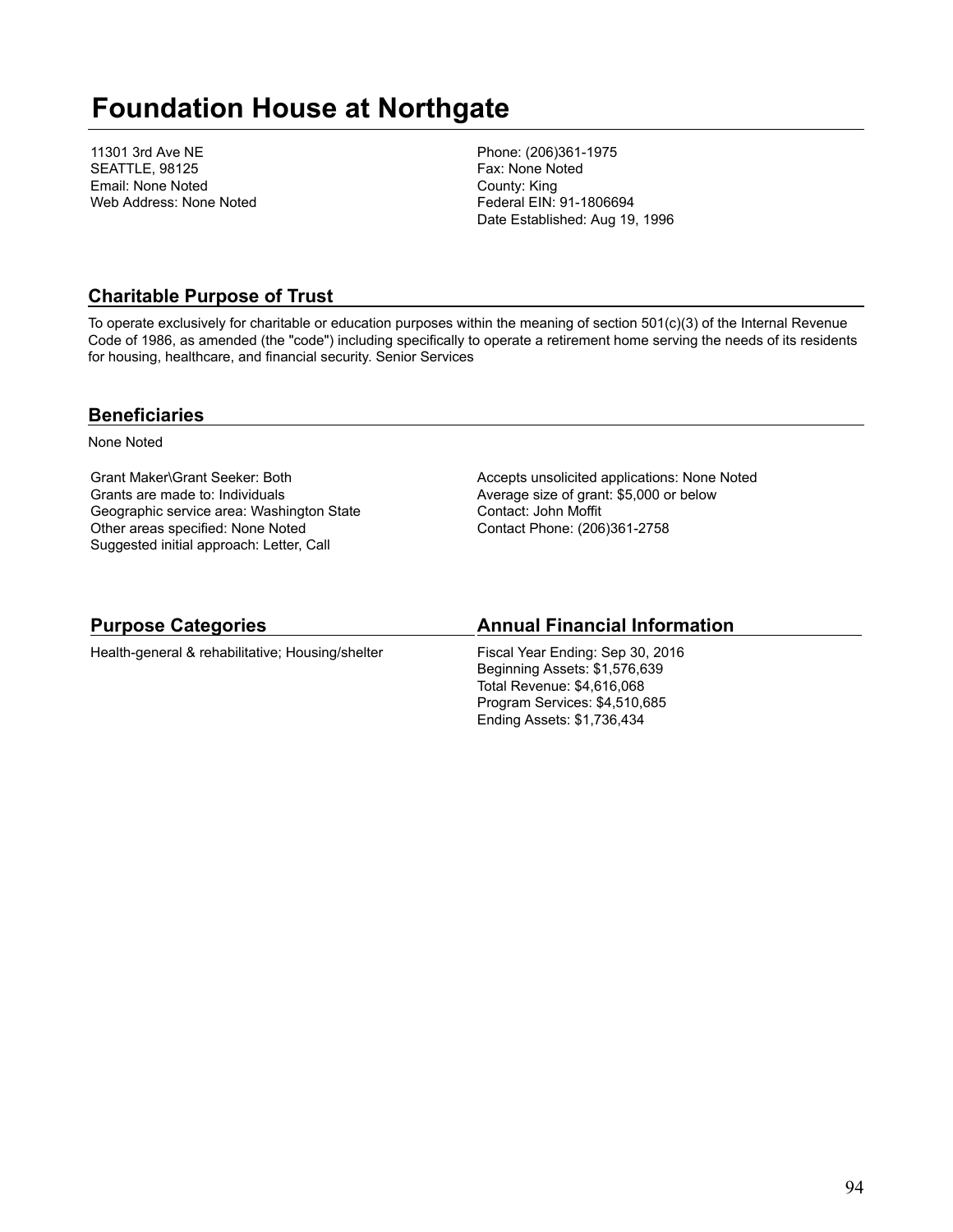# Foundation House at Northgate

11301 3rd Ave NE
SEATTLE, 98125
Email: None Noted
Web Address: None Noted

Phone: (206)361-1975
Fax: None Noted
County: King
Federal EIN: 91-1806694
Date Established: Aug 19, 1996

## Charitable Purpose of Trust

To operate exclusively for charitable or education purposes within the meaning of section 501(c)(3) of the Internal Revenue Code of 1986, as amended (the "code") including specifically to operate a retirement home serving the needs of its residents for housing, healthcare, and financial security. Senior Services

## Beneficiaries

None Noted

Grant Maker\Grant Seeker: Both
Grants are made to: Individuals
Geographic service area: Washington State
Other areas specified: None Noted
Suggested initial approach: Letter, Call

Accepts unsolicited applications: None Noted
Average size of grant: $5,000 or below
Contact: John Moffit
Contact Phone: (206)361-2758

## Purpose Categories

Health-general & rehabilitative; Housing/shelter

## Annual Financial Information

Fiscal Year Ending: Sep 30, 2016
Beginning Assets: $1,576,639
Total Revenue: $4,616,068
Program Services: $4,510,685
Ending Assets: $1,736,434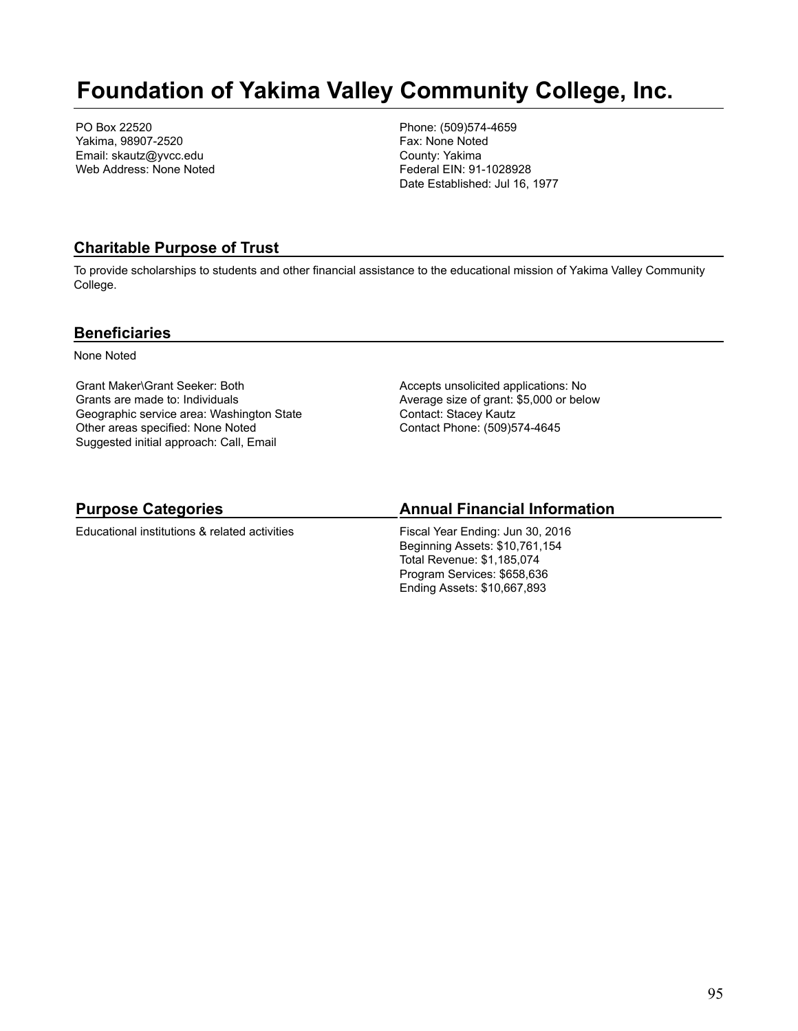# Foundation of Yakima Valley Community College, Inc.

PO Box 22520
Yakima, 98907-2520
Email: skautz@yvcc.edu
Web Address: None Noted

Phone: (509)574-4659
Fax: None Noted
County: Yakima
Federal EIN: 91-1028928
Date Established: Jul 16, 1977

## Charitable Purpose of Trust

To provide scholarships to students and other financial assistance to the educational mission of Yakima Valley Community College.

## Beneficiaries

None Noted

Grant Maker\Grant Seeker: Both
Grants are made to: Individuals
Geographic service area: Washington State
Other areas specified: None Noted
Suggested initial approach: Call, Email

Accepts unsolicited applications: No
Average size of grant: $5,000 or below
Contact: Stacey Kautz
Contact Phone: (509)574-4645

## Purpose Categories

Educational institutions & related activities

## Annual Financial Information

Fiscal Year Ending: Jun 30, 2016
Beginning Assets: $10,761,154
Total Revenue: $1,185,074
Program Services: $658,636
Ending Assets: $10,667,893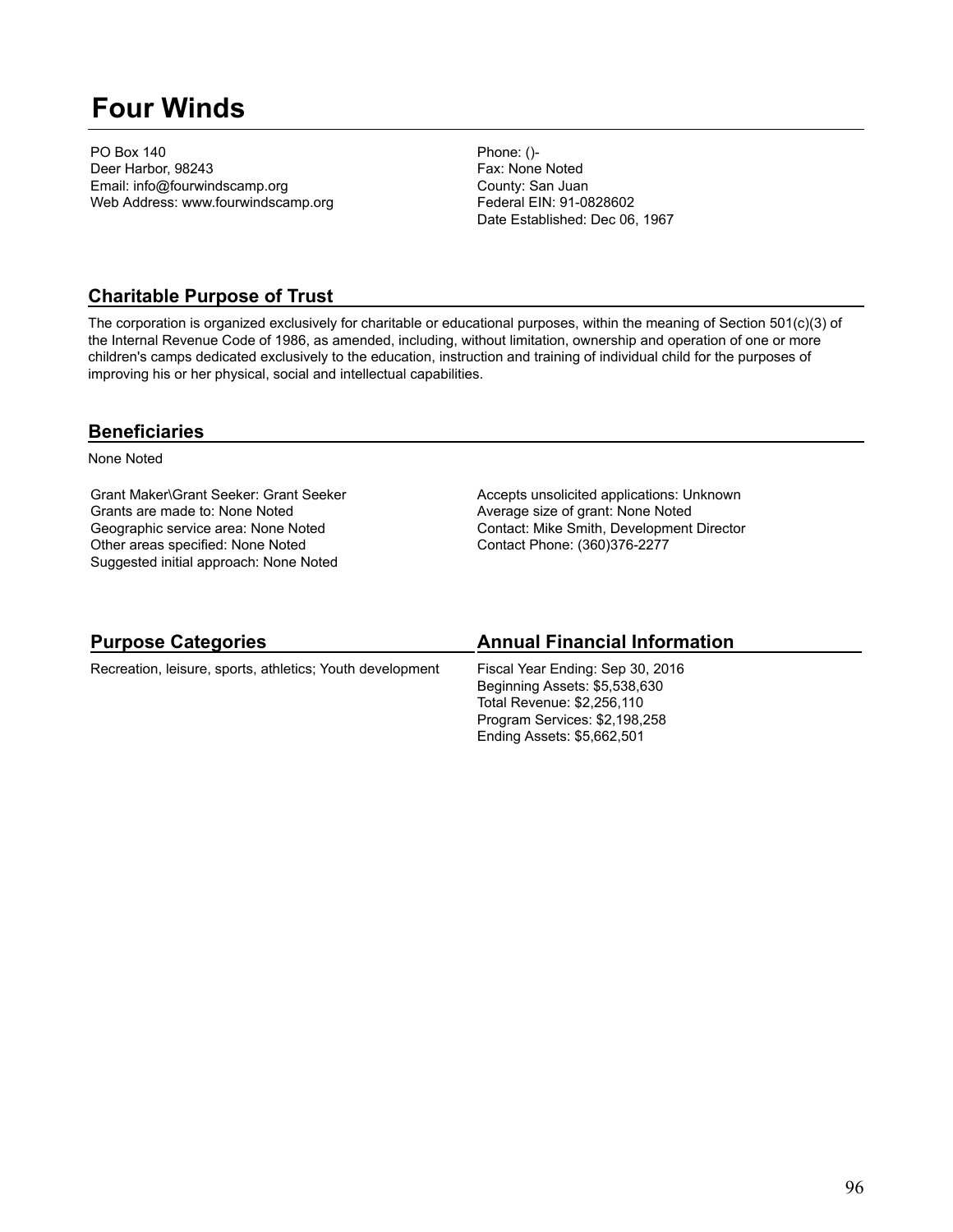# Four Winds

PO Box 140
Deer Harbor, 98243
Email: info@fourwindscamp.org
Web Address: www.fourwindscamp.org

Phone: ()-
Fax: None Noted
County: San Juan
Federal EIN: 91-0828602
Date Established: Dec 06, 1967

## Charitable Purpose of Trust

The corporation is organized exclusively for charitable or educational purposes, within the meaning of Section 501(c)(3) of the Internal Revenue Code of 1986, as amended, including, without limitation, ownership and operation of one or more children's camps dedicated exclusively to the education, instruction and training of individual child for the purposes of improving his or her physical, social and intellectual capabilities.

## Beneficiaries

None Noted

Grant Maker\Grant Seeker: Grant Seeker
Grants are made to: None Noted
Geographic service area: None Noted
Other areas specified: None Noted
Suggested initial approach: None Noted

Accepts unsolicited applications: Unknown
Average size of grant: None Noted
Contact: Mike Smith, Development Director
Contact Phone: (360)376-2277

## Purpose Categories

Recreation, leisure, sports, athletics; Youth development

## Annual Financial Information

Fiscal Year Ending: Sep 30, 2016
Beginning Assets: $5,538,630
Total Revenue: $2,256,110
Program Services: $2,198,258
Ending Assets: $5,662,501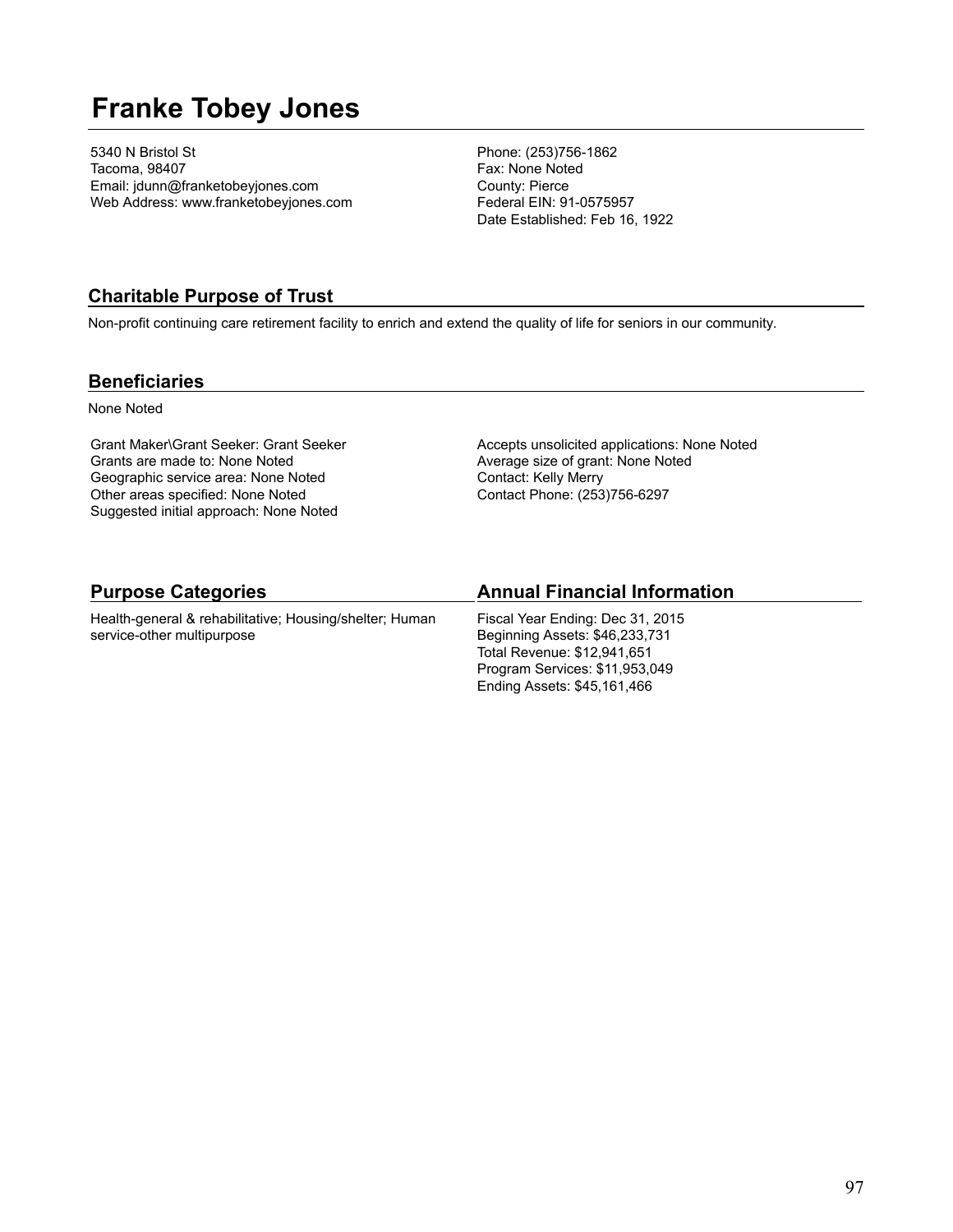# Franke Tobey Jones

5340 N Bristol St
Tacoma, 98407
Email: jdunn@franketobeyjones.com
Web Address: www.franketobeyjones.com

Phone: (253)756-1862
Fax: None Noted
County: Pierce
Federal EIN: 91-0575957
Date Established: Feb 16, 1922

## Charitable Purpose of Trust

Non-profit continuing care retirement facility to enrich and extend the quality of life for seniors in our community.

## Beneficiaries

None Noted

Grant Maker\Grant Seeker: Grant Seeker
Grants are made to: None Noted
Geographic service area: None Noted
Other areas specified: None Noted
Suggested initial approach: None Noted

Accepts unsolicited applications: None Noted
Average size of grant: None Noted
Contact: Kelly Merry
Contact Phone: (253)756-6297

## Purpose Categories

Health-general & rehabilitative; Housing/shelter; Human service-other multipurpose

## Annual Financial Information

Fiscal Year Ending: Dec 31, 2015
Beginning Assets: $46,233,731
Total Revenue: $12,941,651
Program Services: $11,953,049
Ending Assets: $45,161,466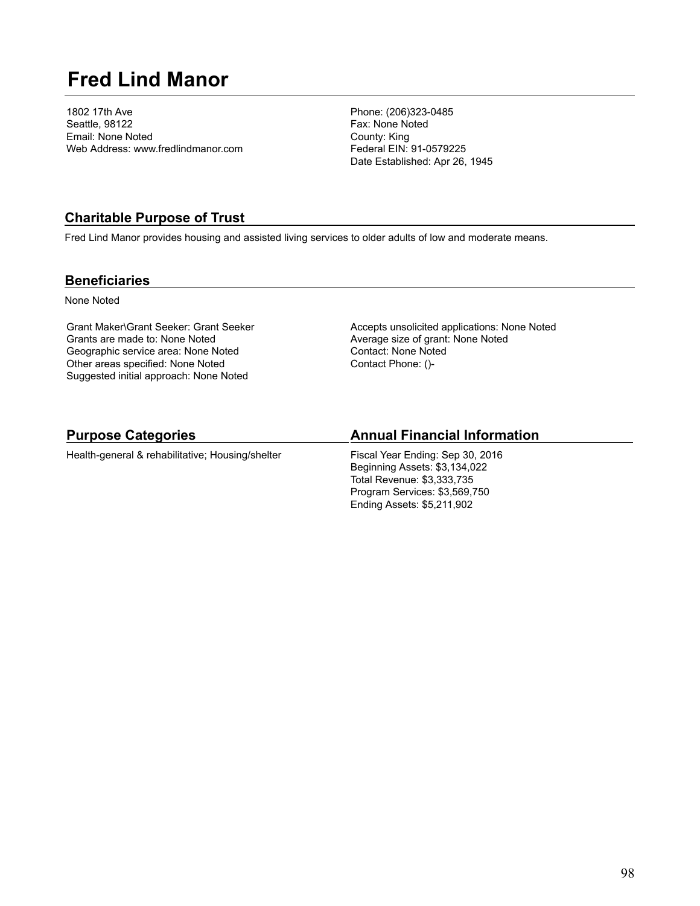# Fred Lind Manor

1802 17th Ave
Seattle, 98122
Email: None Noted
Web Address: www.fredlindmanor.com

Phone: (206)323-0485
Fax: None Noted
County: King
Federal EIN: 91-0579225
Date Established: Apr 26, 1945

## Charitable Purpose of Trust

Fred Lind Manor provides housing and assisted living services to older adults of low and moderate means.

## Beneficiaries

None Noted

Grant Maker\Grant Seeker: Grant Seeker
Grants are made to: None Noted
Geographic service area: None Noted
Other areas specified: None Noted
Suggested initial approach: None Noted

Accepts unsolicited applications: None Noted
Average size of grant: None Noted
Contact: None Noted
Contact Phone: ()-

## Purpose Categories

Health-general & rehabilitative; Housing/shelter

## Annual Financial Information

Fiscal Year Ending: Sep 30, 2016
Beginning Assets: $3,134,022
Total Revenue: $3,333,735
Program Services: $3,569,750
Ending Assets: $5,211,902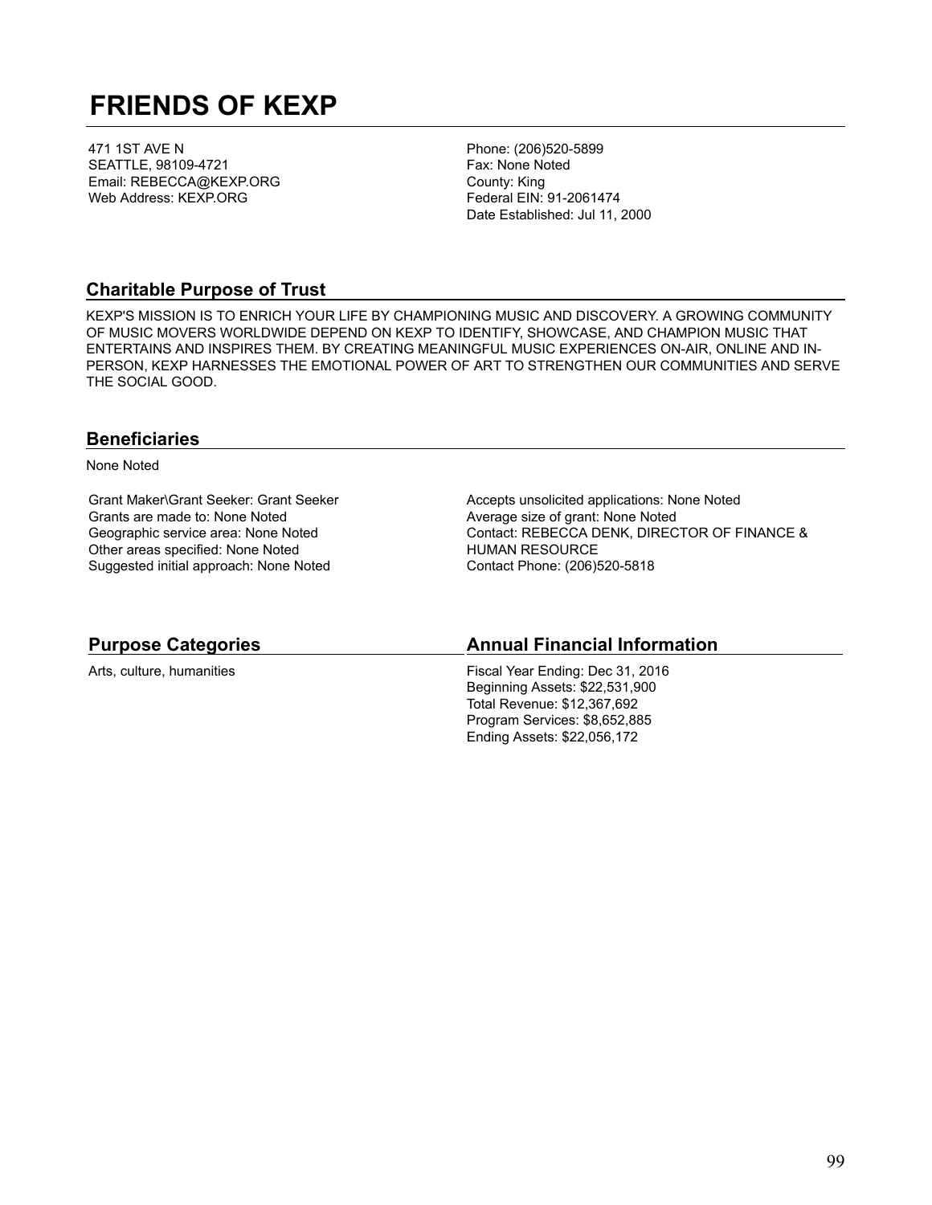# FRIENDS OF KEXP

471 1ST AVE N
SEATTLE, 98109-4721
Email: REBECCA@KEXP.ORG
Web Address: KEXP.ORG

Phone: (206)520-5899
Fax: None Noted
County: King
Federal EIN: 91-2061474
Date Established: Jul 11, 2000

## Charitable Purpose of Trust

KEXP'S MISSION IS TO ENRICH YOUR LIFE BY CHAMPIONING MUSIC AND DISCOVERY. A GROWING COMMUNITY OF MUSIC MOVERS WORLDWIDE DEPEND ON KEXP TO IDENTIFY, SHOWCASE, AND CHAMPION MUSIC THAT ENTERTAINS AND INSPIRES THEM. BY CREATING MEANINGFUL MUSIC EXPERIENCES ON-AIR, ONLINE AND IN-PERSON, KEXP HARNESSES THE EMOTIONAL POWER OF ART TO STRENGTHEN OUR COMMUNITIES AND SERVE THE SOCIAL GOOD.

## Beneficiaries

None Noted

Grant Maker\Grant Seeker: Grant Seeker
Grants are made to: None Noted
Geographic service area: None Noted
Other areas specified: None Noted
Suggested initial approach: None Noted

Accepts unsolicited applications: None Noted
Average size of grant: None Noted
Contact: REBECCA DENK, DIRECTOR OF FINANCE & HUMAN RESOURCE
Contact Phone: (206)520-5818

## Purpose Categories

Arts, culture, humanities

## Annual Financial Information

Fiscal Year Ending: Dec 31, 2016
Beginning Assets: $22,531,900
Total Revenue: $12,367,692
Program Services: $8,652,885
Ending Assets: $22,056,172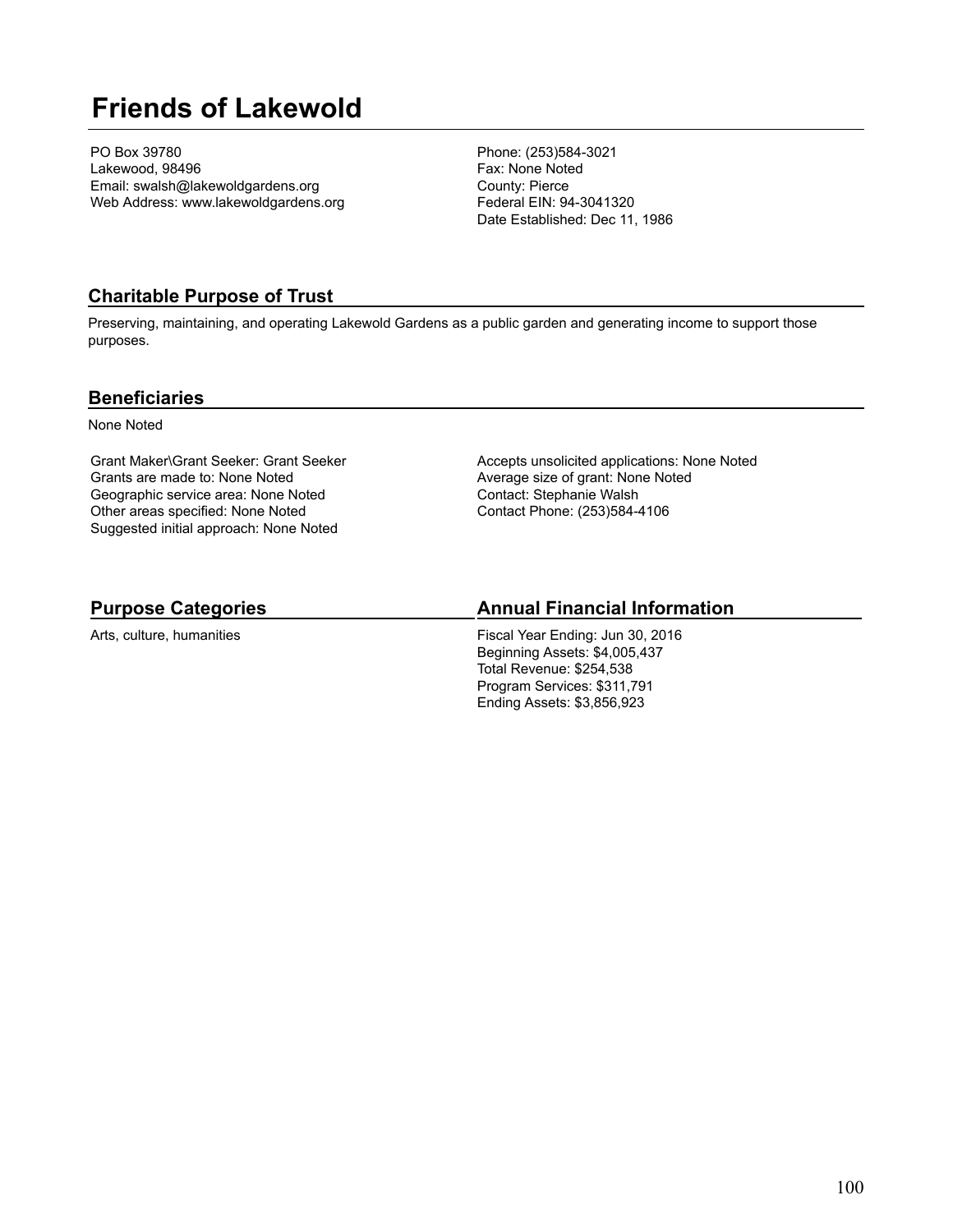# Friends of Lakewold

PO Box 39780
Lakewood, 98496
Email: swalsh@lakewoldgardens.org
Web Address: www.lakewoldgardens.org

Phone: (253)584-3021
Fax: None Noted
County: Pierce
Federal EIN: 94-3041320
Date Established: Dec 11, 1986

## Charitable Purpose of Trust

Preserving, maintaining, and operating Lakewold Gardens as a public garden and generating income to support those purposes.

## Beneficiaries

None Noted

Grant Maker\Grant Seeker: Grant Seeker
Grants are made to: None Noted
Geographic service area: None Noted
Other areas specified: None Noted
Suggested initial approach: None Noted

Accepts unsolicited applications: None Noted
Average size of grant: None Noted
Contact: Stephanie Walsh
Contact Phone: (253)584-4106

## Purpose Categories

Arts, culture, humanities

## Annual Financial Information

Fiscal Year Ending: Jun 30, 2016
Beginning Assets: $4,005,437
Total Revenue: $254,538
Program Services: $311,791
Ending Assets: $3,856,923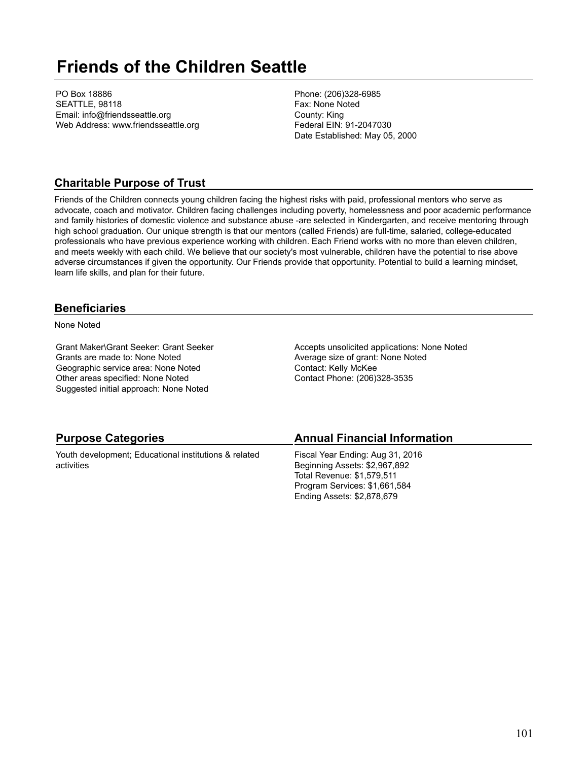# Friends of the Children Seattle

PO Box 18886
SEATTLE, 98118
Email: info@friendsseattle.org
Web Address: www.friendsseattle.org

Phone: (206)328-6985
Fax: None Noted
County: King
Federal EIN: 91-2047030
Date Established: May 05, 2000

## Charitable Purpose of Trust

Friends of the Children connects young children facing the highest risks with paid, professional mentors who serve as advocate, coach and motivator. Children facing challenges including poverty, homelessness and poor academic performance and family histories of domestic violence and substance abuse -are selected in Kindergarten, and receive mentoring through high school graduation. Our unique strength is that our mentors (called Friends) are full-time, salaried, college-educated professionals who have previous experience working with children. Each Friend works with no more than eleven children, and meets weekly with each child. We believe that our society's most vulnerable, children have the potential to rise above adverse circumstances if given the opportunity. Our Friends provide that opportunity. Potential to build a learning mindset, learn life skills, and plan for their future.

## Beneficiaries

None Noted

Grant Maker\Grant Seeker: Grant Seeker
Grants are made to: None Noted
Geographic service area: None Noted
Other areas specified: None Noted
Suggested initial approach: None Noted

Accepts unsolicited applications: None Noted
Average size of grant: None Noted
Contact: Kelly McKee
Contact Phone: (206)328-3535

## Purpose Categories

Youth development; Educational institutions & related activities

## Annual Financial Information

Fiscal Year Ending: Aug 31, 2016
Beginning Assets: $2,967,892
Total Revenue: $1,579,511
Program Services: $1,661,584
Ending Assets: $2,878,679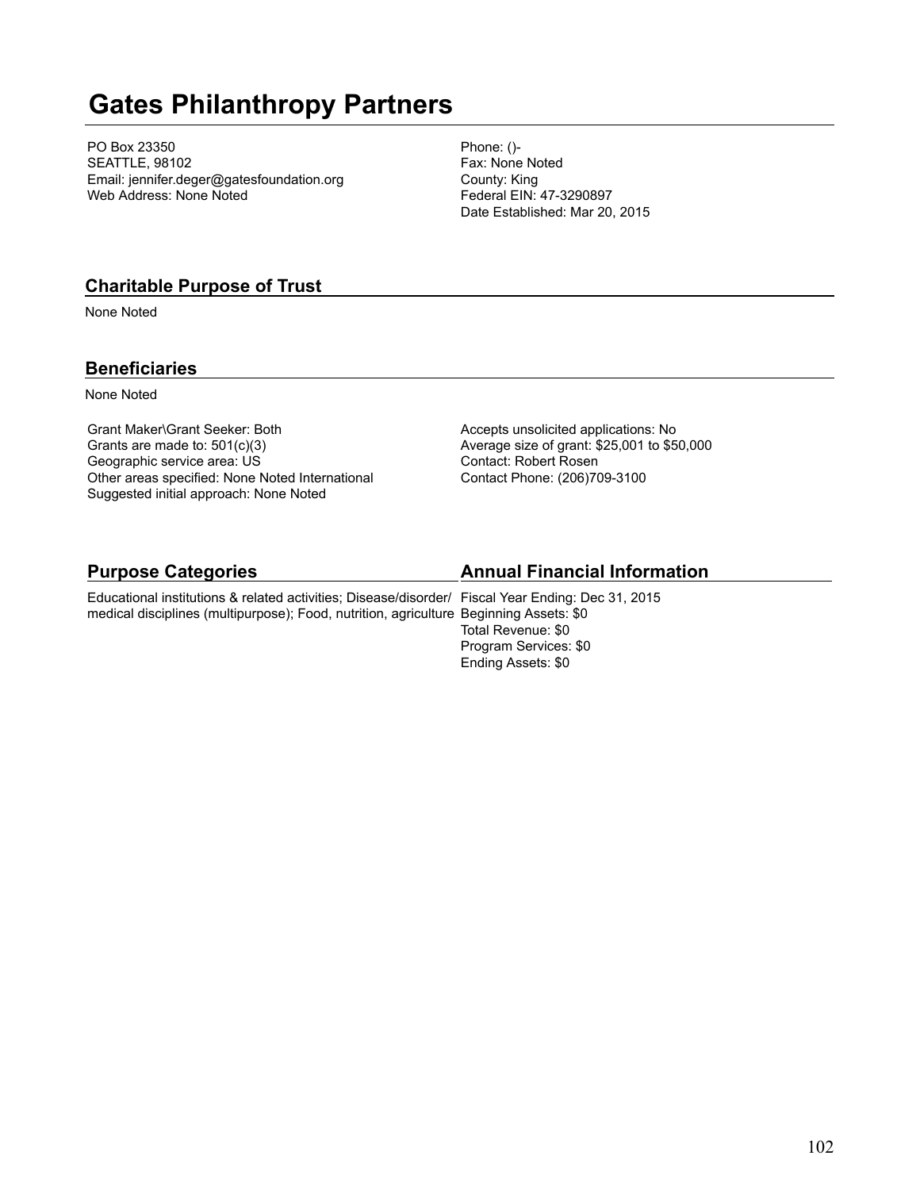# Gates Philanthropy Partners

PO Box 23350
SEATTLE, 98102
Email: jennifer.deger@gatesfoundation.org
Web Address: None Noted

Phone: ()-
Fax: None Noted
County: King
Federal EIN: 47-3290897
Date Established: Mar 20, 2015

## Charitable Purpose of Trust

None Noted

## Beneficiaries

None Noted

Grant Maker\Grant Seeker: Both
Grants are made to: 501(c)(3)
Geographic service area: US
Other areas specified: None Noted International
Suggested initial approach: None Noted

Accepts unsolicited applications: No
Average size of grant: $25,001 to $50,000
Contact: Robert Rosen
Contact Phone: (206)709-3100

## Purpose Categories

Educational institutions & related activities; Disease/disorder/medical disciplines (multipurpose); Food, nutrition, agriculture

## Annual Financial Information

Fiscal Year Ending: Dec 31, 2015
Beginning Assets: $0
Total Revenue: $0
Program Services: $0
Ending Assets: $0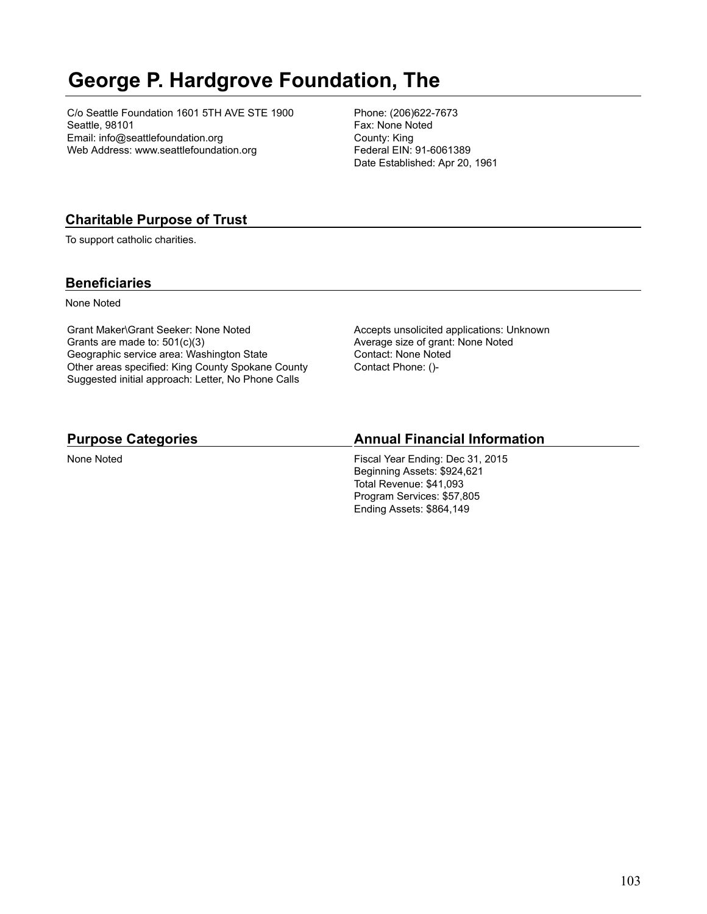# George P. Hardgrove Foundation, The

C/o Seattle Foundation 1601 5TH AVE STE 1900
Seattle, 98101
Email: info@seattlefoundation.org
Web Address: www.seattlefoundation.org

Phone: (206)622-7673
Fax: None Noted
County: King
Federal EIN: 91-6061389
Date Established: Apr 20, 1961

## Charitable Purpose of Trust

To support catholic charities.

## Beneficiaries

None Noted

Grant Maker\Grant Seeker: None Noted
Grants are made to: 501(c)(3)
Geographic service area: Washington State
Other areas specified: King County Spokane County
Suggested initial approach: Letter, No Phone Calls

Accepts unsolicited applications: Unknown
Average size of grant: None Noted
Contact: None Noted
Contact Phone: ()-

## Purpose Categories

None Noted

## Annual Financial Information

Fiscal Year Ending: Dec 31, 2015
Beginning Assets: $924,621
Total Revenue: $41,093
Program Services: $57,805
Ending Assets: $864,149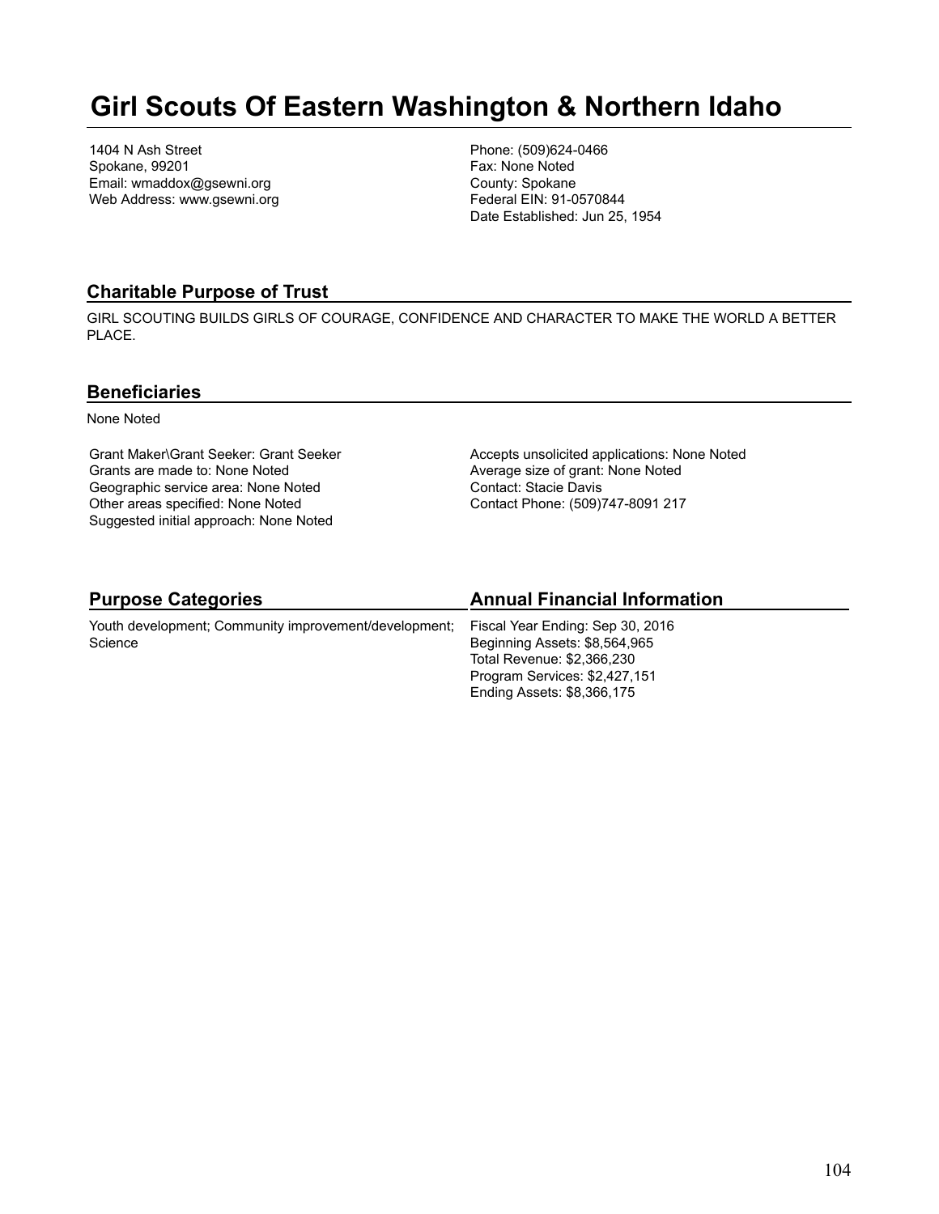# Girl Scouts Of Eastern Washington & Northern Idaho

1404 N Ash Street
Spokane, 99201
Email: wmaddox@gsewni.org
Web Address: www.gsewni.org

Phone: (509)624-0466
Fax: None Noted
County: Spokane
Federal EIN: 91-0570844
Date Established: Jun 25, 1954

## Charitable Purpose of Trust

GIRL SCOUTING BUILDS GIRLS OF COURAGE, CONFIDENCE AND CHARACTER TO MAKE THE WORLD A BETTER PLACE.

## Beneficiaries

None Noted

Grant Maker\Grant Seeker: Grant Seeker
Grants are made to: None Noted
Geographic service area: None Noted
Other areas specified: None Noted
Suggested initial approach: None Noted

Accepts unsolicited applications: None Noted
Average size of grant: None Noted
Contact: Stacie Davis
Contact Phone: (509)747-8091 217

## Purpose Categories

Youth development; Community improvement/development; Science

## Annual Financial Information

Fiscal Year Ending: Sep 30, 2016
Beginning Assets: $8,564,965
Total Revenue: $2,366,230
Program Services: $2,427,151
Ending Assets: $8,366,175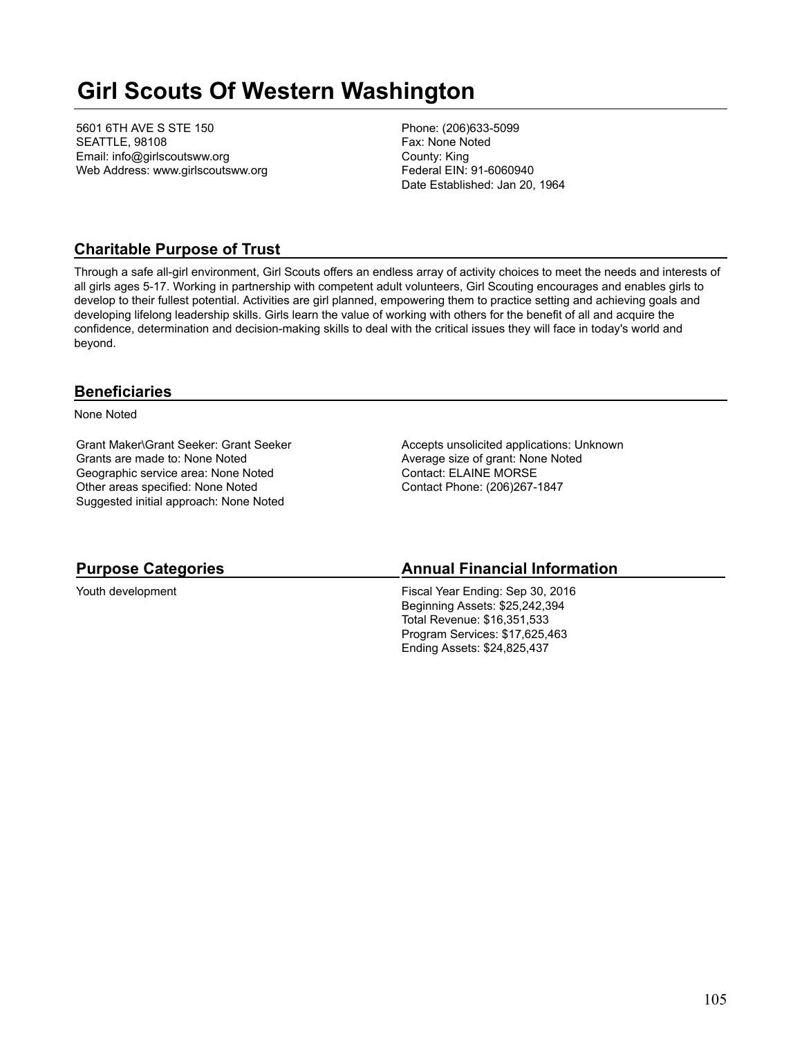# Girl Scouts Of Western Washington

5601 6TH AVE S STE 150
SEATTLE, 98108
Email: info@girlscoutsww.org
Web Address: www.girlscoutsww.org

Phone: (206)633-5099
Fax: None Noted
County: King
Federal EIN: 91-6060940
Date Established: Jan 20, 1964

## Charitable Purpose of Trust

Through a safe all-girl environment, Girl Scouts offers an endless array of activity choices to meet the needs and interests of all girls ages 5-17. Working in partnership with competent adult volunteers, Girl Scouting encourages and enables girls to develop to their fullest potential. Activities are girl planned, empowering them to practice setting and achieving goals and developing lifelong leadership skills. Girls learn the value of working with others for the benefit of all and acquire the confidence, determination and decision-making skills to deal with the critical issues they will face in today's world and beyond.

## Beneficiaries

None Noted

Grant Maker\Grant Seeker: Grant Seeker
Grants are made to: None Noted
Geographic service area: None Noted
Other areas specified: None Noted
Suggested initial approach: None Noted

Accepts unsolicited applications: Unknown
Average size of grant: None Noted
Contact: ELAINE MORSE
Contact Phone: (206)267-1847

## Purpose Categories

Youth development

## Annual Financial Information

Fiscal Year Ending: Sep 30, 2016
Beginning Assets: $25,242,394
Total Revenue: $16,351,533
Program Services: $17,625,463
Ending Assets: $24,825,437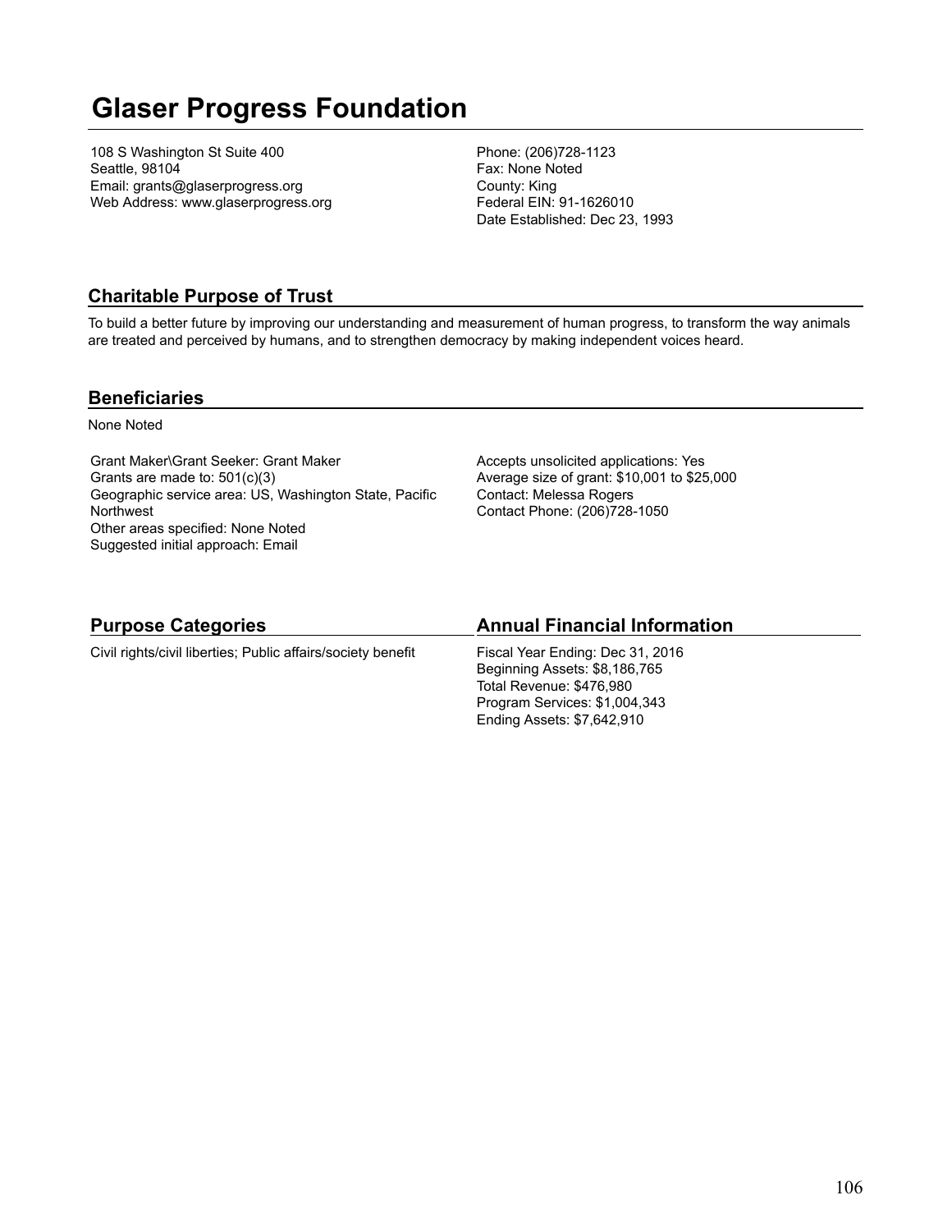# Glaser Progress Foundation

108 S Washington St Suite 400
Seattle, 98104
Email: grants@glaserprogress.org
Web Address: www.glaserprogress.org

Phone: (206)728-1123
Fax: None Noted
County: King
Federal EIN: 91-1626010
Date Established: Dec 23, 1993

## Charitable Purpose of Trust

To build a better future by improving our understanding and measurement of human progress, to transform the way animals are treated and perceived by humans, and to strengthen democracy by making independent voices heard.

## Beneficiaries

None Noted

Grant Maker\Grant Seeker: Grant Maker
Grants are made to: 501(c)(3)
Geographic service area: US, Washington State, Pacific Northwest
Other areas specified: None Noted
Suggested initial approach: Email

Accepts unsolicited applications: Yes
Average size of grant: $10,001 to $25,000
Contact: Melessa Rogers
Contact Phone: (206)728-1050

## Purpose Categories

Civil rights/civil liberties; Public affairs/society benefit

## Annual Financial Information

Fiscal Year Ending: Dec 31, 2016
Beginning Assets: $8,186,765
Total Revenue: $476,980
Program Services: $1,004,343
Ending Assets: $7,642,910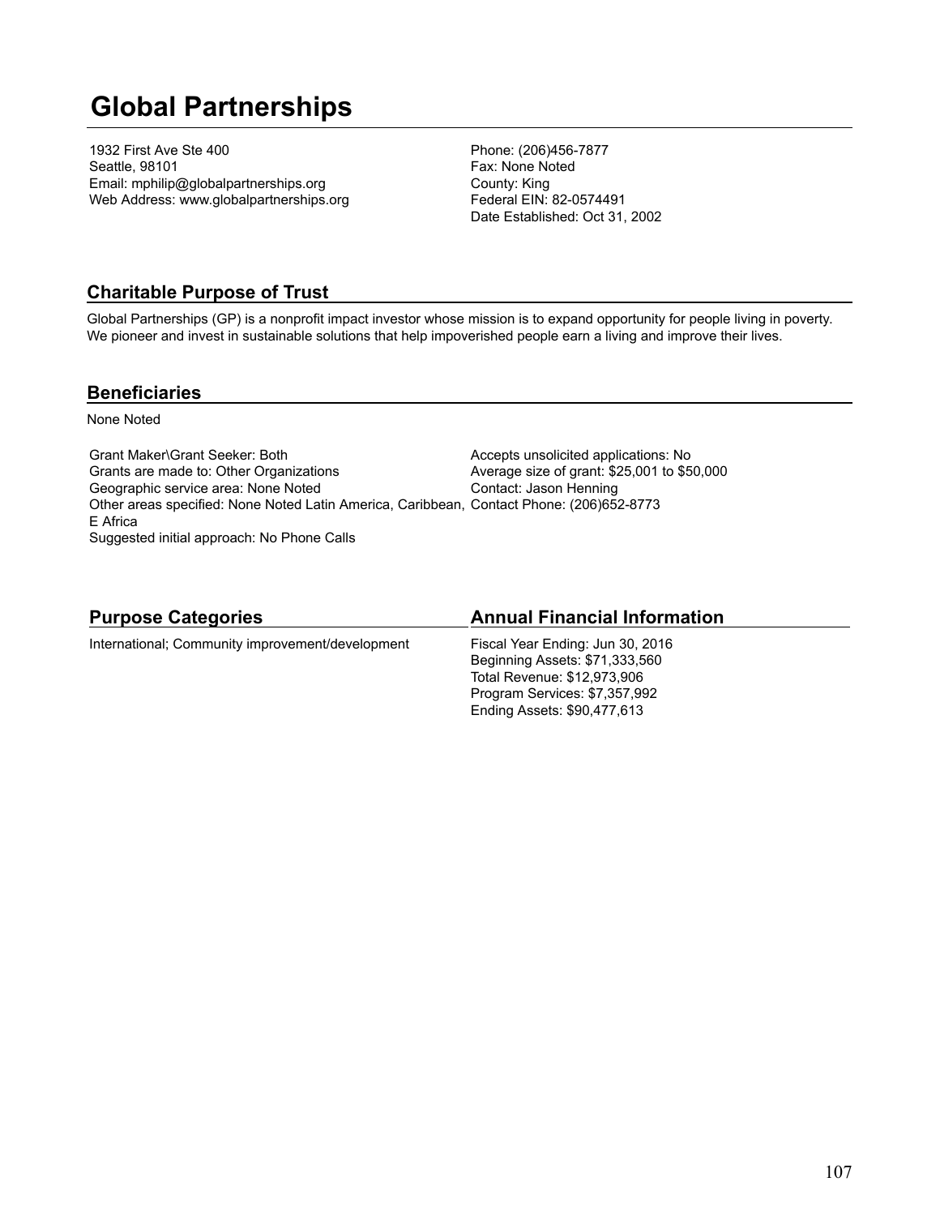# Global Partnerships

1932 First Ave Ste 400
Seattle, 98101
Email: mphilip@globalpartnerships.org
Web Address: www.globalpartnerships.org

Phone: (206)456-7877
Fax: None Noted
County: King
Federal EIN: 82-0574491
Date Established: Oct 31, 2002

## Charitable Purpose of Trust

Global Partnerships (GP) is a nonprofit impact investor whose mission is to expand opportunity for people living in poverty. We pioneer and invest in sustainable solutions that help impoverished people earn a living and improve their lives.

## Beneficiaries

None Noted

Grant Maker\Grant Seeker: Both
Grants are made to: Other Organizations
Geographic service area: None Noted
Other areas specified: None Noted Latin America, Caribbean, E Africa
Suggested initial approach: No Phone Calls

Accepts unsolicited applications: No
Average size of grant: $25,001 to $50,000
Contact: Jason Henning
Contact Phone: (206)652-8773

## Purpose Categories

International; Community improvement/development

## Annual Financial Information

Fiscal Year Ending: Jun 30, 2016
Beginning Assets: $71,333,560
Total Revenue: $12,973,906
Program Services: $7,357,992
Ending Assets: $90,477,613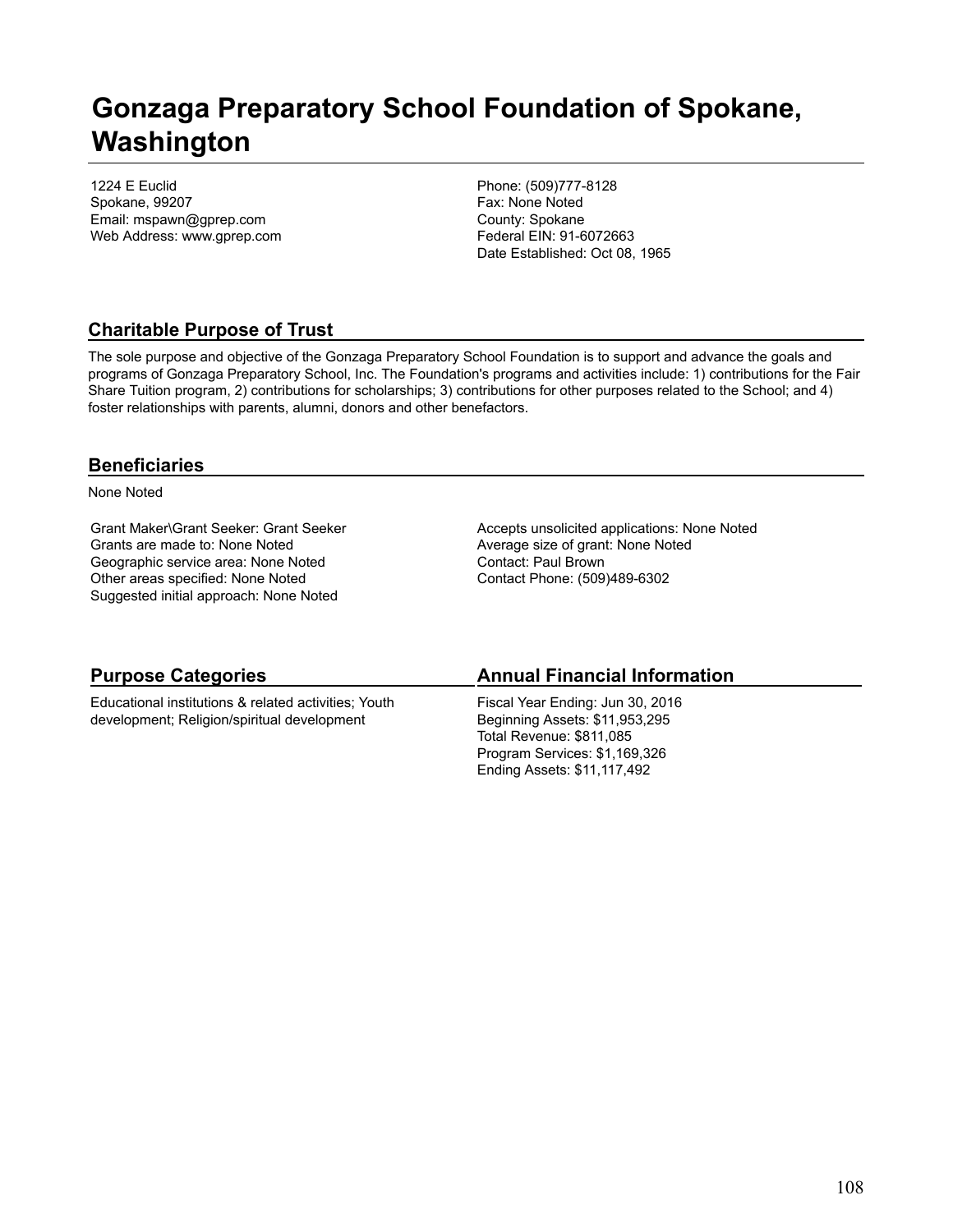# Gonzaga Preparatory School Foundation of Spokane, Washington

1224 E Euclid
Spokane, 99207
Email: mspawn@gprep.com
Web Address: www.gprep.com

Phone: (509)777-8128
Fax: None Noted
County: Spokane
Federal EIN: 91-6072663
Date Established: Oct 08, 1965

## Charitable Purpose of Trust

The sole purpose and objective of the Gonzaga Preparatory School Foundation is to support and advance the goals and programs of Gonzaga Preparatory School, Inc. The Foundation's programs and activities include: 1) contributions for the Fair Share Tuition program, 2) contributions for scholarships; 3) contributions for other purposes related to the School; and 4) foster relationships with parents, alumni, donors and other benefactors.

## Beneficiaries

None Noted

Grant Maker\Grant Seeker: Grant Seeker
Grants are made to: None Noted
Geographic service area: None Noted
Other areas specified: None Noted
Suggested initial approach: None Noted

Accepts unsolicited applications: None Noted
Average size of grant: None Noted
Contact: Paul Brown
Contact Phone: (509)489-6302

## Purpose Categories

Educational institutions & related activities; Youth development; Religion/spiritual development

## Annual Financial Information

Fiscal Year Ending: Jun 30, 2016
Beginning Assets: $11,953,295
Total Revenue: $811,085
Program Services: $1,169,326
Ending Assets: $11,117,492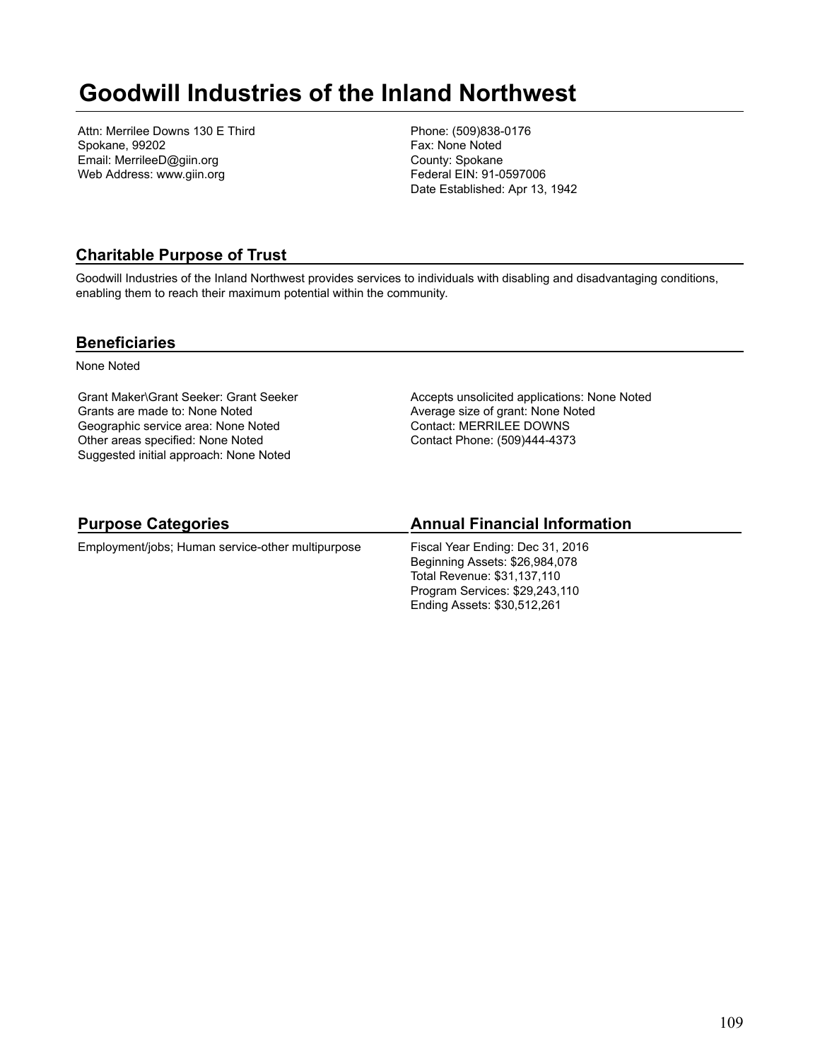# Goodwill Industries of the Inland Northwest

Attn: Merrilee Downs 130 E Third
Spokane, 99202
Email: MerrileeD@giin.org
Web Address: www.giin.org

Phone: (509)838-0176
Fax: None Noted
County: Spokane
Federal EIN: 91-0597006
Date Established: Apr 13, 1942

## Charitable Purpose of Trust

Goodwill Industries of the Inland Northwest provides services to individuals with disabling and disadvantaging conditions, enabling them to reach their maximum potential within the community.

## Beneficiaries

None Noted

Grant Maker\Grant Seeker: Grant Seeker
Grants are made to: None Noted
Geographic service area: None Noted
Other areas specified: None Noted
Suggested initial approach: None Noted

Accepts unsolicited applications: None Noted
Average size of grant: None Noted
Contact: MERRILEE DOWNS
Contact Phone: (509)444-4373

## Purpose Categories

Employment/jobs; Human service-other multipurpose

## Annual Financial Information

Fiscal Year Ending: Dec 31, 2016
Beginning Assets: $26,984,078
Total Revenue: $31,137,110
Program Services: $29,243,110
Ending Assets: $30,512,261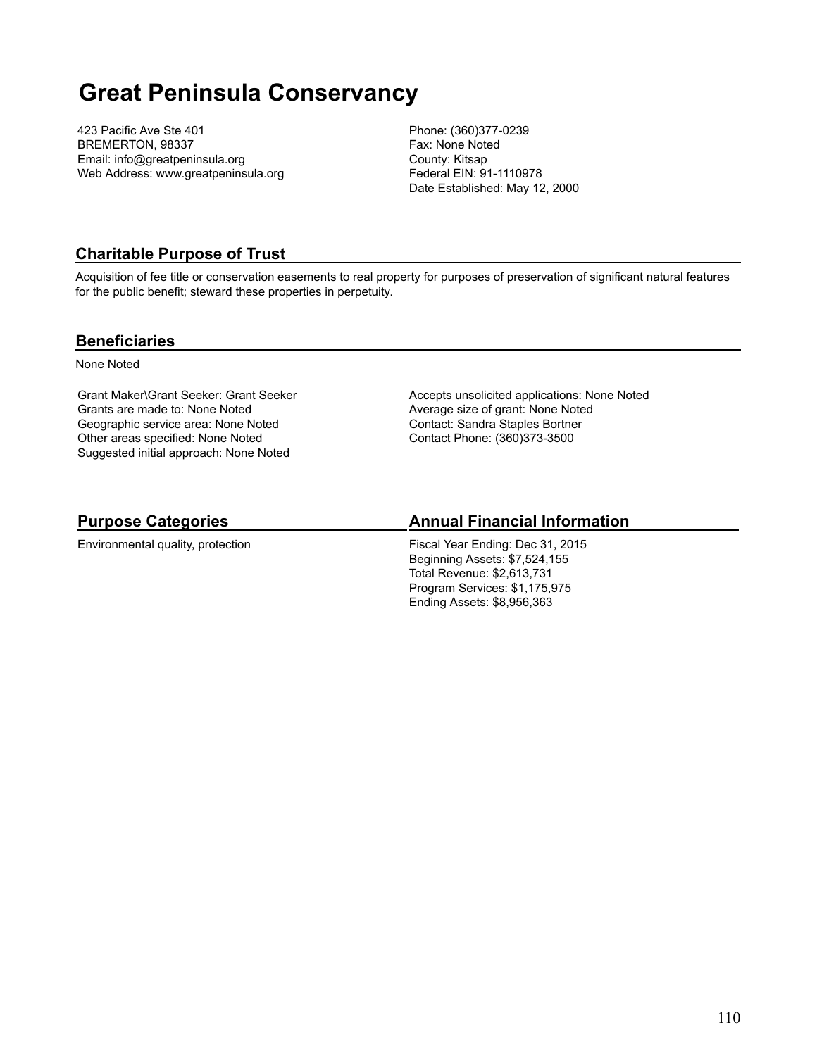# Great Peninsula Conservancy

423 Pacific Ave Ste 401
BREMERTON, 98337
Email: info@greatpeninsula.org
Web Address: www.greatpeninsula.org

Phone: (360)377-0239
Fax: None Noted
County: Kitsap
Federal EIN: 91-1110978
Date Established: May 12, 2000

## Charitable Purpose of Trust

Acquisition of fee title or conservation easements to real property for purposes of preservation of significant natural features for the public benefit; steward these properties in perpetuity.

## Beneficiaries

None Noted

Grant Maker\Grant Seeker: Grant Seeker
Grants are made to: None Noted
Geographic service area: None Noted
Other areas specified: None Noted
Suggested initial approach: None Noted

Accepts unsolicited applications: None Noted
Average size of grant: None Noted
Contact: Sandra Staples Bortner
Contact Phone: (360)373-3500

## Purpose Categories

Environmental quality, protection

## Annual Financial Information

Fiscal Year Ending: Dec 31, 2015
Beginning Assets: $7,524,155
Total Revenue: $2,613,731
Program Services: $1,175,975
Ending Assets: $8,956,363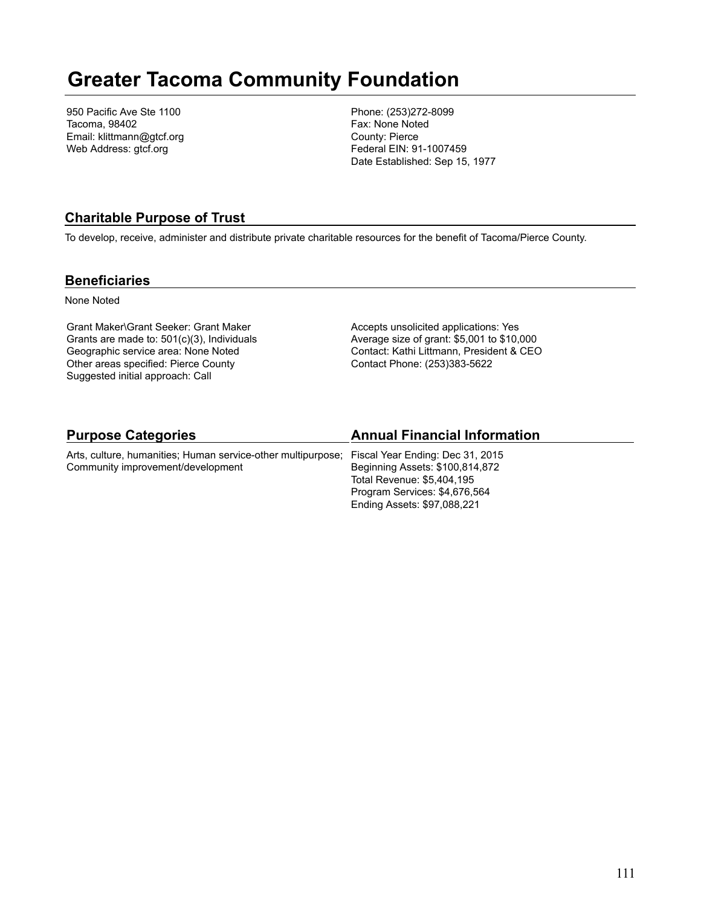# Greater Tacoma Community Foundation

950 Pacific Ave Ste 1100
Tacoma, 98402
Email: klittmann@gtcf.org
Web Address: gtcf.org

Phone: (253)272-8099
Fax: None Noted
County: Pierce
Federal EIN: 91-1007459
Date Established: Sep 15, 1977

## Charitable Purpose of Trust

To develop, receive, administer and distribute private charitable resources for the benefit of Tacoma/Pierce County.

## Beneficiaries

None Noted

Grant Maker\Grant Seeker: Grant Maker
Grants are made to: 501(c)(3), Individuals
Geographic service area: None Noted
Other areas specified: Pierce County
Suggested initial approach: Call

Accepts unsolicited applications: Yes
Average size of grant: $5,001 to $10,000
Contact: Kathi Littmann, President & CEO
Contact Phone: (253)383-5622

## Purpose Categories

Arts, culture, humanities; Human service-other multipurpose; Community improvement/development

## Annual Financial Information

Fiscal Year Ending: Dec 31, 2015
Beginning Assets: $100,814,872
Total Revenue: $5,404,195
Program Services: $4,676,564
Ending Assets: $97,088,221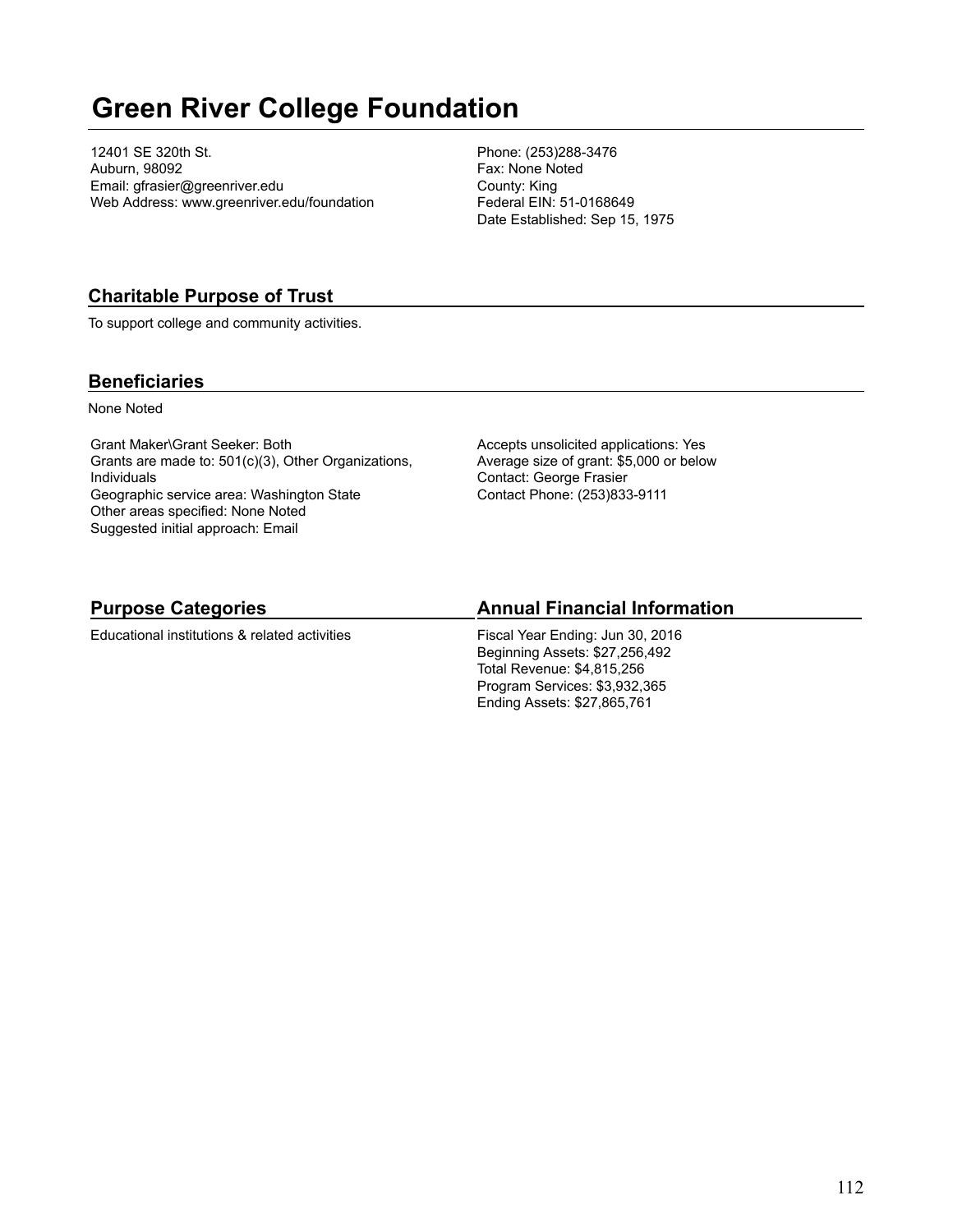# Green River College Foundation

12401 SE 320th St.
Auburn, 98092
Email: gfrasier@greenriver.edu
Web Address: www.greenriver.edu/foundation

Phone: (253)288-3476
Fax: None Noted
County: King
Federal EIN: 51-0168649
Date Established: Sep 15, 1975

## Charitable Purpose of Trust

To support college and community activities.

## Beneficiaries

None Noted

Grant Maker\Grant Seeker: Both
Grants are made to: 501(c)(3), Other Organizations, Individuals
Geographic service area: Washington State
Other areas specified: None Noted
Suggested initial approach: Email

Accepts unsolicited applications: Yes
Average size of grant: $5,000 or below
Contact: George Frasier
Contact Phone: (253)833-9111

## Purpose Categories

Educational institutions & related activities

## Annual Financial Information

Fiscal Year Ending: Jun 30, 2016
Beginning Assets: $27,256,492
Total Revenue: $4,815,256
Program Services: $3,932,365
Ending Assets: $27,865,761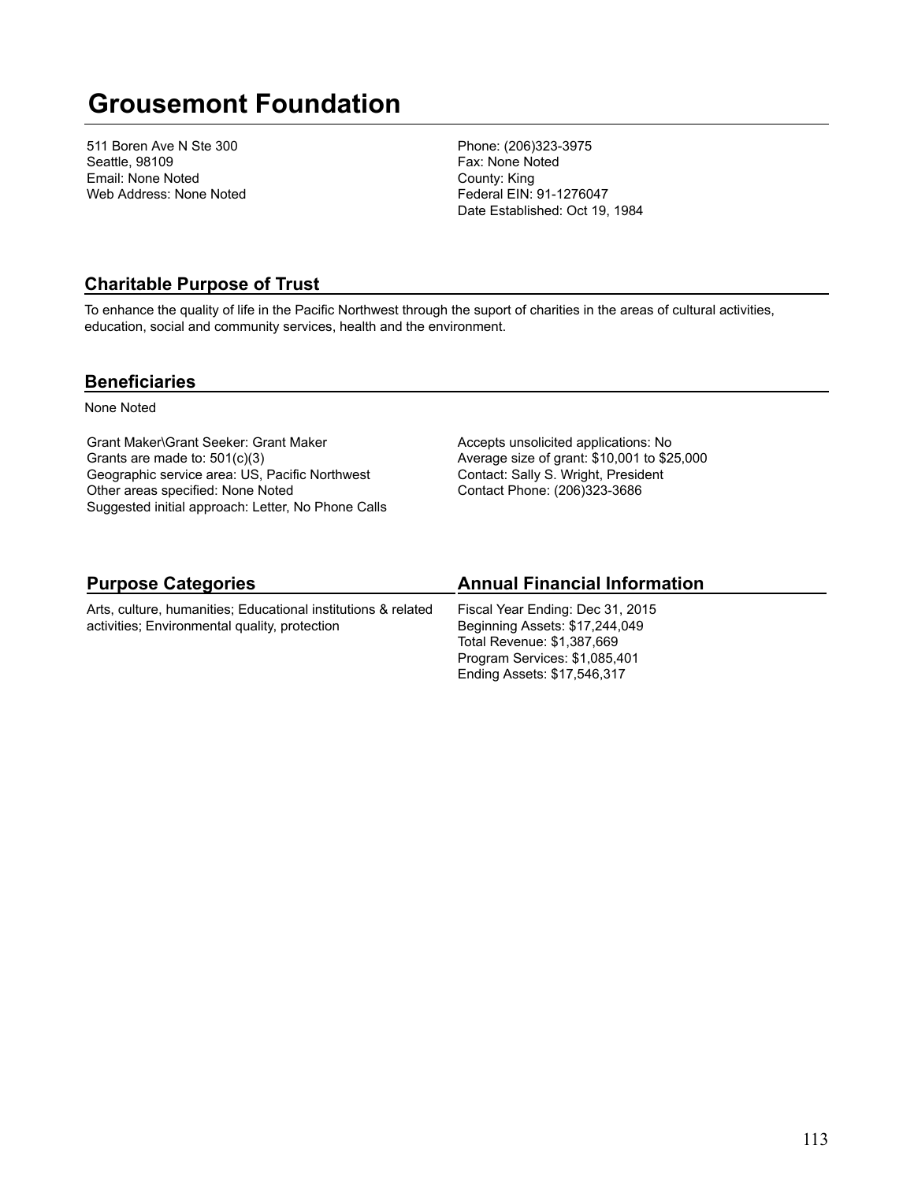# Grousemont Foundation

511 Boren Ave N Ste 300
Seattle, 98109
Email: None Noted
Web Address: None Noted

Phone: (206)323-3975
Fax: None Noted
County: King
Federal EIN: 91-1276047
Date Established: Oct 19, 1984

## Charitable Purpose of Trust

To enhance the quality of life in the Pacific Northwest through the suport of charities in the areas of cultural activities, education, social and community services, health and the environment.

## Beneficiaries

None Noted

Grant Maker\Grant Seeker: Grant Maker
Grants are made to: 501(c)(3)
Geographic service area: US, Pacific Northwest
Other areas specified: None Noted
Suggested initial approach: Letter, No Phone Calls

Accepts unsolicited applications: No
Average size of grant: $10,001 to $25,000
Contact: Sally S. Wright, President
Contact Phone: (206)323-3686

## Purpose Categories

Arts, culture, humanities; Educational institutions & related activities; Environmental quality, protection

## Annual Financial Information

Fiscal Year Ending: Dec 31, 2015
Beginning Assets: $17,244,049
Total Revenue: $1,387,669
Program Services: $1,085,401
Ending Assets: $17,546,317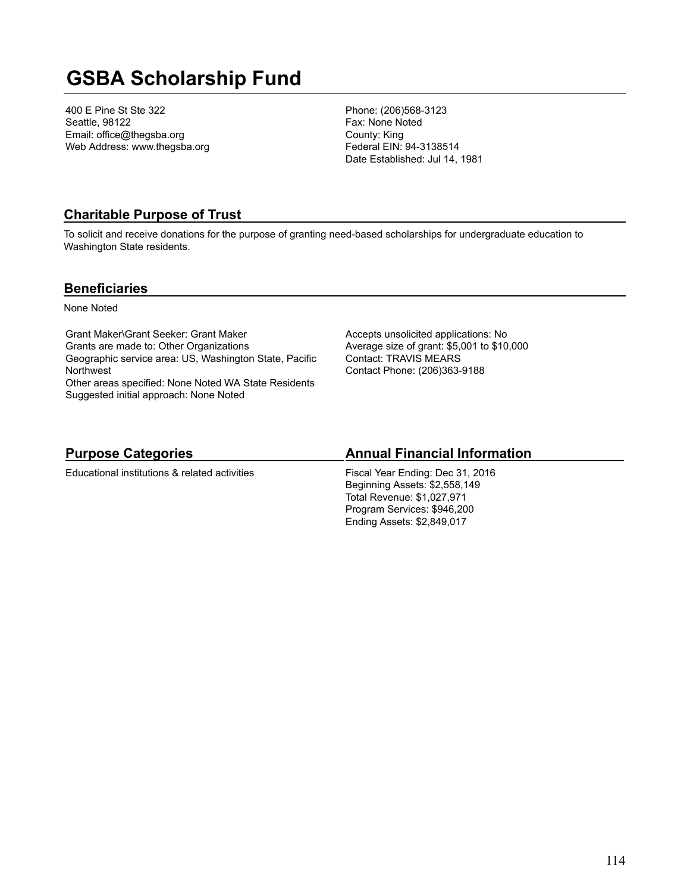# GSBA Scholarship Fund

400 E Pine St Ste 322
Seattle, 98122
Email: office@thegsba.org
Web Address: www.thegsba.org

Phone: (206)568-3123
Fax: None Noted
County: King
Federal EIN: 94-3138514
Date Established: Jul 14, 1981

## Charitable Purpose of Trust

To solicit and receive donations for the purpose of granting need-based scholarships for undergraduate education to Washington State residents.

## Beneficiaries

None Noted

Grant Maker\Grant Seeker: Grant Maker
Grants are made to: Other Organizations
Geographic service area: US, Washington State, Pacific Northwest
Other areas specified: None Noted WA State Residents
Suggested initial approach: None Noted

Accepts unsolicited applications: No
Average size of grant: $5,001 to $10,000
Contact: TRAVIS MEARS
Contact Phone: (206)363-9188

## Purpose Categories

Educational institutions & related activities

## Annual Financial Information

Fiscal Year Ending: Dec 31, 2016
Beginning Assets: $2,558,149
Total Revenue: $1,027,971
Program Services: $946,200
Ending Assets: $2,849,017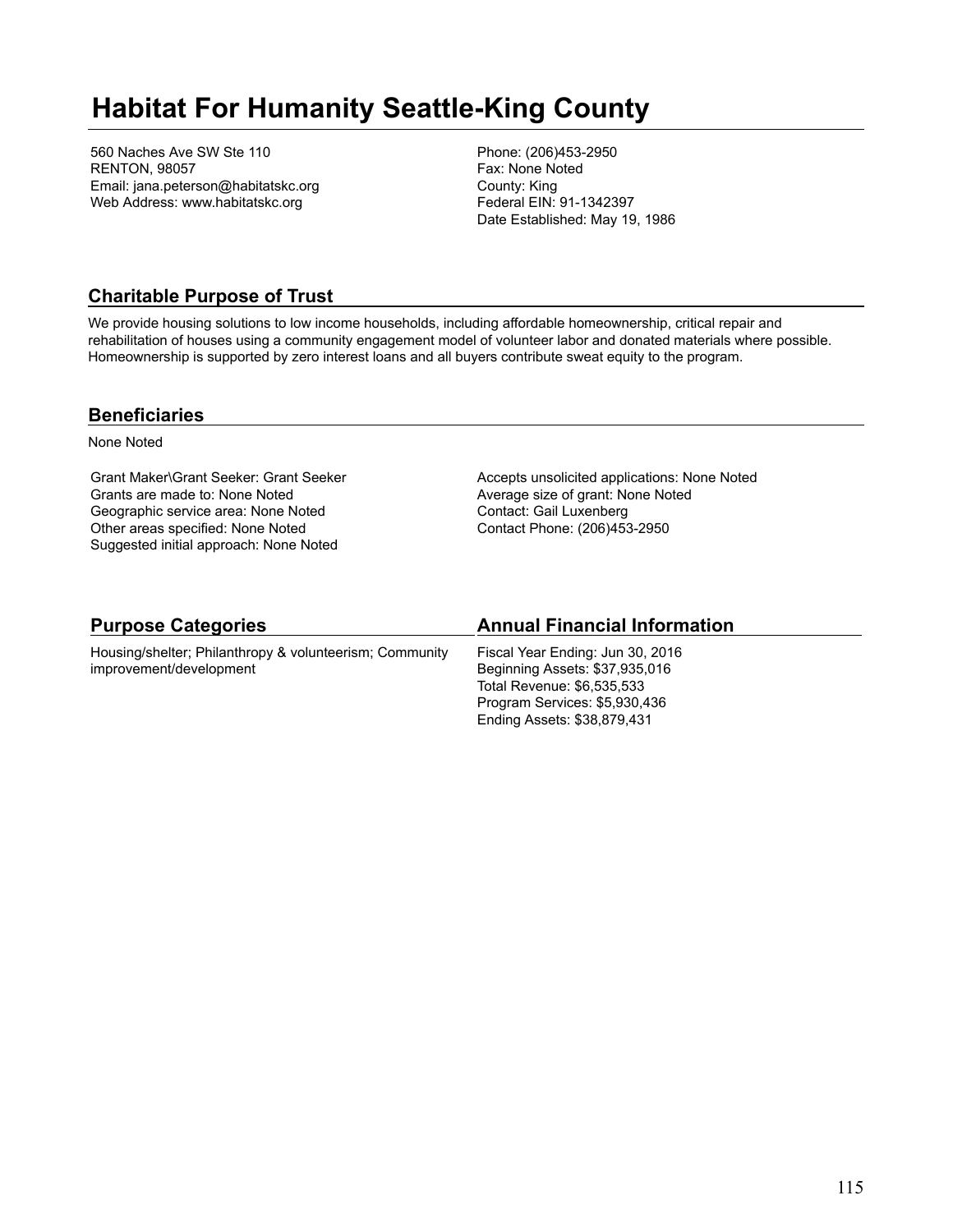# Habitat For Humanity Seattle-King County

560 Naches Ave SW Ste 110
RENTON, 98057
Email: jana.peterson@habitatskc.org
Web Address: www.habitatskc.org

Phone: (206)453-2950
Fax: None Noted
County: King
Federal EIN: 91-1342397
Date Established: May 19, 1986

## Charitable Purpose of Trust

We provide housing solutions to low income households, including affordable homeownership, critical repair and rehabilitation of houses using a community engagement model of volunteer labor and donated materials where possible. Homeownership is supported by zero interest loans and all buyers contribute sweat equity to the program.

## Beneficiaries

None Noted

Grant Maker\Grant Seeker: Grant Seeker
Grants are made to: None Noted
Geographic service area: None Noted
Other areas specified: None Noted
Suggested initial approach: None Noted

Accepts unsolicited applications: None Noted
Average size of grant: None Noted
Contact: Gail Luxenberg
Contact Phone: (206)453-2950

## Purpose Categories

Housing/shelter; Philanthropy & volunteerism; Community improvement/development

## Annual Financial Information

Fiscal Year Ending: Jun 30, 2016
Beginning Assets: $37,935,016
Total Revenue: $6,535,533
Program Services: $5,930,436
Ending Assets: $38,879,431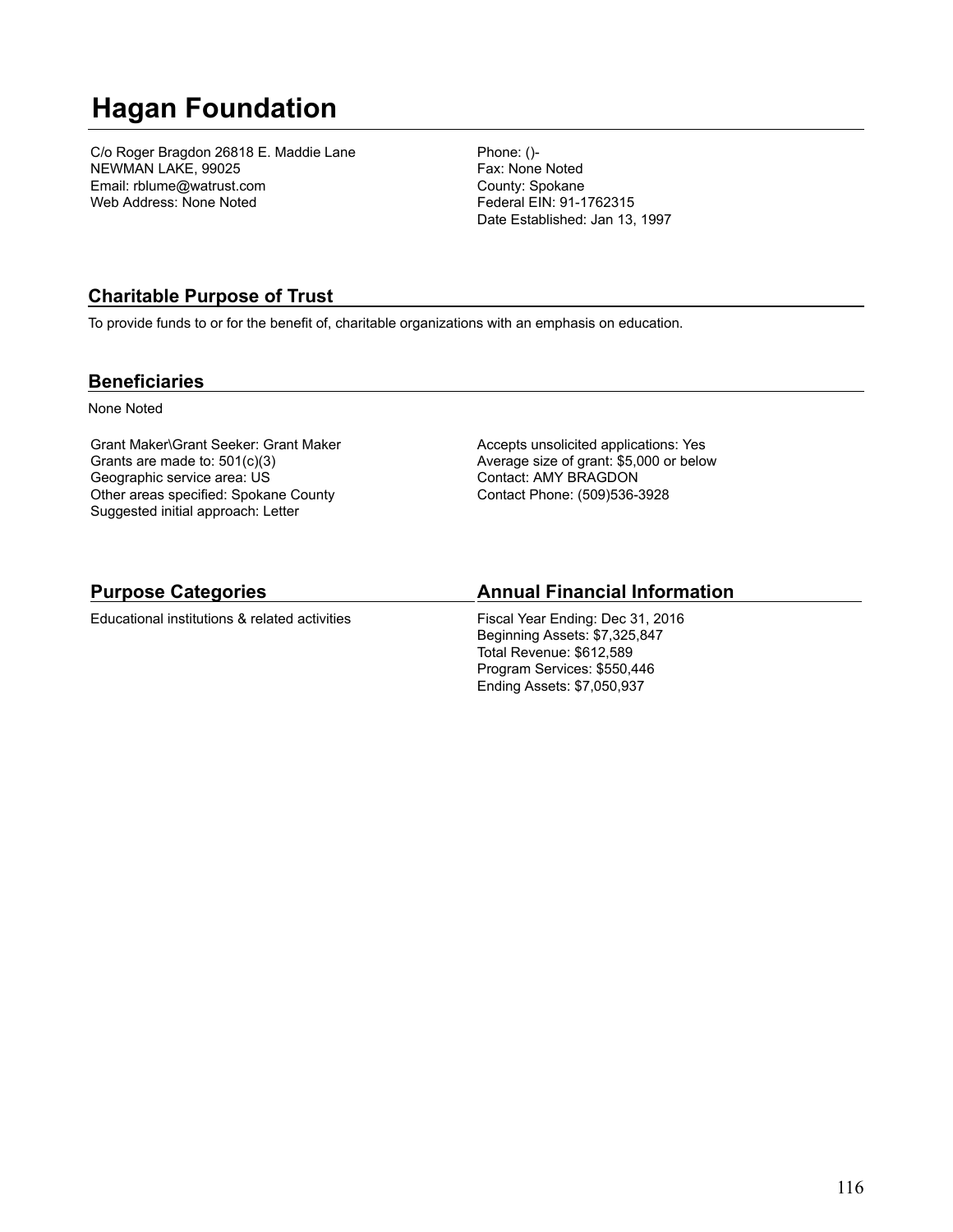# Hagan Foundation

C/o Roger Bragdon 26818 E. Maddie Lane
NEWMAN LAKE, 99025
Email: rblume@watrust.com
Web Address: None Noted

Phone: ()-
Fax: None Noted
County: Spokane
Federal EIN: 91-1762315
Date Established: Jan 13, 1997

## Charitable Purpose of Trust

To provide funds to or for the benefit of, charitable organizations with an emphasis on education.

## Beneficiaries

None Noted

Grant Maker\Grant Seeker: Grant Maker
Grants are made to: 501(c)(3)
Geographic service area: US
Other areas specified: Spokane County
Suggested initial approach: Letter

Accepts unsolicited applications: Yes
Average size of grant: $5,000 or below
Contact: AMY BRAGDON
Contact Phone: (509)536-3928

## Purpose Categories

Educational institutions & related activities

## Annual Financial Information

Fiscal Year Ending: Dec 31, 2016
Beginning Assets: $7,325,847
Total Revenue: $612,589
Program Services: $550,446
Ending Assets: $7,050,937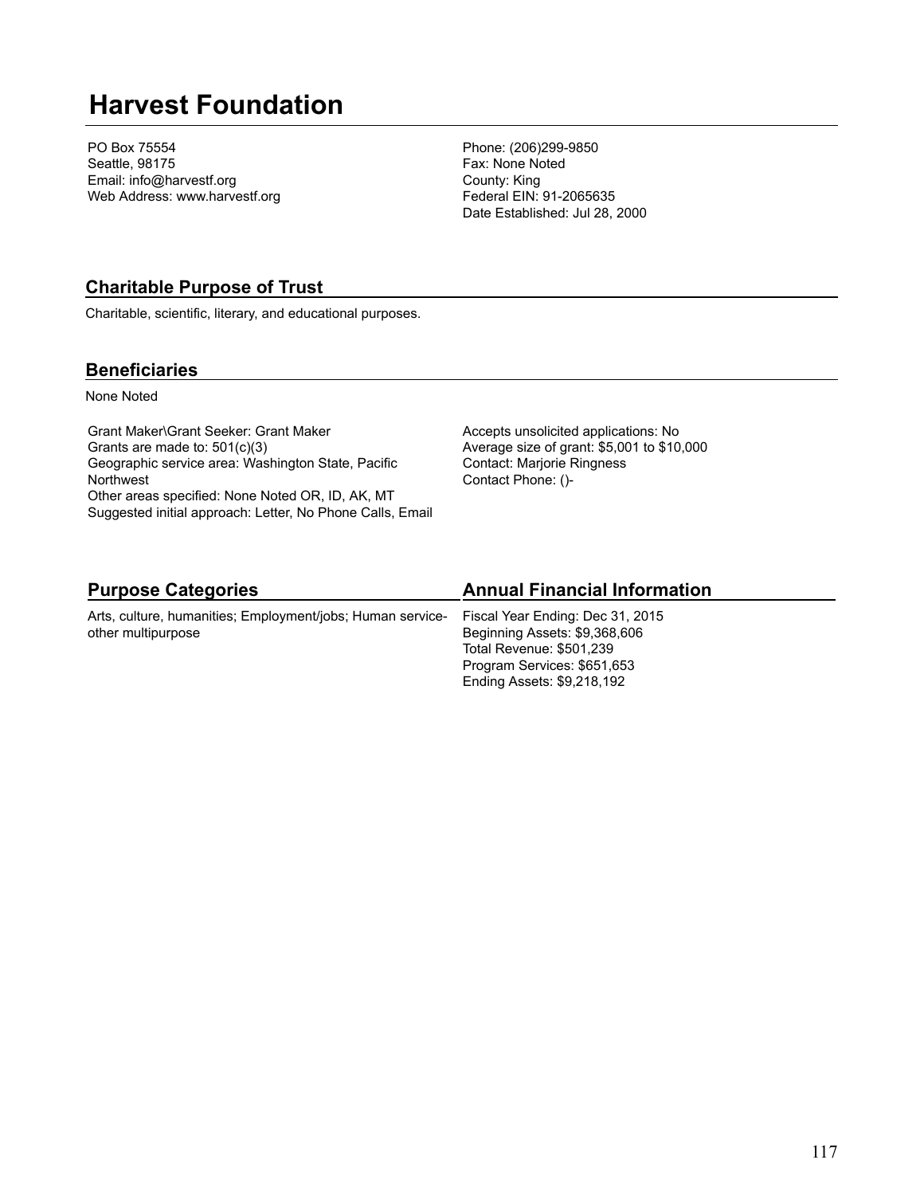# Harvest Foundation

PO Box 75554
Seattle, 98175
Email: info@harvestf.org
Web Address: www.harvestf.org

Phone: (206)299-9850
Fax: None Noted
County: King
Federal EIN: 91-2065635
Date Established: Jul 28, 2000

## Charitable Purpose of Trust

Charitable, scientific, literary, and educational purposes.

## Beneficiaries

None Noted

Grant Maker\Grant Seeker: Grant Maker
Grants are made to: 501(c)(3)
Geographic service area: Washington State, Pacific Northwest
Other areas specified: None Noted OR, ID, AK, MT
Suggested initial approach: Letter, No Phone Calls, Email

Accepts unsolicited applications: No
Average size of grant: $5,001 to $10,000
Contact: Marjorie Ringness
Contact Phone: ()-

## Purpose Categories

Arts, culture, humanities; Employment/jobs; Human service-other multipurpose

## Annual Financial Information

Fiscal Year Ending: Dec 31, 2015
Beginning Assets: $9,368,606
Total Revenue: $501,239
Program Services: $651,653
Ending Assets: $9,218,192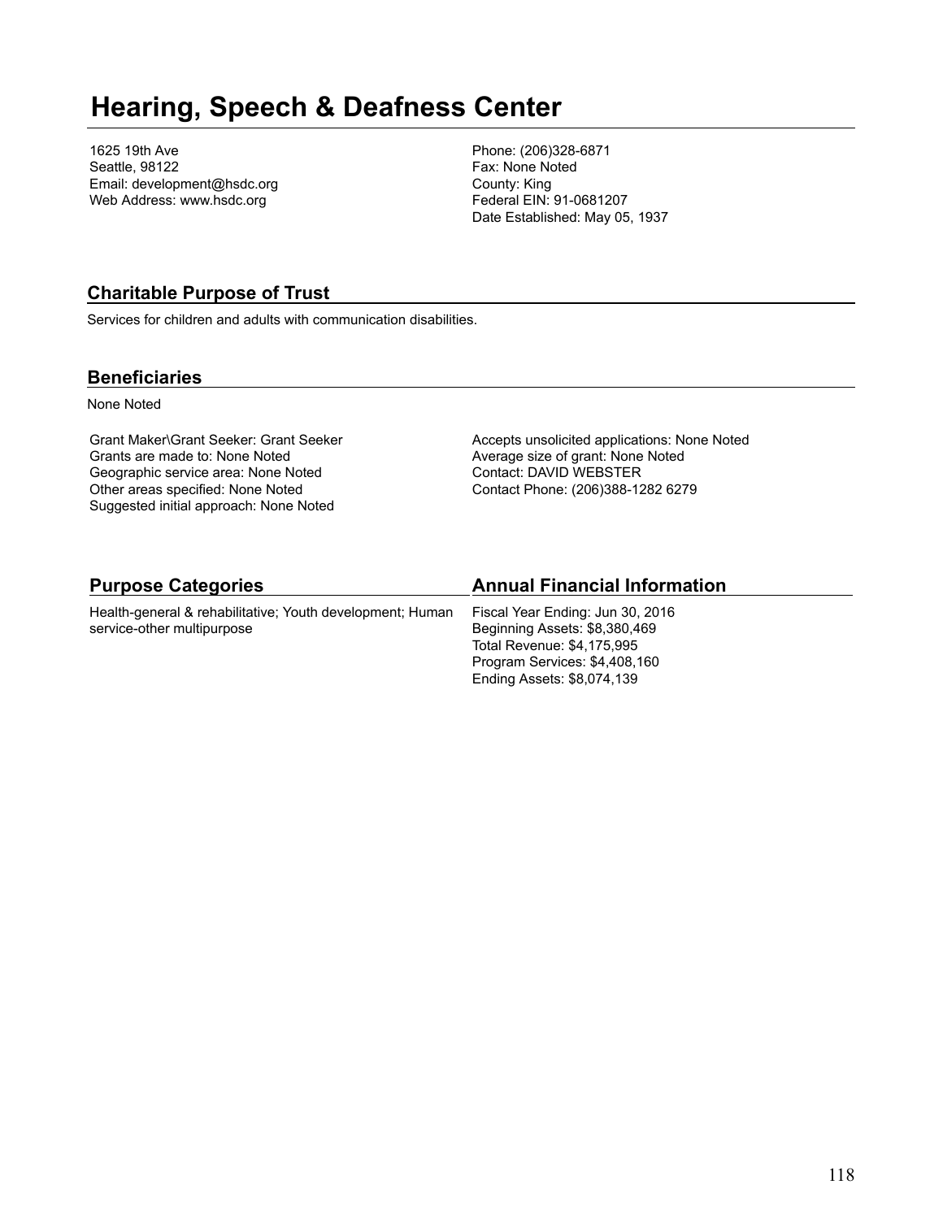# Hearing, Speech & Deafness Center

1625 19th Ave
Seattle, 98122
Email: development@hsdc.org
Web Address: www.hsdc.org

Phone: (206)328-6871
Fax: None Noted
County: King
Federal EIN: 91-0681207
Date Established: May 05, 1937

## Charitable Purpose of Trust

Services for children and adults with communication disabilities.

## Beneficiaries

None Noted

Grant Maker\Grant Seeker: Grant Seeker
Grants are made to: None Noted
Geographic service area: None Noted
Other areas specified: None Noted
Suggested initial approach: None Noted

Accepts unsolicited applications: None Noted
Average size of grant: None Noted
Contact: DAVID WEBSTER
Contact Phone: (206)388-1282 6279

## Purpose Categories

Health-general & rehabilitative; Youth development; Human service-other multipurpose

## Annual Financial Information

Fiscal Year Ending: Jun 30, 2016
Beginning Assets: $8,380,469
Total Revenue: $4,175,995
Program Services: $4,408,160
Ending Assets: $8,074,139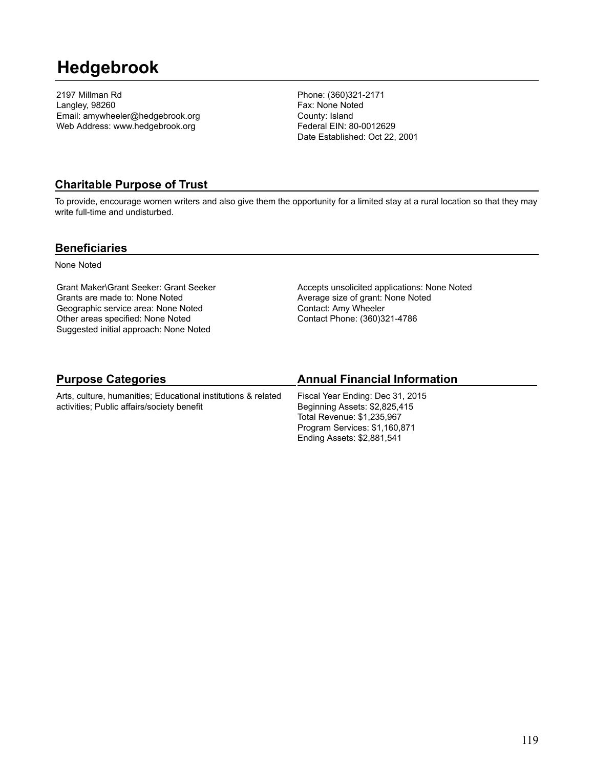# Hedgebrook

2197 Millman Rd
Langley, 98260
Email: amywheeler@hedgebrook.org
Web Address: www.hedgebrook.org

Phone: (360)321-2171
Fax: None Noted
County: Island
Federal EIN: 80-0012629
Date Established: Oct 22, 2001

## Charitable Purpose of Trust

To provide, encourage women writers and also give them the opportunity for a limited stay at a rural location so that they may write full-time and undisturbed.

## Beneficiaries

None Noted

Grant Maker\Grant Seeker: Grant Seeker
Grants are made to: None Noted
Geographic service area: None Noted
Other areas specified: None Noted
Suggested initial approach: None Noted

Accepts unsolicited applications: None Noted
Average size of grant: None Noted
Contact: Amy Wheeler
Contact Phone: (360)321-4786

## Purpose Categories

Arts, culture, humanities; Educational institutions & related activities; Public affairs/society benefit

## Annual Financial Information

Fiscal Year Ending: Dec 31, 2015
Beginning Assets: $2,825,415
Total Revenue: $1,235,967
Program Services: $1,160,871
Ending Assets: $2,881,541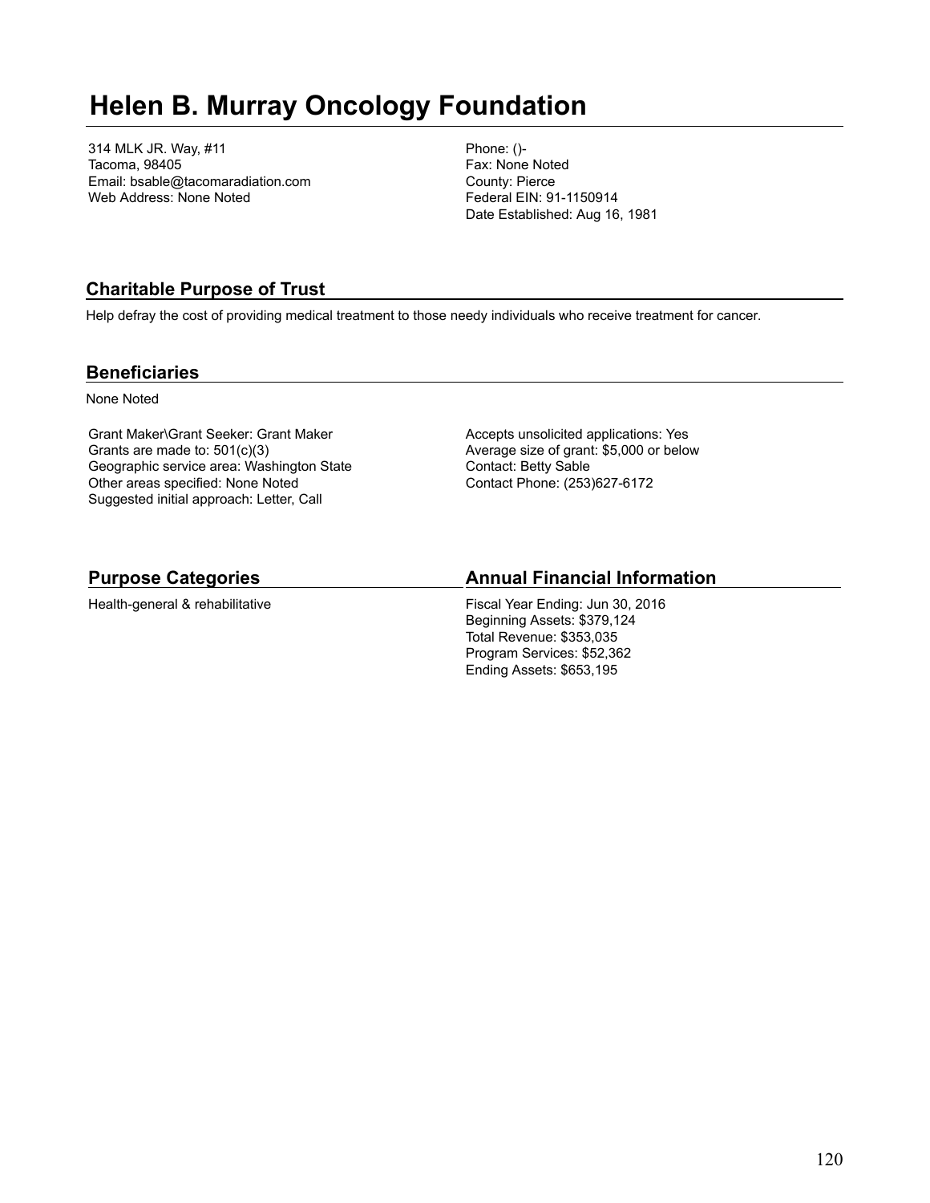# Helen B. Murray Oncology Foundation

314 MLK JR. Way, #11
Tacoma, 98405
Email: bsable@tacomaradiation.com
Web Address: None Noted

Phone: ()-
Fax: None Noted
County: Pierce
Federal EIN: 91-1150914
Date Established: Aug 16, 1981

## Charitable Purpose of Trust

Help defray the cost of providing medical treatment to those needy individuals who receive treatment for cancer.

## Beneficiaries

None Noted

Grant Maker\Grant Seeker: Grant Maker
Grants are made to: 501(c)(3)
Geographic service area: Washington State
Other areas specified: None Noted
Suggested initial approach: Letter, Call

Accepts unsolicited applications: Yes
Average size of grant: $5,000 or below
Contact: Betty Sable
Contact Phone: (253)627-6172

## Purpose Categories

Health-general & rehabilitative

## Annual Financial Information

Fiscal Year Ending: Jun 30, 2016
Beginning Assets: $379,124
Total Revenue: $353,035
Program Services: $52,362
Ending Assets: $653,195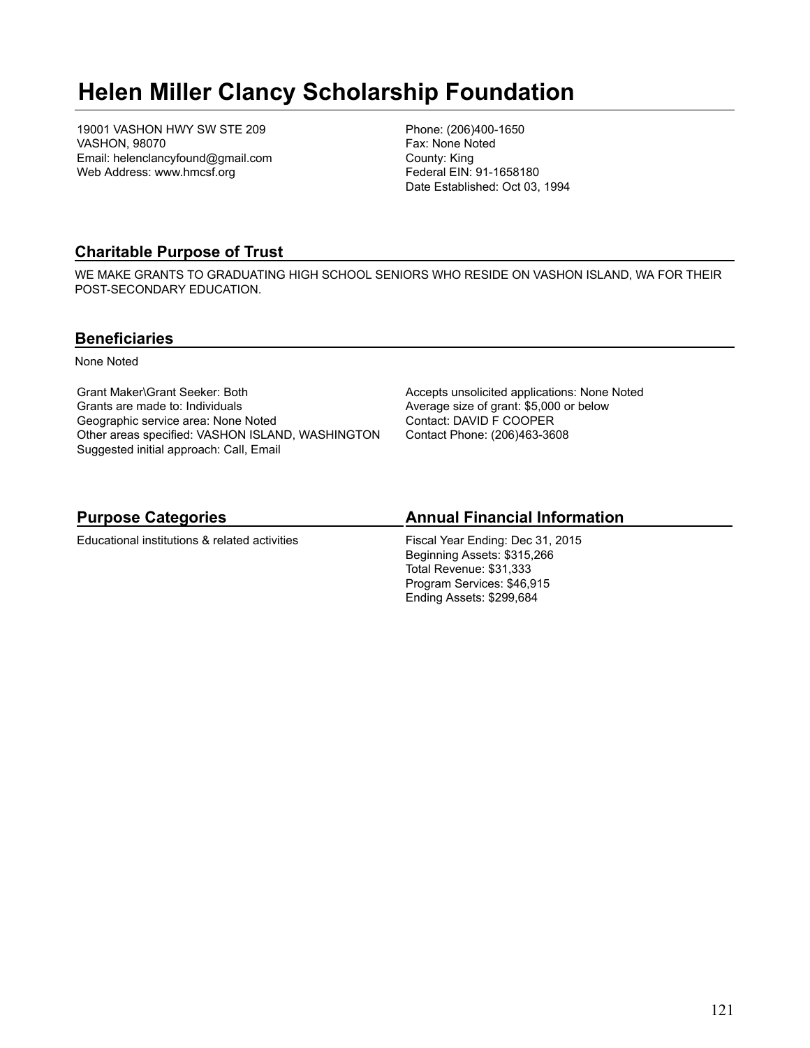# Helen Miller Clancy Scholarship Foundation

19001 VASHON HWY SW STE 209
VASHON, 98070
Email: helenclancyfound@gmail.com
Web Address: www.hmcsf.org

Phone: (206)400-1650
Fax: None Noted
County: King
Federal EIN: 91-1658180
Date Established: Oct 03, 1994

## Charitable Purpose of Trust

WE MAKE GRANTS TO GRADUATING HIGH SCHOOL SENIORS WHO RESIDE ON VASHON ISLAND, WA FOR THEIR POST-SECONDARY EDUCATION.

## Beneficiaries

None Noted

Grant Maker\Grant Seeker: Both
Grants are made to: Individuals
Geographic service area: None Noted
Other areas specified: VASHON ISLAND, WASHINGTON
Suggested initial approach: Call, Email

Accepts unsolicited applications: None Noted
Average size of grant: $5,000 or below
Contact: DAVID F COOPER
Contact Phone: (206)463-3608

## Purpose Categories

Educational institutions & related activities

## Annual Financial Information

Fiscal Year Ending: Dec 31, 2015
Beginning Assets: $315,266
Total Revenue: $31,333
Program Services: $46,915
Ending Assets: $299,684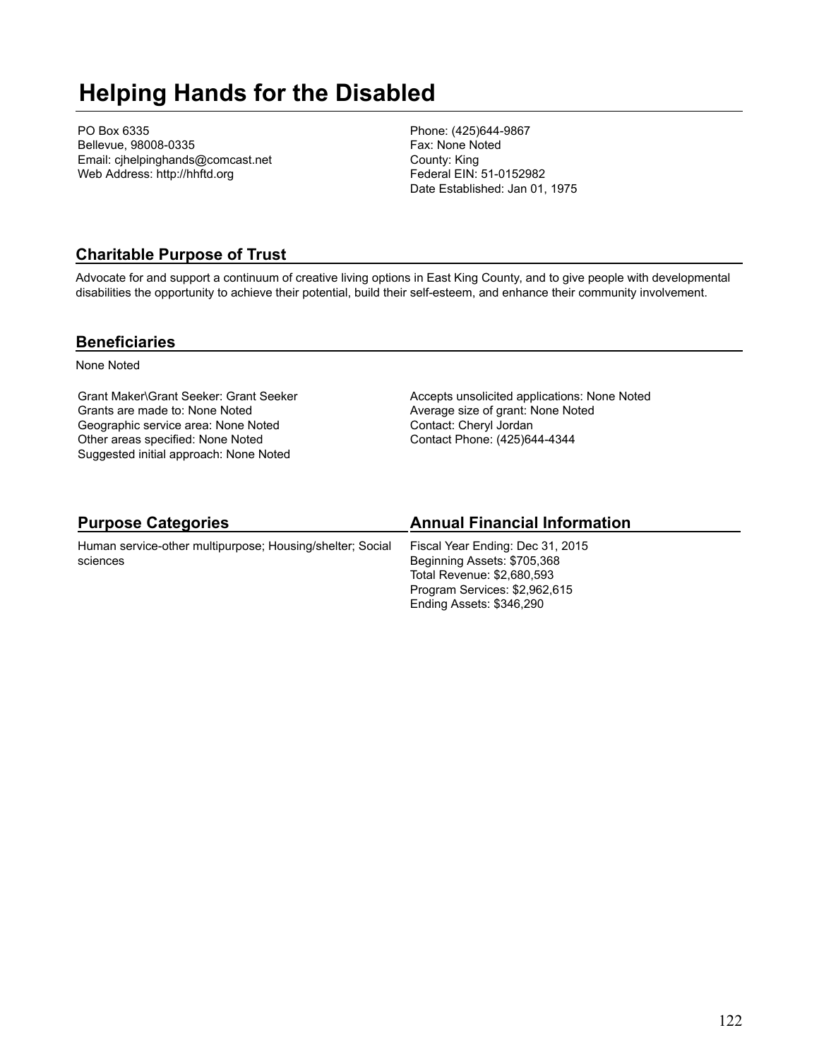# Helping Hands for the Disabled

PO Box 6335
Bellevue, 98008-0335
Email: cjhelpinghands@comcast.net
Web Address: http://hhftd.org

Phone: (425)644-9867
Fax: None Noted
County: King
Federal EIN: 51-0152982
Date Established: Jan 01, 1975

## Charitable Purpose of Trust

Advocate for and support a continuum of creative living options in East King County, and to give people with developmental disabilities the opportunity to achieve their potential, build their self-esteem, and enhance their community involvement.

## Beneficiaries

None Noted

Grant Maker\Grant Seeker: Grant Seeker
Grants are made to: None Noted
Geographic service area: None Noted
Other areas specified: None Noted
Suggested initial approach: None Noted

Accepts unsolicited applications: None Noted
Average size of grant: None Noted
Contact: Cheryl Jordan
Contact Phone: (425)644-4344

## Purpose Categories

Human service-other multipurpose; Housing/shelter; Social sciences

## Annual Financial Information

Fiscal Year Ending: Dec 31, 2015
Beginning Assets: $705,368
Total Revenue: $2,680,593
Program Services: $2,962,615
Ending Assets: $346,290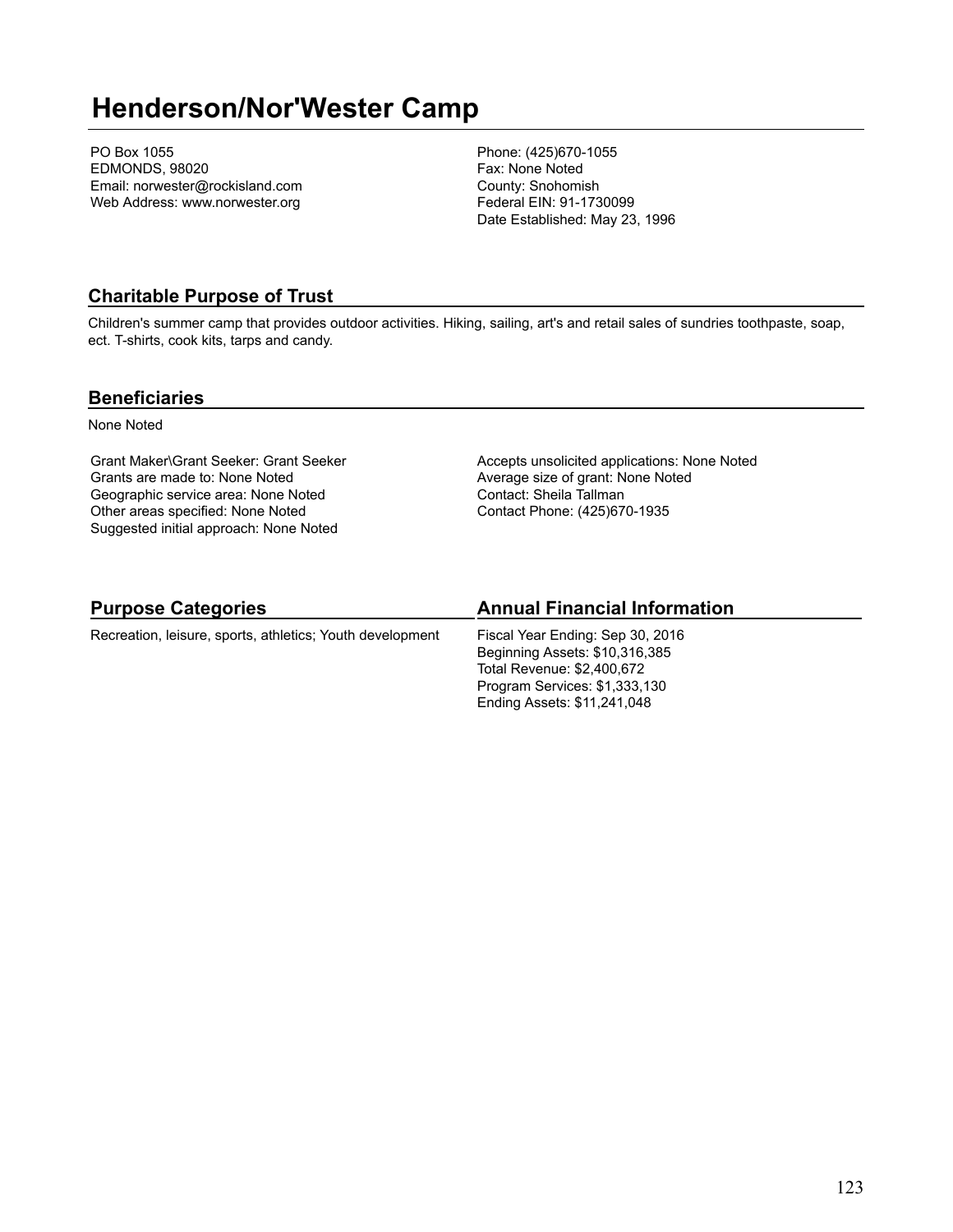# Henderson/Nor'Wester Camp

PO Box 1055
EDMONDS, 98020
Email: norwester@rockisland.com
Web Address: www.norwester.org

Phone: (425)670-1055
Fax: None Noted
County: Snohomish
Federal EIN: 91-1730099
Date Established: May 23, 1996

## Charitable Purpose of Trust

Children's summer camp that provides outdoor activities. Hiking, sailing, art's and retail sales of sundries toothpaste, soap, ect. T-shirts, cook kits, tarps and candy.

## Beneficiaries

None Noted

Grant Maker\Grant Seeker: Grant Seeker
Grants are made to: None Noted
Geographic service area: None Noted
Other areas specified: None Noted
Suggested initial approach: None Noted

Accepts unsolicited applications: None Noted
Average size of grant: None Noted
Contact: Sheila Tallman
Contact Phone: (425)670-1935

## Purpose Categories

Recreation, leisure, sports, athletics; Youth development

## Annual Financial Information

Fiscal Year Ending: Sep 30, 2016
Beginning Assets: $10,316,385
Total Revenue: $2,400,672
Program Services: $1,333,130
Ending Assets: $11,241,048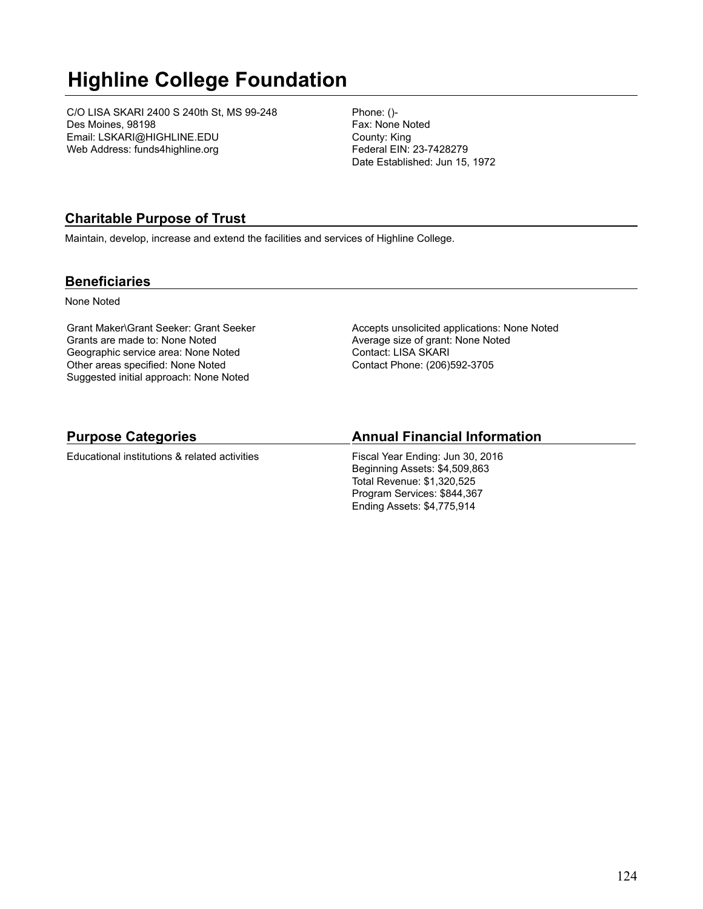# Highline College Foundation

C/O LISA SKARI 2400 S 240th St, MS 99-248
Des Moines, 98198
Email: LSKARI@HIGHLINE.EDU
Web Address: funds4highline.org

Phone: ()-
Fax: None Noted
County: King
Federal EIN: 23-7428279
Date Established: Jun 15, 1972

## Charitable Purpose of Trust

Maintain, develop, increase and extend the facilities and services of Highline College.

## Beneficiaries

None Noted

Grant Maker\Grant Seeker: Grant Seeker
Grants are made to: None Noted
Geographic service area: None Noted
Other areas specified: None Noted
Suggested initial approach: None Noted

Accepts unsolicited applications: None Noted
Average size of grant: None Noted
Contact: LISA SKARI
Contact Phone: (206)592-3705

## Purpose Categories

Educational institutions & related activities

## Annual Financial Information

Fiscal Year Ending: Jun 30, 2016
Beginning Assets: $4,509,863
Total Revenue: $1,320,525
Program Services: $844,367
Ending Assets: $4,775,914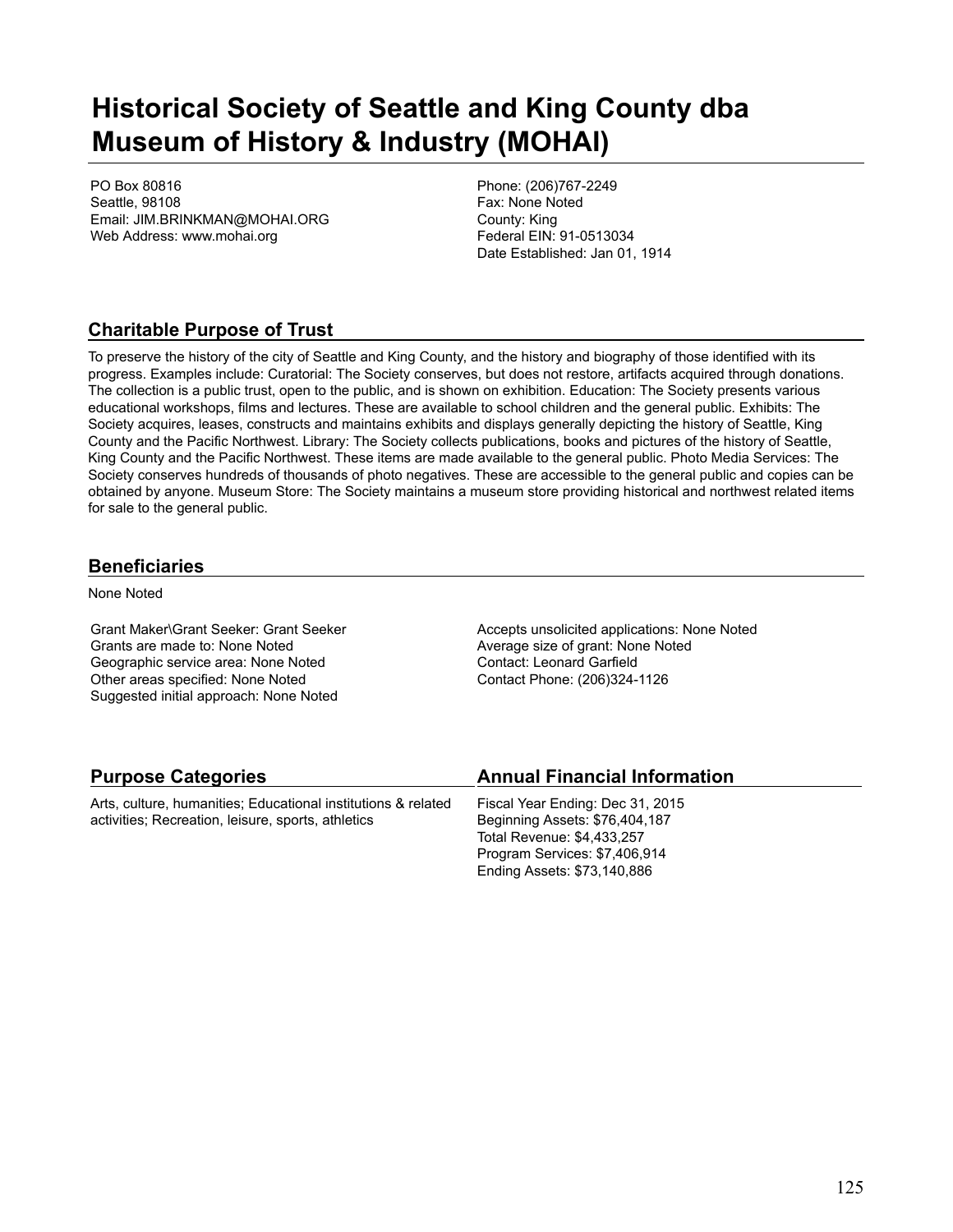# Historical Society of Seattle and King County dba Museum of History & Industry (MOHAI)

PO Box 80816
Seattle, 98108
Email: JIM.BRINKMAN@MOHAI.ORG
Web Address: www.mohai.org

Phone: (206)767-2249
Fax: None Noted
County: King
Federal EIN: 91-0513034
Date Established: Jan 01, 1914

## Charitable Purpose of Trust

To preserve the history of the city of Seattle and King County, and the history and biography of those identified with its progress. Examples include: Curatorial: The Society conserves, but does not restore, artifacts acquired through donations. The collection is a public trust, open to the public, and is shown on exhibition. Education: The Society presents various educational workshops, films and lectures. These are available to school children and the general public. Exhibits: The Society acquires, leases, constructs and maintains exhibits and displays generally depicting the history of Seattle, King County and the Pacific Northwest. Library: The Society collects publications, books and pictures of the history of Seattle, King County and the Pacific Northwest. These items are made available to the general public. Photo Media Services: The Society conserves hundreds of thousands of photo negatives. These are accessible to the general public and copies can be obtained by anyone. Museum Store: The Society maintains a museum store providing historical and northwest related items for sale to the general public.

## Beneficiaries

None Noted

Grant Maker\Grant Seeker: Grant Seeker
Grants are made to: None Noted
Geographic service area: None Noted
Other areas specified: None Noted
Suggested initial approach: None Noted

Accepts unsolicited applications: None Noted
Average size of grant: None Noted
Contact: Leonard Garfield
Contact Phone: (206)324-1126

## Purpose Categories

Arts, culture, humanities; Educational institutions & related activities; Recreation, leisure, sports, athletics

## Annual Financial Information

Fiscal Year Ending: Dec 31, 2015
Beginning Assets: $76,404,187
Total Revenue: $4,433,257
Program Services: $7,406,914
Ending Assets: $73,140,886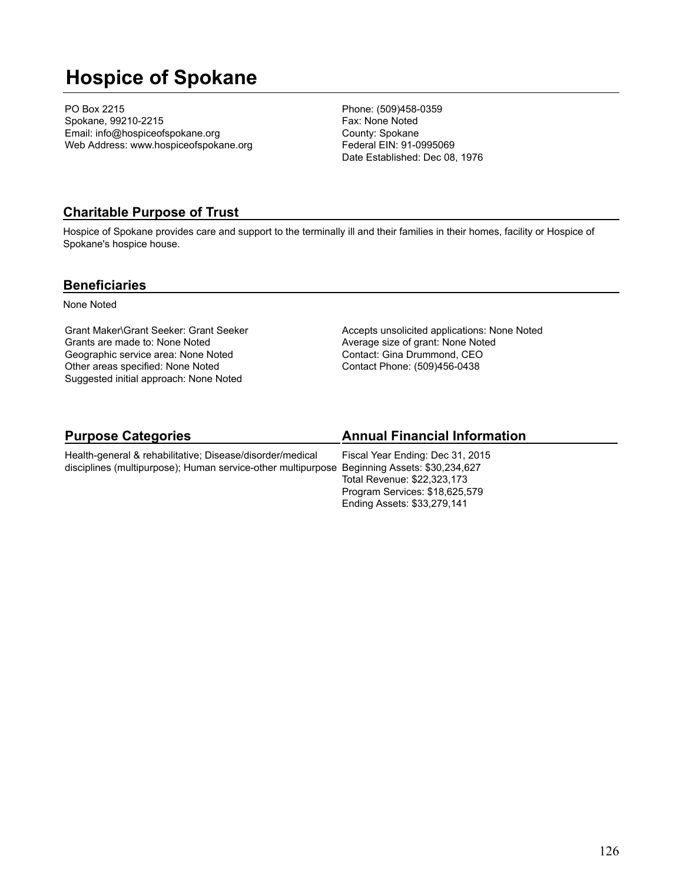# Hospice of Spokane

PO Box 2215
Spokane, 99210-2215
Email: info@hospiceofspokane.org
Web Address: www.hospiceofspokane.org

Phone: (509)458-0359
Fax: None Noted
County: Spokane
Federal EIN: 91-0995069
Date Established: Dec 08, 1976

## Charitable Purpose of Trust

Hospice of Spokane provides care and support to the terminally ill and their families in their homes, facility or Hospice of Spokane's hospice house.

## Beneficiaries

None Noted

Grant Maker\Grant Seeker: Grant Seeker
Grants are made to: None Noted
Geographic service area: None Noted
Other areas specified: None Noted
Suggested initial approach: None Noted

Accepts unsolicited applications: None Noted
Average size of grant: None Noted
Contact: Gina Drummond, CEO
Contact Phone: (509)456-0438

## Purpose Categories

Health-general & rehabilitative; Disease/disorder/medical disciplines (multipurpose); Human service-other multipurpose

## Annual Financial Information

Fiscal Year Ending: Dec 31, 2015
Beginning Assets: $30,234,627
Total Revenue: $22,323,173
Program Services: $18,625,579
Ending Assets: $33,279,141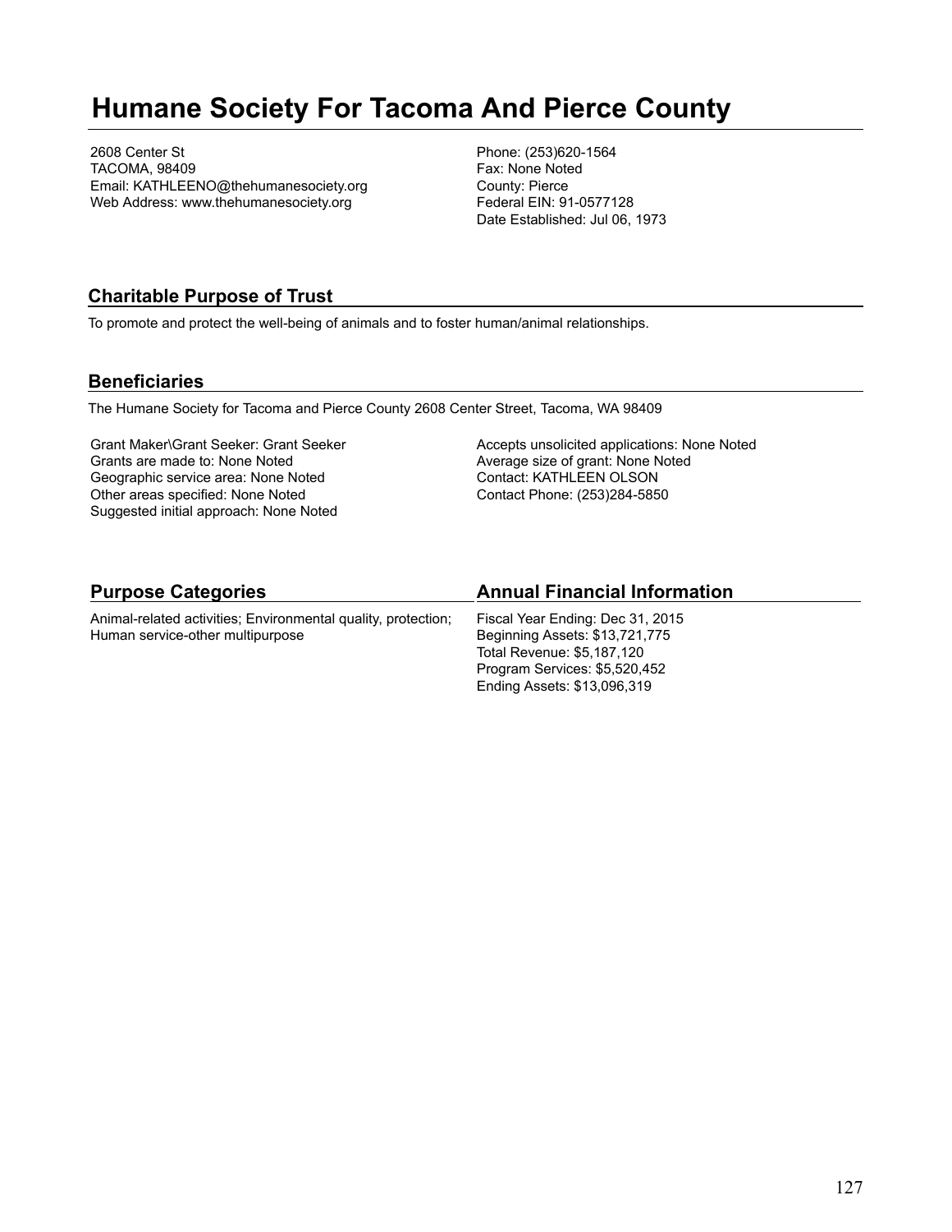# Humane Society For Tacoma And Pierce County

2608 Center St
TACOMA, 98409
Email: KATHLEENO@thehumanesociety.org
Web Address: www.thehumanesociety.org

Phone: (253)620-1564
Fax: None Noted
County: Pierce
Federal EIN: 91-0577128
Date Established: Jul 06, 1973

## Charitable Purpose of Trust

To promote and protect the well-being of animals and to foster human/animal relationships.

## Beneficiaries

The Humane Society for Tacoma and Pierce County 2608 Center Street, Tacoma, WA 98409

Grant Maker\Grant Seeker: Grant Seeker
Grants are made to: None Noted
Geographic service area: None Noted
Other areas specified: None Noted
Suggested initial approach: None Noted

Accepts unsolicited applications: None Noted
Average size of grant: None Noted
Contact: KATHLEEN OLSON
Contact Phone: (253)284-5850

## Purpose Categories

Animal-related activities; Environmental quality, protection; Human service-other multipurpose

## Annual Financial Information

Fiscal Year Ending: Dec 31, 2015
Beginning Assets: $13,721,775
Total Revenue: $5,187,120
Program Services: $5,520,452
Ending Assets: $13,096,319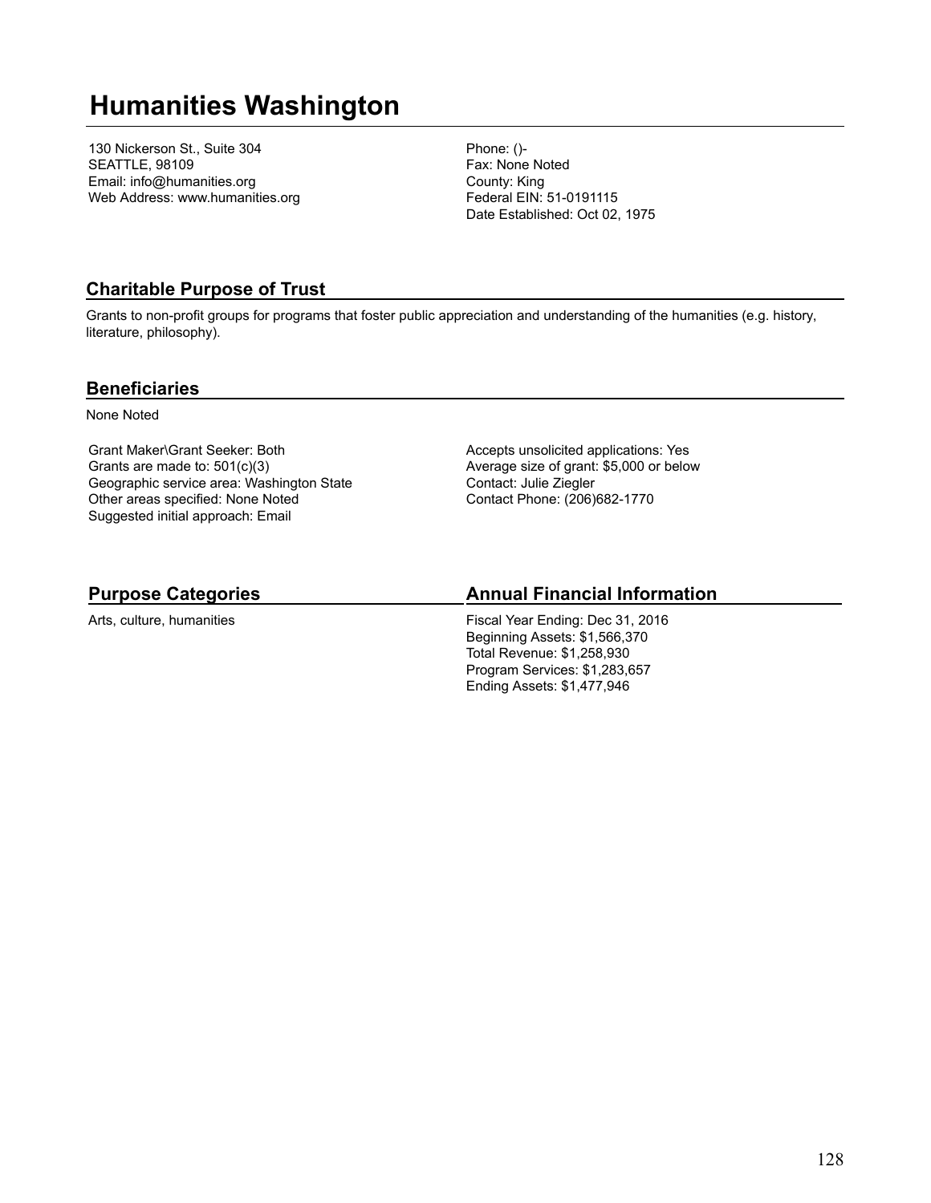# Humanities Washington

130 Nickerson St., Suite 304
SEATTLE, 98109
Email: info@humanities.org
Web Address: www.humanities.org

Phone: ()-
Fax: None Noted
County: King
Federal EIN: 51-0191115
Date Established: Oct 02, 1975

## Charitable Purpose of Trust

Grants to non-profit groups for programs that foster public appreciation and understanding of the humanities (e.g. history, literature, philosophy).

## Beneficiaries

None Noted

Grant Maker\Grant Seeker: Both
Grants are made to: 501(c)(3)
Geographic service area: Washington State
Other areas specified: None Noted
Suggested initial approach: Email

Accepts unsolicited applications: Yes
Average size of grant: $5,000 or below
Contact: Julie Ziegler
Contact Phone: (206)682-1770

## Purpose Categories

Arts, culture, humanities

## Annual Financial Information

Fiscal Year Ending: Dec 31, 2016
Beginning Assets: $1,566,370
Total Revenue: $1,258,930
Program Services: $1,283,657
Ending Assets: $1,477,946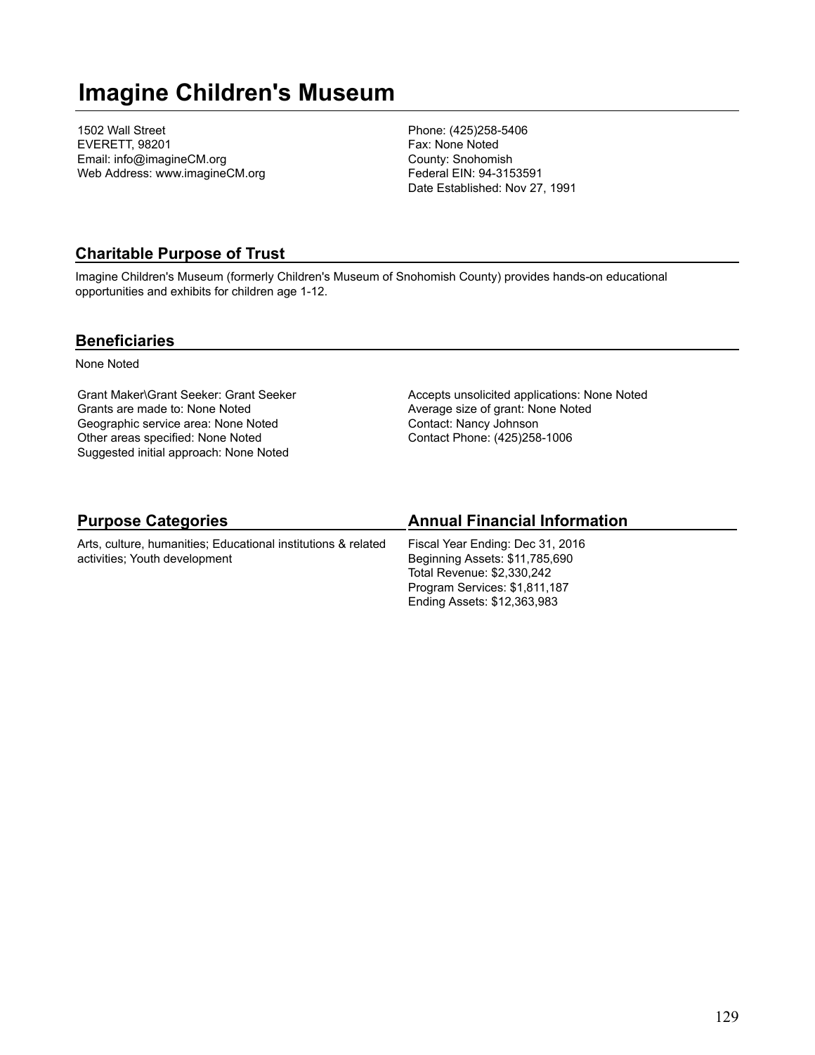# Imagine Children's Museum

1502 Wall Street
EVERETT, 98201
Email: info@imagineCM.org
Web Address: www.imagineCM.org

Phone: (425)258-5406
Fax: None Noted
County: Snohomish
Federal EIN: 94-3153591
Date Established: Nov 27, 1991

## Charitable Purpose of Trust

Imagine Children's Museum (formerly Children's Museum of Snohomish County) provides hands-on educational opportunities and exhibits for children age 1-12.

## Beneficiaries

None Noted

Grant Maker\Grant Seeker: Grant Seeker
Grants are made to: None Noted
Geographic service area: None Noted
Other areas specified: None Noted
Suggested initial approach: None Noted

Accepts unsolicited applications: None Noted
Average size of grant: None Noted
Contact: Nancy Johnson
Contact Phone: (425)258-1006

## Purpose Categories

Arts, culture, humanities; Educational institutions & related activities; Youth development

## Annual Financial Information

Fiscal Year Ending: Dec 31, 2016
Beginning Assets: $11,785,690
Total Revenue: $2,330,242
Program Services: $1,811,187
Ending Assets: $12,363,983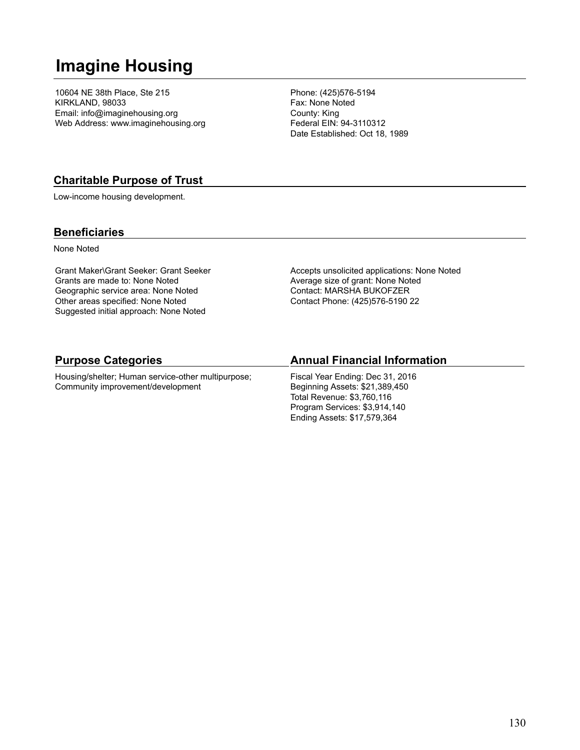# Imagine Housing

10604 NE 38th Place, Ste 215
KIRKLAND, 98033
Email: info@imaginehousing.org
Web Address: www.imaginehousing.org

Phone: (425)576-5194
Fax: None Noted
County: King
Federal EIN: 94-3110312
Date Established: Oct 18, 1989

## Charitable Purpose of Trust

Low-income housing development.

## Beneficiaries

None Noted

Grant Maker\Grant Seeker: Grant Seeker
Grants are made to: None Noted
Geographic service area: None Noted
Other areas specified: None Noted
Suggested initial approach: None Noted

Accepts unsolicited applications: None Noted
Average size of grant: None Noted
Contact: MARSHA BUKOFZER
Contact Phone: (425)576-5190 22

## Purpose Categories

Housing/shelter; Human service-other multipurpose; Community improvement/development

## Annual Financial Information

Fiscal Year Ending: Dec 31, 2016
Beginning Assets: $21,389,450
Total Revenue: $3,760,116
Program Services: $3,914,140
Ending Assets: $17,579,364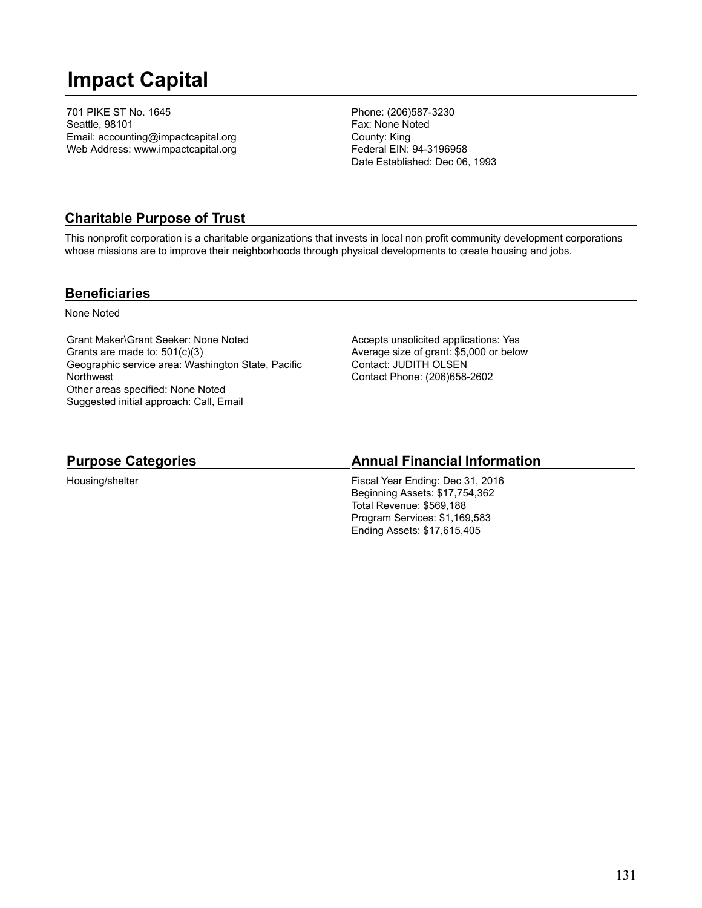# Impact Capital

701 PIKE ST No. 1645
Seattle, 98101
Email: accounting@impactcapital.org
Web Address: www.impactcapital.org

Phone: (206)587-3230
Fax: None Noted
County: King
Federal EIN: 94-3196958
Date Established: Dec 06, 1993

## Charitable Purpose of Trust

This nonprofit corporation is a charitable organizations that invests in local non profit community development corporations whose missions are to improve their neighborhoods through physical developments to create housing and jobs.

## Beneficiaries

None Noted

Grant Maker\Grant Seeker: None Noted
Grants are made to: 501(c)(3)
Geographic service area: Washington State, Pacific Northwest
Other areas specified: None Noted
Suggested initial approach: Call, Email

Accepts unsolicited applications: Yes
Average size of grant: $5,000 or below
Contact: JUDITH OLSEN
Contact Phone: (206)658-2602

## Purpose Categories

Housing/shelter

## Annual Financial Information

Fiscal Year Ending: Dec 31, 2016
Beginning Assets: $17,754,362
Total Revenue: $569,188
Program Services: $1,169,583
Ending Assets: $17,615,405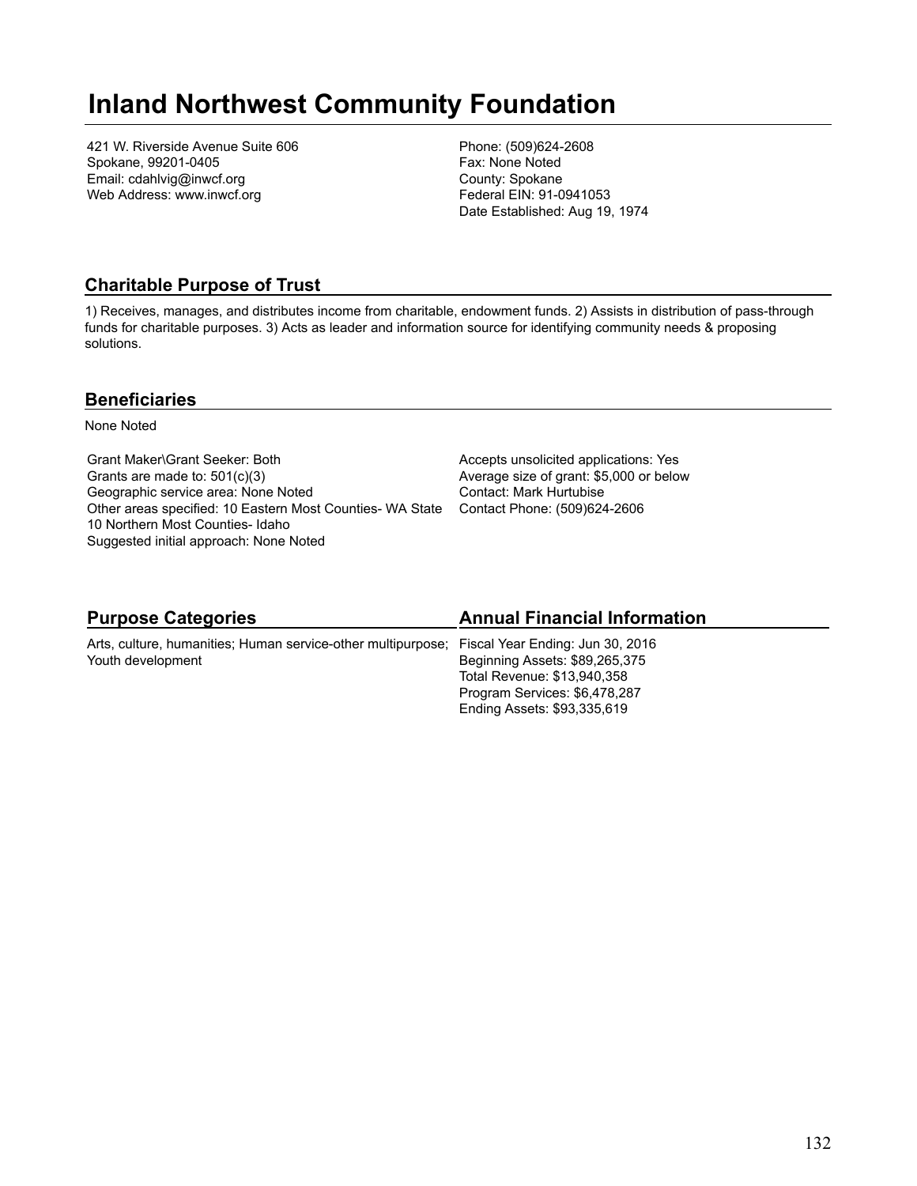# Inland Northwest Community Foundation

421 W. Riverside Avenue Suite 606
Spokane, 99201-0405
Email: cdahlvig@inwcf.org
Web Address: www.inwcf.org

Phone: (509)624-2608
Fax: None Noted
County: Spokane
Federal EIN: 91-0941053
Date Established: Aug 19, 1974

## Charitable Purpose of Trust

1) Receives, manages, and distributes income from charitable, endowment funds. 2) Assists in distribution of pass-through funds for charitable purposes. 3) Acts as leader and information source for identifying community needs & proposing solutions.

## Beneficiaries

None Noted

Grant Maker\Grant Seeker: Both
Grants are made to: 501(c)(3)
Geographic service area: None Noted
Other areas specified: 10 Eastern Most Counties- WA State 10 Northern Most Counties- Idaho
Suggested initial approach: None Noted

Accepts unsolicited applications: Yes
Average size of grant: $5,000 or below
Contact: Mark Hurtubise
Contact Phone: (509)624-2606

## Purpose Categories

Arts, culture, humanities; Human service-other multipurpose; Youth development

## Annual Financial Information

Fiscal Year Ending: Jun 30, 2016
Beginning Assets: $89,265,375
Total Revenue: $13,940,358
Program Services: $6,478,287
Ending Assets: $93,335,619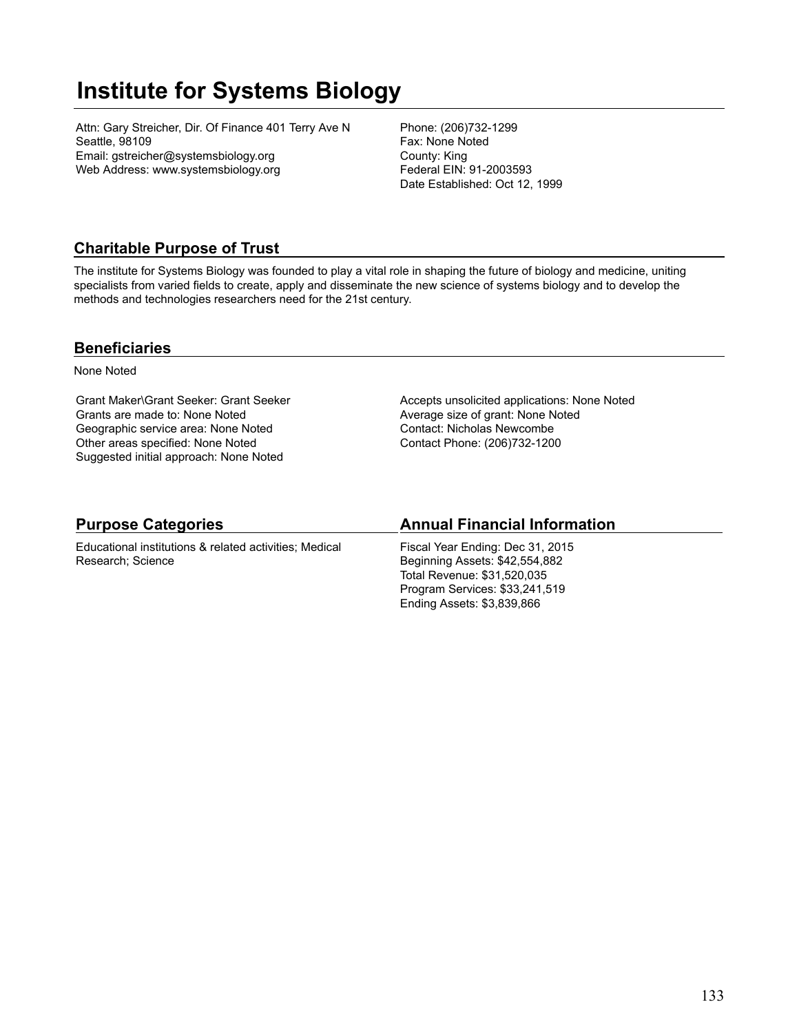# Institute for Systems Biology

Attn: Gary Streicher, Dir. Of Finance 401 Terry Ave N
Seattle, 98109
Email: gstreicher@systemsbiology.org
Web Address: www.systemsbiology.org

Phone: (206)732-1299
Fax: None Noted
County: King
Federal EIN: 91-2003593
Date Established: Oct 12, 1999

## Charitable Purpose of Trust

The institute for Systems Biology was founded to play a vital role in shaping the future of biology and medicine, uniting specialists from varied fields to create, apply and disseminate the new science of systems biology and to develop the methods and technologies researchers need for the 21st century.

## Beneficiaries

None Noted

Grant Maker\Grant Seeker: Grant Seeker
Grants are made to: None Noted
Geographic service area: None Noted
Other areas specified: None Noted
Suggested initial approach: None Noted

Accepts unsolicited applications: None Noted
Average size of grant: None Noted
Contact: Nicholas Newcombe
Contact Phone: (206)732-1200

## Purpose Categories

Educational institutions & related activities; Medical Research; Science

## Annual Financial Information

Fiscal Year Ending: Dec 31, 2015
Beginning Assets: $42,554,882
Total Revenue: $31,520,035
Program Services: $33,241,519
Ending Assets: $3,839,866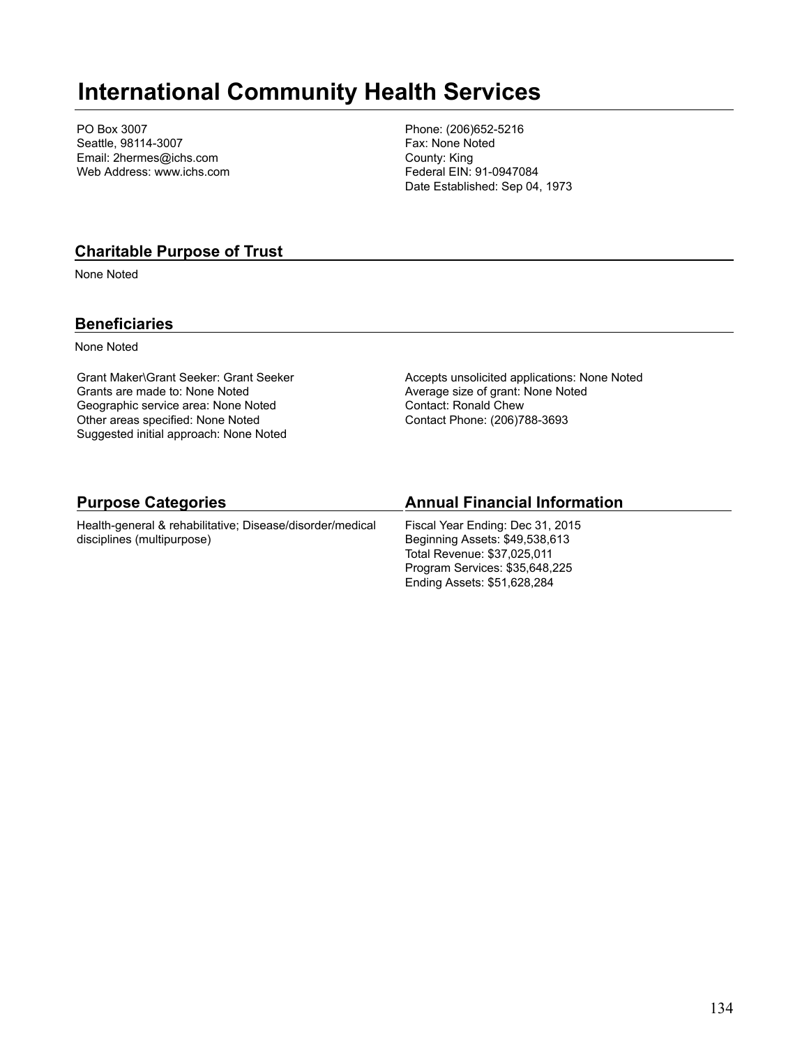# International Community Health Services

PO Box 3007
Seattle, 98114-3007
Email: 2hermes@ichs.com
Web Address: www.ichs.com

Phone: (206)652-5216
Fax: None Noted
County: King
Federal EIN: 91-0947084
Date Established: Sep 04, 1973

## Charitable Purpose of Trust

None Noted

## Beneficiaries

None Noted

Grant Maker\Grant Seeker: Grant Seeker
Grants are made to: None Noted
Geographic service area: None Noted
Other areas specified: None Noted
Suggested initial approach: None Noted

Accepts unsolicited applications: None Noted
Average size of grant: None Noted
Contact: Ronald Chew
Contact Phone: (206)788-3693

## Purpose Categories

Health-general & rehabilitative; Disease/disorder/medical disciplines (multipurpose)

## Annual Financial Information

Fiscal Year Ending: Dec 31, 2015
Beginning Assets: $49,538,613
Total Revenue: $37,025,011
Program Services: $35,648,225
Ending Assets: $51,628,284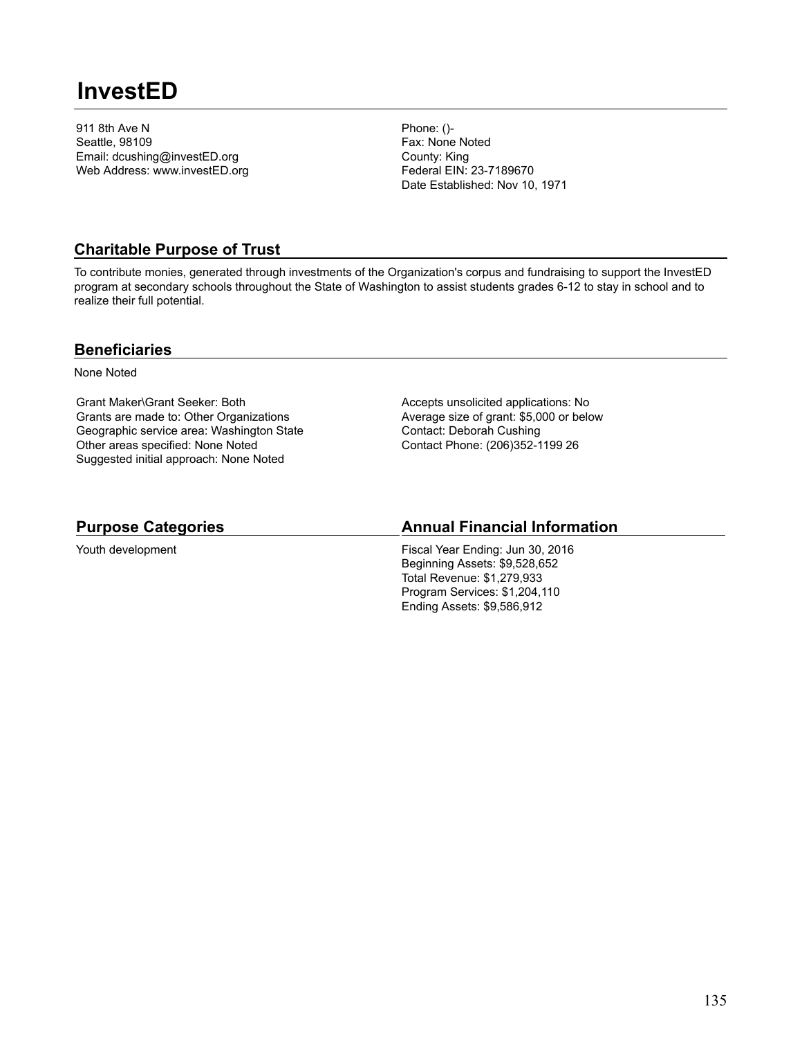# InvestED

911 8th Ave N
Seattle, 98109
Email: dcushing@investED.org
Web Address: www.investED.org

Phone: ()-
Fax: None Noted
County: King
Federal EIN: 23-7189670
Date Established: Nov 10, 1971

## Charitable Purpose of Trust

To contribute monies, generated through investments of the Organization's corpus and fundraising to support the InvestED program at secondary schools throughout the State of Washington to assist students grades 6-12 to stay in school and to realize their full potential.

## Beneficiaries

None Noted

Grant Maker\Grant Seeker: Both
Grants are made to: Other Organizations
Geographic service area: Washington State
Other areas specified: None Noted
Suggested initial approach: None Noted

Accepts unsolicited applications: No
Average size of grant: $5,000 or below
Contact: Deborah Cushing
Contact Phone: (206)352-1199 26

## Purpose Categories

Youth development

## Annual Financial Information

Fiscal Year Ending: Jun 30, 2016
Beginning Assets: $9,528,652
Total Revenue: $1,279,933
Program Services: $1,204,110
Ending Assets: $9,586,912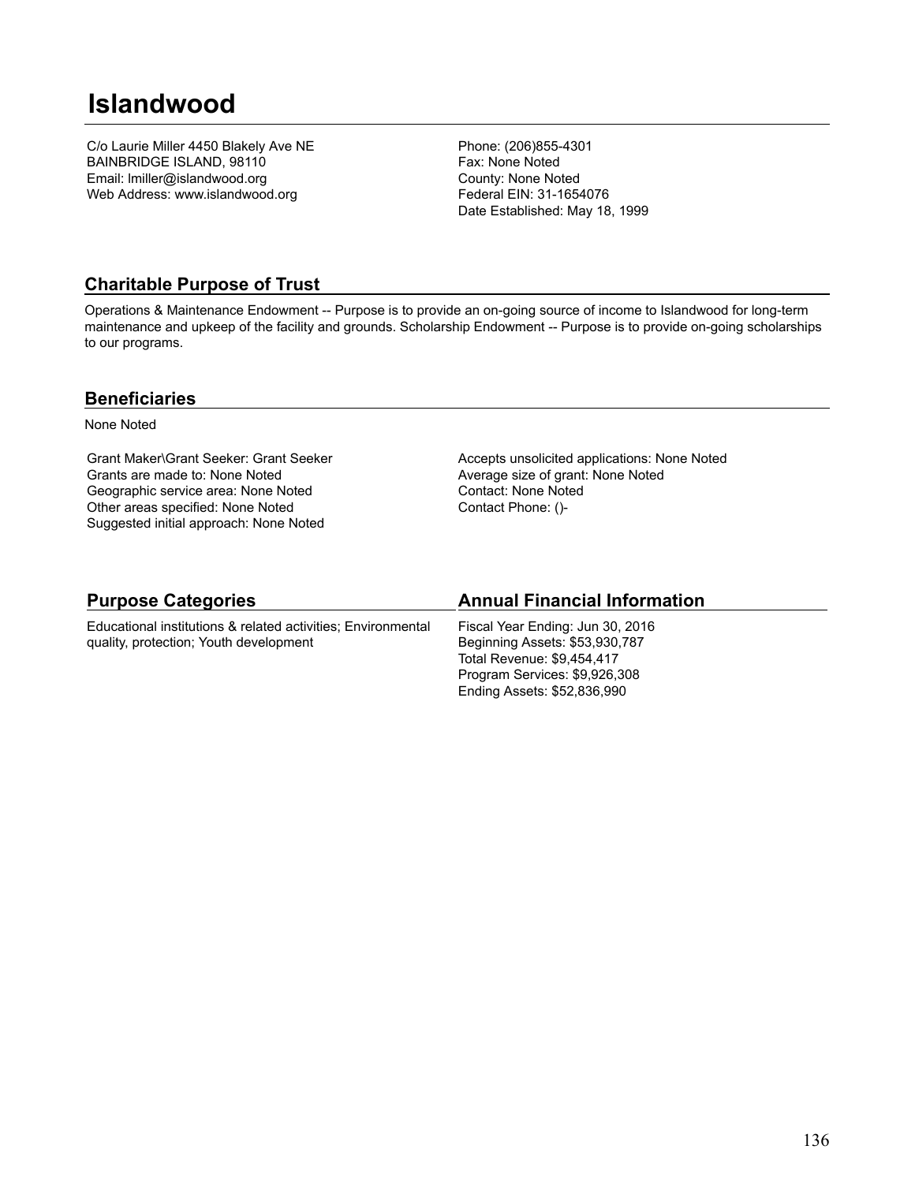# Islandwood

C/o Laurie Miller 4450 Blakely Ave NE
BAINBRIDGE ISLAND, 98110
Email: lmiller@islandwood.org
Web Address: www.islandwood.org

Phone: (206)855-4301
Fax: None Noted
County: None Noted
Federal EIN: 31-1654076
Date Established: May 18, 1999

## Charitable Purpose of Trust

Operations & Maintenance Endowment -- Purpose is to provide an on-going source of income to Islandwood for long-term maintenance and upkeep of the facility and grounds. Scholarship Endowment -- Purpose is to provide on-going scholarships to our programs.

## Beneficiaries

None Noted

Grant Maker\Grant Seeker: Grant Seeker
Grants are made to: None Noted
Geographic service area: None Noted
Other areas specified: None Noted
Suggested initial approach: None Noted

Accepts unsolicited applications: None Noted
Average size of grant: None Noted
Contact: None Noted
Contact Phone: ()-

## Purpose Categories

Educational institutions & related activities; Environmental quality, protection; Youth development

## Annual Financial Information

Fiscal Year Ending: Jun 30, 2016
Beginning Assets: $53,930,787
Total Revenue: $9,454,417
Program Services: $9,926,308
Ending Assets: $52,836,990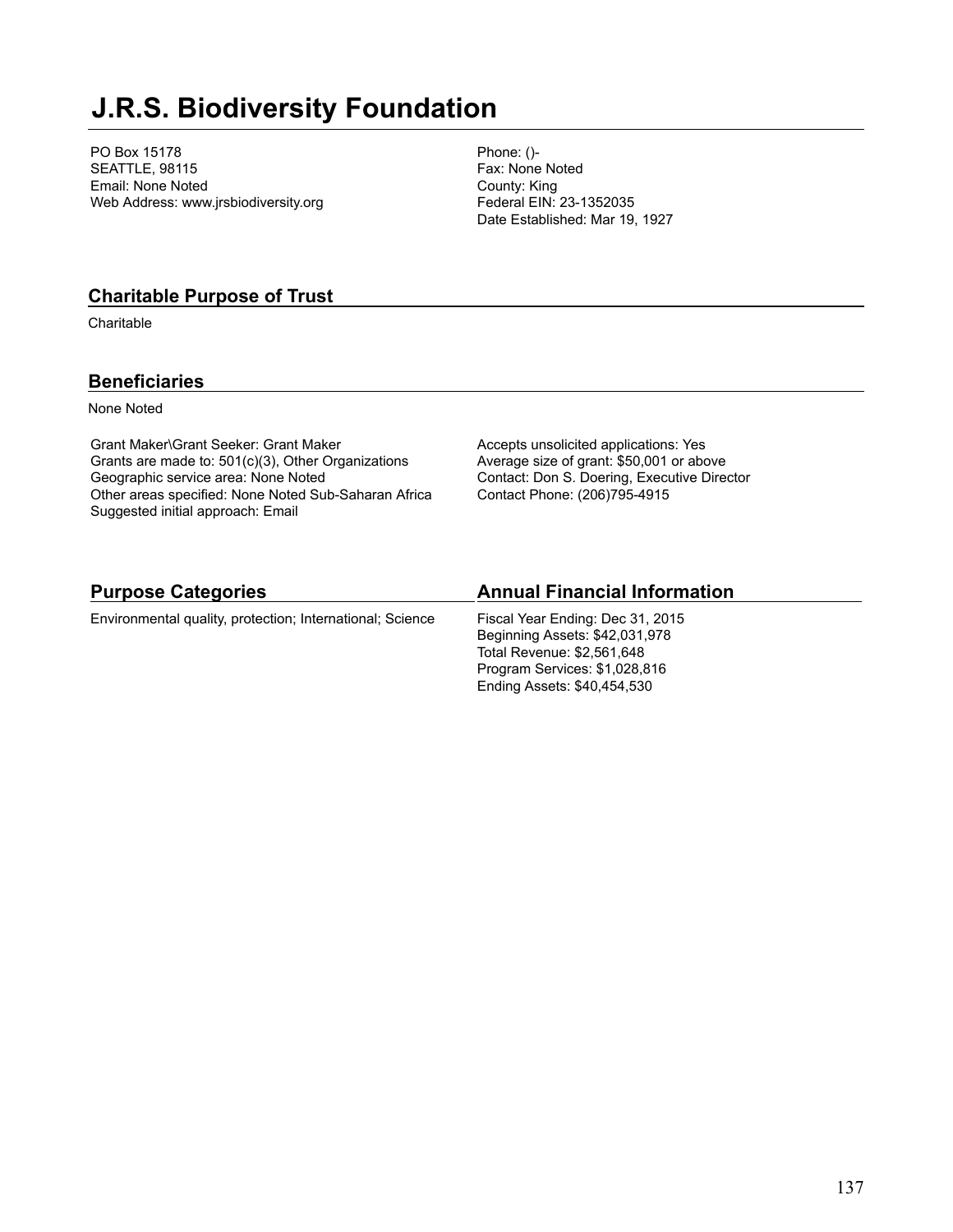# J.R.S. Biodiversity Foundation

PO Box 15178
SEATTLE, 98115
Email: None Noted
Web Address: www.jrsbiodiversity.org

Phone: ()-
Fax: None Noted
County: King
Federal EIN: 23-1352035
Date Established: Mar 19, 1927

## Charitable Purpose of Trust

Charitable

## Beneficiaries

None Noted

Grant Maker\Grant Seeker: Grant Maker
Grants are made to: 501(c)(3), Other Organizations
Geographic service area: None Noted
Other areas specified: None Noted Sub-Saharan Africa
Suggested initial approach: Email

Accepts unsolicited applications: Yes
Average size of grant: $50,001 or above
Contact: Don S. Doering, Executive Director
Contact Phone: (206)795-4915

## Purpose Categories

Environmental quality, protection; International; Science

## Annual Financial Information

Fiscal Year Ending: Dec 31, 2015
Beginning Assets: $42,031,978
Total Revenue: $2,561,648
Program Services: $1,028,816
Ending Assets: $40,454,530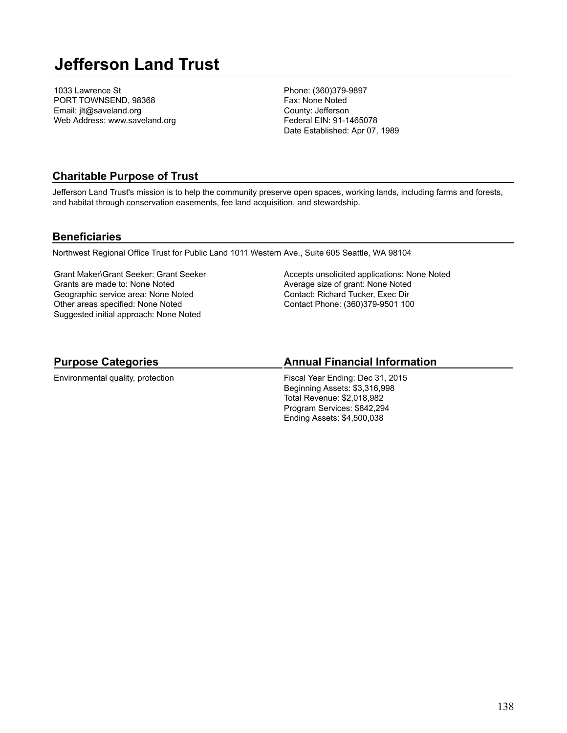# Jefferson Land Trust

1033 Lawrence St
PORT TOWNSEND, 98368
Email: jlt@saveland.org
Web Address: www.saveland.org

Phone: (360)379-9897
Fax: None Noted
County: Jefferson
Federal EIN: 91-1465078
Date Established: Apr 07, 1989

## Charitable Purpose of Trust

Jefferson Land Trust's mission is to help the community preserve open spaces, working lands, including farms and forests, and habitat through conservation easements, fee land acquisition, and stewardship.

## Beneficiaries

Northwest Regional Office Trust for Public Land 1011 Western Ave., Suite 605 Seattle, WA 98104

Grant Maker\Grant Seeker: Grant Seeker
Grants are made to: None Noted
Geographic service area: None Noted
Other areas specified: None Noted
Suggested initial approach: None Noted

Accepts unsolicited applications: None Noted
Average size of grant: None Noted
Contact: Richard Tucker, Exec Dir
Contact Phone: (360)379-9501 100

## Purpose Categories

Environmental quality, protection

## Annual Financial Information

Fiscal Year Ending: Dec 31, 2015
Beginning Assets: $3,316,998
Total Revenue: $2,018,982
Program Services: $842,294
Ending Assets: $4,500,038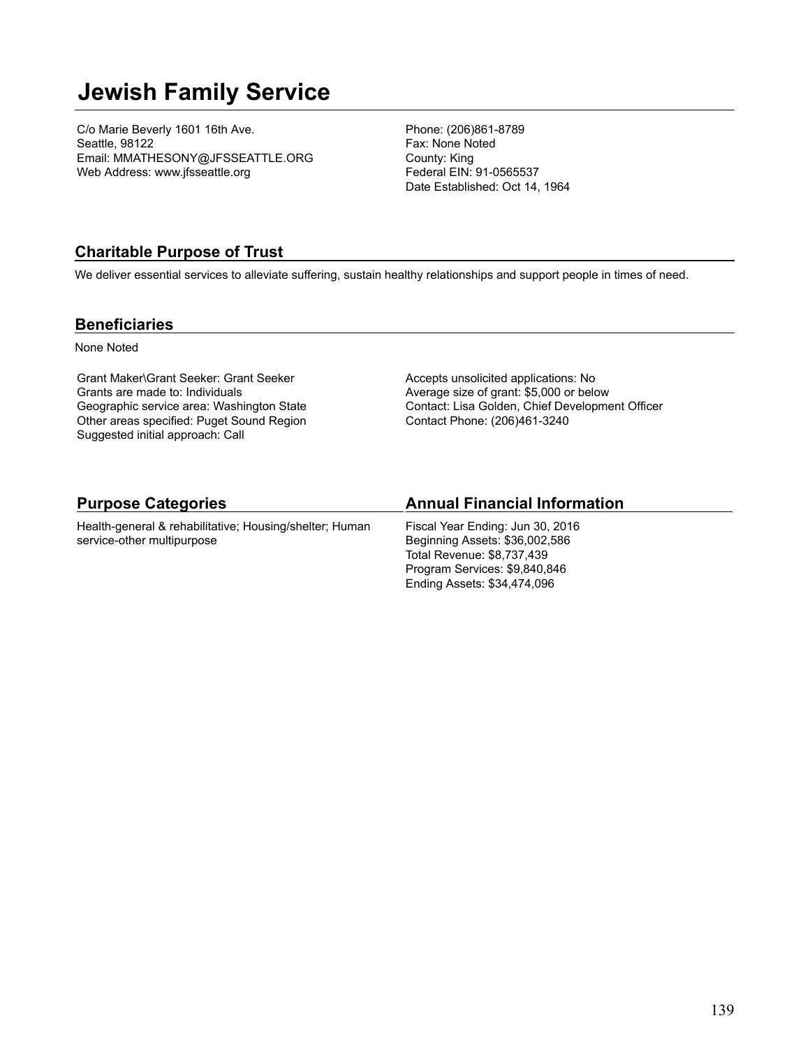# Jewish Family Service

C/o Marie Beverly 1601 16th Ave.
Seattle, 98122
Email: MMATHESONY@JFSSEATTLE.ORG
Web Address: www.jfsseattle.org

Phone: (206)861-8789
Fax: None Noted
County: King
Federal EIN: 91-0565537
Date Established: Oct 14, 1964

## Charitable Purpose of Trust

We deliver essential services to alleviate suffering, sustain healthy relationships and support people in times of need.

## Beneficiaries

None Noted

Grant Maker\Grant Seeker: Grant Seeker
Grants are made to: Individuals
Geographic service area: Washington State
Other areas specified: Puget Sound Region
Suggested initial approach: Call

Accepts unsolicited applications: No
Average size of grant: $5,000 or below
Contact: Lisa Golden, Chief Development Officer
Contact Phone: (206)461-3240

## Purpose Categories

Health-general & rehabilitative; Housing/shelter; Human service-other multipurpose

## Annual Financial Information

Fiscal Year Ending: Jun 30, 2016
Beginning Assets: $36,002,586
Total Revenue: $8,737,439
Program Services: $9,840,846
Ending Assets: $34,474,096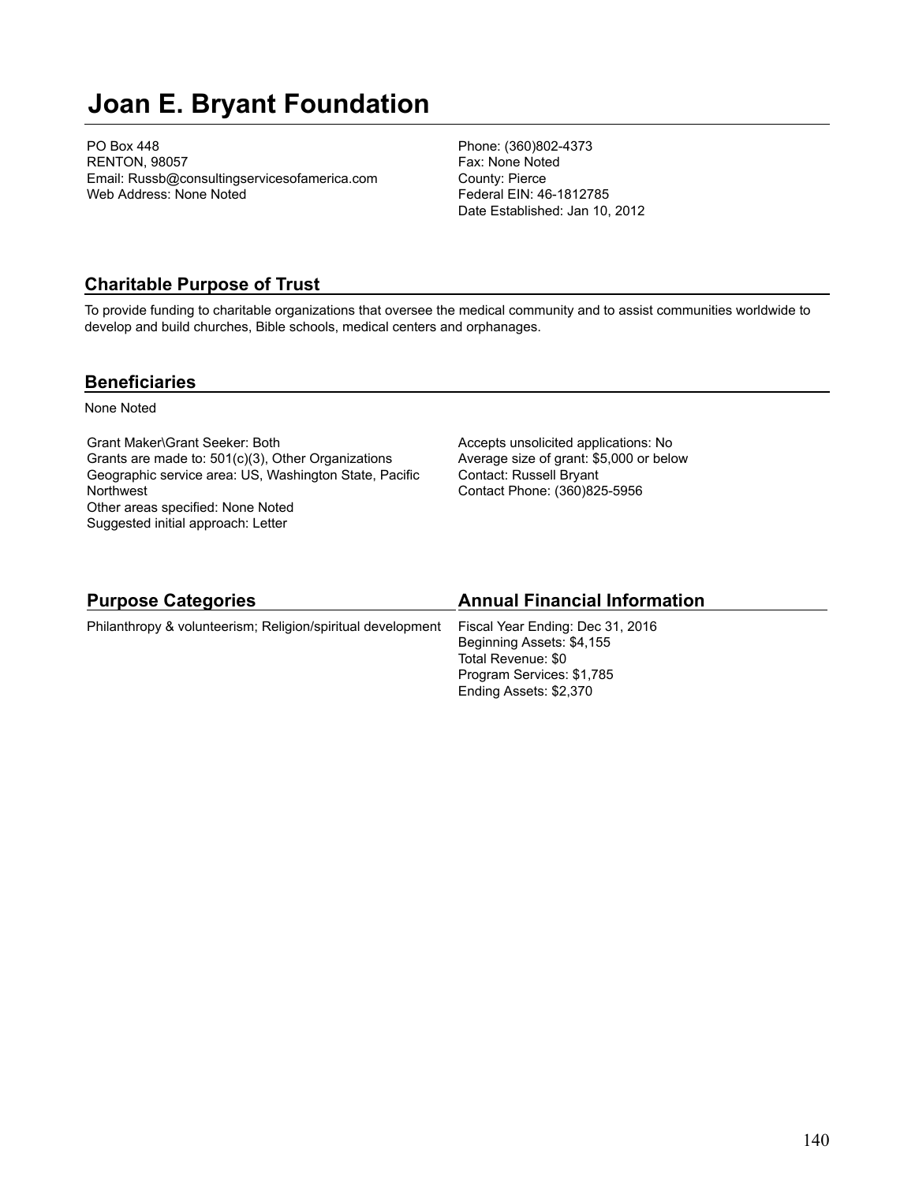# Joan E. Bryant Foundation

PO Box 448
RENTON, 98057
Email: Russb@consultingservicesofamerica.com
Web Address: None Noted

Phone: (360)802-4373
Fax: None Noted
County: Pierce
Federal EIN: 46-1812785
Date Established: Jan 10, 2012

## Charitable Purpose of Trust

To provide funding to charitable organizations that oversee the medical community and to assist communities worldwide to develop and build churches, Bible schools, medical centers and orphanages.

## Beneficiaries

None Noted

Grant Maker\Grant Seeker: Both
Grants are made to: 501(c)(3), Other Organizations
Geographic service area: US, Washington State, Pacific Northwest
Other areas specified: None Noted
Suggested initial approach: Letter

Accepts unsolicited applications: No
Average size of grant: $5,000 or below
Contact: Russell Bryant
Contact Phone: (360)825-5956

## Purpose Categories

Philanthropy & volunteerism; Religion/spiritual development

## Annual Financial Information

Fiscal Year Ending: Dec 31, 2016
Beginning Assets: $4,155
Total Revenue: $0
Program Services: $1,785
Ending Assets: $2,370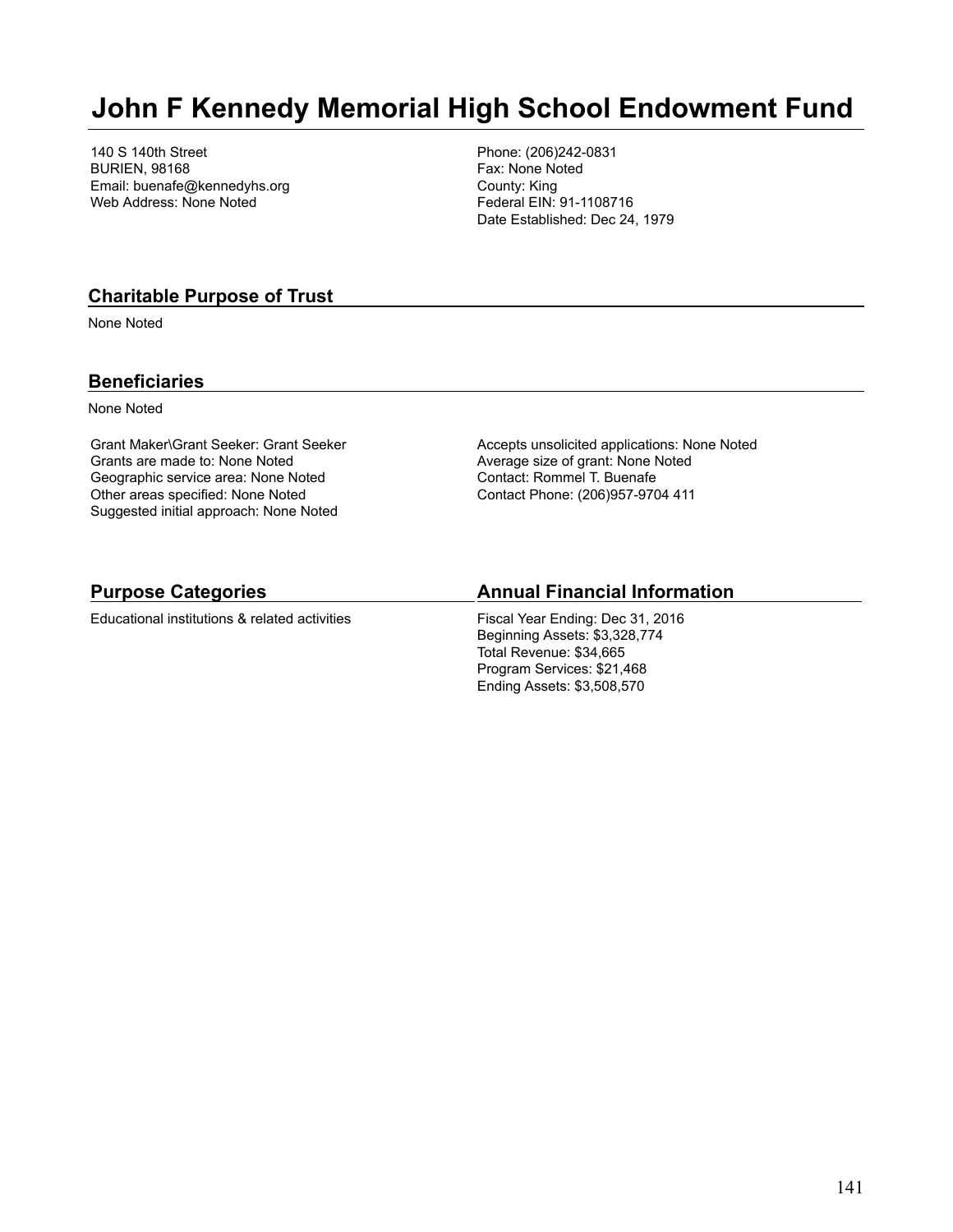# John F Kennedy Memorial High School Endowment Fund

140 S 140th Street
BURIEN, 98168
Email: buenafe@kennedyhs.org
Web Address: None Noted

Phone: (206)242-0831
Fax: None Noted
County: King
Federal EIN: 91-1108716
Date Established: Dec 24, 1979

## Charitable Purpose of Trust

None Noted

## Beneficiaries

None Noted

Grant Maker\Grant Seeker: Grant Seeker
Grants are made to: None Noted
Geographic service area: None Noted
Other areas specified: None Noted
Suggested initial approach: None Noted

Accepts unsolicited applications: None Noted
Average size of grant: None Noted
Contact: Rommel T. Buenafe
Contact Phone: (206)957-9704 411

## Purpose Categories

Educational institutions & related activities

## Annual Financial Information

Fiscal Year Ending: Dec 31, 2016
Beginning Assets: $3,328,774
Total Revenue: $34,665
Program Services: $21,468
Ending Assets: $3,508,570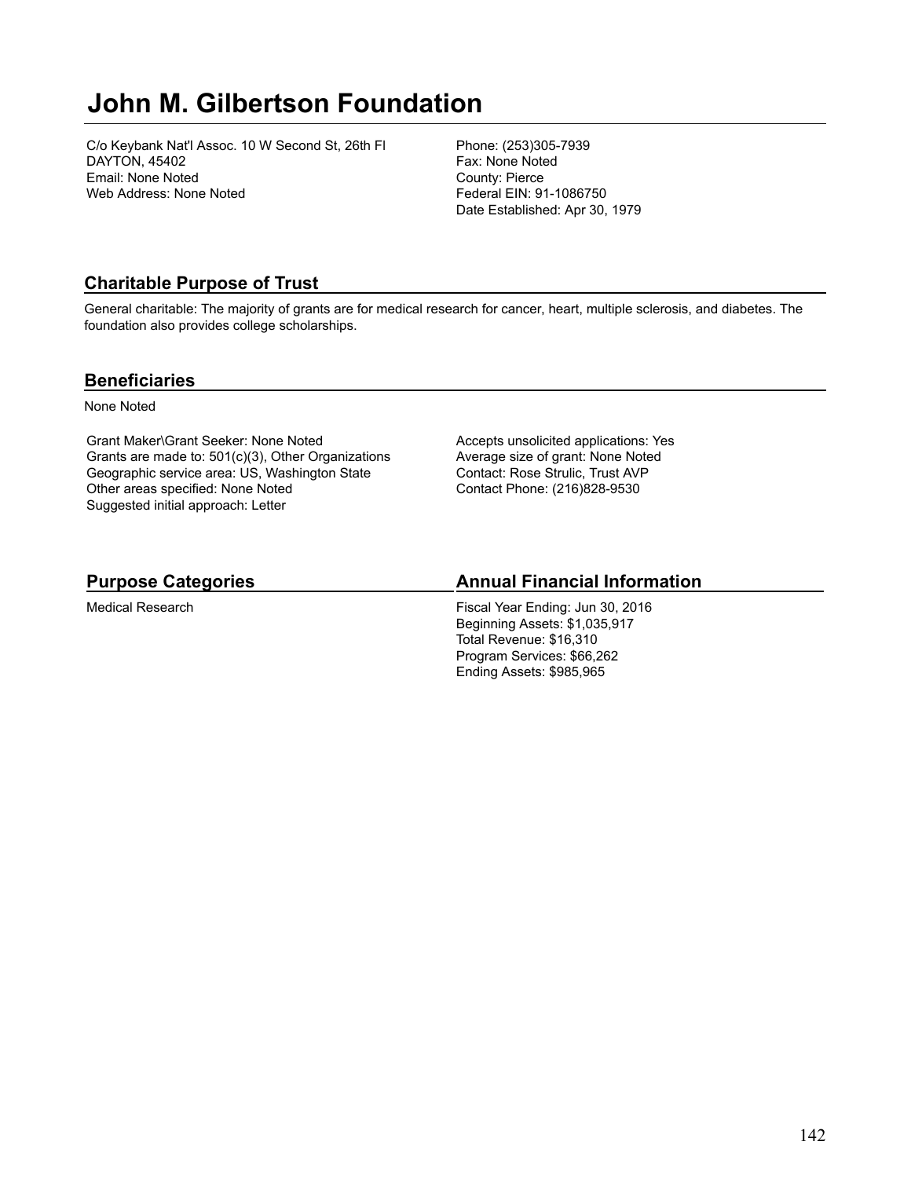# John M. Gilbertson Foundation

C/o Keybank Nat'l Assoc. 10 W Second St, 26th Fl
DAYTON, 45402
Email: None Noted
Web Address: None Noted

Phone: (253)305-7939
Fax: None Noted
County: Pierce
Federal EIN: 91-1086750
Date Established: Apr 30, 1979

## Charitable Purpose of Trust

General charitable: The majority of grants are for medical research for cancer, heart, multiple sclerosis, and diabetes. The foundation also provides college scholarships.

## Beneficiaries

None Noted

Grant Maker\Grant Seeker: None Noted
Grants are made to: 501(c)(3), Other Organizations
Geographic service area: US, Washington State
Other areas specified: None Noted
Suggested initial approach: Letter

Accepts unsolicited applications: Yes
Average size of grant: None Noted
Contact: Rose Strulic, Trust AVP
Contact Phone: (216)828-9530

## Purpose Categories

Medical Research

## Annual Financial Information

Fiscal Year Ending: Jun 30, 2016
Beginning Assets: $1,035,917
Total Revenue: $16,310
Program Services: $66,262
Ending Assets: $985,965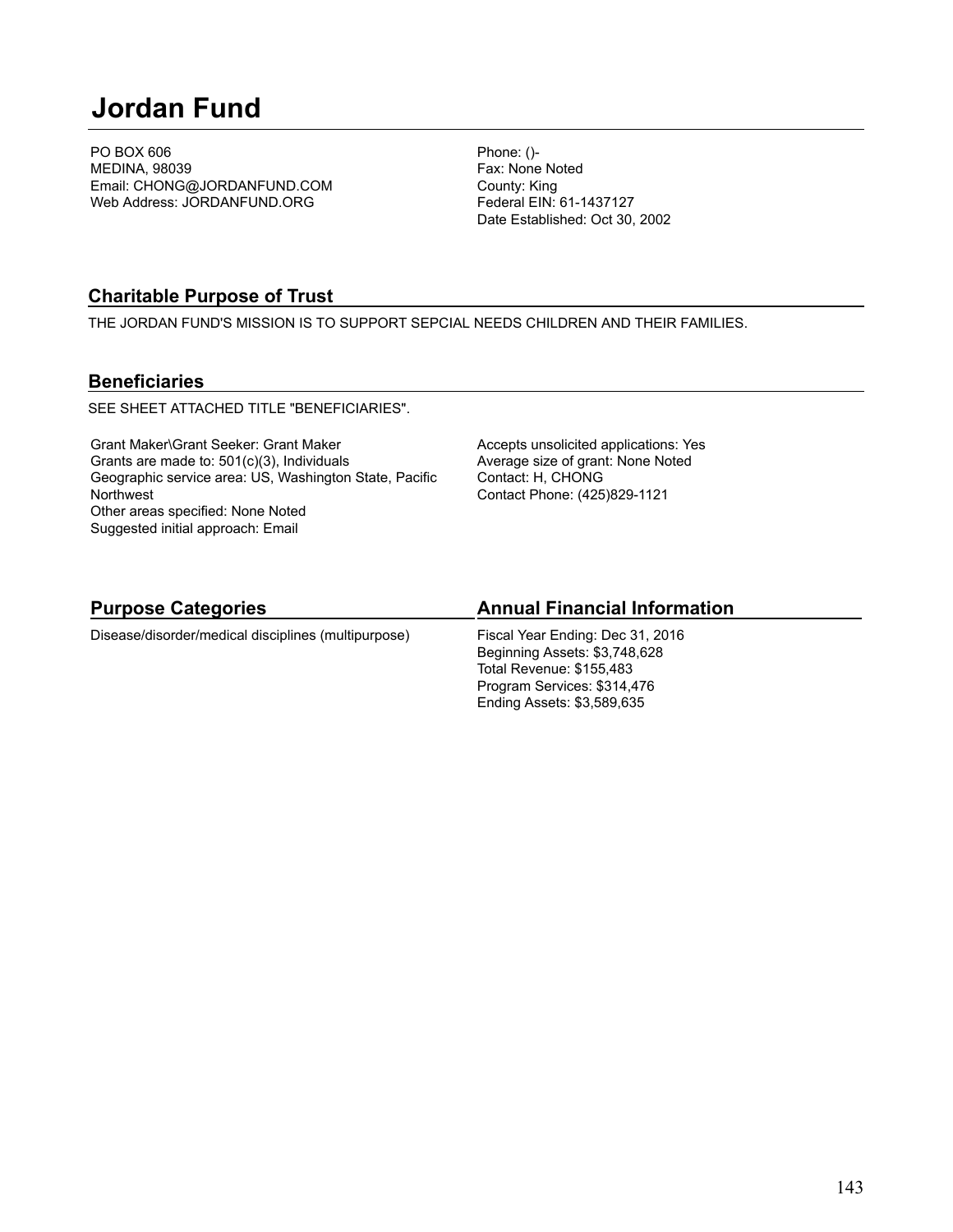# Jordan Fund

PO BOX 606
MEDINA, 98039
Email: CHONG@JORDANFUND.COM
Web Address: JORDANFUND.ORG

Phone: ()-
Fax: None Noted
County: King
Federal EIN: 61-1437127
Date Established: Oct 30, 2002

## Charitable Purpose of Trust

THE JORDAN FUND'S MISSION IS TO SUPPORT SEPCIAL NEEDS CHILDREN AND THEIR FAMILIES.

## Beneficiaries

SEE SHEET ATTACHED TITLE "BENEFICIARIES".

Grant Maker\Grant Seeker: Grant Maker
Grants are made to: 501(c)(3), Individuals
Geographic service area: US, Washington State, Pacific Northwest
Other areas specified: None Noted
Suggested initial approach: Email

Accepts unsolicited applications: Yes
Average size of grant: None Noted
Contact: H, CHONG
Contact Phone: (425)829-1121

## Purpose Categories

Disease/disorder/medical disciplines (multipurpose)

## Annual Financial Information

Fiscal Year Ending: Dec 31, 2016
Beginning Assets: $3,748,628
Total Revenue: $155,483
Program Services: $314,476
Ending Assets: $3,589,635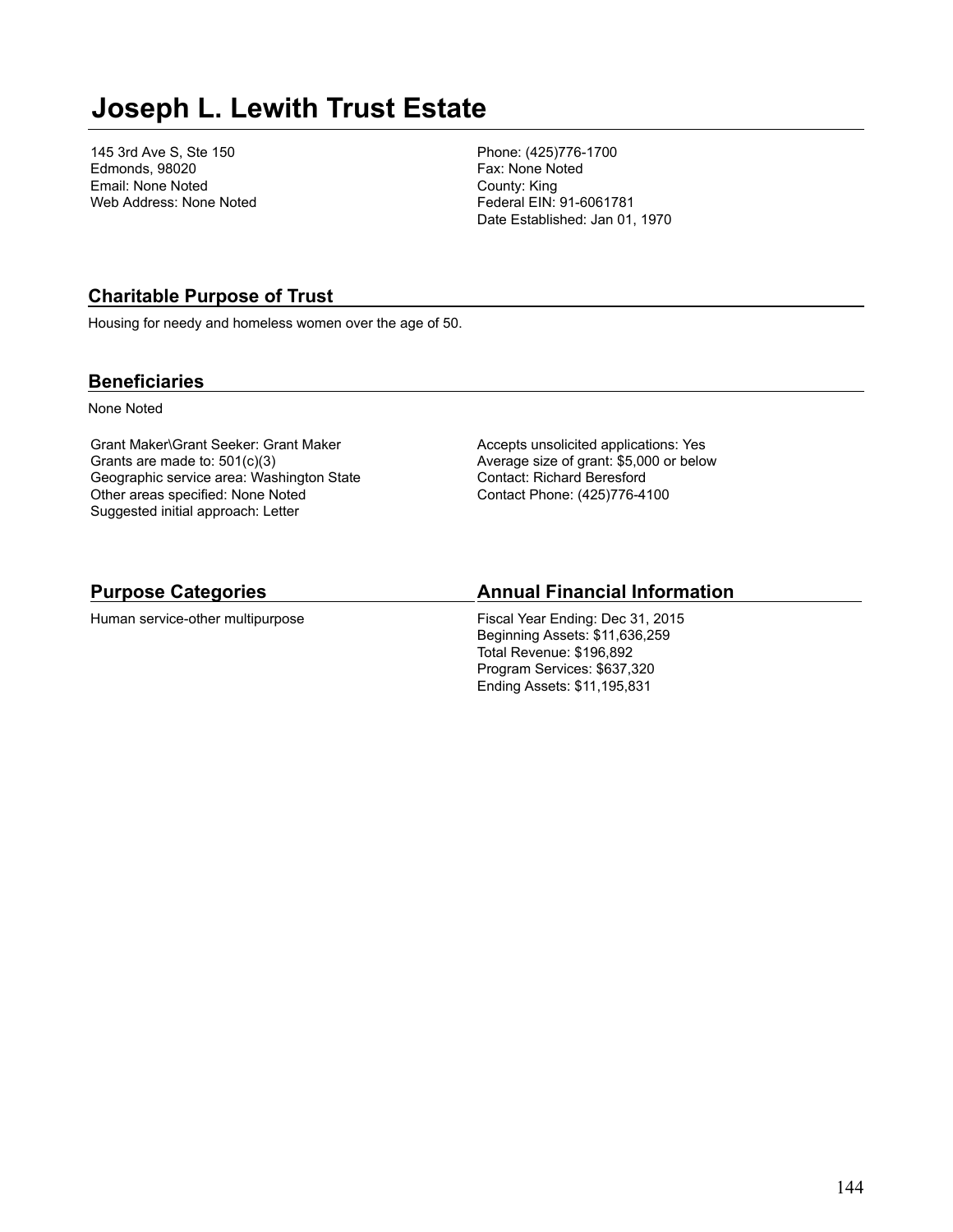# Joseph L. Lewith Trust Estate

145 3rd Ave S, Ste 150
Edmonds, 98020
Email: None Noted
Web Address: None Noted

Phone: (425)776-1700
Fax: None Noted
County: King
Federal EIN: 91-6061781
Date Established: Jan 01, 1970

## Charitable Purpose of Trust

Housing for needy and homeless women over the age of 50.

## Beneficiaries

None Noted

Grant Maker\Grant Seeker: Grant Maker
Grants are made to: 501(c)(3)
Geographic service area: Washington State
Other areas specified: None Noted
Suggested initial approach: Letter

Accepts unsolicited applications: Yes
Average size of grant: $5,000 or below
Contact: Richard Beresford
Contact Phone: (425)776-4100

## Purpose Categories

Human service-other multipurpose

## Annual Financial Information

Fiscal Year Ending: Dec 31, 2015
Beginning Assets: $11,636,259
Total Revenue: $196,892
Program Services: $637,320
Ending Assets: $11,195,831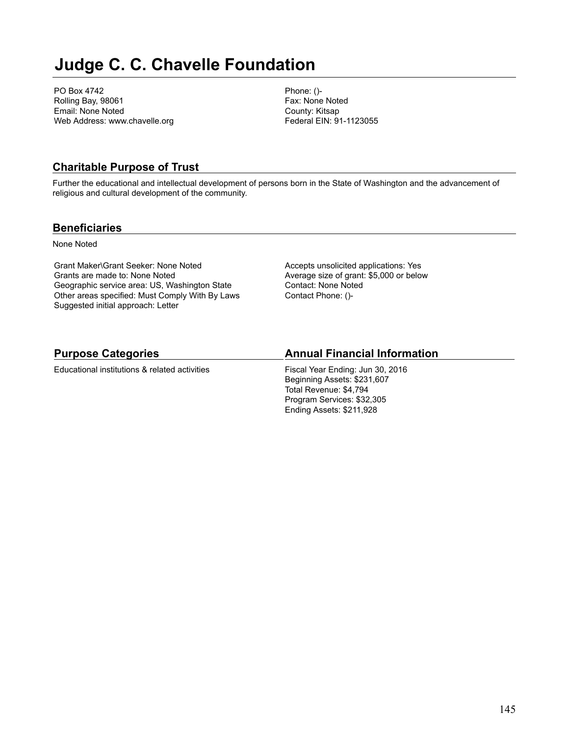# Judge C. C. Chavelle Foundation

PO Box 4742
Rolling Bay, 98061
Email: None Noted
Web Address: www.chavelle.org

Phone: ()-
Fax: None Noted
County: Kitsap
Federal EIN: 91-1123055

## Charitable Purpose of Trust

Further the educational and intellectual development of persons born in the State of Washington and the advancement of religious and cultural development of the community.

## Beneficiaries

None Noted

Grant Maker\Grant Seeker: None Noted
Grants are made to: None Noted
Geographic service area: US, Washington State
Other areas specified: Must Comply With By Laws
Suggested initial approach: Letter

Accepts unsolicited applications: Yes
Average size of grant: $5,000 or below
Contact: None Noted
Contact Phone: ()-

## Purpose Categories

Educational institutions & related activities

## Annual Financial Information

Fiscal Year Ending: Jun 30, 2016
Beginning Assets: $231,607
Total Revenue: $4,794
Program Services: $32,305
Ending Assets: $211,928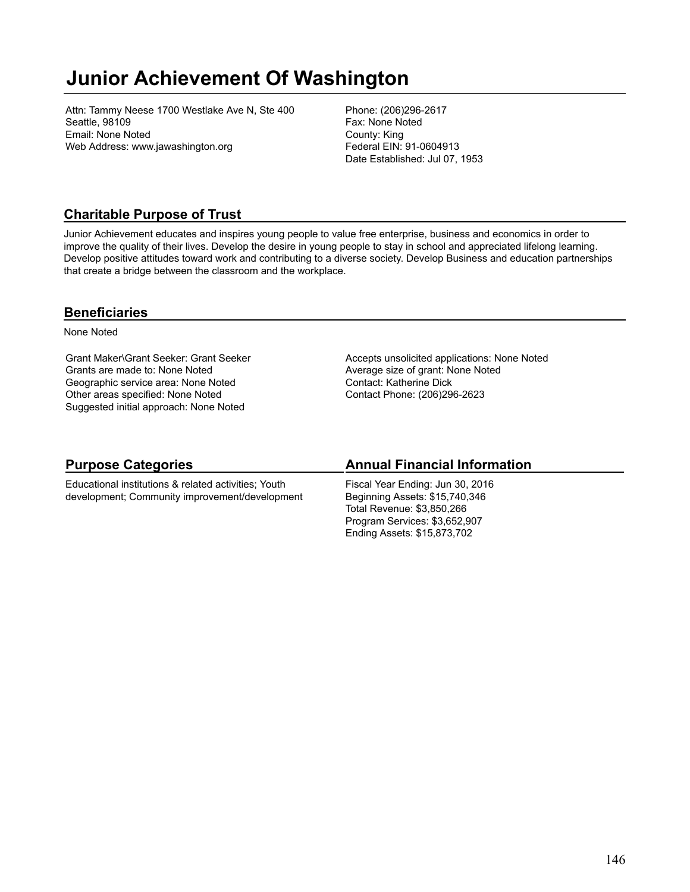# Junior Achievement Of Washington

Attn: Tammy Neese 1700 Westlake Ave N, Ste 400
Seattle, 98109
Email: None Noted
Web Address: www.jawashington.org

Phone: (206)296-2617
Fax: None Noted
County: King
Federal EIN: 91-0604913
Date Established: Jul 07, 1953

## Charitable Purpose of Trust

Junior Achievement educates and inspires young people to value free enterprise, business and economics in order to improve the quality of their lives. Develop the desire in young people to stay in school and appreciated lifelong learning. Develop positive attitudes toward work and contributing to a diverse society. Develop Business and education partnerships that create a bridge between the classroom and the workplace.

## Beneficiaries

None Noted

Grant Maker\Grant Seeker: Grant Seeker
Grants are made to: None Noted
Geographic service area: None Noted
Other areas specified: None Noted
Suggested initial approach: None Noted

Accepts unsolicited applications: None Noted
Average size of grant: None Noted
Contact: Katherine Dick
Contact Phone: (206)296-2623

## Purpose Categories

Educational institutions & related activities; Youth development; Community improvement/development

## Annual Financial Information

Fiscal Year Ending: Jun 30, 2016
Beginning Assets: $15,740,346
Total Revenue: $3,850,266
Program Services: $3,652,907
Ending Assets: $15,873,702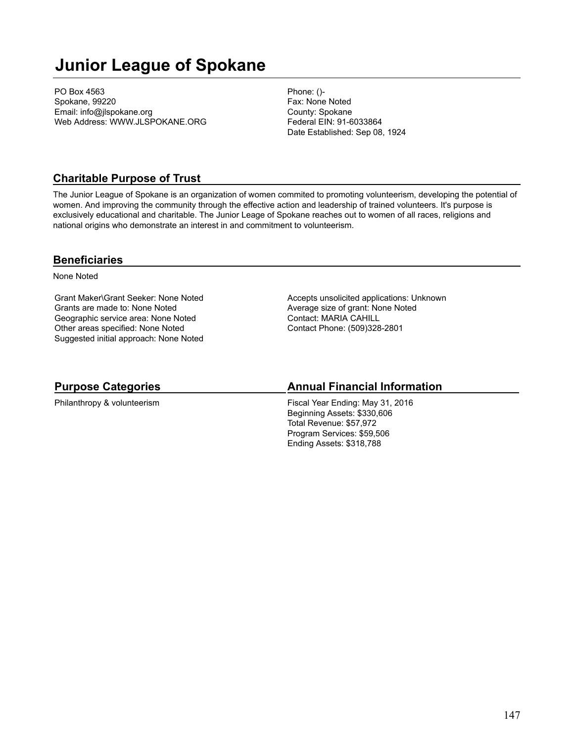# Junior League of Spokane

PO Box 4563
Spokane, 99220
Email: info@jlspokane.org
Web Address: WWW.JLSPOKANE.ORG

Phone: ()-
Fax: None Noted
County: Spokane
Federal EIN: 91-6033864
Date Established: Sep 08, 1924

## Charitable Purpose of Trust

The Junior League of Spokane is an organization of women commited to promoting volunteerism, developing the potential of women. And improving the community through the effective action and leadership of trained volunteers. It's purpose is exclusively educational and charitable. The Junior Leage of Spokane reaches out to women of all races, religions and national origins who demonstrate an interest in and commitment to volunteerism.

## Beneficiaries

None Noted

Grant Maker\Grant Seeker: None Noted
Grants are made to: None Noted
Geographic service area: None Noted
Other areas specified: None Noted
Suggested initial approach: None Noted

Accepts unsolicited applications: Unknown
Average size of grant: None Noted
Contact: MARIA CAHILL
Contact Phone: (509)328-2801

## Purpose Categories

Philanthropy & volunteerism

## Annual Financial Information

Fiscal Year Ending: May 31, 2016
Beginning Assets: $330,606
Total Revenue: $57,972
Program Services: $59,506
Ending Assets: $318,788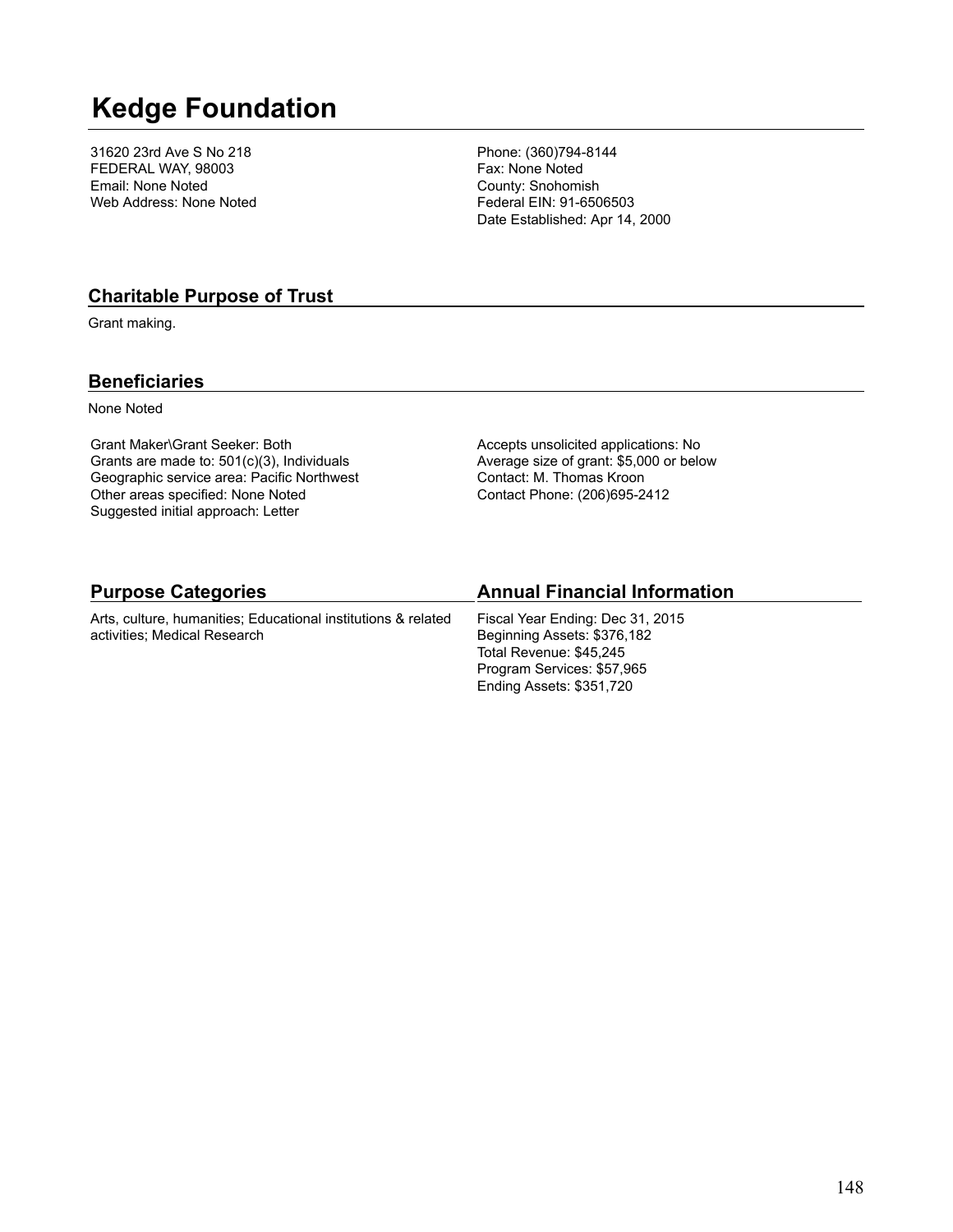# Kedge Foundation

31620 23rd Ave S No 218
FEDERAL WAY, 98003
Email: None Noted
Web Address: None Noted

Phone: (360)794-8144
Fax: None Noted
County: Snohomish
Federal EIN: 91-6506503
Date Established: Apr 14, 2000

## Charitable Purpose of Trust

Grant making.

## Beneficiaries

None Noted

Grant Maker\Grant Seeker: Both
Grants are made to: 501(c)(3), Individuals
Geographic service area: Pacific Northwest
Other areas specified: None Noted
Suggested initial approach: Letter

Accepts unsolicited applications: No
Average size of grant: $5,000 or below
Contact: M. Thomas Kroon
Contact Phone: (206)695-2412

## Purpose Categories

Arts, culture, humanities; Educational institutions & related activities; Medical Research

## Annual Financial Information

Fiscal Year Ending: Dec 31, 2015
Beginning Assets: $376,182
Total Revenue: $45,245
Program Services: $57,965
Ending Assets: $351,720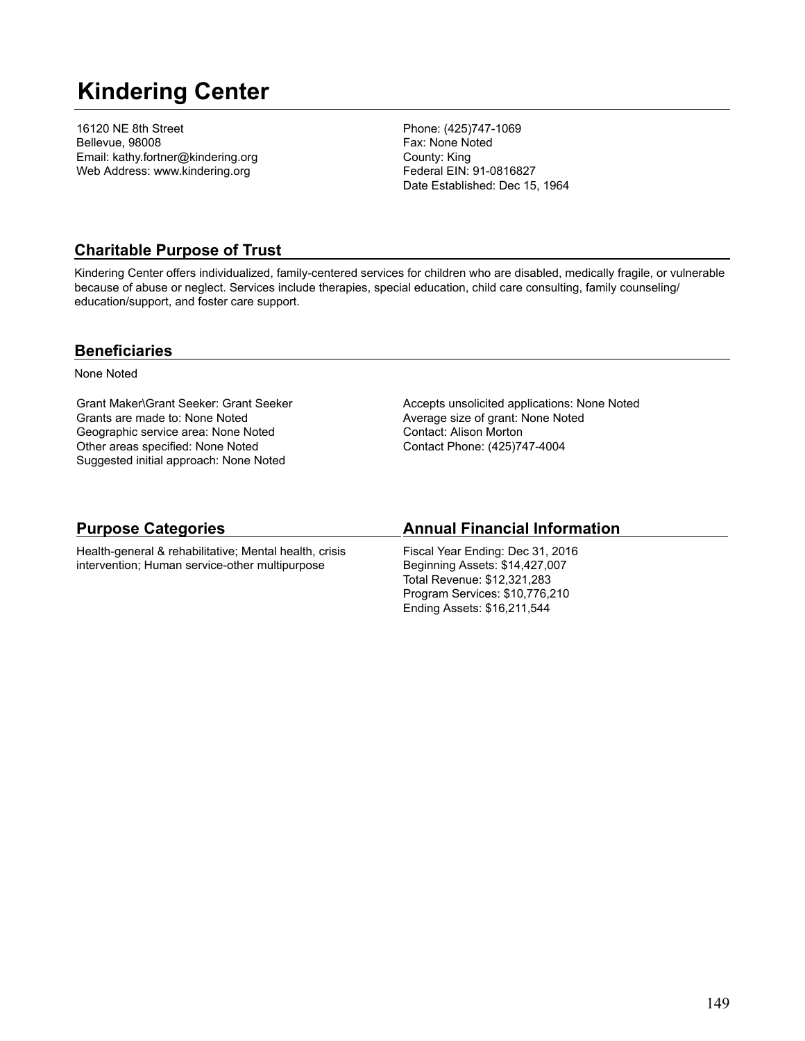# Kindering Center

16120 NE 8th Street
Bellevue, 98008
Email: kathy.fortner@kindering.org
Web Address: www.kindering.org

Phone: (425)747-1069
Fax: None Noted
County: King
Federal EIN: 91-0816827
Date Established: Dec 15, 1964

## Charitable Purpose of Trust

Kindering Center offers individualized, family-centered services for children who are disabled, medically fragile, or vulnerable because of abuse or neglect. Services include therapies, special education, child care consulting, family counseling/ education/support, and foster care support.

## Beneficiaries

None Noted

Grant Maker\Grant Seeker: Grant Seeker
Grants are made to: None Noted
Geographic service area: None Noted
Other areas specified: None Noted
Suggested initial approach: None Noted

Accepts unsolicited applications: None Noted
Average size of grant: None Noted
Contact: Alison Morton
Contact Phone: (425)747-4004

## Purpose Categories

Health-general & rehabilitative; Mental health, crisis intervention; Human service-other multipurpose

## Annual Financial Information

Fiscal Year Ending: Dec 31, 2016
Beginning Assets: $14,427,007
Total Revenue: $12,321,283
Program Services: $10,776,210
Ending Assets: $16,211,544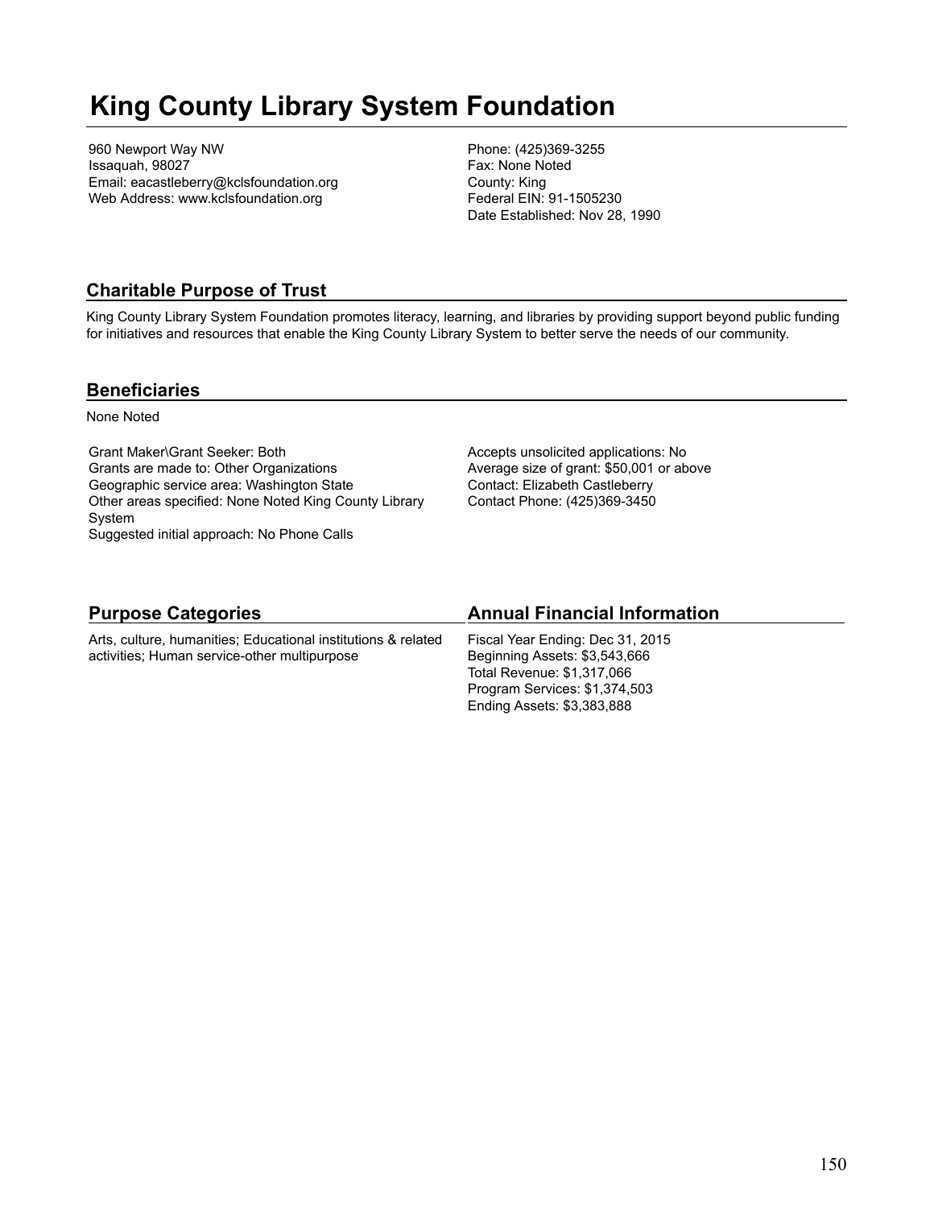# King County Library System Foundation

960 Newport Way NW
Issaquah, 98027
Email: eacastleberry@kclsfoundation.org
Web Address: www.kclsfoundation.org

Phone: (425)369-3255
Fax: None Noted
County: King
Federal EIN: 91-1505230
Date Established: Nov 28, 1990

## Charitable Purpose of Trust

King County Library System Foundation promotes literacy, learning, and libraries by providing support beyond public funding for initiatives and resources that enable the King County Library System to better serve the needs of our community.

## Beneficiaries

None Noted

Grant Maker\Grant Seeker: Both
Grants are made to: Other Organizations
Geographic service area: Washington State
Other areas specified: None Noted King County Library System
Suggested initial approach: No Phone Calls

Accepts unsolicited applications: No
Average size of grant: $50,001 or above
Contact: Elizabeth Castleberry
Contact Phone: (425)369-3450

## Purpose Categories

Arts, culture, humanities; Educational institutions & related activities; Human service-other multipurpose

## Annual Financial Information

Fiscal Year Ending: Dec 31, 2015
Beginning Assets: $3,543,666
Total Revenue: $1,317,066
Program Services: $1,374,503
Ending Assets: $3,383,888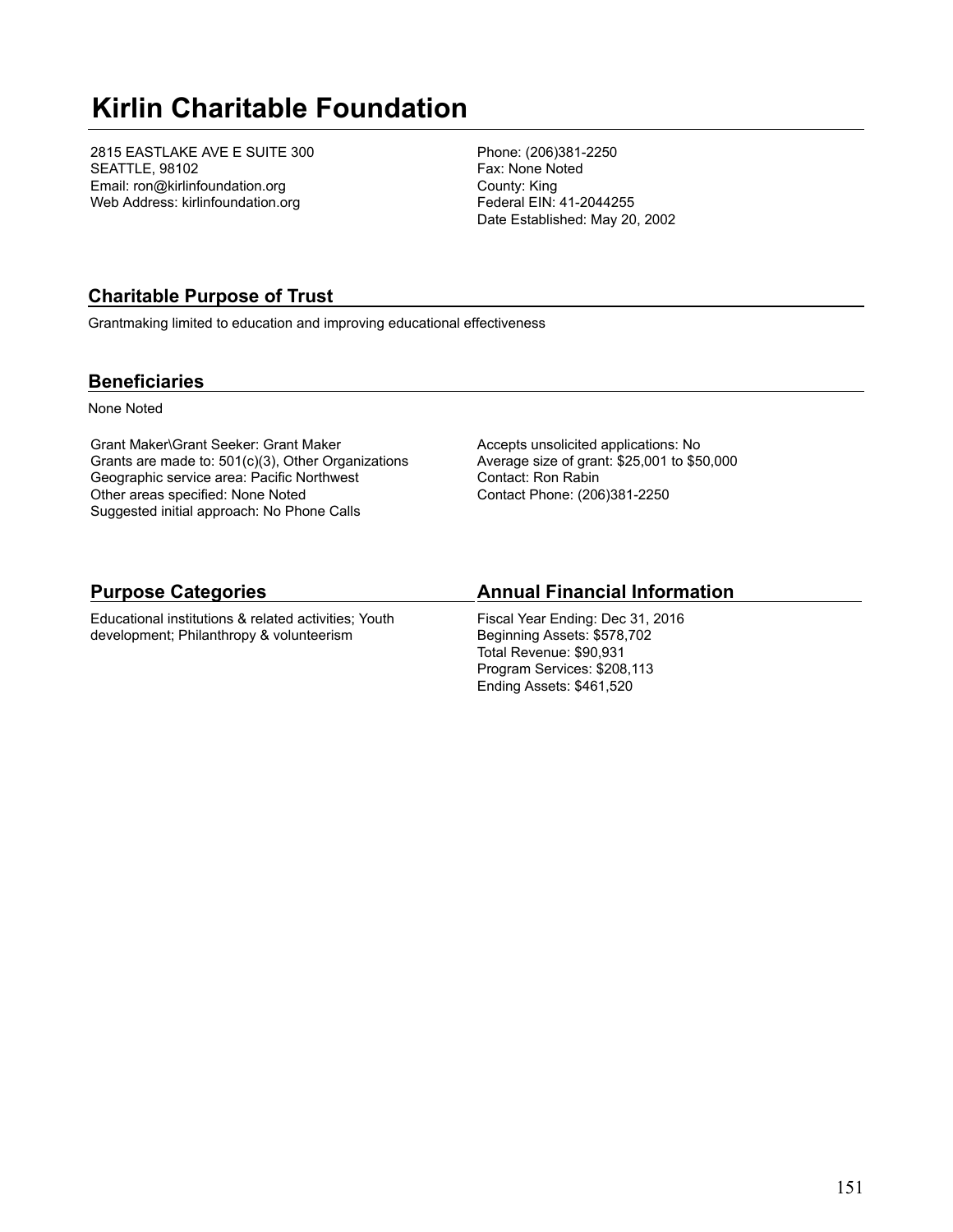# Kirlin Charitable Foundation

2815 EASTLAKE AVE E SUITE 300
SEATTLE, 98102
Email: ron@kirlinfoundation.org
Web Address: kirlinfoundation.org

Phone: (206)381-2250
Fax: None Noted
County: King
Federal EIN: 41-2044255
Date Established: May 20, 2002

## Charitable Purpose of Trust

Grantmaking limited to education and improving educational effectiveness

## Beneficiaries

None Noted

Grant Maker\Grant Seeker: Grant Maker
Grants are made to: 501(c)(3), Other Organizations
Geographic service area: Pacific Northwest
Other areas specified: None Noted
Suggested initial approach: No Phone Calls

Accepts unsolicited applications: No
Average size of grant: $25,001 to $50,000
Contact: Ron Rabin
Contact Phone: (206)381-2250

## Purpose Categories

Educational institutions & related activities; Youth development; Philanthropy & volunteerism

## Annual Financial Information

Fiscal Year Ending: Dec 31, 2016
Beginning Assets: $578,702
Total Revenue: $90,931
Program Services: $208,113
Ending Assets: $461,520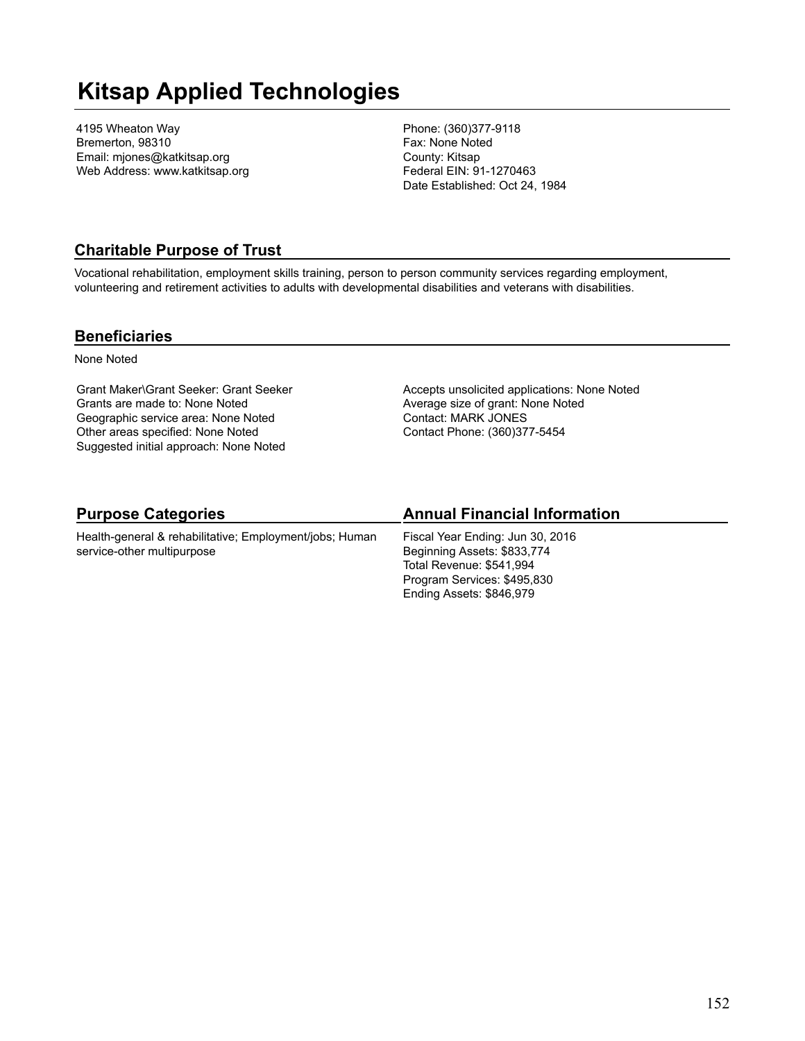# Kitsap Applied Technologies

4195 Wheaton Way
Bremerton, 98310
Email: mjones@katkitsap.org
Web Address: www.katkitsap.org

Phone: (360)377-9118
Fax: None Noted
County: Kitsap
Federal EIN: 91-1270463
Date Established: Oct 24, 1984

## Charitable Purpose of Trust

Vocational rehabilitation, employment skills training, person to person community services regarding employment, volunteering and retirement activities to adults with developmental disabilities and veterans with disabilities.

## Beneficiaries

None Noted

Grant Maker\Grant Seeker: Grant Seeker
Grants are made to: None Noted
Geographic service area: None Noted
Other areas specified: None Noted
Suggested initial approach: None Noted

Accepts unsolicited applications: None Noted
Average size of grant: None Noted
Contact: MARK JONES
Contact Phone: (360)377-5454

## Purpose Categories

Health-general & rehabilitative; Employment/jobs; Human service-other multipurpose

## Annual Financial Information

Fiscal Year Ending: Jun 30, 2016
Beginning Assets: $833,774
Total Revenue: $541,994
Program Services: $495,830
Ending Assets: $846,979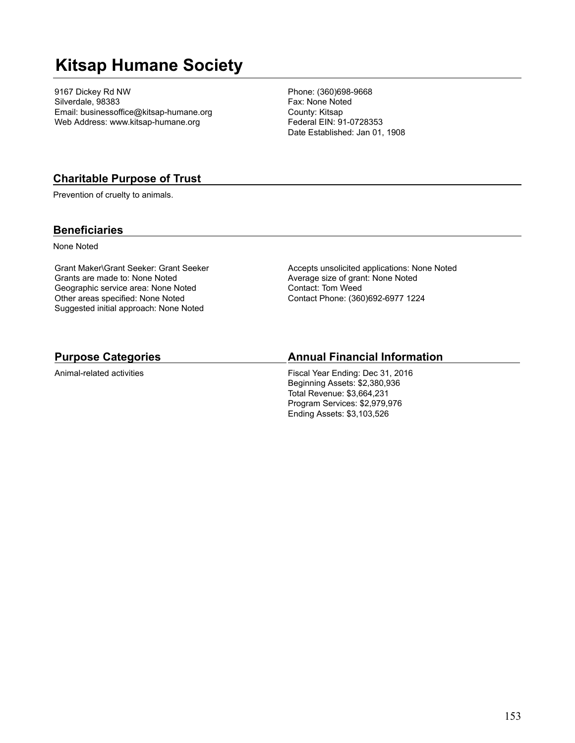# Kitsap Humane Society

9167 Dickey Rd NW
Silverdale, 98383
Email: businessoffice@kitsap-humane.org
Web Address: www.kitsap-humane.org

Phone: (360)698-9668
Fax: None Noted
County: Kitsap
Federal EIN: 91-0728353
Date Established: Jan 01, 1908

## Charitable Purpose of Trust

Prevention of cruelty to animals.

## Beneficiaries

None Noted

Grant Maker\Grant Seeker: Grant Seeker
Grants are made to: None Noted
Geographic service area: None Noted
Other areas specified: None Noted
Suggested initial approach: None Noted

Accepts unsolicited applications: None Noted
Average size of grant: None Noted
Contact: Tom Weed
Contact Phone: (360)692-6977 1224

## Purpose Categories

Animal-related activities

## Annual Financial Information

Fiscal Year Ending: Dec 31, 2016
Beginning Assets: $2,380,936
Total Revenue: $3,664,231
Program Services: $2,979,976
Ending Assets: $3,103,526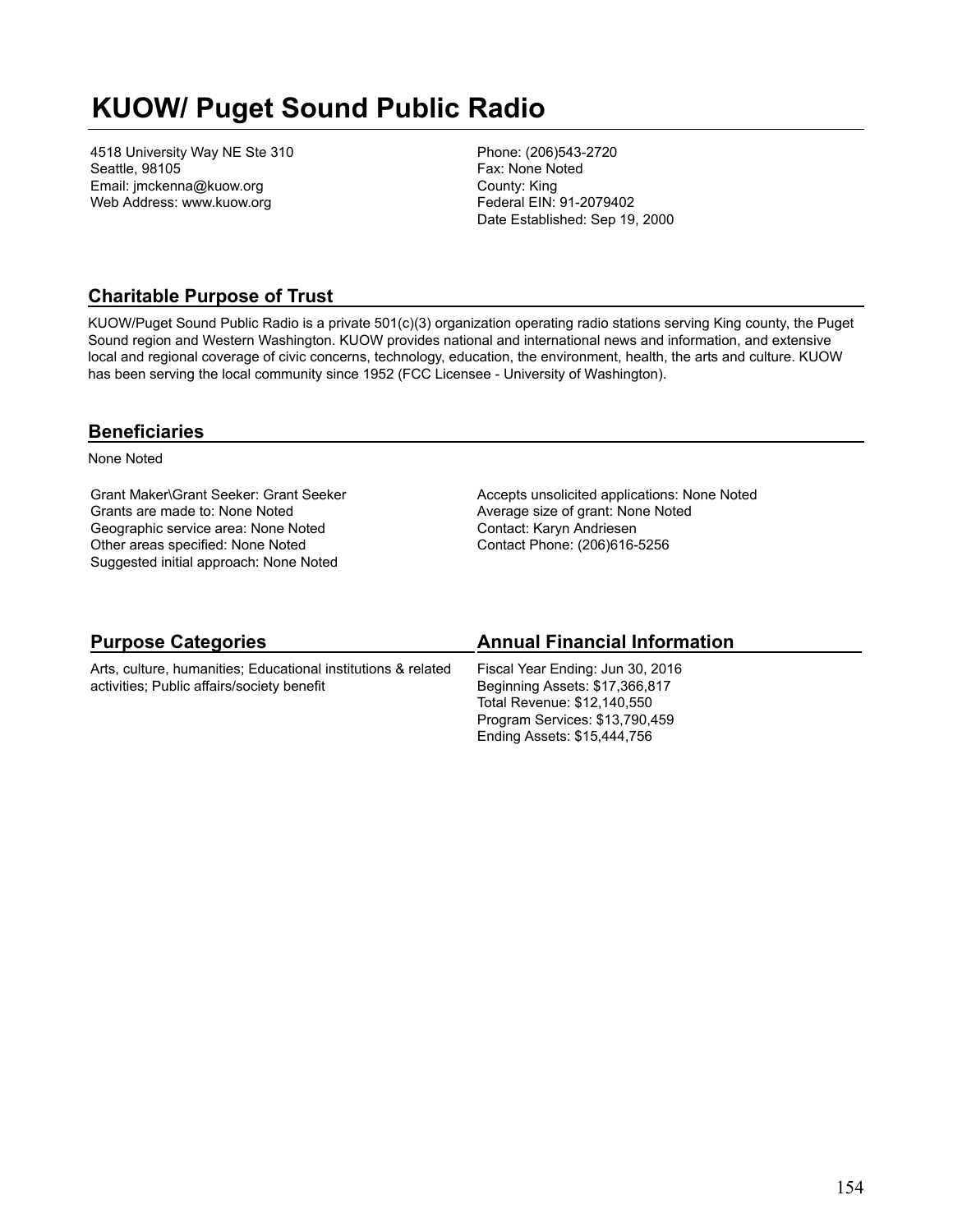# KUOW/ Puget Sound Public Radio

4518 University Way NE Ste 310
Seattle, 98105
Email: jmckenna@kuow.org
Web Address: www.kuow.org

Phone: (206)543-2720
Fax: None Noted
County: King
Federal EIN: 91-2079402
Date Established: Sep 19, 2000

## Charitable Purpose of Trust

KUOW/Puget Sound Public Radio is a private 501(c)(3) organization operating radio stations serving King county, the Puget Sound region and Western Washington. KUOW provides national and international news and information, and extensive local and regional coverage of civic concerns, technology, education, the environment, health, the arts and culture. KUOW has been serving the local community since 1952 (FCC Licensee - University of Washington).

## Beneficiaries

None Noted

Grant Maker\Grant Seeker: Grant Seeker
Grants are made to: None Noted
Geographic service area: None Noted
Other areas specified: None Noted
Suggested initial approach: None Noted

Accepts unsolicited applications: None Noted
Average size of grant: None Noted
Contact: Karyn Andriesen
Contact Phone: (206)616-5256

## Purpose Categories

Arts, culture, humanities; Educational institutions & related activities; Public affairs/society benefit

## Annual Financial Information

Fiscal Year Ending: Jun 30, 2016
Beginning Assets: $17,366,817
Total Revenue: $12,140,550
Program Services: $13,790,459
Ending Assets: $15,444,756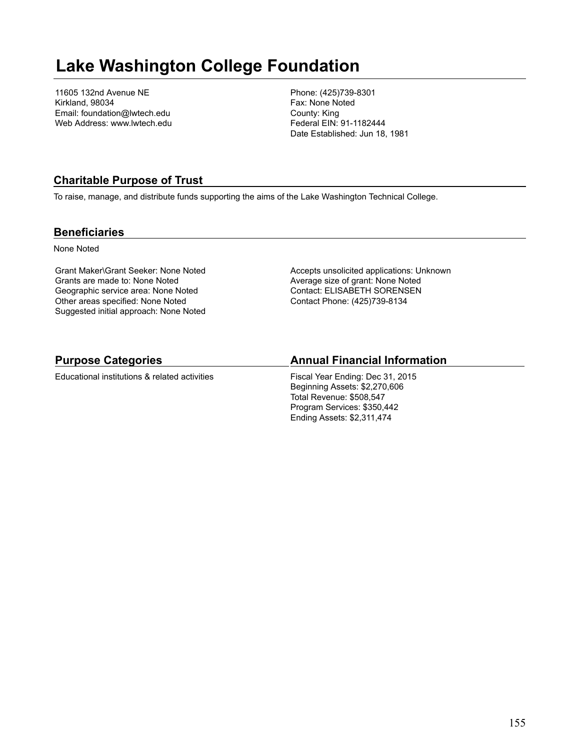# Lake Washington College Foundation

11605 132nd Avenue NE
Kirkland, 98034
Email: foundation@lwtech.edu
Web Address: www.lwtech.edu

Phone: (425)739-8301
Fax: None Noted
County: King
Federal EIN: 91-1182444
Date Established: Jun 18, 1981

## Charitable Purpose of Trust

To raise, manage, and distribute funds supporting the aims of the Lake Washington Technical College.

## Beneficiaries

None Noted

Grant Maker\Grant Seeker: None Noted
Grants are made to: None Noted
Geographic service area: None Noted
Other areas specified: None Noted
Suggested initial approach: None Noted

Accepts unsolicited applications: Unknown
Average size of grant: None Noted
Contact: ELISABETH SORENSEN
Contact Phone: (425)739-8134

## Purpose Categories

Educational institutions & related activities

## Annual Financial Information

Fiscal Year Ending: Dec 31, 2015
Beginning Assets: $2,270,606
Total Revenue: $508,547
Program Services: $350,442
Ending Assets: $2,311,474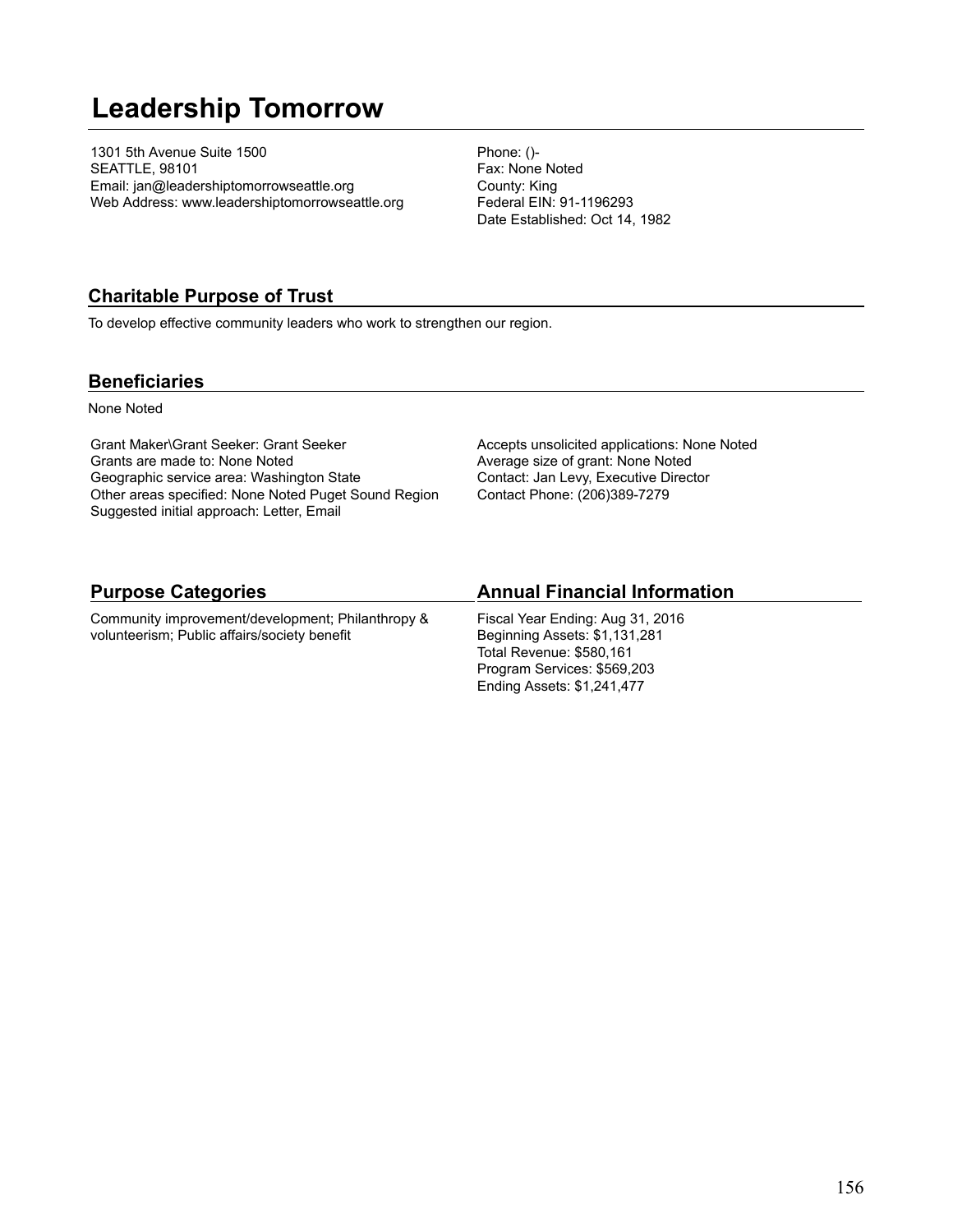# Leadership Tomorrow

1301 5th Avenue Suite 1500
SEATTLE, 98101
Email: jan@leadershiptomorrowseattle.org
Web Address: www.leadershiptomorrowseattle.org

Phone: ()-
Fax: None Noted
County: King
Federal EIN: 91-1196293
Date Established: Oct 14, 1982

## Charitable Purpose of Trust

To develop effective community leaders who work to strengthen our region.

## Beneficiaries

None Noted

Grant Maker\Grant Seeker: Grant Seeker
Grants are made to: None Noted
Geographic service area: Washington State
Other areas specified: None Noted Puget Sound Region
Suggested initial approach: Letter, Email

Accepts unsolicited applications: None Noted
Average size of grant: None Noted
Contact: Jan Levy, Executive Director
Contact Phone: (206)389-7279

## Purpose Categories

Community improvement/development; Philanthropy & volunteerism; Public affairs/society benefit

## Annual Financial Information

Fiscal Year Ending: Aug 31, 2016
Beginning Assets: $1,131,281
Total Revenue: $580,161
Program Services: $569,203
Ending Assets: $1,241,477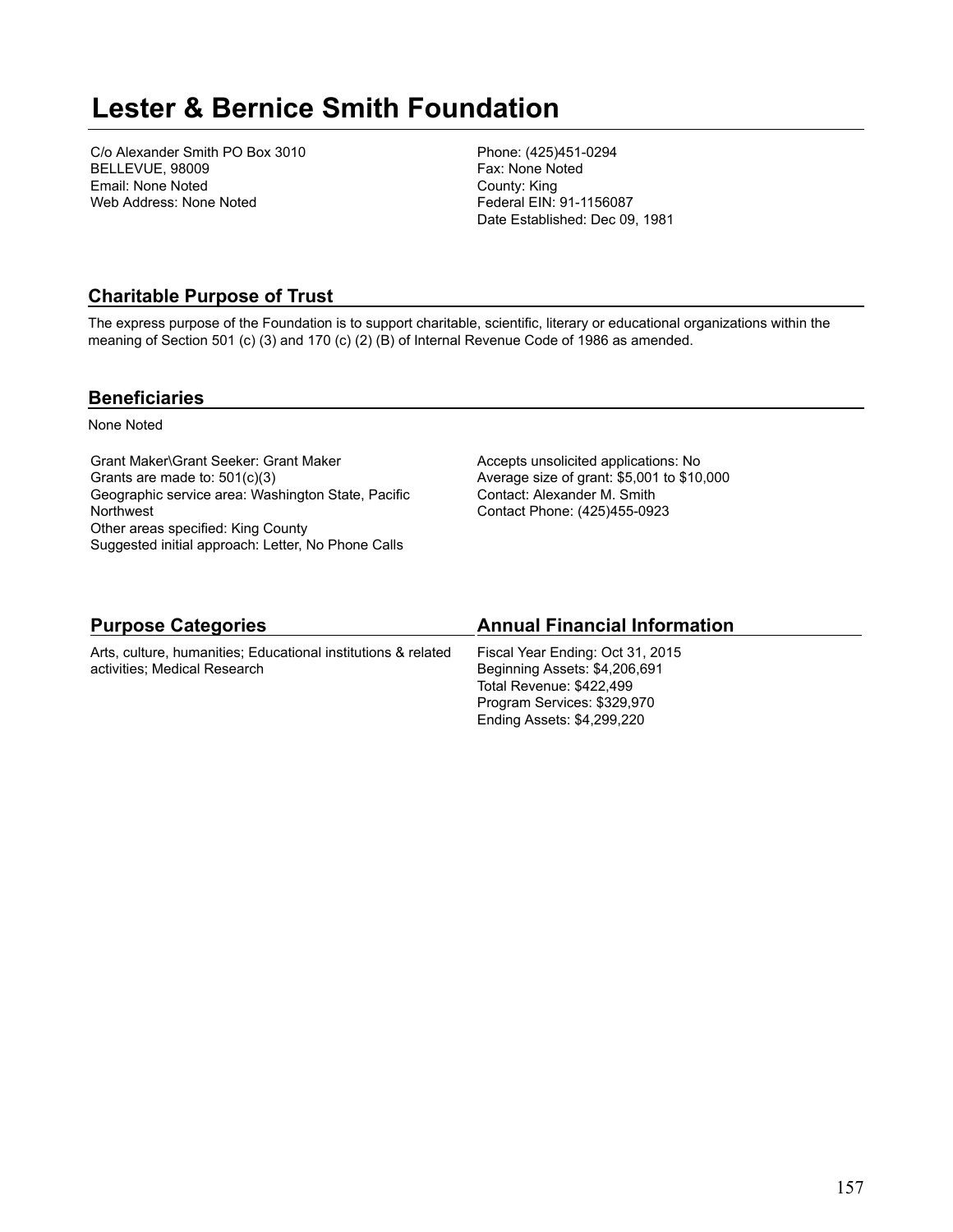# Lester & Bernice Smith Foundation

C/o Alexander Smith PO Box 3010
BELLEVUE, 98009
Email: None Noted
Web Address: None Noted

Phone: (425)451-0294
Fax: None Noted
County: King
Federal EIN: 91-1156087
Date Established: Dec 09, 1981

## Charitable Purpose of Trust

The express purpose of the Foundation is to support charitable, scientific, literary or educational organizations within the meaning of Section 501 (c) (3) and 170 (c) (2) (B) of Internal Revenue Code of 1986 as amended.

## Beneficiaries

None Noted

Grant Maker\Grant Seeker: Grant Maker
Grants are made to: 501(c)(3)
Geographic service area: Washington State, Pacific Northwest
Other areas specified: King County
Suggested initial approach: Letter, No Phone Calls

Accepts unsolicited applications: No
Average size of grant: $5,001 to $10,000
Contact: Alexander M. Smith
Contact Phone: (425)455-0923

## Purpose Categories

Arts, culture, humanities; Educational institutions & related activities; Medical Research

## Annual Financial Information

Fiscal Year Ending: Oct 31, 2015
Beginning Assets: $4,206,691
Total Revenue: $422,499
Program Services: $329,970
Ending Assets: $4,299,220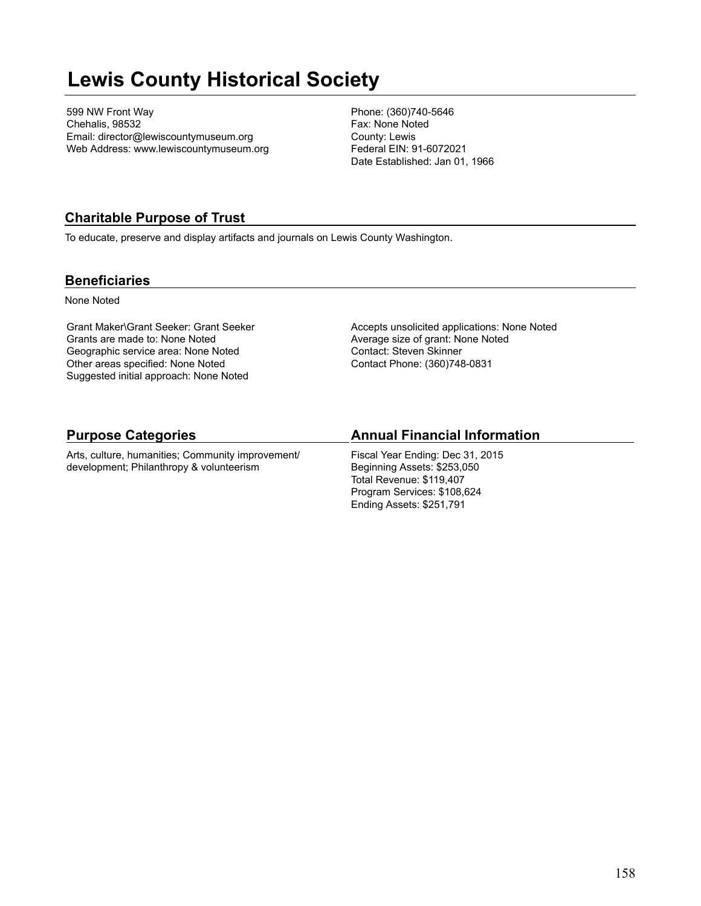# Lewis County Historical Society

599 NW Front Way
Chehalis, 98532
Email: director@lewiscountymuseum.org
Web Address: www.lewiscountymuseum.org

Phone: (360)740-5646
Fax: None Noted
County: Lewis
Federal EIN: 91-6072021
Date Established: Jan 01, 1966

## Charitable Purpose of Trust

To educate, preserve and display artifacts and journals on Lewis County Washington.

## Beneficiaries

None Noted

Grant Maker\Grant Seeker: Grant Seeker
Grants are made to: None Noted
Geographic service area: None Noted
Other areas specified: None Noted
Suggested initial approach: None Noted

Accepts unsolicited applications: None Noted
Average size of grant: None Noted
Contact: Steven Skinner
Contact Phone: (360)748-0831

## Purpose Categories

Arts, culture, humanities; Community improvement/ development; Philanthropy & volunteerism

## Annual Financial Information

Fiscal Year Ending: Dec 31, 2015
Beginning Assets: $253,050
Total Revenue: $119,407
Program Services: $108,624
Ending Assets: $251,791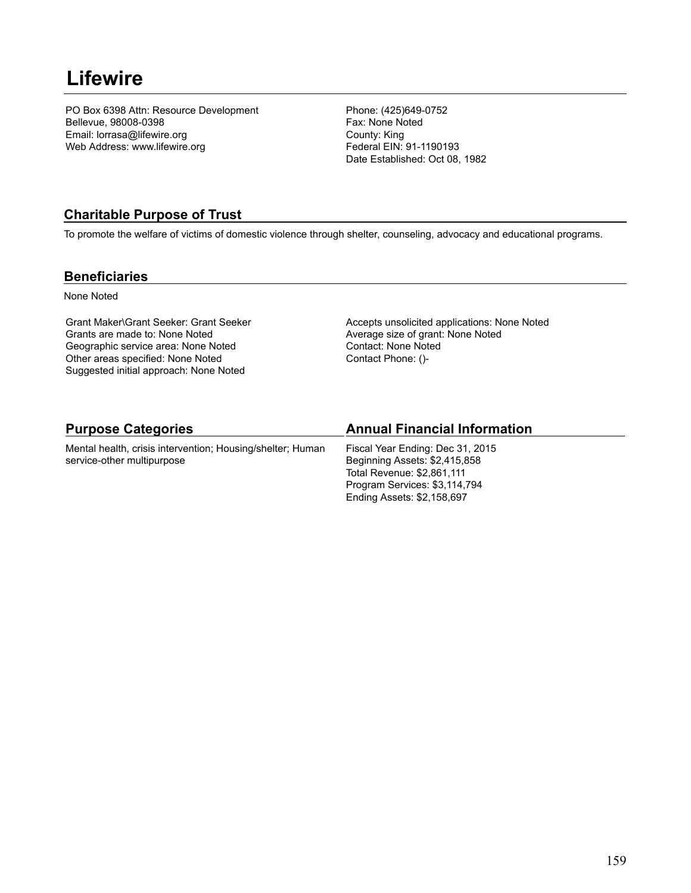# Lifewire

PO Box 6398 Attn: Resource Development
Bellevue, 98008-0398
Email: lorrasa@lifewire.org
Web Address: www.lifewire.org

Phone: (425)649-0752
Fax: None Noted
County: King
Federal EIN: 91-1190193
Date Established: Oct 08, 1982

## Charitable Purpose of Trust

To promote the welfare of victims of domestic violence through shelter, counseling, advocacy and educational programs.

## Beneficiaries

None Noted

Grant Maker\Grant Seeker: Grant Seeker
Grants are made to: None Noted
Geographic service area: None Noted
Other areas specified: None Noted
Suggested initial approach: None Noted

Accepts unsolicited applications: None Noted
Average size of grant: None Noted
Contact: None Noted
Contact Phone: ()-

## Purpose Categories

Mental health, crisis intervention; Housing/shelter; Human service-other multipurpose

## Annual Financial Information

Fiscal Year Ending: Dec 31, 2015
Beginning Assets: $2,415,858
Total Revenue: $2,861,111
Program Services: $3,114,794
Ending Assets: $2,158,697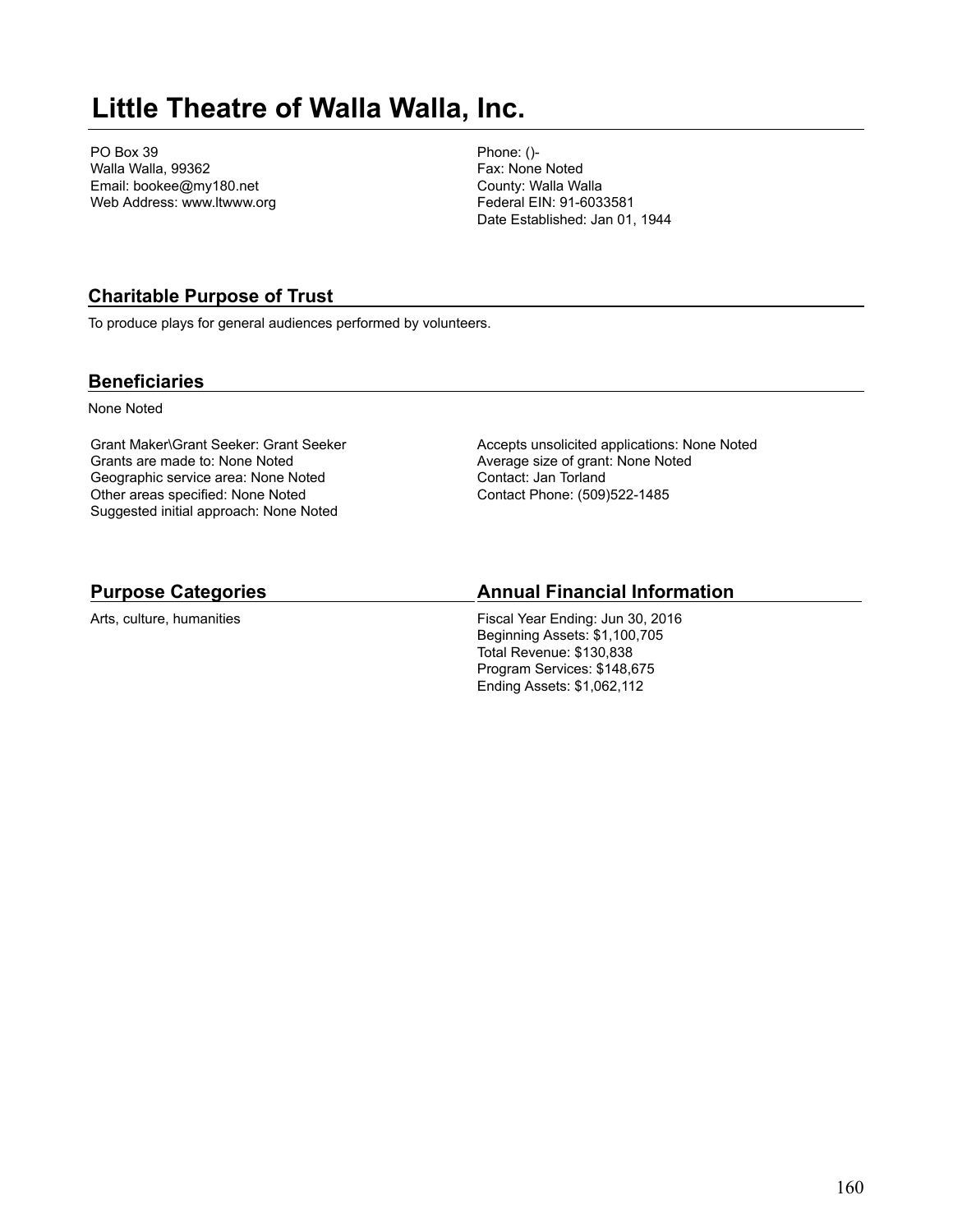# Little Theatre of Walla Walla, Inc.

PO Box 39
Walla Walla, 99362
Email: bookee@my180.net
Web Address: www.ltwww.org

Phone: ()-
Fax: None Noted
County: Walla Walla
Federal EIN: 91-6033581
Date Established: Jan 01, 1944

## Charitable Purpose of Trust

To produce plays for general audiences performed by volunteers.

## Beneficiaries

None Noted

Grant Maker\Grant Seeker: Grant Seeker
Grants are made to: None Noted
Geographic service area: None Noted
Other areas specified: None Noted
Suggested initial approach: None Noted

Accepts unsolicited applications: None Noted
Average size of grant: None Noted
Contact: Jan Torland
Contact Phone: (509)522-1485

## Purpose Categories

Arts, culture, humanities

## Annual Financial Information

Fiscal Year Ending: Jun 30, 2016
Beginning Assets: $1,100,705
Total Revenue: $130,838
Program Services: $148,675
Ending Assets: $1,062,112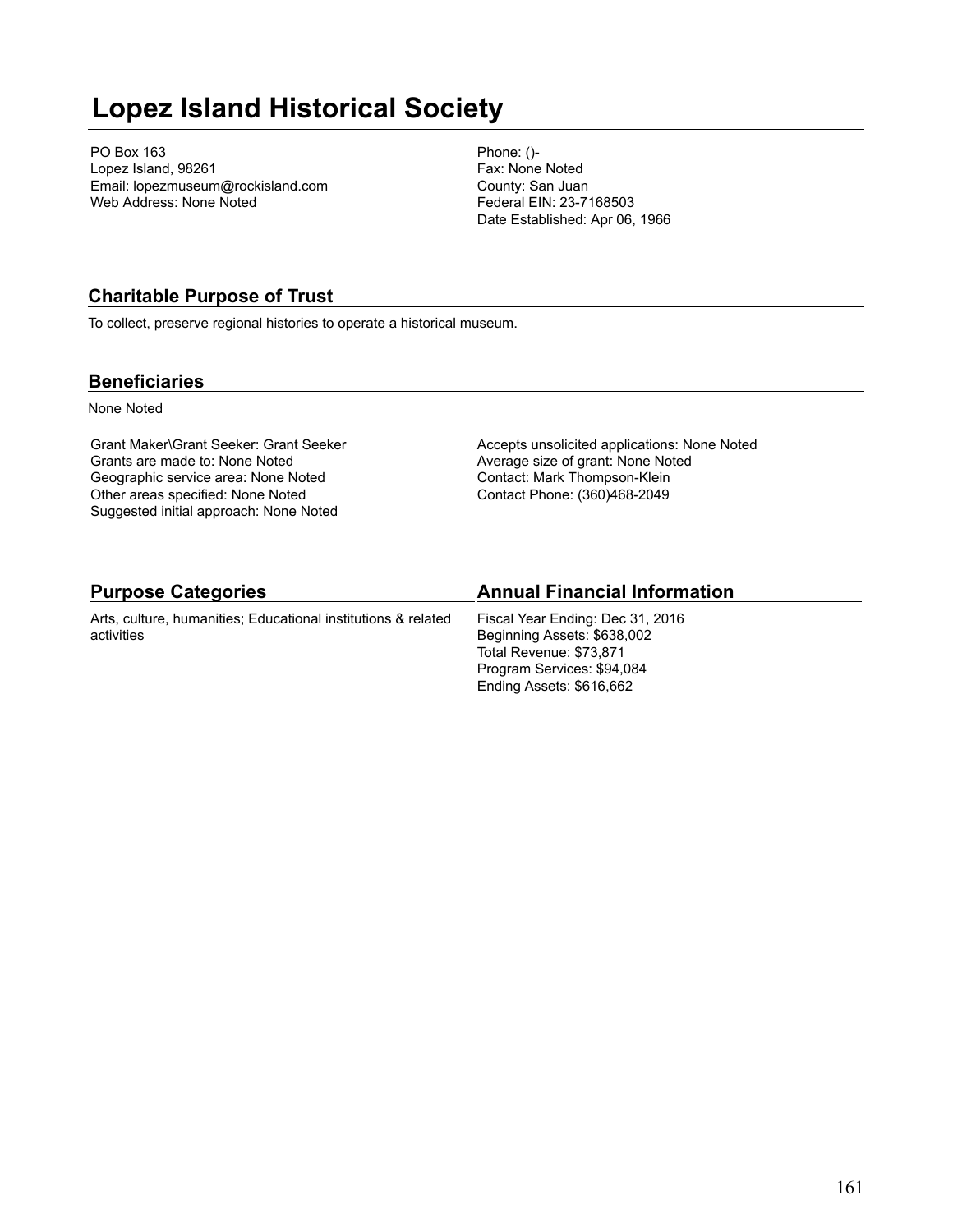# Lopez Island Historical Society

PO Box 163
Lopez Island, 98261
Email: lopezmuseum@rockisland.com
Web Address: None Noted

Phone: ()-
Fax: None Noted
County: San Juan
Federal EIN: 23-7168503
Date Established: Apr 06, 1966

## Charitable Purpose of Trust

To collect, preserve regional histories to operate a historical museum.

## Beneficiaries

None Noted

Grant Maker\Grant Seeker: Grant Seeker
Grants are made to: None Noted
Geographic service area: None Noted
Other areas specified: None Noted
Suggested initial approach: None Noted

Accepts unsolicited applications: None Noted
Average size of grant: None Noted
Contact: Mark Thompson-Klein
Contact Phone: (360)468-2049

## Purpose Categories

Arts, culture, humanities; Educational institutions & related activities

## Annual Financial Information

Fiscal Year Ending: Dec 31, 2016
Beginning Assets: $638,002
Total Revenue: $73,871
Program Services: $94,084
Ending Assets: $616,662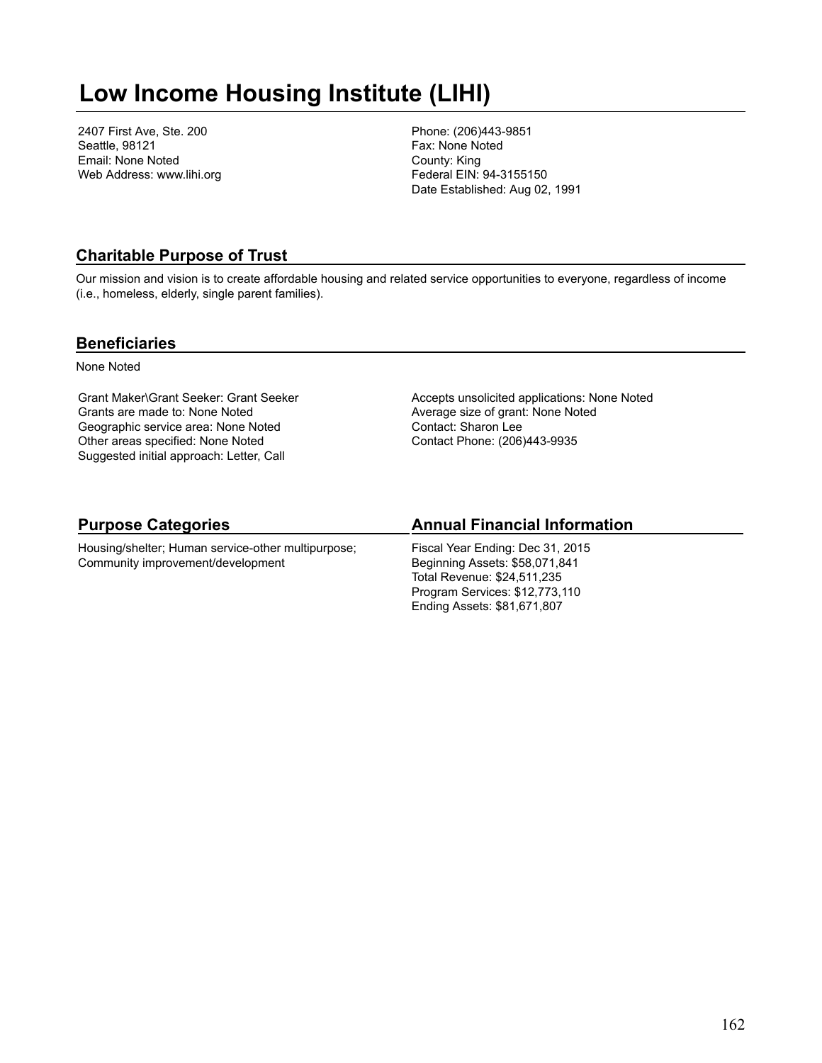# Low Income Housing Institute (LIHI)

2407 First Ave, Ste. 200
Seattle, 98121
Email: None Noted
Web Address: www.lihi.org

Phone: (206)443-9851
Fax: None Noted
County: King
Federal EIN: 94-3155150
Date Established: Aug 02, 1991

## Charitable Purpose of Trust

Our mission and vision is to create affordable housing and related service opportunities to everyone, regardless of income (i.e., homeless, elderly, single parent families).

## Beneficiaries

None Noted

Grant Maker\Grant Seeker: Grant Seeker
Grants are made to: None Noted
Geographic service area: None Noted
Other areas specified: None Noted
Suggested initial approach: Letter, Call

Accepts unsolicited applications: None Noted
Average size of grant: None Noted
Contact: Sharon Lee
Contact Phone: (206)443-9935

## Purpose Categories

Housing/shelter; Human service-other multipurpose; Community improvement/development

## Annual Financial Information

Fiscal Year Ending: Dec 31, 2015
Beginning Assets: $58,071,841
Total Revenue: $24,511,235
Program Services: $12,773,110
Ending Assets: $81,671,807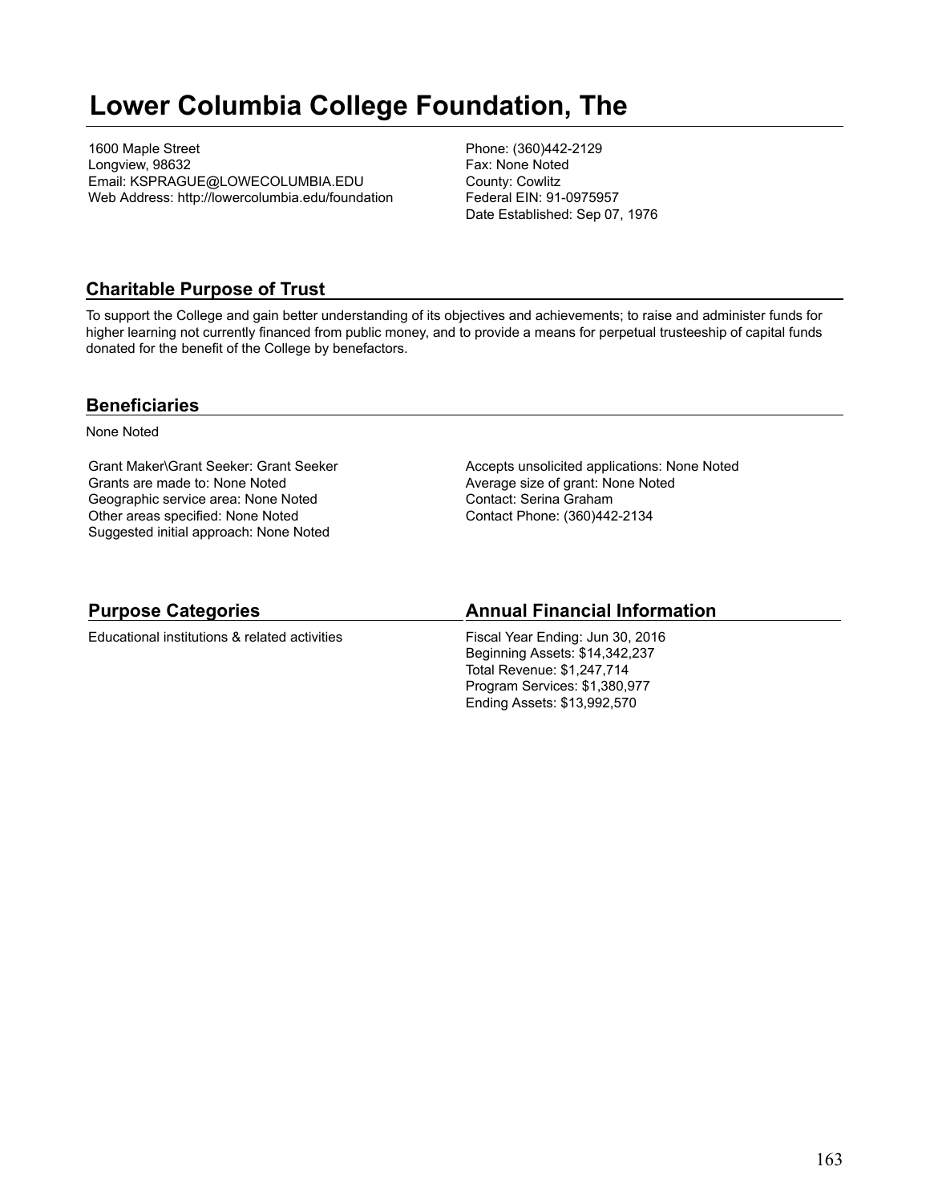# Lower Columbia College Foundation, The

1600 Maple Street
Longview, 98632
Email: KSPRAGUE@LOWECOLUMBIA.EDU
Web Address: http://lowercolumbia.edu/foundation

Phone: (360)442-2129
Fax: None Noted
County: Cowlitz
Federal EIN: 91-0975957
Date Established: Sep 07, 1976

## Charitable Purpose of Trust

To support the College and gain better understanding of its objectives and achievements; to raise and administer funds for higher learning not currently financed from public money, and to provide a means for perpetual trusteeship of capital funds donated for the benefit of the College by benefactors.

## Beneficiaries

None Noted

Grant Maker\Grant Seeker: Grant Seeker
Grants are made to: None Noted
Geographic service area: None Noted
Other areas specified: None Noted
Suggested initial approach: None Noted

Accepts unsolicited applications: None Noted
Average size of grant: None Noted
Contact: Serina Graham
Contact Phone: (360)442-2134

## Purpose Categories

Educational institutions & related activities

## Annual Financial Information

Fiscal Year Ending: Jun 30, 2016
Beginning Assets: $14,342,237
Total Revenue: $1,247,714
Program Services: $1,380,977
Ending Assets: $13,992,570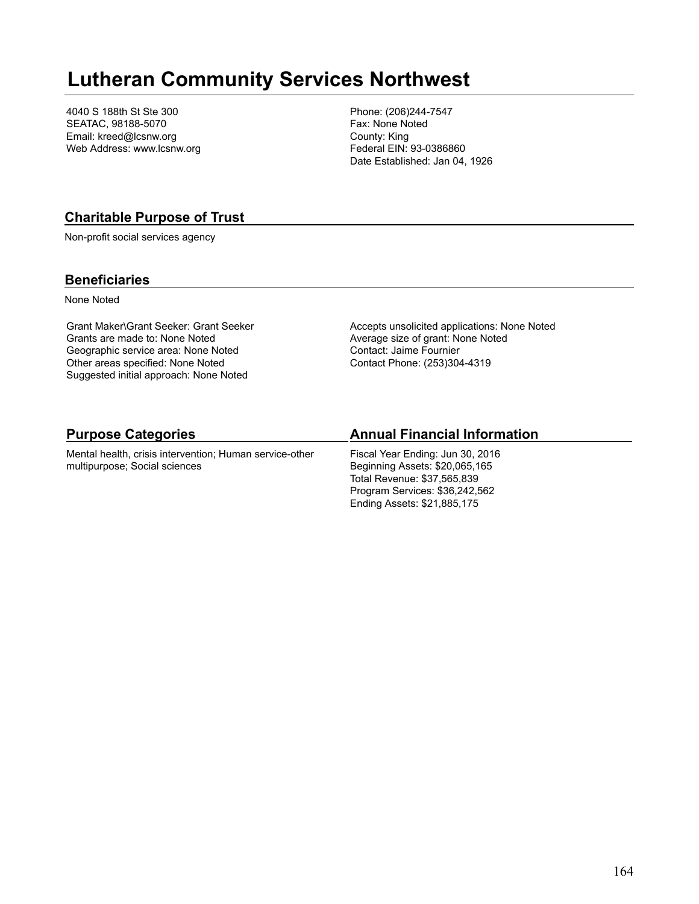# Lutheran Community Services Northwest

4040 S 188th St Ste 300
SEATAC, 98188-5070
Email: kreed@lcsnw.org
Web Address: www.lcsnw.org

Phone: (206)244-7547
Fax: None Noted
County: King
Federal EIN: 93-0386860
Date Established: Jan 04, 1926

## Charitable Purpose of Trust

Non-profit social services agency

## Beneficiaries

None Noted

Grant Maker\Grant Seeker: Grant Seeker
Grants are made to: None Noted
Geographic service area: None Noted
Other areas specified: None Noted
Suggested initial approach: None Noted

Accepts unsolicited applications: None Noted
Average size of grant: None Noted
Contact: Jaime Fournier
Contact Phone: (253)304-4319

## Purpose Categories

Mental health, crisis intervention; Human service-other multipurpose; Social sciences

## Annual Financial Information

Fiscal Year Ending: Jun 30, 2016
Beginning Assets: $20,065,165
Total Revenue: $37,565,839
Program Services: $36,242,562
Ending Assets: $21,885,175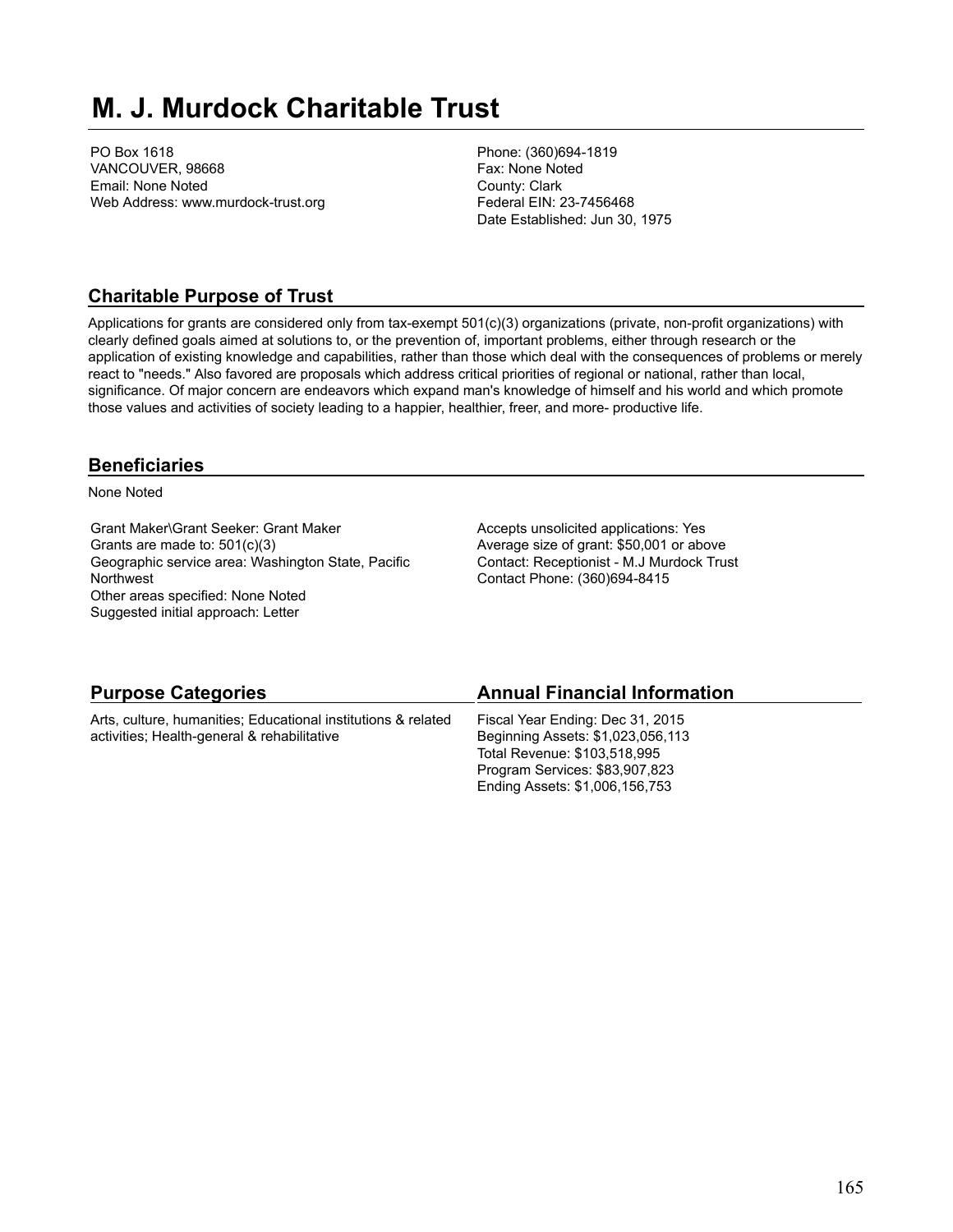# M. J. Murdock Charitable Trust

PO Box 1618
VANCOUVER, 98668
Email: None Noted
Web Address: www.murdock-trust.org

Phone: (360)694-1819
Fax: None Noted
County: Clark
Federal EIN: 23-7456468
Date Established: Jun 30, 1975

## Charitable Purpose of Trust

Applications for grants are considered only from tax-exempt 501(c)(3) organizations (private, non-profit organizations) with clearly defined goals aimed at solutions to, or the prevention of, important problems, either through research or the application of existing knowledge and capabilities, rather than those which deal with the consequences of problems or merely react to "needs." Also favored are proposals which address critical priorities of regional or national, rather than local, significance. Of major concern are endeavors which expand man's knowledge of himself and his world and which promote those values and activities of society leading to a happier, healthier, freer, and more- productive life.

## Beneficiaries

None Noted

Grant Maker\Grant Seeker: Grant Maker
Grants are made to: 501(c)(3)
Geographic service area: Washington State, Pacific Northwest
Other areas specified: None Noted
Suggested initial approach: Letter

Accepts unsolicited applications: Yes
Average size of grant: $50,001 or above
Contact: Receptionist - M.J Murdock Trust
Contact Phone: (360)694-8415

## Purpose Categories

Arts, culture, humanities; Educational institutions & related activities; Health-general & rehabilitative

## Annual Financial Information

Fiscal Year Ending: Dec 31, 2015
Beginning Assets: $1,023,056,113
Total Revenue: $103,518,995
Program Services: $83,907,823
Ending Assets: $1,006,156,753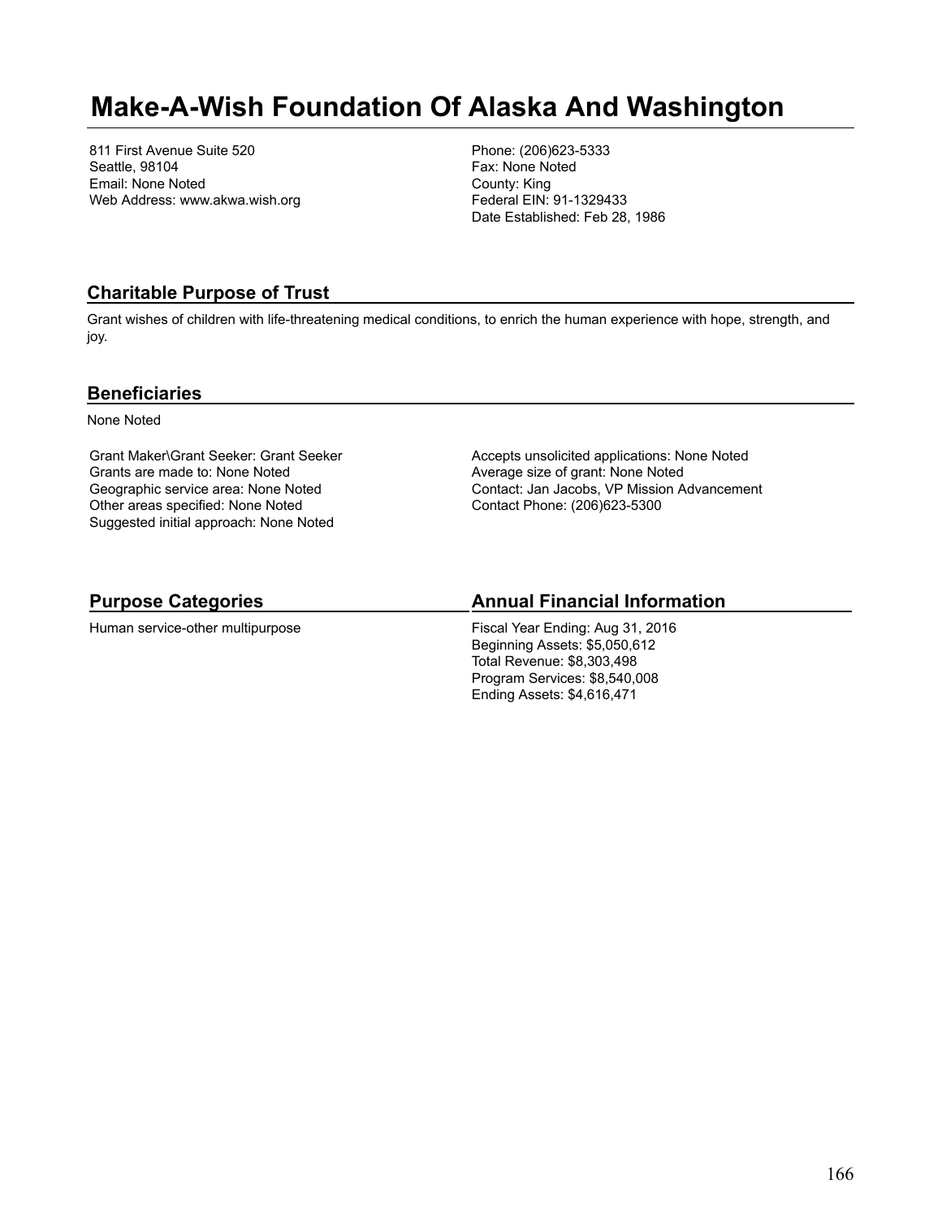# Make-A-Wish Foundation Of Alaska And Washington

811 First Avenue Suite 520
Seattle, 98104
Email: None Noted
Web Address: www.akwa.wish.org

Phone: (206)623-5333
Fax: None Noted
County: King
Federal EIN: 91-1329433
Date Established: Feb 28, 1986

## Charitable Purpose of Trust

Grant wishes of children with life-threatening medical conditions, to enrich the human experience with hope, strength, and joy.

## Beneficiaries

None Noted

Grant Maker\Grant Seeker: Grant Seeker
Grants are made to: None Noted
Geographic service area: None Noted
Other areas specified: None Noted
Suggested initial approach: None Noted

Accepts unsolicited applications: None Noted
Average size of grant: None Noted
Contact: Jan Jacobs, VP Mission Advancement
Contact Phone: (206)623-5300

## Purpose Categories

Human service-other multipurpose

## Annual Financial Information

Fiscal Year Ending: Aug 31, 2016
Beginning Assets: $5,050,612
Total Revenue: $8,303,498
Program Services: $8,540,008
Ending Assets: $4,616,471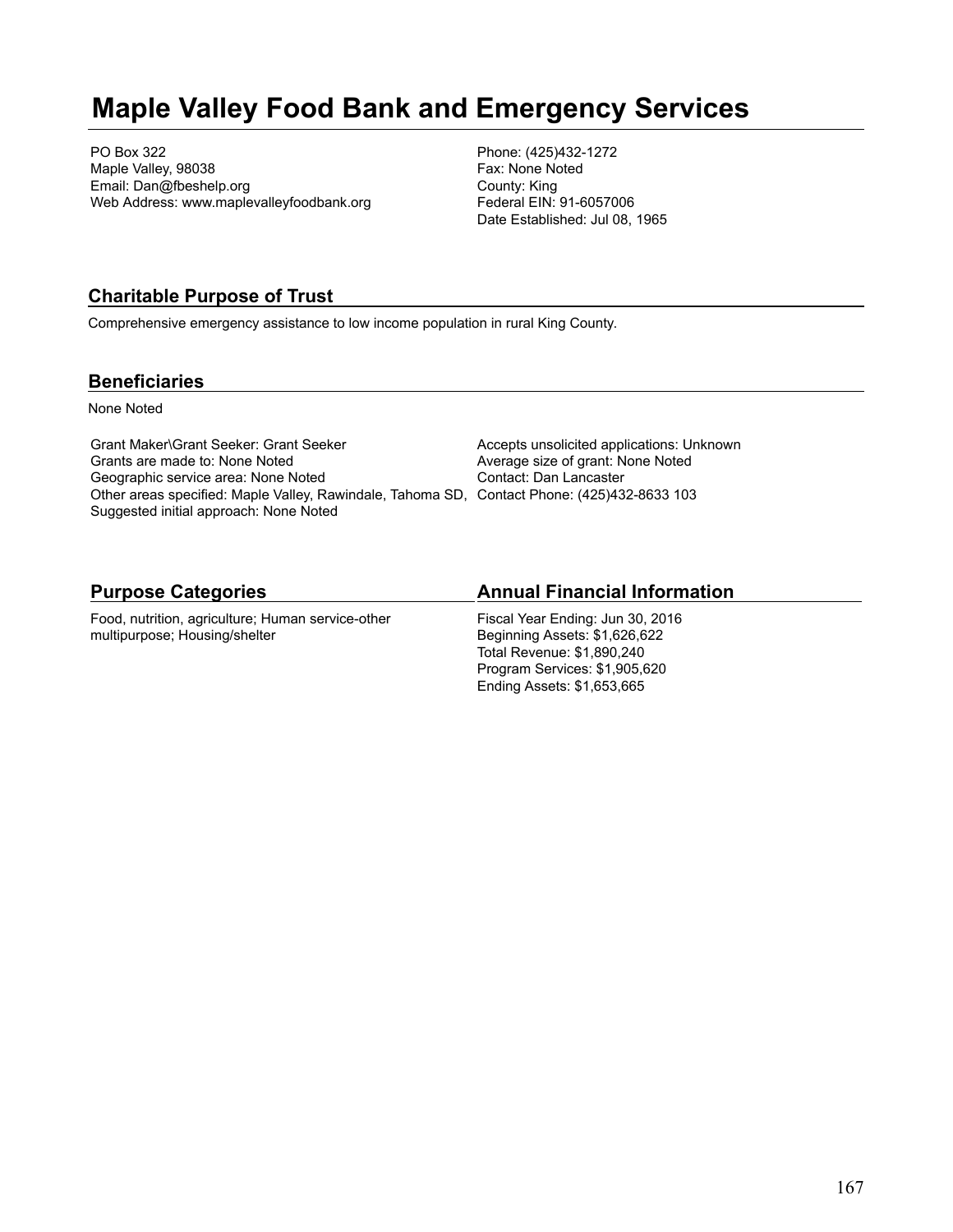# Maple Valley Food Bank and Emergency Services

PO Box 322
Maple Valley, 98038
Email: Dan@fbeshelp.org
Web Address: www.maplevalleyfoodbank.org

Phone: (425)432-1272
Fax: None Noted
County: King
Federal EIN: 91-6057006
Date Established: Jul 08, 1965

## Charitable Purpose of Trust

Comprehensive emergency assistance to low income population in rural King County.

## Beneficiaries

None Noted

Grant Maker\Grant Seeker: Grant Seeker
Grants are made to: None Noted
Geographic service area: None Noted
Other areas specified: Maple Valley, Rawindale, Tahoma SD,
Suggested initial approach: None Noted

Accepts unsolicited applications: Unknown
Average size of grant: None Noted
Contact: Dan Lancaster
Contact Phone: (425)432-8633 103

## Purpose Categories

Food, nutrition, agriculture; Human service-other multipurpose; Housing/shelter

## Annual Financial Information

Fiscal Year Ending: Jun 30, 2016
Beginning Assets: $1,626,622
Total Revenue: $1,890,240
Program Services: $1,905,620
Ending Assets: $1,653,665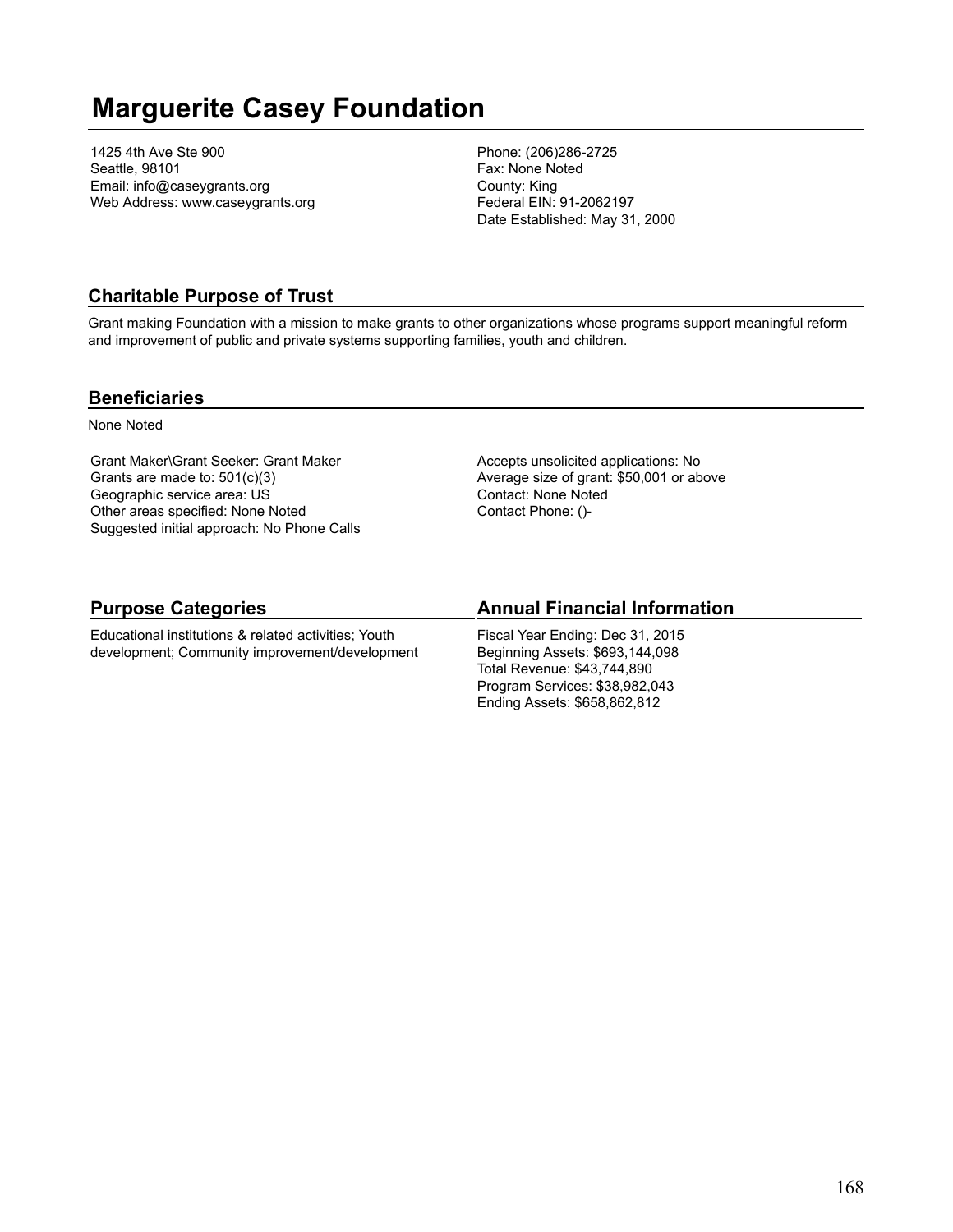# Marguerite Casey Foundation

1425 4th Ave Ste 900
Seattle, 98101
Email: info@caseygrants.org
Web Address: www.caseygrants.org

Phone: (206)286-2725
Fax: None Noted
County: King
Federal EIN: 91-2062197
Date Established: May 31, 2000

## Charitable Purpose of Trust

Grant making Foundation with a mission to make grants to other organizations whose programs support meaningful reform and improvement of public and private systems supporting families, youth and children.

## Beneficiaries

None Noted

Grant Maker\Grant Seeker: Grant Maker
Grants are made to: 501(c)(3)
Geographic service area: US
Other areas specified: None Noted
Suggested initial approach: No Phone Calls

Accepts unsolicited applications: No
Average size of grant: $50,001 or above
Contact: None Noted
Contact Phone: ()-

## Purpose Categories

Educational institutions & related activities; Youth development; Community improvement/development

## Annual Financial Information

Fiscal Year Ending: Dec 31, 2015
Beginning Assets: $693,144,098
Total Revenue: $43,744,890
Program Services: $38,982,043
Ending Assets: $658,862,812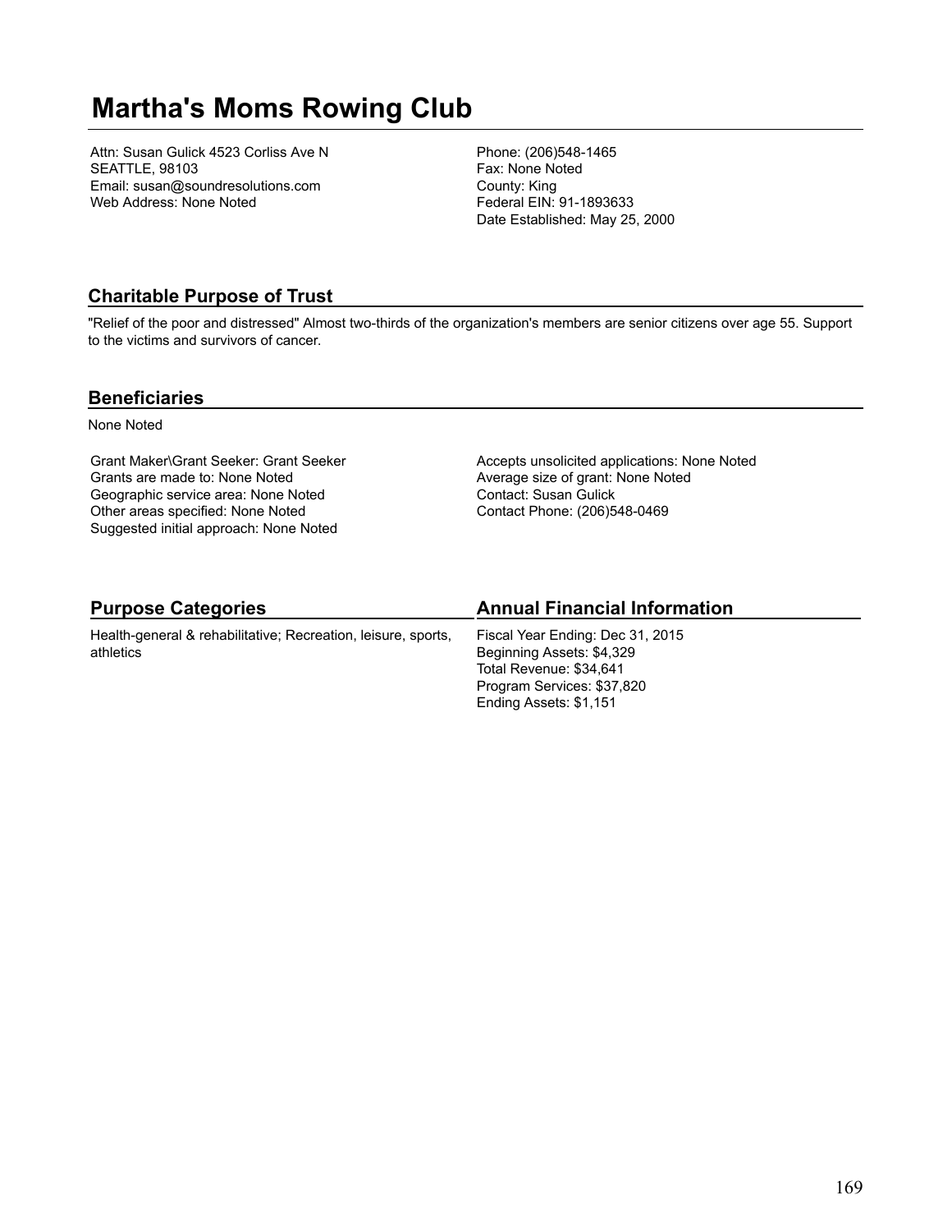# Martha's Moms Rowing Club

Attn: Susan Gulick 4523 Corliss Ave N
SEATTLE, 98103
Email: susan@soundresolutions.com
Web Address: None Noted

Phone: (206)548-1465
Fax: None Noted
County: King
Federal EIN: 91-1893633
Date Established: May 25, 2000

## Charitable Purpose of Trust

"Relief of the poor and distressed" Almost two-thirds of the organization's members are senior citizens over age 55. Support to the victims and survivors of cancer.

## Beneficiaries

None Noted

Grant Maker\Grant Seeker: Grant Seeker
Grants are made to: None Noted
Geographic service area: None Noted
Other areas specified: None Noted
Suggested initial approach: None Noted

Accepts unsolicited applications: None Noted
Average size of grant: None Noted
Contact: Susan Gulick
Contact Phone: (206)548-0469

## Purpose Categories

Health-general & rehabilitative; Recreation, leisure, sports, athletics

## Annual Financial Information

Fiscal Year Ending: Dec 31, 2015
Beginning Assets: $4,329
Total Revenue: $34,641
Program Services: $37,820
Ending Assets: $1,151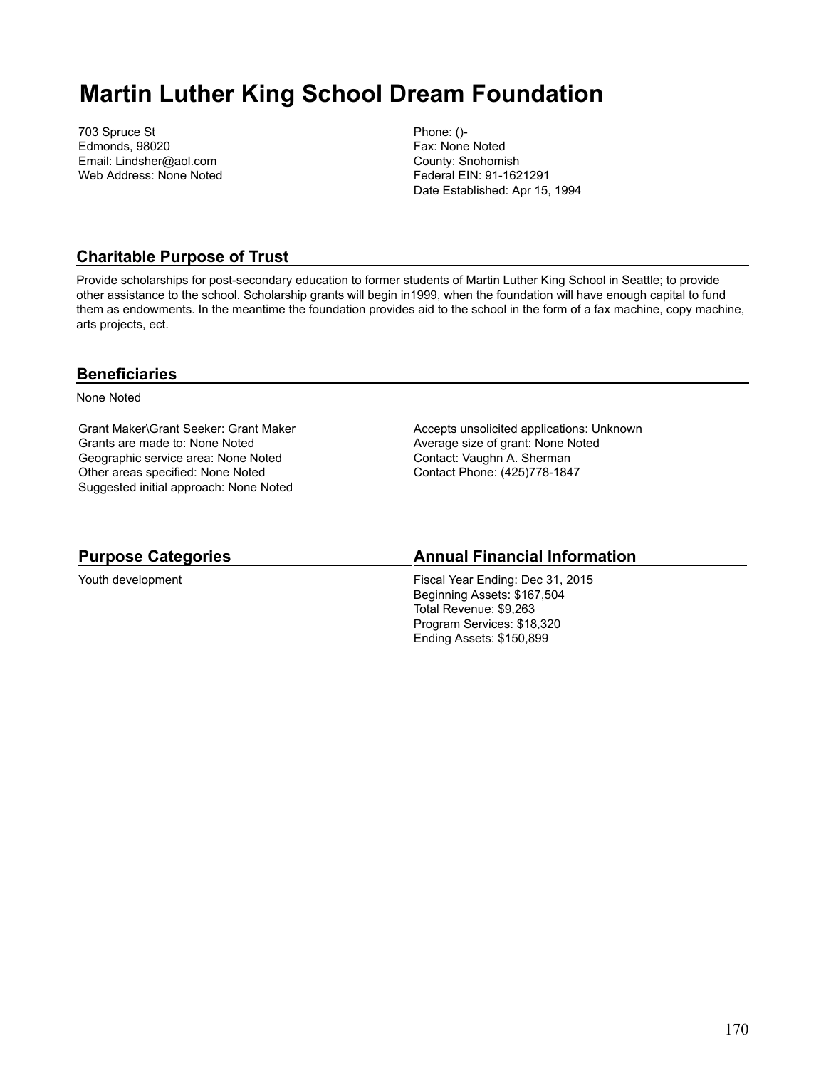# Martin Luther King School Dream Foundation

703 Spruce St
Edmonds, 98020
Email: Lindsher@aol.com
Web Address: None Noted

Phone: ()-
Fax: None Noted
County: Snohomish
Federal EIN: 91-1621291
Date Established: Apr 15, 1994

## Charitable Purpose of Trust

Provide scholarships for post-secondary education to former students of Martin Luther King School in Seattle; to provide other assistance to the school. Scholarship grants will begin in1999, when the foundation will have enough capital to fund them as endowments. In the meantime the foundation provides aid to the school in the form of a fax machine, copy machine, arts projects, ect.

## Beneficiaries

None Noted

Grant Maker\Grant Seeker: Grant Maker
Grants are made to: None Noted
Geographic service area: None Noted
Other areas specified: None Noted
Suggested initial approach: None Noted

Accepts unsolicited applications: Unknown
Average size of grant: None Noted
Contact: Vaughn A. Sherman
Contact Phone: (425)778-1847

## Purpose Categories

Youth development

## Annual Financial Information

Fiscal Year Ending: Dec 31, 2015
Beginning Assets: $167,504
Total Revenue: $9,263
Program Services: $18,320
Ending Assets: $150,899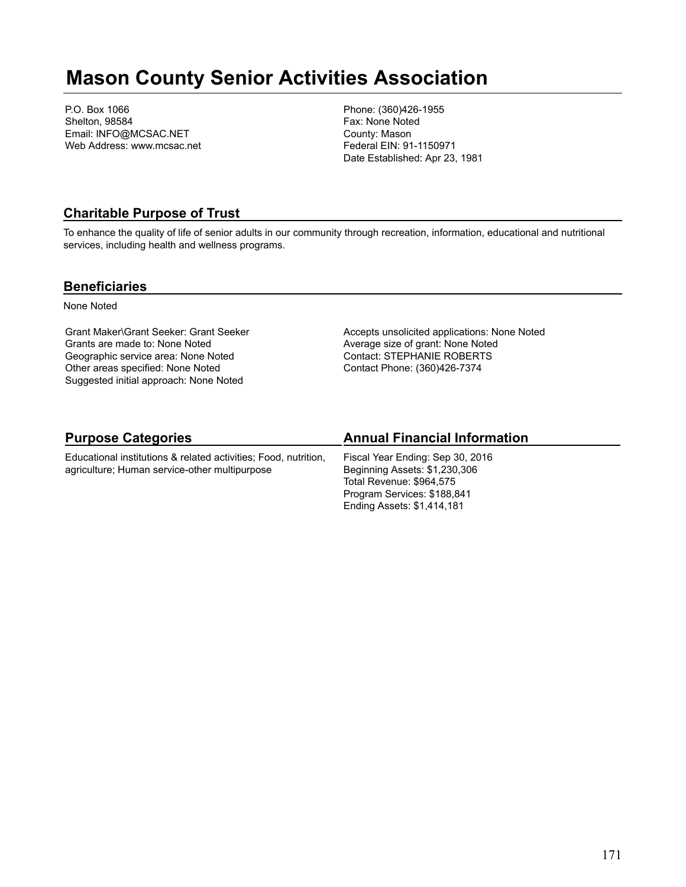# Mason County Senior Activities Association

P.O. Box 1066
Shelton, 98584
Email: INFO@MCSAC.NET
Web Address: www.mcsac.net

Phone: (360)426-1955
Fax: None Noted
County: Mason
Federal EIN: 91-1150971
Date Established: Apr 23, 1981

## Charitable Purpose of Trust

To enhance the quality of life of senior adults in our community through recreation, information, educational and nutritional services, including health and wellness programs.

## Beneficiaries

None Noted

Grant Maker\Grant Seeker: Grant Seeker
Grants are made to: None Noted
Geographic service area: None Noted
Other areas specified: None Noted
Suggested initial approach: None Noted

Accepts unsolicited applications: None Noted
Average size of grant: None Noted
Contact: STEPHANIE ROBERTS
Contact Phone: (360)426-7374

## Purpose Categories

Educational institutions & related activities; Food, nutrition, agriculture; Human service-other multipurpose

## Annual Financial Information

Fiscal Year Ending: Sep 30, 2016
Beginning Assets: $1,230,306
Total Revenue: $964,575
Program Services: $188,841
Ending Assets: $1,414,181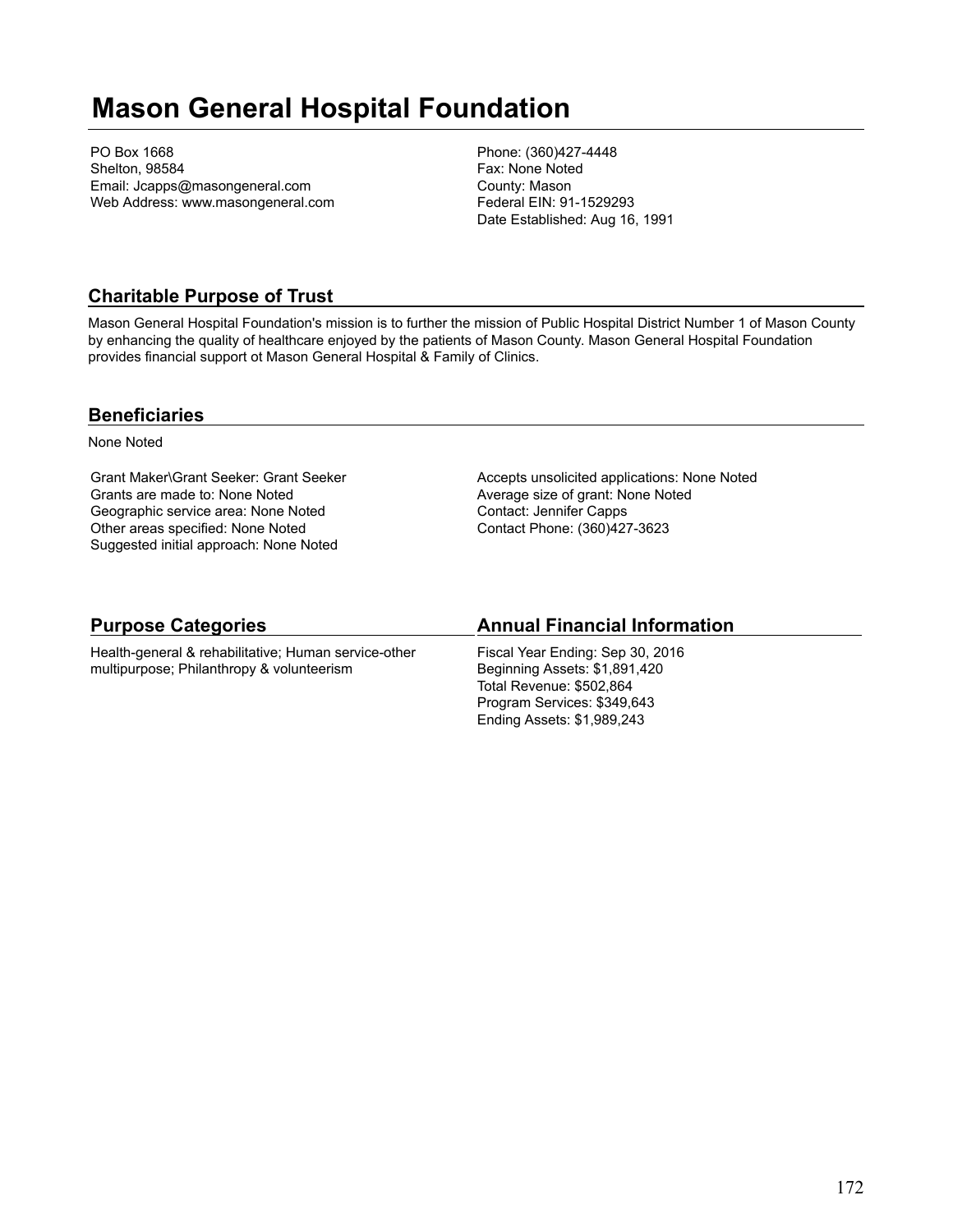# Mason General Hospital Foundation

PO Box 1668
Shelton, 98584
Email: Jcapps@masongeneral.com
Web Address: www.masongeneral.com

Phone: (360)427-4448
Fax: None Noted
County: Mason
Federal EIN: 91-1529293
Date Established: Aug 16, 1991

## Charitable Purpose of Trust

Mason General Hospital Foundation's mission is to further the mission of Public Hospital District Number 1 of Mason County by enhancing the quality of healthcare enjoyed by the patients of Mason County. Mason General Hospital Foundation provides financial support ot Mason General Hospital & Family of Clinics.

## Beneficiaries

None Noted

Grant Maker\Grant Seeker: Grant Seeker
Grants are made to: None Noted
Geographic service area: None Noted
Other areas specified: None Noted
Suggested initial approach: None Noted

Accepts unsolicited applications: None Noted
Average size of grant: None Noted
Contact: Jennifer Capps
Contact Phone: (360)427-3623

## Purpose Categories

Health-general & rehabilitative; Human service-other multipurpose; Philanthropy & volunteerism

## Annual Financial Information

Fiscal Year Ending: Sep 30, 2016
Beginning Assets: $1,891,420
Total Revenue: $502,864
Program Services: $349,643
Ending Assets: $1,989,243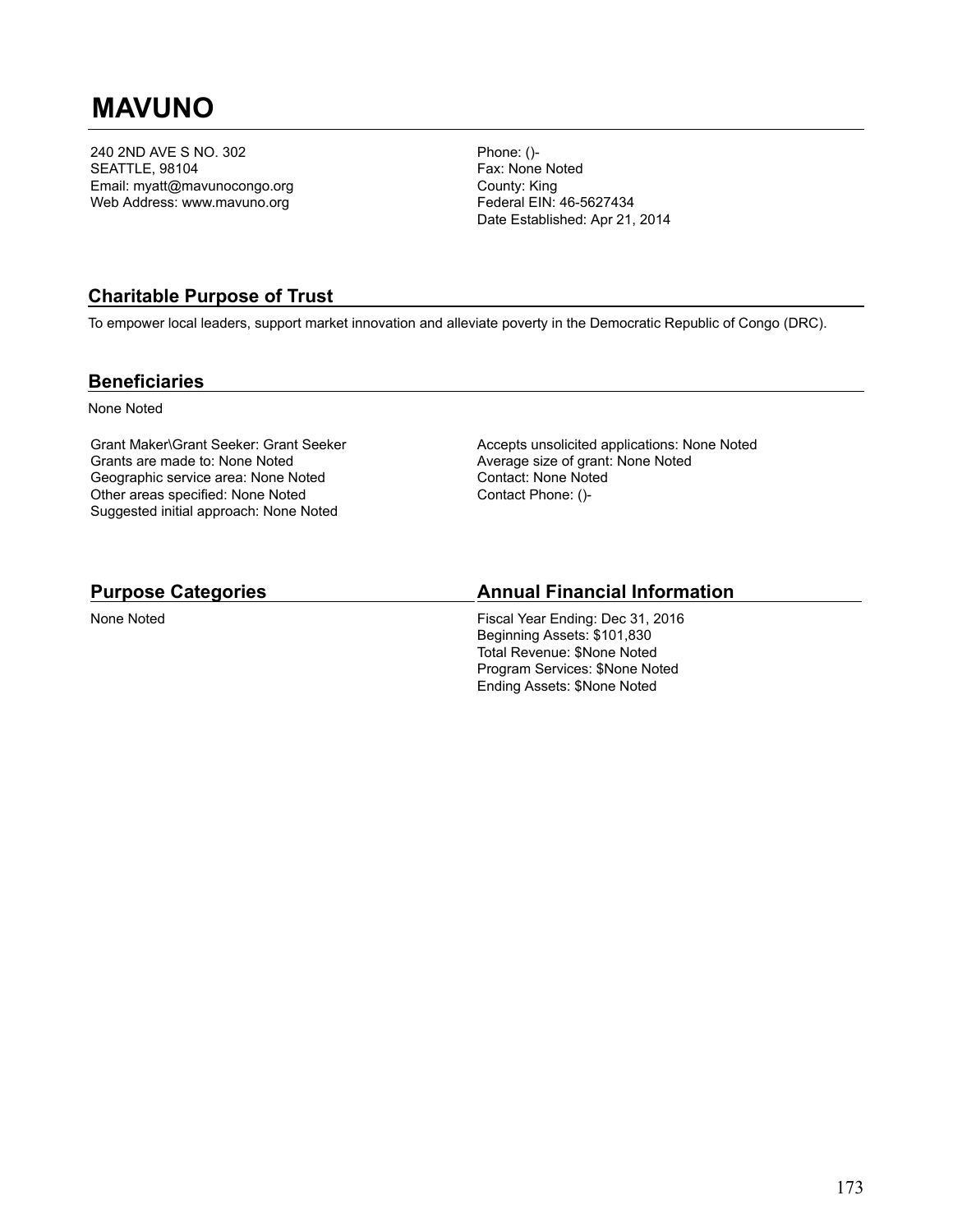# MAVUNO

240 2ND AVE S NO. 302
SEATTLE, 98104
Email: myatt@mavunocongo.org
Web Address: www.mavuno.org

Phone: ()-
Fax: None Noted
County: King
Federal EIN: 46-5627434
Date Established: Apr 21, 2014

## Charitable Purpose of Trust

To empower local leaders, support market innovation and alleviate poverty in the Democratic Republic of Congo (DRC).

## Beneficiaries

None Noted

Grant Maker\Grant Seeker: Grant Seeker
Grants are made to: None Noted
Geographic service area: None Noted
Other areas specified: None Noted
Suggested initial approach: None Noted

Accepts unsolicited applications: None Noted
Average size of grant: None Noted
Contact: None Noted
Contact Phone: ()-

## Purpose Categories

None Noted

## Annual Financial Information

Fiscal Year Ending: Dec 31, 2016
Beginning Assets: $101,830
Total Revenue: $None Noted
Program Services: $None Noted
Ending Assets: $None Noted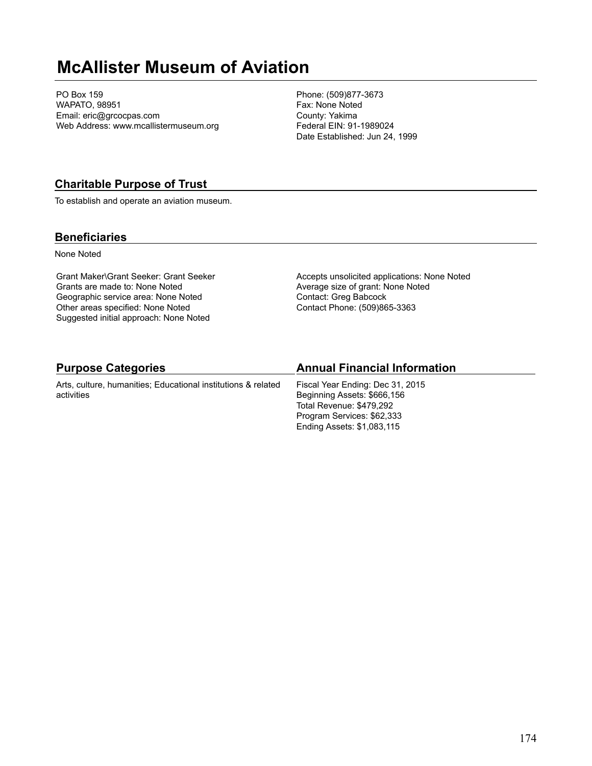# McAllister Museum of Aviation

PO Box 159
WAPATO, 98951
Email: eric@grcocpas.com
Web Address: www.mcallistermuseum.org

Phone: (509)877-3673
Fax: None Noted
County: Yakima
Federal EIN: 91-1989024
Date Established: Jun 24, 1999

## Charitable Purpose of Trust

To establish and operate an aviation museum.

## Beneficiaries

None Noted

Grant Maker\Grant Seeker: Grant Seeker
Grants are made to: None Noted
Geographic service area: None Noted
Other areas specified: None Noted
Suggested initial approach: None Noted

Accepts unsolicited applications: None Noted
Average size of grant: None Noted
Contact: Greg Babcock
Contact Phone: (509)865-3363

## Purpose Categories

Arts, culture, humanities; Educational institutions & related activities

## Annual Financial Information

Fiscal Year Ending: Dec 31, 2015
Beginning Assets: $666,156
Total Revenue: $479,292
Program Services: $62,333
Ending Assets: $1,083,115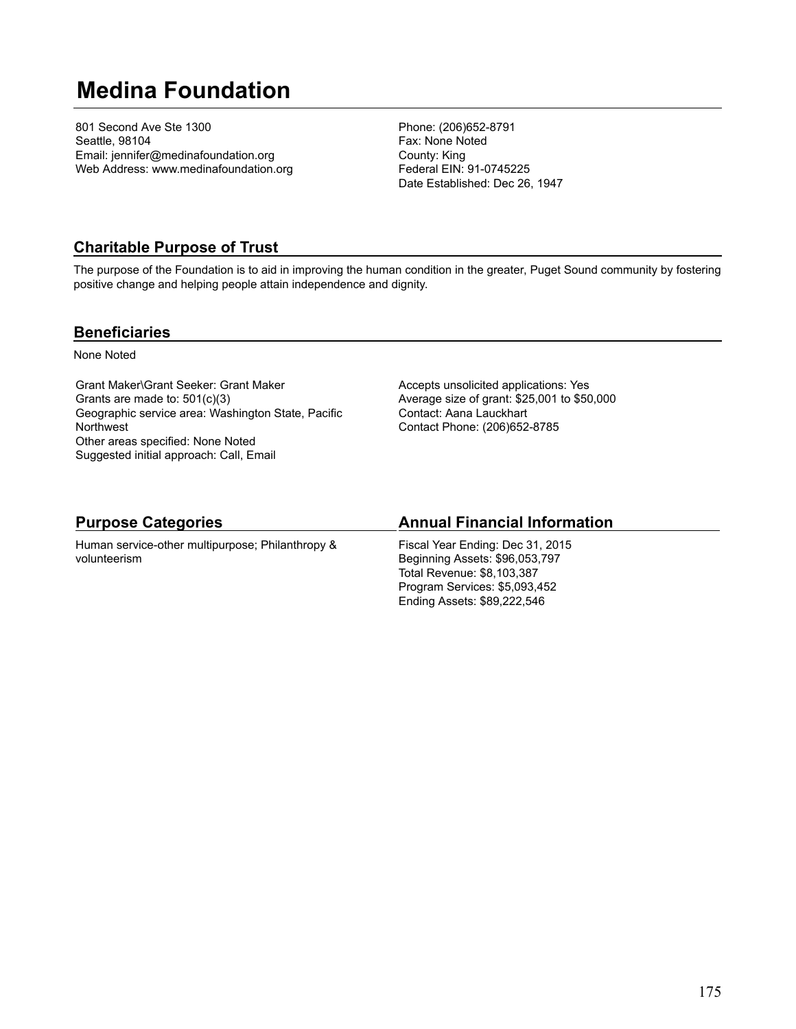# Medina Foundation

801 Second Ave Ste 1300
Seattle, 98104
Email: jennifer@medinafoundation.org
Web Address: www.medinafoundation.org

Phone: (206)652-8791
Fax: None Noted
County: King
Federal EIN: 91-0745225
Date Established: Dec 26, 1947

## Charitable Purpose of Trust

The purpose of the Foundation is to aid in improving the human condition in the greater, Puget Sound community by fostering positive change and helping people attain independence and dignity.

## Beneficiaries

None Noted

Grant Maker\Grant Seeker: Grant Maker
Grants are made to: 501(c)(3)
Geographic service area: Washington State, Pacific Northwest
Other areas specified: None Noted
Suggested initial approach: Call, Email

Accepts unsolicited applications: Yes
Average size of grant: $25,001 to $50,000
Contact: Aana Lauckhart
Contact Phone: (206)652-8785

## Purpose Categories

Human service-other multipurpose; Philanthropy & volunteerism

## Annual Financial Information

Fiscal Year Ending: Dec 31, 2015
Beginning Assets: $96,053,797
Total Revenue: $8,103,387
Program Services: $5,093,452
Ending Assets: $89,222,546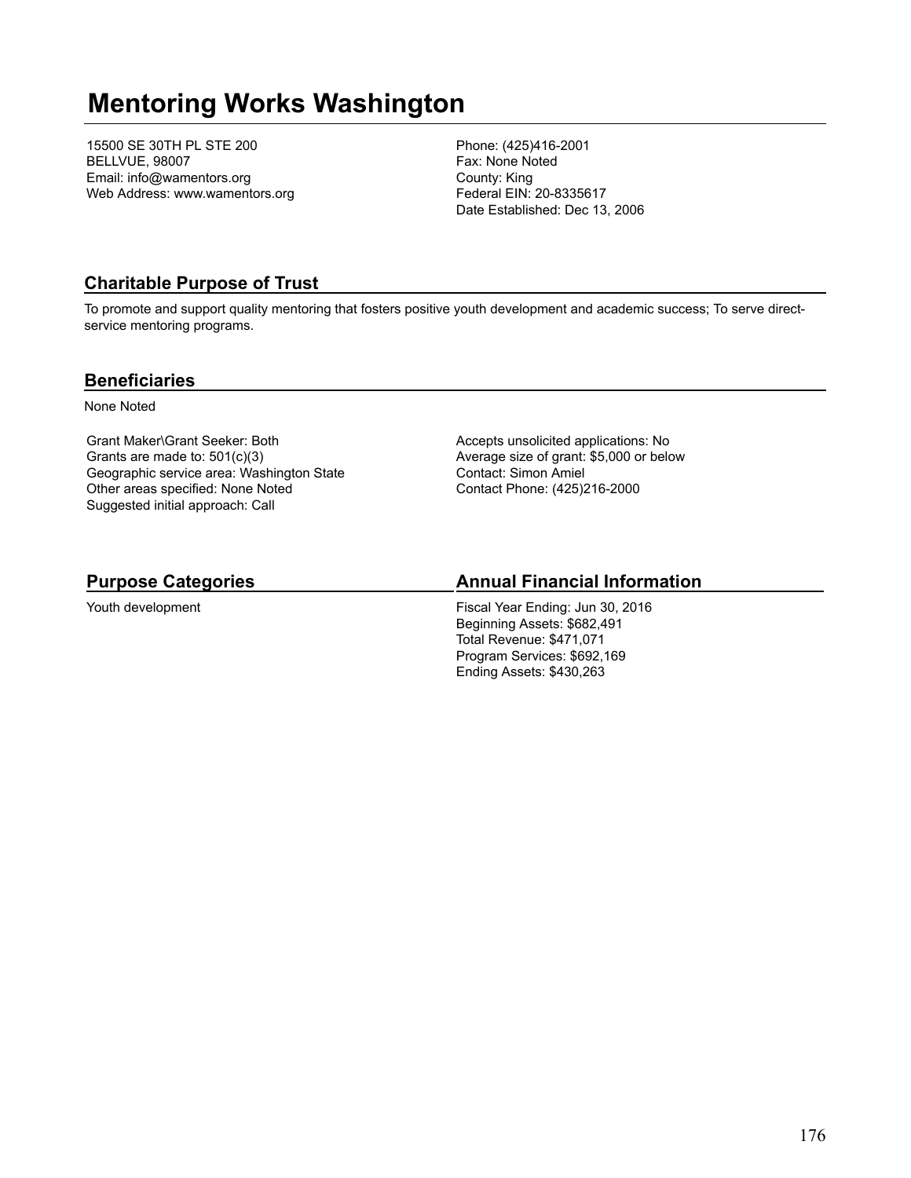# Mentoring Works Washington

15500 SE 30TH PL STE 200
BELLVUE, 98007
Email: info@wamentors.org
Web Address: www.wamentors.org

Phone: (425)416-2001
Fax: None Noted
County: King
Federal EIN: 20-8335617
Date Established: Dec 13, 2006

## Charitable Purpose of Trust

To promote and support quality mentoring that fosters positive youth development and academic success; To serve direct-service mentoring programs.

## Beneficiaries

None Noted

Grant Maker\Grant Seeker: Both
Grants are made to: 501(c)(3)
Geographic service area: Washington State
Other areas specified: None Noted
Suggested initial approach: Call

Accepts unsolicited applications: No
Average size of grant: $5,000 or below
Contact: Simon Amiel
Contact Phone: (425)216-2000

## Purpose Categories

Youth development

## Annual Financial Information

Fiscal Year Ending: Jun 30, 2016
Beginning Assets: $682,491
Total Revenue: $471,071
Program Services: $692,169
Ending Assets: $430,263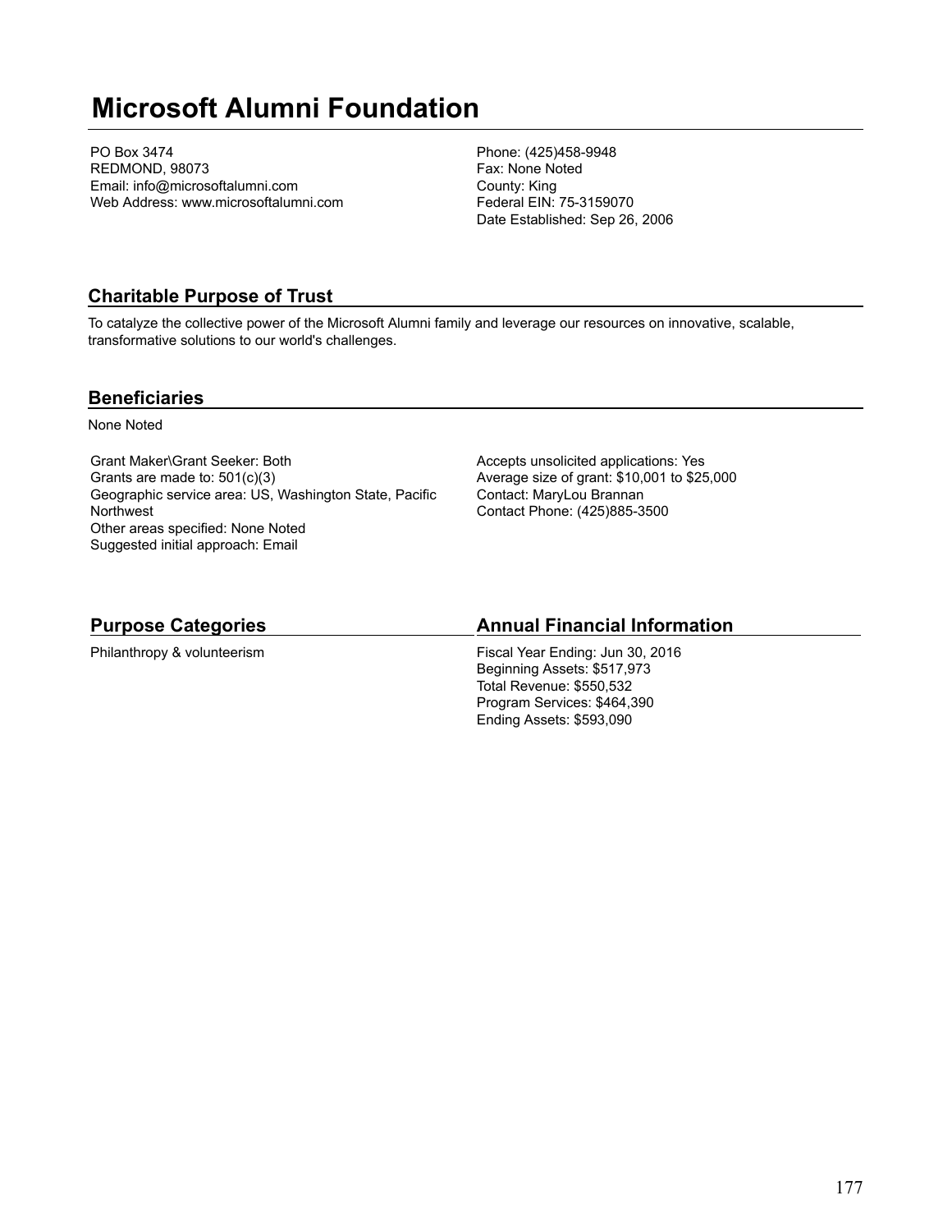# Microsoft Alumni Foundation

PO Box 3474
REDMOND, 98073
Email: info@microsoftalumni.com
Web Address: www.microsoftalumni.com

Phone: (425)458-9948
Fax: None Noted
County: King
Federal EIN: 75-3159070
Date Established: Sep 26, 2006

## Charitable Purpose of Trust

To catalyze the collective power of the Microsoft Alumni family and leverage our resources on innovative, scalable, transformative solutions to our world's challenges.

## Beneficiaries

None Noted

Grant Maker\Grant Seeker: Both
Grants are made to: 501(c)(3)
Geographic service area: US, Washington State, Pacific Northwest
Other areas specified: None Noted
Suggested initial approach: Email

Accepts unsolicited applications: Yes
Average size of grant: $10,001 to $25,000
Contact: MaryLou Brannan
Contact Phone: (425)885-3500

## Purpose Categories

Philanthropy & volunteerism

## Annual Financial Information

Fiscal Year Ending: Jun 30, 2016
Beginning Assets: $517,973
Total Revenue: $550,532
Program Services: $464,390
Ending Assets: $593,090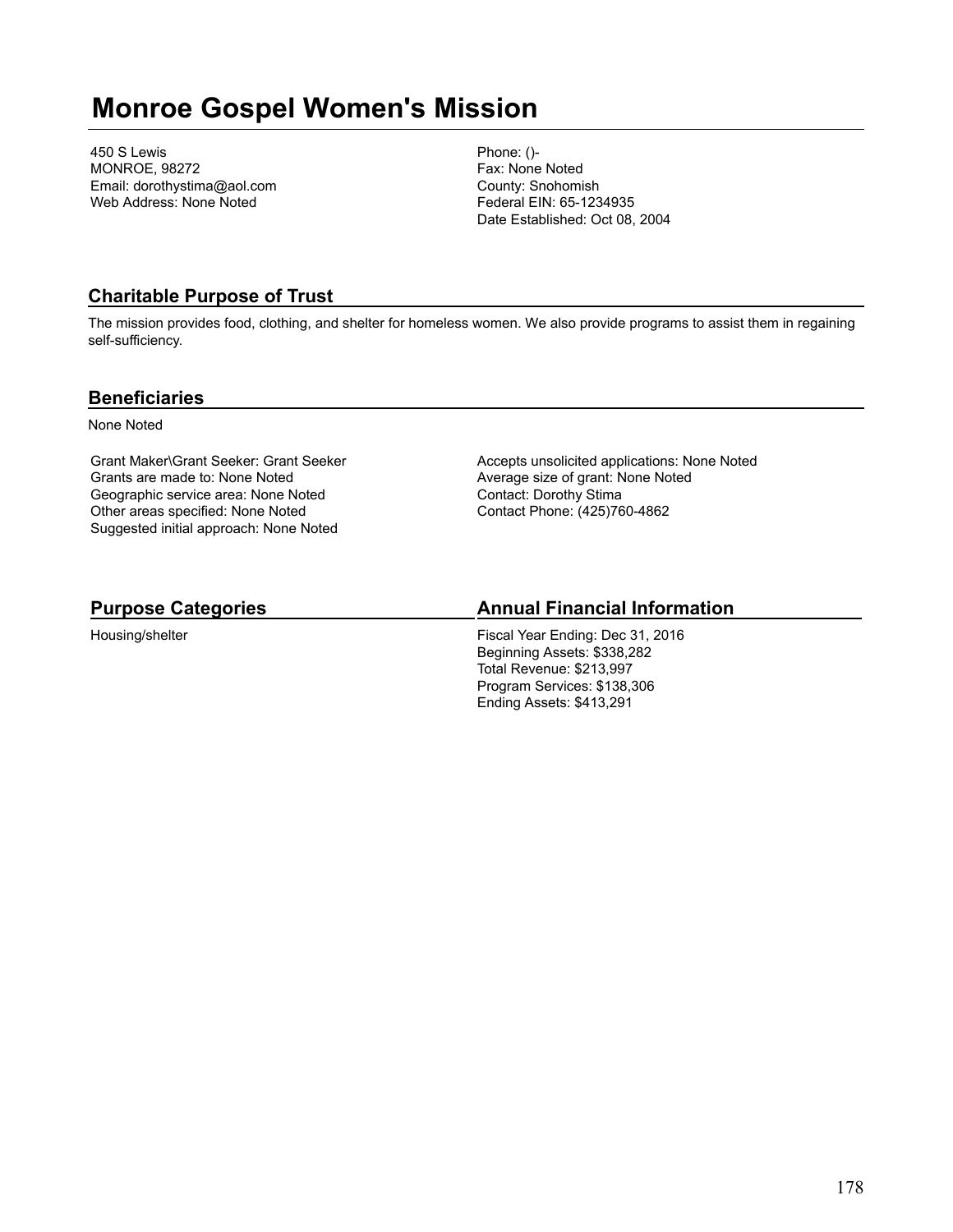# Monroe Gospel Women's Mission

450 S Lewis
MONROE, 98272
Email: dorothystima@aol.com
Web Address: None Noted

Phone: ()-
Fax: None Noted
County: Snohomish
Federal EIN: 65-1234935
Date Established: Oct 08, 2004

## Charitable Purpose of Trust

The mission provides food, clothing, and shelter for homeless women. We also provide programs to assist them in regaining self-sufficiency.

## Beneficiaries

None Noted

Grant Maker\Grant Seeker: Grant Seeker
Grants are made to: None Noted
Geographic service area: None Noted
Other areas specified: None Noted
Suggested initial approach: None Noted

Accepts unsolicited applications: None Noted
Average size of grant: None Noted
Contact: Dorothy Stima
Contact Phone: (425)760-4862

## Purpose Categories

Housing/shelter

## Annual Financial Information

Fiscal Year Ending: Dec 31, 2016
Beginning Assets: $338,282
Total Revenue: $213,997
Program Services: $138,306
Ending Assets: $413,291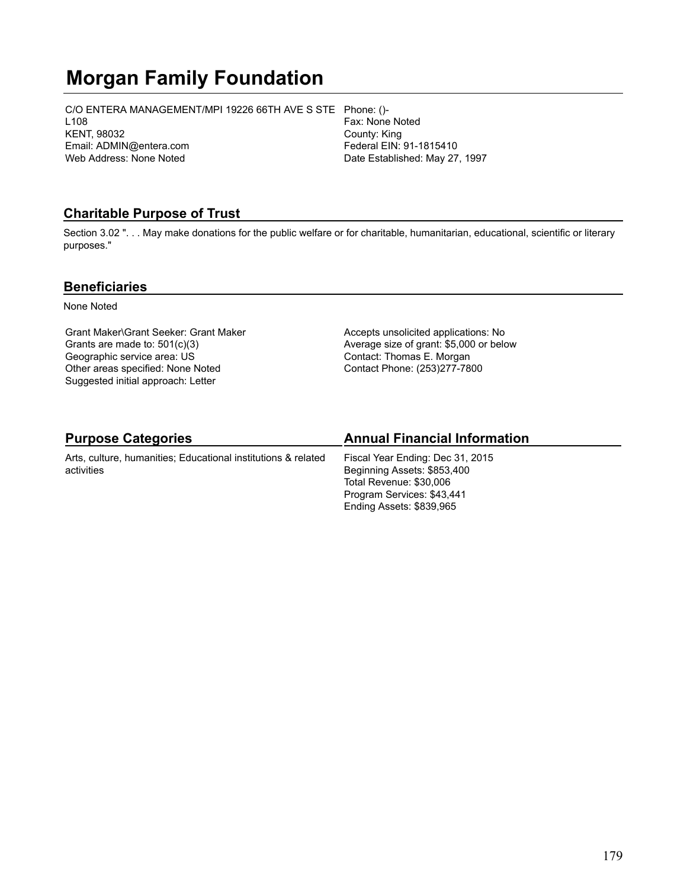# Morgan Family Foundation

C/O ENTERA MANAGEMENT/MPI 19226 66TH AVE S STE L108
KENT, 98032
Email: ADMIN@entera.com
Web Address: None Noted

Phone: ()-
Fax: None Noted
County: King
Federal EIN: 91-1815410
Date Established: May 27, 1997

## Charitable Purpose of Trust

Section 3.02 ". . . May make donations for the public welfare or for charitable, humanitarian, educational, scientific or literary purposes."

## Beneficiaries

None Noted

Grant Maker\Grant Seeker: Grant Maker
Grants are made to: 501(c)(3)
Geographic service area: US
Other areas specified: None Noted
Suggested initial approach: Letter

Accepts unsolicited applications: No
Average size of grant: $5,000 or below
Contact: Thomas E. Morgan
Contact Phone: (253)277-7800

## Purpose Categories

Arts, culture, humanities; Educational institutions & related activities

## Annual Financial Information

Fiscal Year Ending: Dec 31, 2015
Beginning Assets: $853,400
Total Revenue: $30,006
Program Services: $43,441
Ending Assets: $839,965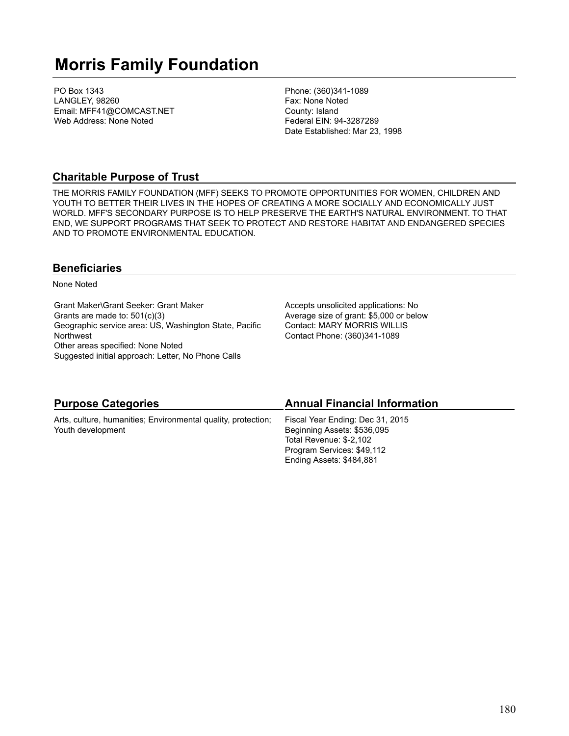# Morris Family Foundation

PO Box 1343
LANGLEY, 98260
Email: MFF41@COMCAST.NET
Web Address: None Noted

Phone: (360)341-1089
Fax: None Noted
County: Island
Federal EIN: 94-3287289
Date Established: Mar 23, 1998

## Charitable Purpose of Trust

THE MORRIS FAMILY FOUNDATION (MFF) SEEKS TO PROMOTE OPPORTUNITIES FOR WOMEN, CHILDREN AND YOUTH TO BETTER THEIR LIVES IN THE HOPES OF CREATING A MORE SOCIALLY AND ECONOMICALLY JUST WORLD. MFF'S SECONDARY PURPOSE IS TO HELP PRESERVE THE EARTH'S NATURAL ENVIRONMENT. TO THAT END, WE SUPPORT PROGRAMS THAT SEEK TO PROTECT AND RESTORE HABITAT AND ENDANGERED SPECIES AND TO PROMOTE ENVIRONMENTAL EDUCATION.

## Beneficiaries

None Noted

Grant Maker\Grant Seeker: Grant Maker
Grants are made to: 501(c)(3)
Geographic service area: US, Washington State, Pacific Northwest
Other areas specified: None Noted
Suggested initial approach: Letter, No Phone Calls

Accepts unsolicited applications: No
Average size of grant: $5,000 or below
Contact: MARY MORRIS WILLIS
Contact Phone: (360)341-1089

## Purpose Categories

Arts, culture, humanities; Environmental quality, protection; Youth development

## Annual Financial Information

Fiscal Year Ending: Dec 31, 2015
Beginning Assets: $536,095
Total Revenue: $-2,102
Program Services: $49,112
Ending Assets: $484,881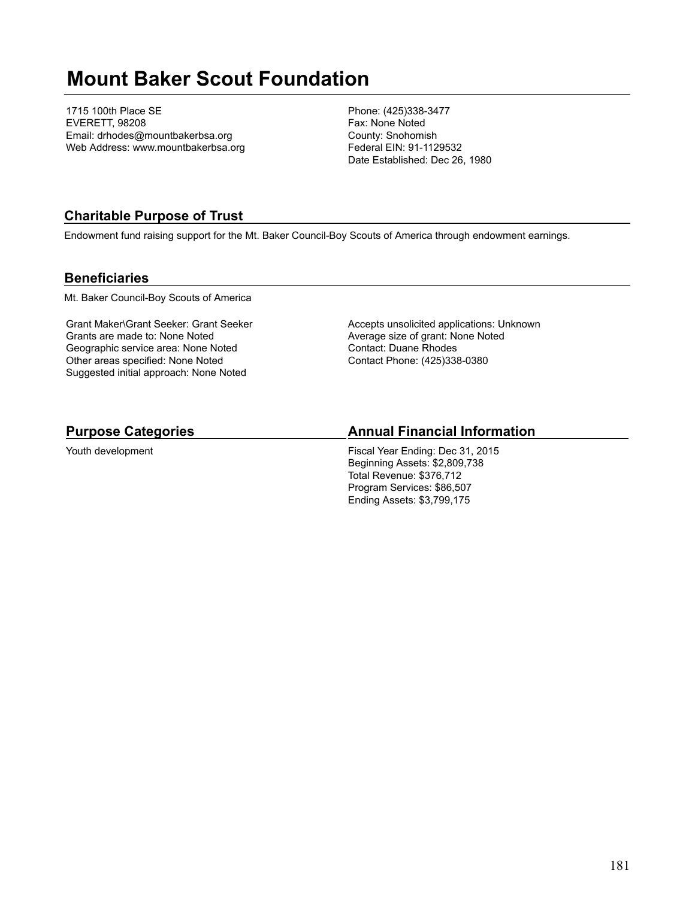# Mount Baker Scout Foundation

1715 100th Place SE
EVERETT, 98208
Email: drhodes@mountbakerbsa.org
Web Address: www.mountbakerbsa.org

Phone: (425)338-3477
Fax: None Noted
County: Snohomish
Federal EIN: 91-1129532
Date Established: Dec 26, 1980

## Charitable Purpose of Trust

Endowment fund raising support for the Mt. Baker Council-Boy Scouts of America through endowment earnings.

## Beneficiaries

Mt. Baker Council-Boy Scouts of America

Grant Maker\Grant Seeker: Grant Seeker
Grants are made to: None Noted
Geographic service area: None Noted
Other areas specified: None Noted
Suggested initial approach: None Noted

Accepts unsolicited applications: Unknown
Average size of grant: None Noted
Contact: Duane Rhodes
Contact Phone: (425)338-0380

## Purpose Categories

Youth development

## Annual Financial Information

Fiscal Year Ending: Dec 31, 2015
Beginning Assets: $2,809,738
Total Revenue: $376,712
Program Services: $86,507
Ending Assets: $3,799,175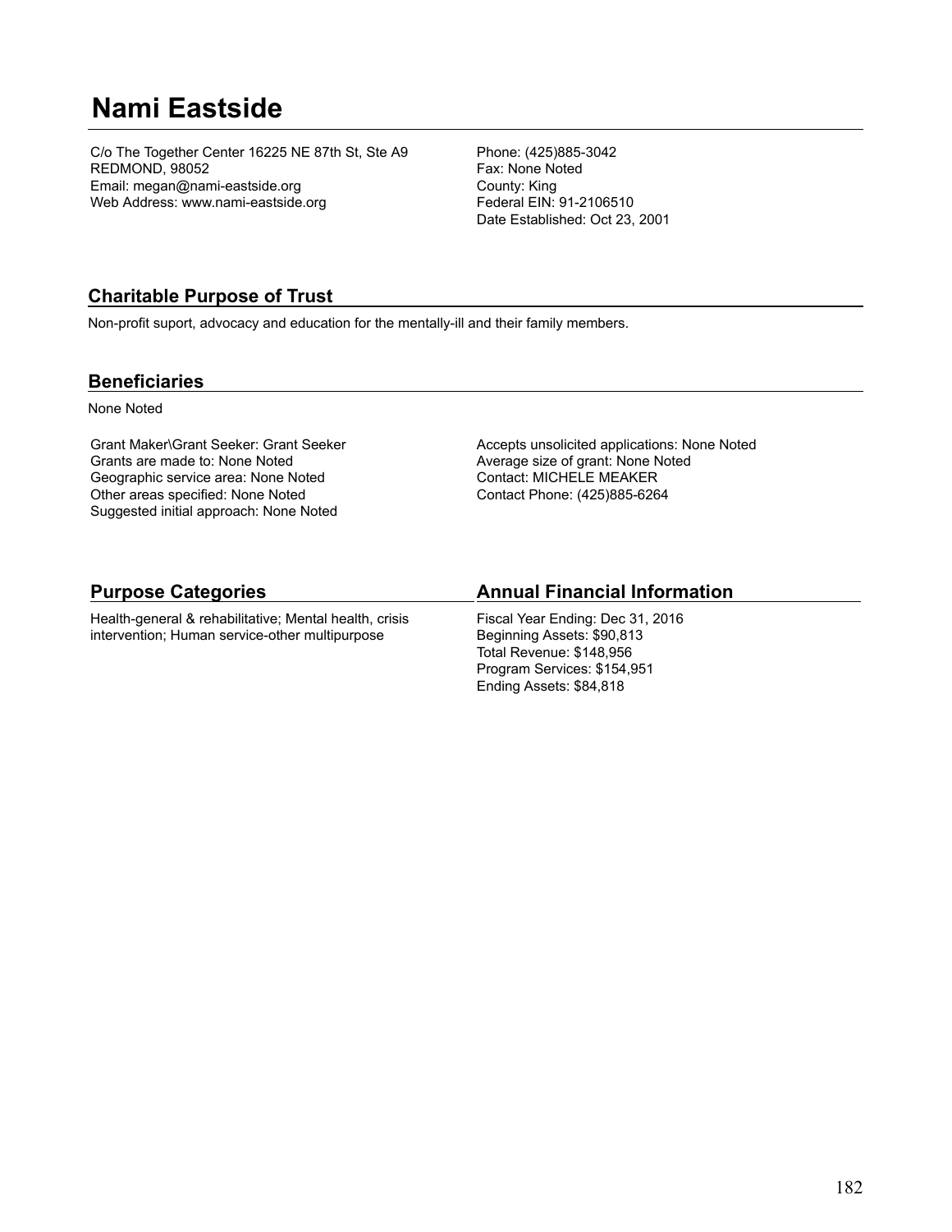# Nami Eastside

C/o The Together Center 16225 NE 87th St, Ste A9
REDMOND, 98052
Email: megan@nami-eastside.org
Web Address: www.nami-eastside.org

Phone: (425)885-3042
Fax: None Noted
County: King
Federal EIN: 91-2106510
Date Established: Oct 23, 2001

## Charitable Purpose of Trust

Non-profit suport, advocacy and education for the mentally-ill and their family members.

## Beneficiaries

None Noted

Grant Maker\Grant Seeker: Grant Seeker
Grants are made to: None Noted
Geographic service area: None Noted
Other areas specified: None Noted
Suggested initial approach: None Noted

Accepts unsolicited applications: None Noted
Average size of grant: None Noted
Contact: MICHELE MEAKER
Contact Phone: (425)885-6264

## Purpose Categories

Health-general & rehabilitative; Mental health, crisis intervention; Human service-other multipurpose

## Annual Financial Information

Fiscal Year Ending: Dec 31, 2016
Beginning Assets: $90,813
Total Revenue: $148,956
Program Services: $154,951
Ending Assets: $84,818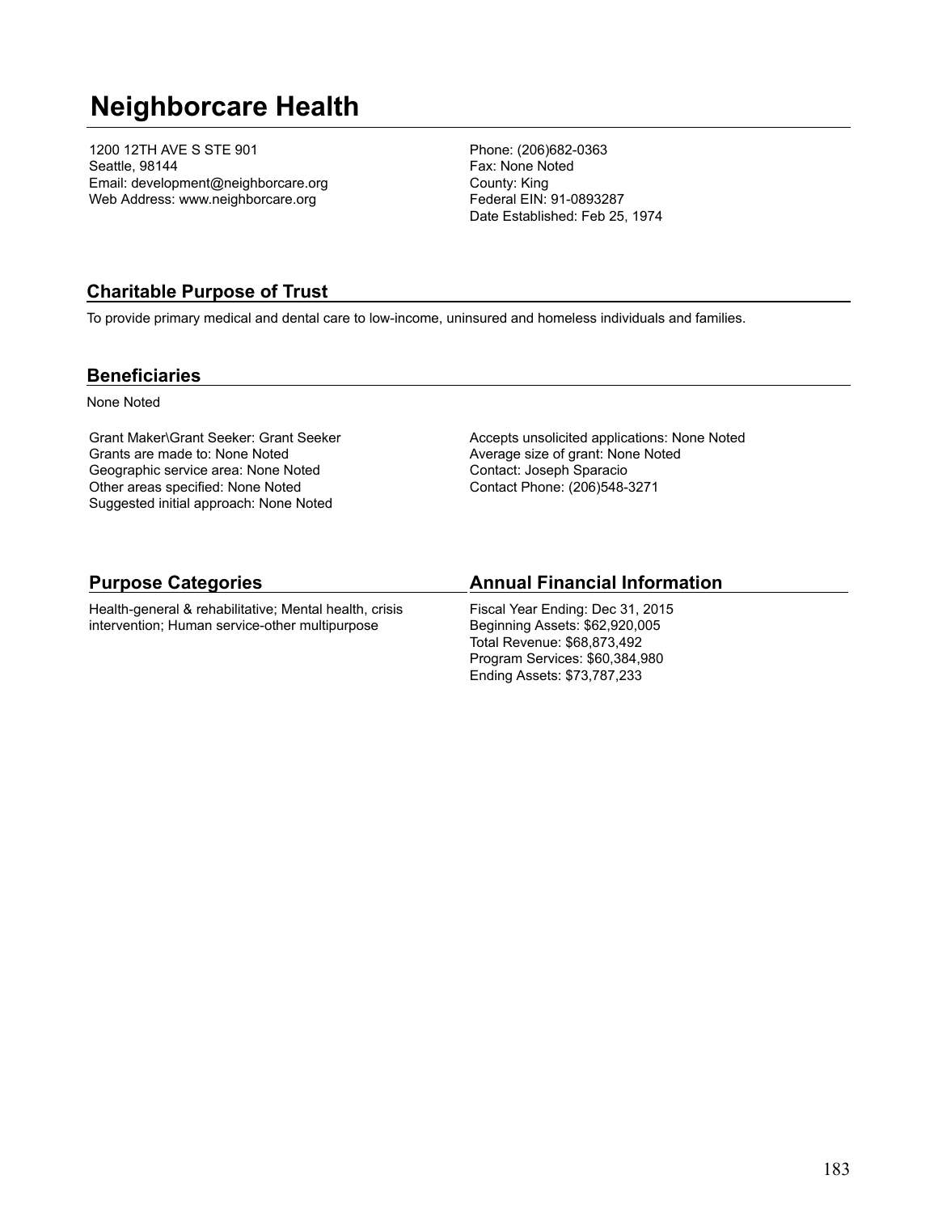# Neighborcare Health

1200 12TH AVE S STE 901
Seattle, 98144
Email: development@neighborcare.org
Web Address: www.neighborcare.org

Phone: (206)682-0363
Fax: None Noted
County: King
Federal EIN: 91-0893287
Date Established: Feb 25, 1974

## Charitable Purpose of Trust

To provide primary medical and dental care to low-income, uninsured and homeless individuals and families.

## Beneficiaries

None Noted

Grant Maker\Grant Seeker: Grant Seeker
Grants are made to: None Noted
Geographic service area: None Noted
Other areas specified: None Noted
Suggested initial approach: None Noted

Accepts unsolicited applications: None Noted
Average size of grant: None Noted
Contact: Joseph Sparacio
Contact Phone: (206)548-3271

## Purpose Categories

Health-general & rehabilitative; Mental health, crisis intervention; Human service-other multipurpose

## Annual Financial Information

Fiscal Year Ending: Dec 31, 2015
Beginning Assets: $62,920,005
Total Revenue: $68,873,492
Program Services: $60,384,980
Ending Assets: $73,787,233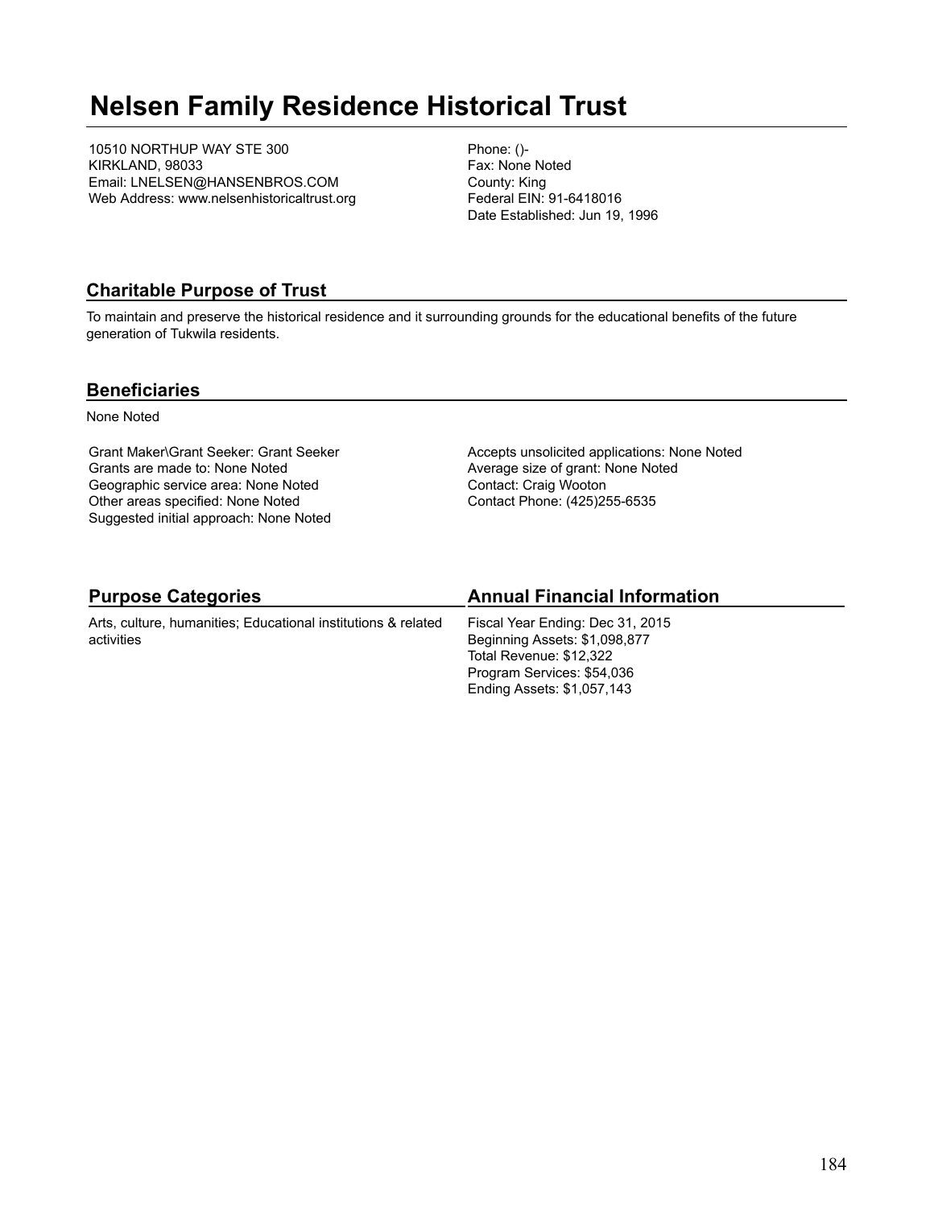# Nelsen Family Residence Historical Trust

10510 NORTHUP WAY STE 300
KIRKLAND, 98033
Email: LNELSEN@HANSENBROS.COM
Web Address: www.nelsenhistoricaltrust.org

Phone: ()-
Fax: None Noted
County: King
Federal EIN: 91-6418016
Date Established: Jun 19, 1996

## Charitable Purpose of Trust

To maintain and preserve the historical residence and it surrounding grounds for the educational benefits of the future generation of Tukwila residents.

## Beneficiaries

None Noted

Grant Maker\Grant Seeker: Grant Seeker
Grants are made to: None Noted
Geographic service area: None Noted
Other areas specified: None Noted
Suggested initial approach: None Noted

Accepts unsolicited applications: None Noted
Average size of grant: None Noted
Contact: Craig Wooton
Contact Phone: (425)255-6535

## Purpose Categories

Arts, culture, humanities; Educational institutions & related activities

## Annual Financial Information

Fiscal Year Ending: Dec 31, 2015
Beginning Assets: $1,098,877
Total Revenue: $12,322
Program Services: $54,036
Ending Assets: $1,057,143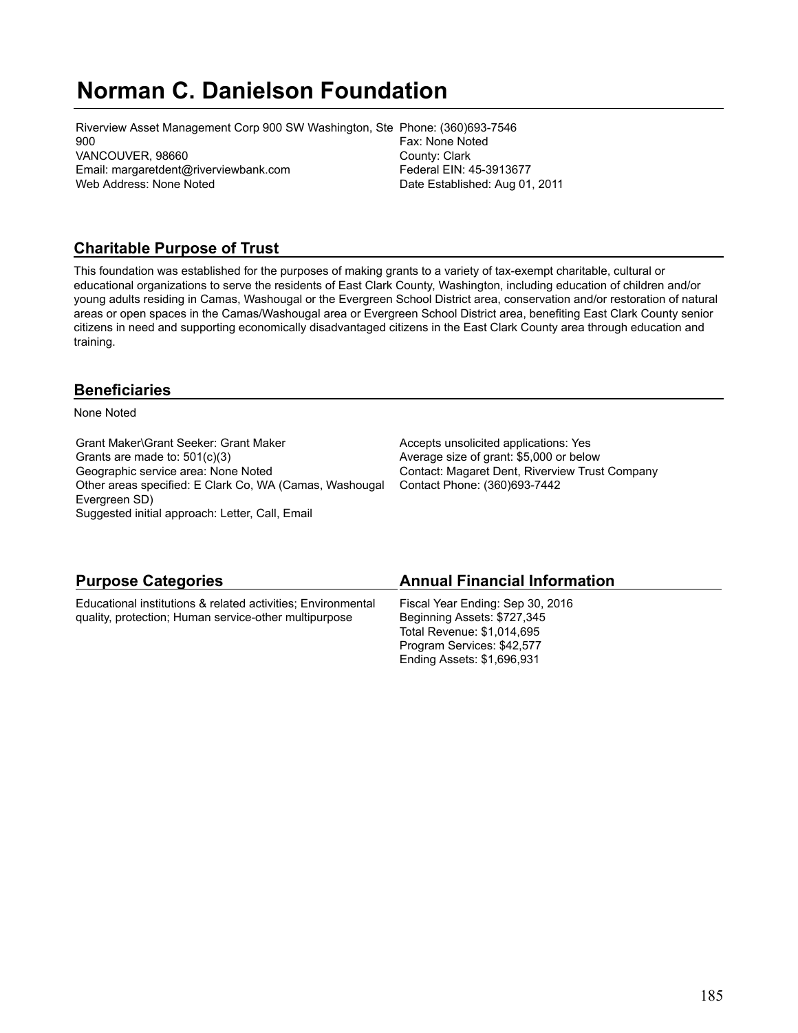# Norman C. Danielson Foundation

Riverview Asset Management Corp 900 SW Washington, Ste 900
VANCOUVER, 98660
Email: margaretdent@riverviewbank.com
Web Address: None Noted

Phone: (360)693-7546
Fax: None Noted
County: Clark
Federal EIN: 45-3913677
Date Established: Aug 01, 2011

## Charitable Purpose of Trust

This foundation was established for the purposes of making grants to a variety of tax-exempt charitable, cultural or educational organizations to serve the residents of East Clark County, Washington, including education of children and/or young adults residing in Camas, Washougal or the Evergreen School District area, conservation and/or restoration of natural areas or open spaces in the Camas/Washougal area or Evergreen School District area, benefiting East Clark County senior citizens in need and supporting economically disadvantaged citizens in the East Clark County area through education and training.

## Beneficiaries

None Noted

Grant Maker\Grant Seeker: Grant Maker
Grants are made to: 501(c)(3)
Geographic service area: None Noted
Other areas specified: E Clark Co, WA (Camas, Washougal Evergreen SD)
Suggested initial approach: Letter, Call, Email

Accepts unsolicited applications: Yes
Average size of grant: $5,000 or below
Contact: Magaret Dent, Riverview Trust Company
Contact Phone: (360)693-7442

## Purpose Categories

Educational institutions & related activities; Environmental quality, protection; Human service-other multipurpose

## Annual Financial Information

Fiscal Year Ending: Sep 30, 2016
Beginning Assets: $727,345
Total Revenue: $1,014,695
Program Services: $42,577
Ending Assets: $1,696,931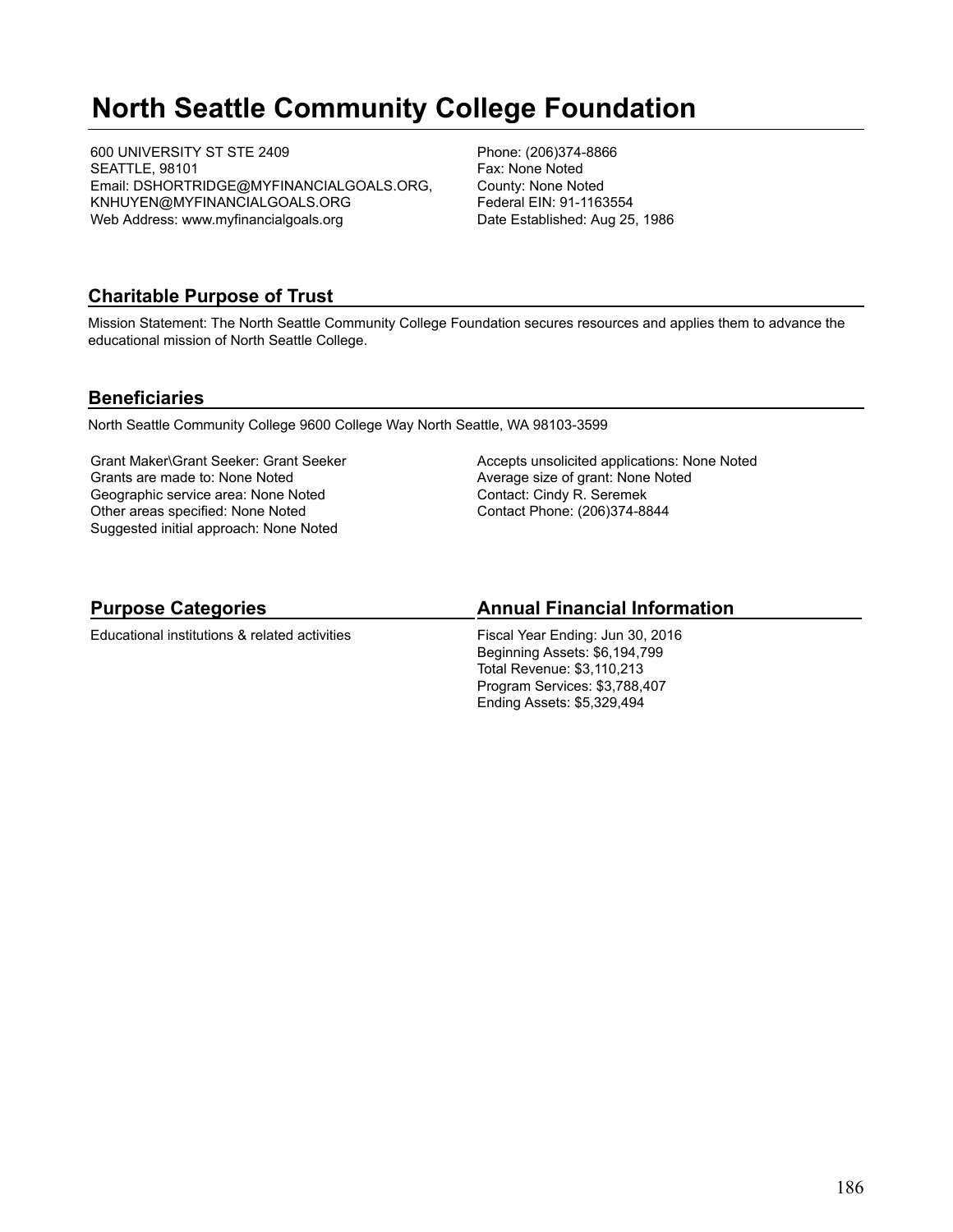# North Seattle Community College Foundation

600 UNIVERSITY ST STE 2409
SEATTLE, 98101
Email: DSHORTRIDGE@MYFINANCIALGOALS.ORG, KNHUYEN@MYFINANCIALGOALS.ORG
Web Address: www.myfinancialgoals.org

Phone: (206)374-8866
Fax: None Noted
County: None Noted
Federal EIN: 91-1163554
Date Established: Aug 25, 1986

## Charitable Purpose of Trust

Mission Statement: The North Seattle Community College Foundation secures resources and applies them to advance the educational mission of North Seattle College.

## Beneficiaries

North Seattle Community College 9600 College Way North Seattle, WA 98103-3599

Grant Maker\Grant Seeker: Grant Seeker
Grants are made to: None Noted
Geographic service area: None Noted
Other areas specified: None Noted
Suggested initial approach: None Noted

Accepts unsolicited applications: None Noted
Average size of grant: None Noted
Contact: Cindy R. Seremek
Contact Phone: (206)374-8844

## Purpose Categories

Educational institutions & related activities

## Annual Financial Information

Fiscal Year Ending: Jun 30, 2016
Beginning Assets: $6,194,799
Total Revenue: $3,110,213
Program Services: $3,788,407
Ending Assets: $5,329,494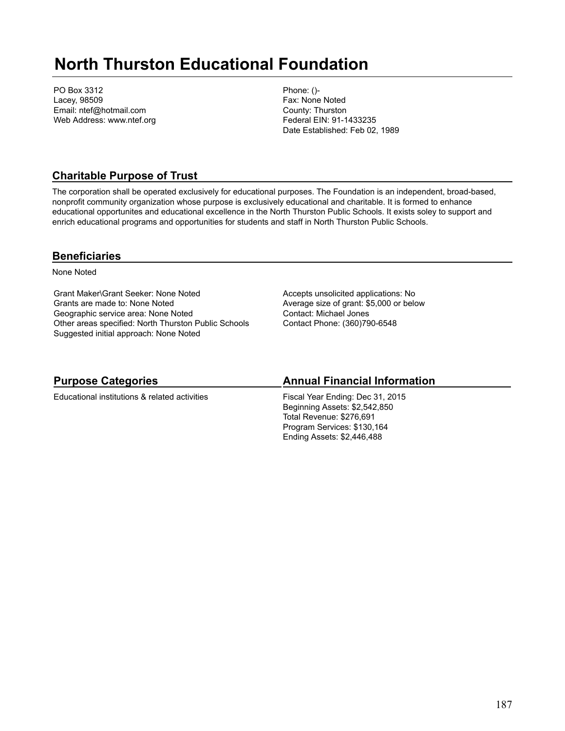# North Thurston Educational Foundation

PO Box 3312
Lacey, 98509
Email: ntef@hotmail.com
Web Address: www.ntef.org

Phone: ()-
Fax: None Noted
County: Thurston
Federal EIN: 91-1433235
Date Established: Feb 02, 1989

## Charitable Purpose of Trust

The corporation shall be operated exclusively for educational purposes. The Foundation is an independent, broad-based, nonprofit community organization whose purpose is exclusively educational and charitable. It is formed to enhance educational opportunites and educational excellence in the North Thurston Public Schools. It exists soley to support and enrich educational programs and opportunities for students and staff in North Thurston Public Schools.

## Beneficiaries

None Noted

Grant Maker\Grant Seeker: None Noted
Grants are made to: None Noted
Geographic service area: None Noted
Other areas specified: North Thurston Public Schools
Suggested initial approach: None Noted

Accepts unsolicited applications: No
Average size of grant: $5,000 or below
Contact: Michael Jones
Contact Phone: (360)790-6548

## Purpose Categories

Educational institutions & related activities

## Annual Financial Information

Fiscal Year Ending: Dec 31, 2015
Beginning Assets: $2,542,850
Total Revenue: $276,691
Program Services: $130,164
Ending Assets: $2,446,488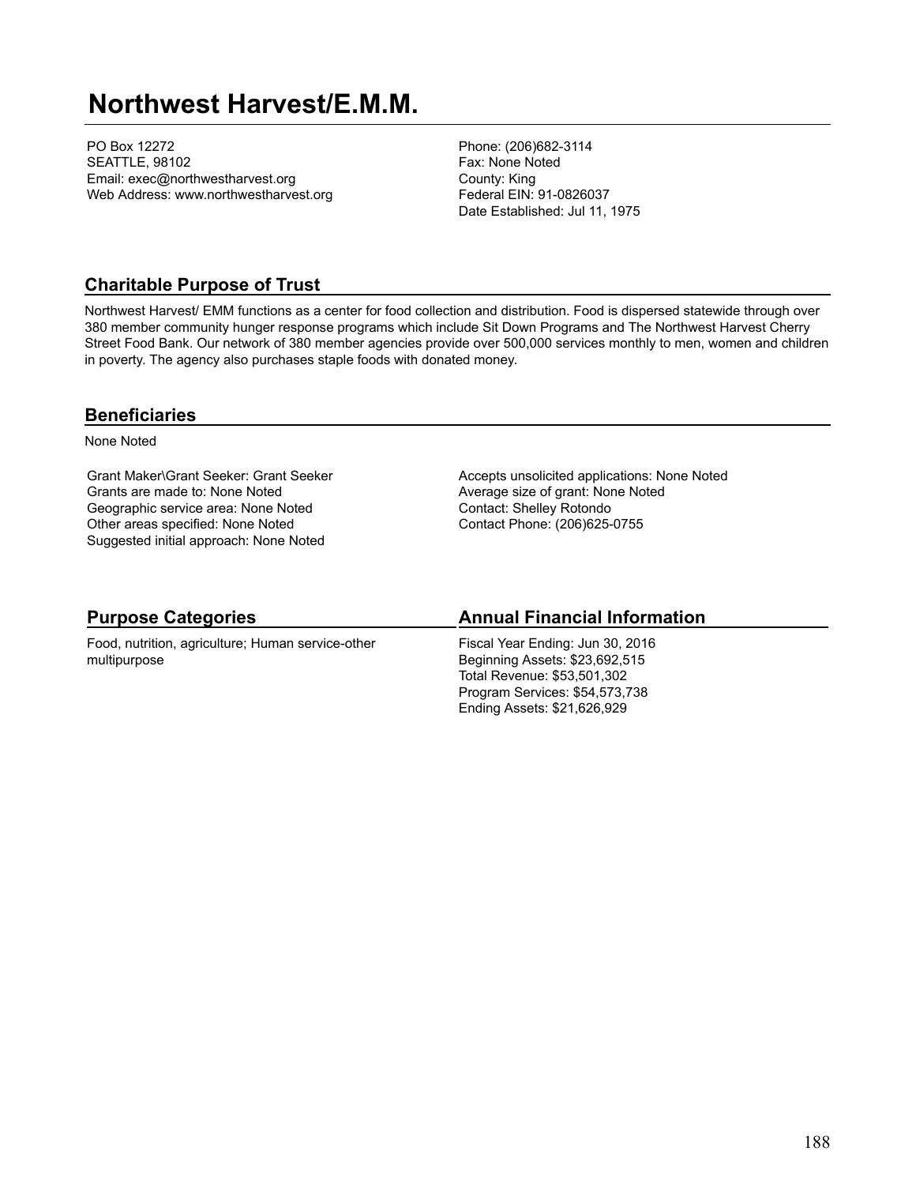# Northwest Harvest/E.M.M.

PO Box 12272
SEATTLE, 98102
Email: exec@northwestharvest.org
Web Address: www.northwestharvest.org

Phone: (206)682-3114
Fax: None Noted
County: King
Federal EIN: 91-0826037
Date Established: Jul 11, 1975

## Charitable Purpose of Trust

Northwest Harvest/ EMM functions as a center for food collection and distribution. Food is dispersed statewide through over 380 member community hunger response programs which include Sit Down Programs and The Northwest Harvest Cherry Street Food Bank. Our network of 380 member agencies provide over 500,000 services monthly to men, women and children in poverty. The agency also purchases staple foods with donated money.

## Beneficiaries

None Noted

Grant Maker\Grant Seeker: Grant Seeker
Grants are made to: None Noted
Geographic service area: None Noted
Other areas specified: None Noted
Suggested initial approach: None Noted

Accepts unsolicited applications: None Noted
Average size of grant: None Noted
Contact: Shelley Rotondo
Contact Phone: (206)625-0755

## Purpose Categories

Food, nutrition, agriculture; Human service-other multipurpose

## Annual Financial Information

Fiscal Year Ending: Jun 30, 2016
Beginning Assets: $23,692,515
Total Revenue: $53,501,302
Program Services: $54,573,738
Ending Assets: $21,626,929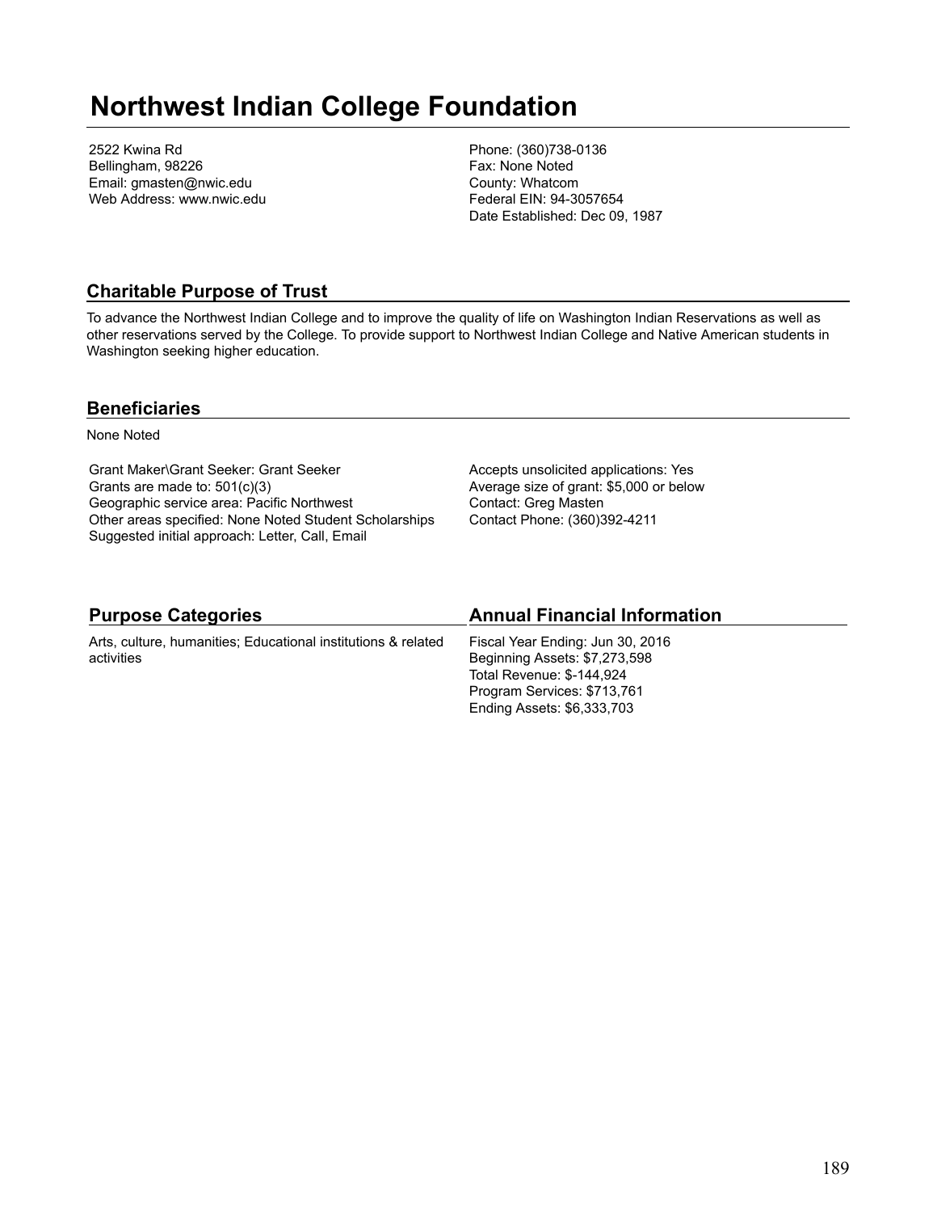# Northwest Indian College Foundation

2522 Kwina Rd
Bellingham, 98226
Email: gmasten@nwic.edu
Web Address: www.nwic.edu

Phone: (360)738-0136
Fax: None Noted
County: Whatcom
Federal EIN: 94-3057654
Date Established: Dec 09, 1987

## Charitable Purpose of Trust

To advance the Northwest Indian College and to improve the quality of life on Washington Indian Reservations as well as other reservations served by the College. To provide support to Northwest Indian College and Native American students in Washington seeking higher education.

## Beneficiaries

None Noted

Grant Maker\Grant Seeker: Grant Seeker
Grants are made to: 501(c)(3)
Geographic service area: Pacific Northwest
Other areas specified: None Noted Student Scholarships
Suggested initial approach: Letter, Call, Email

Accepts unsolicited applications: Yes
Average size of grant: $5,000 or below
Contact: Greg Masten
Contact Phone: (360)392-4211

## Purpose Categories

Arts, culture, humanities; Educational institutions & related activities

## Annual Financial Information

Fiscal Year Ending: Jun 30, 2016
Beginning Assets: $7,273,598
Total Revenue: $-144,924
Program Services: $713,761
Ending Assets: $6,333,703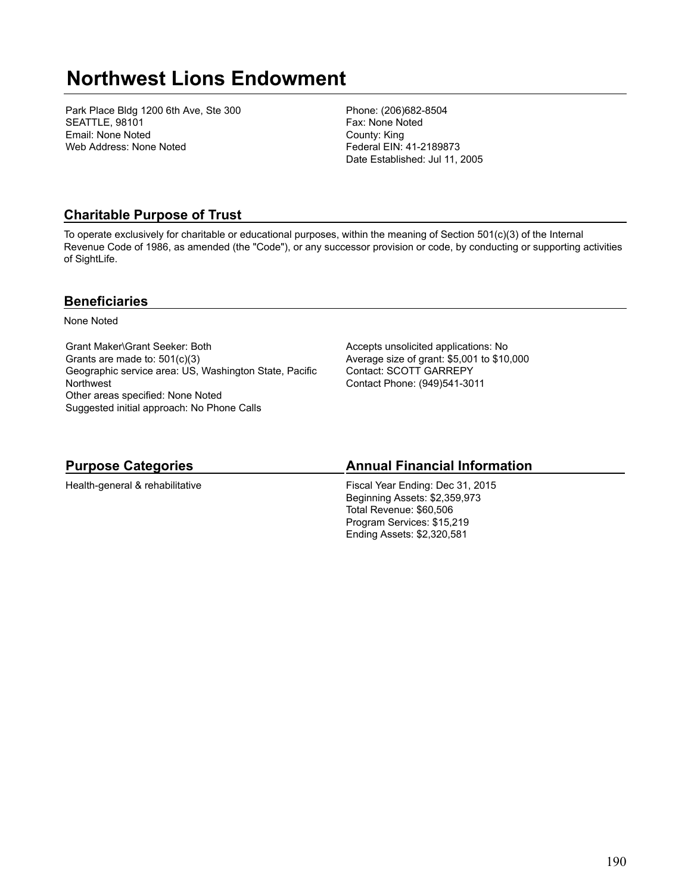# Northwest Lions Endowment

Park Place Bldg 1200 6th Ave, Ste 300
SEATTLE, 98101
Email: None Noted
Web Address: None Noted

Phone: (206)682-8504
Fax: None Noted
County: King
Federal EIN: 41-2189873
Date Established: Jul 11, 2005

## Charitable Purpose of Trust

To operate exclusively for charitable or educational purposes, within the meaning of Section 501(c)(3) of the Internal Revenue Code of 1986, as amended (the "Code"), or any successor provision or code, by conducting or supporting activities of SightLife.

## Beneficiaries

None Noted

Grant Maker\Grant Seeker: Both
Grants are made to: 501(c)(3)
Geographic service area: US, Washington State, Pacific Northwest
Other areas specified: None Noted
Suggested initial approach: No Phone Calls

Accepts unsolicited applications: No
Average size of grant: $5,001 to $10,000
Contact: SCOTT GARREPY
Contact Phone: (949)541-3011

## Purpose Categories

Health-general & rehabilitative

## Annual Financial Information

Fiscal Year Ending: Dec 31, 2015
Beginning Assets: $2,359,973
Total Revenue: $60,506
Program Services: $15,219
Ending Assets: $2,320,581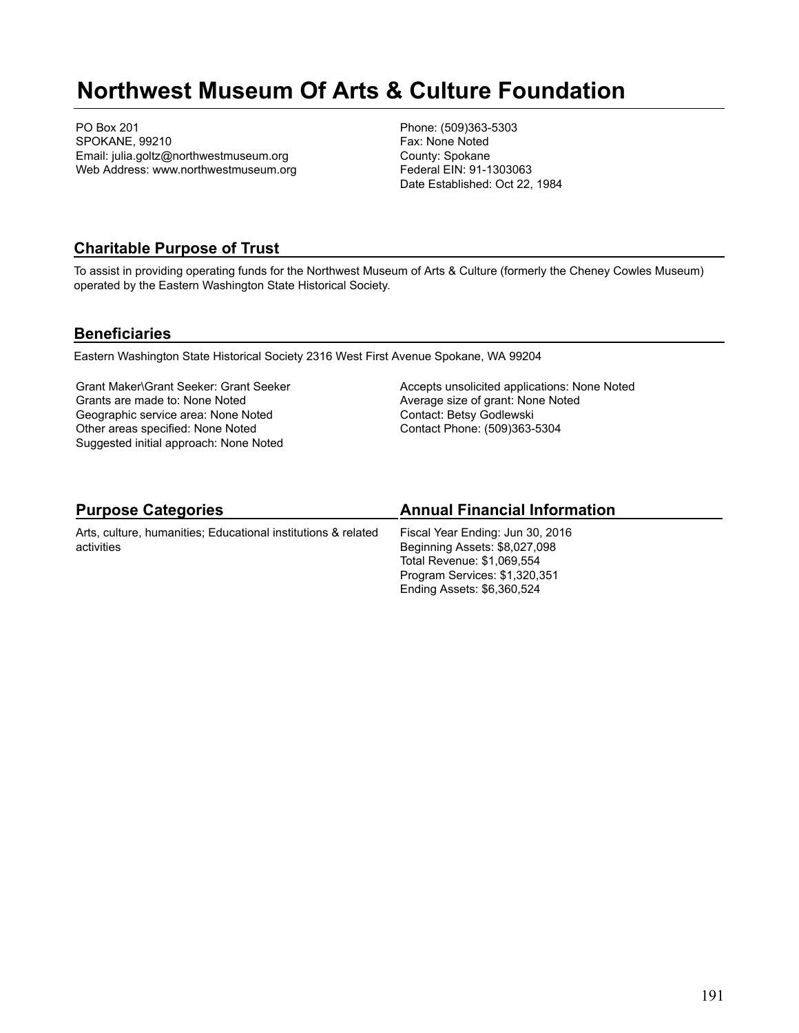# Northwest Museum Of Arts & Culture Foundation

PO Box 201
SPOKANE, 99210
Email: julia.goltz@northwestmuseum.org
Web Address: www.northwestmuseum.org

Phone: (509)363-5303
Fax: None Noted
County: Spokane
Federal EIN: 91-1303063
Date Established: Oct 22, 1984

## Charitable Purpose of Trust

To assist in providing operating funds for the Northwest Museum of Arts & Culture (formerly the Cheney Cowles Museum) operated by the Eastern Washington State Historical Society.

## Beneficiaries

Eastern Washington State Historical Society 2316 West First Avenue Spokane, WA 99204

Grant Maker\Grant Seeker: Grant Seeker
Grants are made to: None Noted
Geographic service area: None Noted
Other areas specified: None Noted
Suggested initial approach: None Noted

Accepts unsolicited applications: None Noted
Average size of grant: None Noted
Contact: Betsy Godlewski
Contact Phone: (509)363-5304

## Purpose Categories

Arts, culture, humanities; Educational institutions & related activities

## Annual Financial Information

Fiscal Year Ending: Jun 30, 2016
Beginning Assets: $8,027,098
Total Revenue: $1,069,554
Program Services: $1,320,351
Ending Assets: $6,360,524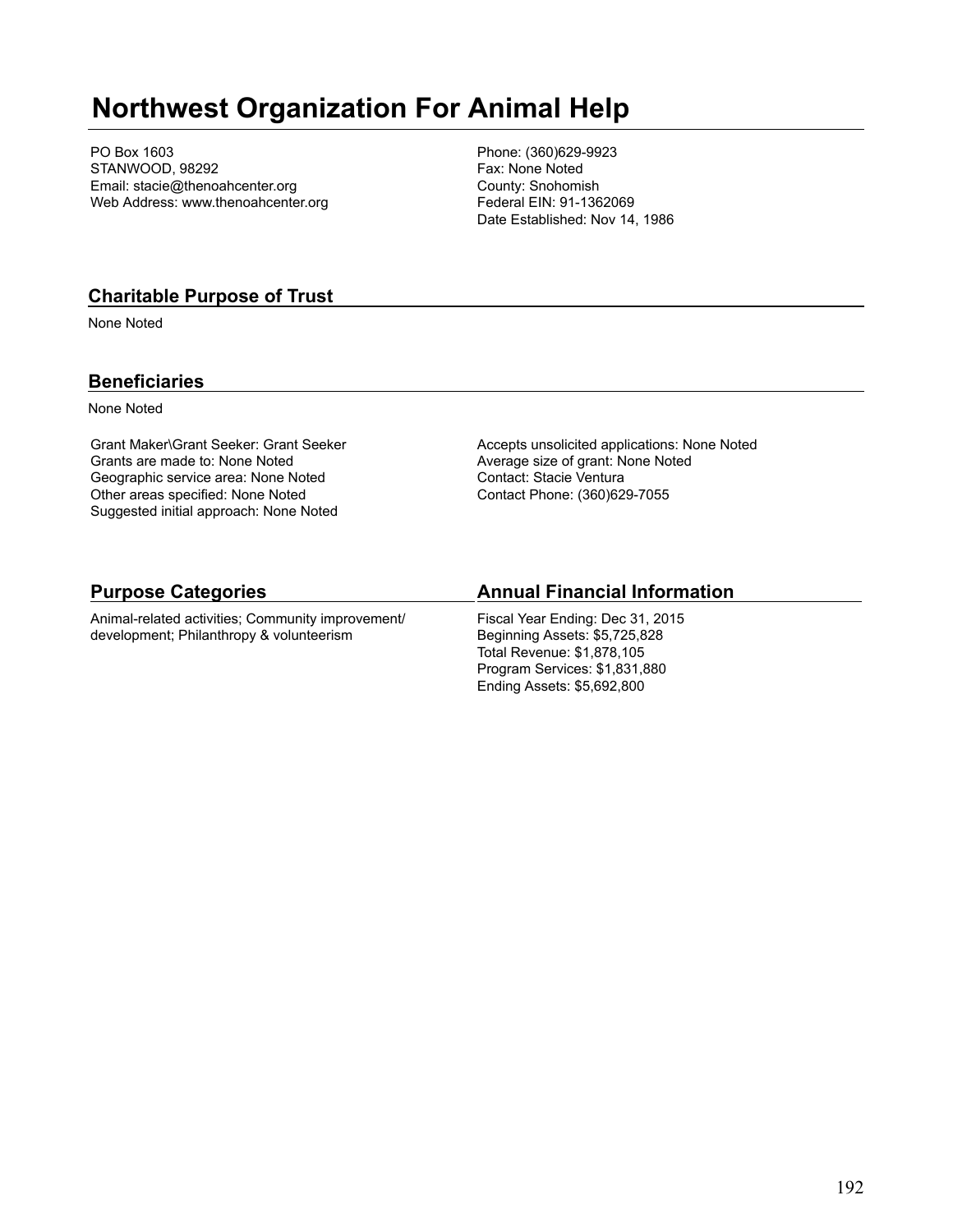# Northwest Organization For Animal Help

PO Box 1603
STANWOOD, 98292
Email: stacie@thenoahcenter.org
Web Address: www.thenoahcenter.org

Phone: (360)629-9923
Fax: None Noted
County: Snohomish
Federal EIN: 91-1362069
Date Established: Nov 14, 1986

## Charitable Purpose of Trust

None Noted

## Beneficiaries

None Noted

Grant Maker\Grant Seeker: Grant Seeker
Grants are made to: None Noted
Geographic service area: None Noted
Other areas specified: None Noted
Suggested initial approach: None Noted

Accepts unsolicited applications: None Noted
Average size of grant: None Noted
Contact: Stacie Ventura
Contact Phone: (360)629-7055

## Purpose Categories

Animal-related activities; Community improvement/development; Philanthropy & volunteerism

## Annual Financial Information

Fiscal Year Ending: Dec 31, 2015
Beginning Assets: $5,725,828
Total Revenue: $1,878,105
Program Services: $1,831,880
Ending Assets: $5,692,800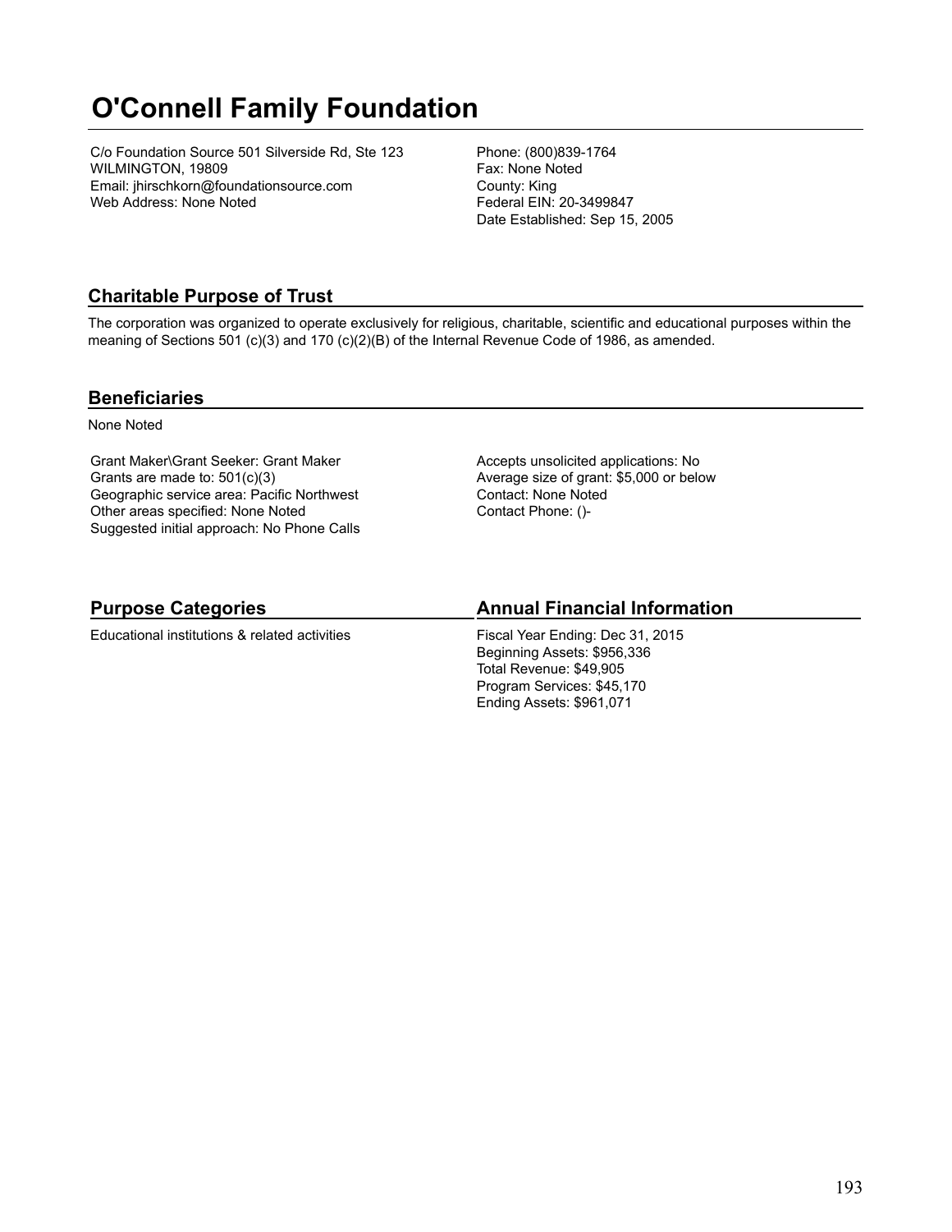# O'Connell Family Foundation

C/o Foundation Source 501 Silverside Rd, Ste 123
WILMINGTON, 19809
Email: jhirschkorn@foundationsource.com
Web Address: None Noted

Phone: (800)839-1764
Fax: None Noted
County: King
Federal EIN: 20-3499847
Date Established: Sep 15, 2005

## Charitable Purpose of Trust

The corporation was organized to operate exclusively for religious, charitable, scientific and educational purposes within the meaning of Sections 501 (c)(3) and 170 (c)(2)(B) of the Internal Revenue Code of 1986, as amended.

## Beneficiaries

None Noted

Grant Maker\Grant Seeker: Grant Maker
Grants are made to: 501(c)(3)
Geographic service area: Pacific Northwest
Other areas specified: None Noted
Suggested initial approach: No Phone Calls

Accepts unsolicited applications: No
Average size of grant: $5,000 or below
Contact: None Noted
Contact Phone: ()-

## Purpose Categories

Educational institutions & related activities

## Annual Financial Information

Fiscal Year Ending: Dec 31, 2015
Beginning Assets: $956,336
Total Revenue: $49,905
Program Services: $45,170
Ending Assets: $961,071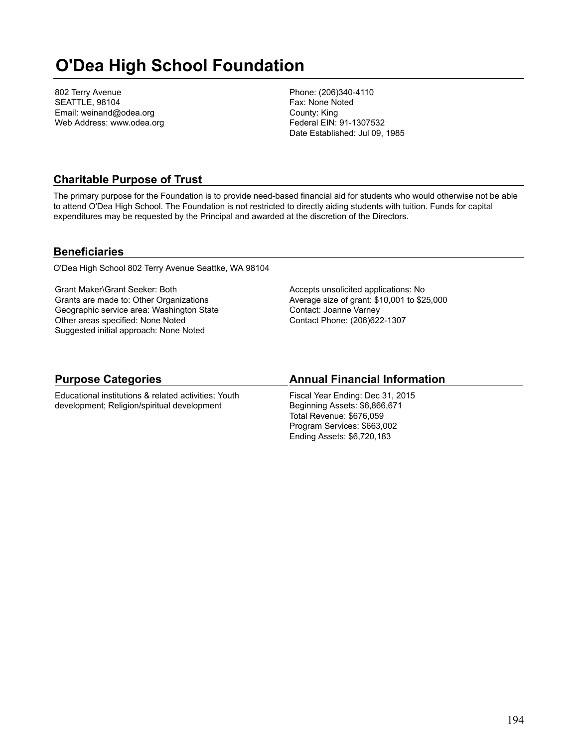# O'Dea High School Foundation

802 Terry Avenue
SEATTLE, 98104
Email: weinand@odea.org
Web Address: www.odea.org

Phone: (206)340-4110
Fax: None Noted
County: King
Federal EIN: 91-1307532
Date Established: Jul 09, 1985

## Charitable Purpose of Trust

The primary purpose for the Foundation is to provide need-based financial aid for students who would otherwise not be able to attend O'Dea High School. The Foundation is not restricted to directly aiding students with tuition. Funds for capital expenditures may be requested by the Principal and awarded at the discretion of the Directors.

## Beneficiaries

O'Dea High School 802 Terry Avenue Seattke, WA 98104

Grant Maker\Grant Seeker: Both
Grants are made to: Other Organizations
Geographic service area: Washington State
Other areas specified: None Noted
Suggested initial approach: None Noted

Accepts unsolicited applications: No
Average size of grant: $10,001 to $25,000
Contact: Joanne Varney
Contact Phone: (206)622-1307

## Purpose Categories

Educational institutions & related activities; Youth development; Religion/spiritual development

## Annual Financial Information

Fiscal Year Ending: Dec 31, 2015
Beginning Assets: $6,866,671
Total Revenue: $676,059
Program Services: $663,002
Ending Assets: $6,720,183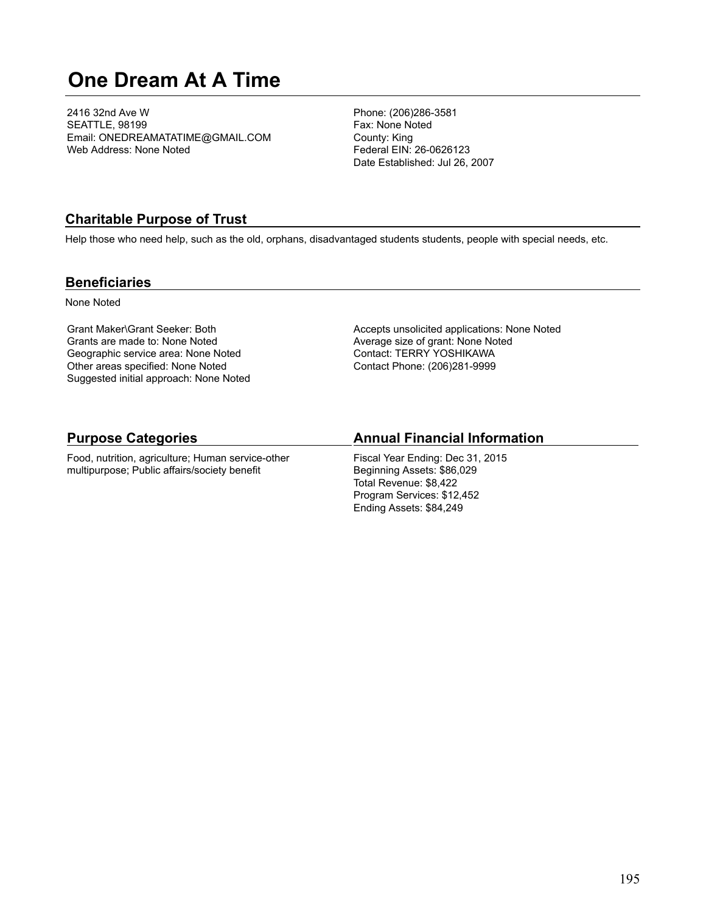# One Dream At A Time

2416 32nd Ave W
SEATTLE, 98199
Email: ONEDREAMATATIME@GMAIL.COM
Web Address: None Noted

Phone: (206)286-3581
Fax: None Noted
County: King
Federal EIN: 26-0626123
Date Established: Jul 26, 2007

## Charitable Purpose of Trust

Help those who need help, such as the old, orphans, disadvantaged students students, people with special needs, etc.

## Beneficiaries

None Noted

Grant Maker\Grant Seeker: Both
Grants are made to: None Noted
Geographic service area: None Noted
Other areas specified: None Noted
Suggested initial approach: None Noted

Accepts unsolicited applications: None Noted
Average size of grant: None Noted
Contact: TERRY YOSHIKAWA
Contact Phone: (206)281-9999

## Purpose Categories

Food, nutrition, agriculture; Human service-other multipurpose; Public affairs/society benefit

## Annual Financial Information

Fiscal Year Ending: Dec 31, 2015
Beginning Assets: $86,029
Total Revenue: $8,422
Program Services: $12,452
Ending Assets: $84,249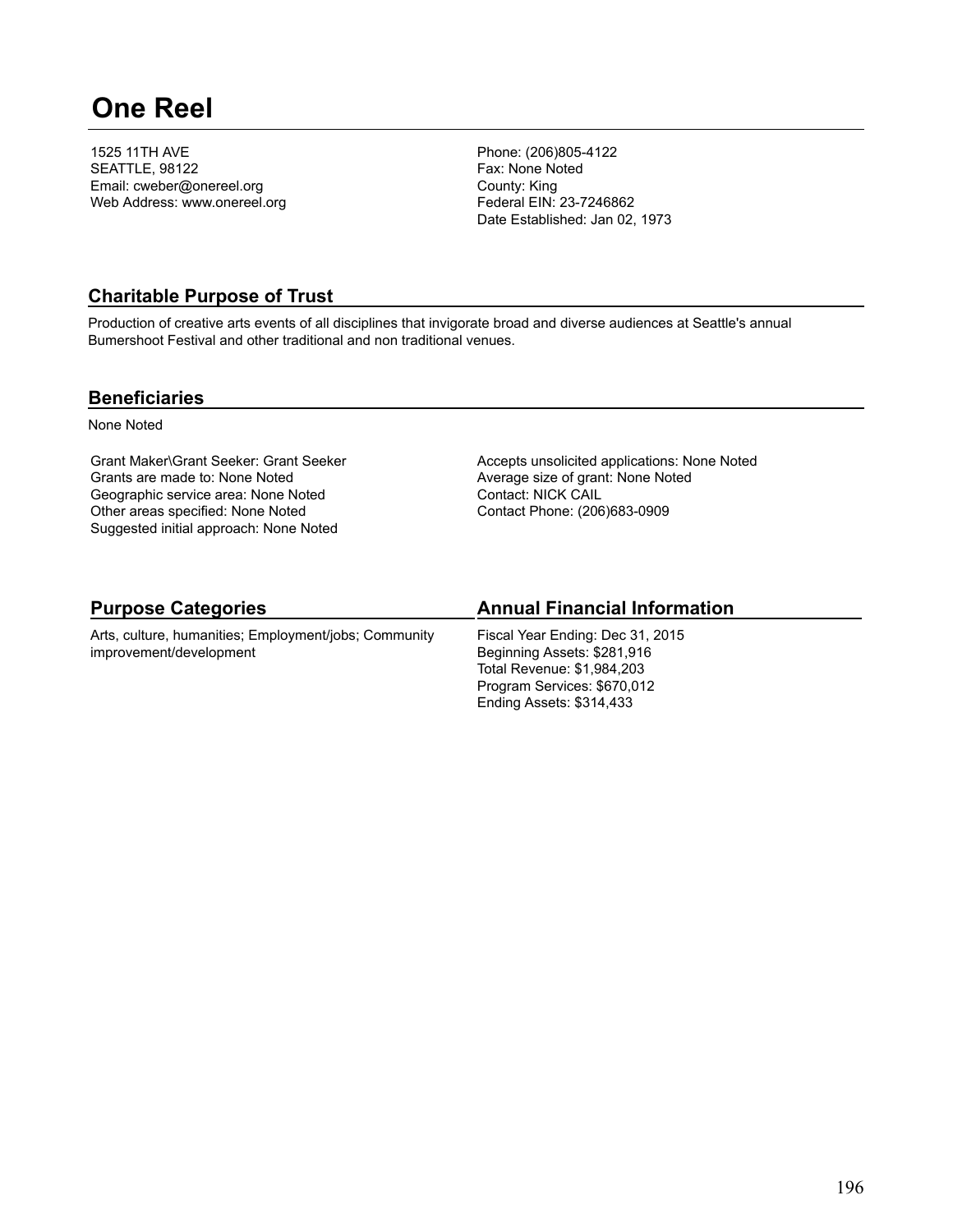# One Reel

1525 11TH AVE
SEATTLE, 98122
Email: cweber@onereel.org
Web Address: www.onereel.org

Phone: (206)805-4122
Fax: None Noted
County: King
Federal EIN: 23-7246862
Date Established: Jan 02, 1973

## Charitable Purpose of Trust

Production of creative arts events of all disciplines that invigorate broad and diverse audiences at Seattle's annual Bumershoot Festival and other traditional and non traditional venues.

## Beneficiaries

None Noted

Grant Maker\Grant Seeker: Grant Seeker
Grants are made to: None Noted
Geographic service area: None Noted
Other areas specified: None Noted
Suggested initial approach: None Noted

Accepts unsolicited applications: None Noted
Average size of grant: None Noted
Contact: NICK CAIL
Contact Phone: (206)683-0909

## Purpose Categories

Arts, culture, humanities; Employment/jobs; Community improvement/development

## Annual Financial Information

Fiscal Year Ending: Dec 31, 2015
Beginning Assets: $281,916
Total Revenue: $1,984,203
Program Services: $670,012
Ending Assets: $314,433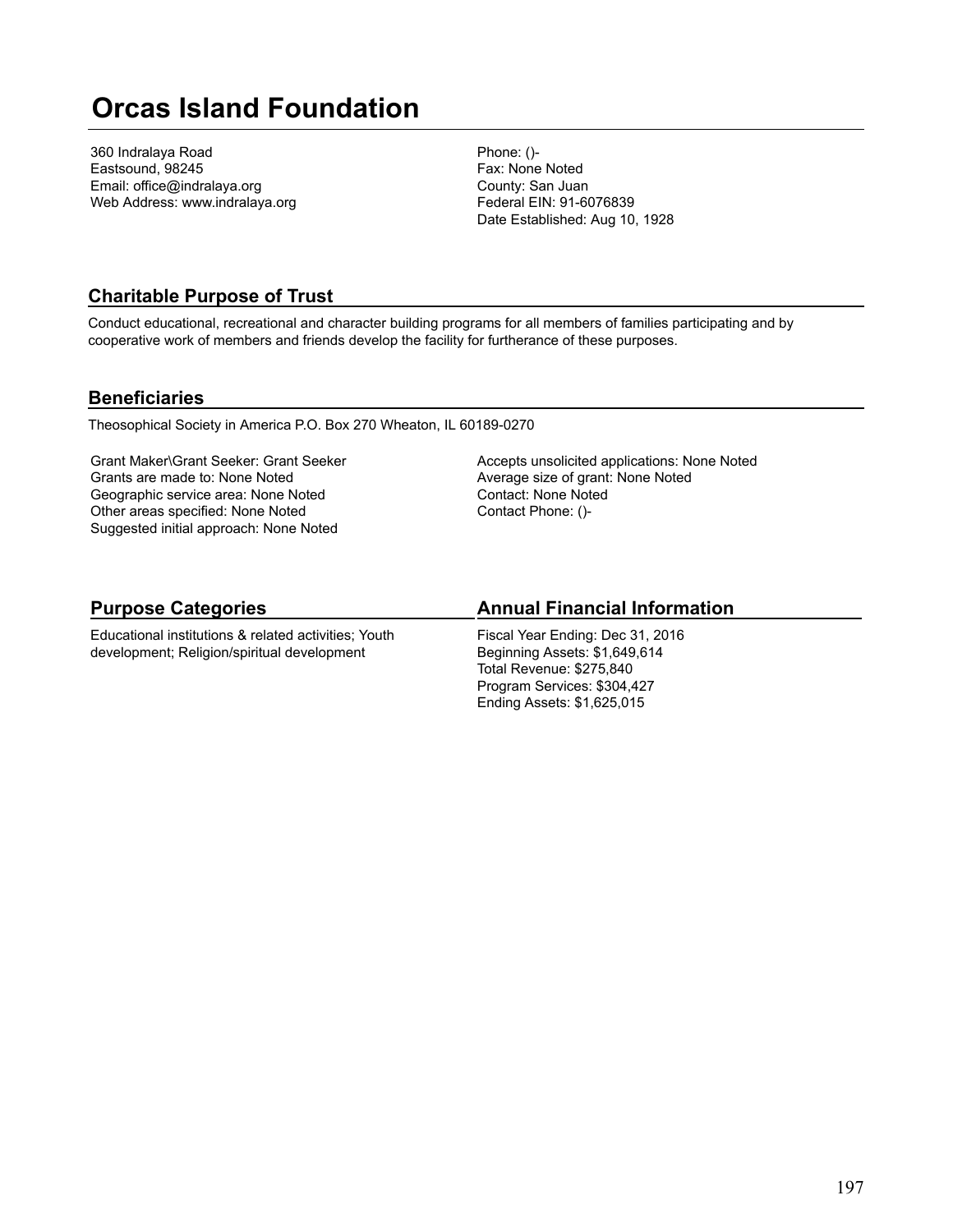# Orcas Island Foundation

360 Indralaya Road
Eastsound, 98245
Email: office@indralaya.org
Web Address: www.indralaya.org

Phone: ()-
Fax: None Noted
County: San Juan
Federal EIN: 91-6076839
Date Established: Aug 10, 1928

## Charitable Purpose of Trust

Conduct educational, recreational and character building programs for all members of families participating and by cooperative work of members and friends develop the facility for furtherance of these purposes.

## Beneficiaries

Theosophical Society in America P.O. Box 270 Wheaton, IL 60189-0270

Grant Maker\Grant Seeker: Grant Seeker
Grants are made to: None Noted
Geographic service area: None Noted
Other areas specified: None Noted
Suggested initial approach: None Noted

Accepts unsolicited applications: None Noted
Average size of grant: None Noted
Contact: None Noted
Contact Phone: ()-

## Purpose Categories

Educational institutions & related activities; Youth development; Religion/spiritual development

## Annual Financial Information

Fiscal Year Ending: Dec 31, 2016
Beginning Assets: $1,649,614
Total Revenue: $275,840
Program Services: $304,427
Ending Assets: $1,625,015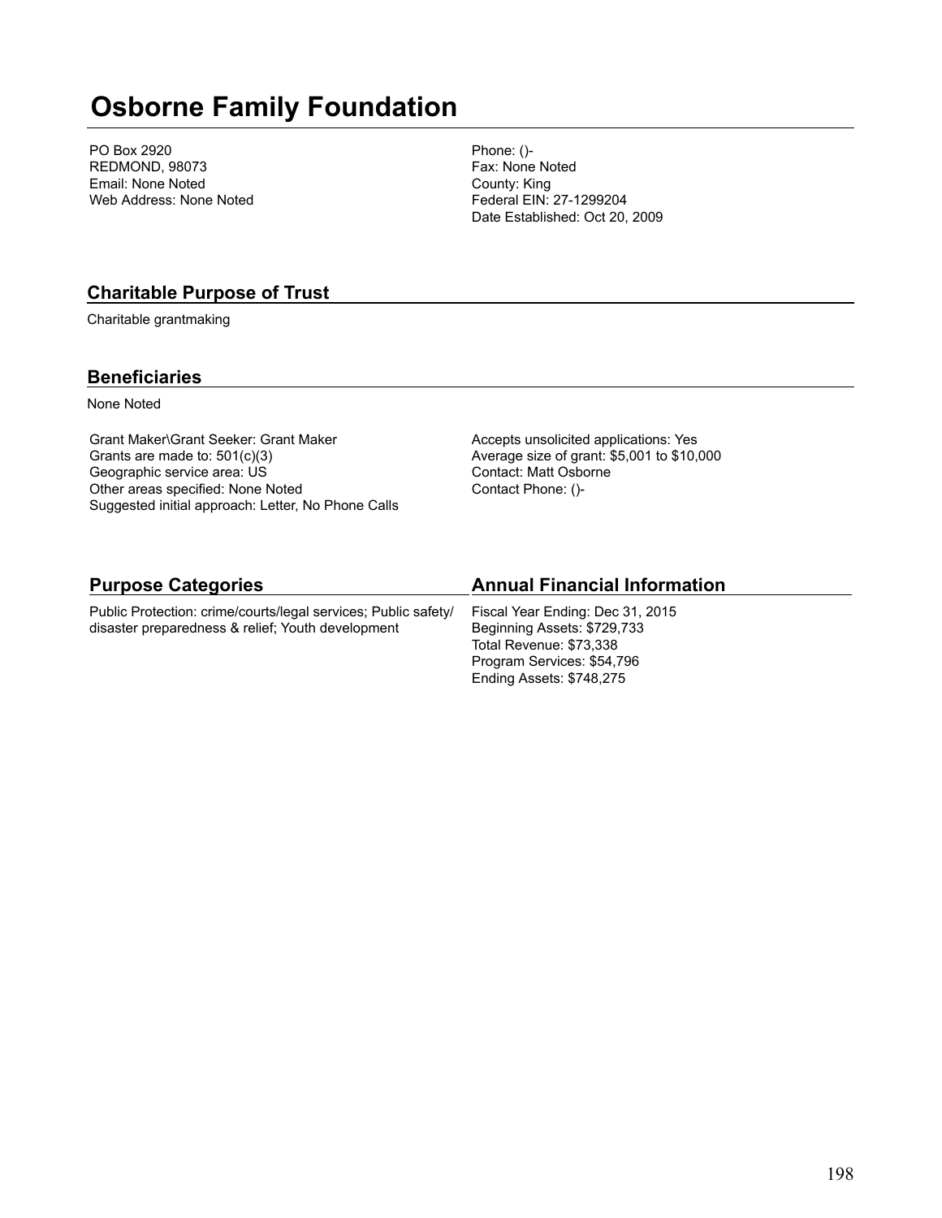# Osborne Family Foundation

PO Box 2920
REDMOND, 98073
Email: None Noted
Web Address: None Noted

Phone: ()-
Fax: None Noted
County: King
Federal EIN: 27-1299204
Date Established: Oct 20, 2009

## Charitable Purpose of Trust

Charitable grantmaking

## Beneficiaries

None Noted

Grant Maker\Grant Seeker: Grant Maker
Grants are made to: 501(c)(3)
Geographic service area: US
Other areas specified: None Noted
Suggested initial approach: Letter, No Phone Calls

Accepts unsolicited applications: Yes
Average size of grant: $5,001 to $10,000
Contact: Matt Osborne
Contact Phone: ()-

## Purpose Categories

Public Protection: crime/courts/legal services; Public safety/disaster preparedness & relief; Youth development

## Annual Financial Information

Fiscal Year Ending: Dec 31, 2015
Beginning Assets: $729,733
Total Revenue: $73,338
Program Services: $54,796
Ending Assets: $748,275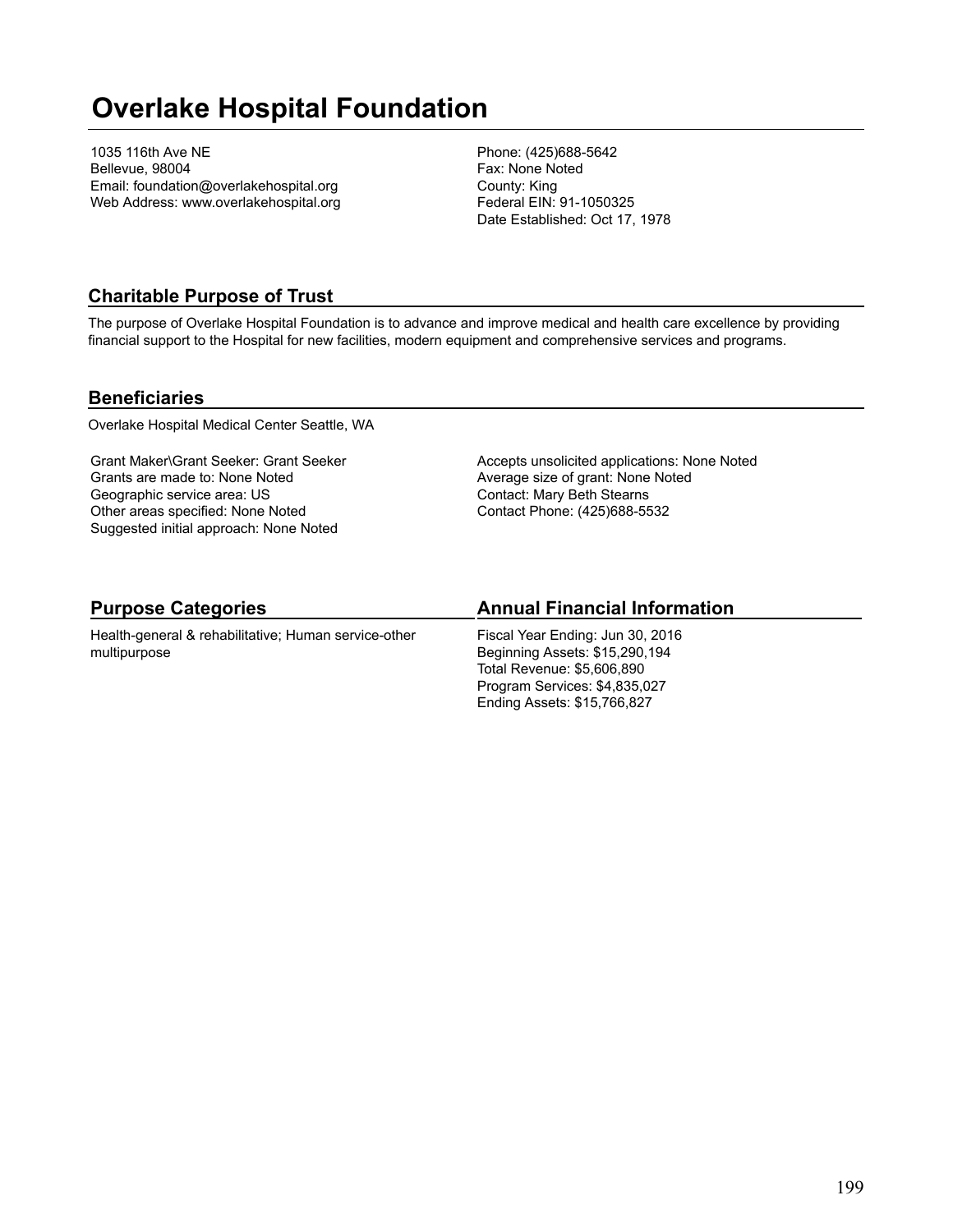# Overlake Hospital Foundation

1035 116th Ave NE
Bellevue, 98004
Email: foundation@overlakehospital.org
Web Address: www.overlakehospital.org

Phone: (425)688-5642
Fax: None Noted
County: King
Federal EIN: 91-1050325
Date Established: Oct 17, 1978

## Charitable Purpose of Trust

The purpose of Overlake Hospital Foundation is to advance and improve medical and health care excellence by providing financial support to the Hospital for new facilities, modern equipment and comprehensive services and programs.

## Beneficiaries

Overlake Hospital Medical Center Seattle, WA

Grant Maker\Grant Seeker: Grant Seeker
Grants are made to: None Noted
Geographic service area: US
Other areas specified: None Noted
Suggested initial approach: None Noted

Accepts unsolicited applications: None Noted
Average size of grant: None Noted
Contact: Mary Beth Stearns
Contact Phone: (425)688-5532

## Purpose Categories

Health-general & rehabilitative; Human service-other multipurpose

## Annual Financial Information

Fiscal Year Ending: Jun 30, 2016
Beginning Assets: $15,290,194
Total Revenue: $5,606,890
Program Services: $4,835,027
Ending Assets: $15,766,827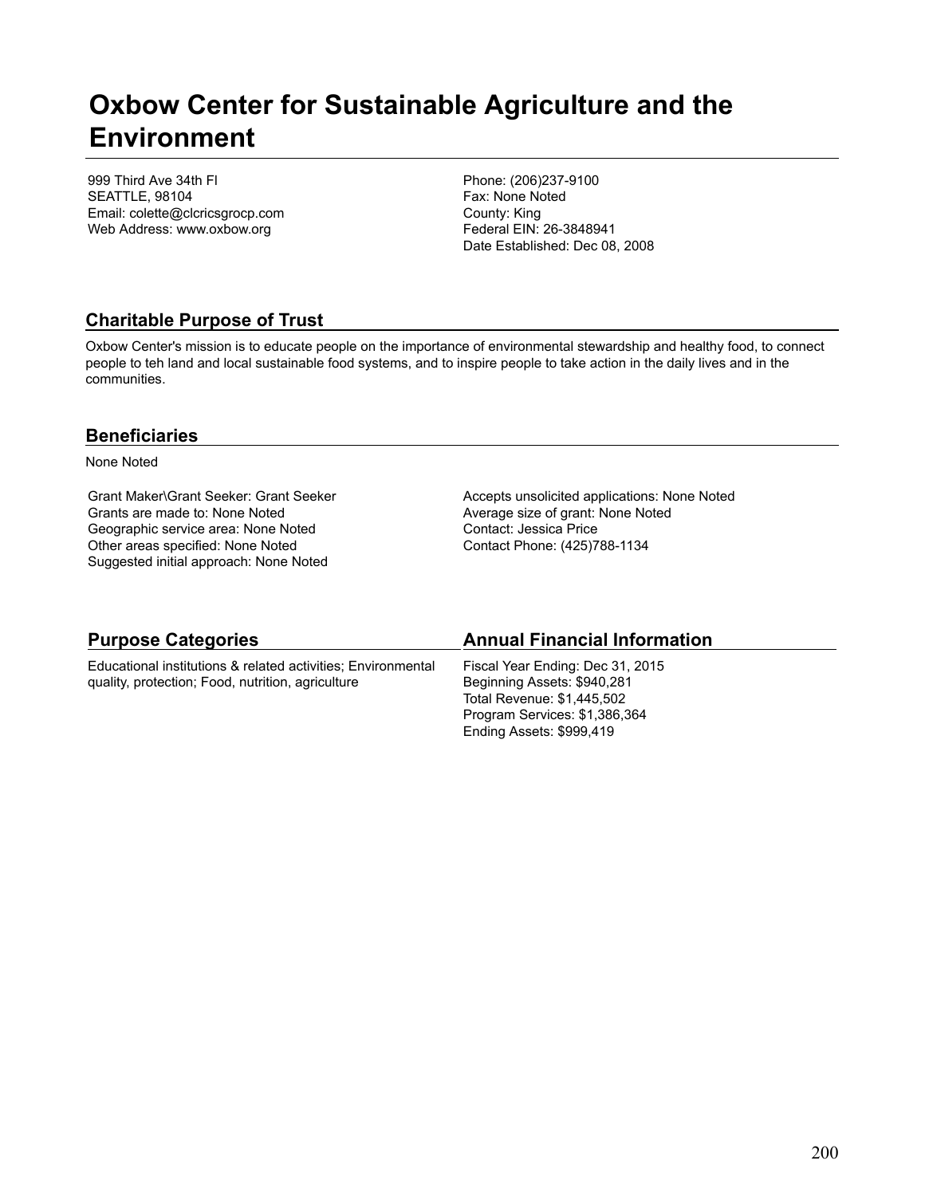# Oxbow Center for Sustainable Agriculture and the Environment

999 Third Ave 34th Fl
SEATTLE, 98104
Email: colette@clcricsgrocp.com
Web Address: www.oxbow.org

Phone: (206)237-9100
Fax: None Noted
County: King
Federal EIN: 26-3848941
Date Established: Dec 08, 2008

## Charitable Purpose of Trust

Oxbow Center's mission is to educate people on the importance of environmental stewardship and healthy food, to connect people to teh land and local sustainable food systems, and to inspire people to take action in the daily lives and in the communities.

## Beneficiaries

None Noted

Grant Maker\Grant Seeker: Grant Seeker
Grants are made to: None Noted
Geographic service area: None Noted
Other areas specified: None Noted
Suggested initial approach: None Noted

Accepts unsolicited applications: None Noted
Average size of grant: None Noted
Contact: Jessica Price
Contact Phone: (425)788-1134

## Purpose Categories

Educational institutions & related activities; Environmental quality, protection; Food, nutrition, agriculture

## Annual Financial Information

Fiscal Year Ending: Dec 31, 2015
Beginning Assets: $940,281
Total Revenue: $1,445,502
Program Services: $1,386,364
Ending Assets: $999,419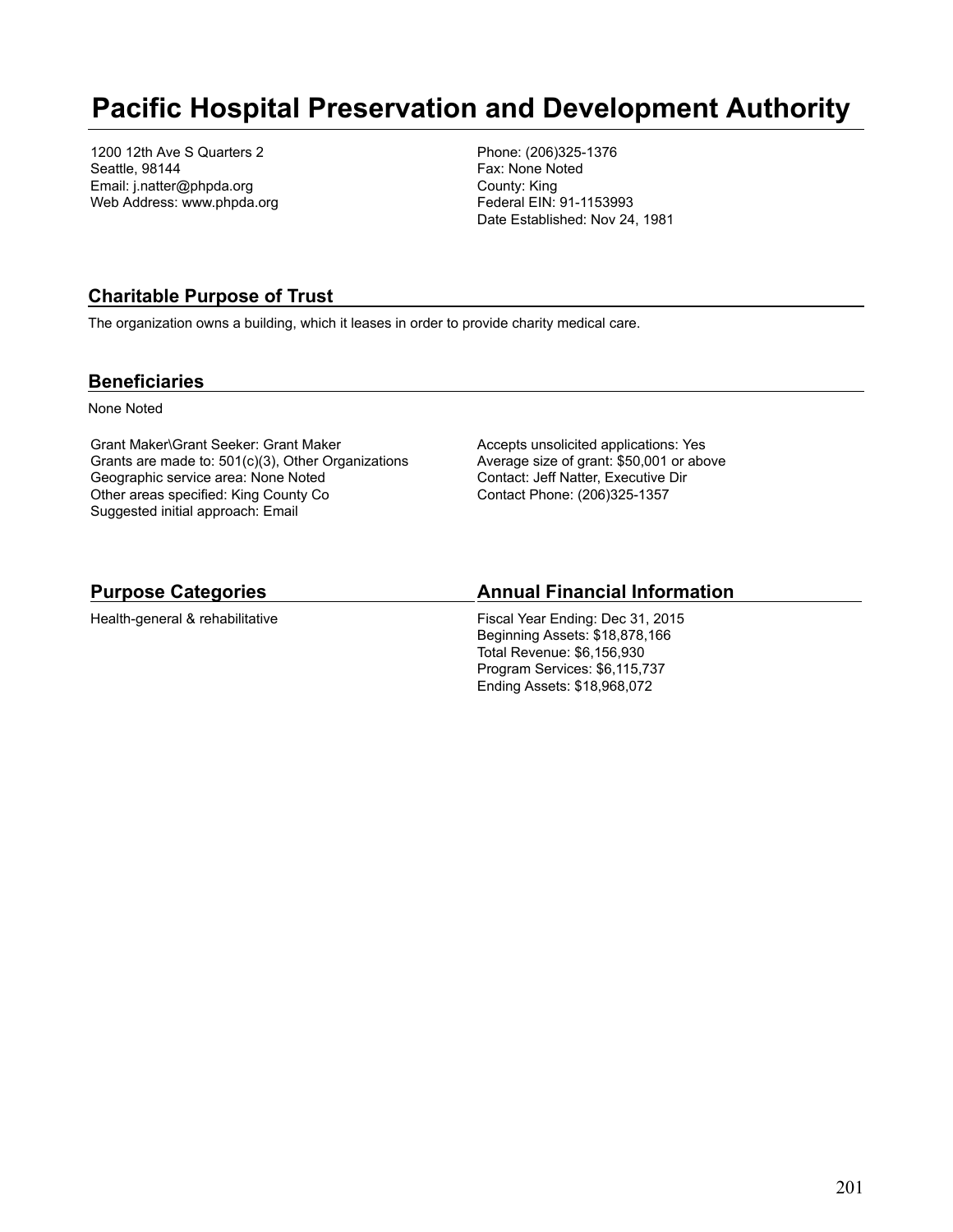# Pacific Hospital Preservation and Development Authority

1200 12th Ave S Quarters 2
Seattle, 98144
Email: j.natter@phpda.org
Web Address: www.phpda.org

Phone: (206)325-1376
Fax: None Noted
County: King
Federal EIN: 91-1153993
Date Established: Nov 24, 1981

## Charitable Purpose of Trust

The organization owns a building, which it leases in order to provide charity medical care.

## Beneficiaries

None Noted

Grant Maker\Grant Seeker: Grant Maker
Grants are made to: 501(c)(3), Other Organizations
Geographic service area: None Noted
Other areas specified: King County Co
Suggested initial approach: Email

Accepts unsolicited applications: Yes
Average size of grant: $50,001 or above
Contact: Jeff Natter, Executive Dir
Contact Phone: (206)325-1357

## Purpose Categories

Health-general & rehabilitative

## Annual Financial Information

Fiscal Year Ending: Dec 31, 2015
Beginning Assets: $18,878,166
Total Revenue: $6,156,930
Program Services: $6,115,737
Ending Assets: $18,968,072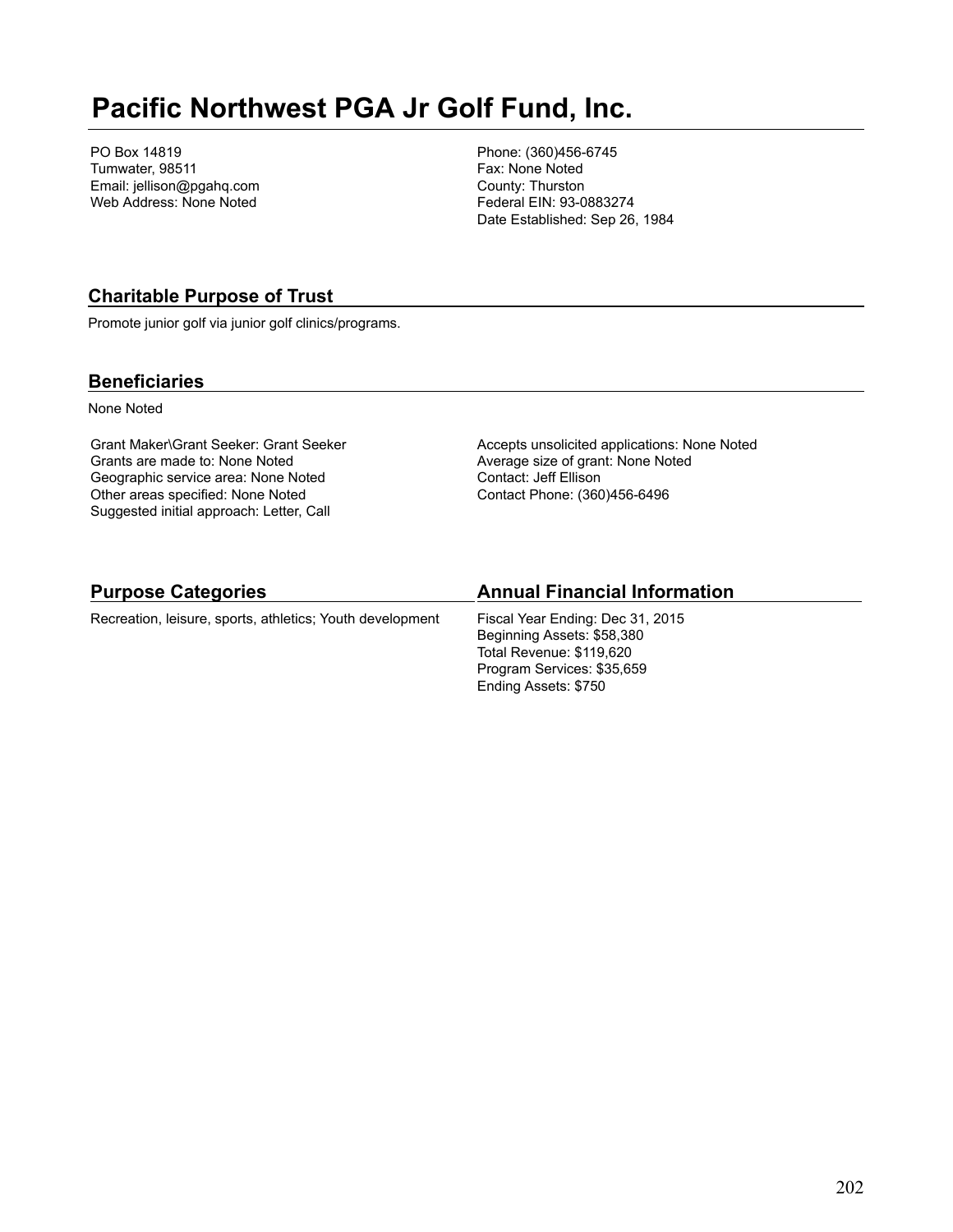# Pacific Northwest PGA Jr Golf Fund, Inc.

PO Box 14819
Tumwater, 98511
Email: jellison@pgahq.com
Web Address: None Noted

Phone: (360)456-6745
Fax: None Noted
County: Thurston
Federal EIN: 93-0883274
Date Established: Sep 26, 1984

## Charitable Purpose of Trust

Promote junior golf via junior golf clinics/programs.

## Beneficiaries

None Noted

Grant Maker\Grant Seeker: Grant Seeker
Grants are made to: None Noted
Geographic service area: None Noted
Other areas specified: None Noted
Suggested initial approach: Letter, Call

Accepts unsolicited applications: None Noted
Average size of grant: None Noted
Contact: Jeff Ellison
Contact Phone: (360)456-6496

## Purpose Categories

Recreation, leisure, sports, athletics; Youth development

## Annual Financial Information

Fiscal Year Ending: Dec 31, 2015
Beginning Assets: $58,380
Total Revenue: $119,620
Program Services: $35,659
Ending Assets: $750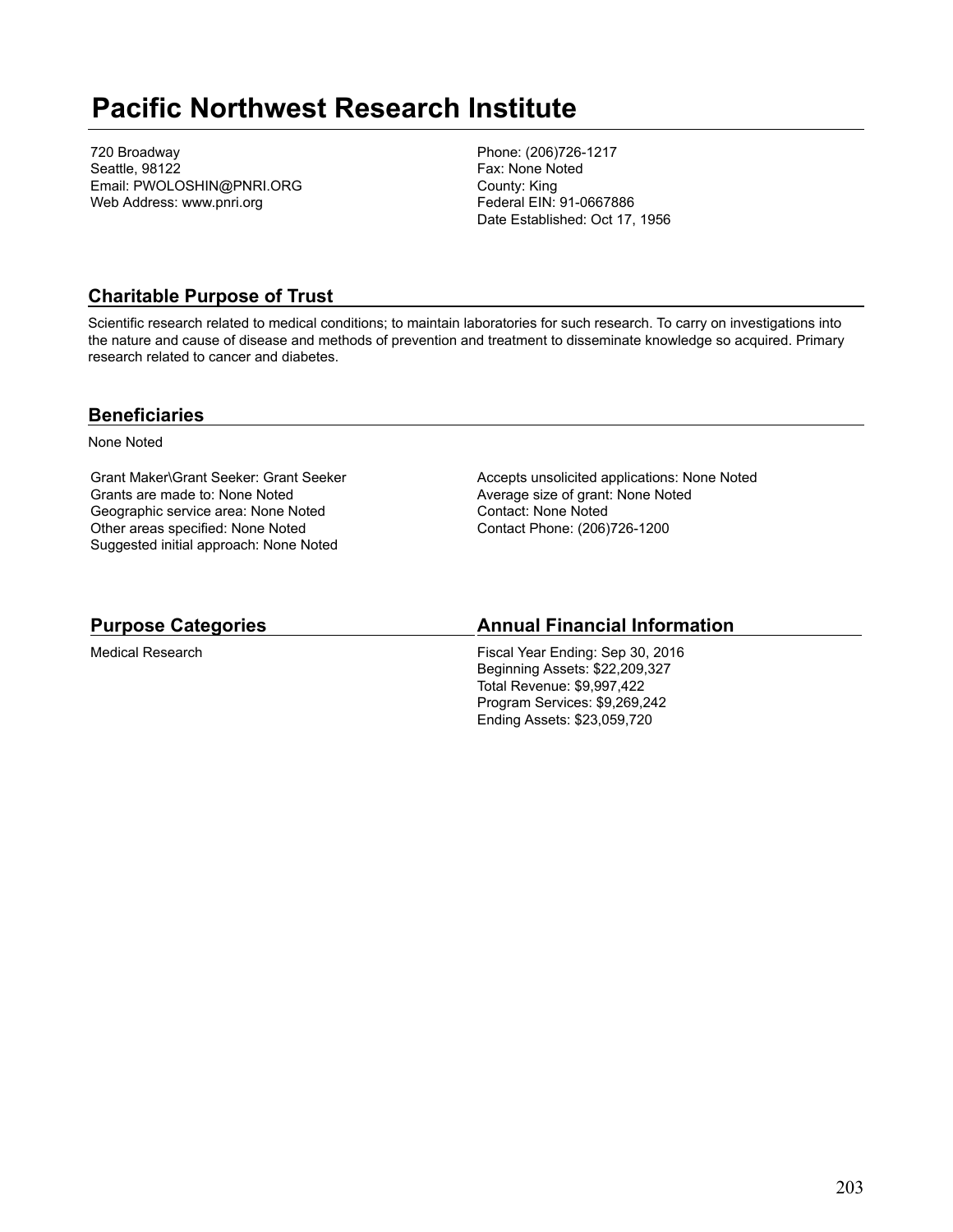# Pacific Northwest Research Institute

720 Broadway
Seattle, 98122
Email: PWOLOSHIN@PNRI.ORG
Web Address: www.pnri.org

Phone: (206)726-1217
Fax: None Noted
County: King
Federal EIN: 91-0667886
Date Established: Oct 17, 1956

## Charitable Purpose of Trust

Scientific research related to medical conditions; to maintain laboratories for such research. To carry on investigations into the nature and cause of disease and methods of prevention and treatment to disseminate knowledge so acquired. Primary research related to cancer and diabetes.

## Beneficiaries

None Noted

Grant Maker\Grant Seeker: Grant Seeker
Grants are made to: None Noted
Geographic service area: None Noted
Other areas specified: None Noted
Suggested initial approach: None Noted

Accepts unsolicited applications: None Noted
Average size of grant: None Noted
Contact: None Noted
Contact Phone: (206)726-1200

## Purpose Categories

Medical Research

## Annual Financial Information

Fiscal Year Ending: Sep 30, 2016
Beginning Assets: $22,209,327
Total Revenue: $9,997,422
Program Services: $9,269,242
Ending Assets: $23,059,720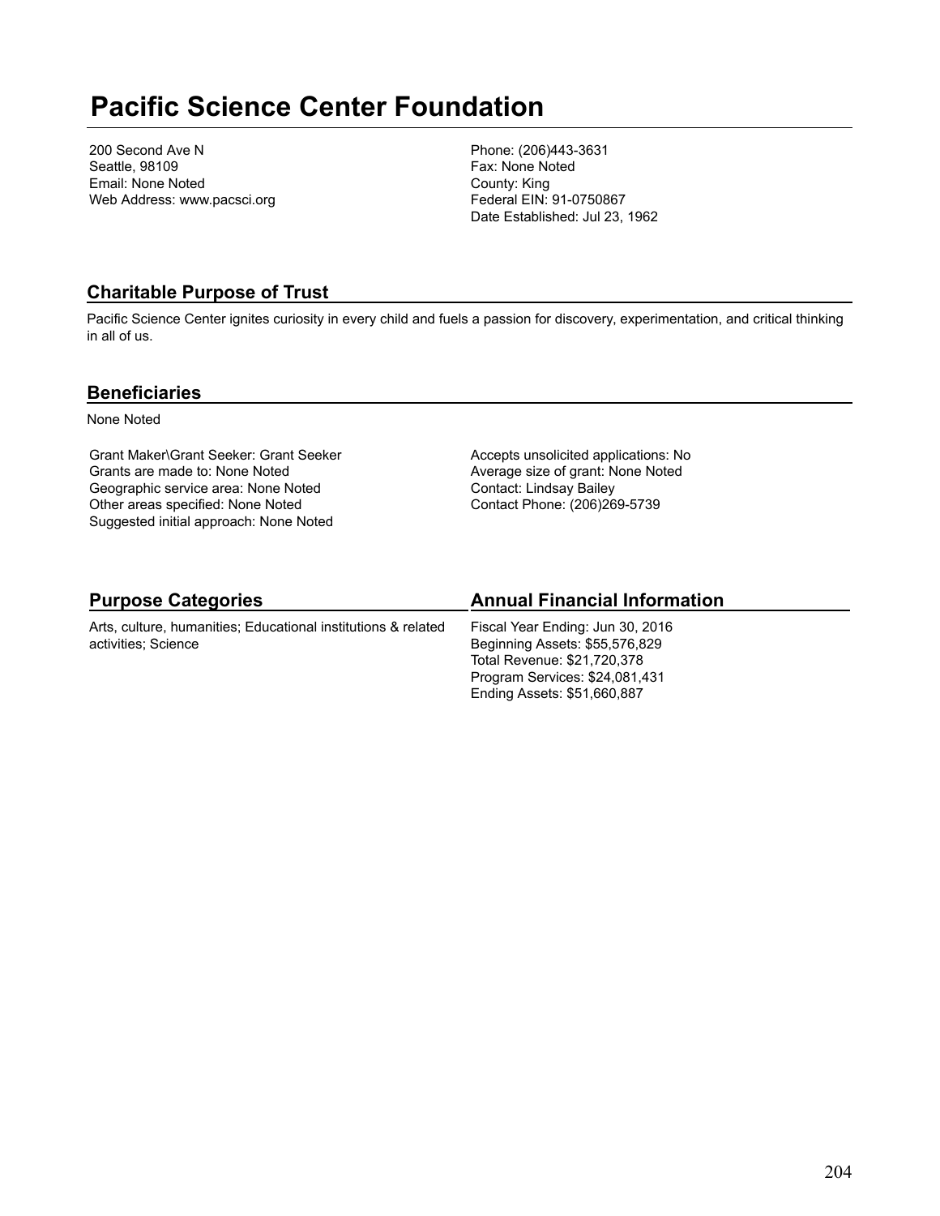# Pacific Science Center Foundation

200 Second Ave N
Seattle, 98109
Email: None Noted
Web Address: www.pacsci.org

Phone: (206)443-3631
Fax: None Noted
County: King
Federal EIN: 91-0750867
Date Established: Jul 23, 1962

## Charitable Purpose of Trust

Pacific Science Center ignites curiosity in every child and fuels a passion for discovery, experimentation, and critical thinking in all of us.

## Beneficiaries

None Noted

Grant Maker\Grant Seeker: Grant Seeker
Grants are made to: None Noted
Geographic service area: None Noted
Other areas specified: None Noted
Suggested initial approach: None Noted

Accepts unsolicited applications: No
Average size of grant: None Noted
Contact: Lindsay Bailey
Contact Phone: (206)269-5739

## Purpose Categories

Arts, culture, humanities; Educational institutions & related activities; Science

## Annual Financial Information

Fiscal Year Ending: Jun 30, 2016
Beginning Assets: $55,576,829
Total Revenue: $21,720,378
Program Services: $24,081,431
Ending Assets: $51,660,887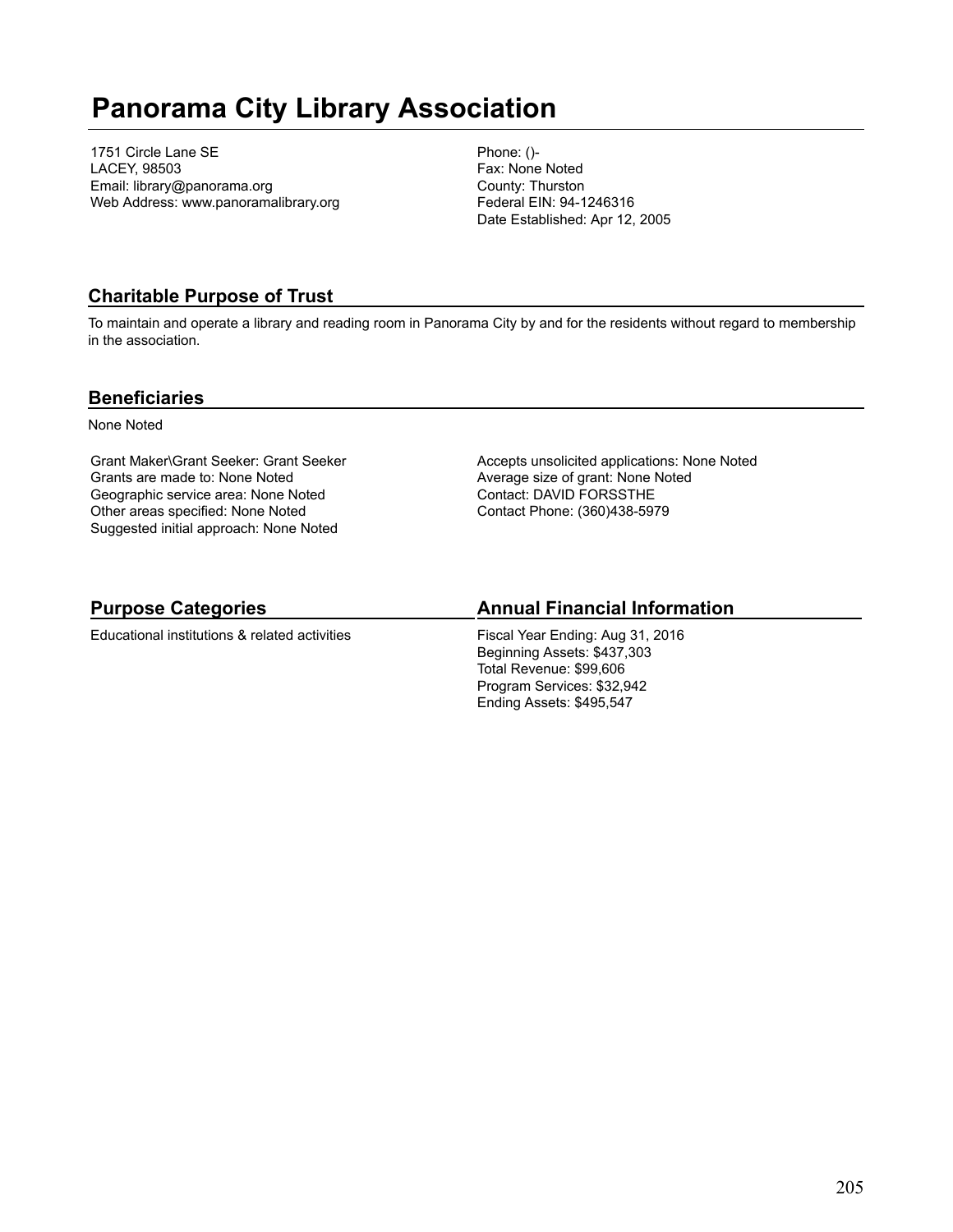# Panorama City Library Association

1751 Circle Lane SE
LACEY, 98503
Email: library@panorama.org
Web Address: www.panoramalibrary.org

Phone: ()-
Fax: None Noted
County: Thurston
Federal EIN: 94-1246316
Date Established: Apr 12, 2005

## Charitable Purpose of Trust

To maintain and operate a library and reading room in Panorama City by and for the residents without regard to membership in the association.

## Beneficiaries

None Noted

Grant Maker\Grant Seeker: Grant Seeker
Grants are made to: None Noted
Geographic service area: None Noted
Other areas specified: None Noted
Suggested initial approach: None Noted

Accepts unsolicited applications: None Noted
Average size of grant: None Noted
Contact: DAVID FORSSTHE
Contact Phone: (360)438-5979

## Purpose Categories

Educational institutions & related activities

## Annual Financial Information

Fiscal Year Ending: Aug 31, 2016
Beginning Assets: $437,303
Total Revenue: $99,606
Program Services: $32,942
Ending Assets: $495,547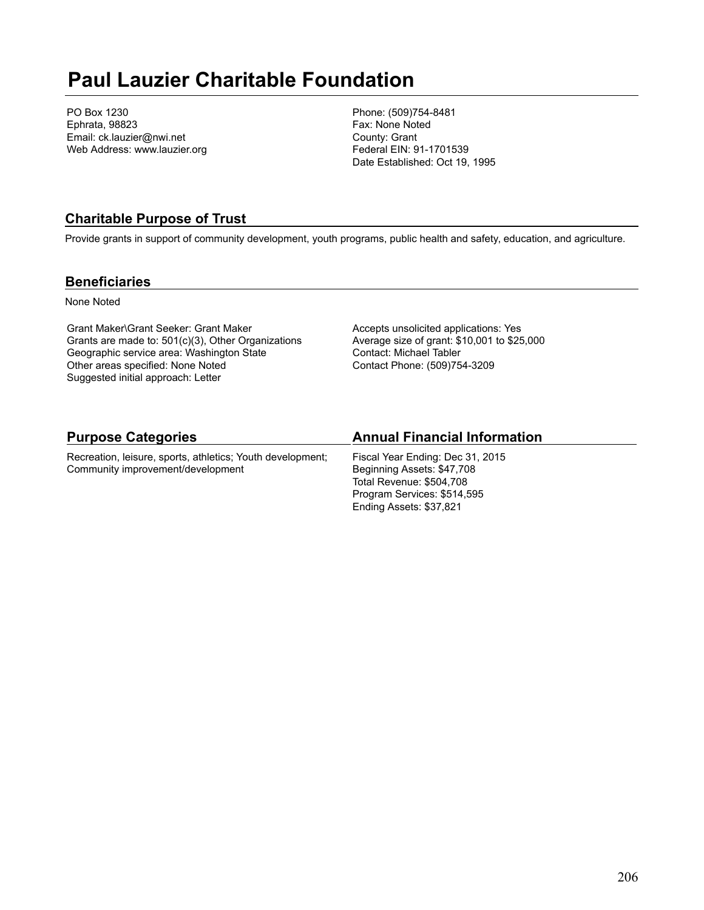# Paul Lauzier Charitable Foundation

PO Box 1230
Ephrata, 98823
Email: ck.lauzier@nwi.net
Web Address: www.lauzier.org

Phone: (509)754-8481
Fax: None Noted
County: Grant
Federal EIN: 91-1701539
Date Established: Oct 19, 1995

## Charitable Purpose of Trust

Provide grants in support of community development, youth programs, public health and safety, education, and agriculture.

## Beneficiaries

None Noted

Grant Maker\Grant Seeker: Grant Maker
Grants are made to: 501(c)(3), Other Organizations
Geographic service area: Washington State
Other areas specified: None Noted
Suggested initial approach: Letter

Accepts unsolicited applications: Yes
Average size of grant: $10,001 to $25,000
Contact: Michael Tabler
Contact Phone: (509)754-3209

## Purpose Categories

Recreation, leisure, sports, athletics; Youth development; Community improvement/development

## Annual Financial Information

Fiscal Year Ending: Dec 31, 2015
Beginning Assets: $47,708
Total Revenue: $504,708
Program Services: $514,595
Ending Assets: $37,821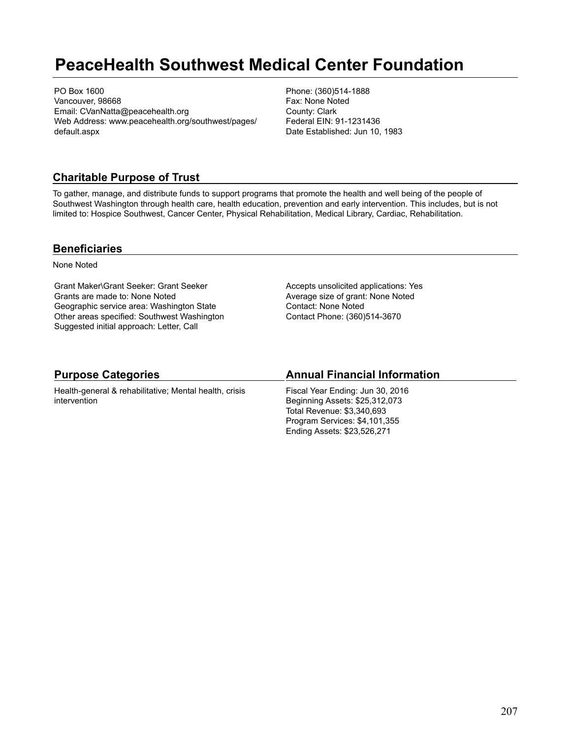# PeaceHealth Southwest Medical Center Foundation

PO Box 1600
Vancouver, 98668
Email: CVanNatta@peacehealth.org
Web Address: www.peacehealth.org/southwest/pages/default.aspx

Phone: (360)514-1888
Fax: None Noted
County: Clark
Federal EIN: 91-1231436
Date Established: Jun 10, 1983

## Charitable Purpose of Trust

To gather, manage, and distribute funds to support programs that promote the health and well being of the people of Southwest Washington through health care, health education, prevention and early intervention. This includes, but is not limited to: Hospice Southwest, Cancer Center, Physical Rehabilitation, Medical Library, Cardiac, Rehabilitation.

## Beneficiaries

None Noted

Grant Maker\Grant Seeker: Grant Seeker
Grants are made to: None Noted
Geographic service area: Washington State
Other areas specified: Southwest Washington
Suggested initial approach: Letter, Call

Accepts unsolicited applications: Yes
Average size of grant: None Noted
Contact: None Noted
Contact Phone: (360)514-3670

## Purpose Categories

Health-general & rehabilitative; Mental health, crisis intervention

## Annual Financial Information

Fiscal Year Ending: Jun 30, 2016
Beginning Assets: $25,312,073
Total Revenue: $3,340,693
Program Services: $4,101,355
Ending Assets: $23,526,271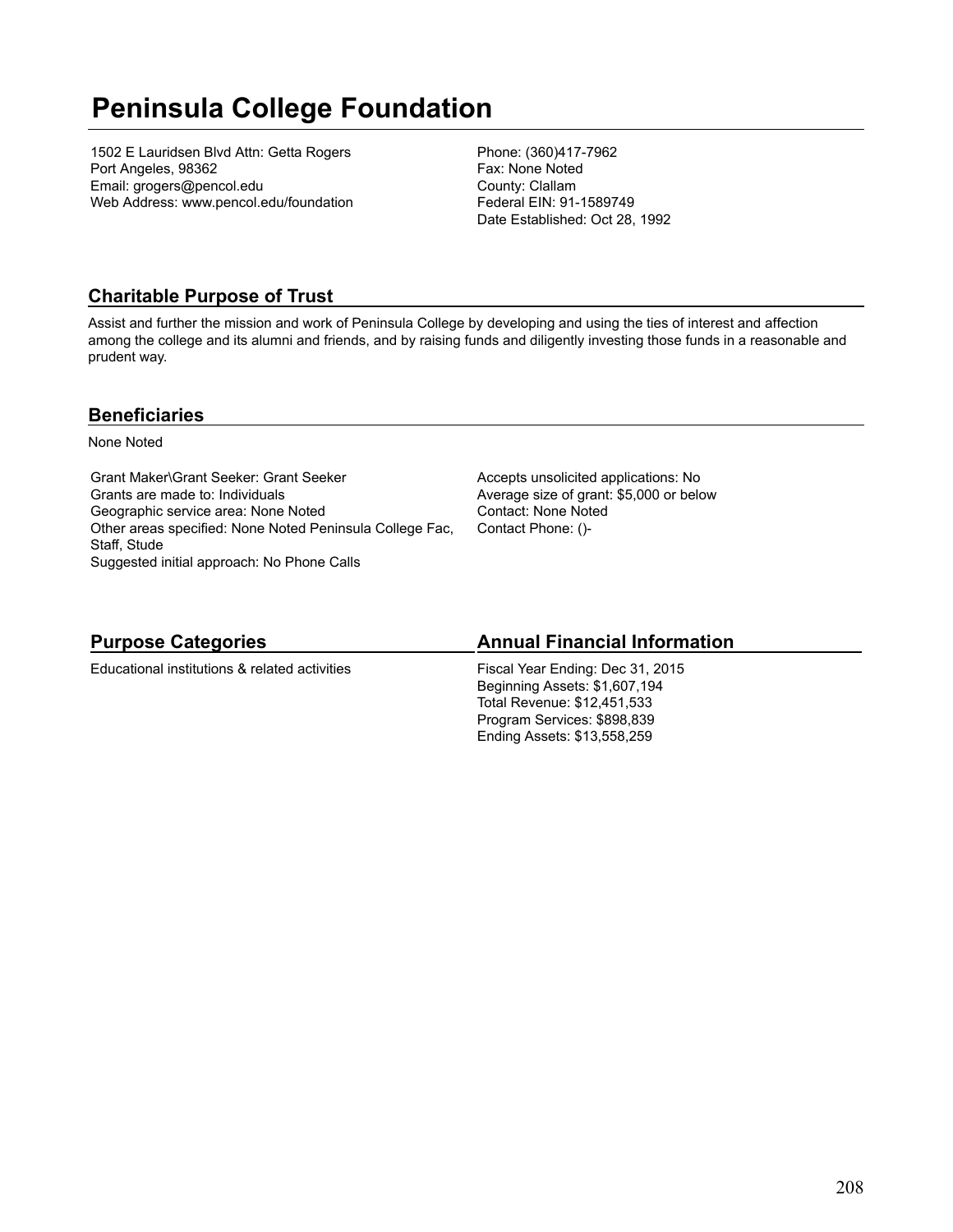# Peninsula College Foundation

1502 E Lauridsen Blvd Attn: Getta Rogers
Port Angeles, 98362
Email: grogers@pencol.edu
Web Address: www.pencol.edu/foundation

Phone: (360)417-7962
Fax: None Noted
County: Clallam
Federal EIN: 91-1589749
Date Established: Oct 28, 1992

## Charitable Purpose of Trust

Assist and further the mission and work of Peninsula College by developing and using the ties of interest and affection among the college and its alumni and friends, and by raising funds and diligently investing those funds in a reasonable and prudent way.

## Beneficiaries

None Noted

Grant Maker\Grant Seeker: Grant Seeker
Grants are made to: Individuals
Geographic service area: None Noted
Other areas specified: None Noted Peninsula College Fac, Staff, Stude
Suggested initial approach: No Phone Calls

Accepts unsolicited applications: No
Average size of grant: $5,000 or below
Contact: None Noted
Contact Phone: ()-

## Purpose Categories

Educational institutions & related activities

## Annual Financial Information

Fiscal Year Ending: Dec 31, 2015
Beginning Assets: $1,607,194
Total Revenue: $12,451,533
Program Services: $898,839
Ending Assets: $13,558,259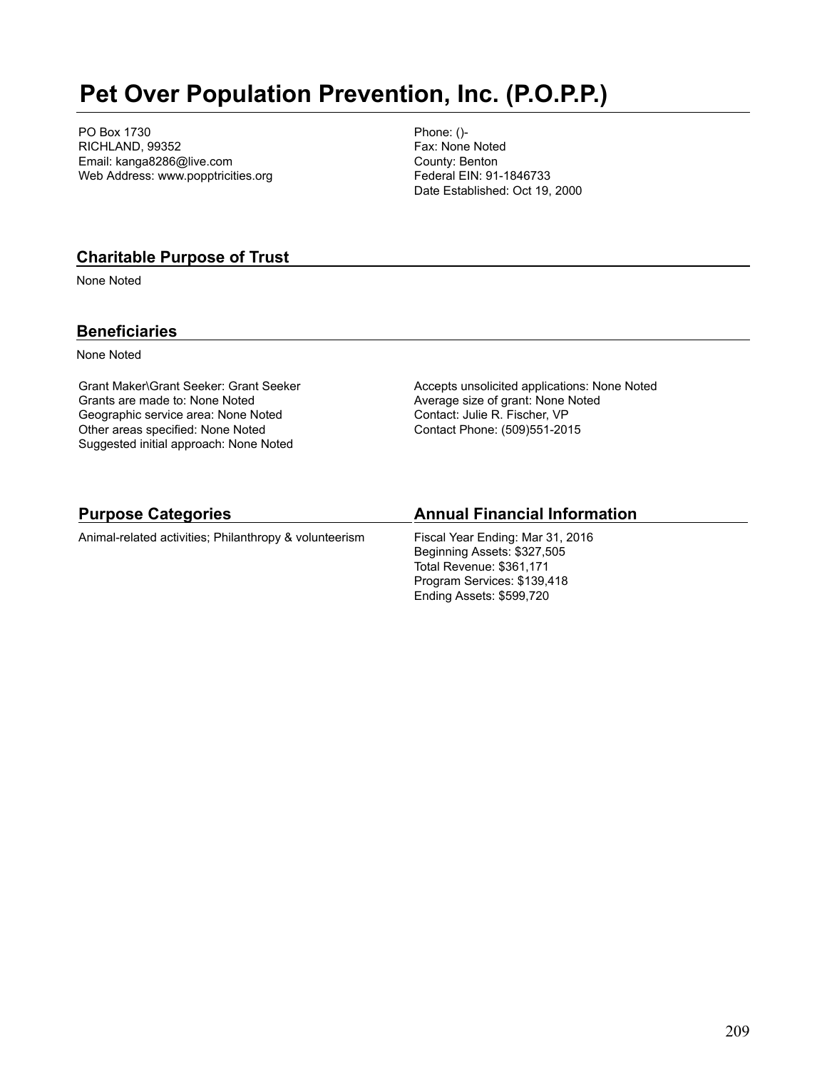# Pet Over Population Prevention, Inc. (P.O.P.P.)

PO Box 1730
RICHLAND, 99352
Email: kanga8286@live.com
Web Address: www.popptricities.org

Phone: ()-
Fax: None Noted
County: Benton
Federal EIN: 91-1846733
Date Established: Oct 19, 2000

## Charitable Purpose of Trust

None Noted

## Beneficiaries

None Noted

Grant Maker\Grant Seeker: Grant Seeker
Grants are made to: None Noted
Geographic service area: None Noted
Other areas specified: None Noted
Suggested initial approach: None Noted

Accepts unsolicited applications: None Noted
Average size of grant: None Noted
Contact: Julie R. Fischer, VP
Contact Phone: (509)551-2015

## Purpose Categories

Animal-related activities; Philanthropy & volunteerism

## Annual Financial Information

Fiscal Year Ending: Mar 31, 2016
Beginning Assets: $327,505
Total Revenue: $361,171
Program Services: $139,418
Ending Assets: $599,720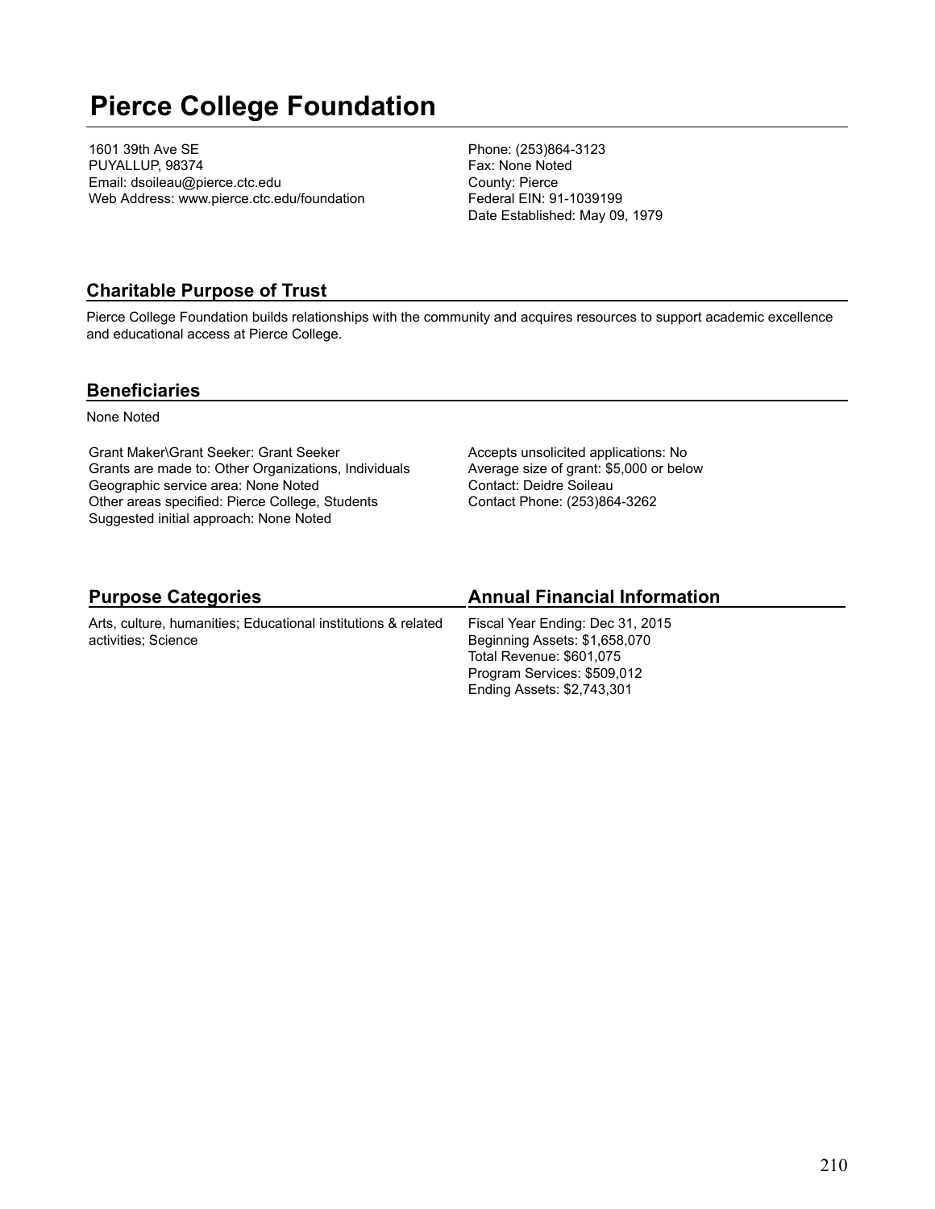# Pierce College Foundation

1601 39th Ave SE
PUYALLUP, 98374
Email: dsoileau@pierce.ctc.edu
Web Address: www.pierce.ctc.edu/foundation

Phone: (253)864-3123
Fax: None Noted
County: Pierce
Federal EIN: 91-1039199
Date Established: May 09, 1979

## Charitable Purpose of Trust

Pierce College Foundation builds relationships with the community and acquires resources to support academic excellence and educational access at Pierce College.

## Beneficiaries

None Noted

Grant Maker\Grant Seeker: Grant Seeker
Grants are made to: Other Organizations, Individuals
Geographic service area: None Noted
Other areas specified: Pierce College, Students
Suggested initial approach: None Noted

Accepts unsolicited applications: No
Average size of grant: $5,000 or below
Contact: Deidre Soileau
Contact Phone: (253)864-3262

## Purpose Categories

Arts, culture, humanities; Educational institutions & related activities; Science

## Annual Financial Information

Fiscal Year Ending: Dec 31, 2015
Beginning Assets: $1,658,070
Total Revenue: $601,075
Program Services: $509,012
Ending Assets: $2,743,301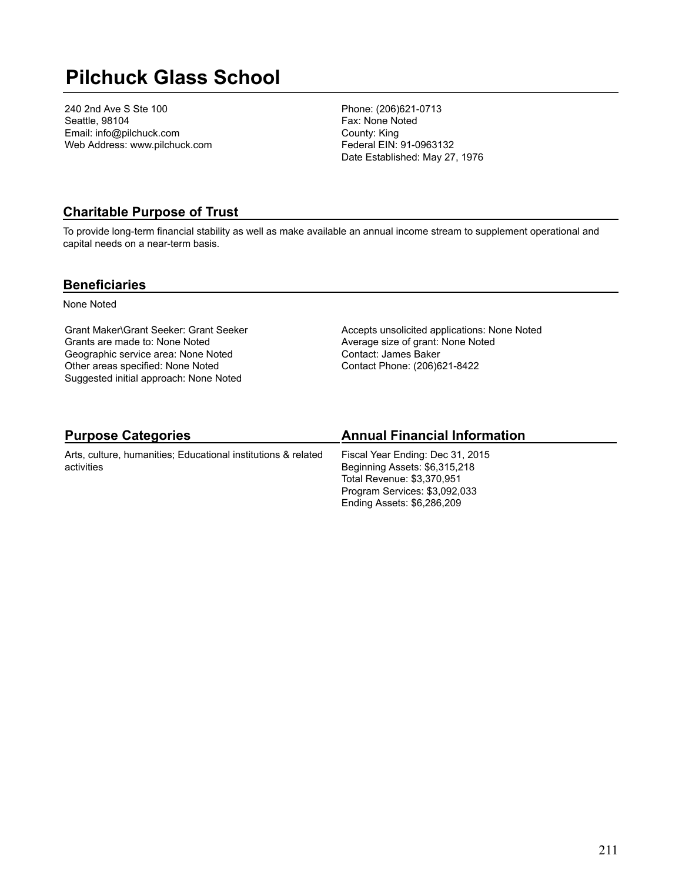# Pilchuck Glass School

240 2nd Ave S Ste 100
Seattle, 98104
Email: info@pilchuck.com
Web Address: www.pilchuck.com

Phone: (206)621-0713
Fax: None Noted
County: King
Federal EIN: 91-0963132
Date Established: May 27, 1976

## Charitable Purpose of Trust

To provide long-term financial stability as well as make available an annual income stream to supplement operational and capital needs on a near-term basis.

## Beneficiaries

None Noted

Grant Maker\Grant Seeker: Grant Seeker
Grants are made to: None Noted
Geographic service area: None Noted
Other areas specified: None Noted
Suggested initial approach: None Noted

Accepts unsolicited applications: None Noted
Average size of grant: None Noted
Contact: James Baker
Contact Phone: (206)621-8422

## Purpose Categories

Arts, culture, humanities; Educational institutions & related activities

## Annual Financial Information

Fiscal Year Ending: Dec 31, 2015
Beginning Assets: $6,315,218
Total Revenue: $3,370,951
Program Services: $3,092,033
Ending Assets: $6,286,209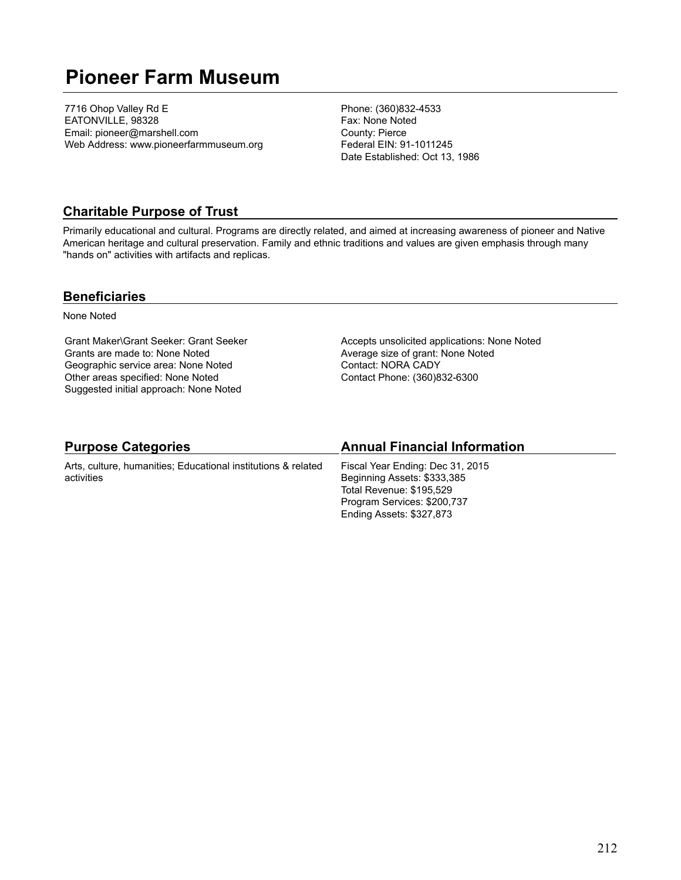# Pioneer Farm Museum

7716 Ohop Valley Rd E
EATONVILLE, 98328
Email: pioneer@marshell.com
Web Address: www.pioneerfarmmuseum.org

Phone: (360)832-4533
Fax: None Noted
County: Pierce
Federal EIN: 91-1011245
Date Established: Oct 13, 1986

## Charitable Purpose of Trust

Primarily educational and cultural. Programs are directly related, and aimed at increasing awareness of pioneer and Native American heritage and cultural preservation. Family and ethnic traditions and values are given emphasis through many "hands on" activities with artifacts and replicas.

## Beneficiaries

None Noted

Grant Maker\Grant Seeker: Grant Seeker
Grants are made to: None Noted
Geographic service area: None Noted
Other areas specified: None Noted
Suggested initial approach: None Noted

Accepts unsolicited applications: None Noted
Average size of grant: None Noted
Contact: NORA CADY
Contact Phone: (360)832-6300

## Purpose Categories

Arts, culture, humanities; Educational institutions & related activities

## Annual Financial Information

Fiscal Year Ending: Dec 31, 2015
Beginning Assets: $333,385
Total Revenue: $195,529
Program Services: $200,737
Ending Assets: $327,873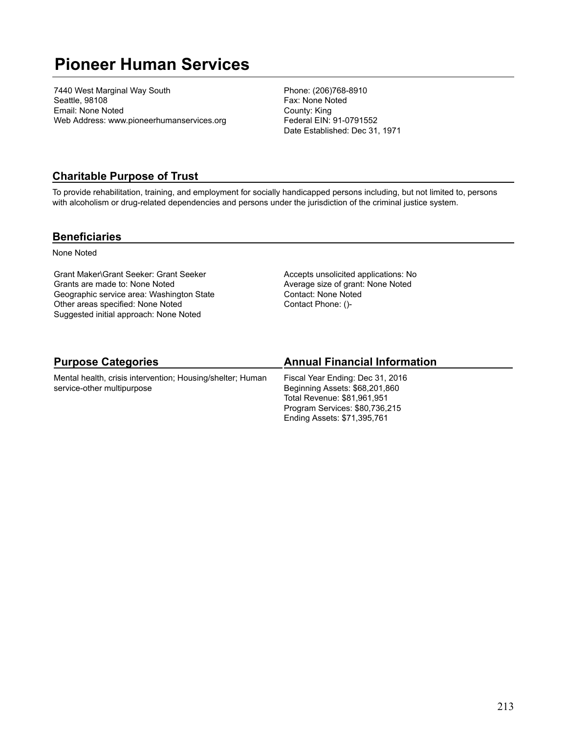# Pioneer Human Services

7440 West Marginal Way South
Seattle, 98108
Email: None Noted
Web Address: www.pioneerhumanservices.org

Phone: (206)768-8910
Fax: None Noted
County: King
Federal EIN: 91-0791552
Date Established: Dec 31, 1971

## Charitable Purpose of Trust

To provide rehabilitation, training, and employment for socially handicapped persons including, but not limited to, persons with alcoholism or drug-related dependencies and persons under the jurisdiction of the criminal justice system.

## Beneficiaries

None Noted

Grant Maker\Grant Seeker: Grant Seeker
Grants are made to: None Noted
Geographic service area: Washington State
Other areas specified: None Noted
Suggested initial approach: None Noted

Accepts unsolicited applications: No
Average size of grant: None Noted
Contact: None Noted
Contact Phone: ()-

## Purpose Categories

Mental health, crisis intervention; Housing/shelter; Human service-other multipurpose

## Annual Financial Information

Fiscal Year Ending: Dec 31, 2016
Beginning Assets: $68,201,860
Total Revenue: $81,961,951
Program Services: $80,736,215
Ending Assets: $71,395,761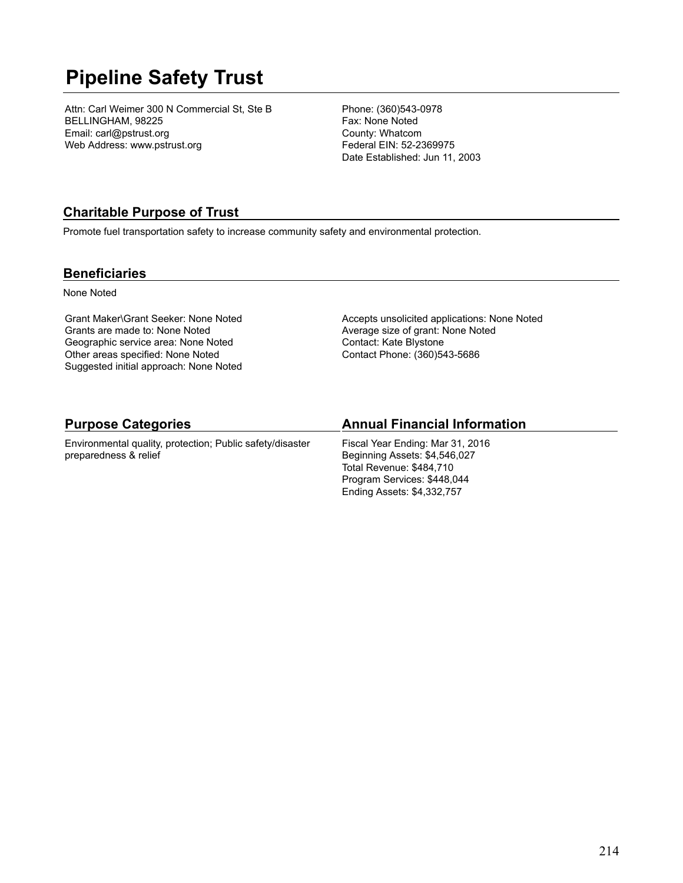# Pipeline Safety Trust

Attn: Carl Weimer 300 N Commercial St, Ste B
BELLINGHAM, 98225
Email: carl@pstrust.org
Web Address: www.pstrust.org

Phone: (360)543-0978
Fax: None Noted
County: Whatcom
Federal EIN: 52-2369975
Date Established: Jun 11, 2003

## Charitable Purpose of Trust

Promote fuel transportation safety to increase community safety and environmental protection.

## Beneficiaries

None Noted

Grant Maker\Grant Seeker: None Noted
Grants are made to: None Noted
Geographic service area: None Noted
Other areas specified: None Noted
Suggested initial approach: None Noted

Accepts unsolicited applications: None Noted
Average size of grant: None Noted
Contact: Kate Blystone
Contact Phone: (360)543-5686

## Purpose Categories

Environmental quality, protection; Public safety/disaster preparedness & relief

## Annual Financial Information

Fiscal Year Ending: Mar 31, 2016
Beginning Assets: $4,546,027
Total Revenue: $484,710
Program Services: $448,044
Ending Assets: $4,332,757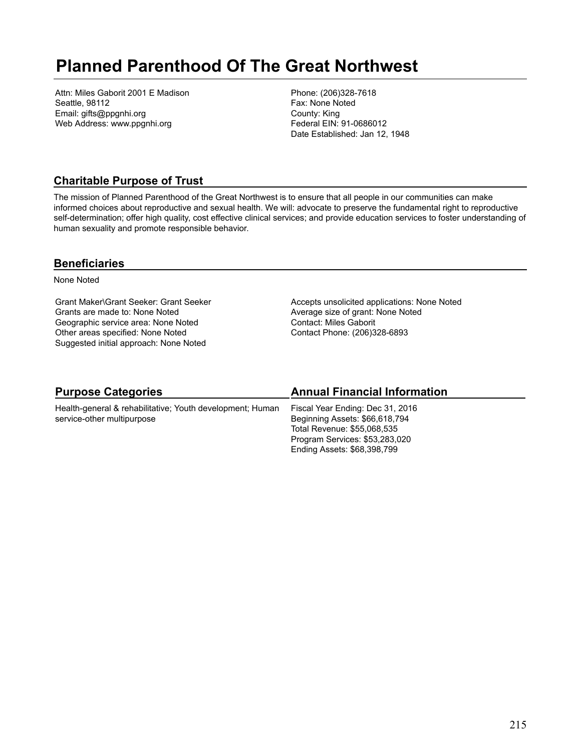# Planned Parenthood Of The Great Northwest

Attn: Miles Gaborit 2001 E Madison
Seattle, 98112
Email: gifts@ppgnhi.org
Web Address: www.ppgnhi.org

Phone: (206)328-7618
Fax: None Noted
County: King
Federal EIN: 91-0686012
Date Established: Jan 12, 1948

## Charitable Purpose of Trust

The mission of Planned Parenthood of the Great Northwest is to ensure that all people in our communities can make informed choices about reproductive and sexual health. We will: advocate to preserve the fundamental right to reproductive self-determination; offer high quality, cost effective clinical services; and provide education services to foster understanding of human sexuality and promote responsible behavior.

## Beneficiaries

None Noted

Grant Maker\Grant Seeker: Grant Seeker
Grants are made to: None Noted
Geographic service area: None Noted
Other areas specified: None Noted
Suggested initial approach: None Noted

Accepts unsolicited applications: None Noted
Average size of grant: None Noted
Contact: Miles Gaborit
Contact Phone: (206)328-6893

## Purpose Categories

Health-general & rehabilitative; Youth development; Human service-other multipurpose

## Annual Financial Information

Fiscal Year Ending: Dec 31, 2016
Beginning Assets: $66,618,794
Total Revenue: $55,068,535
Program Services: $53,283,020
Ending Assets: $68,398,799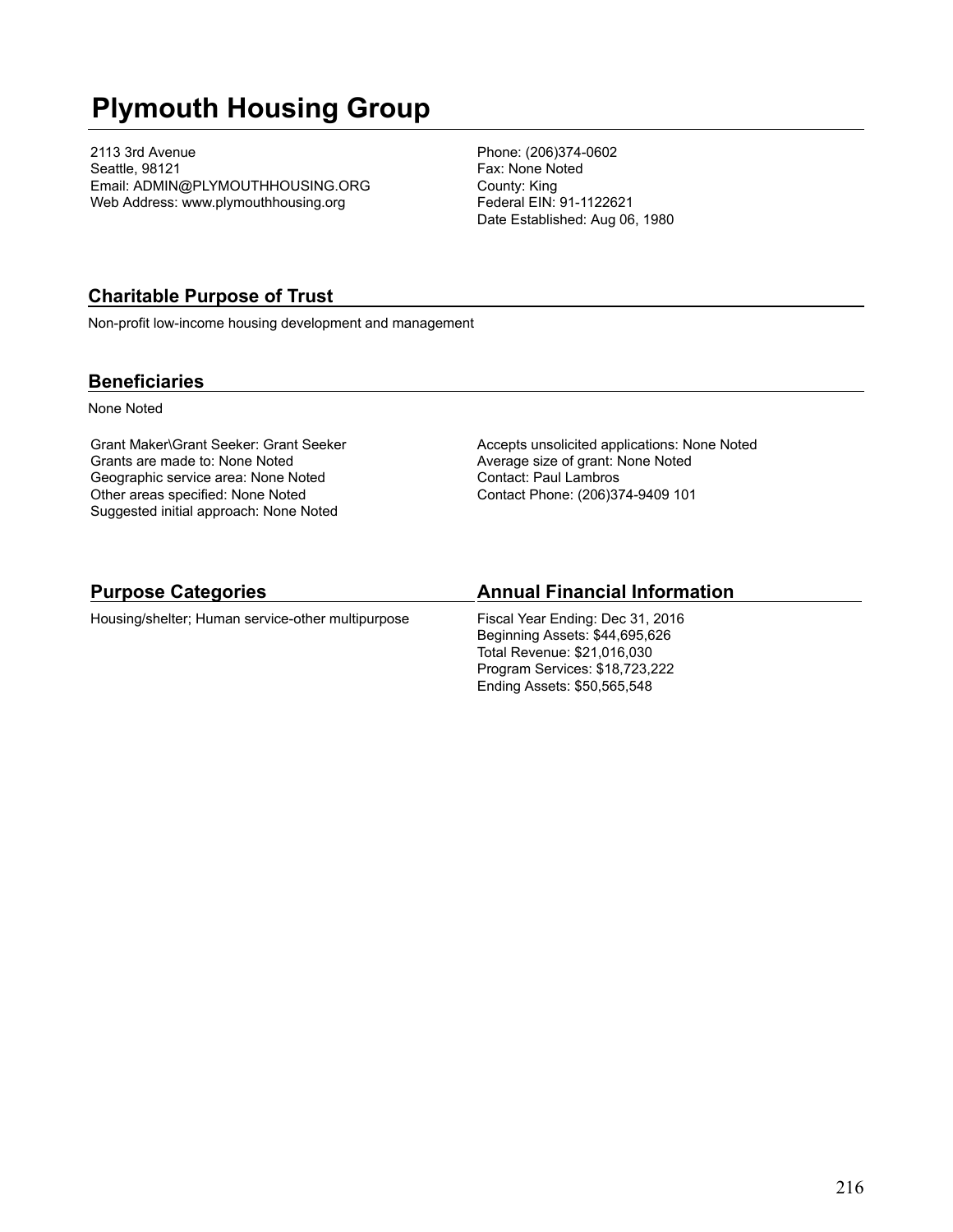# Plymouth Housing Group

2113 3rd Avenue
Seattle, 98121
Email: ADMIN@PLYMOUTHHOUSING.ORG
Web Address: www.plymouthhousing.org

Phone: (206)374-0602
Fax: None Noted
County: King
Federal EIN: 91-1122621
Date Established: Aug 06, 1980

## Charitable Purpose of Trust

Non-profit low-income housing development and management

## Beneficiaries

None Noted

Grant Maker\Grant Seeker: Grant Seeker
Grants are made to: None Noted
Geographic service area: None Noted
Other areas specified: None Noted
Suggested initial approach: None Noted

Accepts unsolicited applications: None Noted
Average size of grant: None Noted
Contact: Paul Lambros
Contact Phone: (206)374-9409 101

## Purpose Categories

Housing/shelter; Human service-other multipurpose

## Annual Financial Information

Fiscal Year Ending: Dec 31, 2016
Beginning Assets: $44,695,626
Total Revenue: $21,016,030
Program Services: $18,723,222
Ending Assets: $50,565,548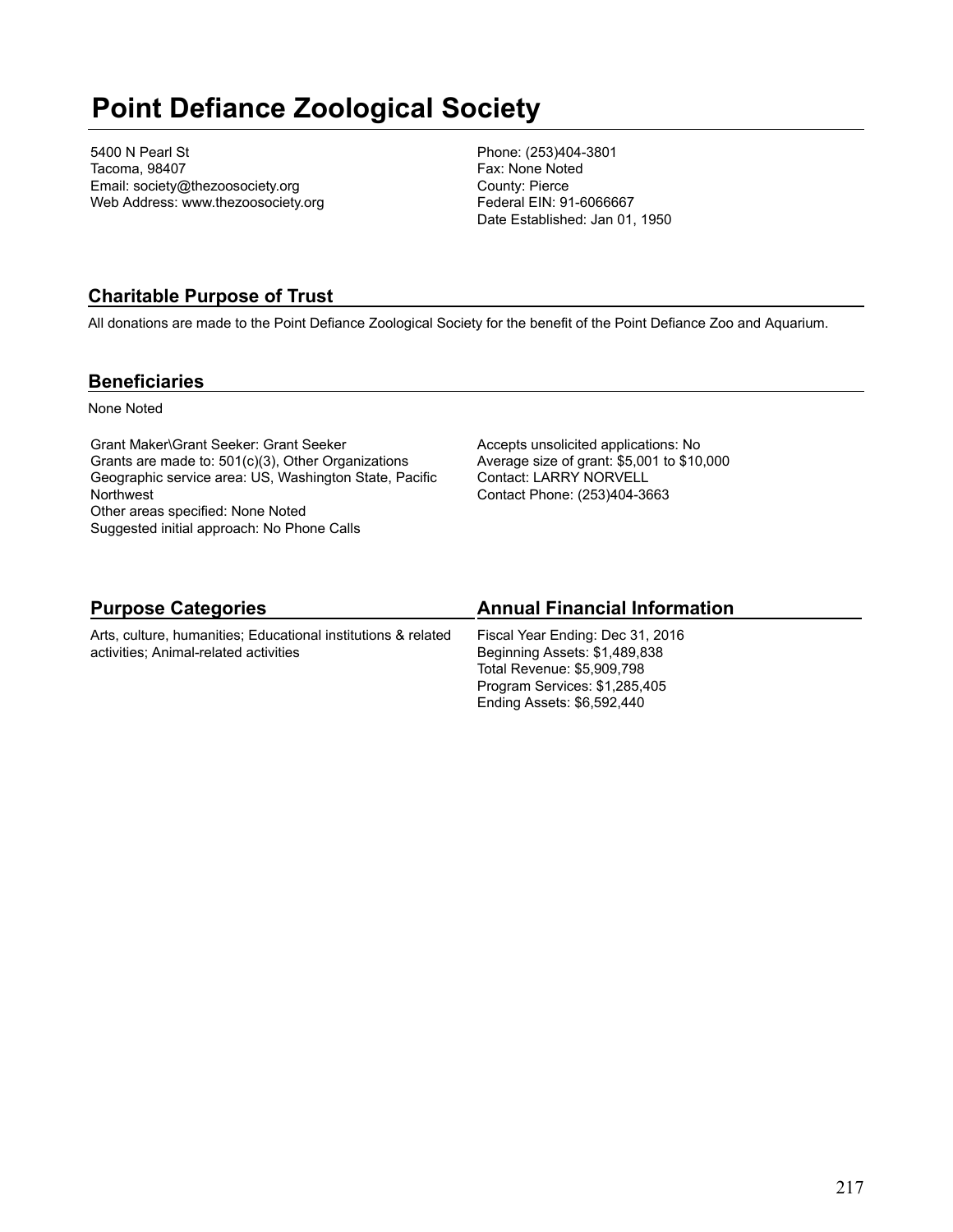# Point Defiance Zoological Society

5400 N Pearl St
Tacoma, 98407
Email: society@thezoosociety.org
Web Address: www.thezoosociety.org

Phone: (253)404-3801
Fax: None Noted
County: Pierce
Federal EIN: 91-6066667
Date Established: Jan 01, 1950

## Charitable Purpose of Trust

All donations are made to the Point Defiance Zoological Society for the benefit of the Point Defiance Zoo and Aquarium.

## Beneficiaries

None Noted

Grant Maker\Grant Seeker: Grant Seeker
Grants are made to: 501(c)(3), Other Organizations
Geographic service area: US, Washington State, Pacific Northwest
Other areas specified: None Noted
Suggested initial approach: No Phone Calls

Accepts unsolicited applications: No
Average size of grant: $5,001 to $10,000
Contact: LARRY NORVELL
Contact Phone: (253)404-3663

## Purpose Categories

Arts, culture, humanities; Educational institutions & related activities; Animal-related activities

## Annual Financial Information

Fiscal Year Ending: Dec 31, 2016
Beginning Assets: $1,489,838
Total Revenue: $5,909,798
Program Services: $1,285,405
Ending Assets: $6,592,440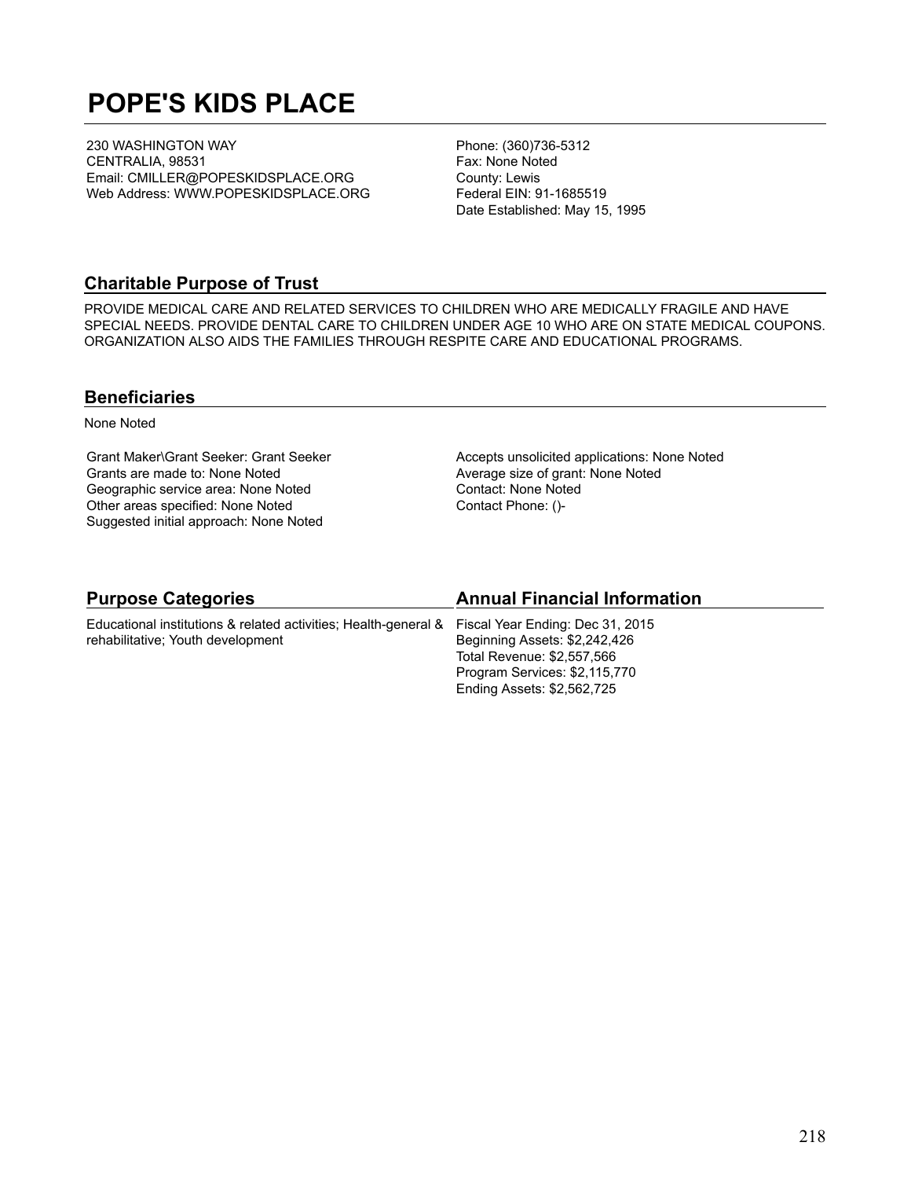# POPE'S KIDS PLACE

230 WASHINGTON WAY
CENTRALIA, 98531
Email: CMILLER@POPESKIDSPLACE.ORG
Web Address: WWW.POPESKIDSPLACE.ORG

Phone: (360)736-5312
Fax: None Noted
County: Lewis
Federal EIN: 91-1685519
Date Established: May 15, 1995

## Charitable Purpose of Trust

PROVIDE MEDICAL CARE AND RELATED SERVICES TO CHILDREN WHO ARE MEDICALLY FRAGILE AND HAVE SPECIAL NEEDS. PROVIDE DENTAL CARE TO CHILDREN UNDER AGE 10 WHO ARE ON STATE MEDICAL COUPONS. ORGANIZATION ALSO AIDS THE FAMILIES THROUGH RESPITE CARE AND EDUCATIONAL PROGRAMS.

## Beneficiaries

None Noted

Grant Maker\Grant Seeker: Grant Seeker
Grants are made to: None Noted
Geographic service area: None Noted
Other areas specified: None Noted
Suggested initial approach: None Noted

Accepts unsolicited applications: None Noted
Average size of grant: None Noted
Contact: None Noted
Contact Phone: ()-

## Purpose Categories

Educational institutions & related activities; Health-general & rehabilitative; Youth development

## Annual Financial Information

Fiscal Year Ending: Dec 31, 2015
Beginning Assets: $2,242,426
Total Revenue: $2,557,566
Program Services: $2,115,770
Ending Assets: $2,562,725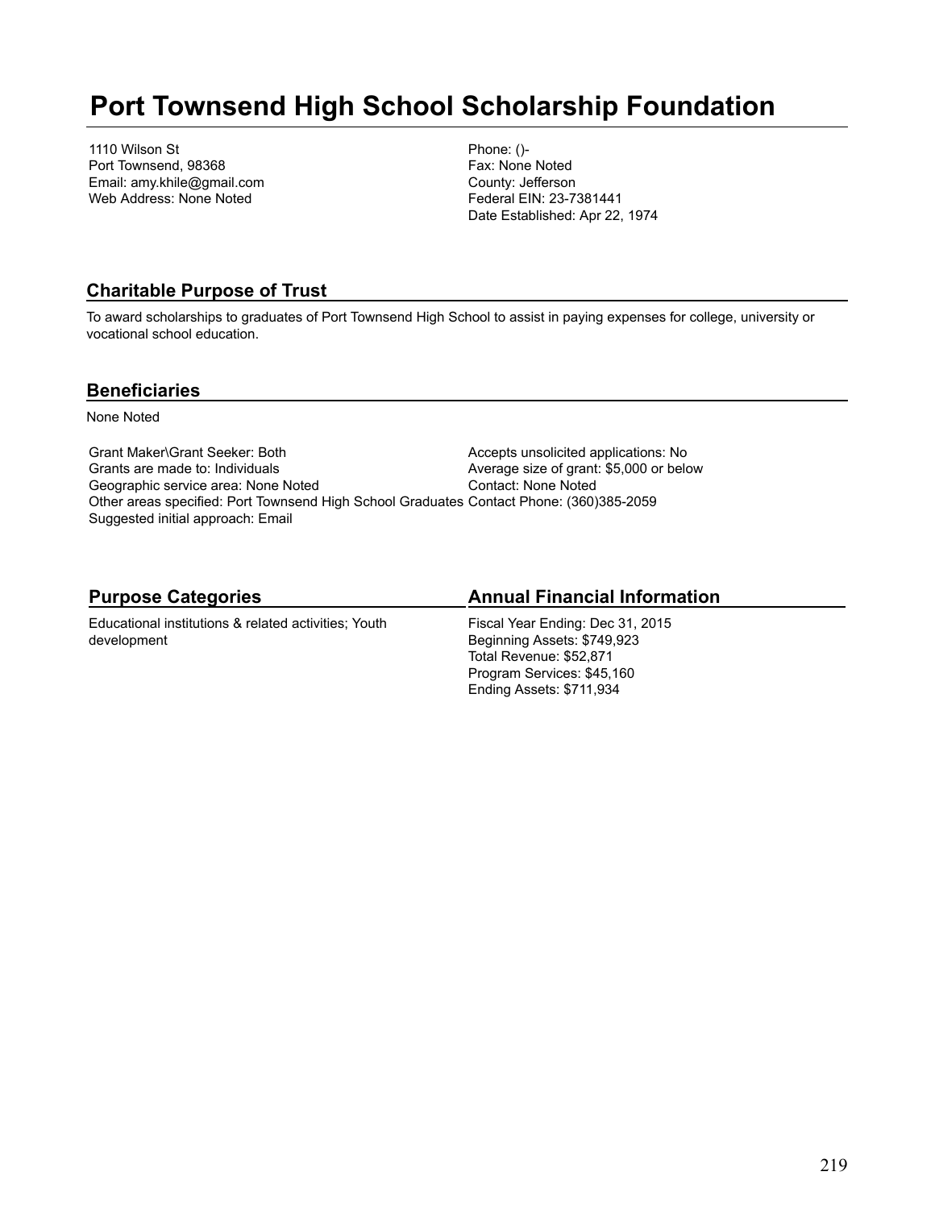# Port Townsend High School Scholarship Foundation

1110 Wilson St
Port Townsend, 98368
Email: amy.khile@gmail.com
Web Address: None Noted

Phone: ()-
Fax: None Noted
County: Jefferson
Federal EIN: 23-7381441
Date Established: Apr 22, 1974

## Charitable Purpose of Trust

To award scholarships to graduates of Port Townsend High School to assist in paying expenses for college, university or vocational school education.

## Beneficiaries

None Noted

Grant Maker\Grant Seeker: Both
Grants are made to: Individuals
Geographic service area: None Noted
Other areas specified: Port Townsend High School Graduates
Suggested initial approach: Email

Accepts unsolicited applications: No
Average size of grant: $5,000 or below
Contact: None Noted
Contact Phone: (360)385-2059

## Purpose Categories

Educational institutions & related activities; Youth development

## Annual Financial Information

Fiscal Year Ending: Dec 31, 2015
Beginning Assets: $749,923
Total Revenue: $52,871
Program Services: $45,160
Ending Assets: $711,934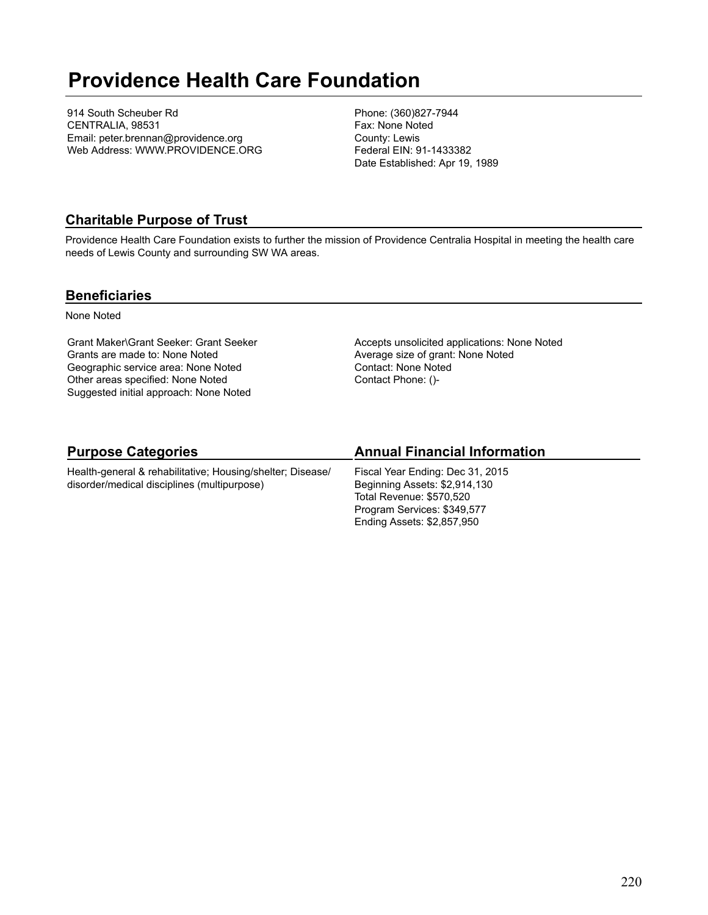# Providence Health Care Foundation

914 South Scheuber Rd
CENTRALIA, 98531
Email: peter.brennan@providence.org
Web Address: WWW.PROVIDENCE.ORG

Phone: (360)827-7944
Fax: None Noted
County: Lewis
Federal EIN: 91-1433382
Date Established: Apr 19, 1989

## Charitable Purpose of Trust

Providence Health Care Foundation exists to further the mission of Providence Centralia Hospital in meeting the health care needs of Lewis County and surrounding SW WA areas.

## Beneficiaries

None Noted

Grant Maker\Grant Seeker: Grant Seeker
Grants are made to: None Noted
Geographic service area: None Noted
Other areas specified: None Noted
Suggested initial approach: None Noted

Accepts unsolicited applications: None Noted
Average size of grant: None Noted
Contact: None Noted
Contact Phone: ()-

## Purpose Categories

Health-general & rehabilitative; Housing/shelter; Disease/disorder/medical disciplines (multipurpose)

## Annual Financial Information

Fiscal Year Ending: Dec 31, 2015
Beginning Assets: $2,914,130
Total Revenue: $570,520
Program Services: $349,577
Ending Assets: $2,857,950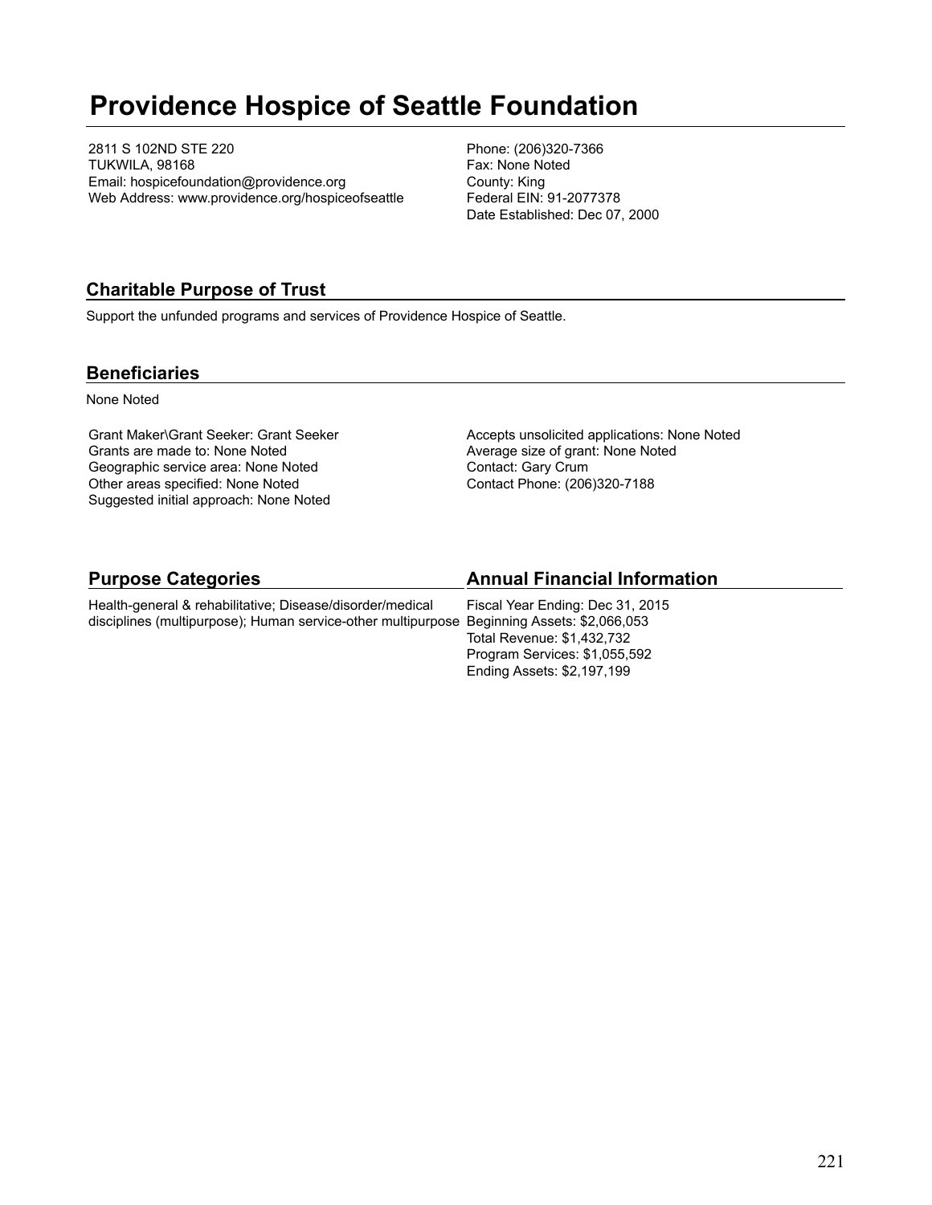# Providence Hospice of Seattle Foundation

2811 S 102ND STE 220
TUKWILA, 98168
Email: hospicefoundation@providence.org
Web Address: www.providence.org/hospiceofseattle

Phone: (206)320-7366
Fax: None Noted
County: King
Federal EIN: 91-2077378
Date Established: Dec 07, 2000

## Charitable Purpose of Trust

Support the unfunded programs and services of Providence Hospice of Seattle.

## Beneficiaries

None Noted

Grant Maker\Grant Seeker: Grant Seeker
Grants are made to: None Noted
Geographic service area: None Noted
Other areas specified: None Noted
Suggested initial approach: None Noted

Accepts unsolicited applications: None Noted
Average size of grant: None Noted
Contact: Gary Crum
Contact Phone: (206)320-7188

## Purpose Categories

Health-general & rehabilitative; Disease/disorder/medical disciplines (multipurpose); Human service-other multipurpose

## Annual Financial Information

Fiscal Year Ending: Dec 31, 2015
Beginning Assets: $2,066,053
Total Revenue: $1,432,732
Program Services: $1,055,592
Ending Assets: $2,197,199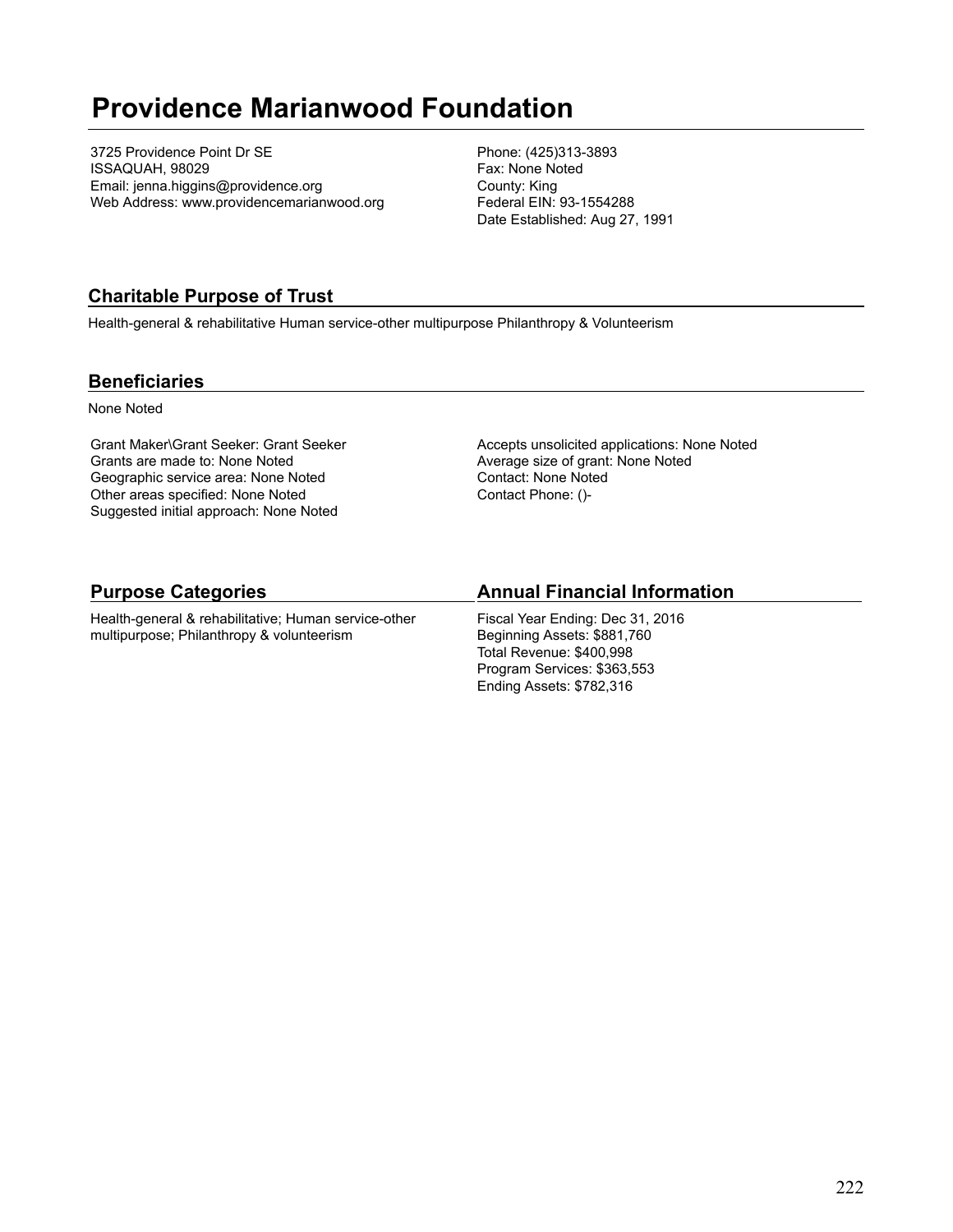# Providence Marianwood Foundation

3725 Providence Point Dr SE
ISSAQUAH, 98029
Email: jenna.higgins@providence.org
Web Address: www.providencemarianwood.org

Phone: (425)313-3893
Fax: None Noted
County: King
Federal EIN: 93-1554288
Date Established: Aug 27, 1991

## Charitable Purpose of Trust

Health-general & rehabilitative Human service-other multipurpose Philanthropy & Volunteerism

## Beneficiaries

None Noted

Grant Maker\Grant Seeker: Grant Seeker
Grants are made to: None Noted
Geographic service area: None Noted
Other areas specified: None Noted
Suggested initial approach: None Noted

Accepts unsolicited applications: None Noted
Average size of grant: None Noted
Contact: None Noted
Contact Phone: ()-

## Purpose Categories

Health-general & rehabilitative; Human service-other multipurpose; Philanthropy & volunteerism

## Annual Financial Information

Fiscal Year Ending: Dec 31, 2016
Beginning Assets: $881,760
Total Revenue: $400,998
Program Services: $363,553
Ending Assets: $782,316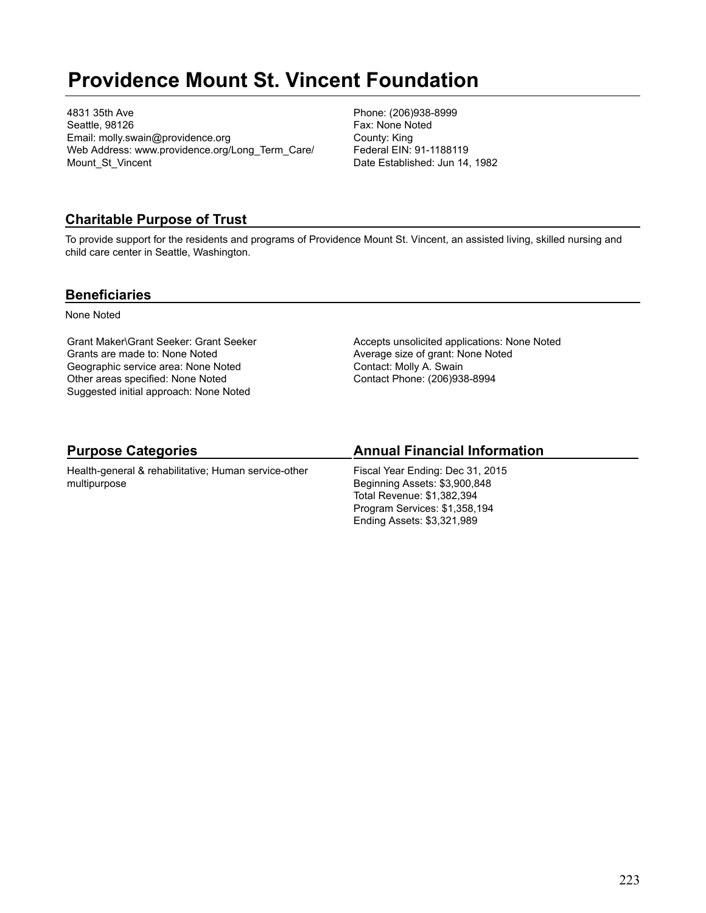# Providence Mount St. Vincent Foundation

4831 35th Ave
Seattle, 98126
Email: molly.swain@providence.org
Web Address: www.providence.org/Long_Term_Care/Mount_St_Vincent

Phone: (206)938-8999
Fax: None Noted
County: King
Federal EIN: 91-1188119
Date Established: Jun 14, 1982

## Charitable Purpose of Trust

To provide support for the residents and programs of Providence Mount St. Vincent, an assisted living, skilled nursing and child care center in Seattle, Washington.

## Beneficiaries

None Noted

Grant Maker\Grant Seeker: Grant Seeker
Grants are made to: None Noted
Geographic service area: None Noted
Other areas specified: None Noted
Suggested initial approach: None Noted

Accepts unsolicited applications: None Noted
Average size of grant: None Noted
Contact: Molly A. Swain
Contact Phone: (206)938-8994

## Purpose Categories

Health-general & rehabilitative; Human service-other multipurpose

## Annual Financial Information

Fiscal Year Ending: Dec 31, 2015
Beginning Assets: $3,900,848
Total Revenue: $1,382,394
Program Services: $1,358,194
Ending Assets: $3,321,989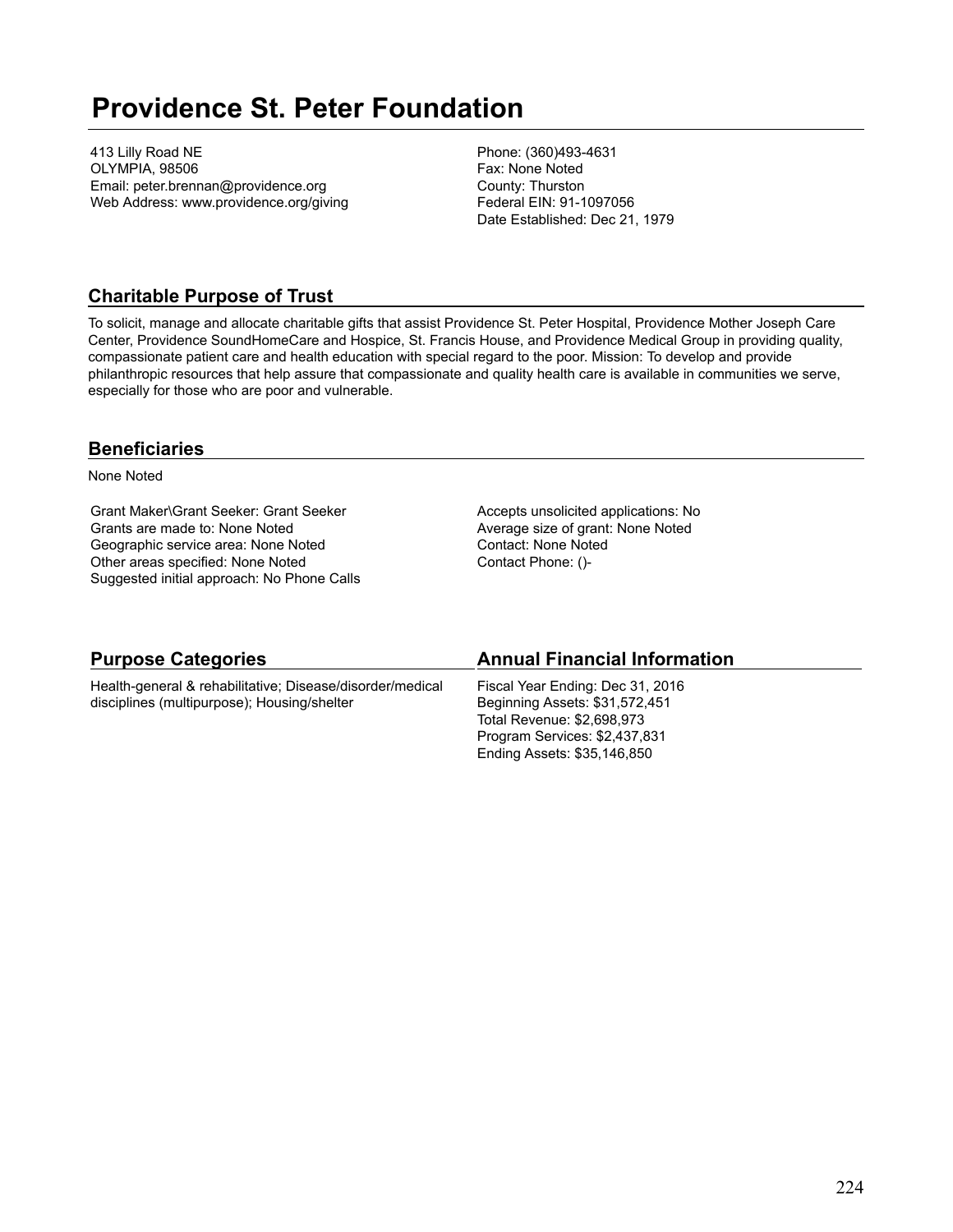# Providence St. Peter Foundation

413 Lilly Road NE
OLYMPIA, 98506
Email: peter.brennan@providence.org
Web Address: www.providence.org/giving

Phone: (360)493-4631
Fax: None Noted
County: Thurston
Federal EIN: 91-1097056
Date Established: Dec 21, 1979

## Charitable Purpose of Trust

To solicit, manage and allocate charitable gifts that assist Providence St. Peter Hospital, Providence Mother Joseph Care Center, Providence SoundHomeCare and Hospice, St. Francis House, and Providence Medical Group in providing quality, compassionate patient care and health education with special regard to the poor. Mission: To develop and provide philanthropic resources that help assure that compassionate and quality health care is available in communities we serve, especially for those who are poor and vulnerable.

## Beneficiaries

None Noted

Grant Maker\Grant Seeker: Grant Seeker
Grants are made to: None Noted
Geographic service area: None Noted
Other areas specified: None Noted
Suggested initial approach: No Phone Calls

Accepts unsolicited applications: No
Average size of grant: None Noted
Contact: None Noted
Contact Phone: ()-

## Purpose Categories

Health-general & rehabilitative; Disease/disorder/medical disciplines (multipurpose); Housing/shelter

## Annual Financial Information

Fiscal Year Ending: Dec 31, 2016
Beginning Assets: $31,572,451
Total Revenue: $2,698,973
Program Services: $2,437,831
Ending Assets: $35,146,850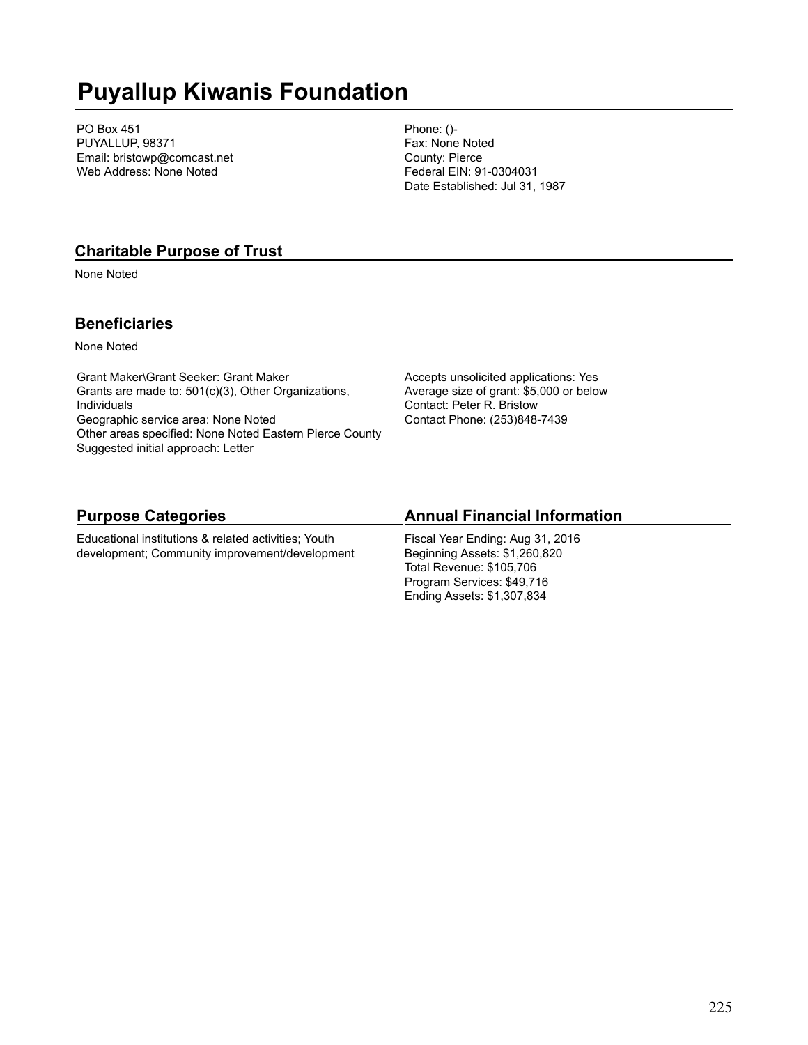# Puyallup Kiwanis Foundation

PO Box 451
PUYALLUP, 98371
Email: bristowp@comcast.net
Web Address: None Noted

Phone: ()-
Fax: None Noted
County: Pierce
Federal EIN: 91-0304031
Date Established: Jul 31, 1987

## Charitable Purpose of Trust

None Noted

## Beneficiaries

None Noted

Grant Maker\Grant Seeker: Grant Maker
Grants are made to: 501(c)(3), Other Organizations, Individuals
Geographic service area: None Noted
Other areas specified: None Noted Eastern Pierce County
Suggested initial approach: Letter

Accepts unsolicited applications: Yes
Average size of grant: $5,000 or below
Contact: Peter R. Bristow
Contact Phone: (253)848-7439

## Purpose Categories

Educational institutions & related activities; Youth development; Community improvement/development

## Annual Financial Information

Fiscal Year Ending: Aug 31, 2016
Beginning Assets: $1,260,820
Total Revenue: $105,706
Program Services: $49,716
Ending Assets: $1,307,834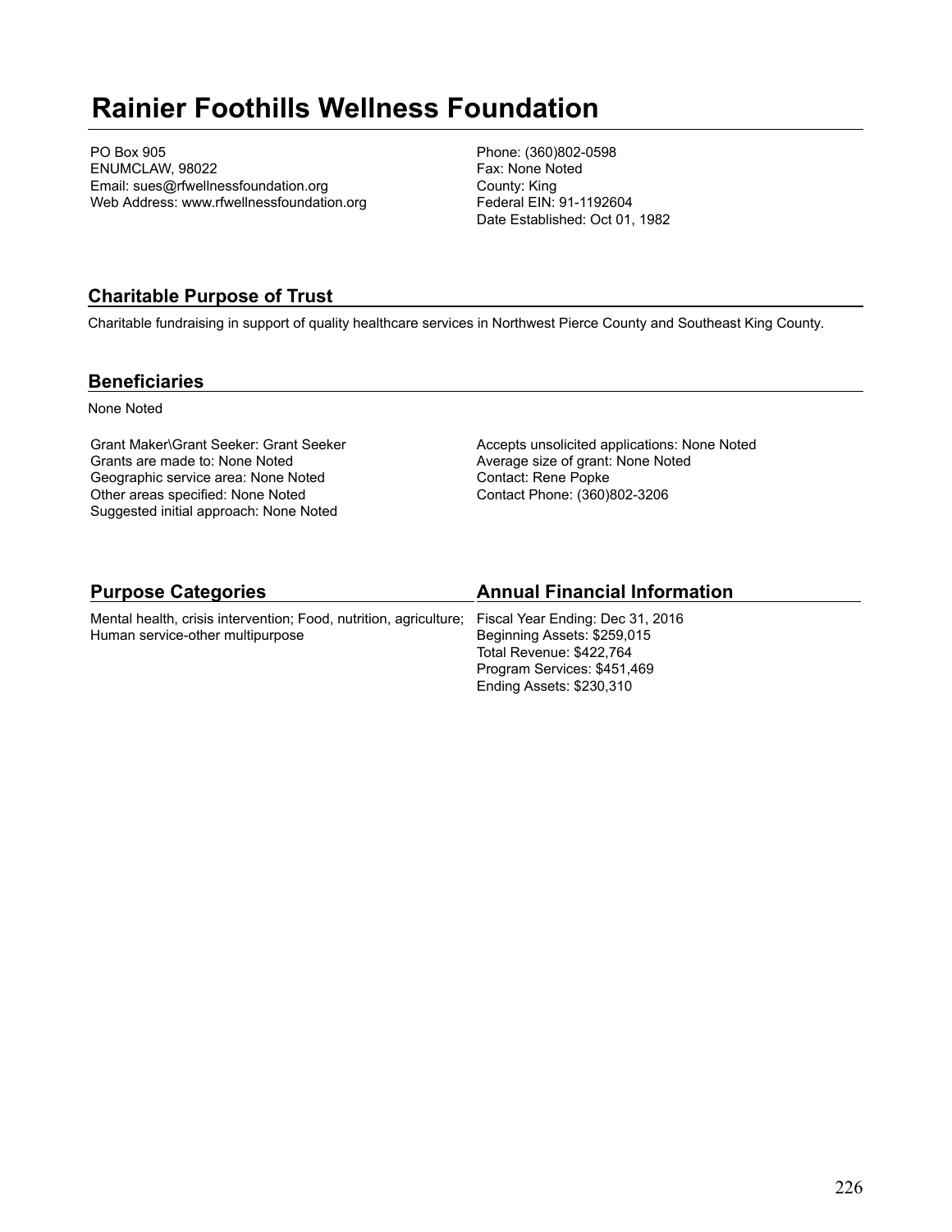# Rainier Foothills Wellness Foundation

PO Box 905
ENUMCLAW, 98022
Email: sues@rfwellnessfoundation.org
Web Address: www.rfwellnessfoundation.org

Phone: (360)802-0598
Fax: None Noted
County: King
Federal EIN: 91-1192604
Date Established: Oct 01, 1982

## Charitable Purpose of Trust

Charitable fundraising in support of quality healthcare services in Northwest Pierce County and Southeast King County.

## Beneficiaries

None Noted

Grant Maker\Grant Seeker: Grant Seeker
Grants are made to: None Noted
Geographic service area: None Noted
Other areas specified: None Noted
Suggested initial approach: None Noted

Accepts unsolicited applications: None Noted
Average size of grant: None Noted
Contact: Rene Popke
Contact Phone: (360)802-3206

## Purpose Categories

Mental health, crisis intervention; Food, nutrition, agriculture; Human service-other multipurpose

## Annual Financial Information

Fiscal Year Ending: Dec 31, 2016
Beginning Assets: $259,015
Total Revenue: $422,764
Program Services: $451,469
Ending Assets: $230,310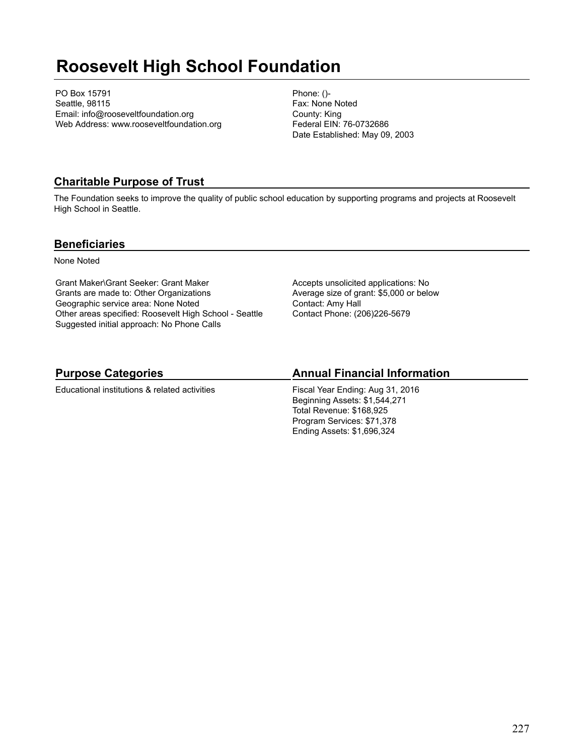# Roosevelt High School Foundation

PO Box 15791
Seattle, 98115
Email: info@rooseveltfoundation.org
Web Address: www.rooseveltfoundation.org

Phone: ()-
Fax: None Noted
County: King
Federal EIN: 76-0732686
Date Established: May 09, 2003

## Charitable Purpose of Trust

The Foundation seeks to improve the quality of public school education by supporting programs and projects at Roosevelt High School in Seattle.

## Beneficiaries

None Noted

Grant Maker\Grant Seeker: Grant Maker
Grants are made to: Other Organizations
Geographic service area: None Noted
Other areas specified: Roosevelt High School - Seattle
Suggested initial approach: No Phone Calls

Accepts unsolicited applications: No
Average size of grant: $5,000 or below
Contact: Amy Hall
Contact Phone: (206)226-5679

## Purpose Categories

Educational institutions & related activities

## Annual Financial Information

Fiscal Year Ending: Aug 31, 2016
Beginning Assets: $1,544,271
Total Revenue: $168,925
Program Services: $71,378
Ending Assets: $1,696,324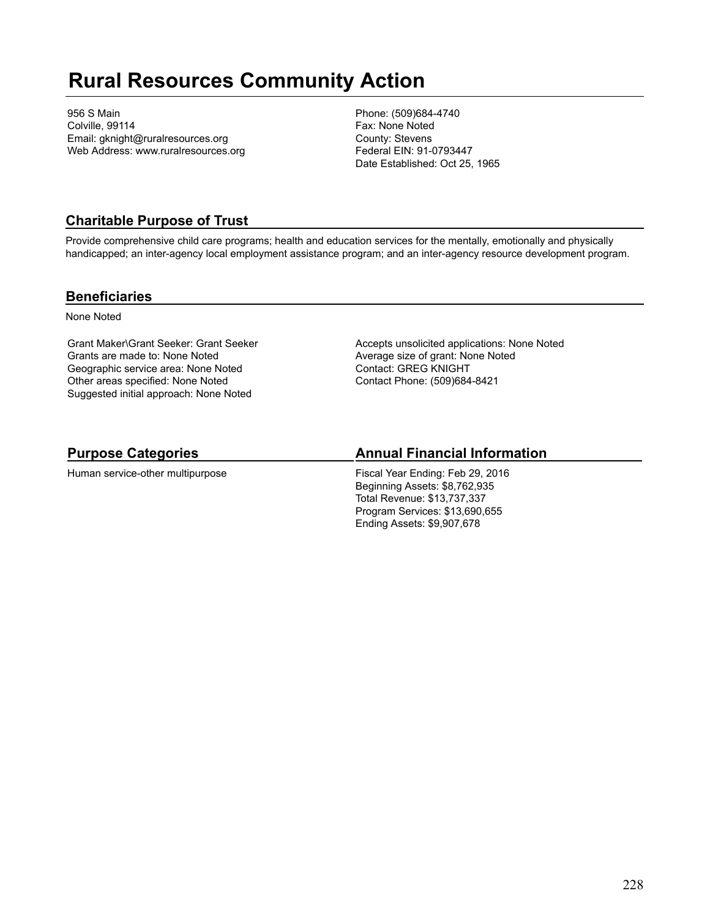# Rural Resources Community Action

956 S Main
Colville, 99114
Email: gknight@ruralresources.org
Web Address: www.ruralresources.org

Phone: (509)684-4740
Fax: None Noted
County: Stevens
Federal EIN: 91-0793447
Date Established: Oct 25, 1965

## Charitable Purpose of Trust

Provide comprehensive child care programs; health and education services for the mentally, emotionally and physically handicapped; an inter-agency local employment assistance program; and an inter-agency resource development program.

## Beneficiaries

None Noted

Grant Maker\Grant Seeker: Grant Seeker
Grants are made to: None Noted
Geographic service area: None Noted
Other areas specified: None Noted
Suggested initial approach: None Noted

Accepts unsolicited applications: None Noted
Average size of grant: None Noted
Contact: GREG KNIGHT
Contact Phone: (509)684-8421

## Purpose Categories

Human service-other multipurpose

## Annual Financial Information

Fiscal Year Ending: Feb 29, 2016
Beginning Assets: $8,762,935
Total Revenue: $13,737,337
Program Services: $13,690,655
Ending Assets: $9,907,678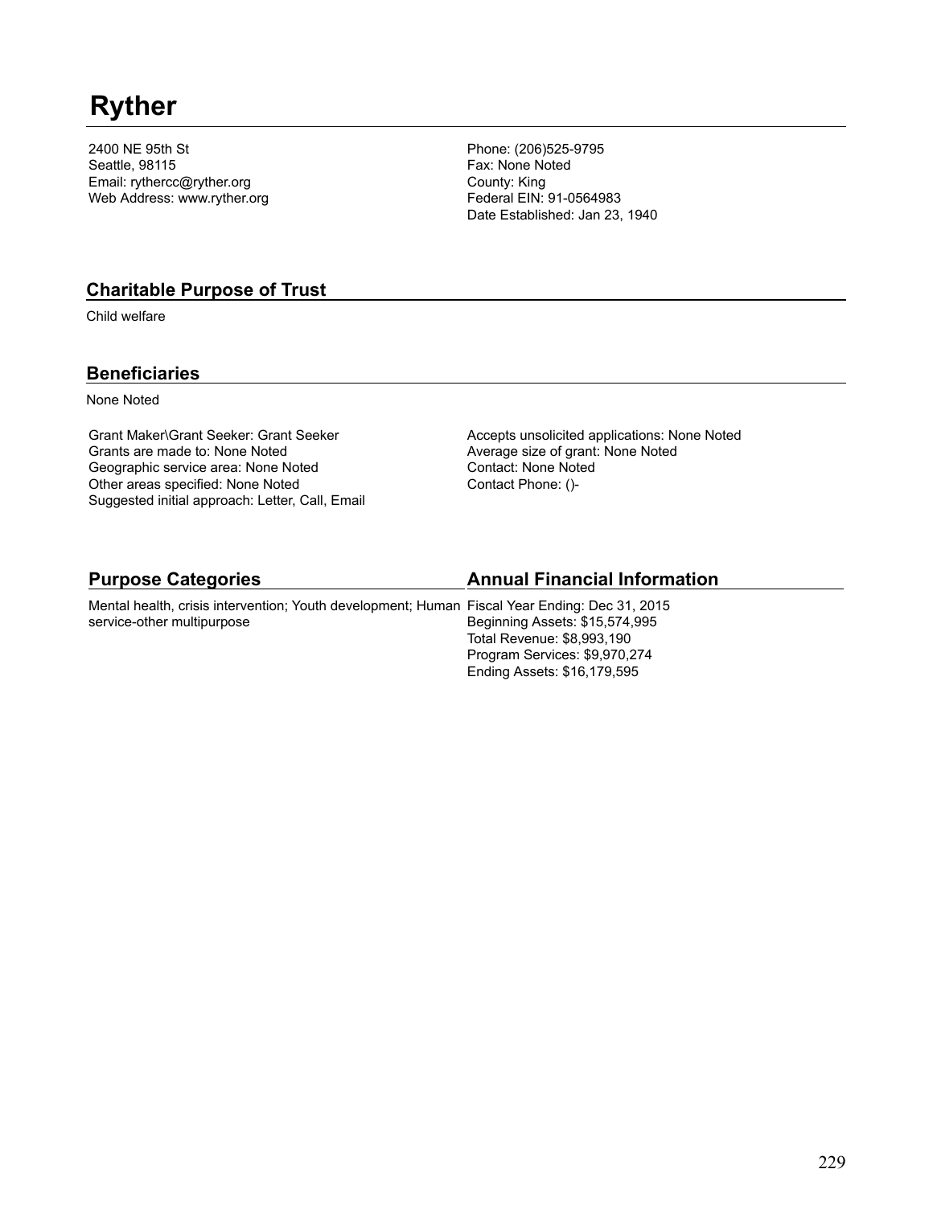# Ryther

2400 NE 95th St
Seattle, 98115
Email: rythercc@ryther.org
Web Address: www.ryther.org

Phone: (206)525-9795
Fax: None Noted
County: King
Federal EIN: 91-0564983
Date Established: Jan 23, 1940

## Charitable Purpose of Trust

Child welfare

## Beneficiaries

None Noted

Grant Maker\Grant Seeker: Grant Seeker
Grants are made to: None Noted
Geographic service area: None Noted
Other areas specified: None Noted
Suggested initial approach: Letter, Call, Email

Accepts unsolicited applications: None Noted
Average size of grant: None Noted
Contact: None Noted
Contact Phone: ()-

## Purpose Categories

Mental health, crisis intervention; Youth development; Human service-other multipurpose

## Annual Financial Information

Fiscal Year Ending: Dec 31, 2015
Beginning Assets: $15,574,995
Total Revenue: $8,993,190
Program Services: $9,970,274
Ending Assets: $16,179,595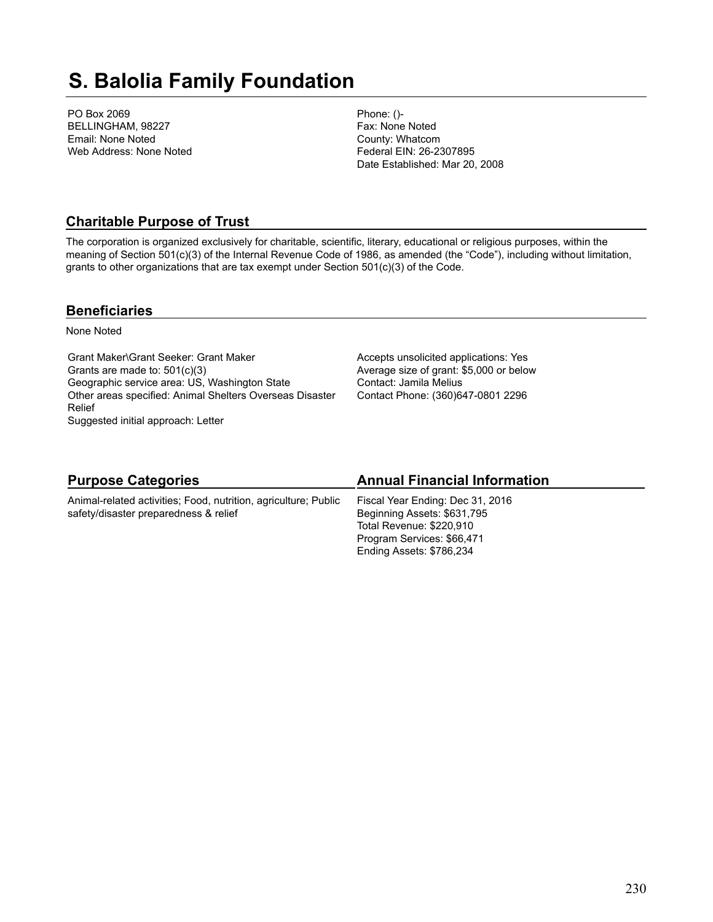# S. Balolia Family Foundation

PO Box 2069
BELLINGHAM, 98227
Email: None Noted
Web Address: None Noted

Phone: ()-
Fax: None Noted
County: Whatcom
Federal EIN: 26-2307895
Date Established: Mar 20, 2008

## Charitable Purpose of Trust

The corporation is organized exclusively for charitable, scientific, literary, educational or religious purposes, within the meaning of Section 501(c)(3) of the Internal Revenue Code of 1986, as amended (the "Code"), including without limitation, grants to other organizations that are tax exempt under Section 501(c)(3) of the Code.

## Beneficiaries

None Noted

Grant Maker\Grant Seeker: Grant Maker
Grants are made to: 501(c)(3)
Geographic service area: US, Washington State
Other areas specified: Animal Shelters Overseas Disaster Relief
Suggested initial approach: Letter

Accepts unsolicited applications: Yes
Average size of grant: $5,000 or below
Contact: Jamila Melius
Contact Phone: (360)647-0801 2296

## Purpose Categories

Animal-related activities; Food, nutrition, agriculture; Public safety/disaster preparedness & relief

## Annual Financial Information

Fiscal Year Ending: Dec 31, 2016
Beginning Assets: $631,795
Total Revenue: $220,910
Program Services: $66,471
Ending Assets: $786,234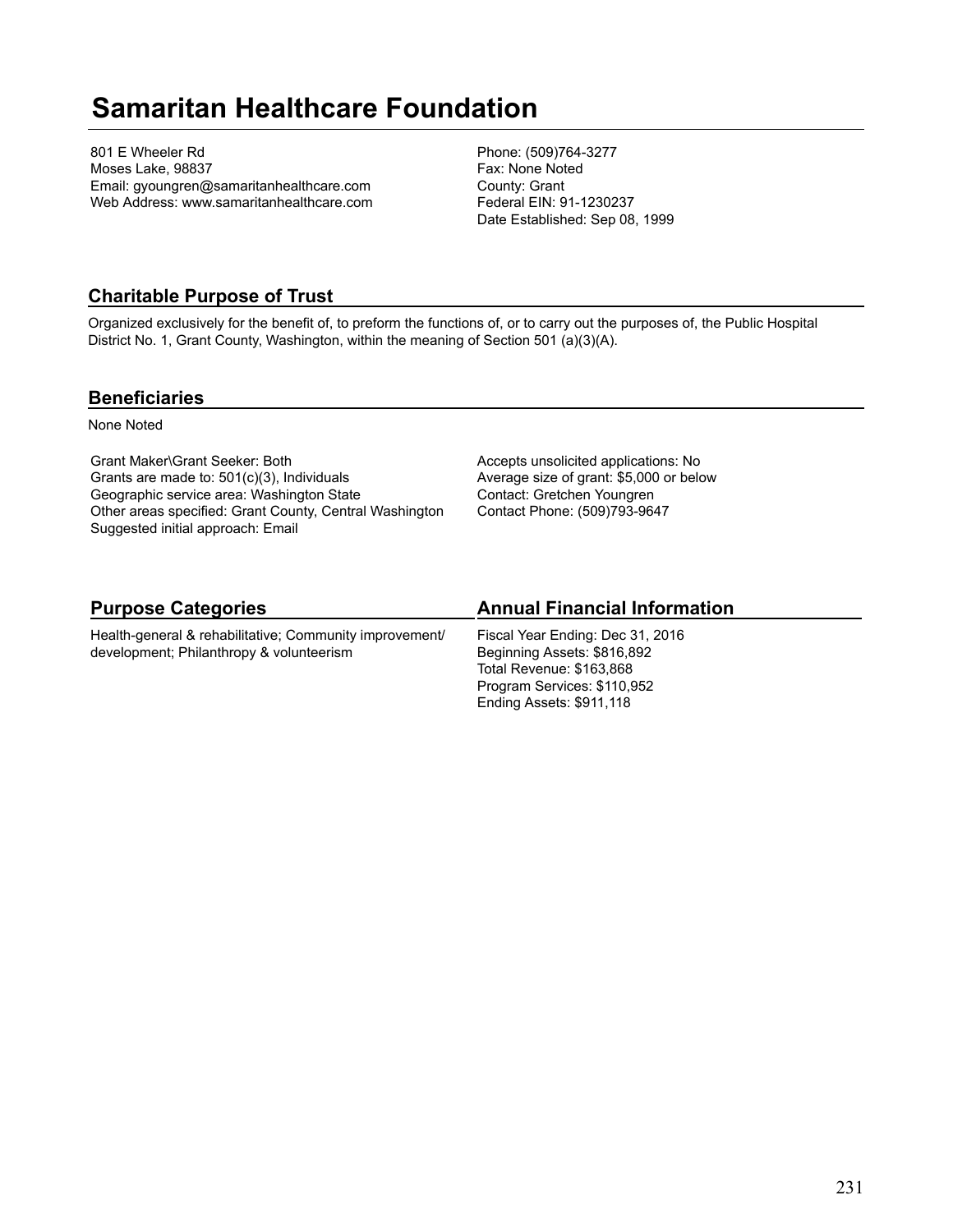# Samaritan Healthcare Foundation

801 E Wheeler Rd
Moses Lake, 98837
Email: gyoungren@samaritanhealthcare.com
Web Address: www.samaritanhealthcare.com

Phone: (509)764-3277
Fax: None Noted
County: Grant
Federal EIN: 91-1230237
Date Established: Sep 08, 1999

## Charitable Purpose of Trust

Organized exclusively for the benefit of, to preform the functions of, or to carry out the purposes of, the Public Hospital District No. 1, Grant County, Washington, within the meaning of Section 501 (a)(3)(A).

## Beneficiaries

None Noted

Grant Maker\Grant Seeker: Both
Grants are made to: 501(c)(3), Individuals
Geographic service area: Washington State
Other areas specified: Grant County, Central Washington
Suggested initial approach: Email

Accepts unsolicited applications: No
Average size of grant: $5,000 or below
Contact: Gretchen Youngren
Contact Phone: (509)793-9647

## Purpose Categories

Health-general & rehabilitative; Community improvement/ development; Philanthropy & volunteerism

## Annual Financial Information

Fiscal Year Ending: Dec 31, 2016
Beginning Assets: $816,892
Total Revenue: $163,868
Program Services: $110,952
Ending Assets: $911,118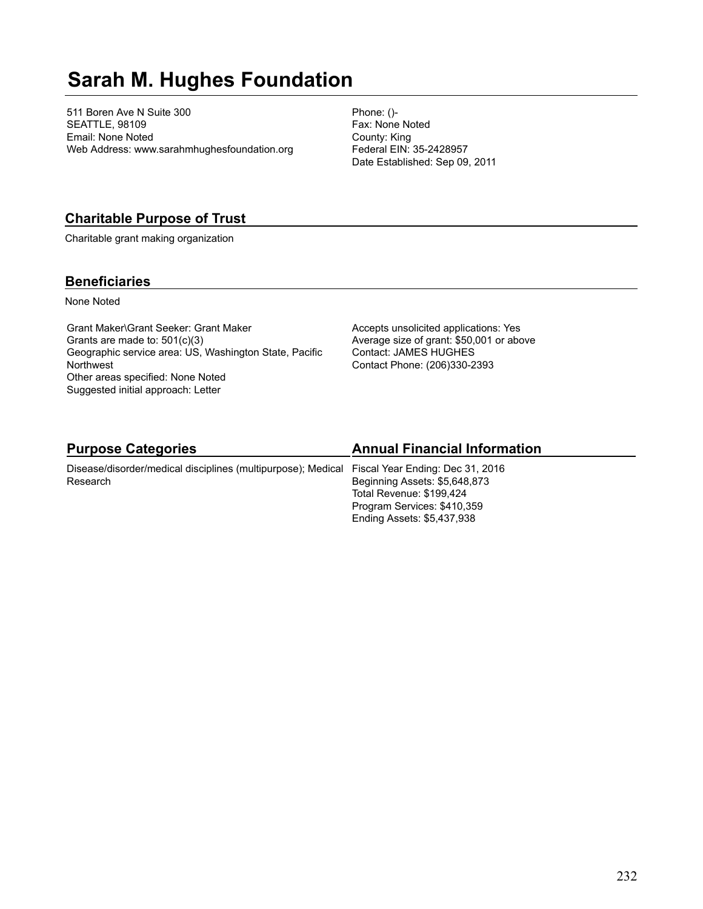# Sarah M. Hughes Foundation

511 Boren Ave N Suite 300
SEATTLE, 98109
Email: None Noted
Web Address: www.sarahmhughesfoundation.org

Phone: ()-
Fax: None Noted
County: King
Federal EIN: 35-2428957
Date Established: Sep 09, 2011

## Charitable Purpose of Trust

Charitable grant making organization

## Beneficiaries

None Noted

Grant Maker\Grant Seeker: Grant Maker
Grants are made to: 501(c)(3)
Geographic service area: US, Washington State, Pacific Northwest
Other areas specified: None Noted
Suggested initial approach: Letter

Accepts unsolicited applications: Yes
Average size of grant: $50,001 or above
Contact: JAMES HUGHES
Contact Phone: (206)330-2393

## Purpose Categories

Disease/disorder/medical disciplines (multipurpose); Medical Research

## Annual Financial Information

Fiscal Year Ending: Dec 31, 2016
Beginning Assets: $5,648,873
Total Revenue: $199,424
Program Services: $410,359
Ending Assets: $5,437,938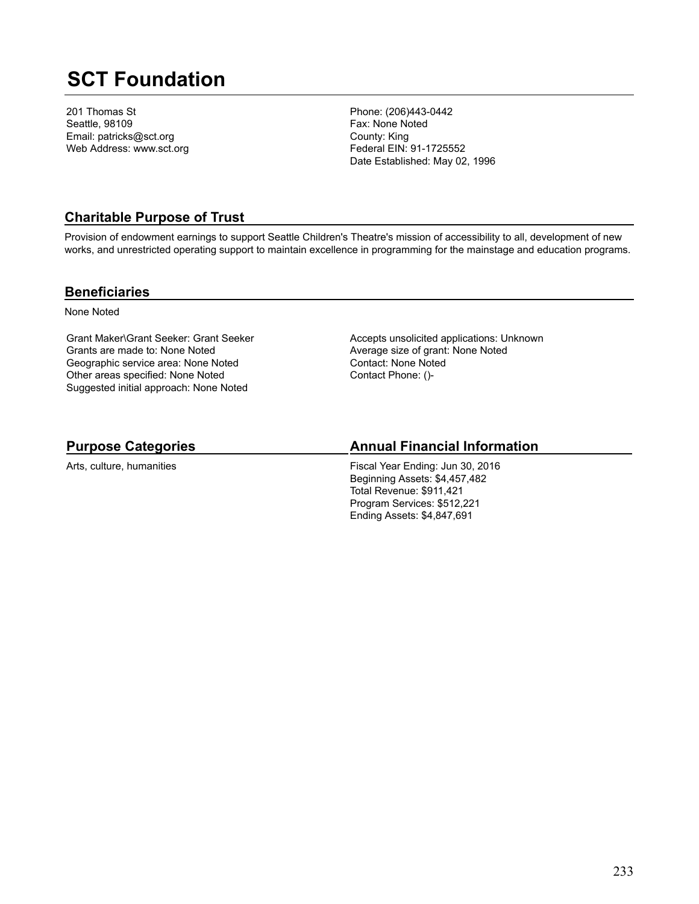# SCT Foundation

201 Thomas St
Seattle, 98109
Email: patricks@sct.org
Web Address: www.sct.org

Phone: (206)443-0442
Fax: None Noted
County: King
Federal EIN: 91-1725552
Date Established: May 02, 1996

## Charitable Purpose of Trust

Provision of endowment earnings to support Seattle Children's Theatre's mission of accessibility to all, development of new works, and unrestricted operating support to maintain excellence in programming for the mainstage and education programs.

## Beneficiaries

None Noted

Grant Maker\Grant Seeker: Grant Seeker
Grants are made to: None Noted
Geographic service area: None Noted
Other areas specified: None Noted
Suggested initial approach: None Noted

Accepts unsolicited applications: Unknown
Average size of grant: None Noted
Contact: None Noted
Contact Phone: ()-

## Purpose Categories

Arts, culture, humanities

## Annual Financial Information

Fiscal Year Ending: Jun 30, 2016
Beginning Assets: $4,457,482
Total Revenue: $911,421
Program Services: $512,221
Ending Assets: $4,847,691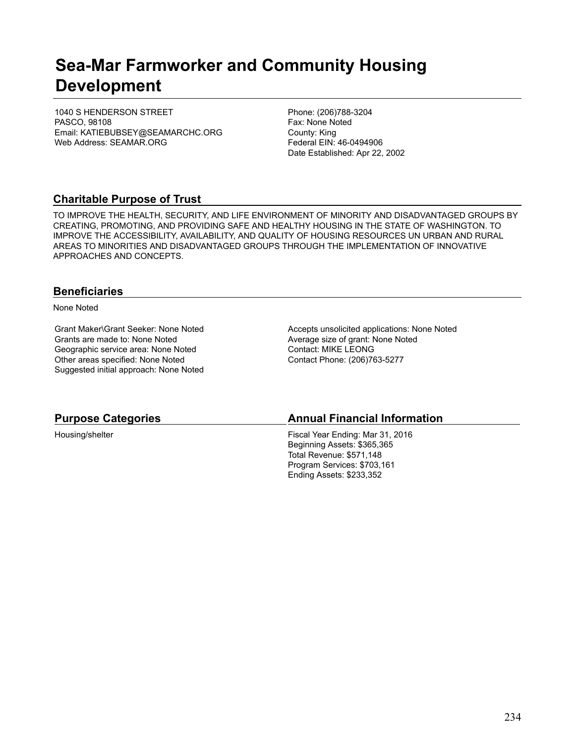# Sea-Mar Farmworker and Community Housing Development

1040 S HENDERSON STREET
PASCO, 98108
Email: KATIEBUBSEY@SEAMARCHC.ORG
Web Address: SEAMAR.ORG

Phone: (206)788-3204
Fax: None Noted
County: King
Federal EIN: 46-0494906
Date Established: Apr 22, 2002

## Charitable Purpose of Trust

TO IMPROVE THE HEALTH, SECURITY, AND LIFE ENVIRONMENT OF MINORITY AND DISADVANTAGED GROUPS BY CREATING, PROMOTING, AND PROVIDING SAFE AND HEALTHY HOUSING IN THE STATE OF WASHINGTON. TO IMPROVE THE ACCESSIBILITY, AVAILABILITY, AND QUALITY OF HOUSING RESOURCES UN URBAN AND RURAL AREAS TO MINORITIES AND DISADVANTAGED GROUPS THROUGH THE IMPLEMENTATION OF INNOVATIVE APPROACHES AND CONCEPTS.

## Beneficiaries

None Noted

Grant Maker\Grant Seeker: None Noted
Grants are made to: None Noted
Geographic service area: None Noted
Other areas specified: None Noted
Suggested initial approach: None Noted

Accepts unsolicited applications: None Noted
Average size of grant: None Noted
Contact: MIKE LEONG
Contact Phone: (206)763-5277

## Purpose Categories

Housing/shelter

## Annual Financial Information

Fiscal Year Ending: Mar 31, 2016
Beginning Assets: $365,365
Total Revenue: $571,148
Program Services: $703,161
Ending Assets: $233,352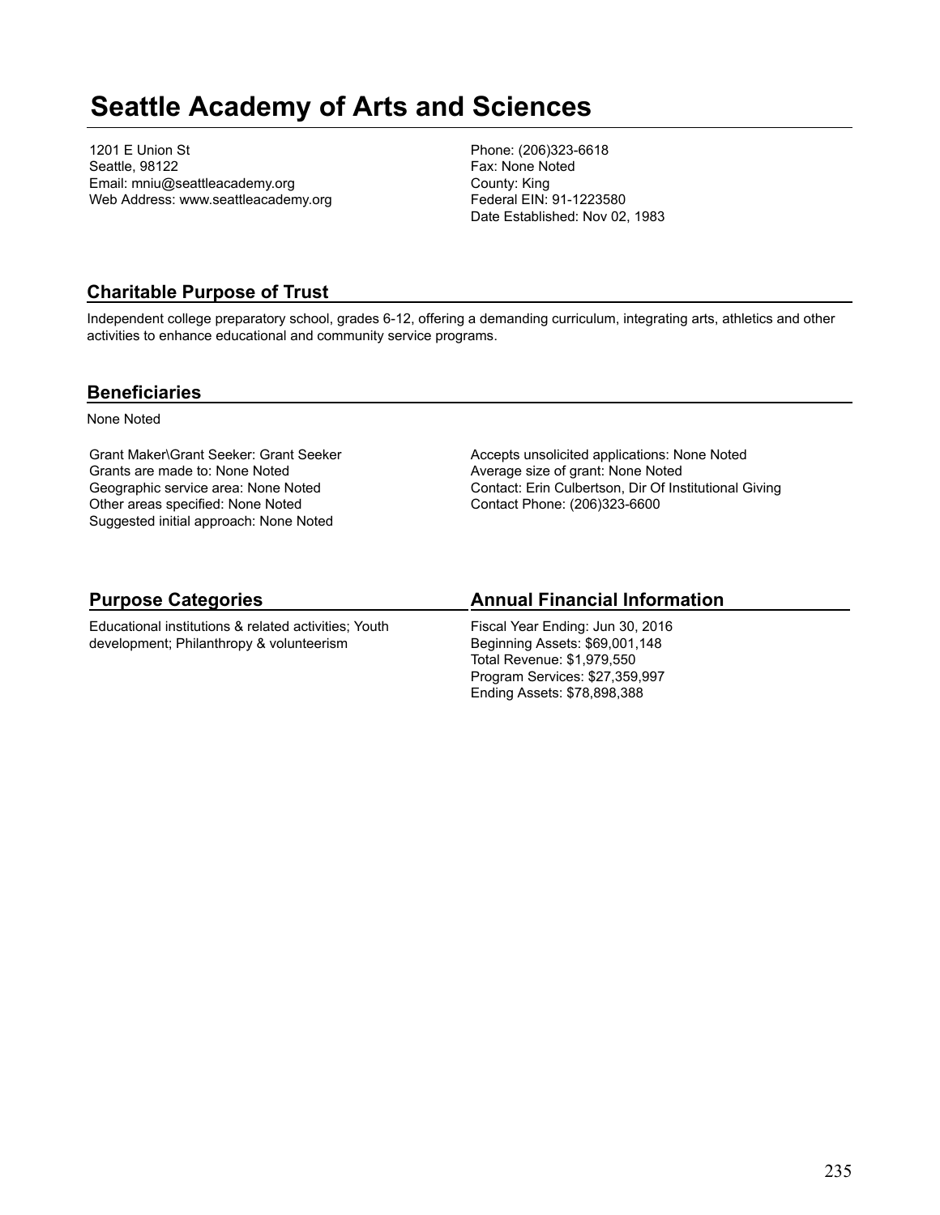# Seattle Academy of Arts and Sciences

1201 E Union St
Seattle, 98122
Email: mniu@seattleacademy.org
Web Address: www.seattleacademy.org

Phone: (206)323-6618
Fax: None Noted
County: King
Federal EIN: 91-1223580
Date Established: Nov 02, 1983

## Charitable Purpose of Trust

Independent college preparatory school, grades 6-12, offering a demanding curriculum, integrating arts, athletics and other activities to enhance educational and community service programs.

## Beneficiaries

None Noted

Grant Maker\Grant Seeker: Grant Seeker
Grants are made to: None Noted
Geographic service area: None Noted
Other areas specified: None Noted
Suggested initial approach: None Noted

Accepts unsolicited applications: None Noted
Average size of grant: None Noted
Contact: Erin Culbertson, Dir Of Institutional Giving
Contact Phone: (206)323-6600

## Purpose Categories

Educational institutions & related activities; Youth development; Philanthropy & volunteerism

## Annual Financial Information

Fiscal Year Ending: Jun 30, 2016
Beginning Assets: $69,001,148
Total Revenue: $1,979,550
Program Services: $27,359,997
Ending Assets: $78,898,388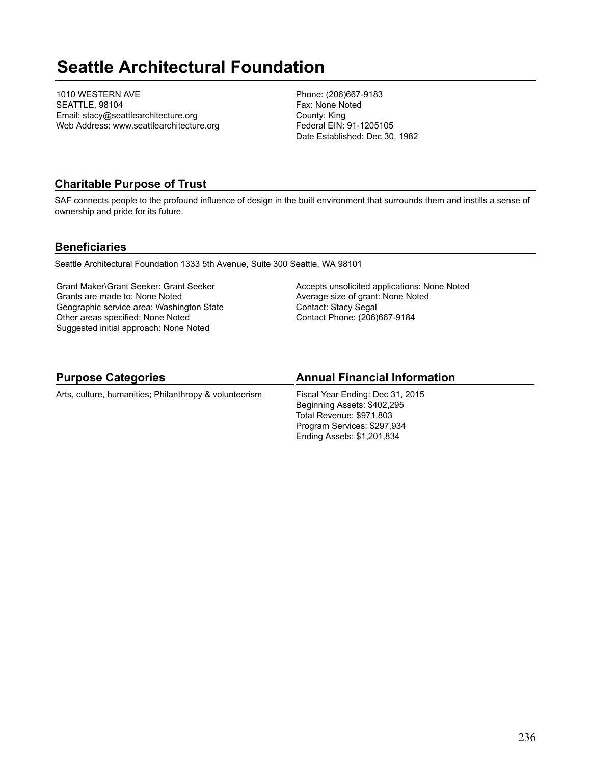# Seattle Architectural Foundation

1010 WESTERN AVE
SEATTLE, 98104
Email: stacy@seattlearchitecture.org
Web Address: www.seattlearchitecture.org

Phone: (206)667-9183
Fax: None Noted
County: King
Federal EIN: 91-1205105
Date Established: Dec 30, 1982

## Charitable Purpose of Trust

SAF connects people to the profound influence of design in the built environment that surrounds them and instills a sense of ownership and pride for its future.

## Beneficiaries

Seattle Architectural Foundation 1333 5th Avenue, Suite 300 Seattle, WA 98101

Grant Maker\Grant Seeker: Grant Seeker
Grants are made to: None Noted
Geographic service area: Washington State
Other areas specified: None Noted
Suggested initial approach: None Noted

Accepts unsolicited applications: None Noted
Average size of grant: None Noted
Contact: Stacy Segal
Contact Phone: (206)667-9184

## Purpose Categories

Arts, culture, humanities; Philanthropy & volunteerism

## Annual Financial Information

Fiscal Year Ending: Dec 31, 2015
Beginning Assets: $402,295
Total Revenue: $971,803
Program Services: $297,934
Ending Assets: $1,201,834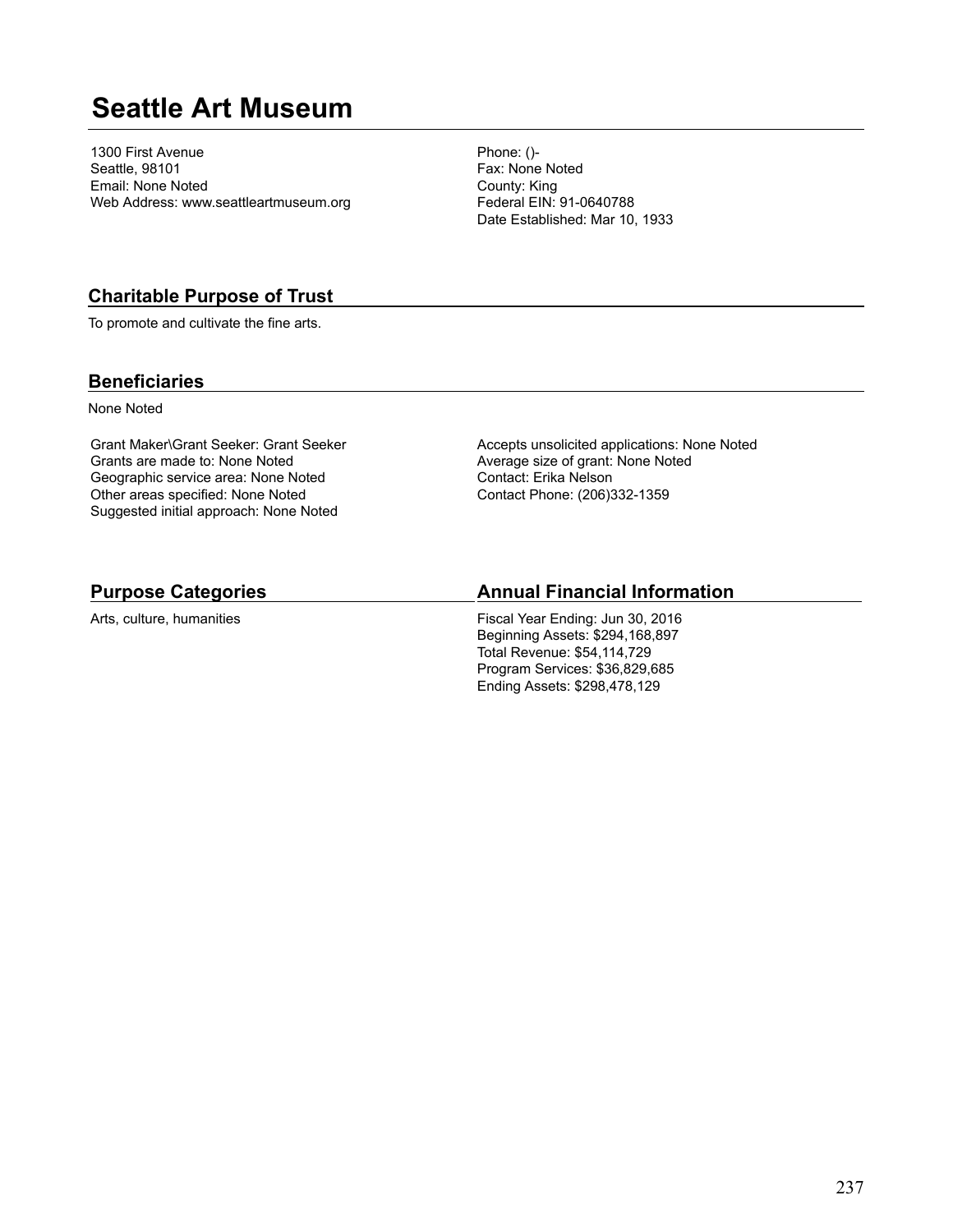# Seattle Art Museum

1300 First Avenue
Seattle, 98101
Email: None Noted
Web Address: www.seattleartmuseum.org

Phone: ()-
Fax: None Noted
County: King
Federal EIN: 91-0640788
Date Established: Mar 10, 1933

## Charitable Purpose of Trust

To promote and cultivate the fine arts.

## Beneficiaries

None Noted

Grant Maker\Grant Seeker: Grant Seeker
Grants are made to: None Noted
Geographic service area: None Noted
Other areas specified: None Noted
Suggested initial approach: None Noted

Accepts unsolicited applications: None Noted
Average size of grant: None Noted
Contact: Erika Nelson
Contact Phone: (206)332-1359

## Purpose Categories

Arts, culture, humanities

## Annual Financial Information

Fiscal Year Ending: Jun 30, 2016
Beginning Assets: $294,168,897
Total Revenue: $54,114,729
Program Services: $36,829,685
Ending Assets: $298,478,129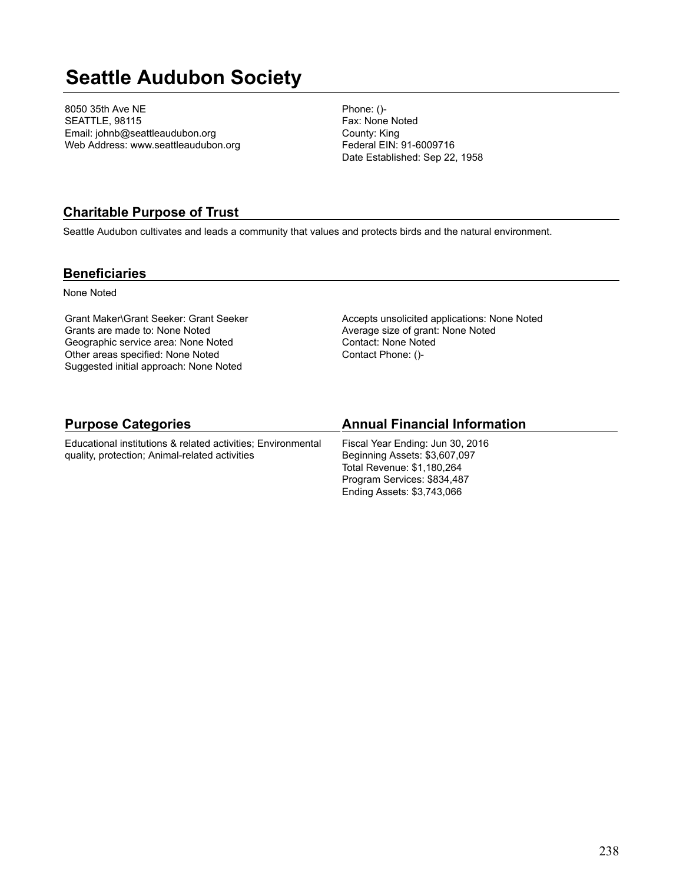# Seattle Audubon Society

8050 35th Ave NE
SEATTLE, 98115
Email: johnb@seattleaudubon.org
Web Address: www.seattleaudubon.org

Phone: ()-
Fax: None Noted
County: King
Federal EIN: 91-6009716
Date Established: Sep 22, 1958

## Charitable Purpose of Trust

Seattle Audubon cultivates and leads a community that values and protects birds and the natural environment.

## Beneficiaries

None Noted

Grant Maker\Grant Seeker: Grant Seeker
Grants are made to: None Noted
Geographic service area: None Noted
Other areas specified: None Noted
Suggested initial approach: None Noted

Accepts unsolicited applications: None Noted
Average size of grant: None Noted
Contact: None Noted
Contact Phone: ()-

## Purpose Categories

Educational institutions & related activities; Environmental quality, protection; Animal-related activities

## Annual Financial Information

Fiscal Year Ending: Jun 30, 2016
Beginning Assets: $3,607,097
Total Revenue: $1,180,264
Program Services: $834,487
Ending Assets: $3,743,066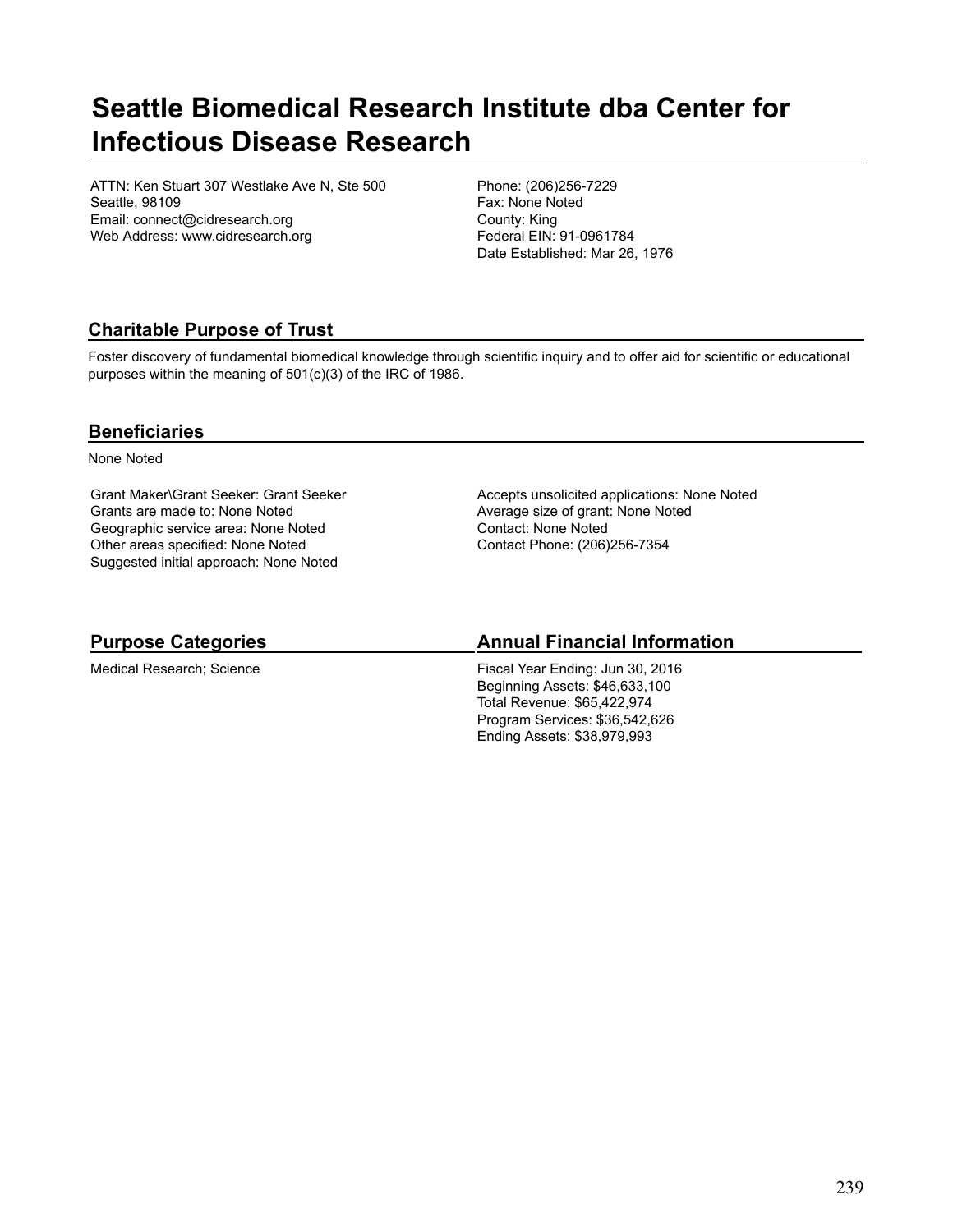# Seattle Biomedical Research Institute dba Center for Infectious Disease Research

ATTN: Ken Stuart 307 Westlake Ave N, Ste 500
Seattle, 98109
Email: connect@cidresearch.org
Web Address: www.cidresearch.org

Phone: (206)256-7229
Fax: None Noted
County: King
Federal EIN: 91-0961784
Date Established: Mar 26, 1976

## Charitable Purpose of Trust

Foster discovery of fundamental biomedical knowledge through scientific inquiry and to offer aid for scientific or educational purposes within the meaning of 501(c)(3) of the IRC of 1986.

## Beneficiaries

None Noted

Grant Maker\Grant Seeker: Grant Seeker
Grants are made to: None Noted
Geographic service area: None Noted
Other areas specified: None Noted
Suggested initial approach: None Noted

Accepts unsolicited applications: None Noted
Average size of grant: None Noted
Contact: None Noted
Contact Phone: (206)256-7354

## Purpose Categories

Medical Research; Science

## Annual Financial Information

Fiscal Year Ending: Jun 30, 2016
Beginning Assets: $46,633,100
Total Revenue: $65,422,974
Program Services: $36,542,626
Ending Assets: $38,979,993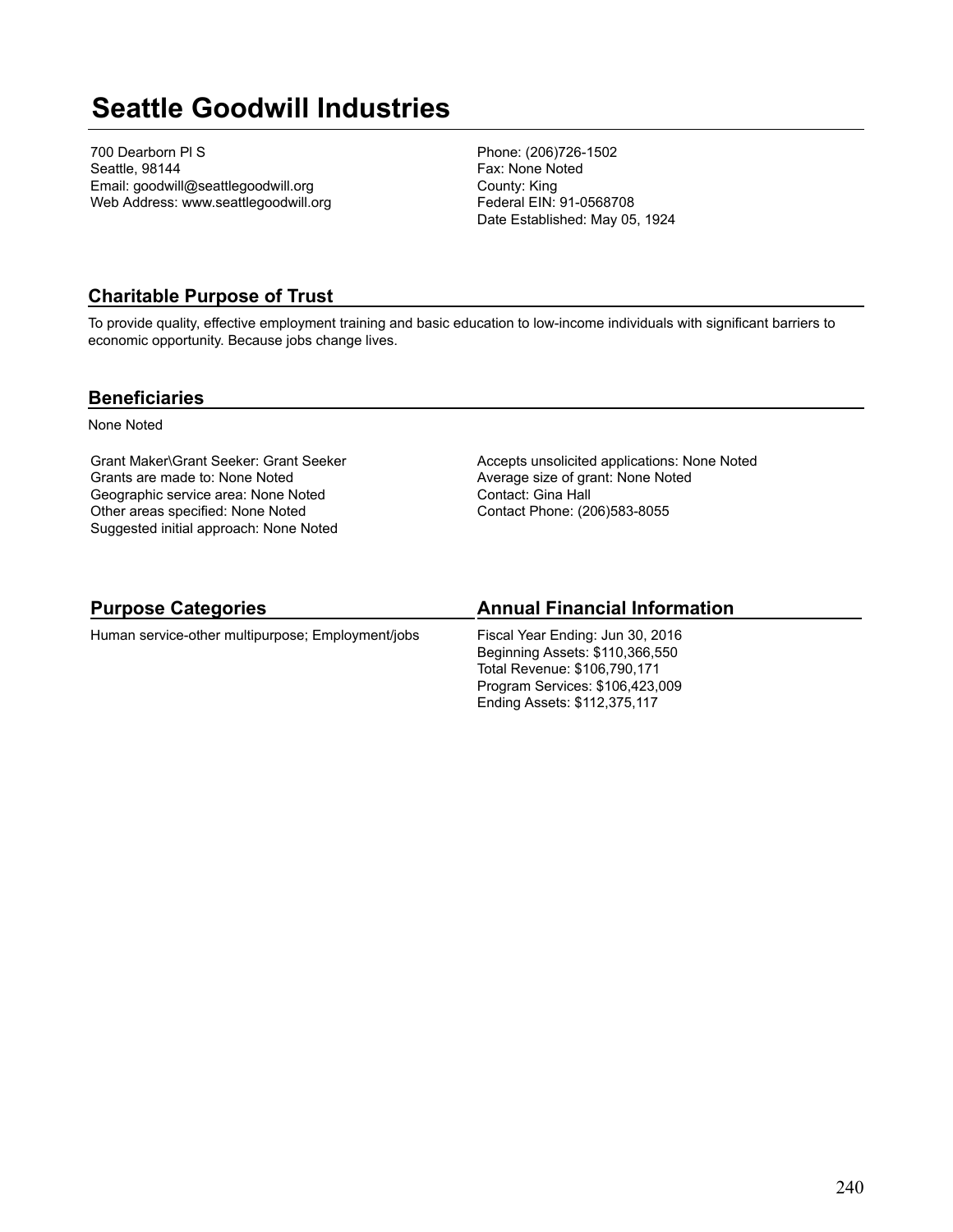# Seattle Goodwill Industries

700 Dearborn Pl S
Seattle, 98144
Email: goodwill@seattlegoodwill.org
Web Address: www.seattlegoodwill.org

Phone: (206)726-1502
Fax: None Noted
County: King
Federal EIN: 91-0568708
Date Established: May 05, 1924

## Charitable Purpose of Trust

To provide quality, effective employment training and basic education to low-income individuals with significant barriers to economic opportunity. Because jobs change lives.

## Beneficiaries

None Noted

Grant Maker\Grant Seeker: Grant Seeker
Grants are made to: None Noted
Geographic service area: None Noted
Other areas specified: None Noted
Suggested initial approach: None Noted

Accepts unsolicited applications: None Noted
Average size of grant: None Noted
Contact: Gina Hall
Contact Phone: (206)583-8055

## Purpose Categories

Human service-other multipurpose; Employment/jobs

## Annual Financial Information

Fiscal Year Ending: Jun 30, 2016
Beginning Assets: $110,366,550
Total Revenue: $106,790,171
Program Services: $106,423,009
Ending Assets: $112,375,117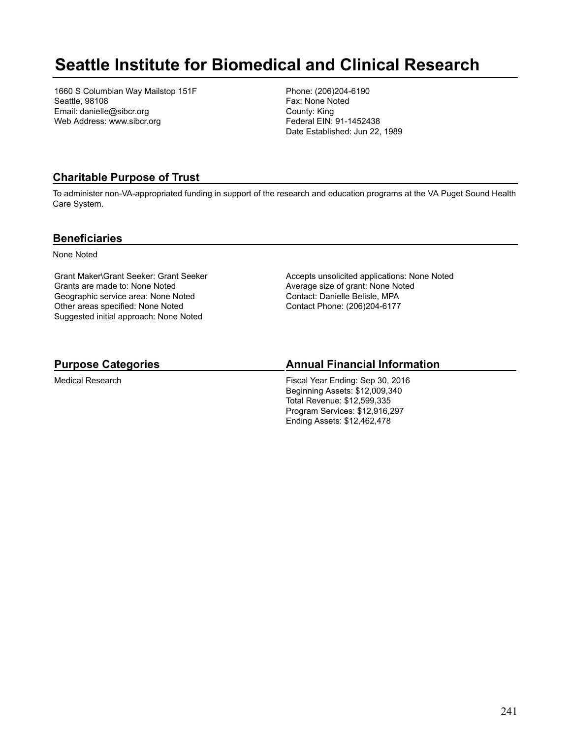# Seattle Institute for Biomedical and Clinical Research

1660 S Columbian Way Mailstop 151F
Seattle, 98108
Email: danielle@sibcr.org
Web Address: www.sibcr.org

Phone: (206)204-6190
Fax: None Noted
County: King
Federal EIN: 91-1452438
Date Established: Jun 22, 1989

## Charitable Purpose of Trust

To administer non-VA-appropriated funding in support of the research and education programs at the VA Puget Sound Health Care System.

## Beneficiaries

None Noted

Grant Maker\Grant Seeker: Grant Seeker
Grants are made to: None Noted
Geographic service area: None Noted
Other areas specified: None Noted
Suggested initial approach: None Noted

Accepts unsolicited applications: None Noted
Average size of grant: None Noted
Contact: Danielle Belisle, MPA
Contact Phone: (206)204-6177

## Purpose Categories

Medical Research

## Annual Financial Information

Fiscal Year Ending: Sep 30, 2016
Beginning Assets: $12,009,340
Total Revenue: $12,599,335
Program Services: $12,916,297
Ending Assets: $12,462,478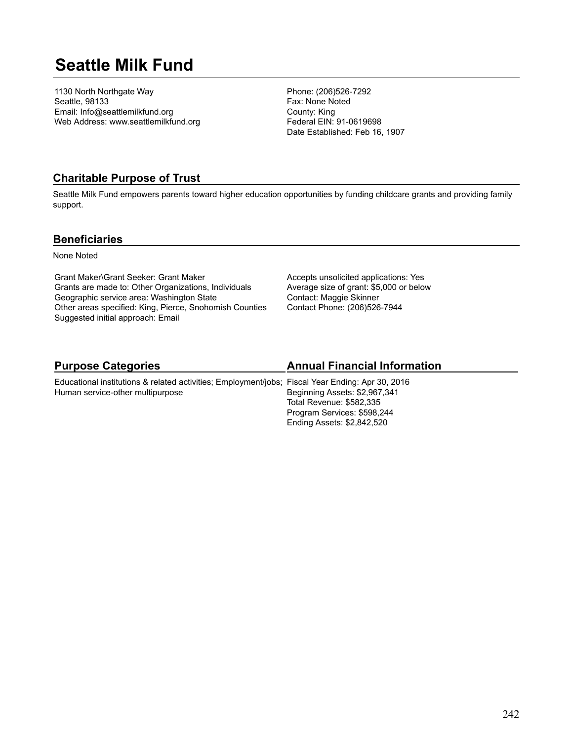# Seattle Milk Fund

1130 North Northgate Way
Seattle, 98133
Email: Info@seattlemilkfund.org
Web Address: www.seattlemilkfund.org

Phone: (206)526-7292
Fax: None Noted
County: King
Federal EIN: 91-0619698
Date Established: Feb 16, 1907

## Charitable Purpose of Trust

Seattle Milk Fund empowers parents toward higher education opportunities by funding childcare grants and providing family support.

## Beneficiaries

None Noted

Grant Maker\Grant Seeker: Grant Maker
Grants are made to: Other Organizations, Individuals
Geographic service area: Washington State
Other areas specified: King, Pierce, Snohomish Counties
Suggested initial approach: Email

Accepts unsolicited applications: Yes
Average size of grant: $5,000 or below
Contact: Maggie Skinner
Contact Phone: (206)526-7944

## Purpose Categories

Educational institutions & related activities; Employment/jobs; Human service-other multipurpose

## Annual Financial Information

Fiscal Year Ending: Apr 30, 2016
Beginning Assets: $2,967,341
Total Revenue: $582,335
Program Services: $598,244
Ending Assets: $2,842,520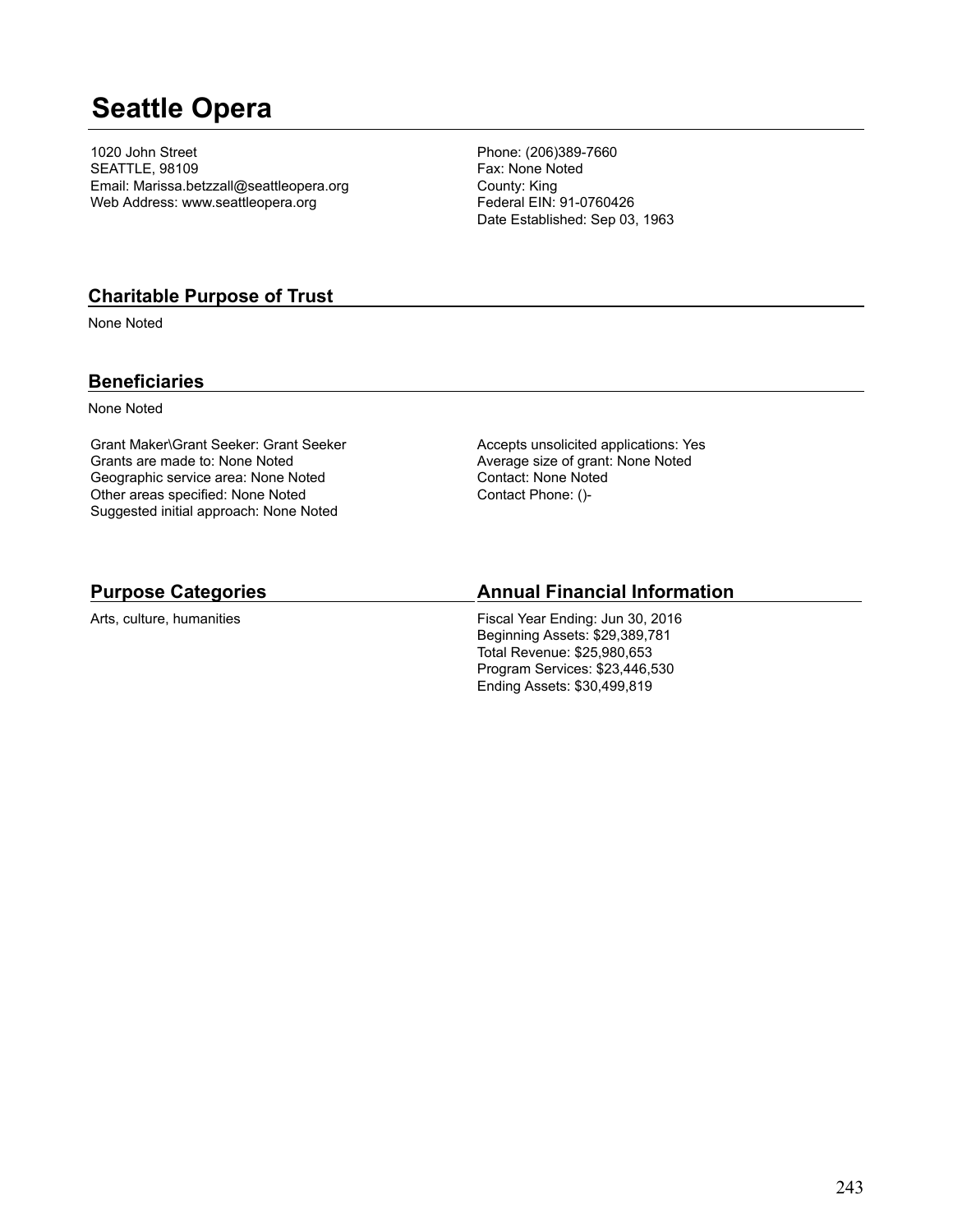# Seattle Opera

1020 John Street
SEATTLE, 98109
Email: Marissa.betzzall@seattleopera.org
Web Address: www.seattleopera.org

Phone: (206)389-7660
Fax: None Noted
County: King
Federal EIN: 91-0760426
Date Established: Sep 03, 1963

## Charitable Purpose of Trust

None Noted

## Beneficiaries

None Noted

Grant Maker\Grant Seeker: Grant Seeker
Grants are made to: None Noted
Geographic service area: None Noted
Other areas specified: None Noted
Suggested initial approach: None Noted

Accepts unsolicited applications: Yes
Average size of grant: None Noted
Contact: None Noted
Contact Phone: ()-

## Purpose Categories

Arts, culture, humanities

## Annual Financial Information

Fiscal Year Ending: Jun 30, 2016
Beginning Assets: $29,389,781
Total Revenue: $25,980,653
Program Services: $23,446,530
Ending Assets: $30,499,819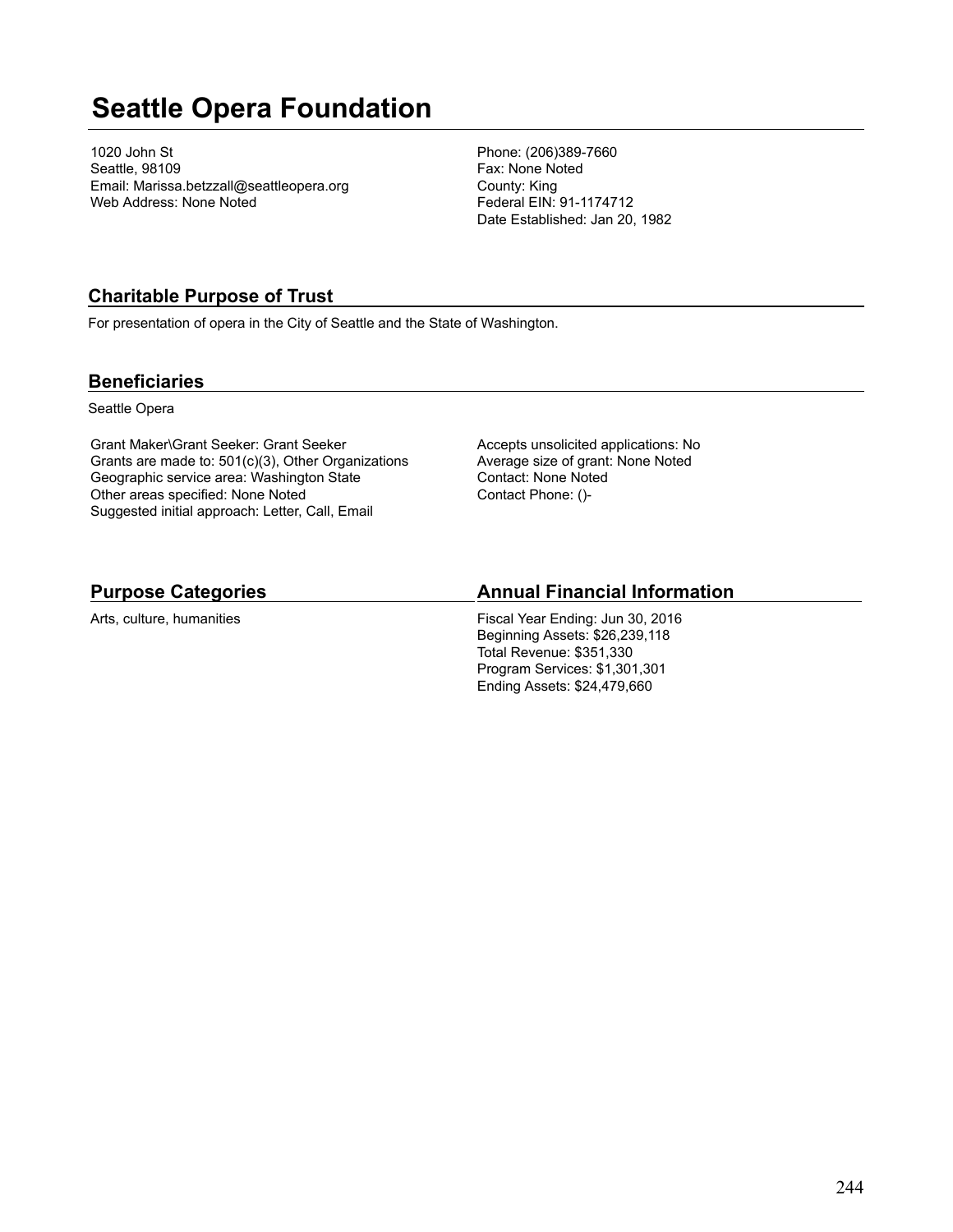# Seattle Opera Foundation

1020 John St
Seattle, 98109
Email: Marissa.betzzall@seattleopera.org
Web Address: None Noted

Phone: (206)389-7660
Fax: None Noted
County: King
Federal EIN: 91-1174712
Date Established: Jan 20, 1982

## Charitable Purpose of Trust

For presentation of opera in the City of Seattle and the State of Washington.

## Beneficiaries

Seattle Opera

Grant Maker\Grant Seeker: Grant Seeker
Grants are made to: 501(c)(3), Other Organizations
Geographic service area: Washington State
Other areas specified: None Noted
Suggested initial approach: Letter, Call, Email

Accepts unsolicited applications: No
Average size of grant: None Noted
Contact: None Noted
Contact Phone: ()-

## Purpose Categories

Arts, culture, humanities

## Annual Financial Information

Fiscal Year Ending: Jun 30, 2016
Beginning Assets: $26,239,118
Total Revenue: $351,330
Program Services: $1,301,301
Ending Assets: $24,479,660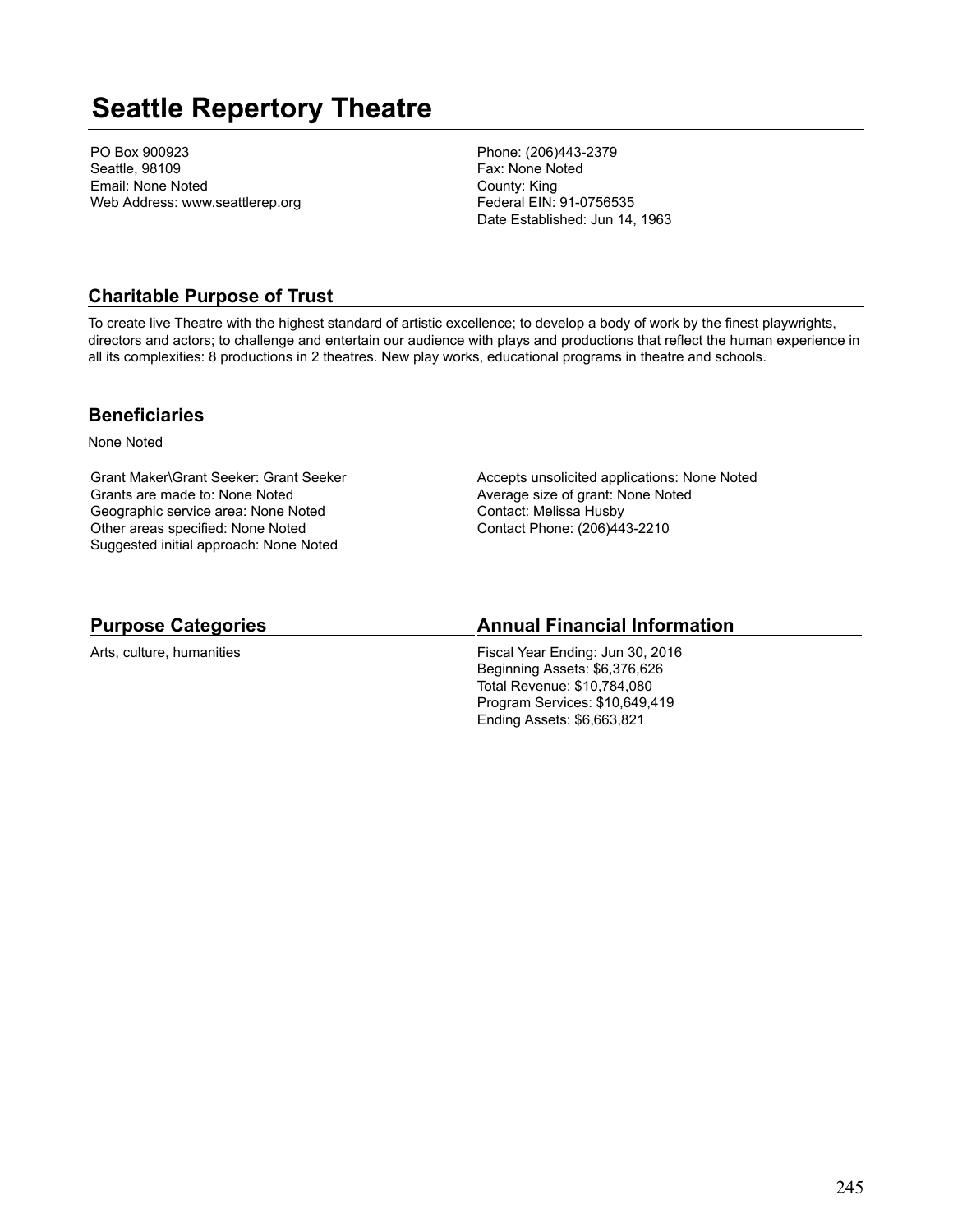# Seattle Repertory Theatre

PO Box 900923
Seattle, 98109
Email: None Noted
Web Address: www.seattlerep.org

Phone: (206)443-2379
Fax: None Noted
County: King
Federal EIN: 91-0756535
Date Established: Jun 14, 1963

## Charitable Purpose of Trust

To create live Theatre with the highest standard of artistic excellence; to develop a body of work by the finest playwrights, directors and actors; to challenge and entertain our audience with plays and productions that reflect the human experience in all its complexities: 8 productions in 2 theatres. New play works, educational programs in theatre and schools.

## Beneficiaries

None Noted

Grant Maker\Grant Seeker: Grant Seeker
Grants are made to: None Noted
Geographic service area: None Noted
Other areas specified: None Noted
Suggested initial approach: None Noted

Accepts unsolicited applications: None Noted
Average size of grant: None Noted
Contact: Melissa Husby
Contact Phone: (206)443-2210

## Purpose Categories

Arts, culture, humanities

## Annual Financial Information

Fiscal Year Ending: Jun 30, 2016
Beginning Assets: $6,376,626
Total Revenue: $10,784,080
Program Services: $10,649,419
Ending Assets: $6,663,821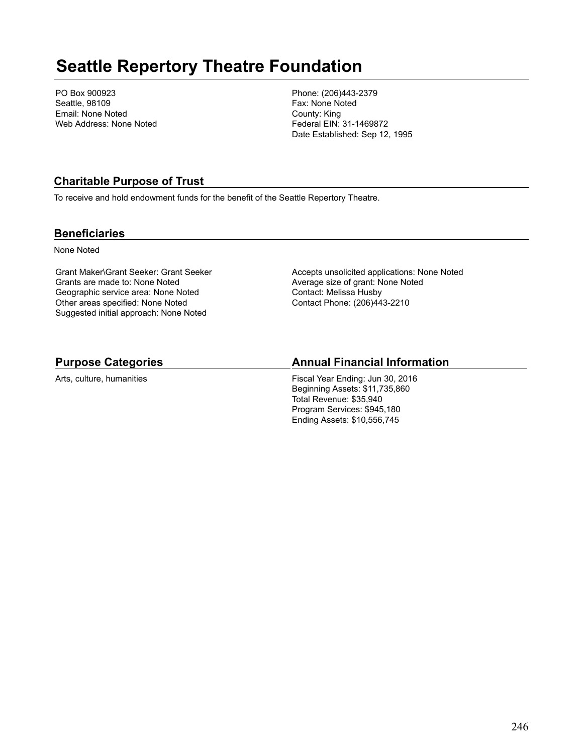# Seattle Repertory Theatre Foundation

PO Box 900923
Seattle, 98109
Email: None Noted
Web Address: None Noted

Phone: (206)443-2379
Fax: None Noted
County: King
Federal EIN: 31-1469872
Date Established: Sep 12, 1995

## Charitable Purpose of Trust

To receive and hold endowment funds for the benefit of the Seattle Repertory Theatre.

## Beneficiaries

None Noted

Grant Maker\Grant Seeker: Grant Seeker
Grants are made to: None Noted
Geographic service area: None Noted
Other areas specified: None Noted
Suggested initial approach: None Noted

Accepts unsolicited applications: None Noted
Average size of grant: None Noted
Contact: Melissa Husby
Contact Phone: (206)443-2210

## Purpose Categories

Arts, culture, humanities

## Annual Financial Information

Fiscal Year Ending: Jun 30, 2016
Beginning Assets: $11,735,860
Total Revenue: $35,940
Program Services: $945,180
Ending Assets: $10,556,745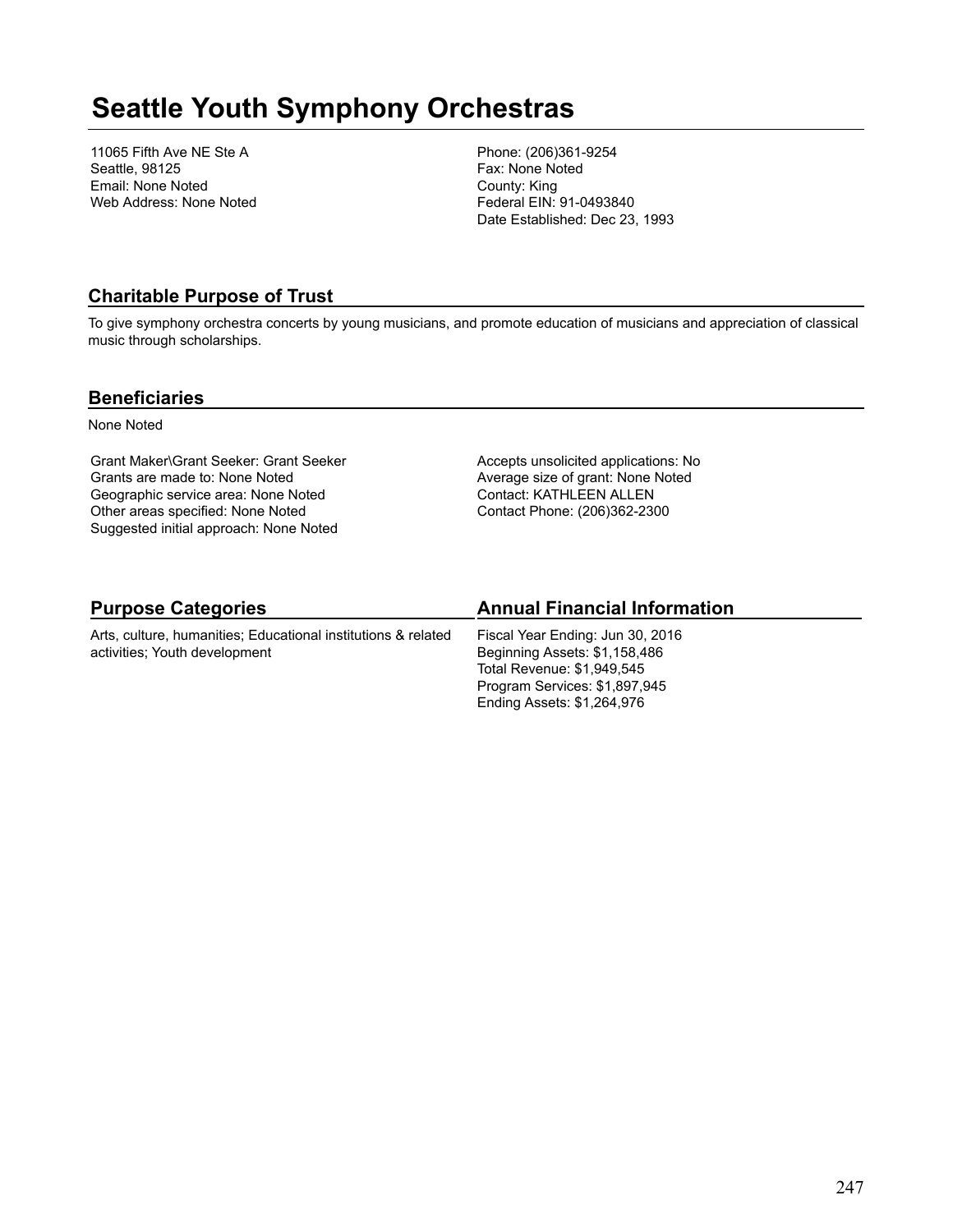# Seattle Youth Symphony Orchestras

11065 Fifth Ave NE Ste A
Seattle, 98125
Email: None Noted
Web Address: None Noted

Phone: (206)361-9254
Fax: None Noted
County: King
Federal EIN: 91-0493840
Date Established: Dec 23, 1993

## Charitable Purpose of Trust

To give symphony orchestra concerts by young musicians, and promote education of musicians and appreciation of classical music through scholarships.

## Beneficiaries

None Noted

Grant Maker\Grant Seeker: Grant Seeker
Grants are made to: None Noted
Geographic service area: None Noted
Other areas specified: None Noted
Suggested initial approach: None Noted

Accepts unsolicited applications: No
Average size of grant: None Noted
Contact: KATHLEEN ALLEN
Contact Phone: (206)362-2300

## Purpose Categories

Arts, culture, humanities; Educational institutions & related activities; Youth development

## Annual Financial Information

Fiscal Year Ending: Jun 30, 2016
Beginning Assets: $1,158,486
Total Revenue: $1,949,545
Program Services: $1,897,945
Ending Assets: $1,264,976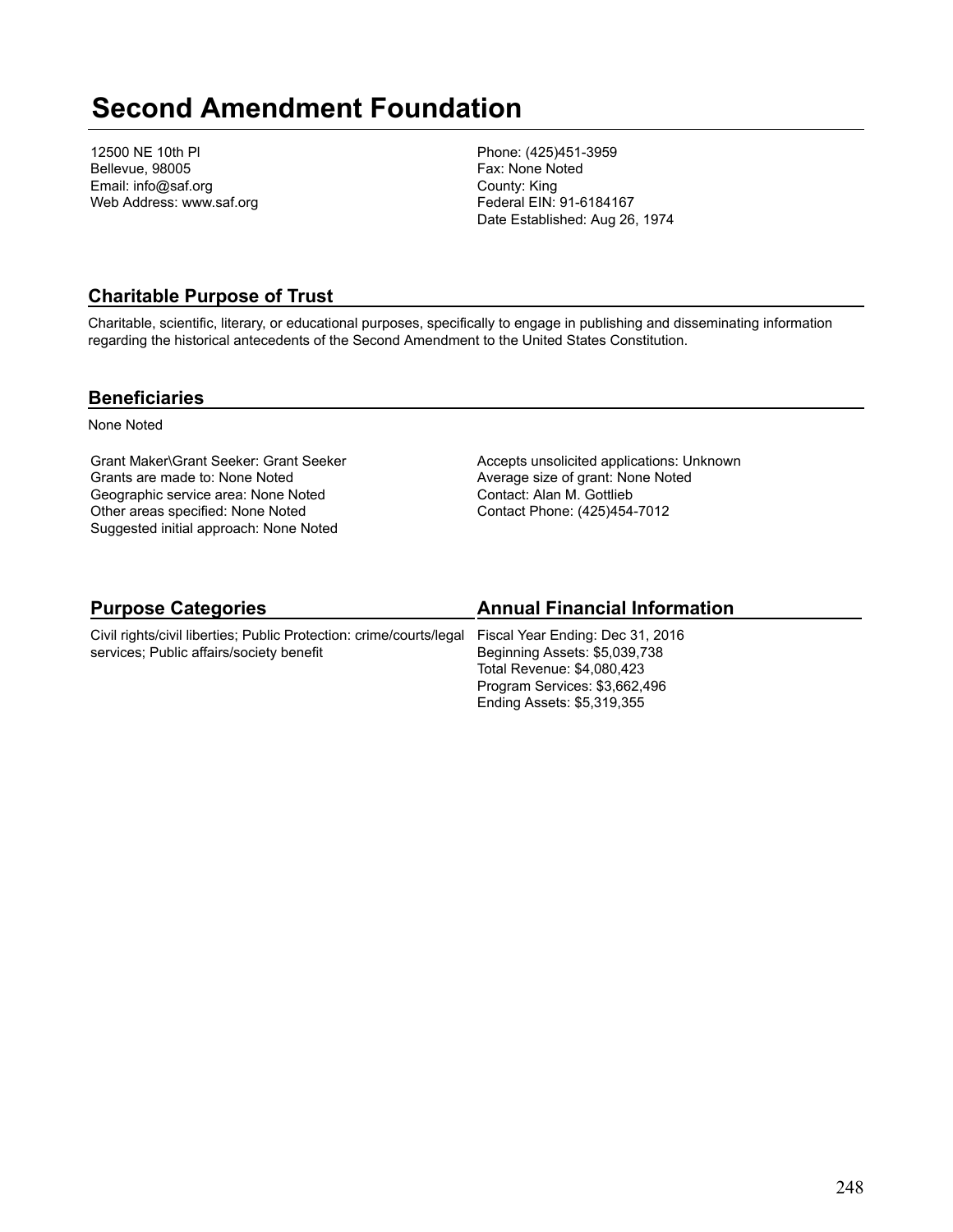# Second Amendment Foundation

12500 NE 10th Pl
Bellevue, 98005
Email: info@saf.org
Web Address: www.saf.org

Phone: (425)451-3959
Fax: None Noted
County: King
Federal EIN: 91-6184167
Date Established: Aug 26, 1974

## Charitable Purpose of Trust

Charitable, scientific, literary, or educational purposes, specifically to engage in publishing and disseminating information regarding the historical antecedents of the Second Amendment to the United States Constitution.

## Beneficiaries

None Noted

Grant Maker\Grant Seeker: Grant Seeker
Grants are made to: None Noted
Geographic service area: None Noted
Other areas specified: None Noted
Suggested initial approach: None Noted

Accepts unsolicited applications: Unknown
Average size of grant: None Noted
Contact: Alan M. Gottlieb
Contact Phone: (425)454-7012

## Purpose Categories

Civil rights/civil liberties; Public Protection: crime/courts/legal services; Public affairs/society benefit

## Annual Financial Information

Fiscal Year Ending: Dec 31, 2016
Beginning Assets: $5,039,738
Total Revenue: $4,080,423
Program Services: $3,662,496
Ending Assets: $5,319,355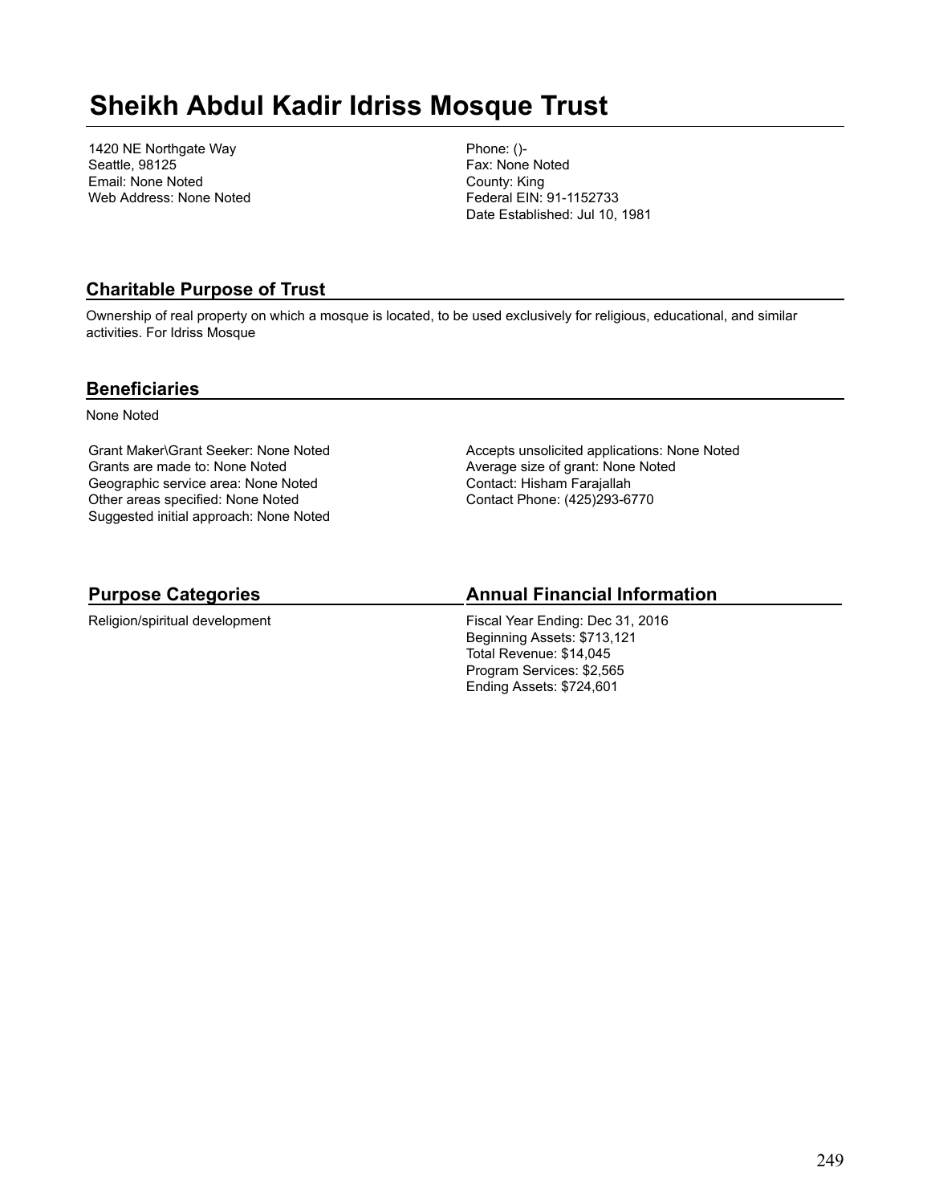# Sheikh Abdul Kadir Idriss Mosque Trust

1420 NE Northgate Way
Seattle, 98125
Email: None Noted
Web Address: None Noted

Phone: ()-
Fax: None Noted
County: King
Federal EIN: 91-1152733
Date Established: Jul 10, 1981

## Charitable Purpose of Trust

Ownership of real property on which a mosque is located, to be used exclusively for religious, educational, and similar activities. For Idriss Mosque

## Beneficiaries

None Noted

Grant Maker\Grant Seeker: None Noted
Grants are made to: None Noted
Geographic service area: None Noted
Other areas specified: None Noted
Suggested initial approach: None Noted

Accepts unsolicited applications: None Noted
Average size of grant: None Noted
Contact: Hisham Farajallah
Contact Phone: (425)293-6770

## Purpose Categories

Religion/spiritual development

## Annual Financial Information

Fiscal Year Ending: Dec 31, 2016
Beginning Assets: $713,121
Total Revenue: $14,045
Program Services: $2,565
Ending Assets: $724,601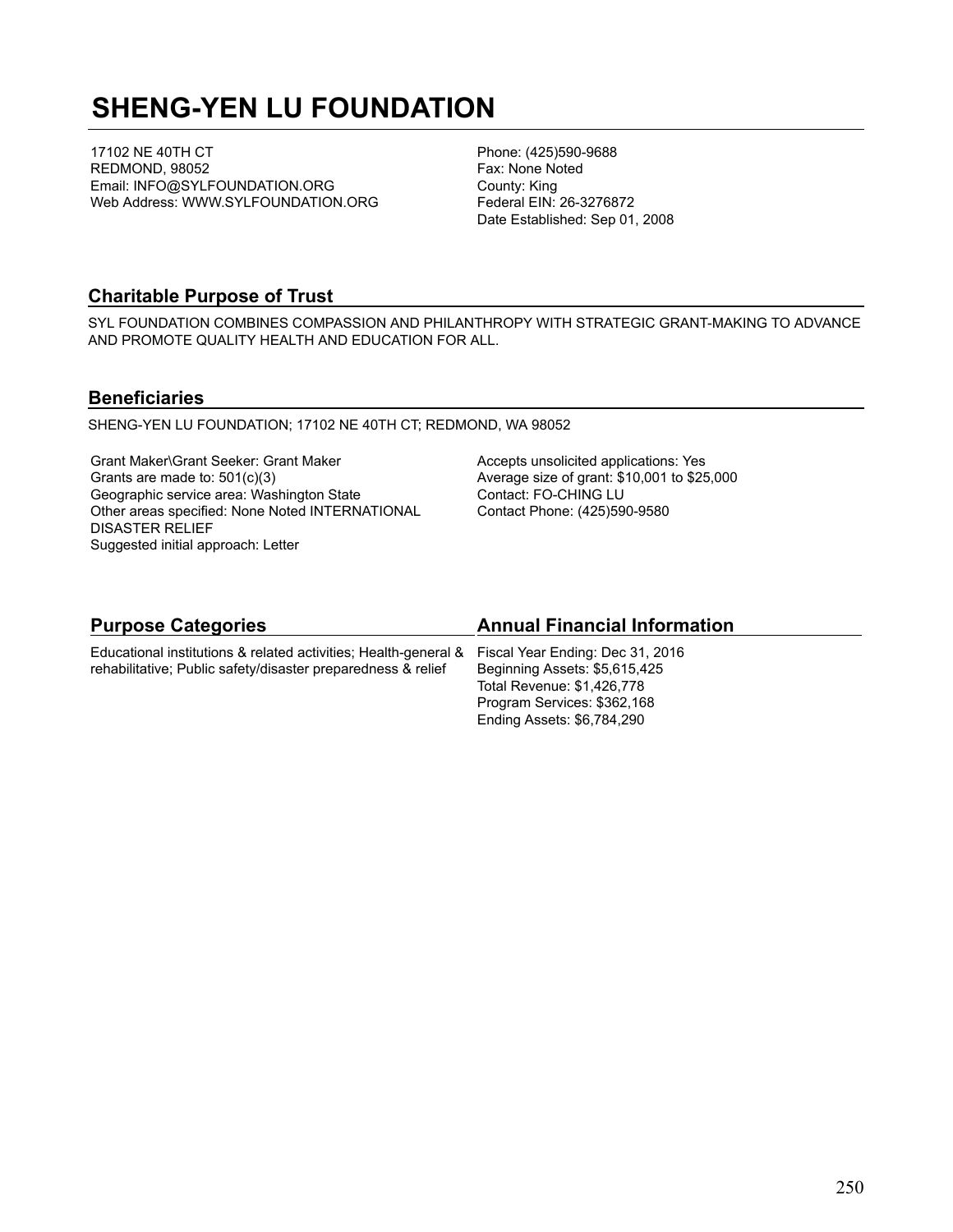# SHENG-YEN LU FOUNDATION

17102 NE 40TH CT
REDMOND, 98052
Email: INFO@SYLFOUNDATION.ORG
Web Address: WWW.SYLFOUNDATION.ORG

Phone: (425)590-9688
Fax: None Noted
County: King
Federal EIN: 26-3276872
Date Established: Sep 01, 2008

## Charitable Purpose of Trust

SYL FOUNDATION COMBINES COMPASSION AND PHILANTHROPY WITH STRATEGIC GRANT-MAKING TO ADVANCE AND PROMOTE QUALITY HEALTH AND EDUCATION FOR ALL.

## Beneficiaries

SHENG-YEN LU FOUNDATION; 17102 NE 40TH CT; REDMOND, WA 98052

Grant Maker\Grant Seeker: Grant Maker
Grants are made to: 501(c)(3)
Geographic service area: Washington State
Other areas specified: None Noted INTERNATIONAL DISASTER RELIEF
Suggested initial approach: Letter

Accepts unsolicited applications: Yes
Average size of grant: $10,001 to $25,000
Contact: FO-CHING LU
Contact Phone: (425)590-9580

## Purpose Categories

Educational institutions & related activities; Health-general & rehabilitative; Public safety/disaster preparedness & relief

## Annual Financial Information

Fiscal Year Ending: Dec 31, 2016
Beginning Assets: $5,615,425
Total Revenue: $1,426,778
Program Services: $362,168
Ending Assets: $6,784,290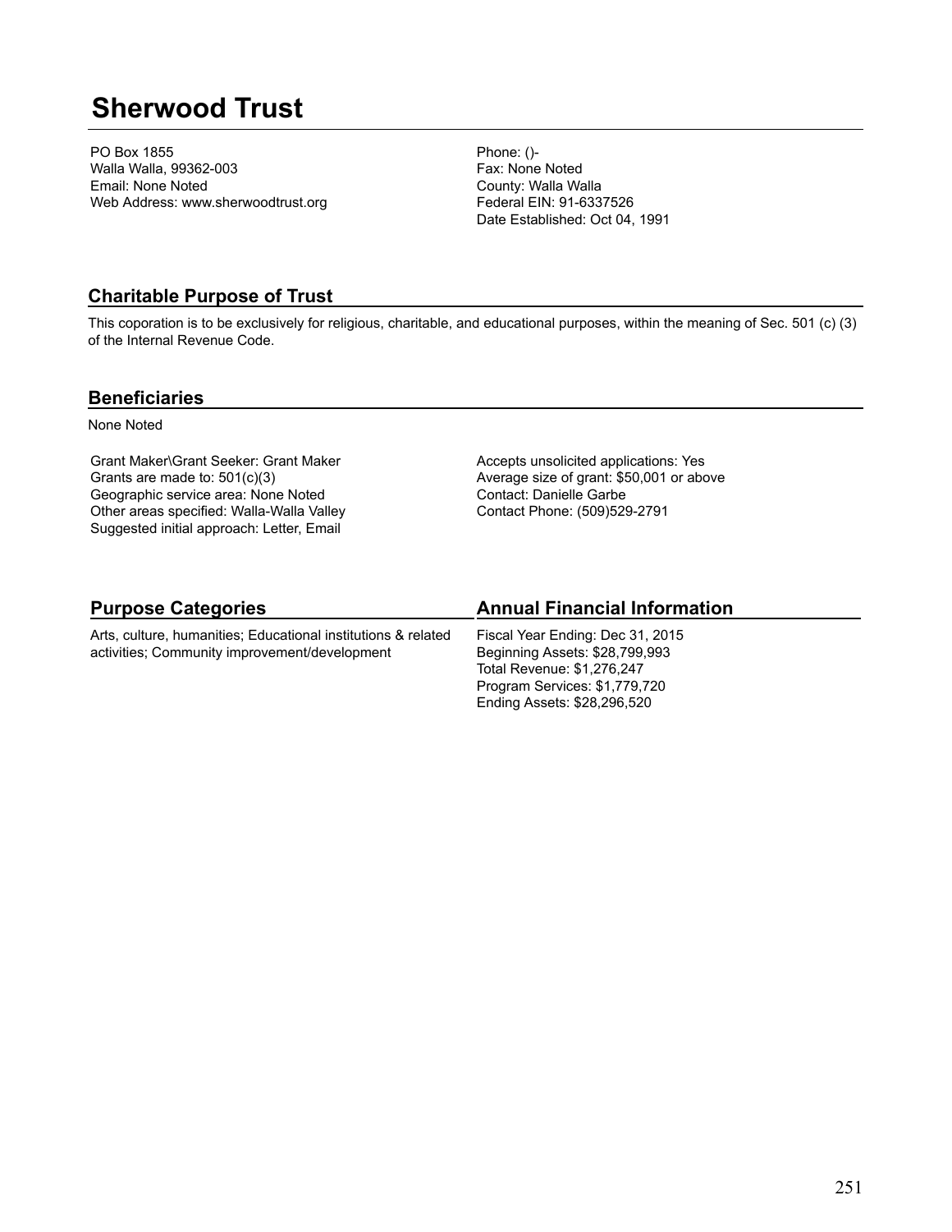# Sherwood Trust

PO Box 1855
Walla Walla, 99362-003
Email: None Noted
Web Address: www.sherwoodtrust.org

Phone: ()-
Fax: None Noted
County: Walla Walla
Federal EIN: 91-6337526
Date Established: Oct 04, 1991

## Charitable Purpose of Trust

This coporation is to be exclusively for religious, charitable, and educational purposes, within the meaning of Sec. 501 (c) (3) of the Internal Revenue Code.

## Beneficiaries

None Noted

Grant Maker\Grant Seeker: Grant Maker
Grants are made to: 501(c)(3)
Geographic service area: None Noted
Other areas specified: Walla-Walla Valley
Suggested initial approach: Letter, Email

Accepts unsolicited applications: Yes
Average size of grant: $50,001 or above
Contact: Danielle Garbe
Contact Phone: (509)529-2791

## Purpose Categories

Arts, culture, humanities; Educational institutions & related activities; Community improvement/development

## Annual Financial Information

Fiscal Year Ending: Dec 31, 2015
Beginning Assets: $28,799,993
Total Revenue: $1,276,247
Program Services: $1,779,720
Ending Assets: $28,296,520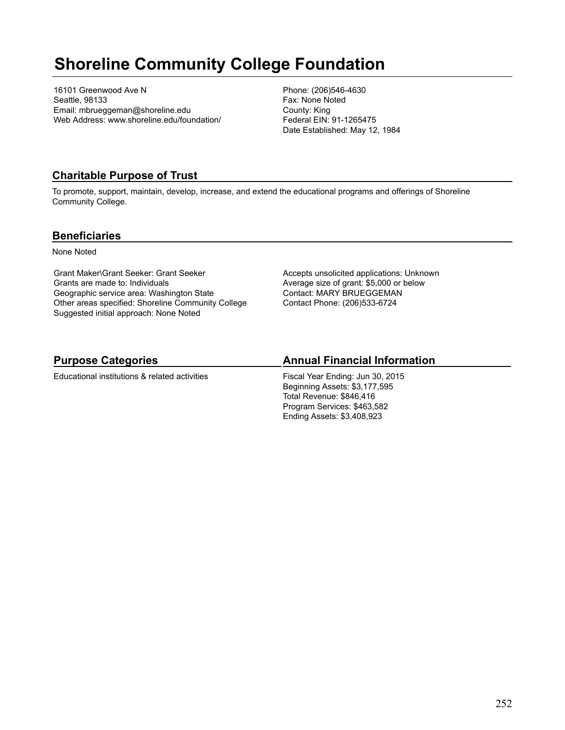# Shoreline Community College Foundation

16101 Greenwood Ave N
Seattle, 98133
Email: mbrueggeman@shoreline.edu
Web Address: www.shoreline.edu/foundation/

Phone: (206)546-4630
Fax: None Noted
County: King
Federal EIN: 91-1265475
Date Established: May 12, 1984

## Charitable Purpose of Trust

To promote, support, maintain, develop, increase, and extend the educational programs and offerings of Shoreline Community College.

## Beneficiaries

None Noted

Grant Maker\Grant Seeker: Grant Seeker
Grants are made to: Individuals
Geographic service area: Washington State
Other areas specified: Shoreline Community College
Suggested initial approach: None Noted

Accepts unsolicited applications: Unknown
Average size of grant: $5,000 or below
Contact: MARY BRUEGGEMAN
Contact Phone: (206)533-6724

## Purpose Categories

Educational institutions & related activities

## Annual Financial Information

Fiscal Year Ending: Jun 30, 2015
Beginning Assets: $3,177,595
Total Revenue: $846,416
Program Services: $463,582
Ending Assets: $3,408,923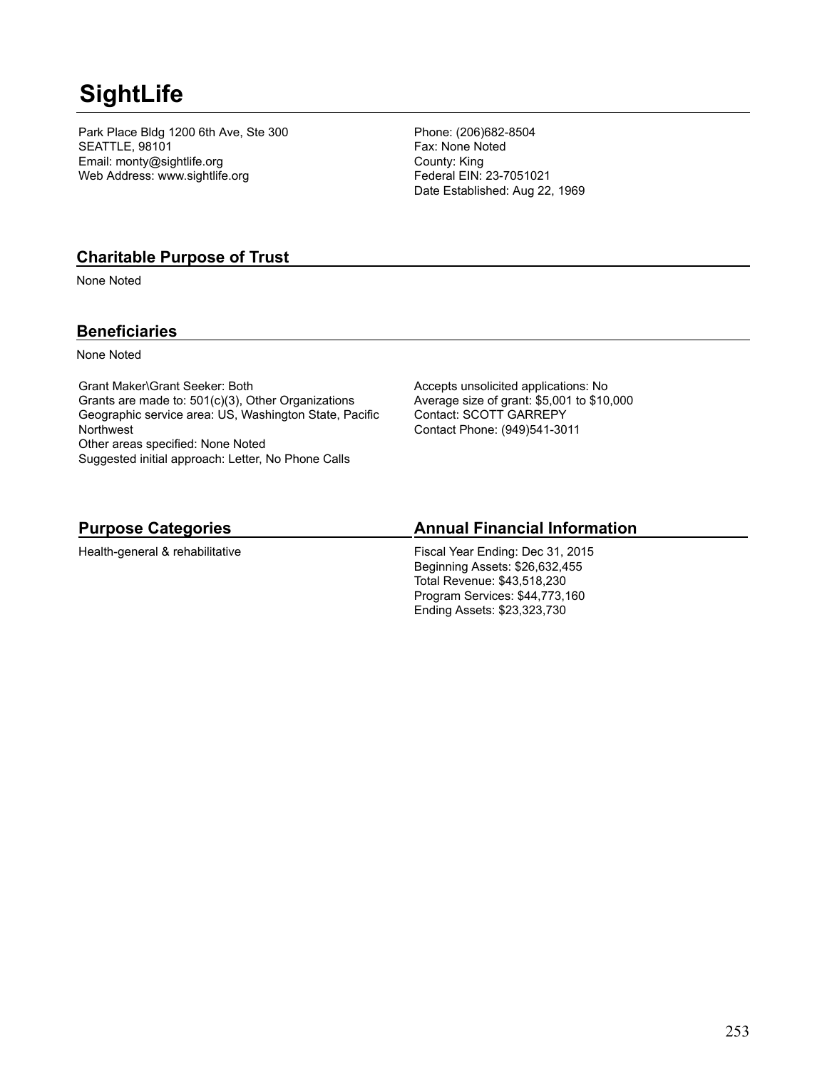# SightLife

Park Place Bldg 1200 6th Ave, Ste 300
SEATTLE, 98101
Email: monty@sightlife.org
Web Address: www.sightlife.org

Phone: (206)682-8504
Fax: None Noted
County: King
Federal EIN: 23-7051021
Date Established: Aug 22, 1969

## Charitable Purpose of Trust

None Noted

## Beneficiaries

None Noted

Grant Maker\Grant Seeker: Both
Grants are made to: 501(c)(3), Other Organizations
Geographic service area: US, Washington State, Pacific Northwest
Other areas specified: None Noted
Suggested initial approach: Letter, No Phone Calls

Accepts unsolicited applications: No
Average size of grant: $5,001 to $10,000
Contact: SCOTT GARREPY
Contact Phone: (949)541-3011

## Purpose Categories

Health-general & rehabilitative

## Annual Financial Information

Fiscal Year Ending: Dec 31, 2015
Beginning Assets: $26,632,455
Total Revenue: $43,518,230
Program Services: $44,773,160
Ending Assets: $23,323,730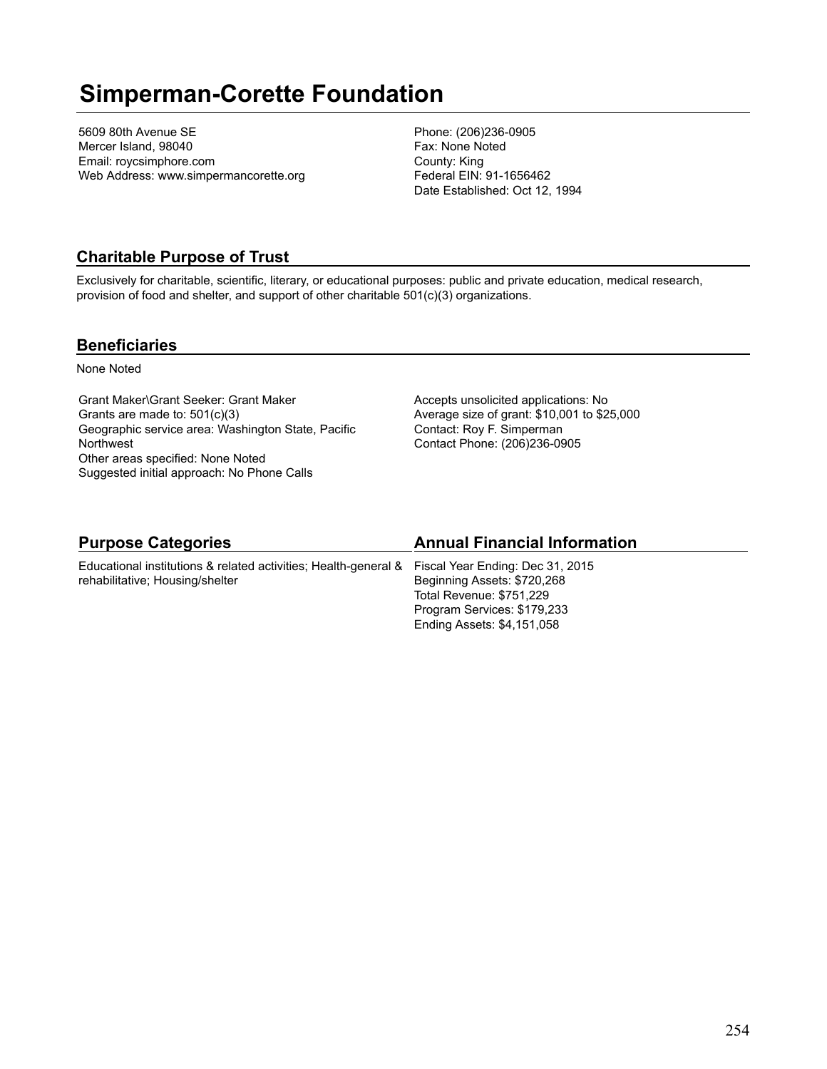# Simperman-Corette Foundation

5609 80th Avenue SE
Mercer Island, 98040
Email: roycsimphore.com
Web Address: www.simpermancorette.org

Phone: (206)236-0905
Fax: None Noted
County: King
Federal EIN: 91-1656462
Date Established: Oct 12, 1994

## Charitable Purpose of Trust

Exclusively for charitable, scientific, literary, or educational purposes: public and private education, medical research, provision of food and shelter, and support of other charitable 501(c)(3) organizations.

## Beneficiaries

None Noted

Grant Maker\Grant Seeker: Grant Maker
Grants are made to: 501(c)(3)
Geographic service area: Washington State, Pacific Northwest
Other areas specified: None Noted
Suggested initial approach: No Phone Calls

Accepts unsolicited applications: No
Average size of grant: $10,001 to $25,000
Contact: Roy F. Simperman
Contact Phone: (206)236-0905

## Purpose Categories

Educational institutions & related activities; Health-general & rehabilitative; Housing/shelter

## Annual Financial Information

Fiscal Year Ending: Dec 31, 2015
Beginning Assets: $720,268
Total Revenue: $751,229
Program Services: $179,233
Ending Assets: $4,151,058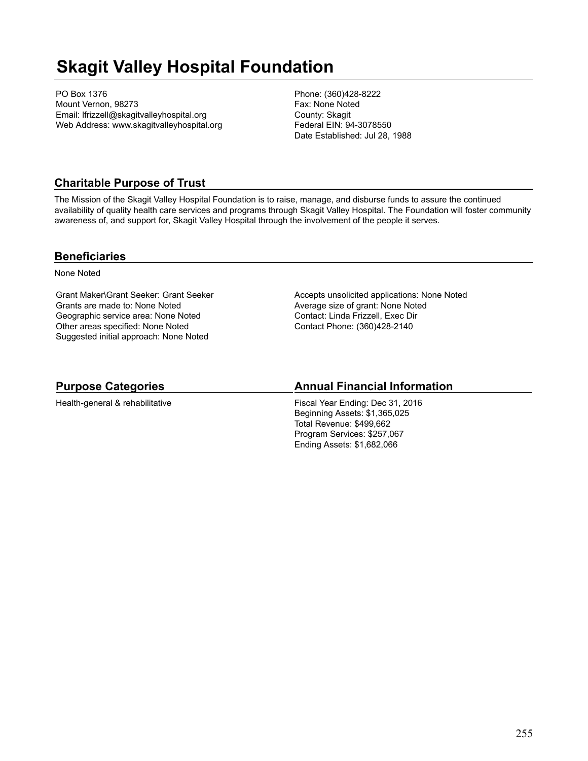# Skagit Valley Hospital Foundation

PO Box 1376
Mount Vernon, 98273
Email: lfrizzell@skagitvalleyhospital.org
Web Address: www.skagitvalleyhospital.org

Phone: (360)428-8222
Fax: None Noted
County: Skagit
Federal EIN: 94-3078550
Date Established: Jul 28, 1988

## Charitable Purpose of Trust

The Mission of the Skagit Valley Hospital Foundation is to raise, manage, and disburse funds to assure the continued availability of quality health care services and programs through Skagit Valley Hospital. The Foundation will foster community awareness of, and support for, Skagit Valley Hospital through the involvement of the people it serves.

## Beneficiaries

None Noted

Grant Maker\Grant Seeker: Grant Seeker
Grants are made to: None Noted
Geographic service area: None Noted
Other areas specified: None Noted
Suggested initial approach: None Noted

Accepts unsolicited applications: None Noted
Average size of grant: None Noted
Contact: Linda Frizzell, Exec Dir
Contact Phone: (360)428-2140

## Purpose Categories

Health-general & rehabilitative

## Annual Financial Information

Fiscal Year Ending: Dec 31, 2016
Beginning Assets: $1,365,025
Total Revenue: $499,662
Program Services: $257,067
Ending Assets: $1,682,066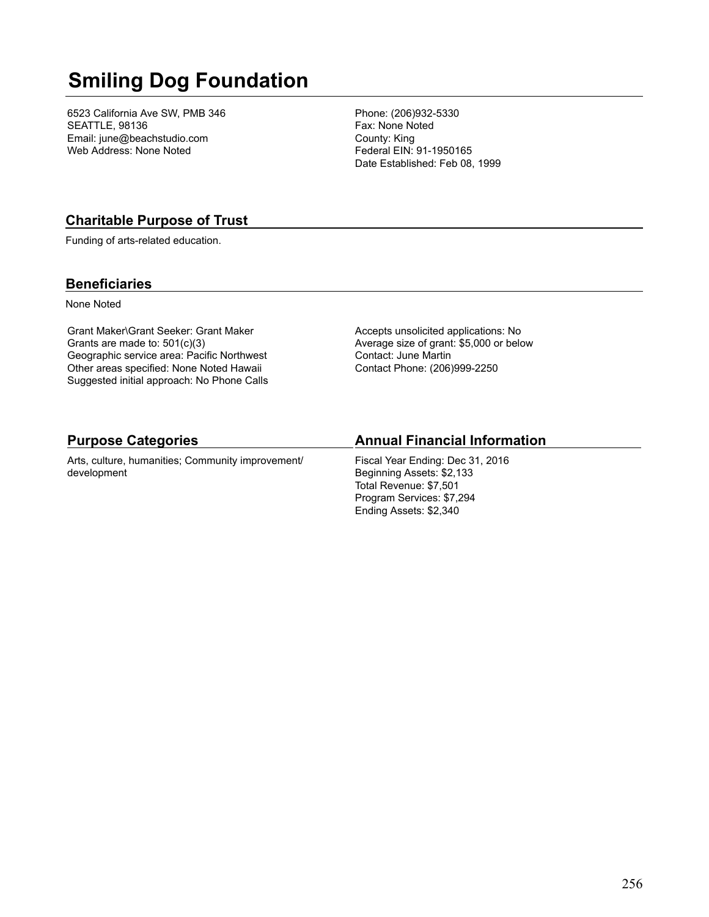# Smiling Dog Foundation

6523 California Ave SW, PMB 346
SEATTLE, 98136
Email: june@beachstudio.com
Web Address: None Noted

Phone: (206)932-5330
Fax: None Noted
County: King
Federal EIN: 91-1950165
Date Established: Feb 08, 1999

## Charitable Purpose of Trust

Funding of arts-related education.

## Beneficiaries

None Noted

Grant Maker\Grant Seeker: Grant Maker
Grants are made to: 501(c)(3)
Geographic service area: Pacific Northwest
Other areas specified: None Noted Hawaii
Suggested initial approach: No Phone Calls

Accepts unsolicited applications: No
Average size of grant: $5,000 or below
Contact: June Martin
Contact Phone: (206)999-2250

## Purpose Categories

Arts, culture, humanities; Community improvement/development

## Annual Financial Information

Fiscal Year Ending: Dec 31, 2016
Beginning Assets: $2,133
Total Revenue: $7,501
Program Services: $7,294
Ending Assets: $2,340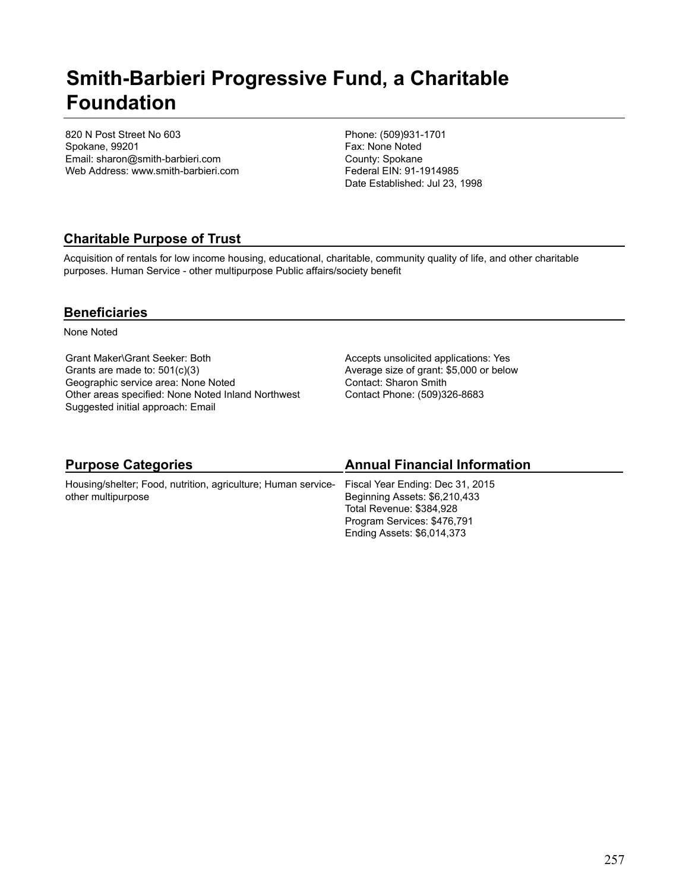# Smith-Barbieri Progressive Fund, a Charitable Foundation

820 N Post Street No 603
Spokane, 99201
Email: sharon@smith-barbieri.com
Web Address: www.smith-barbieri.com

Phone: (509)931-1701
Fax: None Noted
County: Spokane
Federal EIN: 91-1914985
Date Established: Jul 23, 1998

## Charitable Purpose of Trust

Acquisition of rentals for low income housing, educational, charitable, community quality of life, and other charitable purposes. Human Service - other multipurpose Public affairs/society benefit

## Beneficiaries

None Noted

Grant Maker\Grant Seeker: Both
Grants are made to: 501(c)(3)
Geographic service area: None Noted
Other areas specified: None Noted Inland Northwest
Suggested initial approach: Email

Accepts unsolicited applications: Yes
Average size of grant: $5,000 or below
Contact: Sharon Smith
Contact Phone: (509)326-8683

## Purpose Categories

Housing/shelter; Food, nutrition, agriculture; Human service-other multipurpose

## Annual Financial Information

Fiscal Year Ending: Dec 31, 2015
Beginning Assets: $6,210,433
Total Revenue: $384,928
Program Services: $476,791
Ending Assets: $6,014,373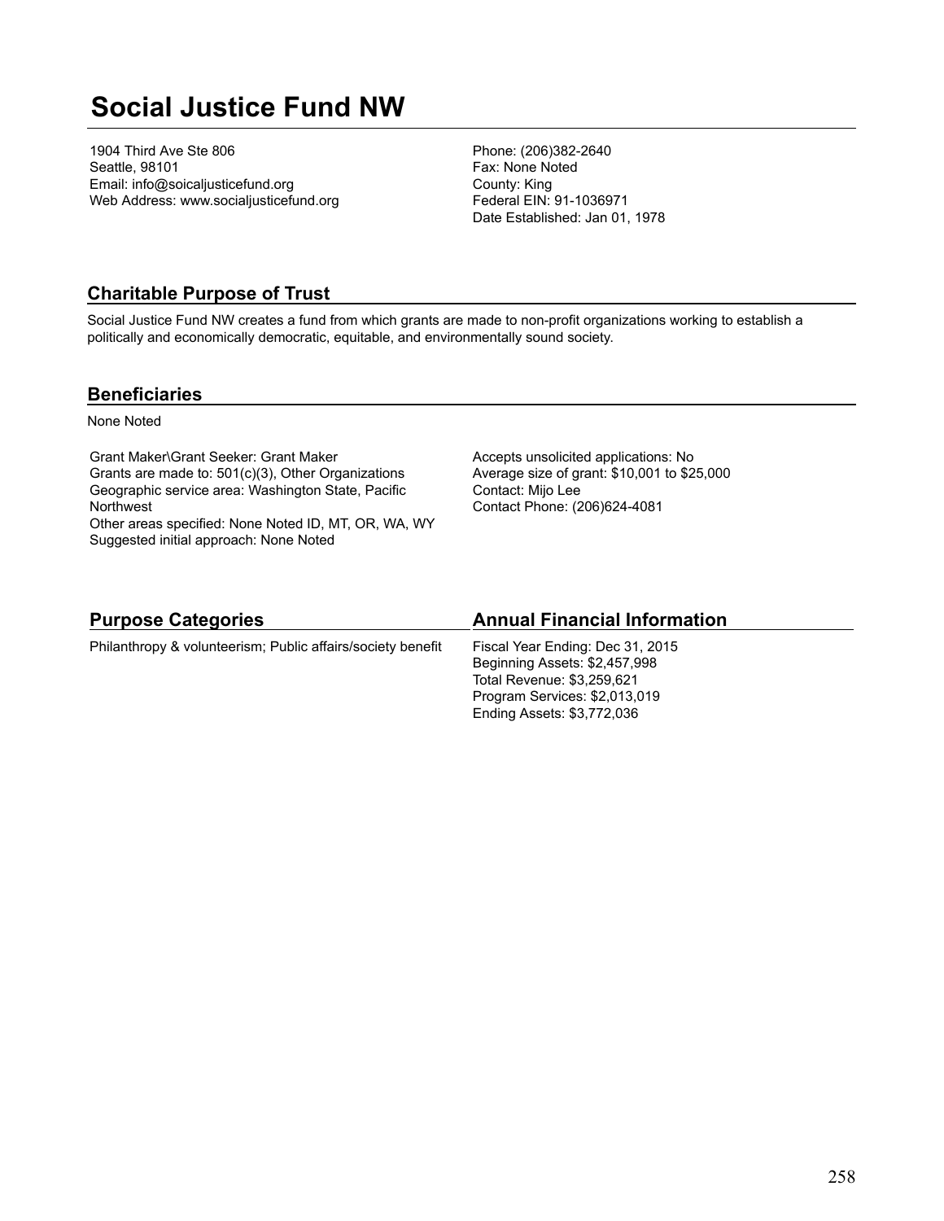# Social Justice Fund NW

1904 Third Ave Ste 806
Seattle, 98101
Email: info@soicaljusticefund.org
Web Address: www.socialjusticefund.org

Phone: (206)382-2640
Fax: None Noted
County: King
Federal EIN: 91-1036971
Date Established: Jan 01, 1978

## Charitable Purpose of Trust

Social Justice Fund NW creates a fund from which grants are made to non-profit organizations working to establish a politically and economically democratic, equitable, and environmentally sound society.

## Beneficiaries

None Noted

Grant Maker\Grant Seeker: Grant Maker
Grants are made to: 501(c)(3), Other Organizations
Geographic service area: Washington State, Pacific Northwest
Other areas specified: None Noted ID, MT, OR, WA, WY
Suggested initial approach: None Noted

Accepts unsolicited applications: No
Average size of grant: $10,001 to $25,000
Contact: Mijo Lee
Contact Phone: (206)624-4081

## Purpose Categories

Philanthropy & volunteerism; Public affairs/society benefit

## Annual Financial Information

Fiscal Year Ending: Dec 31, 2015
Beginning Assets: $2,457,998
Total Revenue: $3,259,621
Program Services: $2,013,019
Ending Assets: $3,772,036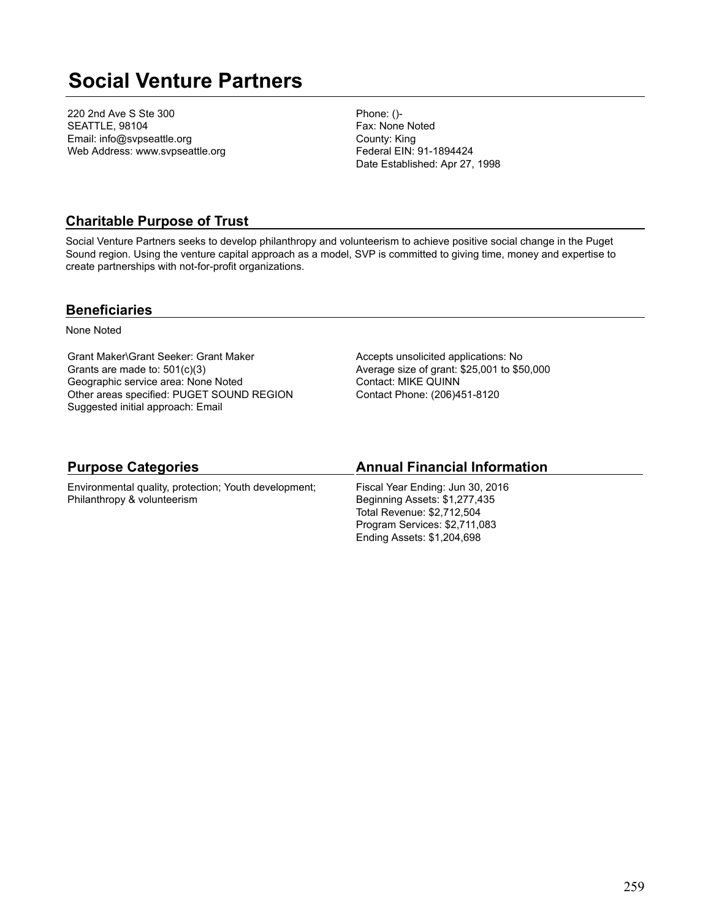# Social Venture Partners

220 2nd Ave S Ste 300
SEATTLE, 98104
Email: info@svpseattle.org
Web Address: www.svpseattle.org

Phone: ()-
Fax: None Noted
County: King
Federal EIN: 91-1894424
Date Established: Apr 27, 1998

## Charitable Purpose of Trust

Social Venture Partners seeks to develop philanthropy and volunteerism to achieve positive social change in the Puget Sound region. Using the venture capital approach as a model, SVP is committed to giving time, money and expertise to create partnerships with not-for-profit organizations.

## Beneficiaries

None Noted

Grant Maker\Grant Seeker: Grant Maker
Grants are made to: 501(c)(3)
Geographic service area: None Noted
Other areas specified: PUGET SOUND REGION
Suggested initial approach: Email

Accepts unsolicited applications: No
Average size of grant: $25,001 to $50,000
Contact: MIKE QUINN
Contact Phone: (206)451-8120

## Purpose Categories

Environmental quality, protection; Youth development; Philanthropy & volunteerism

## Annual Financial Information

Fiscal Year Ending: Jun 30, 2016
Beginning Assets: $1,277,435
Total Revenue: $2,712,504
Program Services: $2,711,083
Ending Assets: $1,204,698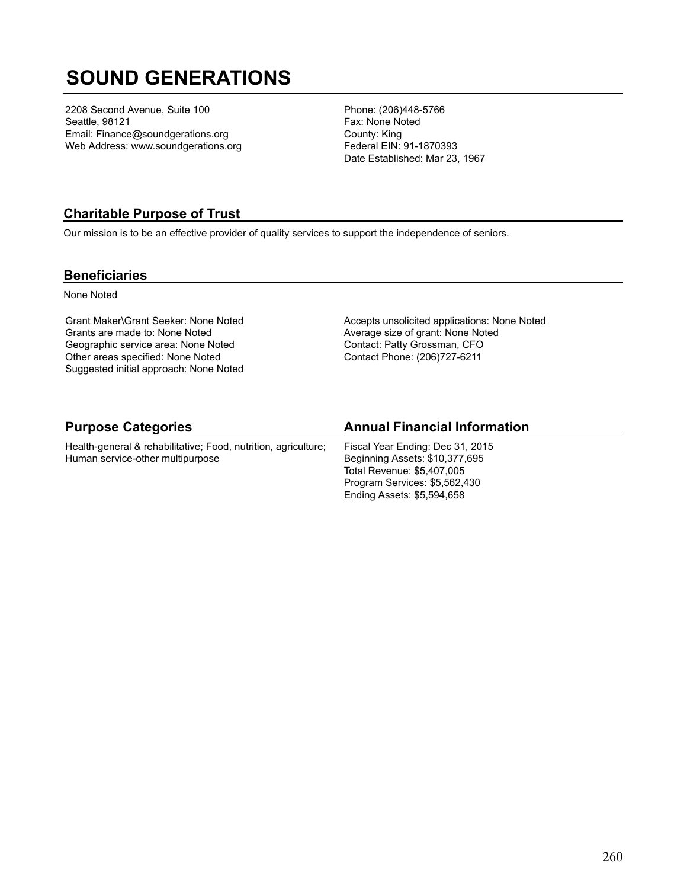# SOUND GENERATIONS

2208 Second Avenue, Suite 100
Seattle, 98121
Email: Finance@soundgerations.org
Web Address: www.soundgerations.org

Phone: (206)448-5766
Fax: None Noted
County: King
Federal EIN: 91-1870393
Date Established: Mar 23, 1967

## Charitable Purpose of Trust

Our mission is to be an effective provider of quality services to support the independence of seniors.

## Beneficiaries

None Noted

Grant Maker\Grant Seeker: None Noted
Grants are made to: None Noted
Geographic service area: None Noted
Other areas specified: None Noted
Suggested initial approach: None Noted

Accepts unsolicited applications: None Noted
Average size of grant: None Noted
Contact: Patty Grossman, CFO
Contact Phone: (206)727-6211

## Purpose Categories

Health-general & rehabilitative; Food, nutrition, agriculture; Human service-other multipurpose

## Annual Financial Information

Fiscal Year Ending: Dec 31, 2015
Beginning Assets: $10,377,695
Total Revenue: $5,407,005
Program Services: $5,562,430
Ending Assets: $5,594,658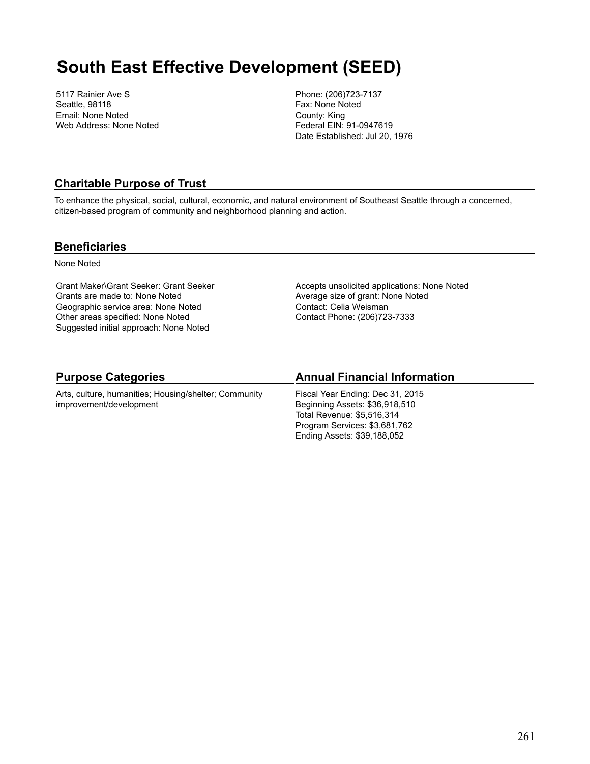# South East Effective Development (SEED)

5117 Rainier Ave S
Seattle, 98118
Email: None Noted
Web Address: None Noted

Phone: (206)723-7137
Fax: None Noted
County: King
Federal EIN: 91-0947619
Date Established: Jul 20, 1976

## Charitable Purpose of Trust

To enhance the physical, social, cultural, economic, and natural environment of Southeast Seattle through a concerned, citizen-based program of community and neighborhood planning and action.

## Beneficiaries

None Noted

Grant Maker\Grant Seeker: Grant Seeker
Grants are made to: None Noted
Geographic service area: None Noted
Other areas specified: None Noted
Suggested initial approach: None Noted

Accepts unsolicited applications: None Noted
Average size of grant: None Noted
Contact: Celia Weisman
Contact Phone: (206)723-7333

## Purpose Categories

Arts, culture, humanities; Housing/shelter; Community improvement/development

## Annual Financial Information

Fiscal Year Ending: Dec 31, 2015
Beginning Assets: $36,918,510
Total Revenue: $5,516,314
Program Services: $3,681,762
Ending Assets: $39,188,052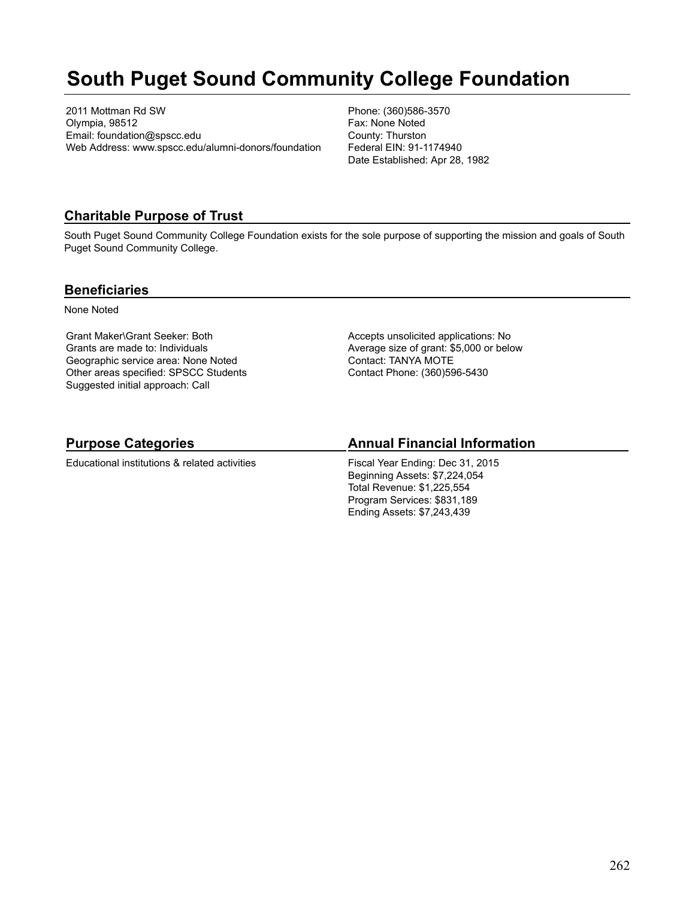# South Puget Sound Community College Foundation

2011 Mottman Rd SW
Olympia, 98512
Email: foundation@spscc.edu
Web Address: www.spscc.edu/alumni-donors/foundation

Phone: (360)586-3570
Fax: None Noted
County: Thurston
Federal EIN: 91-1174940
Date Established: Apr 28, 1982

## Charitable Purpose of Trust

South Puget Sound Community College Foundation exists for the sole purpose of supporting the mission and goals of South Puget Sound Community College.

## Beneficiaries

None Noted

Grant Maker\Grant Seeker: Both
Grants are made to: Individuals
Geographic service area: None Noted
Other areas specified: SPSCC Students
Suggested initial approach: Call

Accepts unsolicited applications: No
Average size of grant: $5,000 or below
Contact: TANYA MOTE
Contact Phone: (360)596-5430

## Purpose Categories

Educational institutions & related activities

## Annual Financial Information

Fiscal Year Ending: Dec 31, 2015
Beginning Assets: $7,224,054
Total Revenue: $1,225,554
Program Services: $831,189
Ending Assets: $7,243,439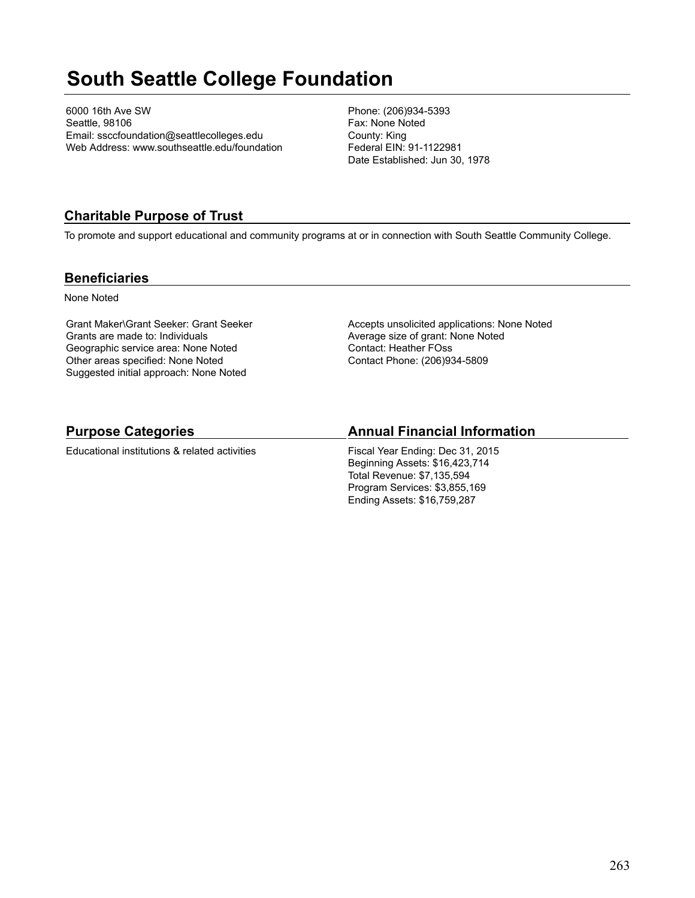# South Seattle College Foundation

6000 16th Ave SW
Seattle, 98106
Email: ssccfoundation@seattlecolleges.edu
Web Address: www.southseattle.edu/foundation

Phone: (206)934-5393
Fax: None Noted
County: King
Federal EIN: 91-1122981
Date Established: Jun 30, 1978

## Charitable Purpose of Trust

To promote and support educational and community programs at or in connection with South Seattle Community College.

## Beneficiaries

None Noted

Grant Maker\Grant Seeker: Grant Seeker
Grants are made to: Individuals
Geographic service area: None Noted
Other areas specified: None Noted
Suggested initial approach: None Noted

Accepts unsolicited applications: None Noted
Average size of grant: None Noted
Contact: Heather FOss
Contact Phone: (206)934-5809

## Purpose Categories

Educational institutions & related activities

## Annual Financial Information

Fiscal Year Ending: Dec 31, 2015
Beginning Assets: $16,423,714
Total Revenue: $7,135,594
Program Services: $3,855,169
Ending Assets: $16,759,287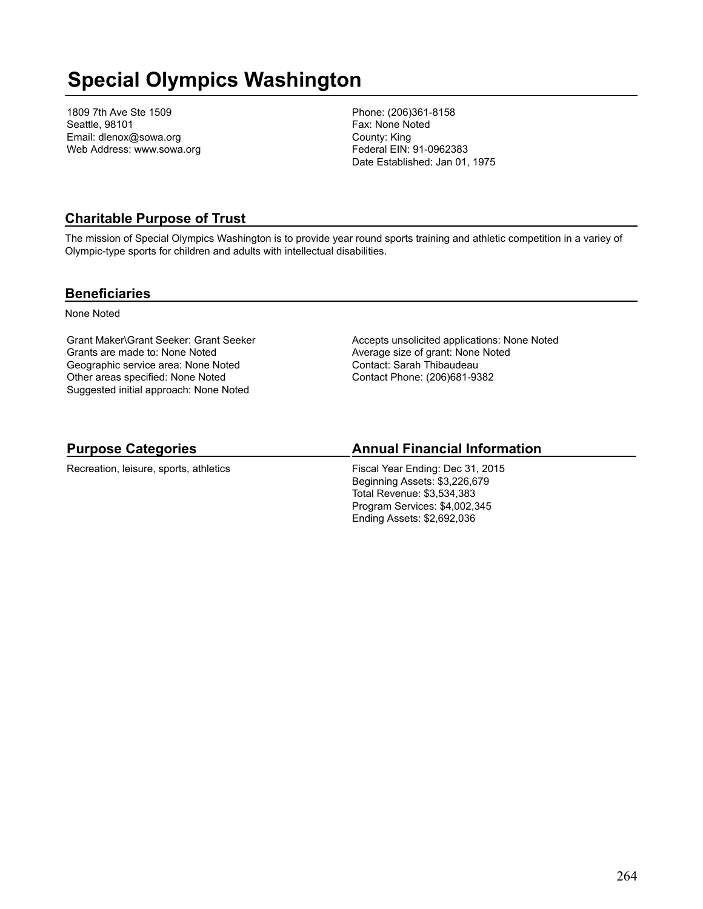# Special Olympics Washington

1809 7th Ave Ste 1509
Seattle, 98101
Email: dlenox@sowa.org
Web Address: www.sowa.org

Phone: (206)361-8158
Fax: None Noted
County: King
Federal EIN: 91-0962383
Date Established: Jan 01, 1975

## Charitable Purpose of Trust

The mission of Special Olympics Washington is to provide year round sports training and athletic competition in a variey of Olympic-type sports for children and adults with intellectual disabilities.

## Beneficiaries

None Noted

Grant Maker\Grant Seeker: Grant Seeker
Grants are made to: None Noted
Geographic service area: None Noted
Other areas specified: None Noted
Suggested initial approach: None Noted

Accepts unsolicited applications: None Noted
Average size of grant: None Noted
Contact: Sarah Thibaudeau
Contact Phone: (206)681-9382

## Purpose Categories

Recreation, leisure, sports, athletics

## Annual Financial Information

Fiscal Year Ending: Dec 31, 2015
Beginning Assets: $3,226,679
Total Revenue: $3,534,383
Program Services: $4,002,345
Ending Assets: $2,692,036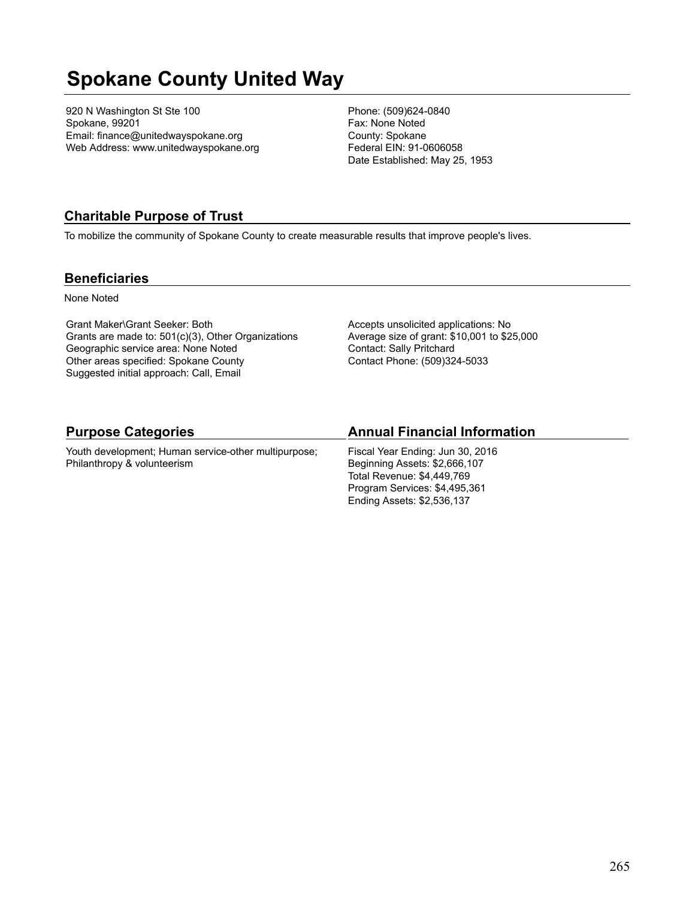# Spokane County United Way

920 N Washington St Ste 100
Spokane, 99201
Email: finance@unitedwayspokane.org
Web Address: www.unitedwayspokane.org

Phone: (509)624-0840
Fax: None Noted
County: Spokane
Federal EIN: 91-0606058
Date Established: May 25, 1953

## Charitable Purpose of Trust

To mobilize the community of Spokane County to create measurable results that improve people's lives.

## Beneficiaries

None Noted

Grant Maker\Grant Seeker: Both
Grants are made to: 501(c)(3), Other Organizations
Geographic service area: None Noted
Other areas specified: Spokane County
Suggested initial approach: Call, Email

Accepts unsolicited applications: No
Average size of grant: $10,001 to $25,000
Contact: Sally Pritchard
Contact Phone: (509)324-5033

## Purpose Categories

Youth development; Human service-other multipurpose; Philanthropy & volunteerism

## Annual Financial Information

Fiscal Year Ending: Jun 30, 2016
Beginning Assets: $2,666,107
Total Revenue: $4,449,769
Program Services: $4,495,361
Ending Assets: $2,536,137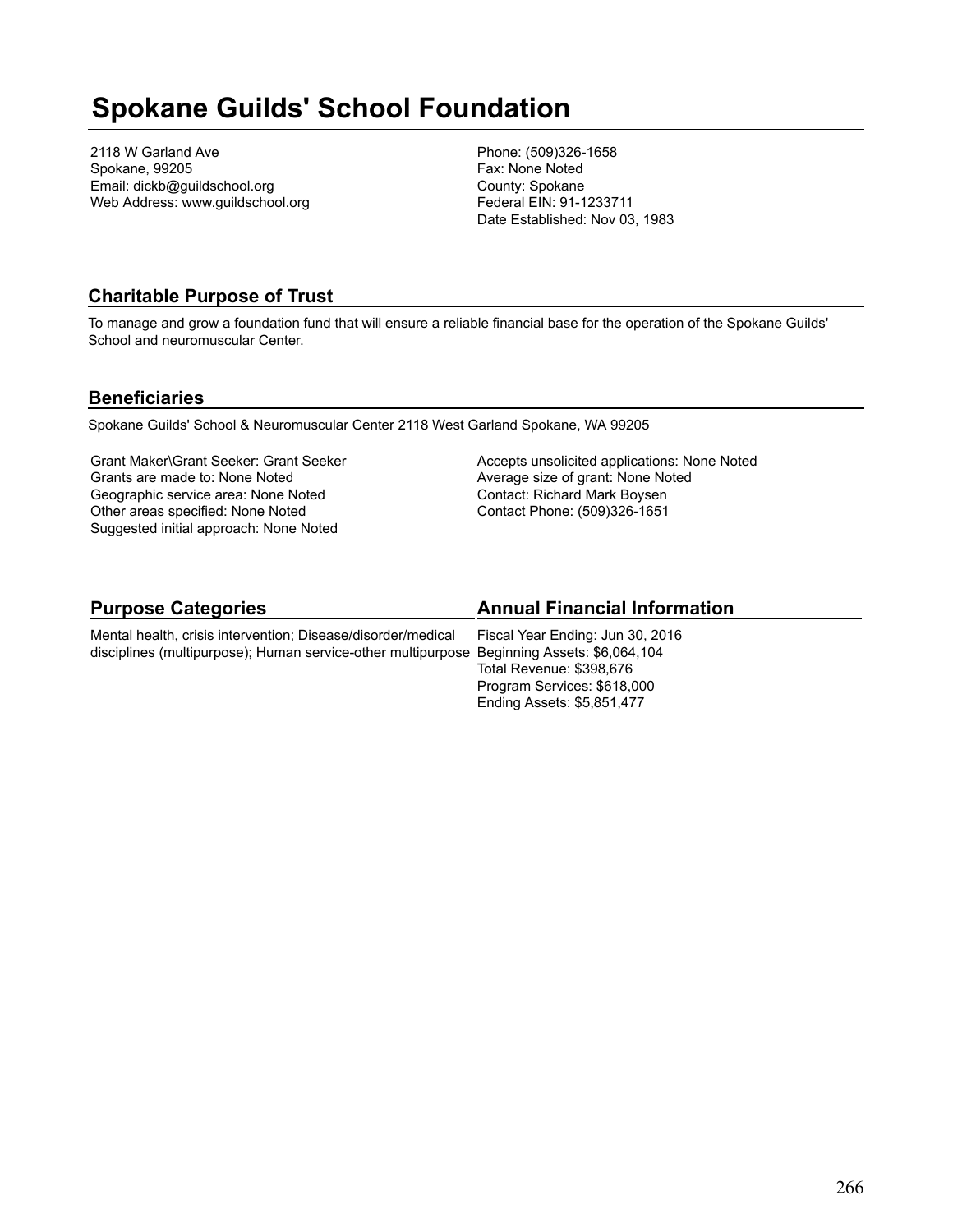# Spokane Guilds' School Foundation

2118 W Garland Ave
Spokane, 99205
Email: dickb@guildschool.org
Web Address: www.guildschool.org

Phone: (509)326-1658
Fax: None Noted
County: Spokane
Federal EIN: 91-1233711
Date Established: Nov 03, 1983

## Charitable Purpose of Trust

To manage and grow a foundation fund that will ensure a reliable financial base for the operation of the Spokane Guilds' School and neuromuscular Center.

## Beneficiaries

Spokane Guilds' School & Neuromuscular Center 2118 West Garland Spokane, WA 99205

Grant Maker\Grant Seeker: Grant Seeker
Grants are made to: None Noted
Geographic service area: None Noted
Other areas specified: None Noted
Suggested initial approach: None Noted

Accepts unsolicited applications: None Noted
Average size of grant: None Noted
Contact: Richard Mark Boysen
Contact Phone: (509)326-1651

## Purpose Categories

Mental health, crisis intervention; Disease/disorder/medical disciplines (multipurpose); Human service-other multipurpose

## Annual Financial Information

Fiscal Year Ending: Jun 30, 2016
Beginning Assets: $6,064,104
Total Revenue: $398,676
Program Services: $618,000
Ending Assets: $5,851,477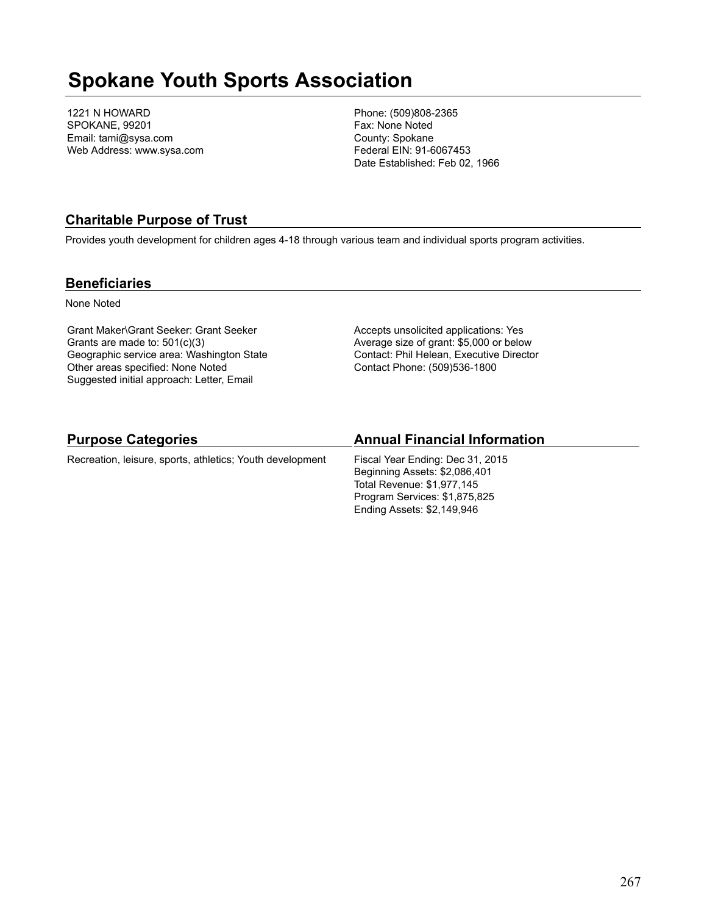# Spokane Youth Sports Association

1221 N HOWARD
SPOKANE, 99201
Email: tami@sysa.com
Web Address: www.sysa.com

Phone: (509)808-2365
Fax: None Noted
County: Spokane
Federal EIN: 91-6067453
Date Established: Feb 02, 1966

## Charitable Purpose of Trust

Provides youth development for children ages 4-18 through various team and individual sports program activities.

## Beneficiaries

None Noted

Grant Maker\Grant Seeker: Grant Seeker
Grants are made to: 501(c)(3)
Geographic service area: Washington State
Other areas specified: None Noted
Suggested initial approach: Letter, Email

Accepts unsolicited applications: Yes
Average size of grant: $5,000 or below
Contact: Phil Helean, Executive Director
Contact Phone: (509)536-1800

## Purpose Categories

Recreation, leisure, sports, athletics; Youth development

## Annual Financial Information

Fiscal Year Ending: Dec 31, 2015
Beginning Assets: $2,086,401
Total Revenue: $1,977,145
Program Services: $1,875,825
Ending Assets: $2,149,946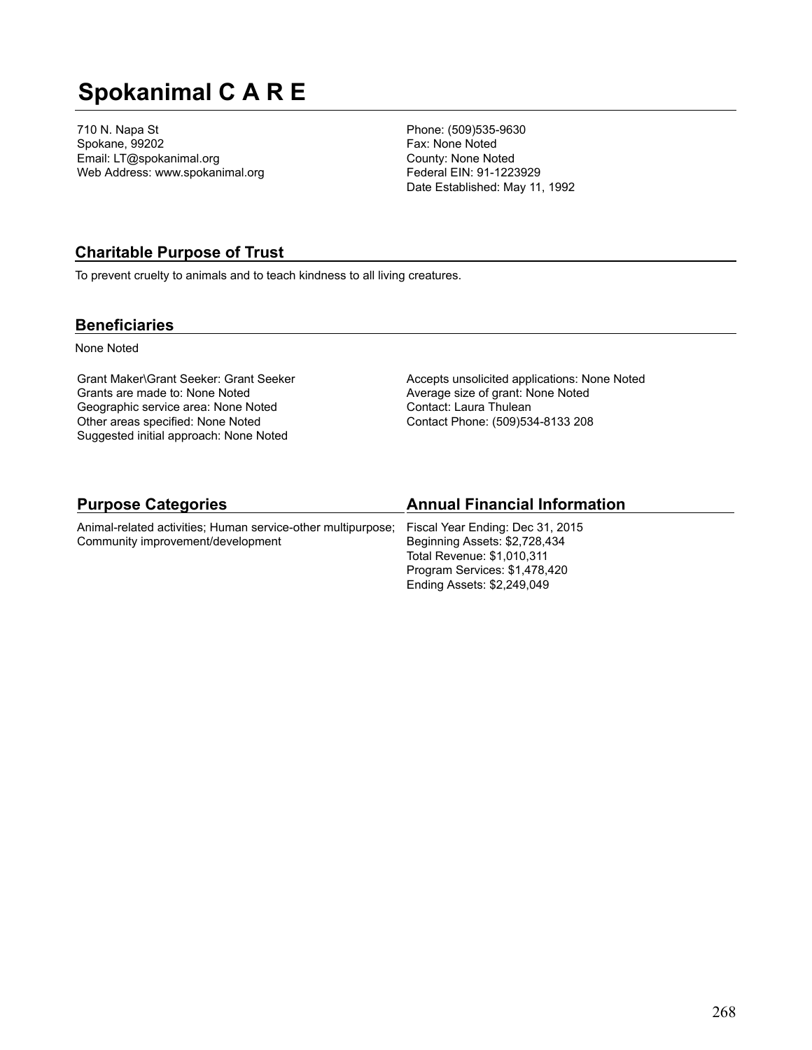# Spokanimal C A R E

710 N. Napa St
Spokane, 99202
Email: LT@spokanimal.org
Web Address: www.spokanimal.org

Phone: (509)535-9630
Fax: None Noted
County: None Noted
Federal EIN: 91-1223929
Date Established: May 11, 1992

## Charitable Purpose of Trust

To prevent cruelty to animals and to teach kindness to all living creatures.

## Beneficiaries

None Noted

Grant Maker\Grant Seeker: Grant Seeker
Grants are made to: None Noted
Geographic service area: None Noted
Other areas specified: None Noted
Suggested initial approach: None Noted

Accepts unsolicited applications: None Noted
Average size of grant: None Noted
Contact: Laura Thulean
Contact Phone: (509)534-8133 208

## Purpose Categories

Animal-related activities; Human service-other multipurpose; Community improvement/development

## Annual Financial Information

Fiscal Year Ending: Dec 31, 2015
Beginning Assets: $2,728,434
Total Revenue: $1,010,311
Program Services: $1,478,420
Ending Assets: $2,249,049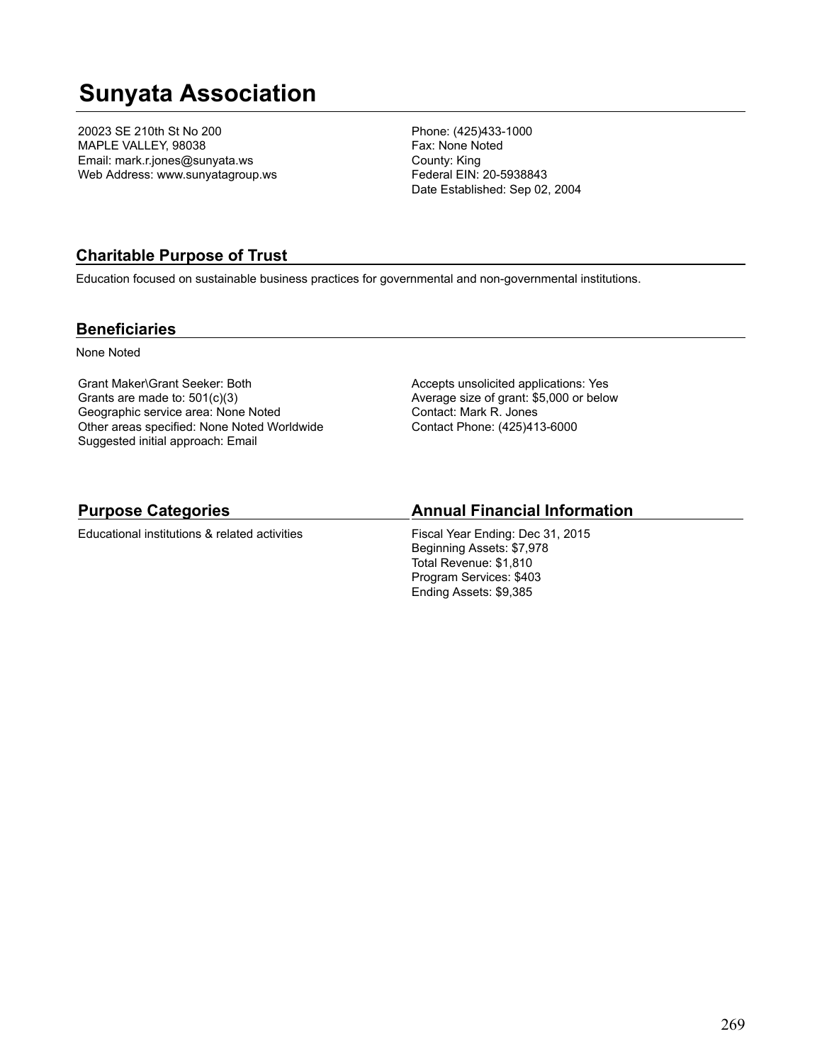# Sunyata Association

20023 SE 210th St No 200
MAPLE VALLEY, 98038
Email: mark.r.jones@sunyata.ws
Web Address: www.sunyatagroup.ws

Phone: (425)433-1000
Fax: None Noted
County: King
Federal EIN: 20-5938843
Date Established: Sep 02, 2004

## Charitable Purpose of Trust

Education focused on sustainable business practices for governmental and non-governmental institutions.

## Beneficiaries

None Noted

Grant Maker\Grant Seeker: Both
Grants are made to: 501(c)(3)
Geographic service area: None Noted
Other areas specified: None Noted Worldwide
Suggested initial approach: Email

Accepts unsolicited applications: Yes
Average size of grant: $5,000 or below
Contact: Mark R. Jones
Contact Phone: (425)413-6000

## Purpose Categories

Educational institutions & related activities

## Annual Financial Information

Fiscal Year Ending: Dec 31, 2015
Beginning Assets: $7,978
Total Revenue: $1,810
Program Services: $403
Ending Assets: $9,385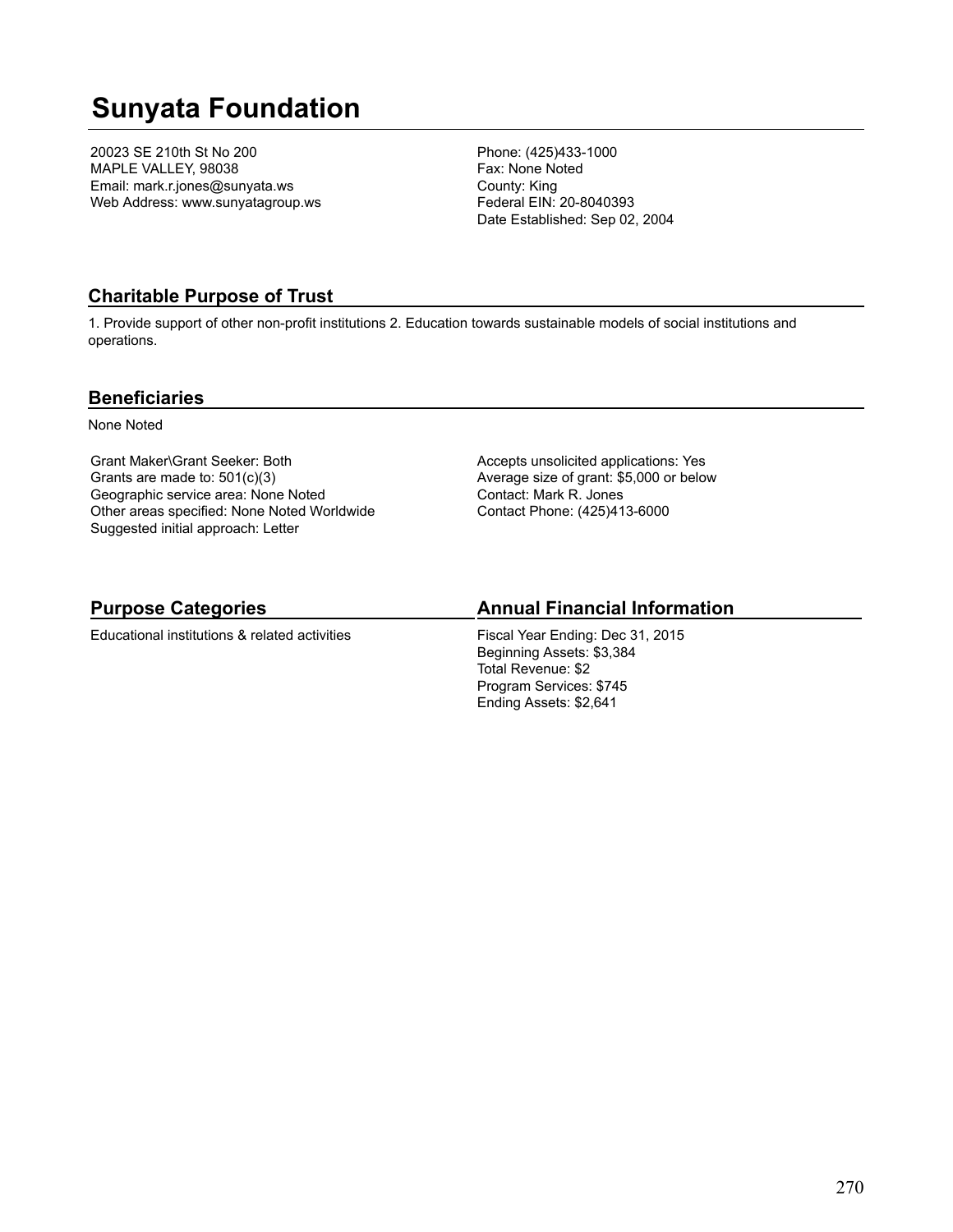# Sunyata Foundation

20023 SE 210th St No 200
MAPLE VALLEY, 98038
Email: mark.r.jones@sunyata.ws
Web Address: www.sunyatagroup.ws

Phone: (425)433-1000
Fax: None Noted
County: King
Federal EIN: 20-8040393
Date Established: Sep 02, 2004

## Charitable Purpose of Trust

1. Provide support of other non-profit institutions 2. Education towards sustainable models of social institutions and operations.

## Beneficiaries

None Noted

Grant Maker\Grant Seeker: Both
Grants are made to: 501(c)(3)
Geographic service area: None Noted
Other areas specified: None Noted Worldwide
Suggested initial approach: Letter

Accepts unsolicited applications: Yes
Average size of grant: $5,000 or below
Contact: Mark R. Jones
Contact Phone: (425)413-6000

## Purpose Categories

Educational institutions & related activities

## Annual Financial Information

Fiscal Year Ending: Dec 31, 2015
Beginning Assets: $3,384
Total Revenue: $2
Program Services: $745
Ending Assets: $2,641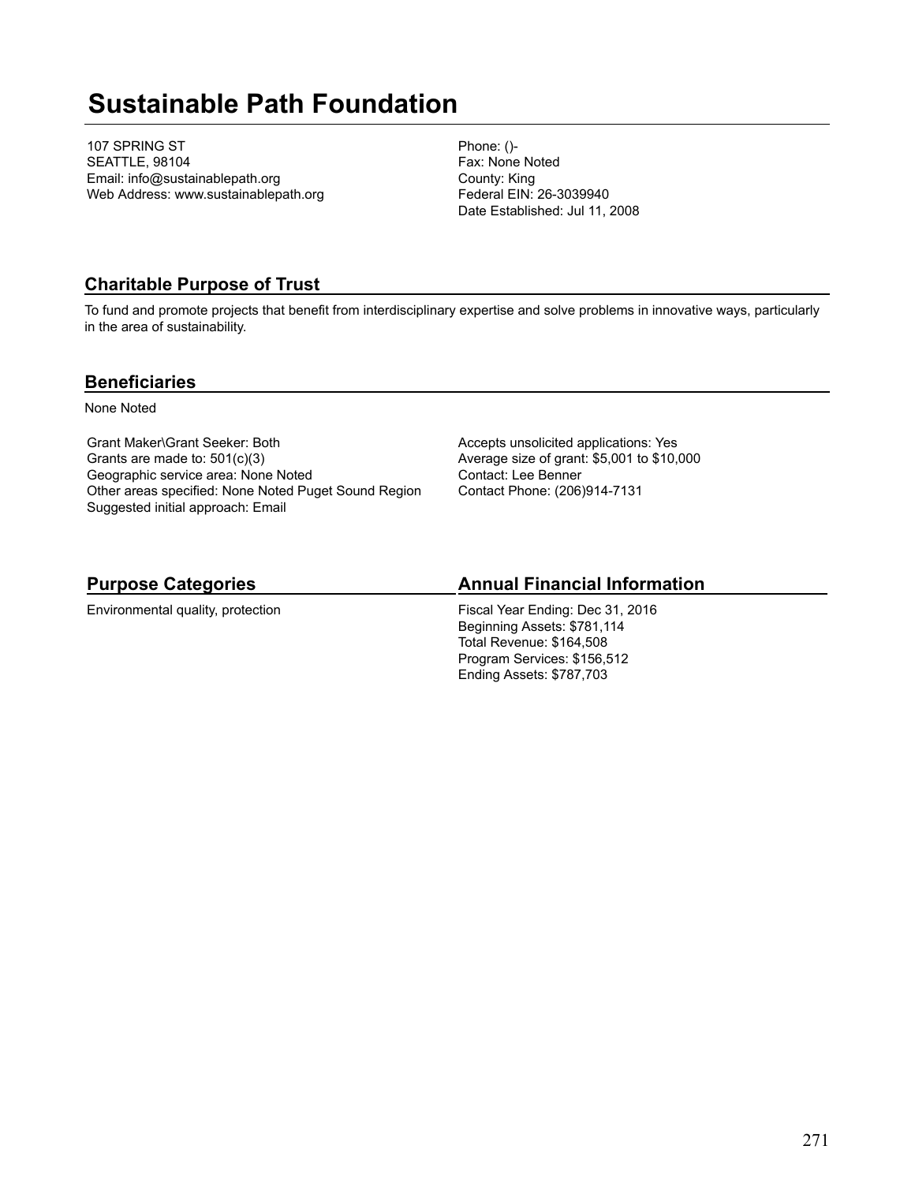# Sustainable Path Foundation

107 SPRING ST
SEATTLE, 98104
Email: info@sustainablepath.org
Web Address: www.sustainablepath.org

Phone: ()-
Fax: None Noted
County: King
Federal EIN: 26-3039940
Date Established: Jul 11, 2008

## Charitable Purpose of Trust

To fund and promote projects that benefit from interdisciplinary expertise and solve problems in innovative ways, particularly in the area of sustainability.

## Beneficiaries

None Noted

Grant Maker\Grant Seeker: Both
Grants are made to: 501(c)(3)
Geographic service area: None Noted
Other areas specified: None Noted Puget Sound Region
Suggested initial approach: Email

Accepts unsolicited applications: Yes
Average size of grant: $5,001 to $10,000
Contact: Lee Benner
Contact Phone: (206)914-7131

## Purpose Categories

Environmental quality, protection

## Annual Financial Information

Fiscal Year Ending: Dec 31, 2016
Beginning Assets: $781,114
Total Revenue: $164,508
Program Services: $156,512
Ending Assets: $787,703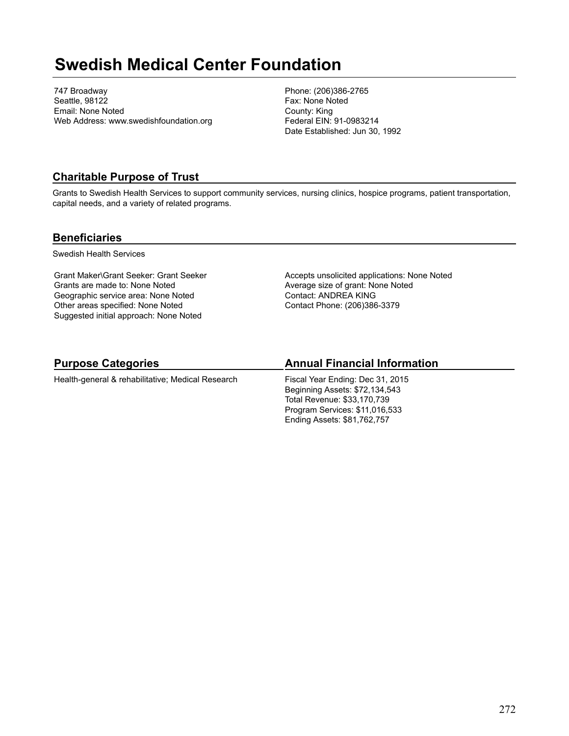# Swedish Medical Center Foundation

747 Broadway
Seattle, 98122
Email: None Noted
Web Address: www.swedishfoundation.org

Phone: (206)386-2765
Fax: None Noted
County: King
Federal EIN: 91-0983214
Date Established: Jun 30, 1992

## Charitable Purpose of Trust

Grants to Swedish Health Services to support community services, nursing clinics, hospice programs, patient transportation, capital needs, and a variety of related programs.

## Beneficiaries

Swedish Health Services

Grant Maker\Grant Seeker: Grant Seeker
Grants are made to: None Noted
Geographic service area: None Noted
Other areas specified: None Noted
Suggested initial approach: None Noted

Accepts unsolicited applications: None Noted
Average size of grant: None Noted
Contact: ANDREA KING
Contact Phone: (206)386-3379

## Purpose Categories

Health-general & rehabilitative; Medical Research

## Annual Financial Information

Fiscal Year Ending: Dec 31, 2015
Beginning Assets: $72,134,543
Total Revenue: $33,170,739
Program Services: $11,016,533
Ending Assets: $81,762,757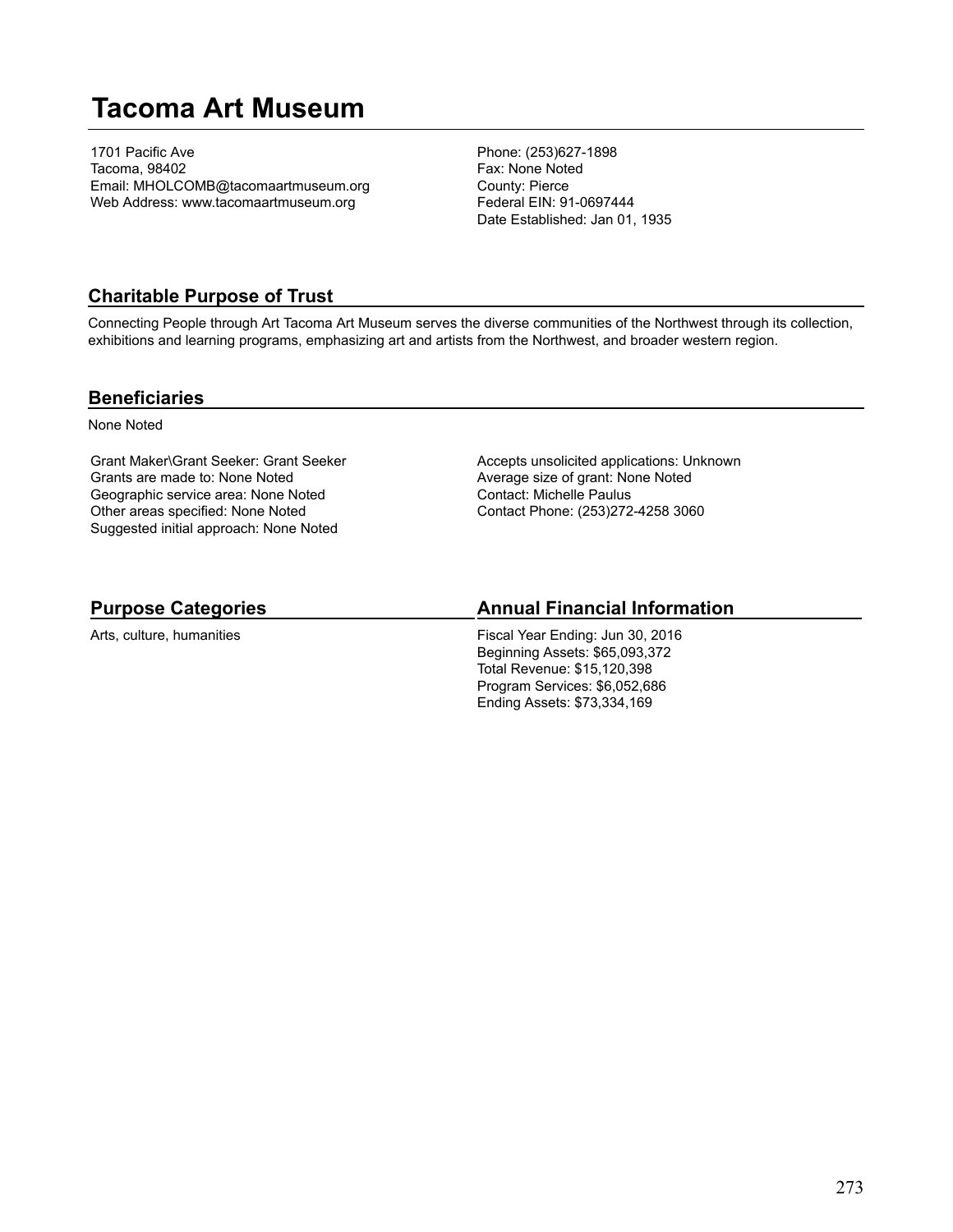# Tacoma Art Museum

1701 Pacific Ave
Tacoma, 98402
Email: MHOLCOMB@tacomaartmuseum.org
Web Address: www.tacomaartmuseum.org

Phone: (253)627-1898
Fax: None Noted
County: Pierce
Federal EIN: 91-0697444
Date Established: Jan 01, 1935

## Charitable Purpose of Trust

Connecting People through Art Tacoma Art Museum serves the diverse communities of the Northwest through its collection, exhibitions and learning programs, emphasizing art and artists from the Northwest, and broader western region.

## Beneficiaries

None Noted

Grant Maker\Grant Seeker: Grant Seeker
Grants are made to: None Noted
Geographic service area: None Noted
Other areas specified: None Noted
Suggested initial approach: None Noted

Accepts unsolicited applications: Unknown
Average size of grant: None Noted
Contact: Michelle Paulus
Contact Phone: (253)272-4258 3060

## Purpose Categories

Arts, culture, humanities

## Annual Financial Information

Fiscal Year Ending: Jun 30, 2016
Beginning Assets: $65,093,372
Total Revenue: $15,120,398
Program Services: $6,052,686
Ending Assets: $73,334,169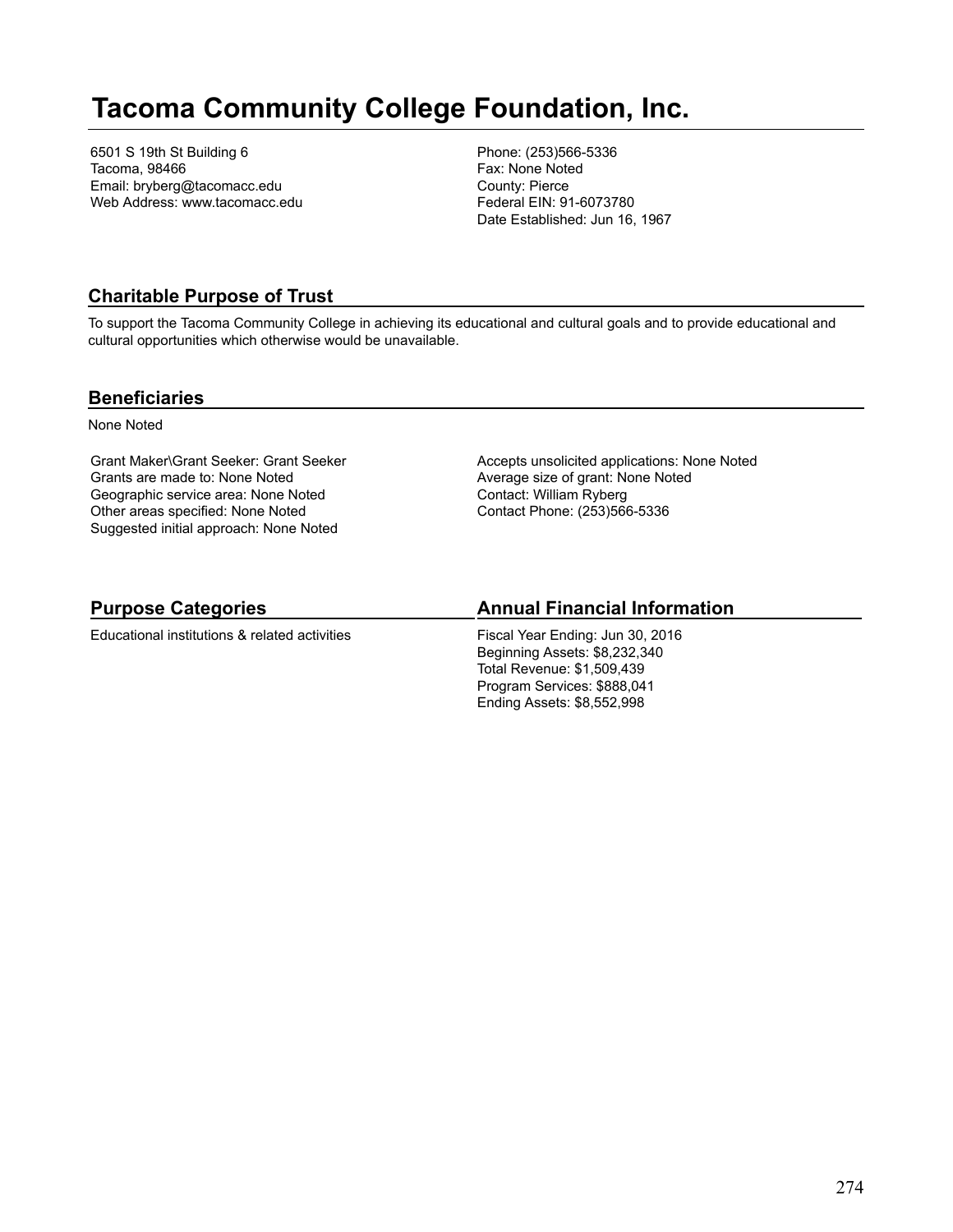# Tacoma Community College Foundation, Inc.

6501 S 19th St Building 6
Tacoma, 98466
Email: bryberg@tacomacc.edu
Web Address: www.tacomacc.edu

Phone: (253)566-5336
Fax: None Noted
County: Pierce
Federal EIN: 91-6073780
Date Established: Jun 16, 1967

## Charitable Purpose of Trust

To support the Tacoma Community College in achieving its educational and cultural goals and to provide educational and cultural opportunities which otherwise would be unavailable.

## Beneficiaries

None Noted

Grant Maker\Grant Seeker: Grant Seeker
Grants are made to: None Noted
Geographic service area: None Noted
Other areas specified: None Noted
Suggested initial approach: None Noted

Accepts unsolicited applications: None Noted
Average size of grant: None Noted
Contact: William Ryberg
Contact Phone: (253)566-5336

## Purpose Categories

Educational institutions & related activities

## Annual Financial Information

Fiscal Year Ending: Jun 30, 2016
Beginning Assets: $8,232,340
Total Revenue: $1,509,439
Program Services: $888,041
Ending Assets: $8,552,998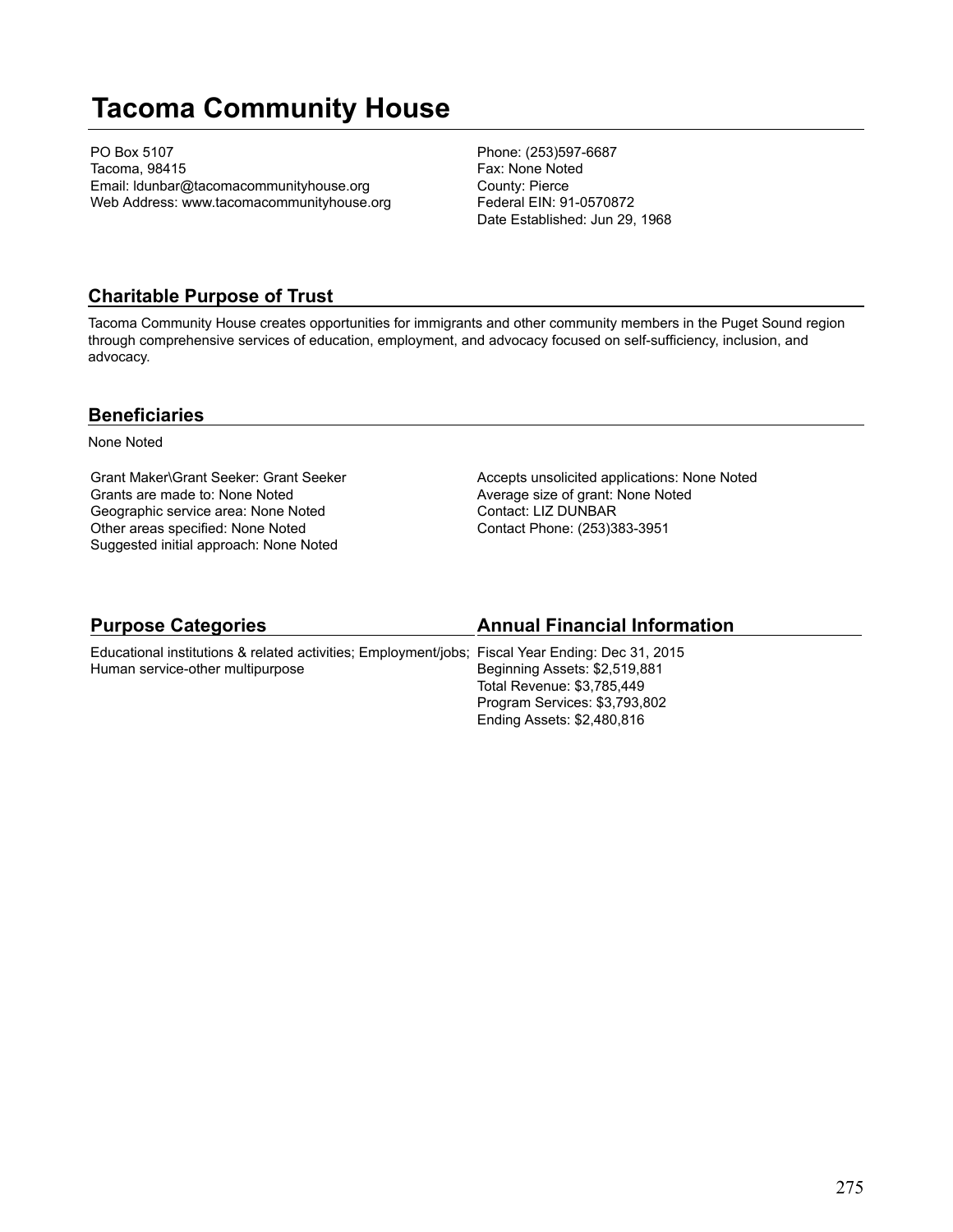# Tacoma Community House

PO Box 5107
Tacoma, 98415
Email: ldunbar@tacomacommunityhouse.org
Web Address: www.tacomacommunityhouse.org

Phone: (253)597-6687
Fax: None Noted
County: Pierce
Federal EIN: 91-0570872
Date Established: Jun 29, 1968

## Charitable Purpose of Trust

Tacoma Community House creates opportunities for immigrants and other community members in the Puget Sound region through comprehensive services of education, employment, and advocacy focused on self-sufficiency, inclusion, and advocacy.

## Beneficiaries

None Noted

Grant Maker\Grant Seeker: Grant Seeker
Grants are made to: None Noted
Geographic service area: None Noted
Other areas specified: None Noted
Suggested initial approach: None Noted

Accepts unsolicited applications: None Noted
Average size of grant: None Noted
Contact: LIZ DUNBAR
Contact Phone: (253)383-3951

## Purpose Categories

Educational institutions & related activities; Employment/jobs; Human service-other multipurpose

## Annual Financial Information

Fiscal Year Ending: Dec 31, 2015
Beginning Assets: $2,519,881
Total Revenue: $3,785,449
Program Services: $3,793,802
Ending Assets: $2,480,816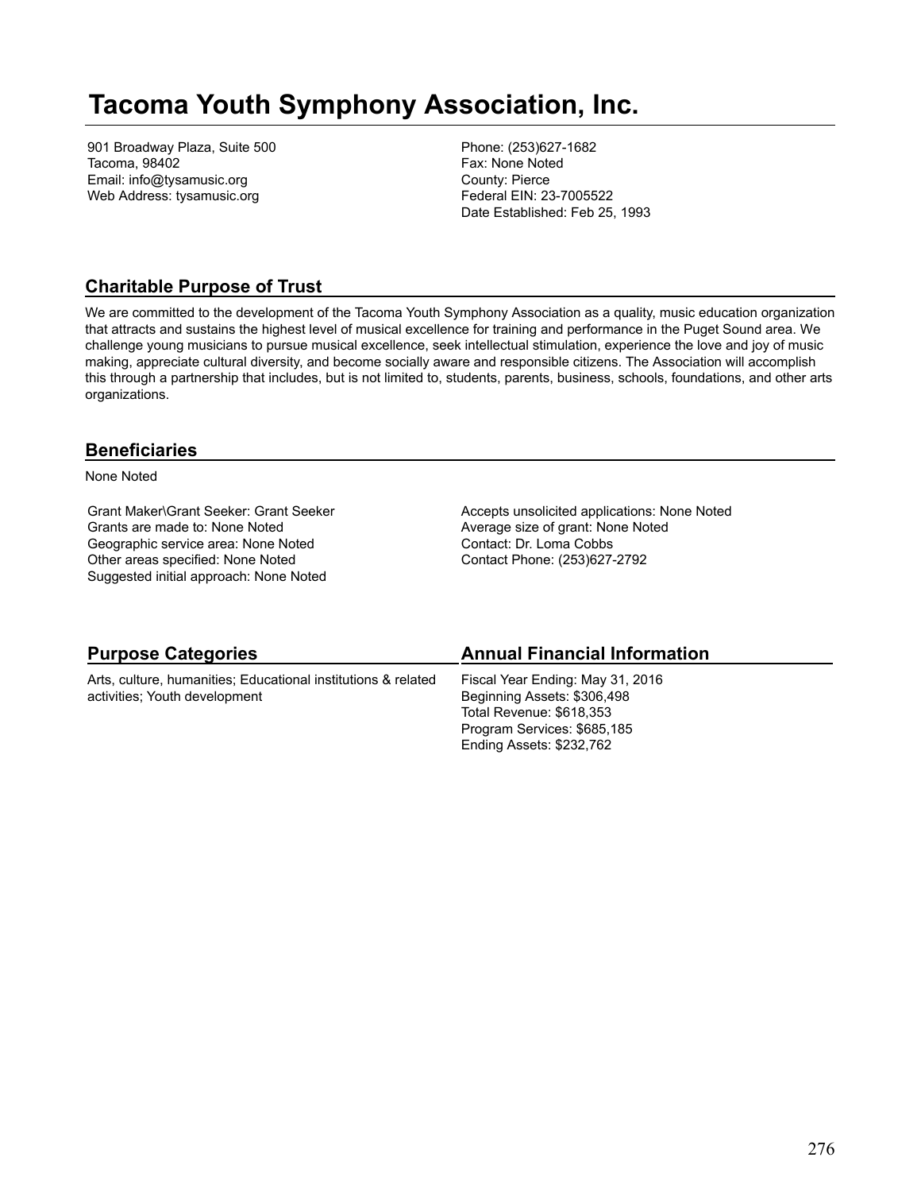# Tacoma Youth Symphony Association, Inc.

901 Broadway Plaza, Suite 500
Tacoma, 98402
Email: info@tysamusic.org
Web Address: tysamusic.org

Phone: (253)627-1682
Fax: None Noted
County: Pierce
Federal EIN: 23-7005522
Date Established: Feb 25, 1993

## Charitable Purpose of Trust

We are committed to the development of the Tacoma Youth Symphony Association as a quality, music education organization that attracts and sustains the highest level of musical excellence for training and performance in the Puget Sound area. We challenge young musicians to pursue musical excellence, seek intellectual stimulation, experience the love and joy of music making, appreciate cultural diversity, and become socially aware and responsible citizens. The Association will accomplish this through a partnership that includes, but is not limited to, students, parents, business, schools, foundations, and other arts organizations.

## Beneficiaries

None Noted

Grant Maker\Grant Seeker: Grant Seeker
Grants are made to: None Noted
Geographic service area: None Noted
Other areas specified: None Noted
Suggested initial approach: None Noted

Accepts unsolicited applications: None Noted
Average size of grant: None Noted
Contact: Dr. Loma Cobbs
Contact Phone: (253)627-2792

## Purpose Categories

Arts, culture, humanities; Educational institutions & related activities; Youth development

## Annual Financial Information

Fiscal Year Ending: May 31, 2016
Beginning Assets: $306,498
Total Revenue: $618,353
Program Services: $685,185
Ending Assets: $232,762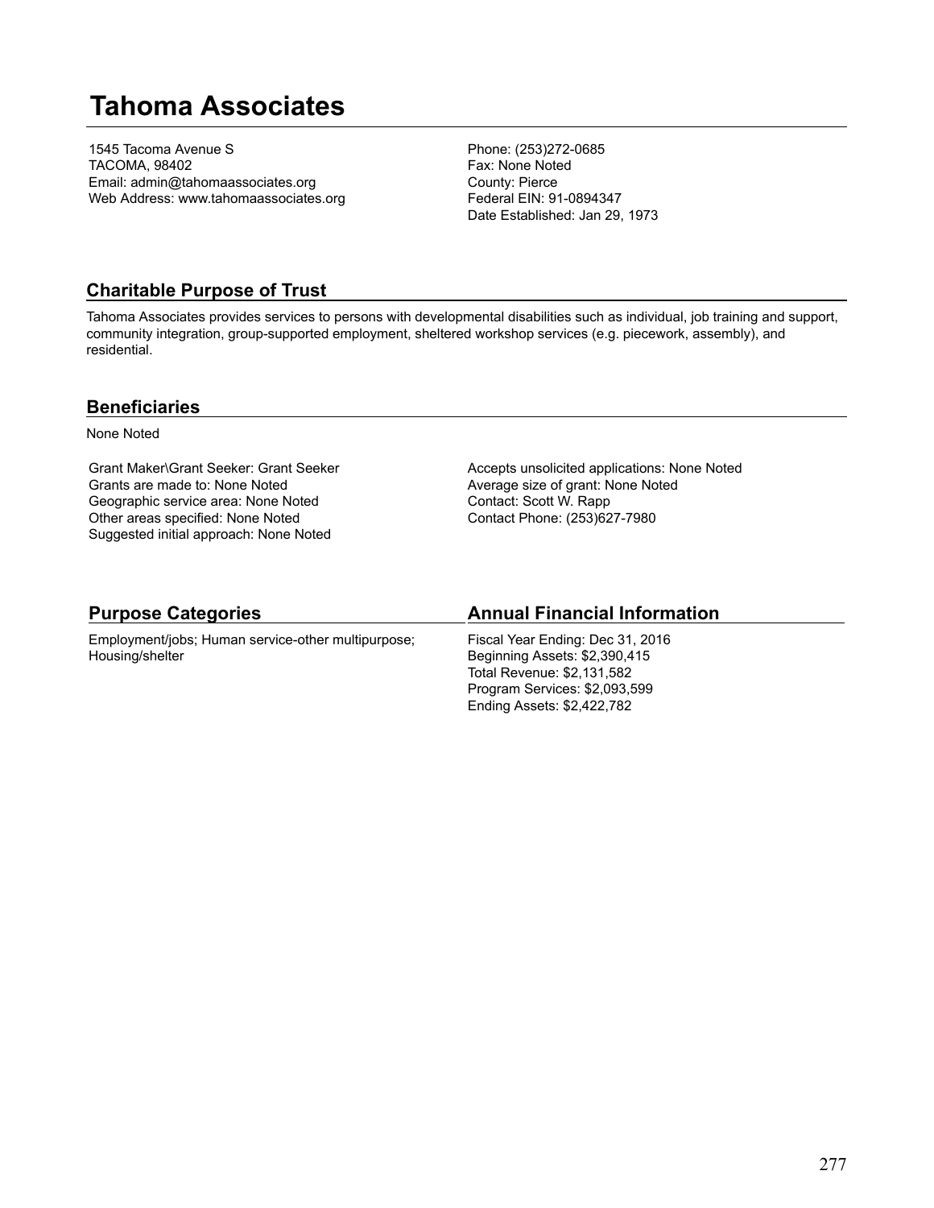# Tahoma Associates

1545 Tacoma Avenue S
TACOMA, 98402
Email: admin@tahomaassociates.org
Web Address: www.tahomaassociates.org

Phone: (253)272-0685
Fax: None Noted
County: Pierce
Federal EIN: 91-0894347
Date Established: Jan 29, 1973

## Charitable Purpose of Trust

Tahoma Associates provides services to persons with developmental disabilities such as individual, job training and support, community integration, group-supported employment, sheltered workshop services (e.g. piecework, assembly), and residential.

## Beneficiaries

None Noted

Grant Maker\Grant Seeker: Grant Seeker
Grants are made to: None Noted
Geographic service area: None Noted
Other areas specified: None Noted
Suggested initial approach: None Noted

Accepts unsolicited applications: None Noted
Average size of grant: None Noted
Contact: Scott W. Rapp
Contact Phone: (253)627-7980

## Purpose Categories

Employment/jobs; Human service-other multipurpose; Housing/shelter

## Annual Financial Information

Fiscal Year Ending: Dec 31, 2016
Beginning Assets: $2,390,415
Total Revenue: $2,131,582
Program Services: $2,093,599
Ending Assets: $2,422,782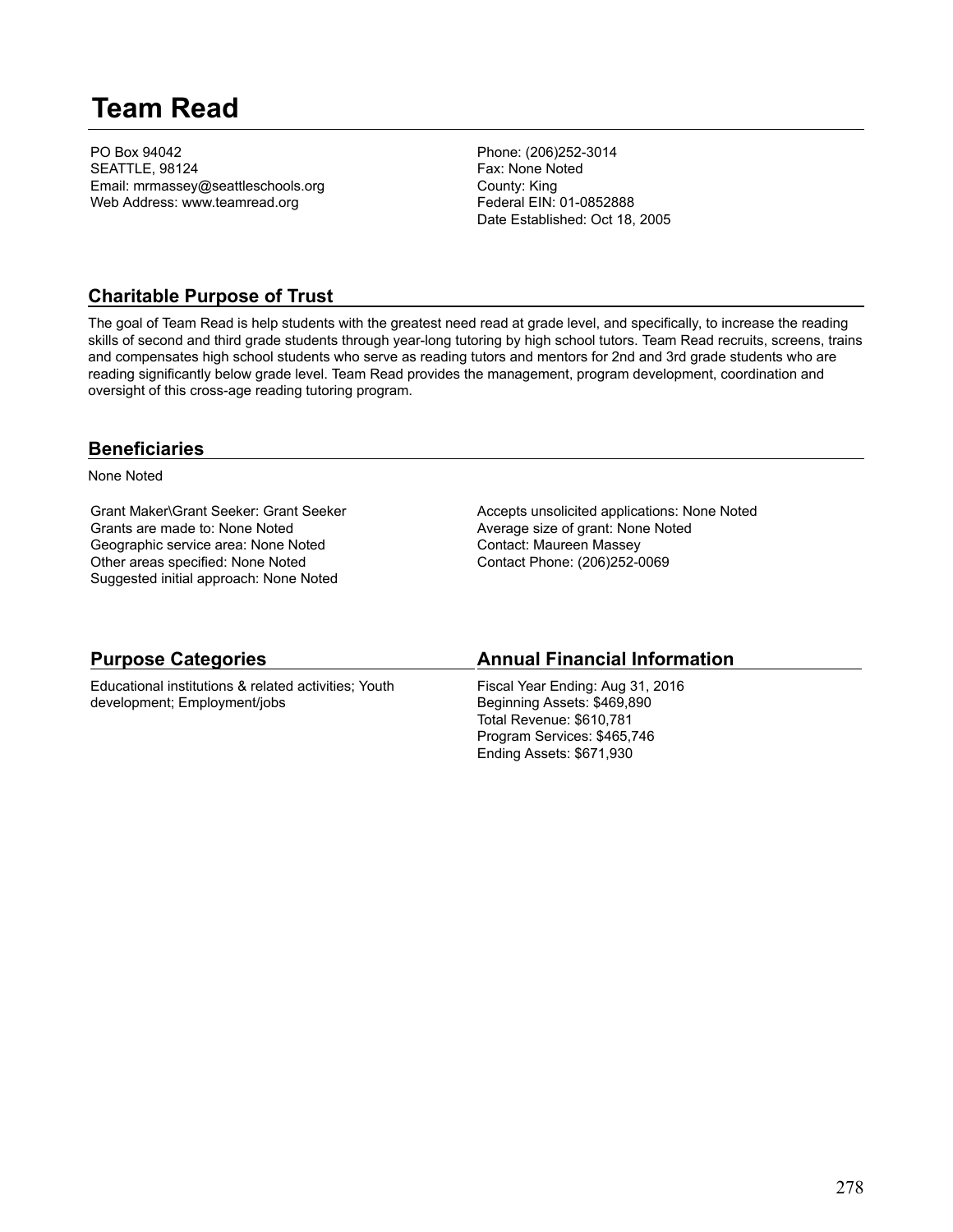# Team Read

PO Box 94042
SEATTLE, 98124
Email: mrmassey@seattleschools.org
Web Address: www.teamread.org

Phone: (206)252-3014
Fax: None Noted
County: King
Federal EIN: 01-0852888
Date Established: Oct 18, 2005

## Charitable Purpose of Trust

The goal of Team Read is help students with the greatest need read at grade level, and specifically, to increase the reading skills of second and third grade students through year-long tutoring by high school tutors. Team Read recruits, screens, trains and compensates high school students who serve as reading tutors and mentors for 2nd and 3rd grade students who are reading significantly below grade level. Team Read provides the management, program development, coordination and oversight of this cross-age reading tutoring program.

## Beneficiaries

None Noted

Grant Maker\Grant Seeker: Grant Seeker
Grants are made to: None Noted
Geographic service area: None Noted
Other areas specified: None Noted
Suggested initial approach: None Noted

Accepts unsolicited applications: None Noted
Average size of grant: None Noted
Contact: Maureen Massey
Contact Phone: (206)252-0069

## Purpose Categories

Educational institutions & related activities; Youth development; Employment/jobs

## Annual Financial Information

Fiscal Year Ending: Aug 31, 2016
Beginning Assets: $469,890
Total Revenue: $610,781
Program Services: $465,746
Ending Assets: $671,930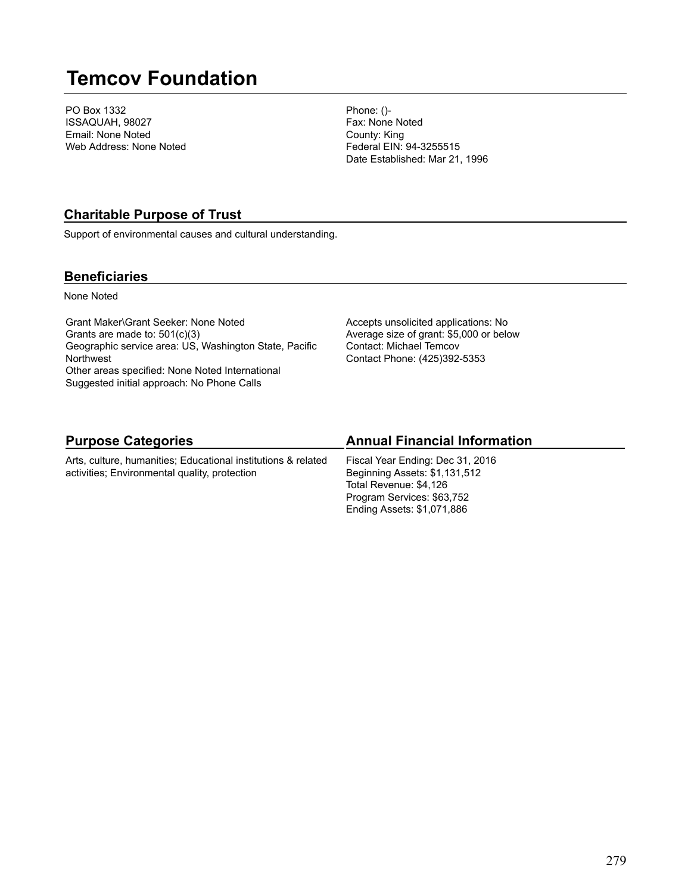# Temcov Foundation

PO Box 1332
ISSAQUAH, 98027
Email: None Noted
Web Address: None Noted

Phone: ()-
Fax: None Noted
County: King
Federal EIN: 94-3255515
Date Established: Mar 21, 1996

## Charitable Purpose of Trust

Support of environmental causes and cultural understanding.

## Beneficiaries

None Noted

Grant Maker\Grant Seeker: None Noted
Grants are made to: 501(c)(3)
Geographic service area: US, Washington State, Pacific Northwest
Other areas specified: None Noted International
Suggested initial approach: No Phone Calls

Accepts unsolicited applications: No
Average size of grant: $5,000 or below
Contact: Michael Temcov
Contact Phone: (425)392-5353

## Purpose Categories

Arts, culture, humanities; Educational institutions & related activities; Environmental quality, protection

## Annual Financial Information

Fiscal Year Ending: Dec 31, 2016
Beginning Assets: $1,131,512
Total Revenue: $4,126
Program Services: $63,752
Ending Assets: $1,071,886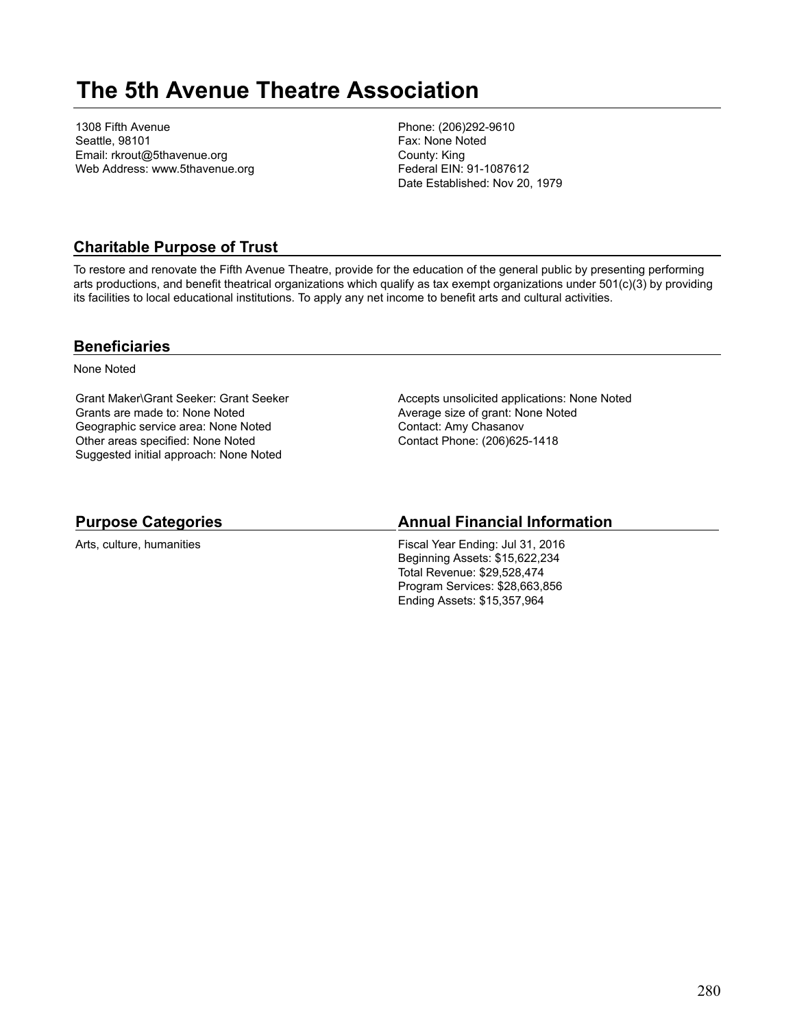# The 5th Avenue Theatre Association

1308 Fifth Avenue
Seattle, 98101
Email: rkrout@5thavenue.org
Web Address: www.5thavenue.org

Phone: (206)292-9610
Fax: None Noted
County: King
Federal EIN: 91-1087612
Date Established: Nov 20, 1979

## Charitable Purpose of Trust

To restore and renovate the Fifth Avenue Theatre, provide for the education of the general public by presenting performing arts productions, and benefit theatrical organizations which qualify as tax exempt organizations under 501(c)(3) by providing its facilities to local educational institutions. To apply any net income to benefit arts and cultural activities.

## Beneficiaries

None Noted

Grant Maker\Grant Seeker: Grant Seeker
Grants are made to: None Noted
Geographic service area: None Noted
Other areas specified: None Noted
Suggested initial approach: None Noted

Accepts unsolicited applications: None Noted
Average size of grant: None Noted
Contact: Amy Chasanov
Contact Phone: (206)625-1418

## Purpose Categories

Arts, culture, humanities

## Annual Financial Information

Fiscal Year Ending: Jul 31, 2016
Beginning Assets: $15,622,234
Total Revenue: $29,528,474
Program Services: $28,663,856
Ending Assets: $15,357,964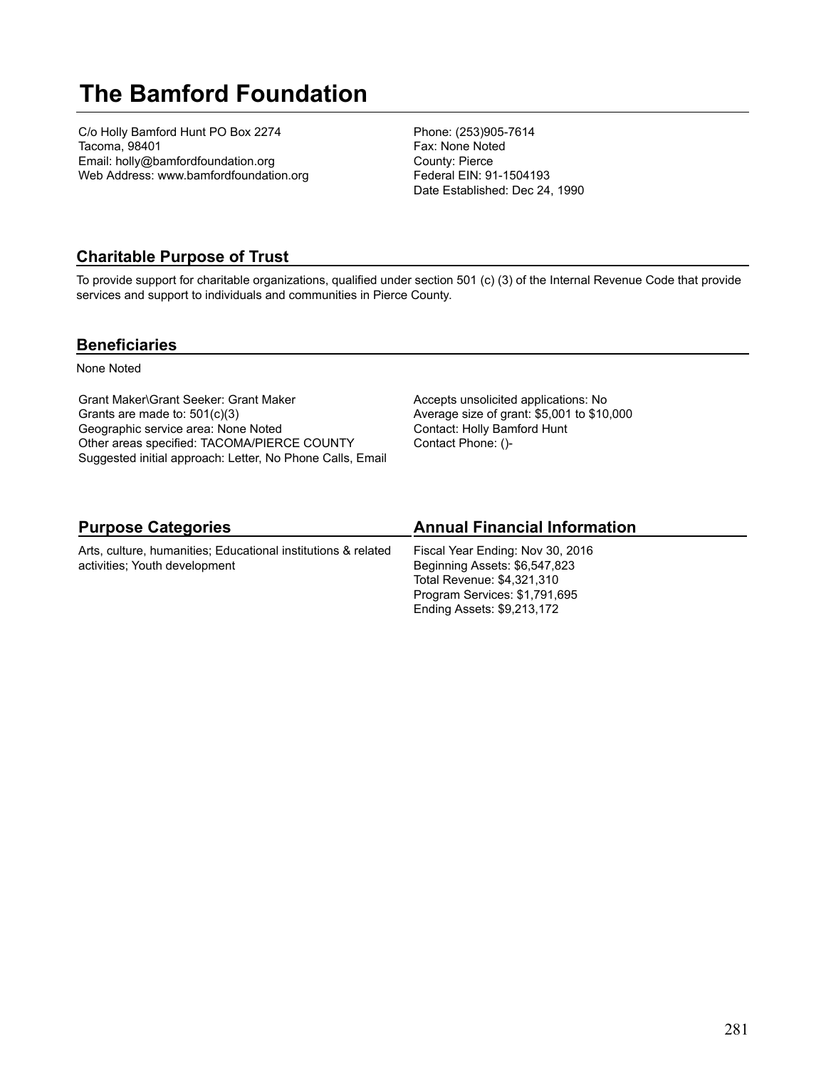# The Bamford Foundation

C/o Holly Bamford Hunt PO Box 2274
Tacoma, 98401
Email: holly@bamfordfoundation.org
Web Address: www.bamfordfoundation.org

Phone: (253)905-7614
Fax: None Noted
County: Pierce
Federal EIN: 91-1504193
Date Established: Dec 24, 1990

## Charitable Purpose of Trust

To provide support for charitable organizations, qualified under section 501 (c) (3) of the Internal Revenue Code that provide services and support to individuals and communities in Pierce County.

## Beneficiaries

None Noted

Grant Maker\Grant Seeker: Grant Maker
Grants are made to: 501(c)(3)
Geographic service area: None Noted
Other areas specified: TACOMA/PIERCE COUNTY
Suggested initial approach: Letter, No Phone Calls, Email

Accepts unsolicited applications: No
Average size of grant: $5,001 to $10,000
Contact: Holly Bamford Hunt
Contact Phone: ()-

## Purpose Categories

Arts, culture, humanities; Educational institutions & related activities; Youth development

## Annual Financial Information

Fiscal Year Ending: Nov 30, 2016
Beginning Assets: $6,547,823
Total Revenue: $4,321,310
Program Services: $1,791,695
Ending Assets: $9,213,172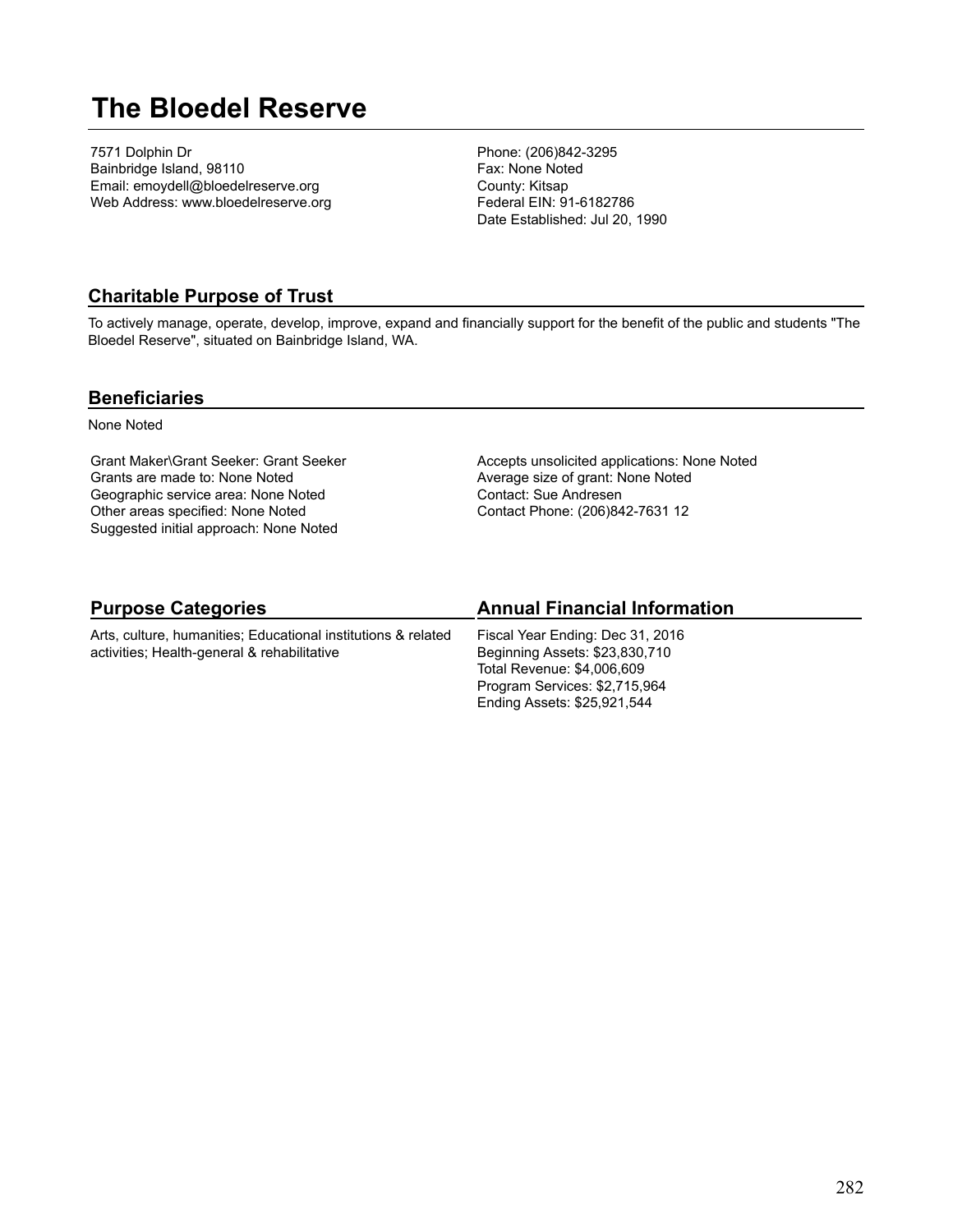# The Bloedel Reserve

7571 Dolphin Dr
Bainbridge Island, 98110
Email: emoydell@bloedelreserve.org
Web Address: www.bloedelreserve.org

Phone: (206)842-3295
Fax: None Noted
County: Kitsap
Federal EIN: 91-6182786
Date Established: Jul 20, 1990

## Charitable Purpose of Trust

To actively manage, operate, develop, improve, expand and financially support for the benefit of the public and students "The Bloedel Reserve", situated on Bainbridge Island, WA.

## Beneficiaries

None Noted

Grant Maker\Grant Seeker: Grant Seeker
Grants are made to: None Noted
Geographic service area: None Noted
Other areas specified: None Noted
Suggested initial approach: None Noted

Accepts unsolicited applications: None Noted
Average size of grant: None Noted
Contact: Sue Andresen
Contact Phone: (206)842-7631 12

## Purpose Categories

Arts, culture, humanities; Educational institutions & related activities; Health-general & rehabilitative

## Annual Financial Information

Fiscal Year Ending: Dec 31, 2016
Beginning Assets: $23,830,710
Total Revenue: $4,006,609
Program Services: $2,715,964
Ending Assets: $25,921,544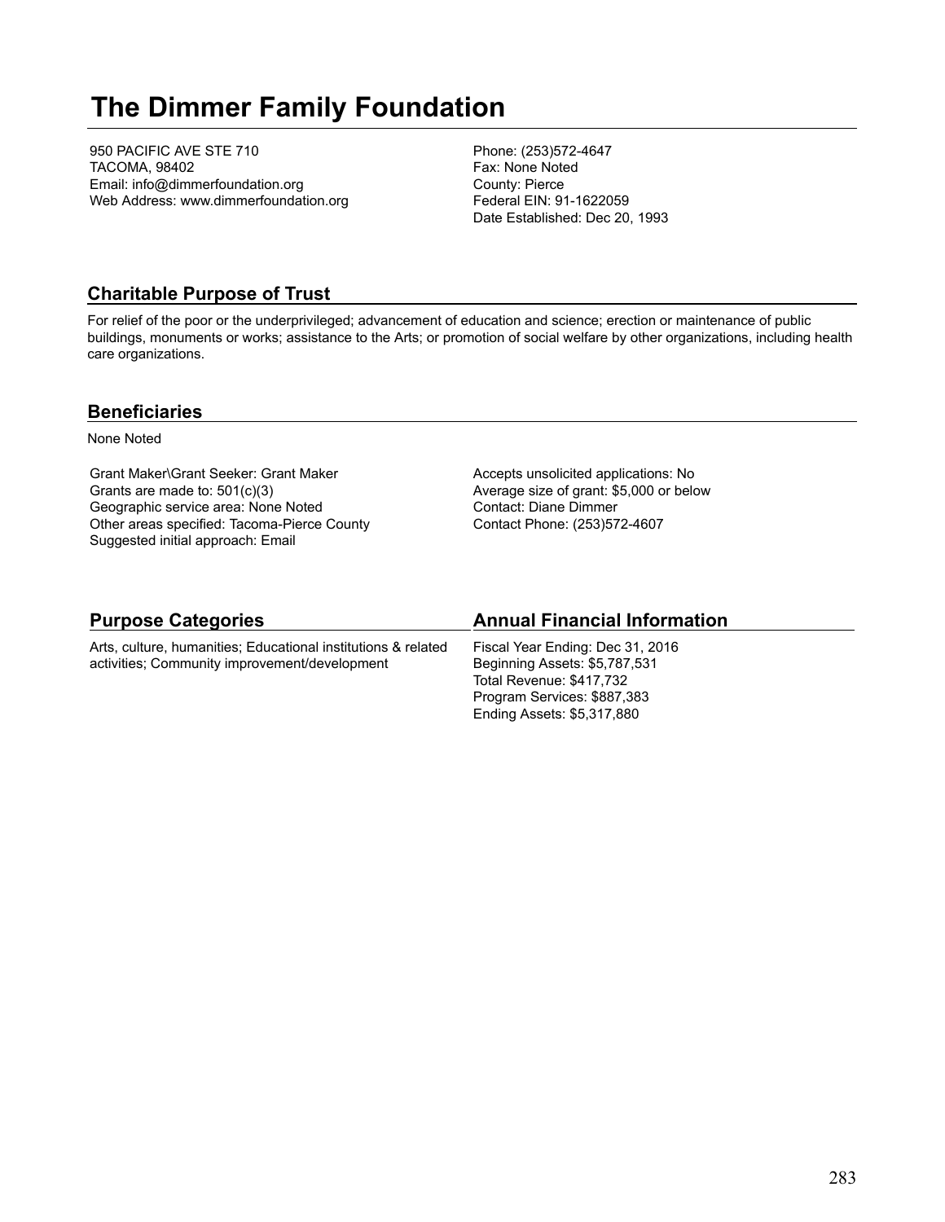# The Dimmer Family Foundation

950 PACIFIC AVE STE 710
TACOMA, 98402
Email: info@dimmerfoundation.org
Web Address: www.dimmerfoundation.org

Phone: (253)572-4647
Fax: None Noted
County: Pierce
Federal EIN: 91-1622059
Date Established: Dec 20, 1993

## Charitable Purpose of Trust

For relief of the poor or the underprivileged; advancement of education and science; erection or maintenance of public buildings, monuments or works; assistance to the Arts; or promotion of social welfare by other organizations, including health care organizations.

## Beneficiaries

None Noted

Grant Maker\Grant Seeker: Grant Maker
Grants are made to: 501(c)(3)
Geographic service area: None Noted
Other areas specified: Tacoma-Pierce County
Suggested initial approach: Email

Accepts unsolicited applications: No
Average size of grant: $5,000 or below
Contact: Diane Dimmer
Contact Phone: (253)572-4607

## Purpose Categories

Arts, culture, humanities; Educational institutions & related activities; Community improvement/development

## Annual Financial Information

Fiscal Year Ending: Dec 31, 2016
Beginning Assets: $5,787,531
Total Revenue: $417,732
Program Services: $887,383
Ending Assets: $5,317,880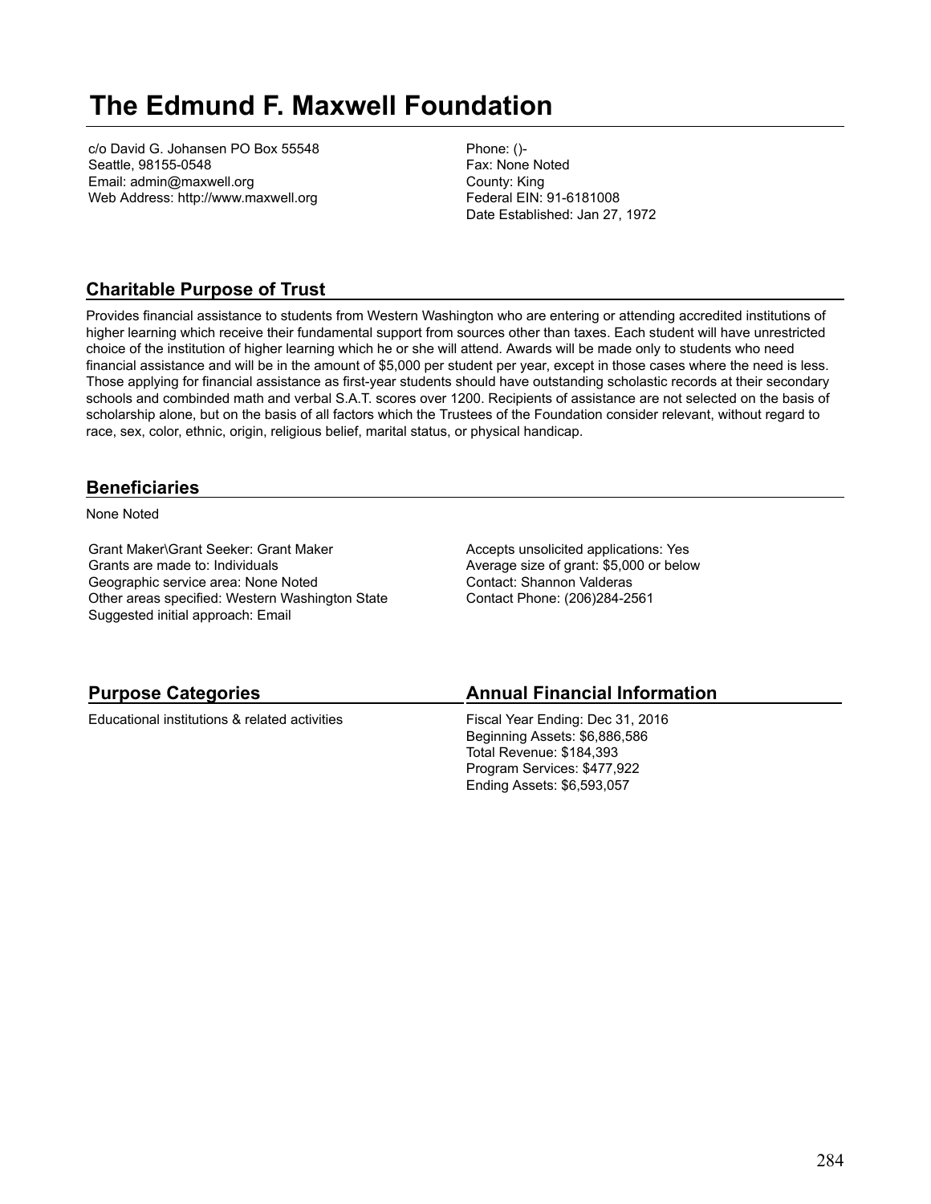# The Edmund F. Maxwell Foundation

c/o David G. Johansen PO Box 55548
Seattle, 98155-0548
Email: admin@maxwell.org
Web Address: http://www.maxwell.org

Phone: ()-
Fax: None Noted
County: King
Federal EIN: 91-6181008
Date Established: Jan 27, 1972

## Charitable Purpose of Trust

Provides financial assistance to students from Western Washington who are entering or attending accredited institutions of higher learning which receive their fundamental support from sources other than taxes. Each student will have unrestricted choice of the institution of higher learning which he or she will attend. Awards will be made only to students who need financial assistance and will be in the amount of $5,000 per student per year, except in those cases where the need is less. Those applying for financial assistance as first-year students should have outstanding scholastic records at their secondary schools and combinded math and verbal S.A.T. scores over 1200. Recipients of assistance are not selected on the basis of scholarship alone, but on the basis of all factors which the Trustees of the Foundation consider relevant, without regard to race, sex, color, ethnic, origin, religious belief, marital status, or physical handicap.

## Beneficiaries

None Noted

Grant Maker\Grant Seeker: Grant Maker
Grants are made to: Individuals
Geographic service area: None Noted
Other areas specified: Western Washington State
Suggested initial approach: Email

Accepts unsolicited applications: Yes
Average size of grant: $5,000 or below
Contact: Shannon Valderas
Contact Phone: (206)284-2561

## Purpose Categories

Educational institutions & related activities

## Annual Financial Information

Fiscal Year Ending: Dec 31, 2016
Beginning Assets: $6,886,586
Total Revenue: $184,393
Program Services: $477,922
Ending Assets: $6,593,057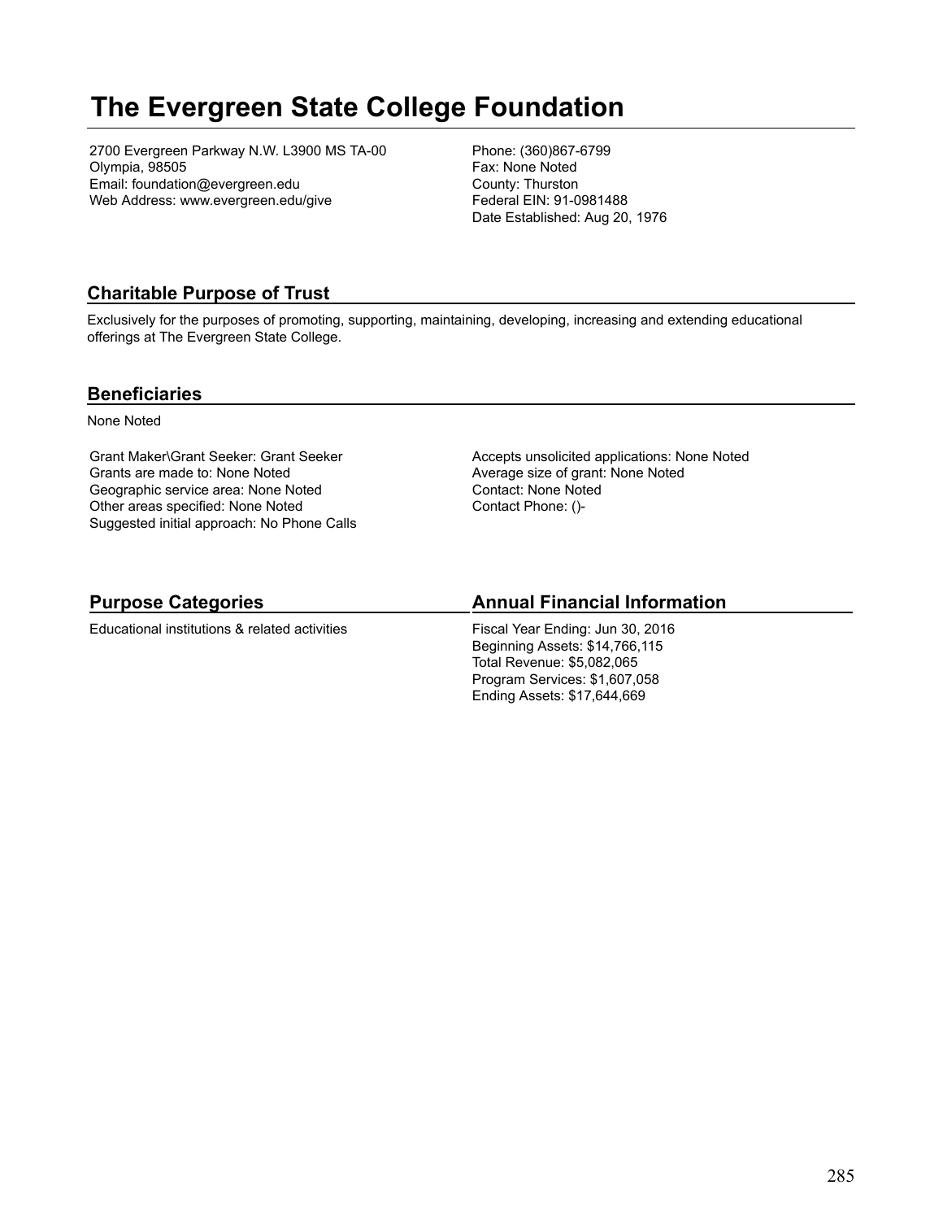# The Evergreen State College Foundation

2700 Evergreen Parkway N.W. L3900 MS TA-00
Olympia, 98505
Email: foundation@evergreen.edu
Web Address: www.evergreen.edu/give

Phone: (360)867-6799
Fax: None Noted
County: Thurston
Federal EIN: 91-0981488
Date Established: Aug 20, 1976

## Charitable Purpose of Trust

Exclusively for the purposes of promoting, supporting, maintaining, developing, increasing and extending educational offerings at The Evergreen State College.

## Beneficiaries

None Noted

Grant Maker\Grant Seeker: Grant Seeker
Grants are made to: None Noted
Geographic service area: None Noted
Other areas specified: None Noted
Suggested initial approach: No Phone Calls

Accepts unsolicited applications: None Noted
Average size of grant: None Noted
Contact: None Noted
Contact Phone: ()-

## Purpose Categories

Educational institutions & related activities

## Annual Financial Information

Fiscal Year Ending: Jun 30, 2016
Beginning Assets: $14,766,115
Total Revenue: $5,082,065
Program Services: $1,607,058
Ending Assets: $17,644,669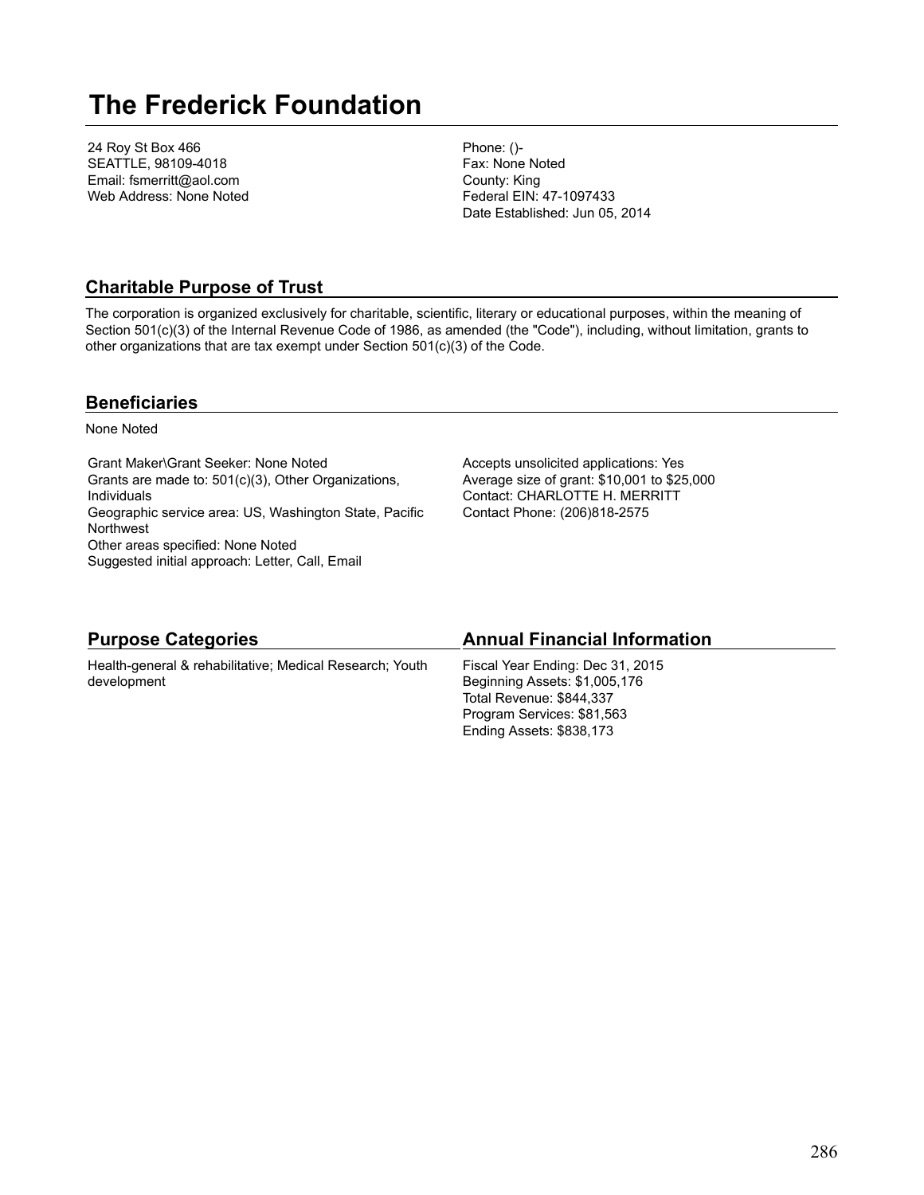# The Frederick Foundation

24 Roy St Box 466
SEATTLE, 98109-4018
Email: fsmerritt@aol.com
Web Address: None Noted

Phone: ()-
Fax: None Noted
County: King
Federal EIN: 47-1097433
Date Established: Jun 05, 2014

## Charitable Purpose of Trust

The corporation is organized exclusively for charitable, scientific, literary or educational purposes, within the meaning of Section 501(c)(3) of the Internal Revenue Code of 1986, as amended (the "Code"), including, without limitation, grants to other organizations that are tax exempt under Section 501(c)(3) of the Code.

## Beneficiaries

None Noted

Grant Maker\Grant Seeker: None Noted
Grants are made to: 501(c)(3), Other Organizations, Individuals
Geographic service area: US, Washington State, Pacific Northwest
Other areas specified: None Noted
Suggested initial approach: Letter, Call, Email

Accepts unsolicited applications: Yes
Average size of grant: $10,001 to $25,000
Contact: CHARLOTTE H. MERRITT
Contact Phone: (206)818-2575

## Purpose Categories

Health-general & rehabilitative; Medical Research; Youth development

## Annual Financial Information

Fiscal Year Ending: Dec 31, 2015
Beginning Assets: $1,005,176
Total Revenue: $844,337
Program Services: $81,563
Ending Assets: $838,173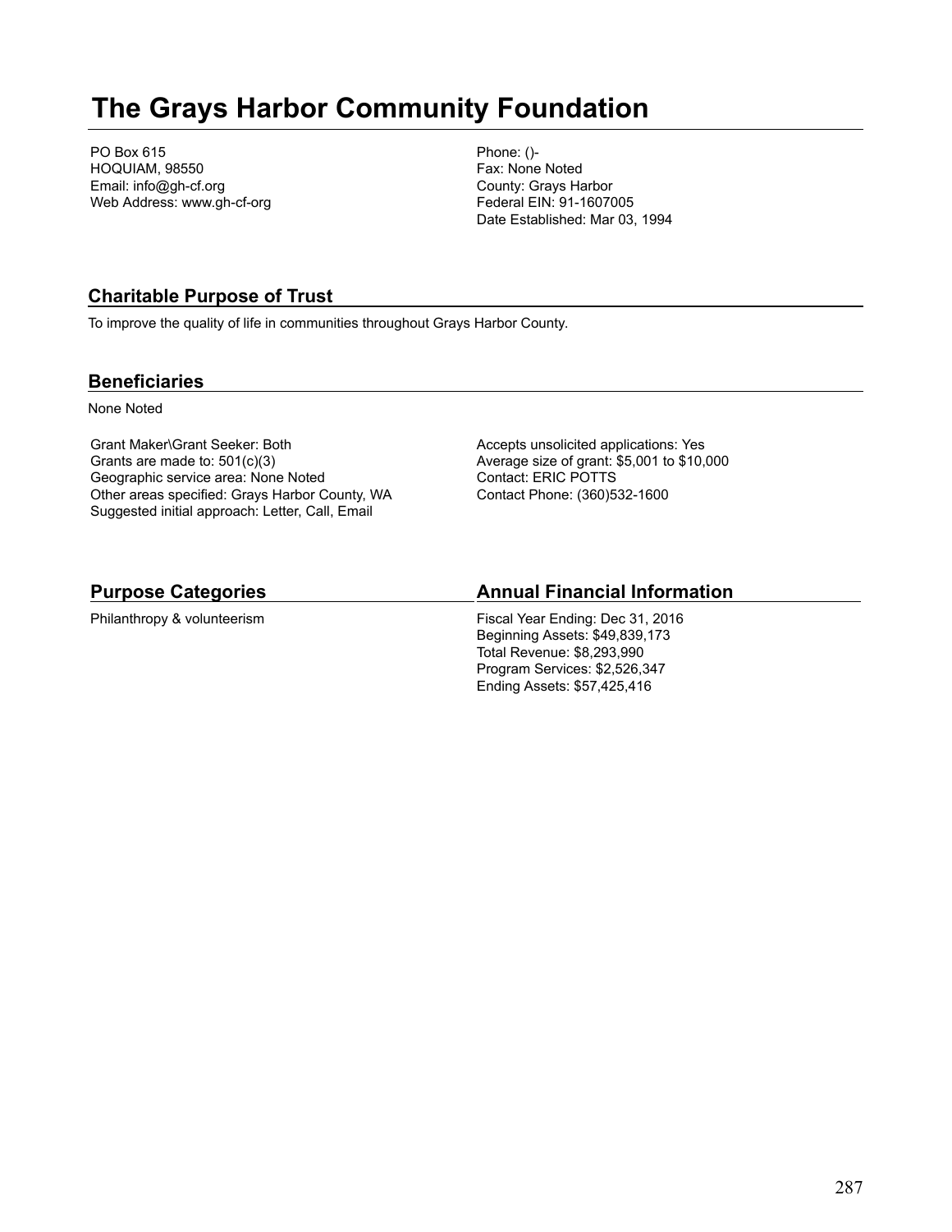# The Grays Harbor Community Foundation

PO Box 615
HOQUIAM, 98550
Email: info@gh-cf.org
Web Address: www.gh-cf-org

Phone: ()-
Fax: None Noted
County: Grays Harbor
Federal EIN: 91-1607005
Date Established: Mar 03, 1994

## Charitable Purpose of Trust

To improve the quality of life in communities throughout Grays Harbor County.

## Beneficiaries

None Noted

Grant Maker\Grant Seeker: Both
Grants are made to: 501(c)(3)
Geographic service area: None Noted
Other areas specified: Grays Harbor County, WA
Suggested initial approach: Letter, Call, Email

Accepts unsolicited applications: Yes
Average size of grant: $5,001 to $10,000
Contact: ERIC POTTS
Contact Phone: (360)532-1600

## Purpose Categories

Philanthropy & volunteerism

## Annual Financial Information

Fiscal Year Ending: Dec 31, 2016
Beginning Assets: $49,839,173
Total Revenue: $8,293,990
Program Services: $2,526,347
Ending Assets: $57,425,416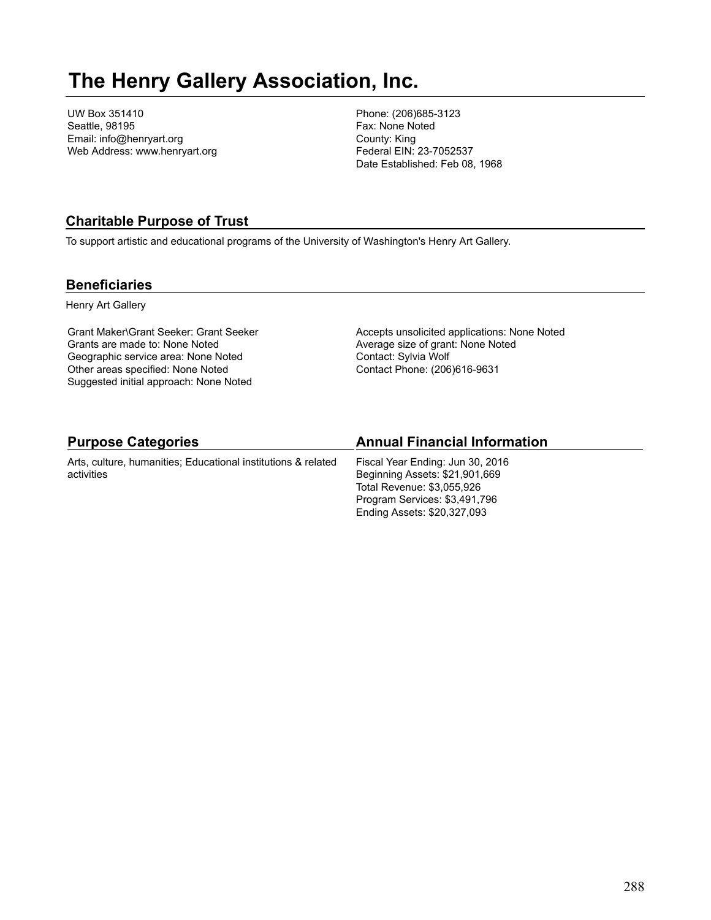# The Henry Gallery Association, Inc.

UW Box 351410
Seattle, 98195
Email: info@henryart.org
Web Address: www.henryart.org

Phone: (206)685-3123
Fax: None Noted
County: King
Federal EIN: 23-7052537
Date Established: Feb 08, 1968

## Charitable Purpose of Trust

To support artistic and educational programs of the University of Washington's Henry Art Gallery.

## Beneficiaries

Henry Art Gallery

Grant Maker\Grant Seeker: Grant Seeker
Grants are made to: None Noted
Geographic service area: None Noted
Other areas specified: None Noted
Suggested initial approach: None Noted

Accepts unsolicited applications: None Noted
Average size of grant: None Noted
Contact: Sylvia Wolf
Contact Phone: (206)616-9631

## Purpose Categories

Arts, culture, humanities; Educational institutions & related activities

## Annual Financial Information

Fiscal Year Ending: Jun 30, 2016
Beginning Assets: $21,901,669
Total Revenue: $3,055,926
Program Services: $3,491,796
Ending Assets: $20,327,093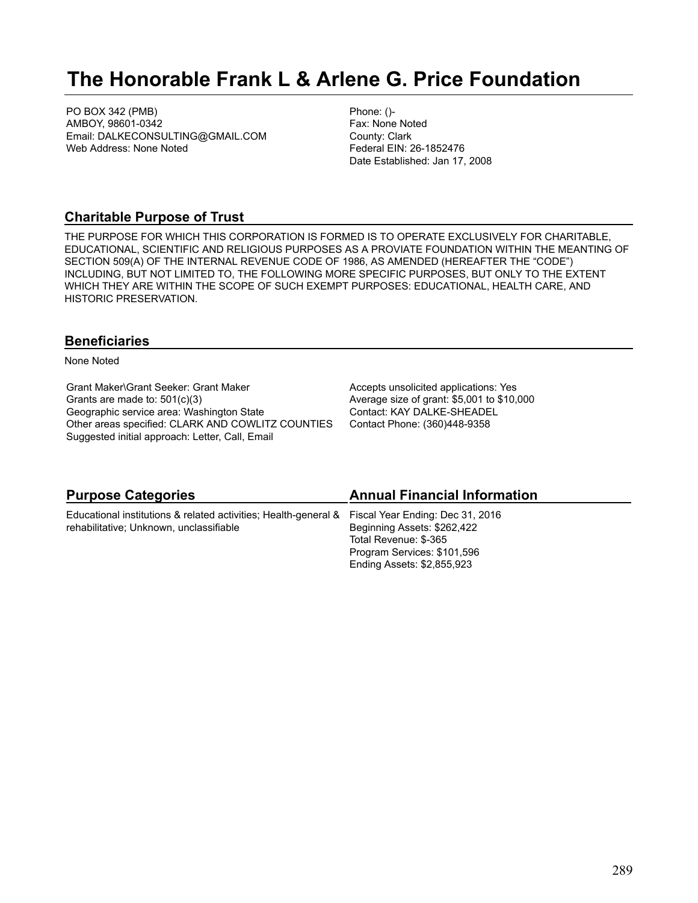# The Honorable Frank L & Arlene G. Price Foundation

PO BOX 342 (PMB)
AMBOY, 98601-0342
Email: DALKECONSULTING@GMAIL.COM
Web Address: None Noted

Phone: ()-
Fax: None Noted
County: Clark
Federal EIN: 26-1852476
Date Established: Jan 17, 2008

## Charitable Purpose of Trust

THE PURPOSE FOR WHICH THIS CORPORATION IS FORMED IS TO OPERATE EXCLUSIVELY FOR CHARITABLE, EDUCATIONAL, SCIENTIFIC AND RELIGIOUS PURPOSES AS A PROVIATE FOUNDATION WITHIN THE MEANTING OF SECTION 509(A) OF THE INTERNAL REVENUE CODE OF 1986, AS AMENDED (HEREAFTER THE "CODE") INCLUDING, BUT NOT LIMITED TO, THE FOLLOWING MORE SPECIFIC PURPOSES, BUT ONLY TO THE EXTENT WHICH THEY ARE WITHIN THE SCOPE OF SUCH EXEMPT PURPOSES: EDUCATIONAL, HEALTH CARE, AND HISTORIC PRESERVATION.

## Beneficiaries

None Noted

Grant Maker\Grant Seeker: Grant Maker
Grants are made to: 501(c)(3)
Geographic service area: Washington State
Other areas specified: CLARK AND COWLITZ COUNTIES
Suggested initial approach: Letter, Call, Email

Accepts unsolicited applications: Yes
Average size of grant: $5,001 to $10,000
Contact: KAY DALKE-SHEADEL
Contact Phone: (360)448-9358

## Purpose Categories

Educational institutions & related activities; Health-general & rehabilitative; Unknown, unclassifiable

## Annual Financial Information

Fiscal Year Ending: Dec 31, 2016
Beginning Assets: $262,422
Total Revenue: $-365
Program Services: $101,596
Ending Assets: $2,855,923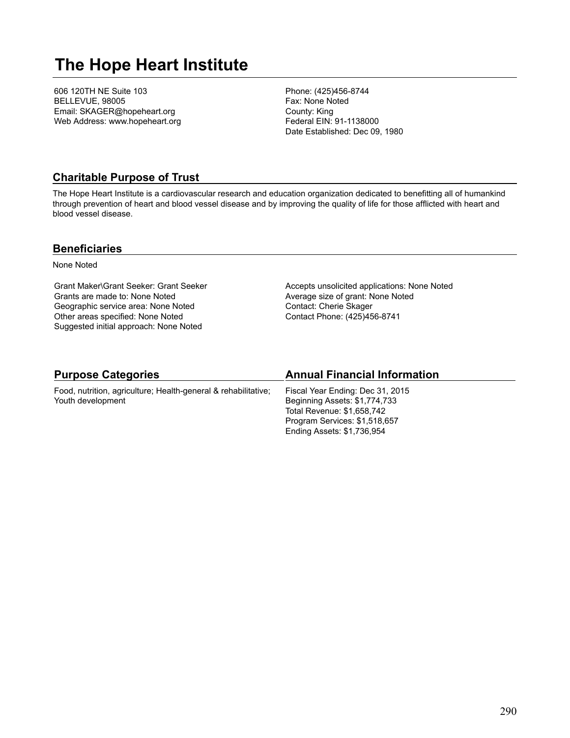# The Hope Heart Institute

606 120TH NE Suite 103
BELLEVUE, 98005
Email: SKAGER@hopeheart.org
Web Address: www.hopeheart.org

Phone: (425)456-8744
Fax: None Noted
County: King
Federal EIN: 91-1138000
Date Established: Dec 09, 1980

## Charitable Purpose of Trust

The Hope Heart Institute is a cardiovascular research and education organization dedicated to benefitting all of humankind through prevention of heart and blood vessel disease and by improving the quality of life for those afflicted with heart and blood vessel disease.

## Beneficiaries

None Noted

Grant Maker\Grant Seeker: Grant Seeker
Grants are made to: None Noted
Geographic service area: None Noted
Other areas specified: None Noted
Suggested initial approach: None Noted

Accepts unsolicited applications: None Noted
Average size of grant: None Noted
Contact: Cherie Skager
Contact Phone: (425)456-8741

## Purpose Categories

Food, nutrition, agriculture; Health-general & rehabilitative; Youth development

## Annual Financial Information

Fiscal Year Ending: Dec 31, 2015
Beginning Assets: $1,774,733
Total Revenue: $1,658,742
Program Services: $1,518,657
Ending Assets: $1,736,954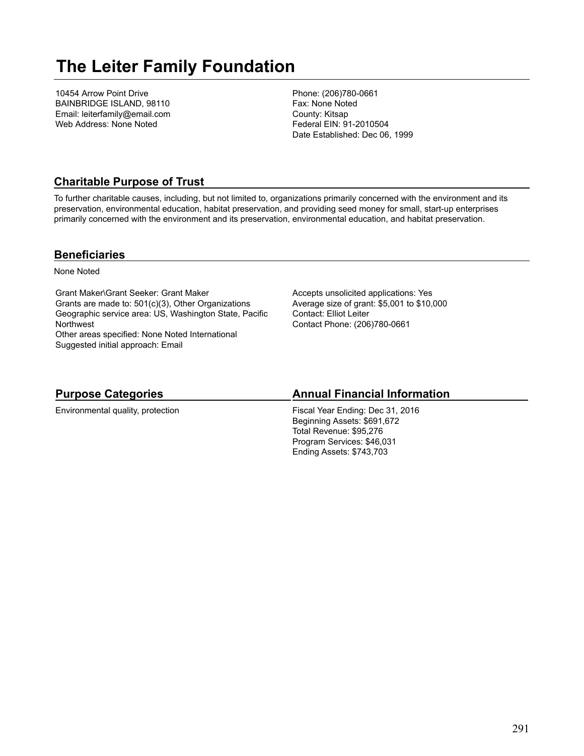# The Leiter Family Foundation

10454 Arrow Point Drive
BAINBRIDGE ISLAND, 98110
Email: leiterfamily@email.com
Web Address: None Noted

Phone: (206)780-0661
Fax: None Noted
County: Kitsap
Federal EIN: 91-2010504
Date Established: Dec 06, 1999

## Charitable Purpose of Trust

To further charitable causes, including, but not limited to, organizations primarily concerned with the environment and its preservation, environmental education, habitat preservation, and providing seed money for small, start-up enterprises primarily concerned with the environment and its preservation, environmental education, and habitat preservation.

## Beneficiaries

None Noted

Grant Maker\Grant Seeker: Grant Maker
Grants are made to: 501(c)(3), Other Organizations
Geographic service area: US, Washington State, Pacific Northwest
Other areas specified: None Noted International
Suggested initial approach: Email

Accepts unsolicited applications: Yes
Average size of grant: $5,001 to $10,000
Contact: Elliot Leiter
Contact Phone: (206)780-0661

## Purpose Categories

Environmental quality, protection

## Annual Financial Information

Fiscal Year Ending: Dec 31, 2016
Beginning Assets: $691,672
Total Revenue: $95,276
Program Services: $46,031
Ending Assets: $743,703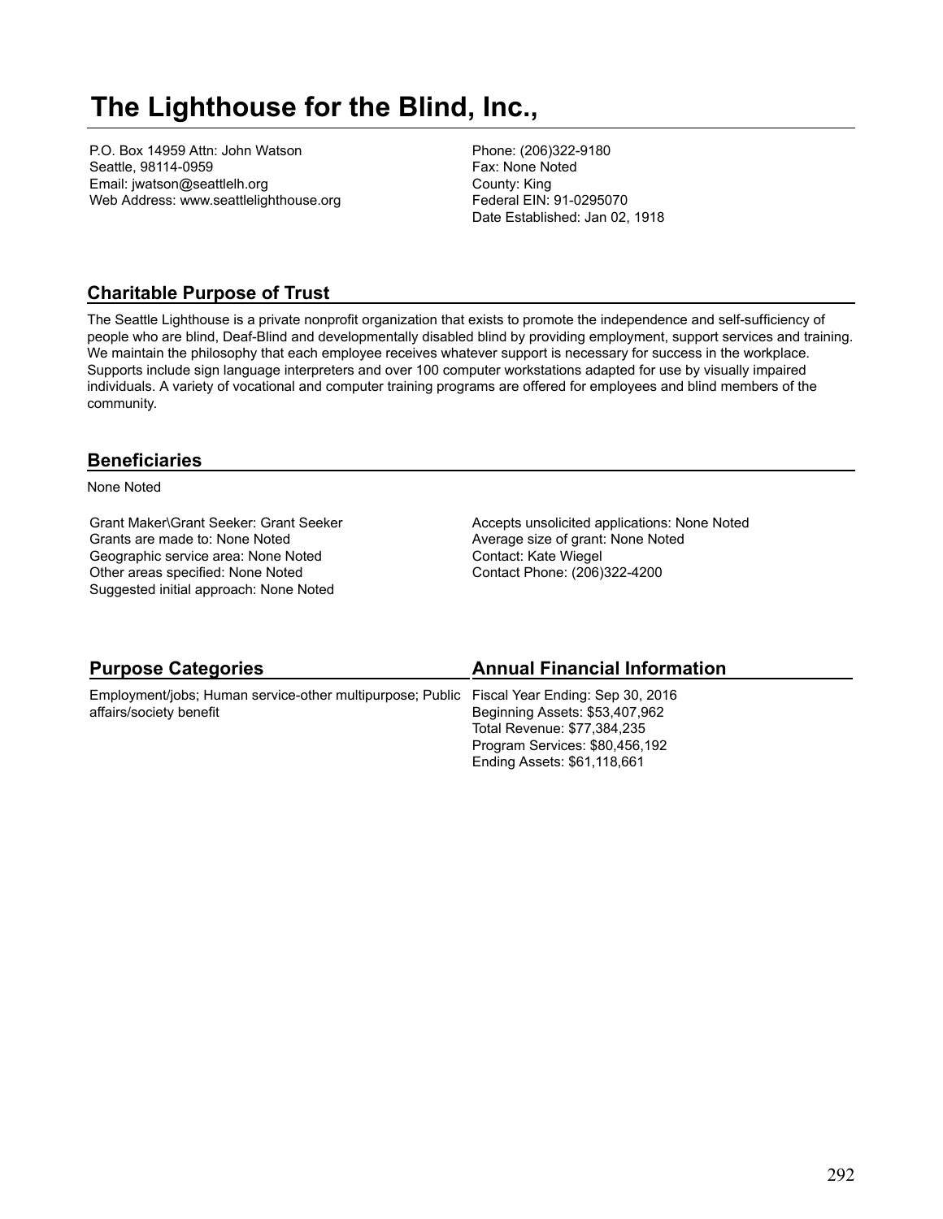# The Lighthouse for the Blind, Inc.,

P.O. Box 14959 Attn: John Watson
Seattle, 98114-0959
Email: jwatson@seattlelh.org
Web Address: www.seattlelighthouse.org

Phone: (206)322-9180
Fax: None Noted
County: King
Federal EIN: 91-0295070
Date Established: Jan 02, 1918

## Charitable Purpose of Trust

The Seattle Lighthouse is a private nonprofit organization that exists to promote the independence and self-sufficiency of people who are blind, Deaf-Blind and developmentally disabled blind by providing employment, support services and training. We maintain the philosophy that each employee receives whatever support is necessary for success in the workplace. Supports include sign language interpreters and over 100 computer workstations adapted for use by visually impaired individuals. A variety of vocational and computer training programs are offered for employees and blind members of the community.

## Beneficiaries

None Noted

Grant Maker\Grant Seeker: Grant Seeker
Grants are made to: None Noted
Geographic service area: None Noted
Other areas specified: None Noted
Suggested initial approach: None Noted

Accepts unsolicited applications: None Noted
Average size of grant: None Noted
Contact: Kate Wiegel
Contact Phone: (206)322-4200

## Purpose Categories

Employment/jobs; Human service-other multipurpose; Public affairs/society benefit

## Annual Financial Information

Fiscal Year Ending: Sep 30, 2016
Beginning Assets: $53,407,962
Total Revenue: $77,384,235
Program Services: $80,456,192
Ending Assets: $61,118,661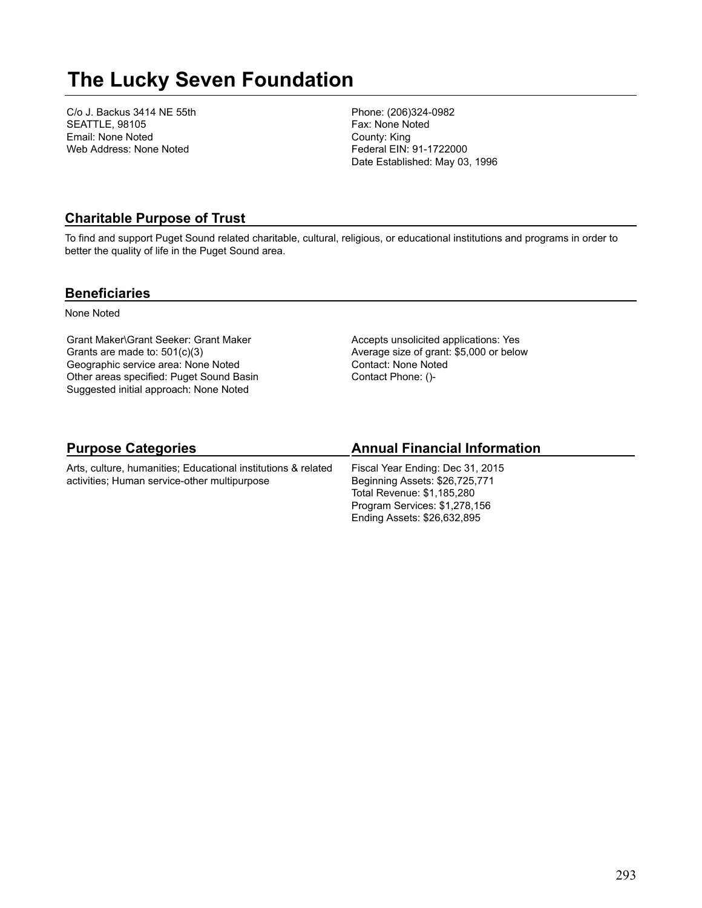# The Lucky Seven Foundation

C/o J. Backus 3414 NE 55th
SEATTLE, 98105
Email: None Noted
Web Address: None Noted

Phone: (206)324-0982
Fax: None Noted
County: King
Federal EIN: 91-1722000
Date Established: May 03, 1996

## Charitable Purpose of Trust

To find and support Puget Sound related charitable, cultural, religious, or educational institutions and programs in order to better the quality of life in the Puget Sound area.

## Beneficiaries

None Noted

Grant Maker\Grant Seeker: Grant Maker
Grants are made to: 501(c)(3)
Geographic service area: None Noted
Other areas specified: Puget Sound Basin
Suggested initial approach: None Noted

Accepts unsolicited applications: Yes
Average size of grant: $5,000 or below
Contact: None Noted
Contact Phone: ()-

## Purpose Categories

Arts, culture, humanities; Educational institutions & related activities; Human service-other multipurpose

## Annual Financial Information

Fiscal Year Ending: Dec 31, 2015
Beginning Assets: $26,725,771
Total Revenue: $1,185,280
Program Services: $1,278,156
Ending Assets: $26,632,895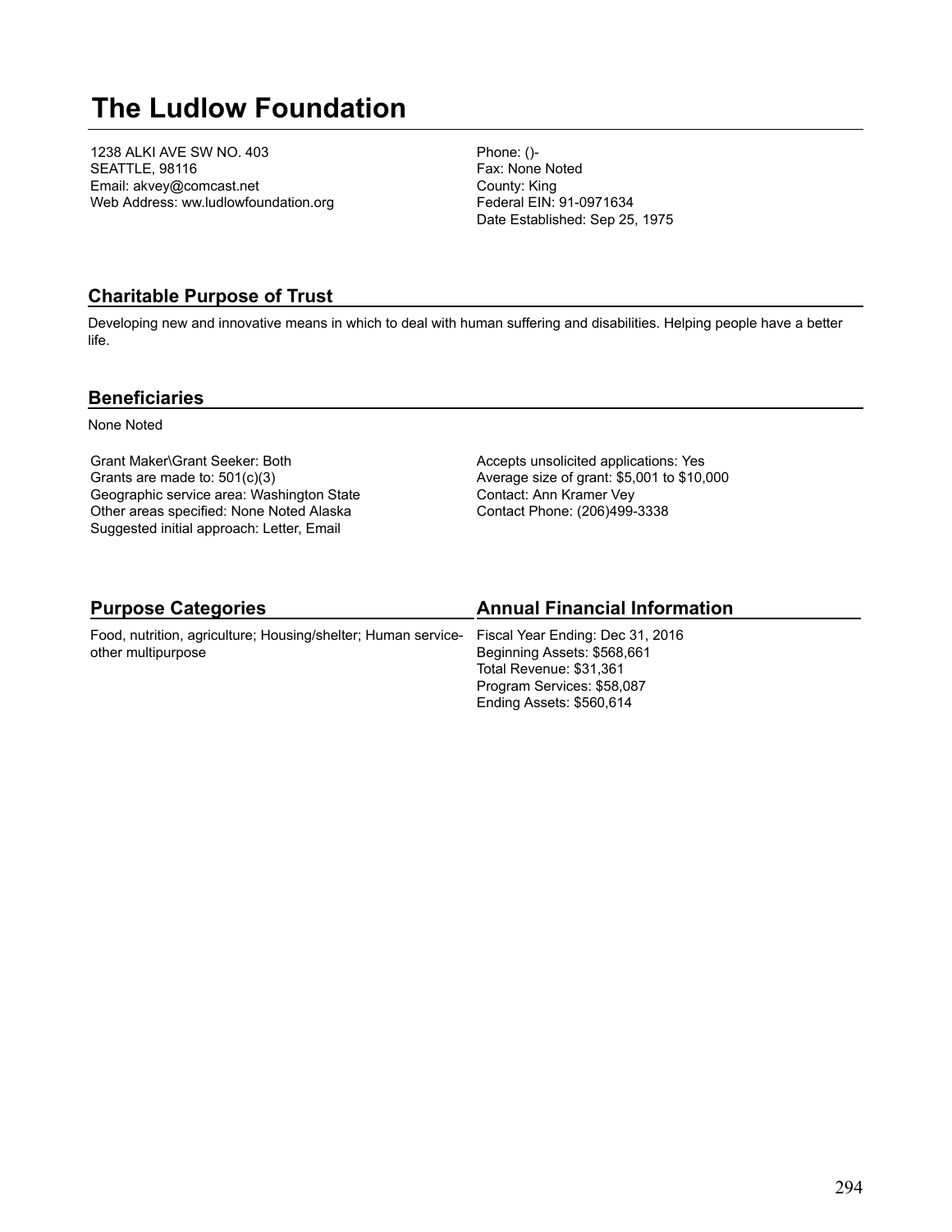# The Ludlow Foundation

1238 ALKI AVE SW NO. 403
SEATTLE, 98116
Email: akvey@comcast.net
Web Address: ww.ludlowfoundation.org

Phone: ()-
Fax: None Noted
County: King
Federal EIN: 91-0971634
Date Established: Sep 25, 1975

## Charitable Purpose of Trust

Developing new and innovative means in which to deal with human suffering and disabilities. Helping people have a better life.

## Beneficiaries

None Noted

Grant Maker\Grant Seeker: Both
Grants are made to: 501(c)(3)
Geographic service area: Washington State
Other areas specified: None Noted Alaska
Suggested initial approach: Letter, Email

Accepts unsolicited applications: Yes
Average size of grant: $5,001 to $10,000
Contact: Ann Kramer Vey
Contact Phone: (206)499-3338

## Purpose Categories

Food, nutrition, agriculture; Housing/shelter; Human service-other multipurpose

## Annual Financial Information

Fiscal Year Ending: Dec 31, 2016
Beginning Assets: $568,661
Total Revenue: $31,361
Program Services: $58,087
Ending Assets: $560,614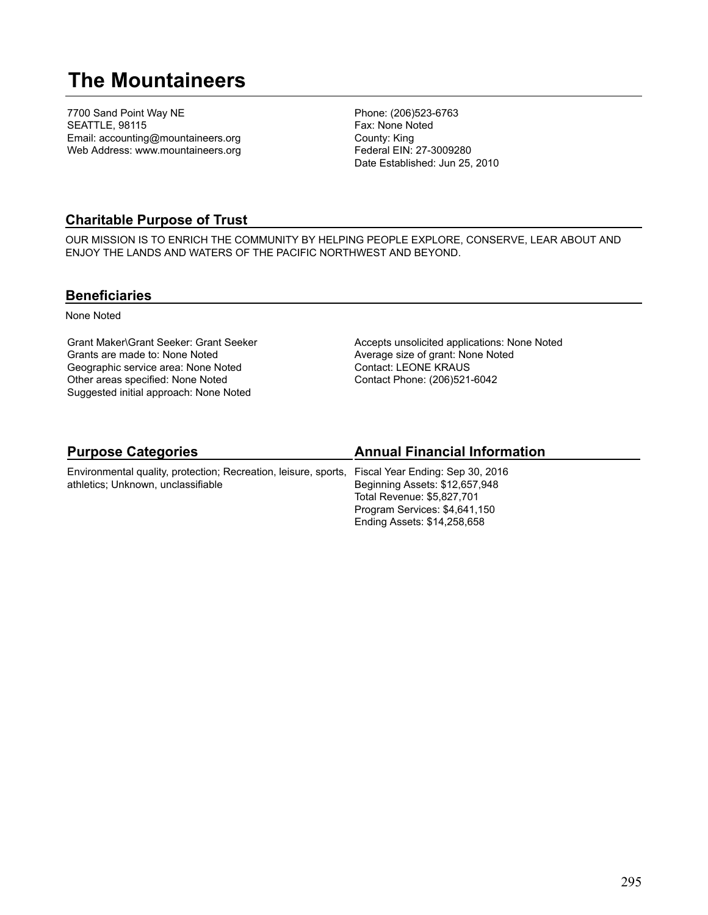# The Mountaineers

7700 Sand Point Way NE
SEATTLE, 98115
Email: accounting@mountaineers.org
Web Address: www.mountaineers.org

Phone: (206)523-6763
Fax: None Noted
County: King
Federal EIN: 27-3009280
Date Established: Jun 25, 2010

## Charitable Purpose of Trust

OUR MISSION IS TO ENRICH THE COMMUNITY BY HELPING PEOPLE EXPLORE, CONSERVE, LEAR ABOUT AND ENJOY THE LANDS AND WATERS OF THE PACIFIC NORTHWEST AND BEYOND.

## Beneficiaries

None Noted

Grant Maker\Grant Seeker: Grant Seeker
Grants are made to: None Noted
Geographic service area: None Noted
Other areas specified: None Noted
Suggested initial approach: None Noted

Accepts unsolicited applications: None Noted
Average size of grant: None Noted
Contact: LEONE KRAUS
Contact Phone: (206)521-6042

## Purpose Categories

Environmental quality, protection; Recreation, leisure, sports, athletics; Unknown, unclassifiable

## Annual Financial Information

Fiscal Year Ending: Sep 30, 2016
Beginning Assets: $12,657,948
Total Revenue: $5,827,701
Program Services: $4,641,150
Ending Assets: $14,258,658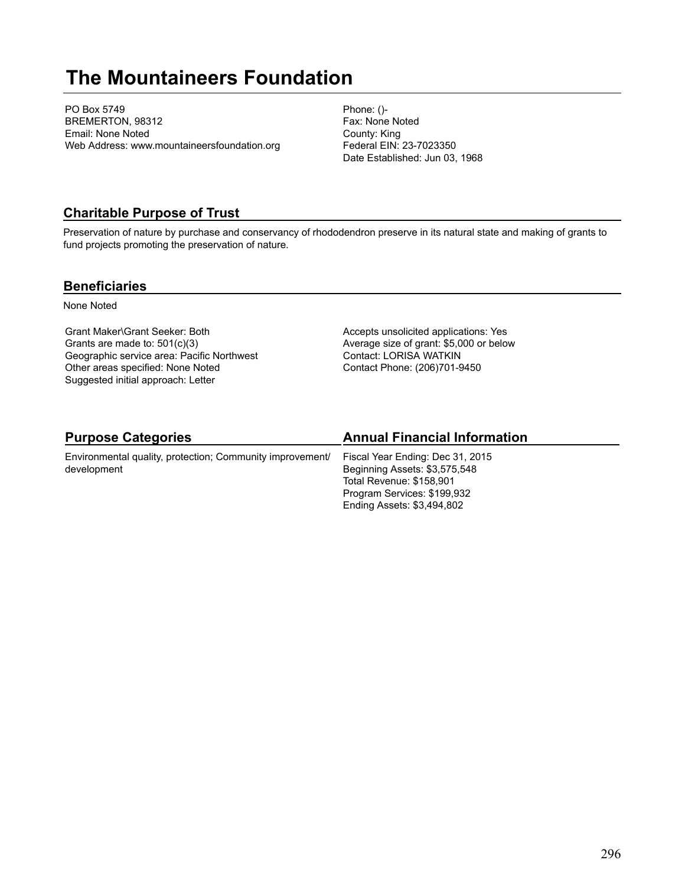# The Mountaineers Foundation

PO Box 5749
BREMERTON, 98312
Email: None Noted
Web Address: www.mountaineersfoundation.org

Phone: ()-
Fax: None Noted
County: King
Federal EIN: 23-7023350
Date Established: Jun 03, 1968

## Charitable Purpose of Trust

Preservation of nature by purchase and conservancy of rhododendron preserve in its natural state and making of grants to fund projects promoting the preservation of nature.

## Beneficiaries

None Noted

Grant Maker\Grant Seeker: Both
Grants are made to: 501(c)(3)
Geographic service area: Pacific Northwest
Other areas specified: None Noted
Suggested initial approach: Letter

Accepts unsolicited applications: Yes
Average size of grant: $5,000 or below
Contact: LORISA WATKIN
Contact Phone: (206)701-9450

## Purpose Categories

Environmental quality, protection; Community improvement/ development

## Annual Financial Information

Fiscal Year Ending: Dec 31, 2015
Beginning Assets: $3,575,548
Total Revenue: $158,901
Program Services: $199,932
Ending Assets: $3,494,802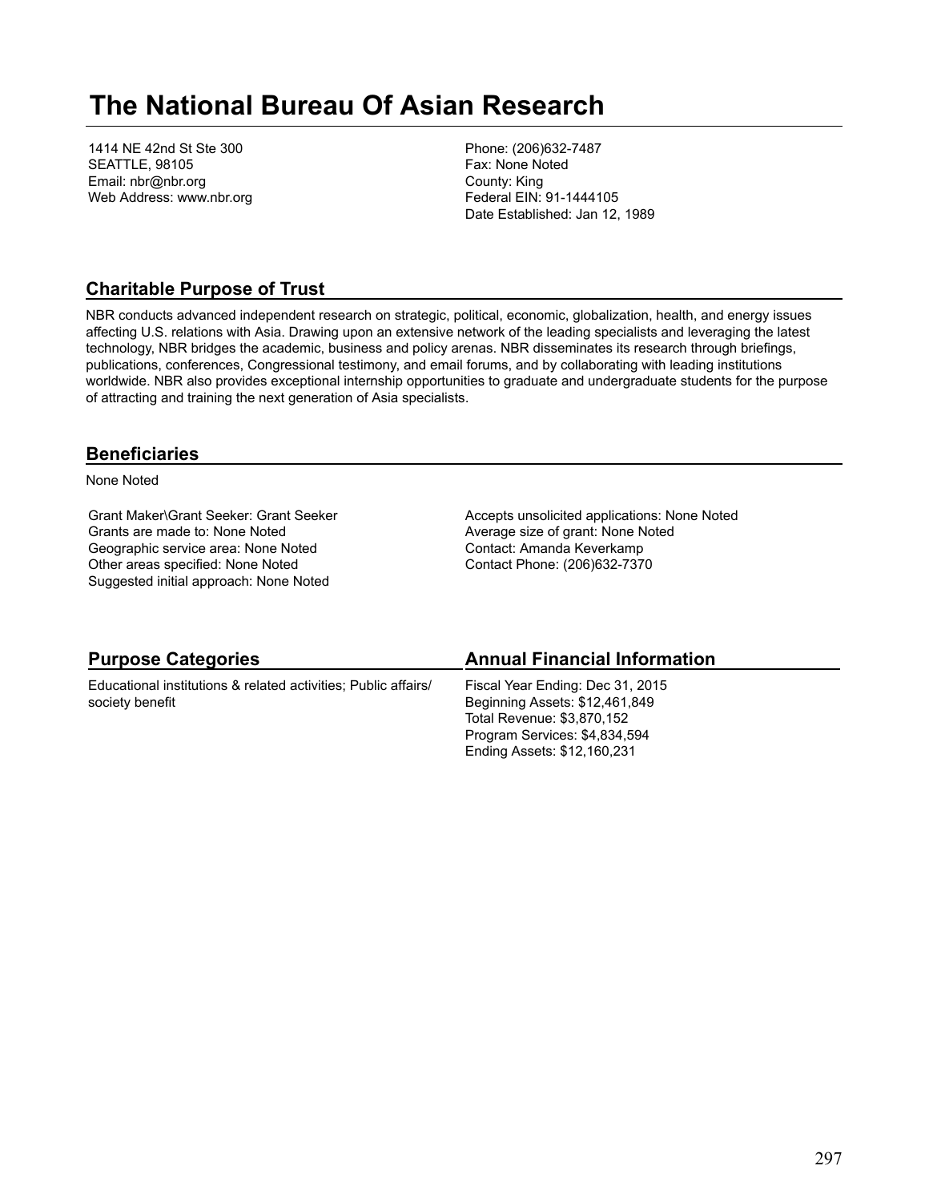# The National Bureau Of Asian Research

1414 NE 42nd St Ste 300
SEATTLE, 98105
Email: nbr@nbr.org
Web Address: www.nbr.org

Phone: (206)632-7487
Fax: None Noted
County: King
Federal EIN: 91-1444105
Date Established: Jan 12, 1989

## Charitable Purpose of Trust

NBR conducts advanced independent research on strategic, political, economic, globalization, health, and energy issues affecting U.S. relations with Asia. Drawing upon an extensive network of the leading specialists and leveraging the latest technology, NBR bridges the academic, business and policy arenas. NBR disseminates its research through briefings, publications, conferences, Congressional testimony, and email forums, and by collaborating with leading institutions worldwide. NBR also provides exceptional internship opportunities to graduate and undergraduate students for the purpose of attracting and training the next generation of Asia specialists.

## Beneficiaries

None Noted

Grant Maker\Grant Seeker: Grant Seeker
Grants are made to: None Noted
Geographic service area: None Noted
Other areas specified: None Noted
Suggested initial approach: None Noted

Accepts unsolicited applications: None Noted
Average size of grant: None Noted
Contact: Amanda Keverkamp
Contact Phone: (206)632-7370

## Purpose Categories

Educational institutions & related activities; Public affairs/society benefit

## Annual Financial Information

Fiscal Year Ending: Dec 31, 2015
Beginning Assets: $12,461,849
Total Revenue: $3,870,152
Program Services: $4,834,594
Ending Assets: $12,160,231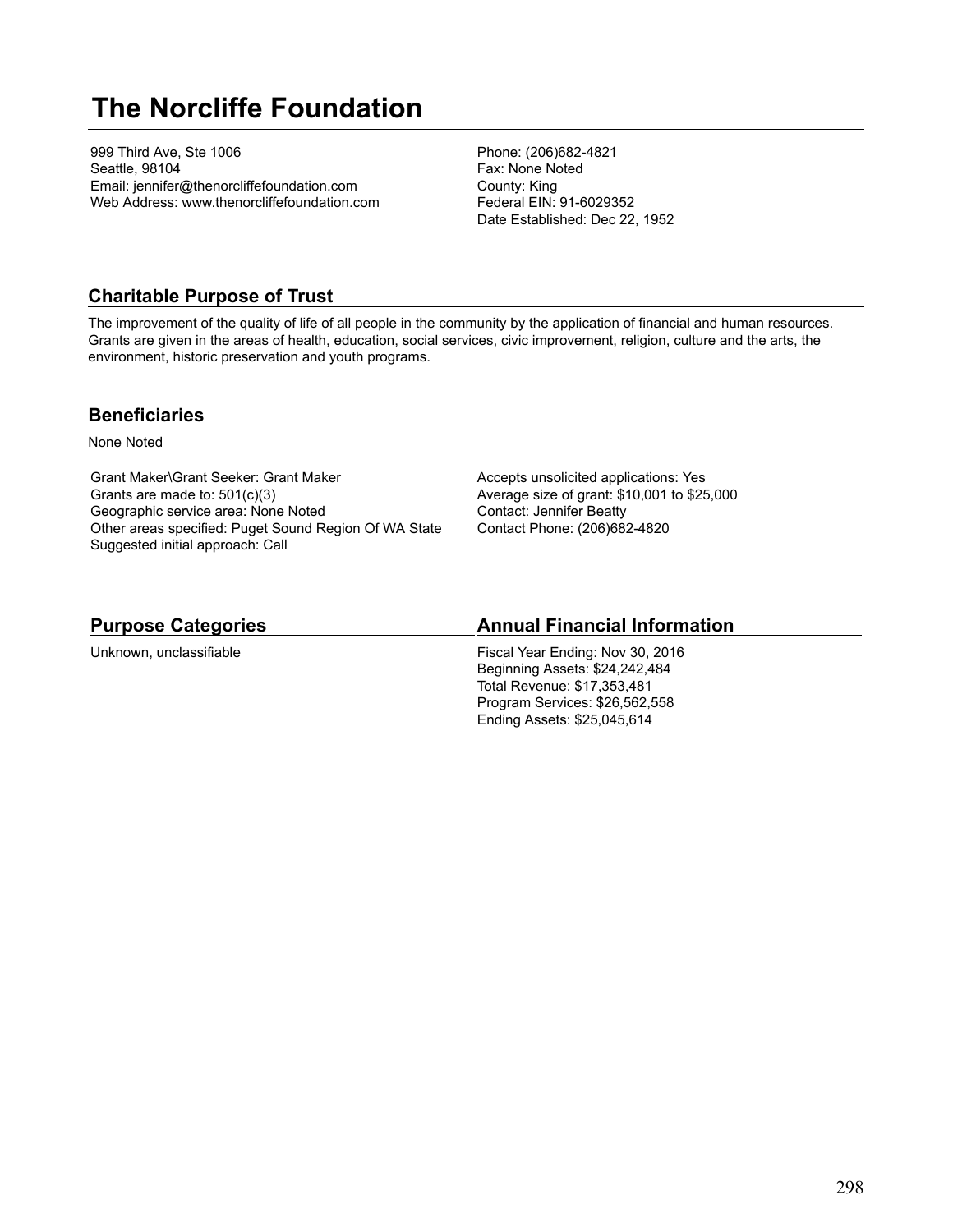# The Norcliffe Foundation

999 Third Ave, Ste 1006
Seattle, 98104
Email: jennifer@thenorcliffefoundation.com
Web Address: www.thenorcliffefoundation.com

Phone: (206)682-4821
Fax: None Noted
County: King
Federal EIN: 91-6029352
Date Established: Dec 22, 1952

## Charitable Purpose of Trust

The improvement of the quality of life of all people in the community by the application of financial and human resources. Grants are given in the areas of health, education, social services, civic improvement, religion, culture and the arts, the environment, historic preservation and youth programs.

## Beneficiaries

None Noted

Grant Maker\Grant Seeker: Grant Maker
Grants are made to: 501(c)(3)
Geographic service area: None Noted
Other areas specified: Puget Sound Region Of WA State
Suggested initial approach: Call

Accepts unsolicited applications: Yes
Average size of grant: $10,001 to $25,000
Contact: Jennifer Beatty
Contact Phone: (206)682-4820

## Purpose Categories

Unknown, unclassifiable

## Annual Financial Information

Fiscal Year Ending: Nov 30, 2016
Beginning Assets: $24,242,484
Total Revenue: $17,353,481
Program Services: $26,562,558
Ending Assets: $25,045,614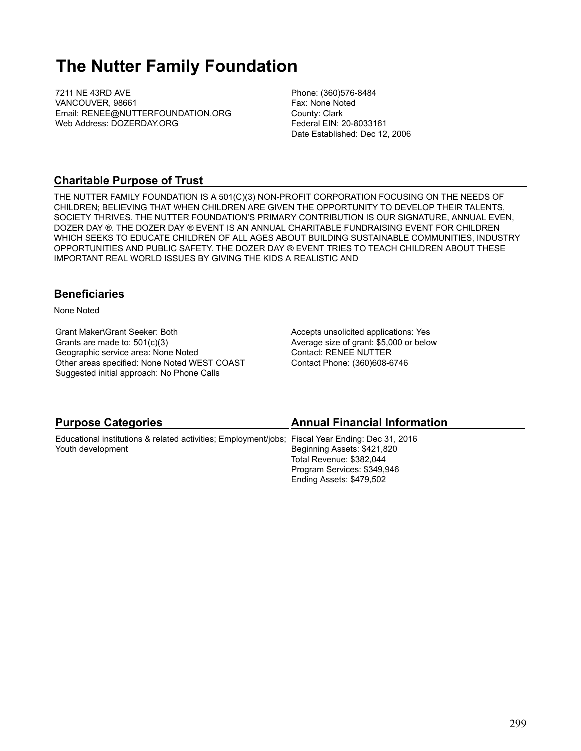# The Nutter Family Foundation

7211 NE 43RD AVE
VANCOUVER, 98661
Email: RENEE@NUTTERFOUNDATION.ORG
Web Address: DOZERDAY.ORG

Phone: (360)576-8484
Fax: None Noted
County: Clark
Federal EIN: 20-8033161
Date Established: Dec 12, 2006

## Charitable Purpose of Trust

THE NUTTER FAMILY FOUNDATION IS A 501(C)(3) NON-PROFIT CORPORATION FOCUSING ON THE NEEDS OF CHILDREN; BELIEVING THAT WHEN CHILDREN ARE GIVEN THE OPPORTUNITY TO DEVELOP THEIR TALENTS, SOCIETY THRIVES. THE NUTTER FOUNDATION'S PRIMARY CONTRIBUTION IS OUR SIGNATURE, ANNUAL EVEN, DOZER DAY ®. THE DOZER DAY ® EVENT IS AN ANNUAL CHARITABLE FUNDRAISING EVENT FOR CHILDREN WHICH SEEKS TO EDUCATE CHILDREN OF ALL AGES ABOUT BUILDING SUSTAINABLE COMMUNITIES, INDUSTRY OPPORTUNITIES AND PUBLIC SAFETY. THE DOZER DAY ® EVENT TRIES TO TEACH CHILDREN ABOUT THESE IMPORTANT REAL WORLD ISSUES BY GIVING THE KIDS A REALISTIC AND

## Beneficiaries

None Noted

Grant Maker\Grant Seeker: Both
Grants are made to: 501(c)(3)
Geographic service area: None Noted
Other areas specified: None Noted WEST COAST
Suggested initial approach: No Phone Calls

Accepts unsolicited applications: Yes
Average size of grant: $5,000 or below
Contact: RENEE NUTTER
Contact Phone: (360)608-6746

## Purpose Categories

Educational institutions & related activities; Employment/jobs; Youth development

## Annual Financial Information

Fiscal Year Ending: Dec 31, 2016
Beginning Assets: $421,820
Total Revenue: $382,044
Program Services: $349,946
Ending Assets: $479,502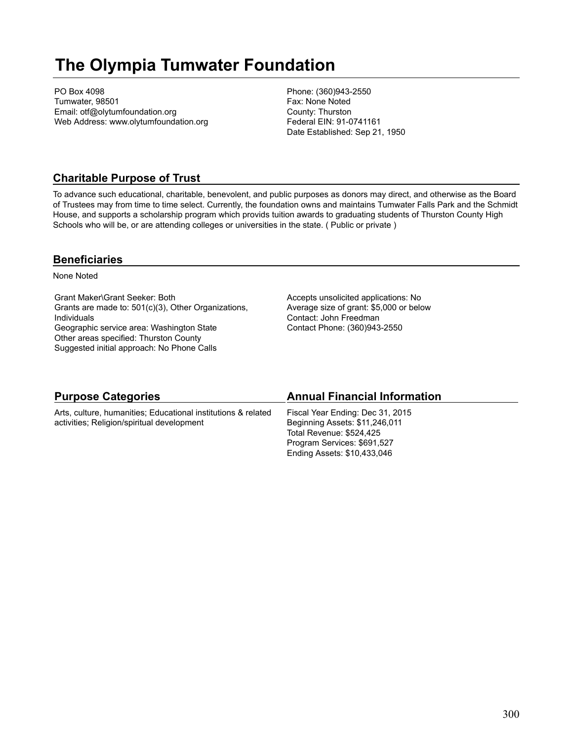# The Olympia Tumwater Foundation

PO Box 4098
Tumwater, 98501
Email: otf@olytumfoundation.org
Web Address: www.olytumfoundation.org

Phone: (360)943-2550
Fax: None Noted
County: Thurston
Federal EIN: 91-0741161
Date Established: Sep 21, 1950

## Charitable Purpose of Trust

To advance such educational, charitable, benevolent, and public purposes as donors may direct, and otherwise as the Board of Trustees may from time to time select. Currently, the foundation owns and maintains Tumwater Falls Park and the Schmidt House, and supports a scholarship program which provids tuition awards to graduating students of Thurston County High Schools who will be, or are attending colleges or universities in the state. ( Public or private )

## Beneficiaries

None Noted

Grant Maker\Grant Seeker: Both
Grants are made to: 501(c)(3), Other Organizations, Individuals
Geographic service area: Washington State
Other areas specified: Thurston County
Suggested initial approach: No Phone Calls

Accepts unsolicited applications: No
Average size of grant: $5,000 or below
Contact: John Freedman
Contact Phone: (360)943-2550

## Purpose Categories

Arts, culture, humanities; Educational institutions & related activities; Religion/spiritual development

## Annual Financial Information

Fiscal Year Ending: Dec 31, 2015
Beginning Assets: $11,246,011
Total Revenue: $524,425
Program Services: $691,527
Ending Assets: $10,433,046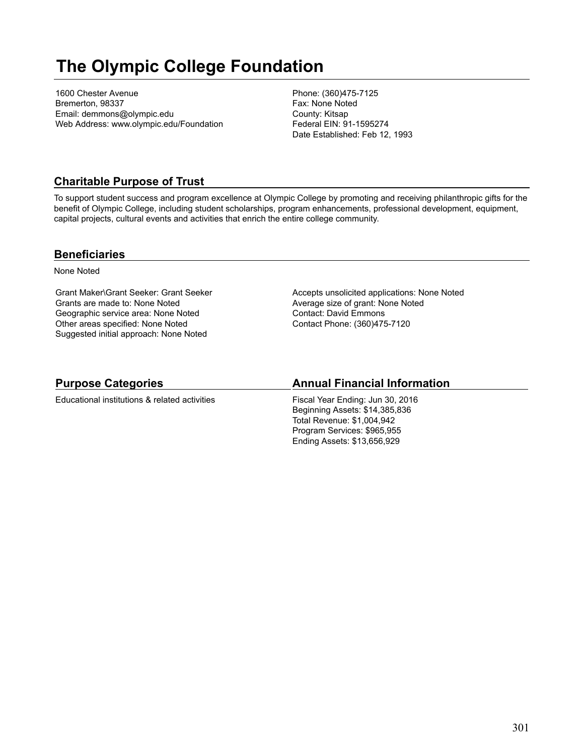# The Olympic College Foundation

1600 Chester Avenue
Bremerton, 98337
Email: demmons@olympic.edu
Web Address: www.olympic.edu/Foundation

Phone: (360)475-7125
Fax: None Noted
County: Kitsap
Federal EIN: 91-1595274
Date Established: Feb 12, 1993

## Charitable Purpose of Trust

To support student success and program excellence at Olympic College by promoting and receiving philanthropic gifts for the benefit of Olympic College, including student scholarships, program enhancements, professional development, equipment, capital projects, cultural events and activities that enrich the entire college community.

## Beneficiaries

None Noted

Grant Maker\Grant Seeker: Grant Seeker
Grants are made to: None Noted
Geographic service area: None Noted
Other areas specified: None Noted
Suggested initial approach: None Noted

Accepts unsolicited applications: None Noted
Average size of grant: None Noted
Contact: David Emmons
Contact Phone: (360)475-7120

## Purpose Categories

Educational institutions & related activities

## Annual Financial Information

Fiscal Year Ending: Jun 30, 2016
Beginning Assets: $14,385,836
Total Revenue: $1,004,942
Program Services: $965,955
Ending Assets: $13,656,929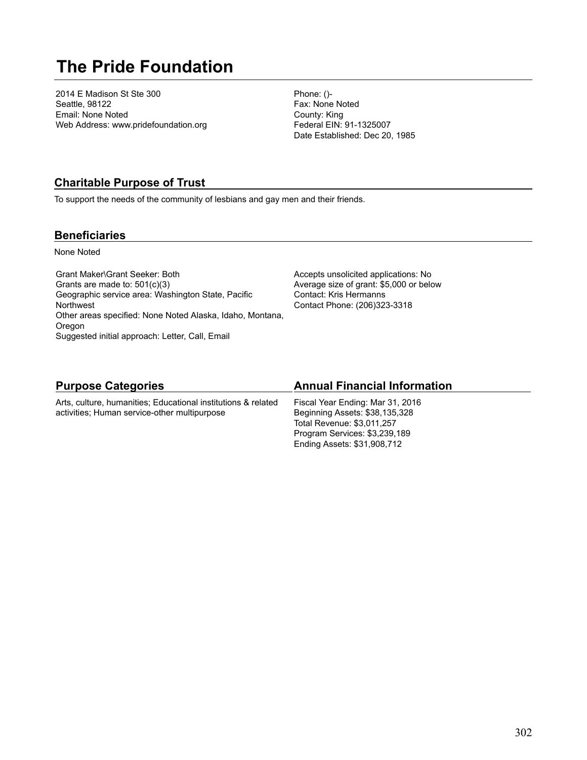# The Pride Foundation

2014 E Madison St Ste 300
Seattle, 98122
Email: None Noted
Web Address: www.pridefoundation.org

Phone: ()-
Fax: None Noted
County: King
Federal EIN: 91-1325007
Date Established: Dec 20, 1985

## Charitable Purpose of Trust

To support the needs of the community of lesbians and gay men and their friends.

## Beneficiaries

None Noted

Grant Maker\Grant Seeker: Both
Grants are made to: 501(c)(3)
Geographic service area: Washington State, Pacific Northwest
Other areas specified: None Noted Alaska, Idaho, Montana, Oregon
Suggested initial approach: Letter, Call, Email

Accepts unsolicited applications: No
Average size of grant: $5,000 or below
Contact: Kris Hermanns
Contact Phone: (206)323-3318

## Purpose Categories

Arts, culture, humanities; Educational institutions & related activities; Human service-other multipurpose

## Annual Financial Information

Fiscal Year Ending: Mar 31, 2016
Beginning Assets: $38,135,328
Total Revenue: $3,011,257
Program Services: $3,239,189
Ending Assets: $31,908,712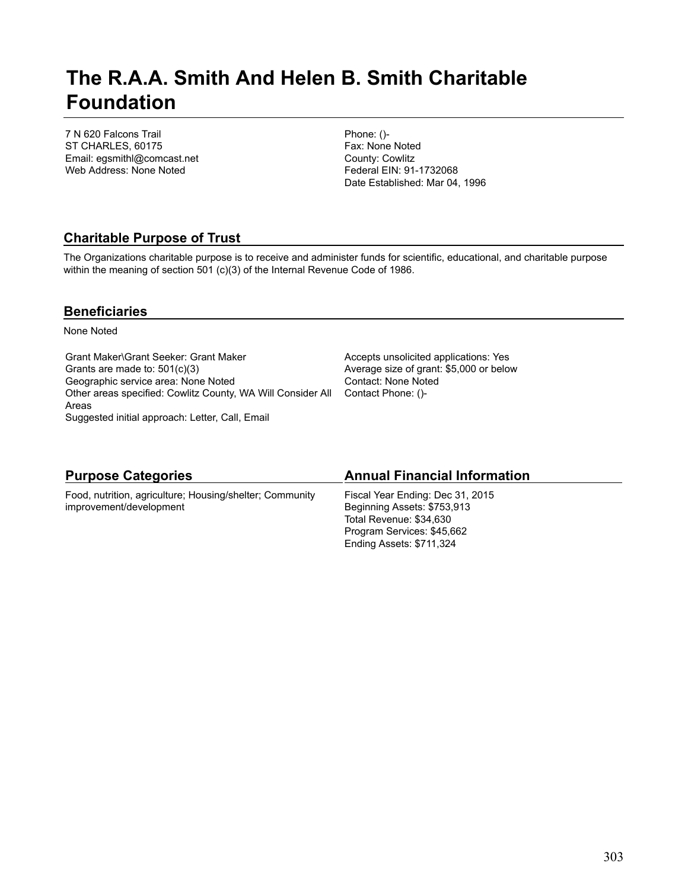# The R.A.A. Smith And Helen B. Smith Charitable Foundation

7 N 620 Falcons Trail
ST CHARLES, 60175
Email: egsmithl@comcast.net
Web Address: None Noted

Phone: ()-
Fax: None Noted
County: Cowlitz
Federal EIN: 91-1732068
Date Established: Mar 04, 1996

## Charitable Purpose of Trust

The Organizations charitable purpose is to receive and administer funds for scientific, educational, and charitable purpose within the meaning of section 501 (c)(3) of the Internal Revenue Code of 1986.

## Beneficiaries

None Noted

Grant Maker\Grant Seeker: Grant Maker
Grants are made to: 501(c)(3)
Geographic service area: None Noted
Other areas specified: Cowlitz County, WA Will Consider All Areas
Suggested initial approach: Letter, Call, Email

Accepts unsolicited applications: Yes
Average size of grant: $5,000 or below
Contact: None Noted
Contact Phone: ()-

## Purpose Categories

Food, nutrition, agriculture; Housing/shelter; Community improvement/development

## Annual Financial Information

Fiscal Year Ending: Dec 31, 2015
Beginning Assets: $753,913
Total Revenue: $34,630
Program Services: $45,662
Ending Assets: $711,324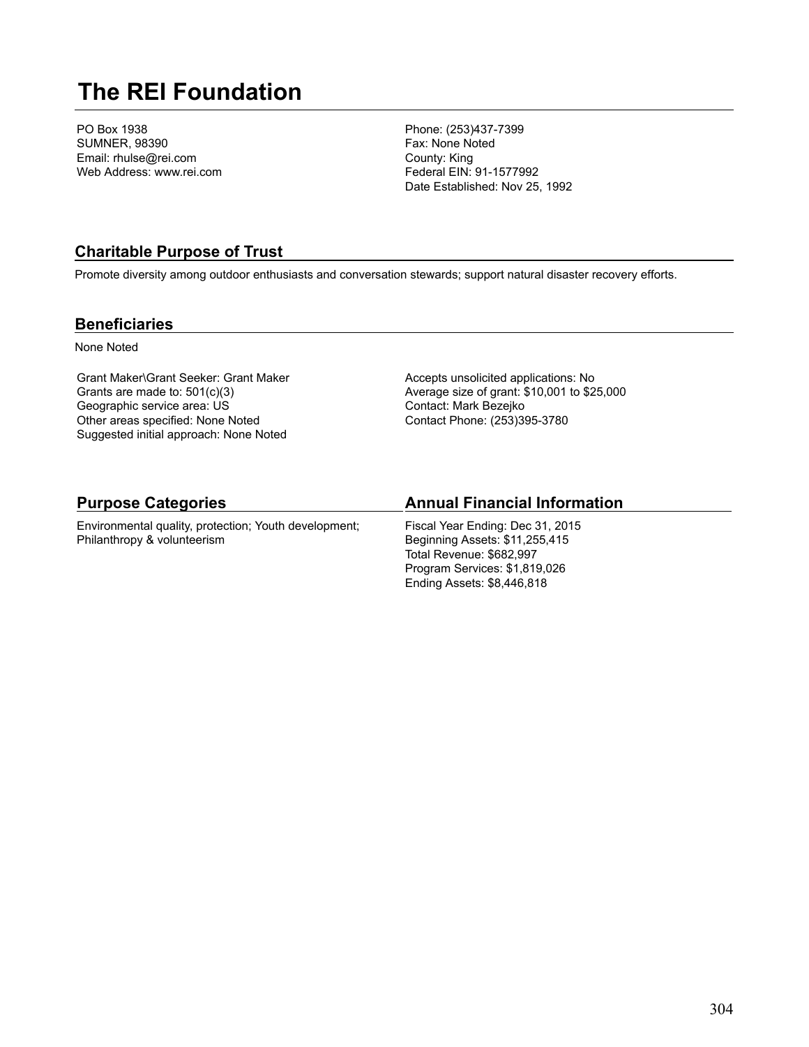# The REI Foundation

PO Box 1938
SUMNER, 98390
Email: rhulse@rei.com
Web Address: www.rei.com

Phone: (253)437-7399
Fax: None Noted
County: King
Federal EIN: 91-1577992
Date Established: Nov 25, 1992

## Charitable Purpose of Trust

Promote diversity among outdoor enthusiasts and conversation stewards; support natural disaster recovery efforts.

## Beneficiaries

None Noted

Grant Maker\Grant Seeker: Grant Maker
Grants are made to: 501(c)(3)
Geographic service area: US
Other areas specified: None Noted
Suggested initial approach: None Noted

Accepts unsolicited applications: No
Average size of grant: $10,001 to $25,000
Contact: Mark Bezejko
Contact Phone: (253)395-3780

## Purpose Categories

Environmental quality, protection; Youth development; Philanthropy & volunteerism

## Annual Financial Information

Fiscal Year Ending: Dec 31, 2015
Beginning Assets: $11,255,415
Total Revenue: $682,997
Program Services: $1,819,026
Ending Assets: $8,446,818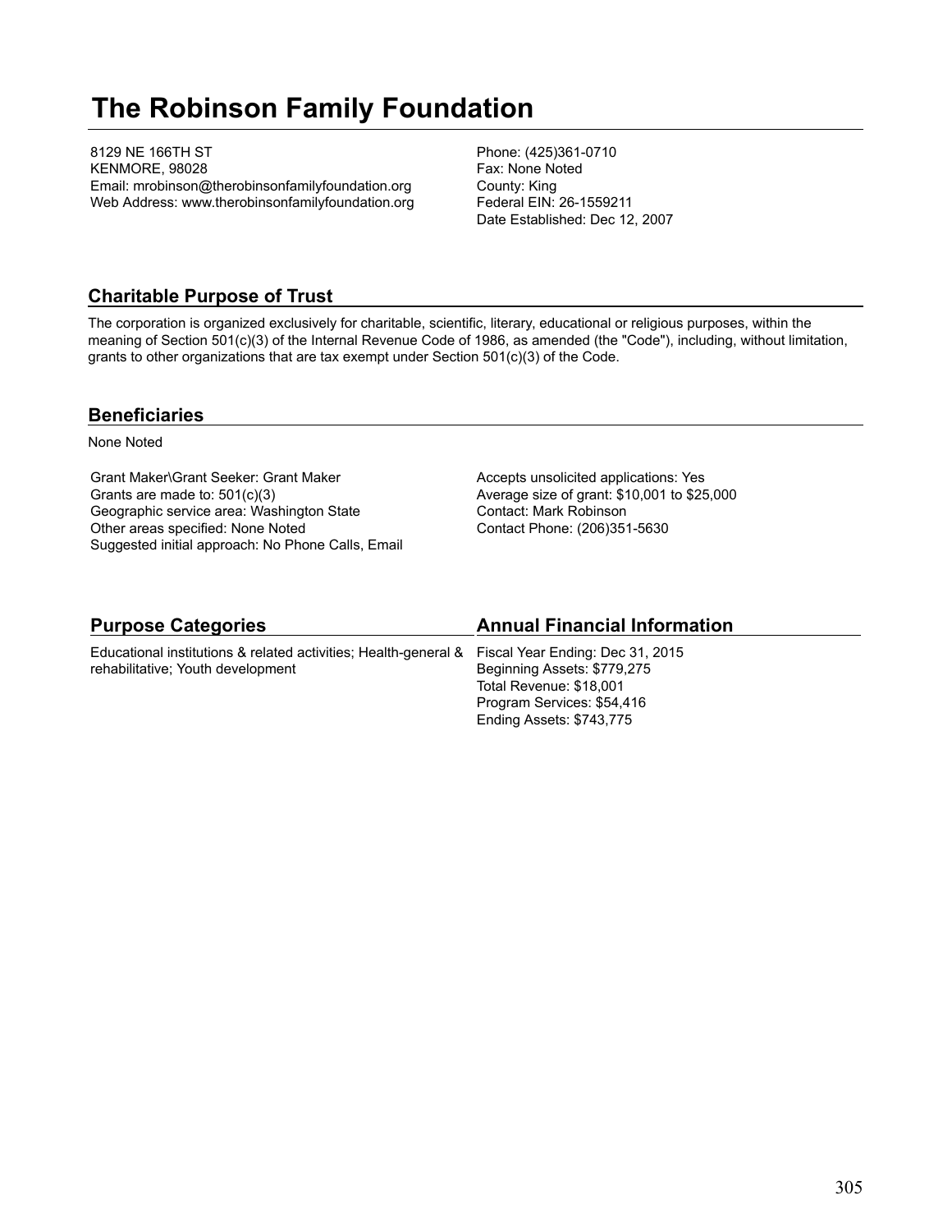# The Robinson Family Foundation

8129 NE 166TH ST
KENMORE, 98028
Email: mrobinson@therobinsonfamilyfoundation.org
Web Address: www.therobinsonfamilyfoundation.org

Phone: (425)361-0710
Fax: None Noted
County: King
Federal EIN: 26-1559211
Date Established: Dec 12, 2007

## Charitable Purpose of Trust

The corporation is organized exclusively for charitable, scientific, literary, educational or religious purposes, within the meaning of Section 501(c)(3) of the Internal Revenue Code of 1986, as amended (the "Code"), including, without limitation, grants to other organizations that are tax exempt under Section 501(c)(3) of the Code.

## Beneficiaries

None Noted

Grant Maker\Grant Seeker: Grant Maker
Grants are made to: 501(c)(3)
Geographic service area: Washington State
Other areas specified: None Noted
Suggested initial approach: No Phone Calls, Email

Accepts unsolicited applications: Yes
Average size of grant: $10,001 to $25,000
Contact: Mark Robinson
Contact Phone: (206)351-5630

## Purpose Categories

Educational institutions & related activities; Health-general & rehabilitative; Youth development

## Annual Financial Information

Fiscal Year Ending: Dec 31, 2015
Beginning Assets: $779,275
Total Revenue: $18,001
Program Services: $54,416
Ending Assets: $743,775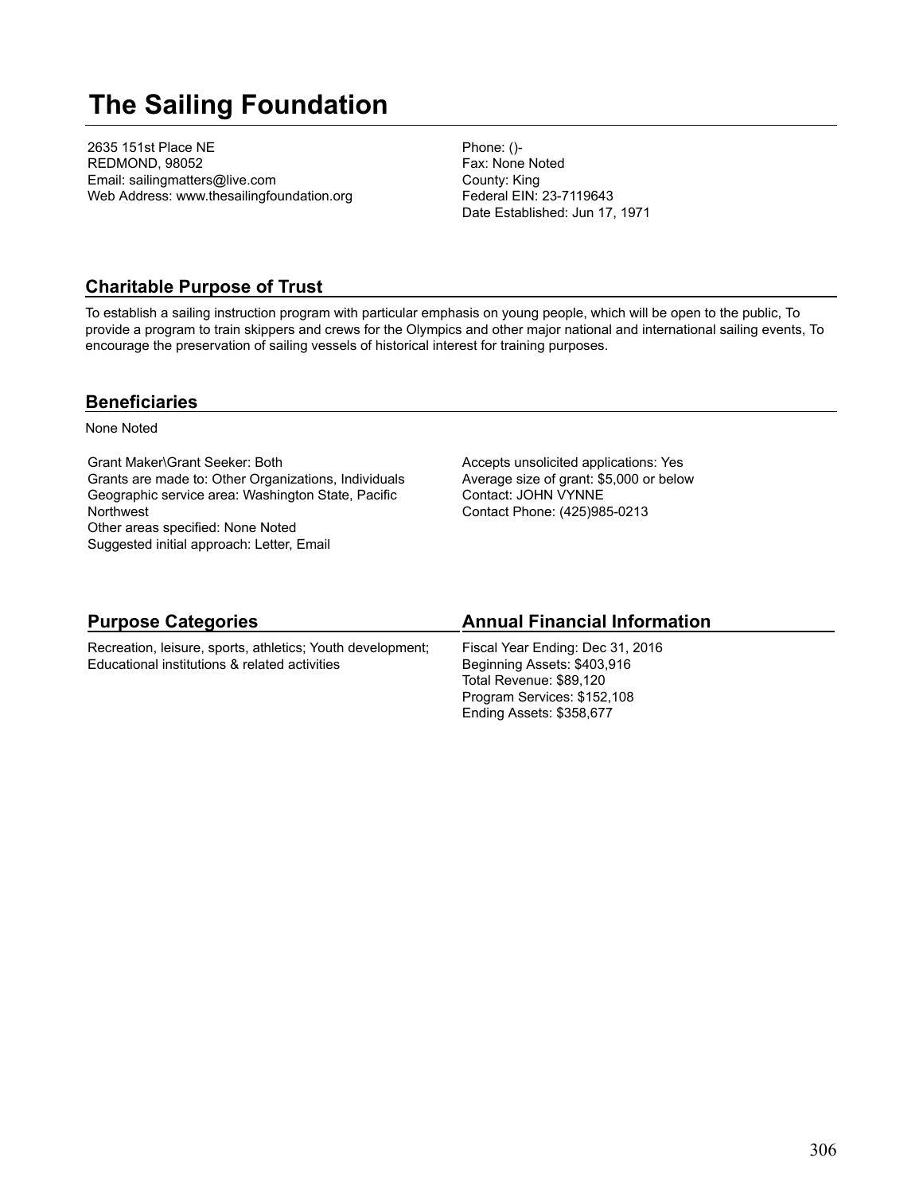# The Sailing Foundation

2635 151st Place NE
REDMOND, 98052
Email: sailingmatters@live.com
Web Address: www.thesailingfoundation.org

Phone: ()-
Fax: None Noted
County: King
Federal EIN: 23-7119643
Date Established: Jun 17, 1971

## Charitable Purpose of Trust

To establish a sailing instruction program with particular emphasis on young people, which will be open to the public, To provide a program to train skippers and crews for the Olympics and other major national and international sailing events, To encourage the preservation of sailing vessels of historical interest for training purposes.

## Beneficiaries

None Noted

Grant Maker\Grant Seeker: Both
Grants are made to: Other Organizations, Individuals
Geographic service area: Washington State, Pacific Northwest
Other areas specified: None Noted
Suggested initial approach: Letter, Email

Accepts unsolicited applications: Yes
Average size of grant: $5,000 or below
Contact: JOHN VYNNE
Contact Phone: (425)985-0213

## Purpose Categories

Recreation, leisure, sports, athletics; Youth development; Educational institutions & related activities

## Annual Financial Information

Fiscal Year Ending: Dec 31, 2016
Beginning Assets: $403,916
Total Revenue: $89,120
Program Services: $152,108
Ending Assets: $358,677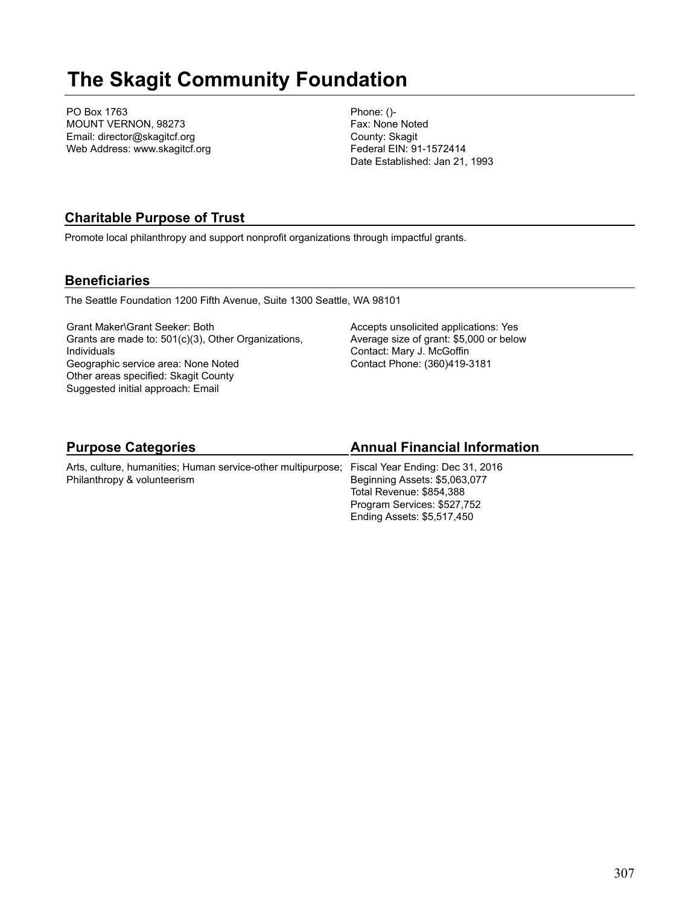# The Skagit Community Foundation

PO Box 1763
MOUNT VERNON, 98273
Email: director@skagitcf.org
Web Address: www.skagitcf.org

Phone: ()-
Fax: None Noted
County: Skagit
Federal EIN: 91-1572414
Date Established: Jan 21, 1993

## Charitable Purpose of Trust

Promote local philanthropy and support nonprofit organizations through impactful grants.

## Beneficiaries

The Seattle Foundation 1200 Fifth Avenue, Suite 1300 Seattle, WA 98101

Grant Maker\Grant Seeker: Both
Grants are made to: 501(c)(3), Other Organizations, Individuals
Geographic service area: None Noted
Other areas specified: Skagit County
Suggested initial approach: Email

Accepts unsolicited applications: Yes
Average size of grant: $5,000 or below
Contact: Mary J. McGoffin
Contact Phone: (360)419-3181

## Purpose Categories

Arts, culture, humanities; Human service-other multipurpose; Philanthropy & volunteerism

## Annual Financial Information

Fiscal Year Ending: Dec 31, 2016
Beginning Assets: $5,063,077
Total Revenue: $854,388
Program Services: $527,752
Ending Assets: $5,517,450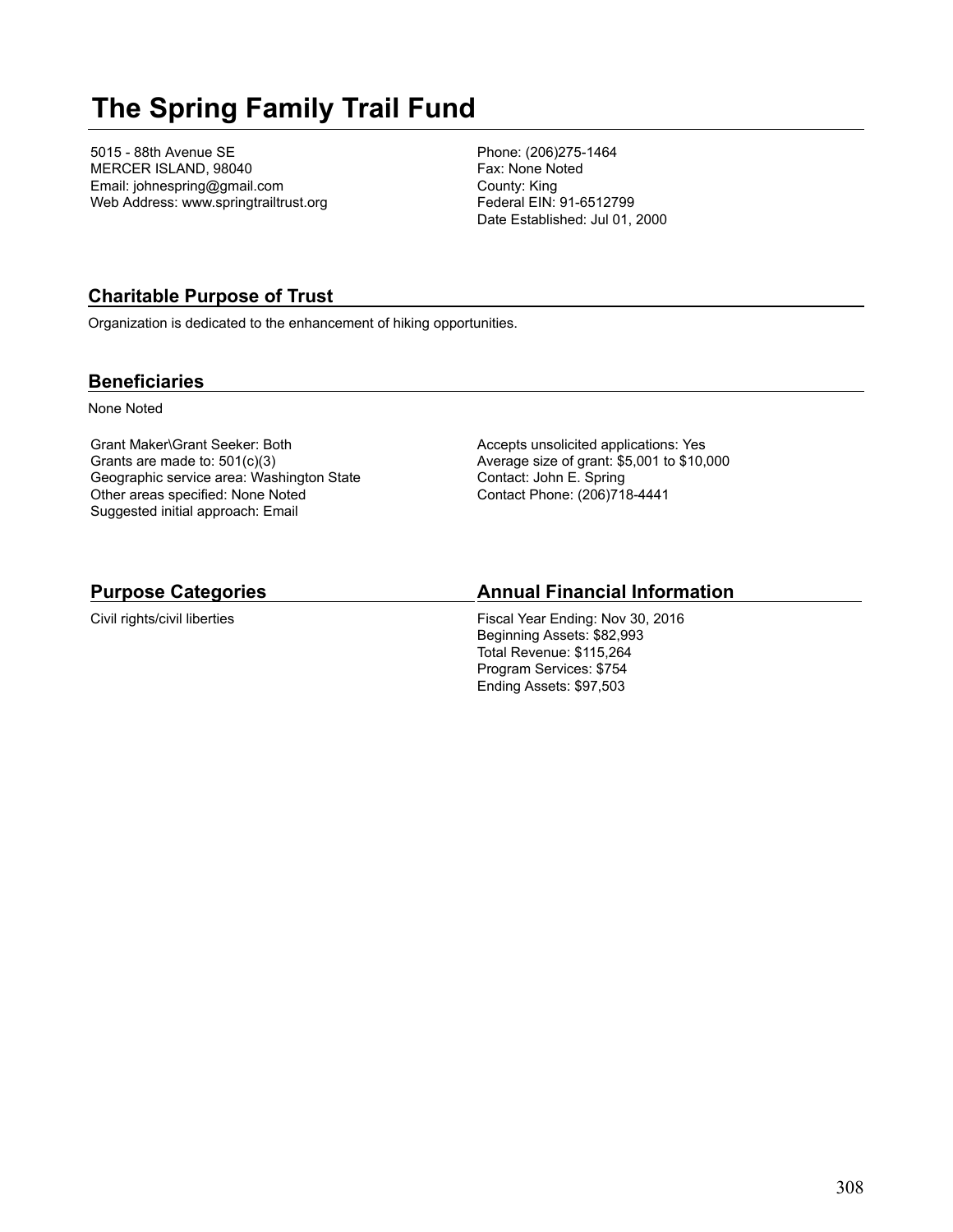# The Spring Family Trail Fund

5015 - 88th Avenue SE
MERCER ISLAND, 98040
Email: johnespring@gmail.com
Web Address: www.springtrailtrust.org

Phone: (206)275-1464
Fax: None Noted
County: King
Federal EIN: 91-6512799
Date Established: Jul 01, 2000

## Charitable Purpose of Trust

Organization is dedicated to the enhancement of hiking opportunities.

## Beneficiaries

None Noted

Grant Maker\Grant Seeker: Both
Grants are made to: 501(c)(3)
Geographic service area: Washington State
Other areas specified: None Noted
Suggested initial approach: Email

Accepts unsolicited applications: Yes
Average size of grant: $5,001 to $10,000
Contact: John E. Spring
Contact Phone: (206)718-4441

## Purpose Categories

Civil rights/civil liberties

## Annual Financial Information

Fiscal Year Ending: Nov 30, 2016
Beginning Assets: $82,993
Total Revenue: $115,264
Program Services: $754
Ending Assets: $97,503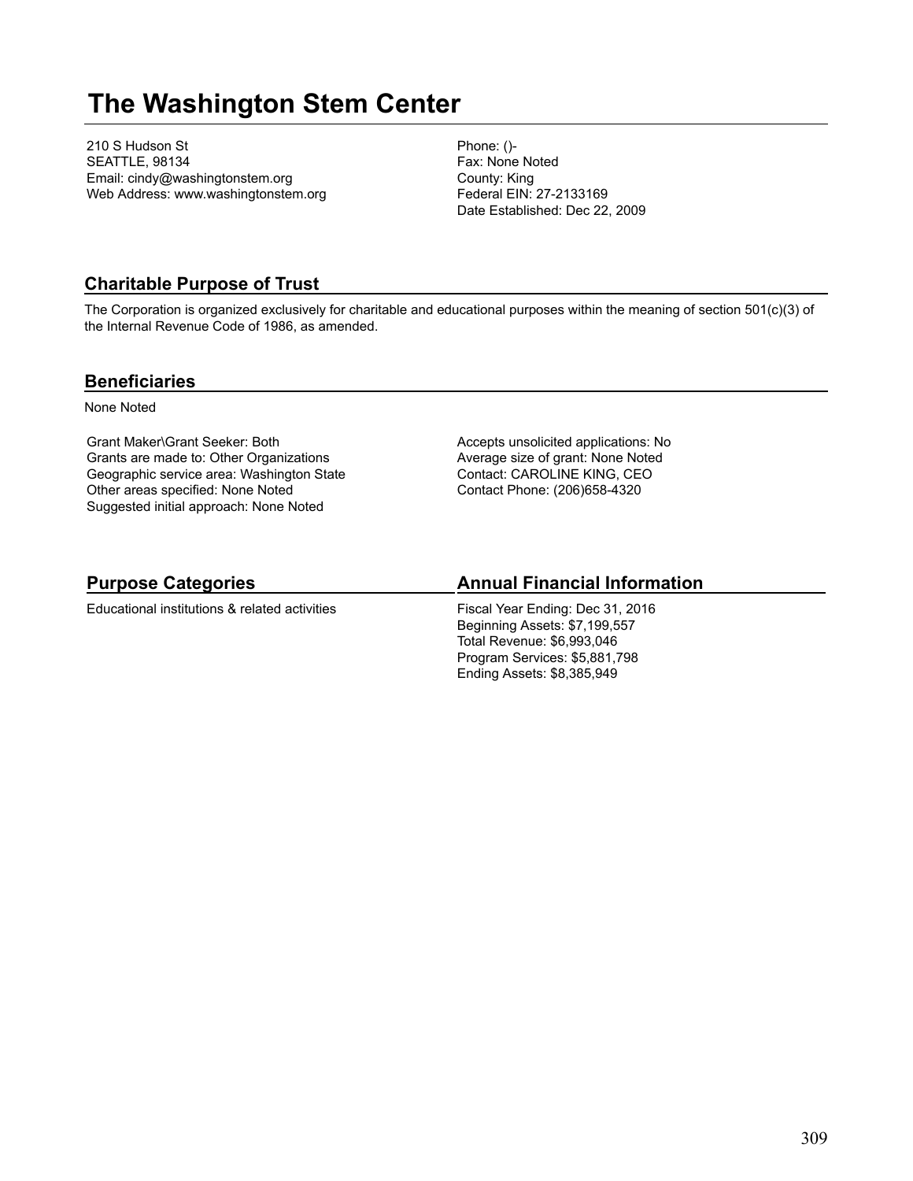# The Washington Stem Center

210 S Hudson St
SEATTLE, 98134
Email: cindy@washingtonstem.org
Web Address: www.washingtonstem.org

Phone: ()-
Fax: None Noted
County: King
Federal EIN: 27-2133169
Date Established: Dec 22, 2009

## Charitable Purpose of Trust

The Corporation is organized exclusively for charitable and educational purposes within the meaning of section 501(c)(3) of the Internal Revenue Code of 1986, as amended.

## Beneficiaries

None Noted

Grant Maker\Grant Seeker: Both
Grants are made to: Other Organizations
Geographic service area: Washington State
Other areas specified: None Noted
Suggested initial approach: None Noted

Accepts unsolicited applications: No
Average size of grant: None Noted
Contact: CAROLINE KING, CEO
Contact Phone: (206)658-4320

## Purpose Categories

Educational institutions & related activities

## Annual Financial Information

Fiscal Year Ending: Dec 31, 2016
Beginning Assets: $7,199,557
Total Revenue: $6,993,046
Program Services: $5,881,798
Ending Assets: $8,385,949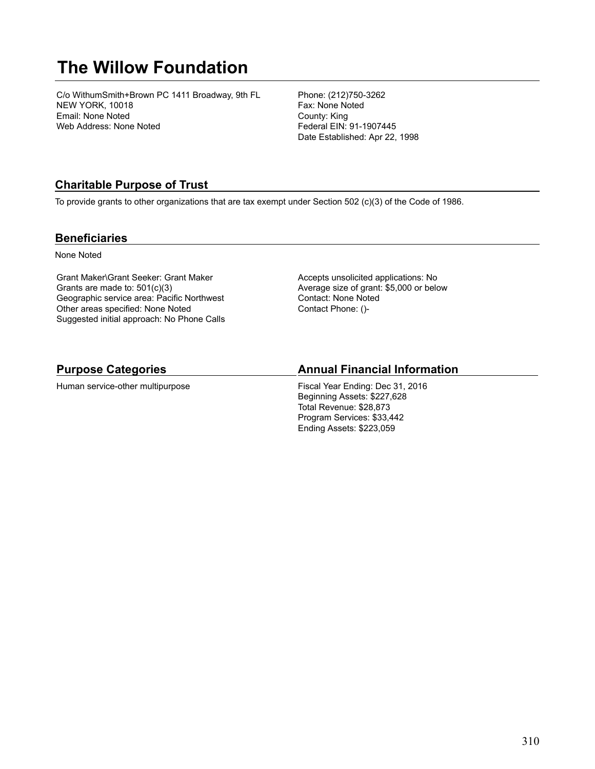# The Willow Foundation

C/o WithumSmith+Brown PC 1411 Broadway, 9th FL
NEW YORK, 10018
Email: None Noted
Web Address: None Noted

Phone: (212)750-3262
Fax: None Noted
County: King
Federal EIN: 91-1907445
Date Established: Apr 22, 1998

## Charitable Purpose of Trust

To provide grants to other organizations that are tax exempt under Section 502 (c)(3) of the Code of 1986.

## Beneficiaries

None Noted

Grant Maker\Grant Seeker: Grant Maker
Grants are made to: 501(c)(3)
Geographic service area: Pacific Northwest
Other areas specified: None Noted
Suggested initial approach: No Phone Calls

Accepts unsolicited applications: No
Average size of grant: $5,000 or below
Contact: None Noted
Contact Phone: ()-

## Purpose Categories

Human service-other multipurpose

## Annual Financial Information

Fiscal Year Ending: Dec 31, 2016
Beginning Assets: $227,628
Total Revenue: $28,873
Program Services: $33,442
Ending Assets: $223,059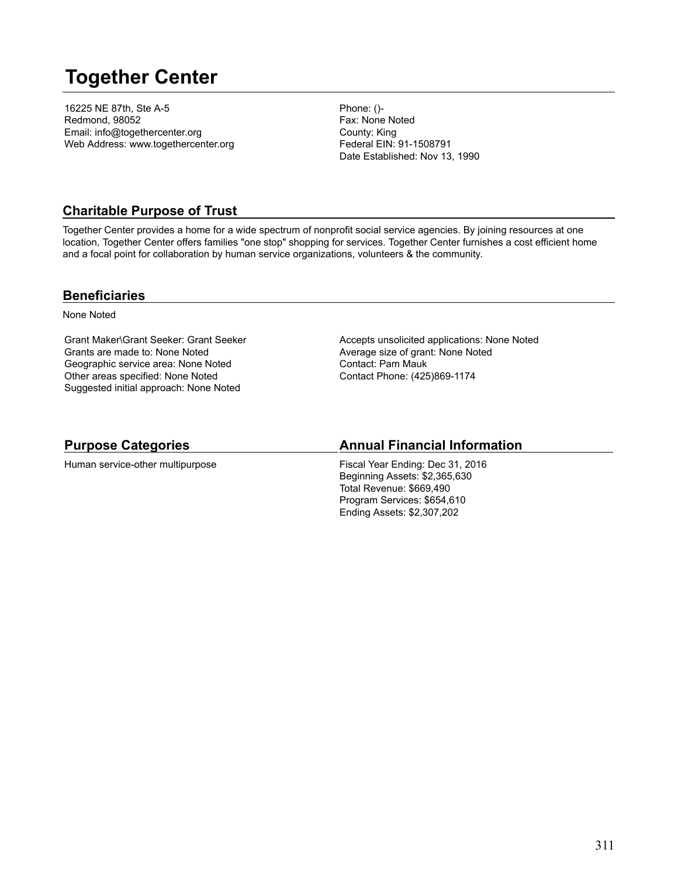# Together Center

16225 NE 87th, Ste A-5
Redmond, 98052
Email: info@togethercenter.org
Web Address: www.togethercenter.org

Phone: ()-
Fax: None Noted
County: King
Federal EIN: 91-1508791
Date Established: Nov 13, 1990

## Charitable Purpose of Trust

Together Center provides a home for a wide spectrum of nonprofit social service agencies. By joining resources at one location, Together Center offers families "one stop" shopping for services. Together Center furnishes a cost efficient home and a focal point for collaboration by human service organizations, volunteers & the community.

## Beneficiaries

None Noted

Grant Maker\Grant Seeker: Grant Seeker
Grants are made to: None Noted
Geographic service area: None Noted
Other areas specified: None Noted
Suggested initial approach: None Noted

Accepts unsolicited applications: None Noted
Average size of grant: None Noted
Contact: Pam Mauk
Contact Phone: (425)869-1174

## Purpose Categories

Human service-other multipurpose

## Annual Financial Information

Fiscal Year Ending: Dec 31, 2016
Beginning Assets: $2,365,630
Total Revenue: $669,490
Program Services: $654,610
Ending Assets: $2,307,202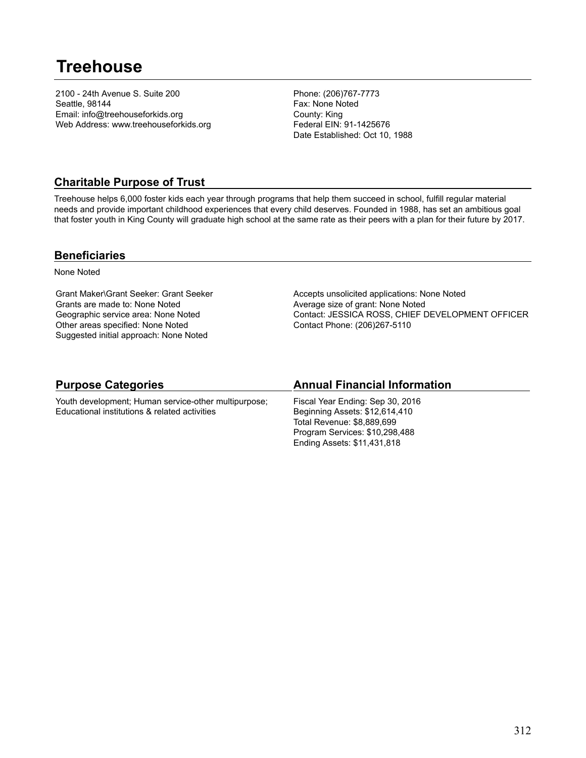# Treehouse

2100 - 24th Avenue S. Suite 200
Seattle, 98144
Email: info@treehouseforkids.org
Web Address: www.treehouseforkids.org

Phone: (206)767-7773
Fax: None Noted
County: King
Federal EIN: 91-1425676
Date Established: Oct 10, 1988

## Charitable Purpose of Trust

Treehouse helps 6,000 foster kids each year through programs that help them succeed in school, fulfill regular material needs and provide important childhood experiences that every child deserves. Founded in 1988, has set an ambitious goal that foster youth in King County will graduate high school at the same rate as their peers with a plan for their future by 2017.

## Beneficiaries

None Noted

Grant Maker\Grant Seeker: Grant Seeker
Grants are made to: None Noted
Geographic service area: None Noted
Other areas specified: None Noted
Suggested initial approach: None Noted

Accepts unsolicited applications: None Noted
Average size of grant: None Noted
Contact: JESSICA ROSS, CHIEF DEVELOPMENT OFFICER
Contact Phone: (206)267-5110

## Purpose Categories

Youth development; Human service-other multipurpose; Educational institutions & related activities

## Annual Financial Information

Fiscal Year Ending: Sep 30, 2016
Beginning Assets: $12,614,410
Total Revenue: $8,889,699
Program Services: $10,298,488
Ending Assets: $11,431,818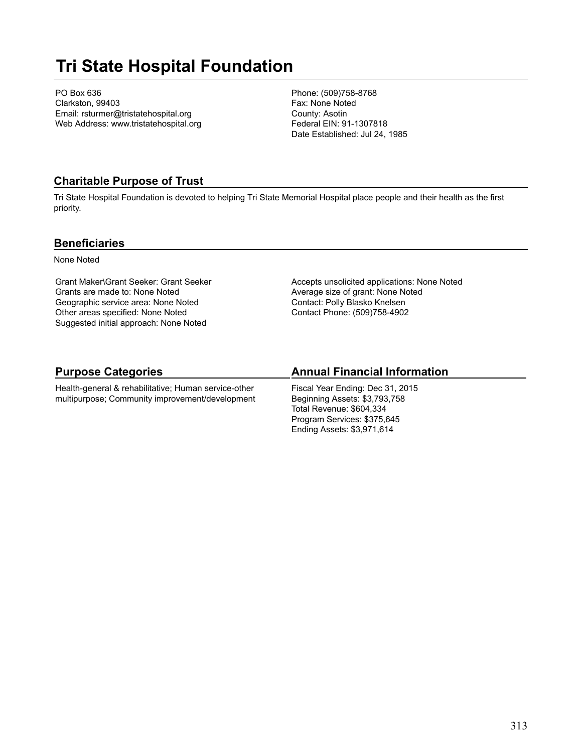# Tri State Hospital Foundation

PO Box 636
Clarkston, 99403
Email: rsturmer@tristatehospital.org
Web Address: www.tristatehospital.org

Phone: (509)758-8768
Fax: None Noted
County: Asotin
Federal EIN: 91-1307818
Date Established: Jul 24, 1985

## Charitable Purpose of Trust

Tri State Hospital Foundation is devoted to helping Tri State Memorial Hospital place people and their health as the first priority.

## Beneficiaries

None Noted

Grant Maker\Grant Seeker: Grant Seeker
Grants are made to: None Noted
Geographic service area: None Noted
Other areas specified: None Noted
Suggested initial approach: None Noted

Accepts unsolicited applications: None Noted
Average size of grant: None Noted
Contact: Polly Blasko Knelsen
Contact Phone: (509)758-4902

## Purpose Categories

Health-general & rehabilitative; Human service-other multipurpose; Community improvement/development

## Annual Financial Information

Fiscal Year Ending: Dec 31, 2015
Beginning Assets: $3,793,758
Total Revenue: $604,334
Program Services: $375,645
Ending Assets: $3,971,614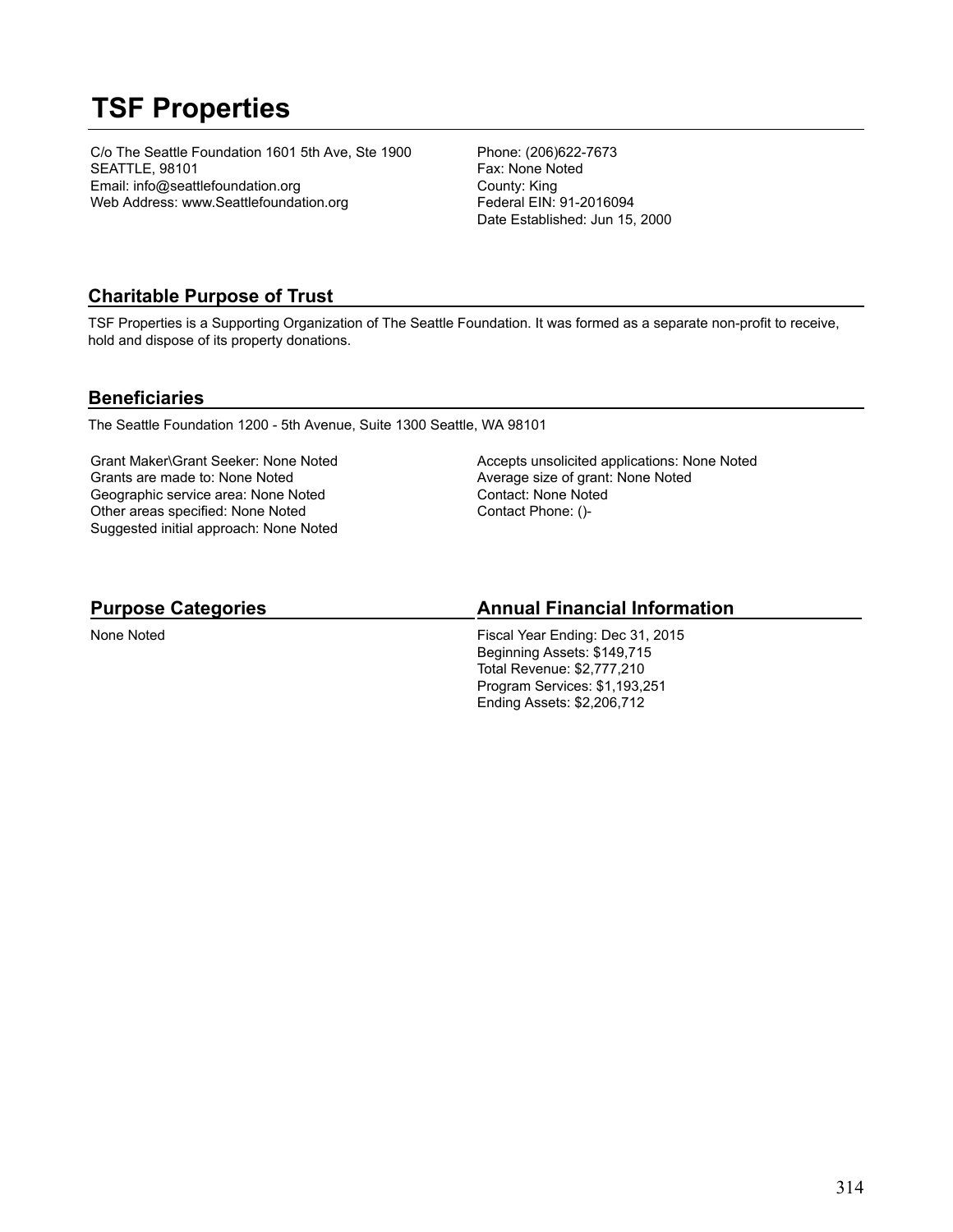# TSF Properties

C/o The Seattle Foundation 1601 5th Ave, Ste 1900
SEATTLE, 98101
Email: info@seattlefoundation.org
Web Address: www.Seattlefoundation.org

Phone: (206)622-7673
Fax: None Noted
County: King
Federal EIN: 91-2016094
Date Established: Jun 15, 2000

## Charitable Purpose of Trust

TSF Properties is a Supporting Organization of The Seattle Foundation. It was formed as a separate non-profit to receive, hold and dispose of its property donations.

## Beneficiaries

The Seattle Foundation 1200 - 5th Avenue, Suite 1300 Seattle, WA 98101

Grant Maker\Grant Seeker: None Noted
Grants are made to: None Noted
Geographic service area: None Noted
Other areas specified: None Noted
Suggested initial approach: None Noted

Accepts unsolicited applications: None Noted
Average size of grant: None Noted
Contact: None Noted
Contact Phone: ()-

## Purpose Categories

None Noted

## Annual Financial Information

Fiscal Year Ending: Dec 31, 2015
Beginning Assets: $149,715
Total Revenue: $2,777,210
Program Services: $1,193,251
Ending Assets: $2,206,712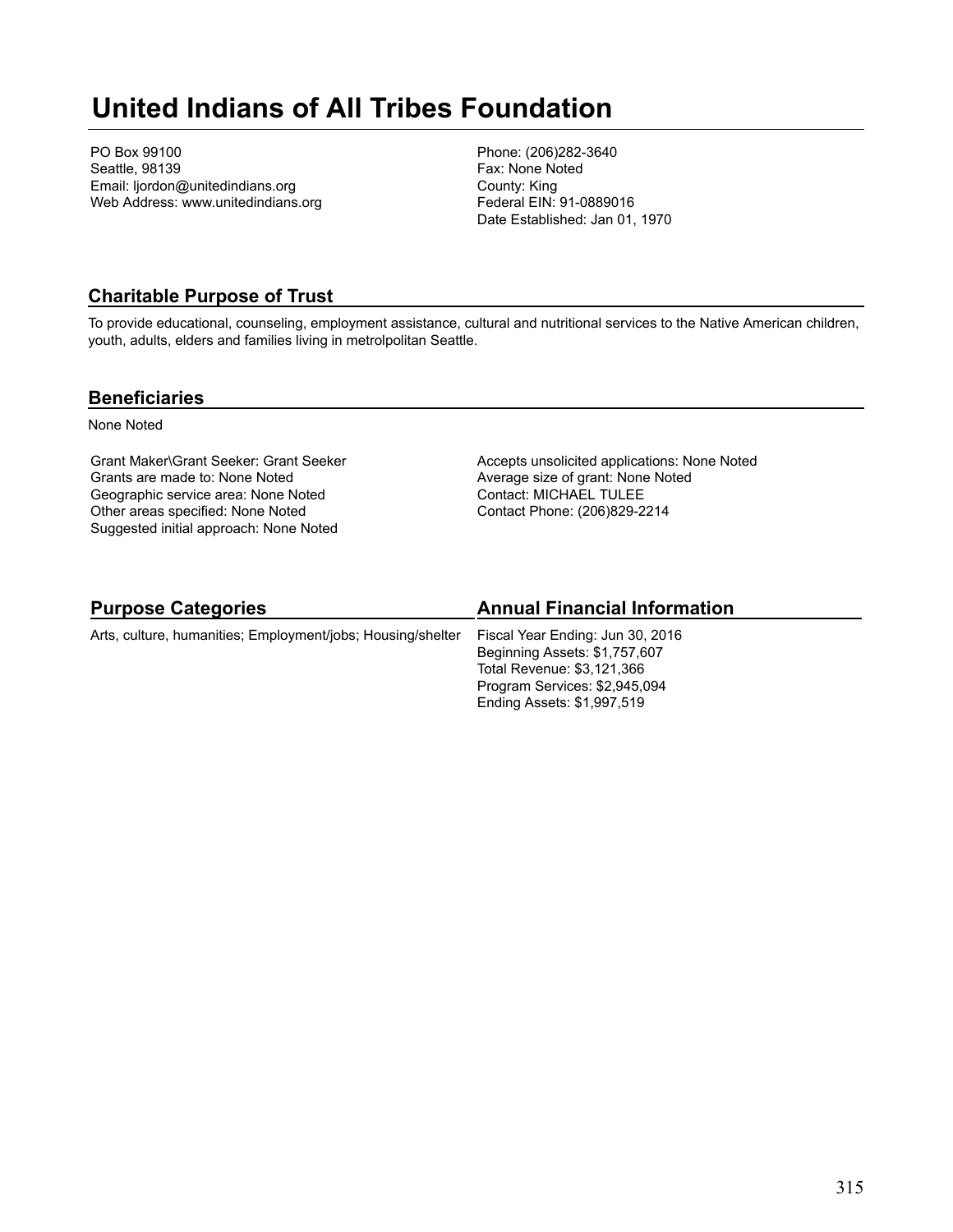# United Indians of All Tribes Foundation

PO Box 99100
Seattle, 98139
Email: ljordon@unitedindians.org
Web Address: www.unitedindians.org

Phone: (206)282-3640
Fax: None Noted
County: King
Federal EIN: 91-0889016
Date Established: Jan 01, 1970

## Charitable Purpose of Trust

To provide educational, counseling, employment assistance, cultural and nutritional services to the Native American children, youth, adults, elders and families living in metrolpolitan Seattle.

## Beneficiaries

None Noted

Grant Maker\Grant Seeker: Grant Seeker
Grants are made to: None Noted
Geographic service area: None Noted
Other areas specified: None Noted
Suggested initial approach: None Noted

Accepts unsolicited applications: None Noted
Average size of grant: None Noted
Contact: MICHAEL TULEE
Contact Phone: (206)829-2214

## Purpose Categories

Arts, culture, humanities; Employment/jobs; Housing/shelter

## Annual Financial Information

Fiscal Year Ending: Jun 30, 2016
Beginning Assets: $1,757,607
Total Revenue: $3,121,366
Program Services: $2,945,094
Ending Assets: $1,997,519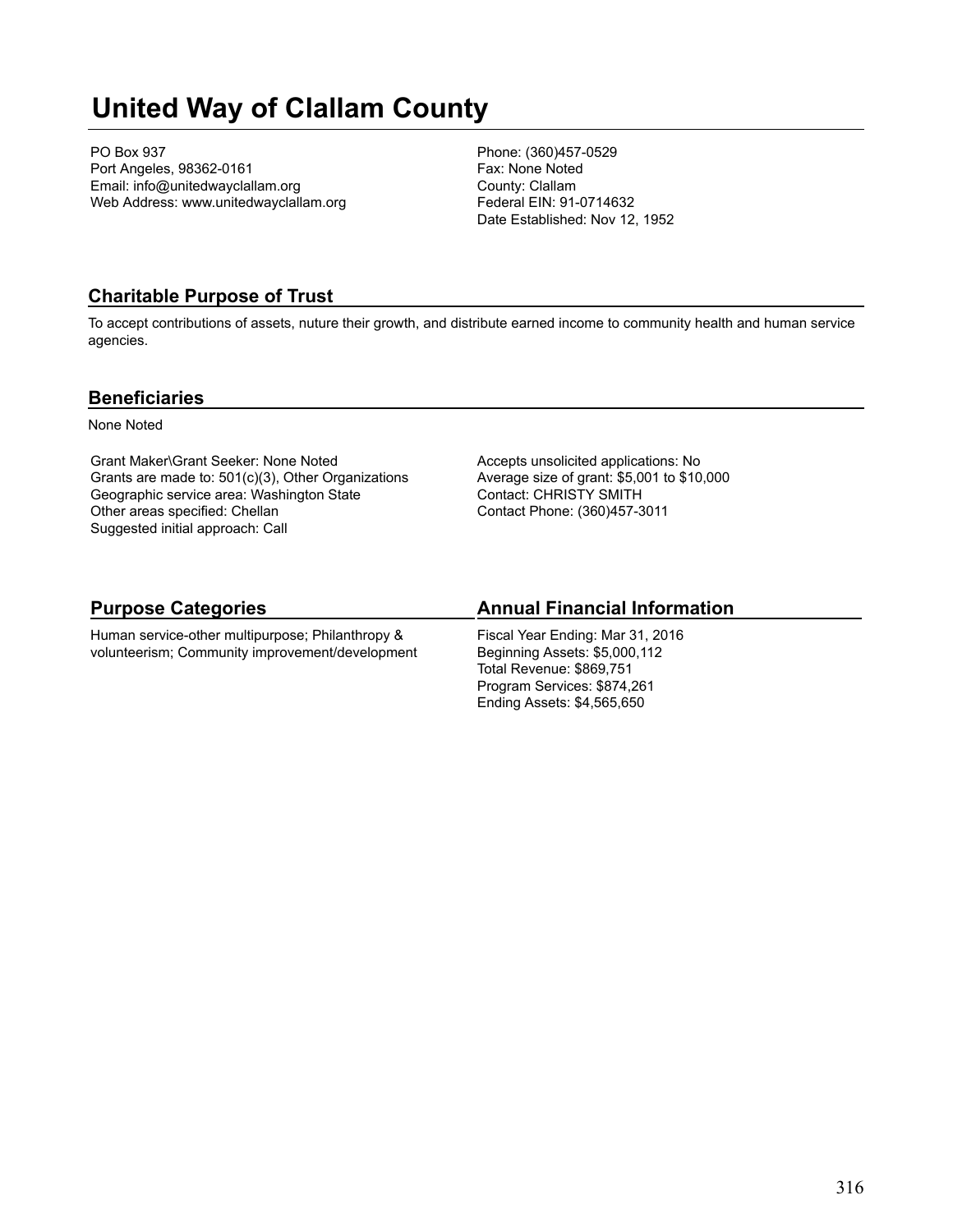# United Way of Clallam County

PO Box 937
Port Angeles, 98362-0161
Email: info@unitedwayclallam.org
Web Address: www.unitedwayclallam.org

Phone: (360)457-0529
Fax: None Noted
County: Clallam
Federal EIN: 91-0714632
Date Established: Nov 12, 1952

## Charitable Purpose of Trust

To accept contributions of assets, nuture their growth, and distribute earned income to community health and human service agencies.

## Beneficiaries

None Noted

Grant Maker\Grant Seeker: None Noted
Grants are made to: 501(c)(3), Other Organizations
Geographic service area: Washington State
Other areas specified: Chellan
Suggested initial approach: Call

Accepts unsolicited applications: No
Average size of grant: $5,001 to $10,000
Contact: CHRISTY SMITH
Contact Phone: (360)457-3011

## Purpose Categories

Human service-other multipurpose; Philanthropy & volunteerism; Community improvement/development

## Annual Financial Information

Fiscal Year Ending: Mar 31, 2016
Beginning Assets: $5,000,112
Total Revenue: $869,751
Program Services: $874,261
Ending Assets: $4,565,650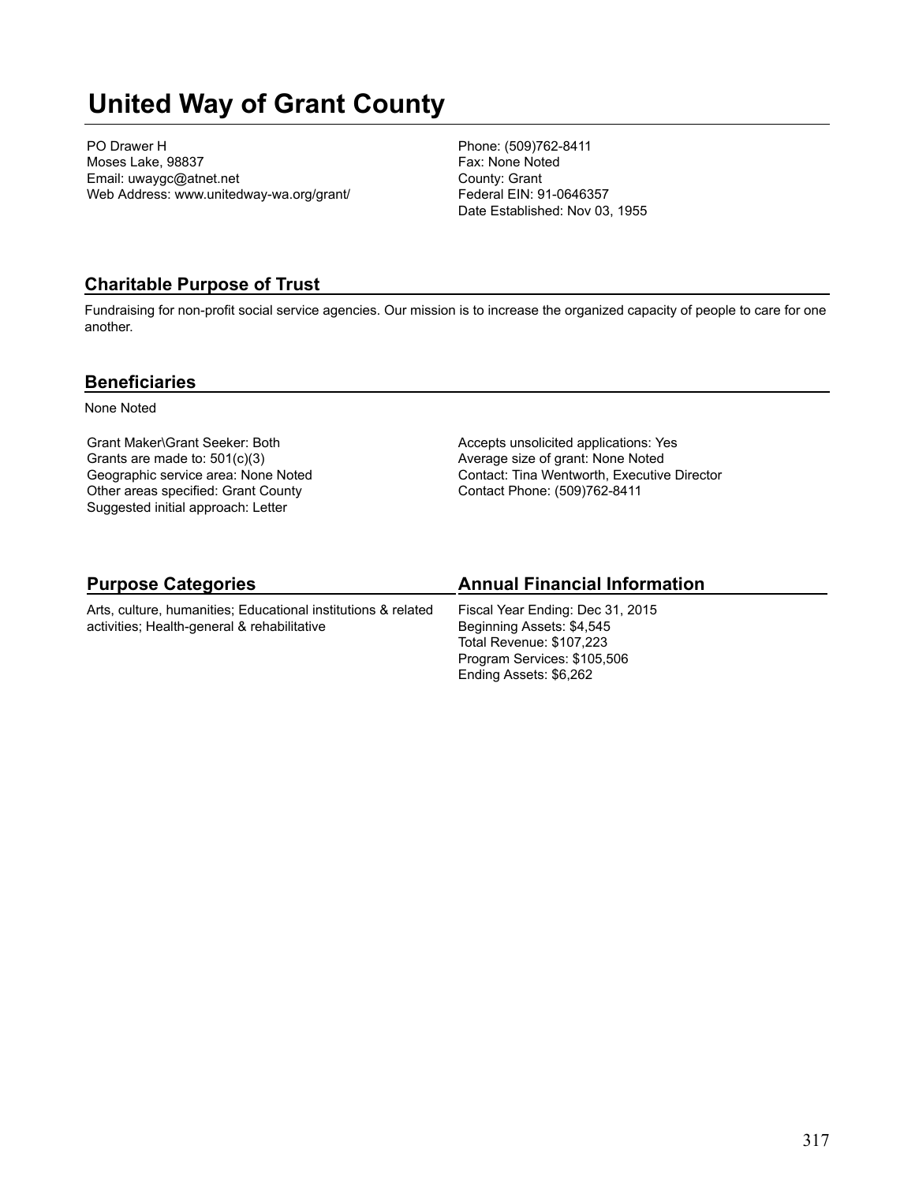# United Way of Grant County

PO Drawer H
Moses Lake, 98837
Email: uwaygc@atnet.net
Web Address: www.unitedway-wa.org/grant/

Phone: (509)762-8411
Fax: None Noted
County: Grant
Federal EIN: 91-0646357
Date Established: Nov 03, 1955

## Charitable Purpose of Trust

Fundraising for non-profit social service agencies. Our mission is to increase the organized capacity of people to care for one another.

## Beneficiaries

None Noted

Grant Maker\Grant Seeker: Both
Grants are made to: 501(c)(3)
Geographic service area: None Noted
Other areas specified: Grant County
Suggested initial approach: Letter

Accepts unsolicited applications: Yes
Average size of grant: None Noted
Contact: Tina Wentworth, Executive Director
Contact Phone: (509)762-8411

## Purpose Categories

Arts, culture, humanities; Educational institutions & related activities; Health-general & rehabilitative

## Annual Financial Information

Fiscal Year Ending: Dec 31, 2015
Beginning Assets: $4,545
Total Revenue: $107,223
Program Services: $105,506
Ending Assets: $6,262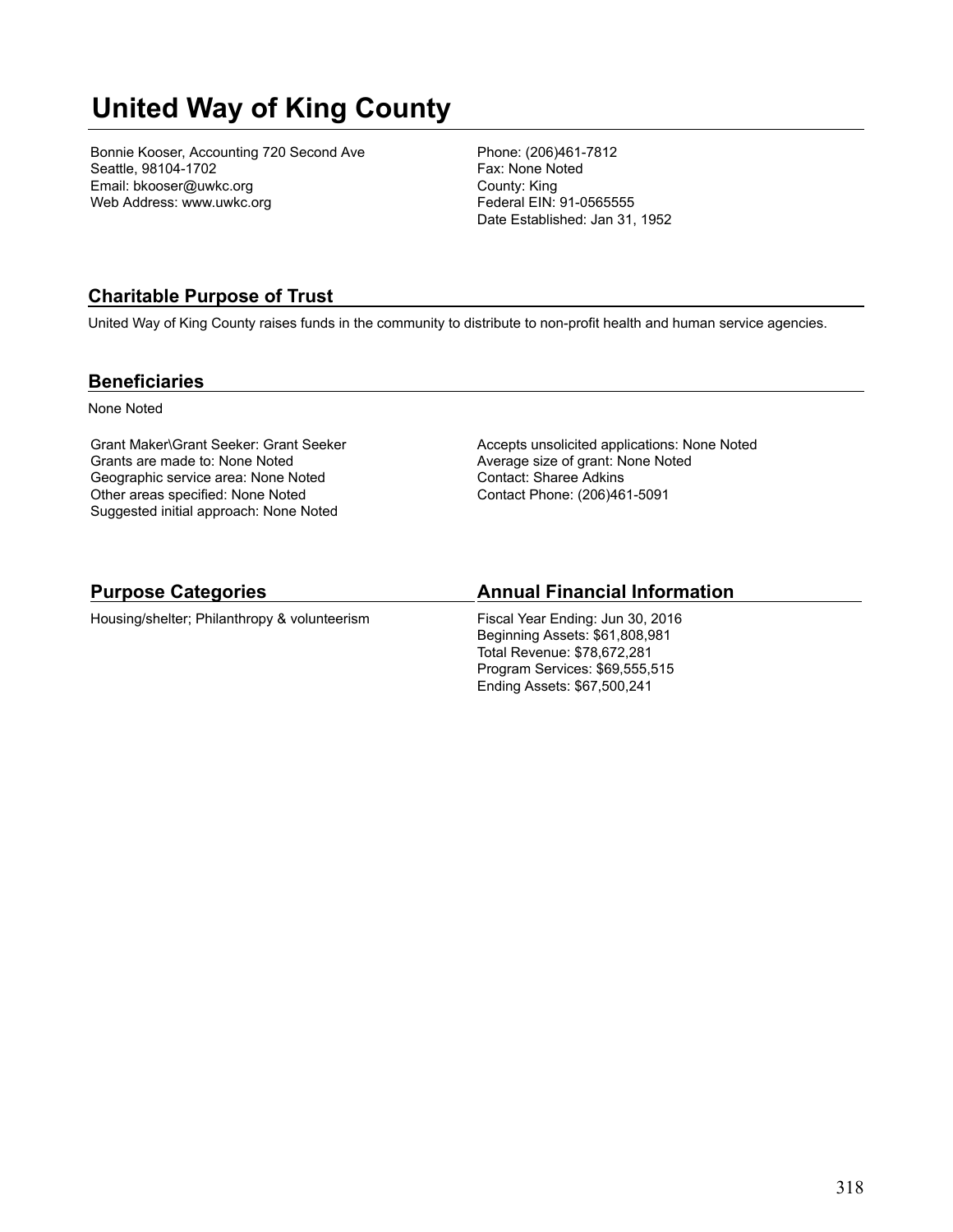# United Way of King County

Bonnie Kooser, Accounting 720 Second Ave
Seattle, 98104-1702
Email: bkooser@uwkc.org
Web Address: www.uwkc.org

Phone: (206)461-7812
Fax: None Noted
County: King
Federal EIN: 91-0565555
Date Established: Jan 31, 1952

## Charitable Purpose of Trust

United Way of King County raises funds in the community to distribute to non-profit health and human service agencies.

## Beneficiaries

None Noted

Grant Maker\Grant Seeker: Grant Seeker
Grants are made to: None Noted
Geographic service area: None Noted
Other areas specified: None Noted
Suggested initial approach: None Noted

Accepts unsolicited applications: None Noted
Average size of grant: None Noted
Contact: Sharee Adkins
Contact Phone: (206)461-5091

## Purpose Categories

Housing/shelter; Philanthropy & volunteerism

## Annual Financial Information

Fiscal Year Ending: Jun 30, 2016
Beginning Assets: $61,808,981
Total Revenue: $78,672,281
Program Services: $69,555,515
Ending Assets: $67,500,241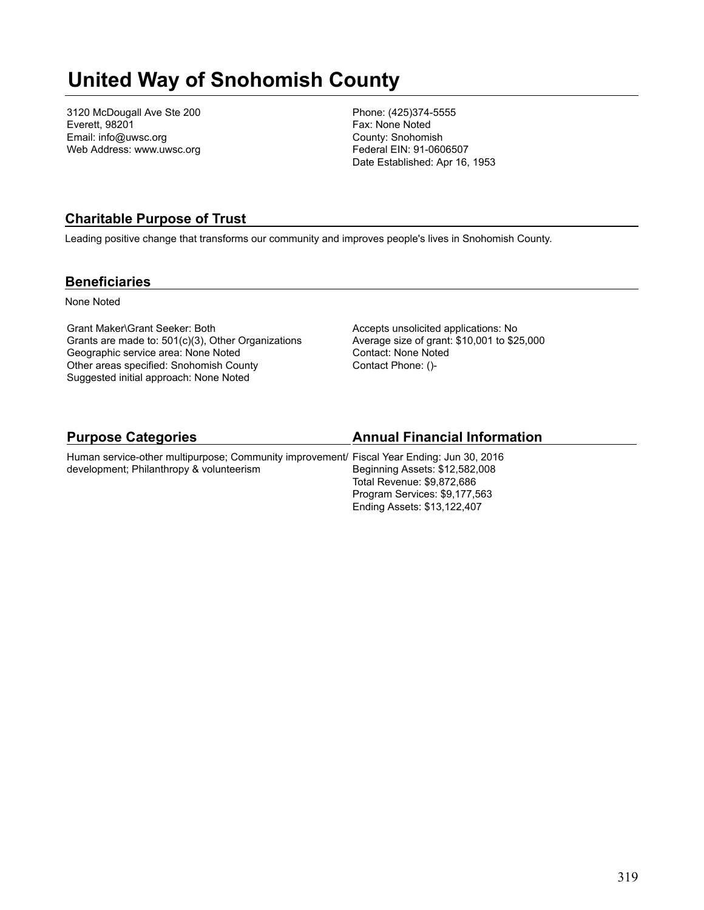# United Way of Snohomish County

3120 McDougall Ave Ste 200
Everett, 98201
Email: info@uwsc.org
Web Address: www.uwsc.org

Phone: (425)374-5555
Fax: None Noted
County: Snohomish
Federal EIN: 91-0606507
Date Established: Apr 16, 1953

## Charitable Purpose of Trust

Leading positive change that transforms our community and improves people's lives in Snohomish County.

## Beneficiaries

None Noted

Grant Maker\Grant Seeker: Both
Grants are made to: 501(c)(3), Other Organizations
Geographic service area: None Noted
Other areas specified: Snohomish County
Suggested initial approach: None Noted

Accepts unsolicited applications: No
Average size of grant: $10,001 to $25,000
Contact: None Noted
Contact Phone: ()-

## Purpose Categories

Human service-other multipurpose; Community improvement/ development; Philanthropy & volunteerism

## Annual Financial Information

Fiscal Year Ending: Jun 30, 2016
Beginning Assets: $12,582,008
Total Revenue: $9,872,686
Program Services: $9,177,563
Ending Assets: $13,122,407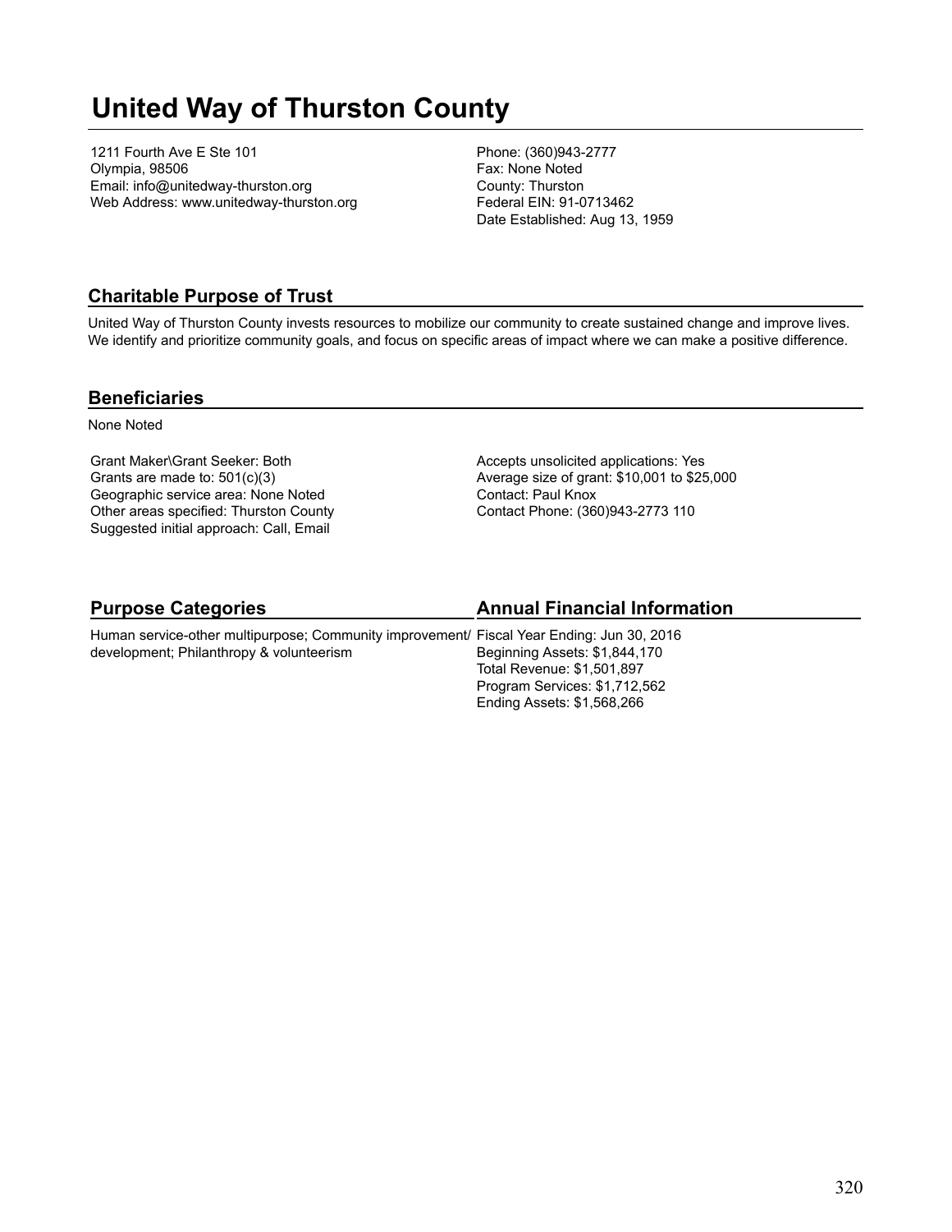# United Way of Thurston County

1211 Fourth Ave E Ste 101
Olympia, 98506
Email: info@unitedway-thurston.org
Web Address: www.unitedway-thurston.org

Phone: (360)943-2777
Fax: None Noted
County: Thurston
Federal EIN: 91-0713462
Date Established: Aug 13, 1959

## Charitable Purpose of Trust

United Way of Thurston County invests resources to mobilize our community to create sustained change and improve lives. We identify and prioritize community goals, and focus on specific areas of impact where we can make a positive difference.

## Beneficiaries

None Noted

Grant Maker\Grant Seeker: Both
Grants are made to: 501(c)(3)
Geographic service area: None Noted
Other areas specified: Thurston County
Suggested initial approach: Call, Email

Accepts unsolicited applications: Yes
Average size of grant: $10,001 to $25,000
Contact: Paul Knox
Contact Phone: (360)943-2773 110

## Purpose Categories

Human service-other multipurpose; Community improvement/ development; Philanthropy & volunteerism

## Annual Financial Information

Fiscal Year Ending: Jun 30, 2016
Beginning Assets: $1,844,170
Total Revenue: $1,501,897
Program Services: $1,712,562
Ending Assets: $1,568,266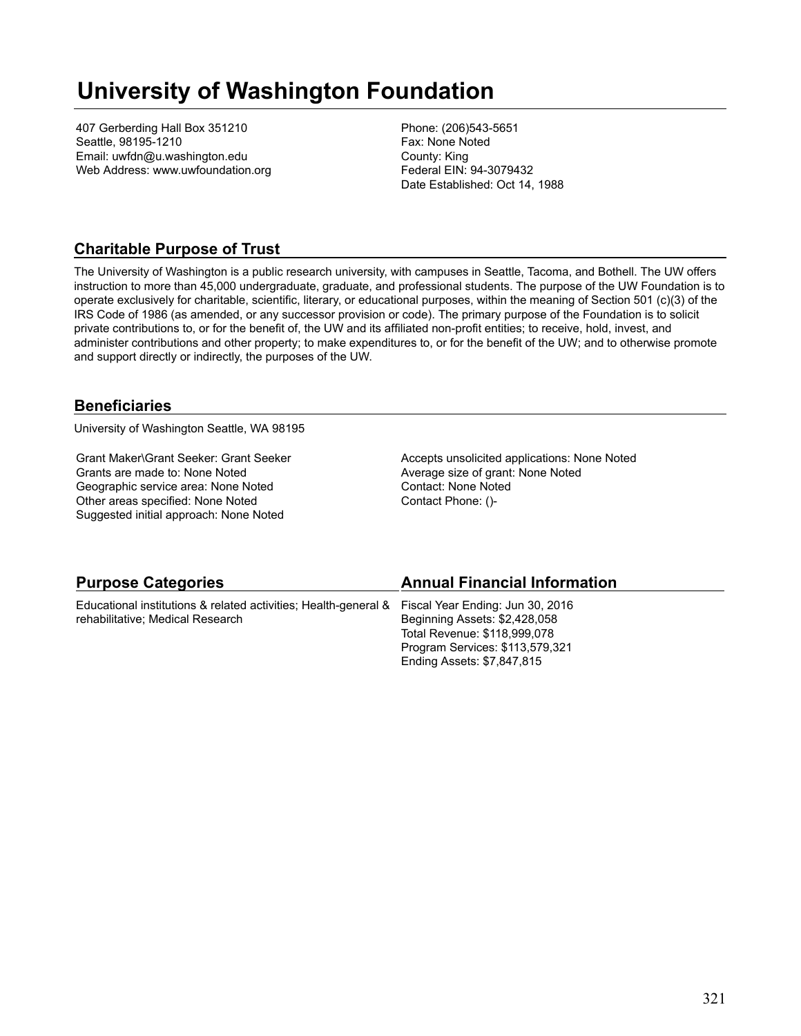# University of Washington Foundation

407 Gerberding Hall Box 351210
Seattle, 98195-1210
Email: uwfdn@u.washington.edu
Web Address: www.uwfoundation.org

Phone: (206)543-5651
Fax: None Noted
County: King
Federal EIN: 94-3079432
Date Established: Oct 14, 1988

## Charitable Purpose of Trust

The University of Washington is a public research university, with campuses in Seattle, Tacoma, and Bothell. The UW offers instruction to more than 45,000 undergraduate, graduate, and professional students. The purpose of the UW Foundation is to operate exclusively for charitable, scientific, literary, or educational purposes, within the meaning of Section 501 (c)(3) of the IRS Code of 1986 (as amended, or any successor provision or code). The primary purpose of the Foundation is to solicit private contributions to, or for the benefit of, the UW and its affiliated non-profit entities; to receive, hold, invest, and administer contributions and other property; to make expenditures to, or for the benefit of the UW; and to otherwise promote and support directly or indirectly, the purposes of the UW.

## Beneficiaries

University of Washington Seattle, WA 98195

Grant Maker\Grant Seeker: Grant Seeker
Grants are made to: None Noted
Geographic service area: None Noted
Other areas specified: None Noted
Suggested initial approach: None Noted

Accepts unsolicited applications: None Noted
Average size of grant: None Noted
Contact: None Noted
Contact Phone: ()-

## Purpose Categories

Educational institutions & related activities; Health-general & rehabilitative; Medical Research

## Annual Financial Information

Fiscal Year Ending: Jun 30, 2016
Beginning Assets: $2,428,058
Total Revenue: $118,999,078
Program Services: $113,579,321
Ending Assets: $7,847,815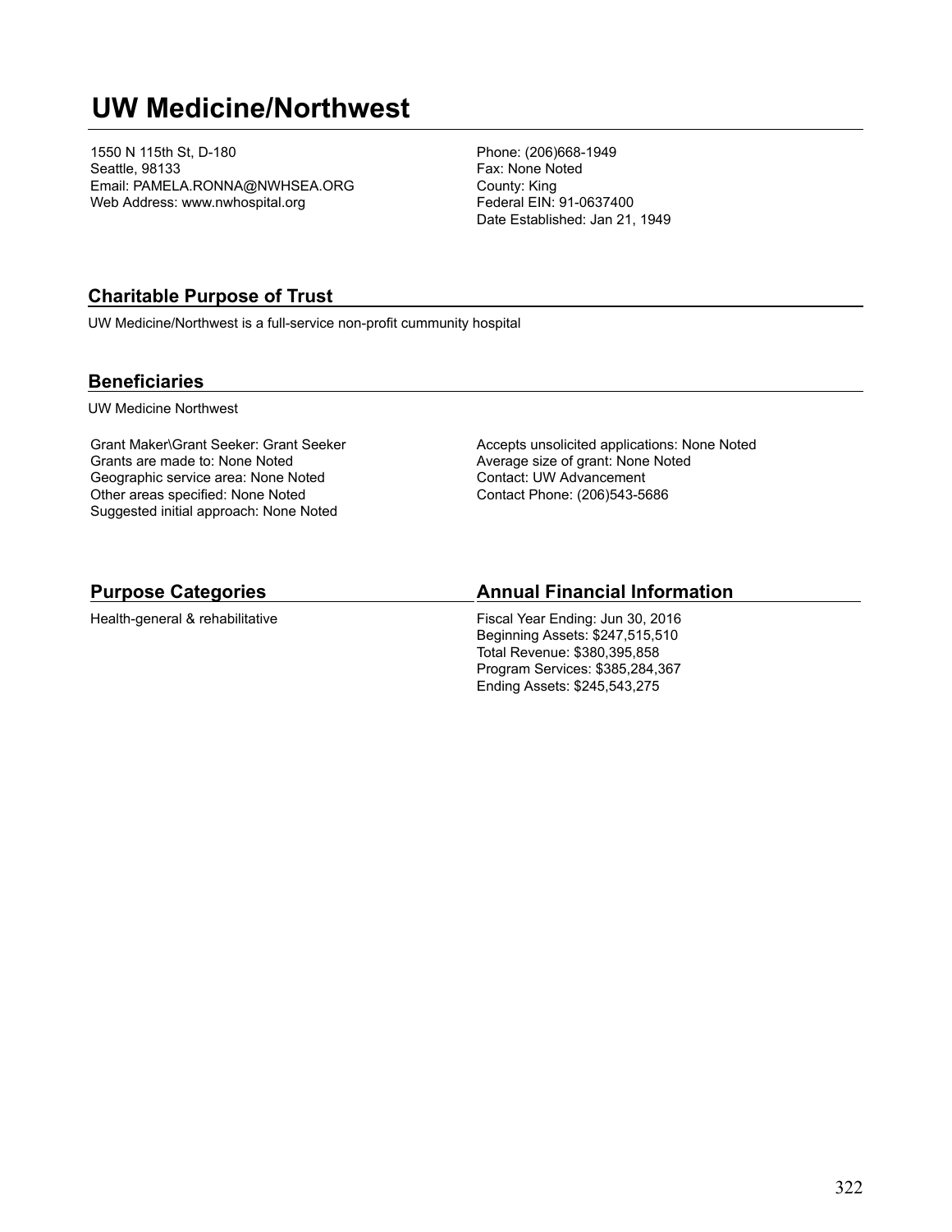# UW Medicine/Northwest

1550 N 115th St, D-180
Seattle, 98133
Email: PAMELA.RONNA@NWHSEA.ORG
Web Address: www.nwhospital.org

Phone: (206)668-1949
Fax: None Noted
County: King
Federal EIN: 91-0637400
Date Established: Jan 21, 1949

## Charitable Purpose of Trust

UW Medicine/Northwest is a full-service non-profit cummunity hospital

## Beneficiaries

UW Medicine Northwest

Grant Maker\Grant Seeker: Grant Seeker
Grants are made to: None Noted
Geographic service area: None Noted
Other areas specified: None Noted
Suggested initial approach: None Noted

Accepts unsolicited applications: None Noted
Average size of grant: None Noted
Contact: UW Advancement
Contact Phone: (206)543-5686

## Purpose Categories

Health-general & rehabilitative

## Annual Financial Information

Fiscal Year Ending: Jun 30, 2016
Beginning Assets: $247,515,510
Total Revenue: $380,395,858
Program Services: $385,284,367
Ending Assets: $245,543,275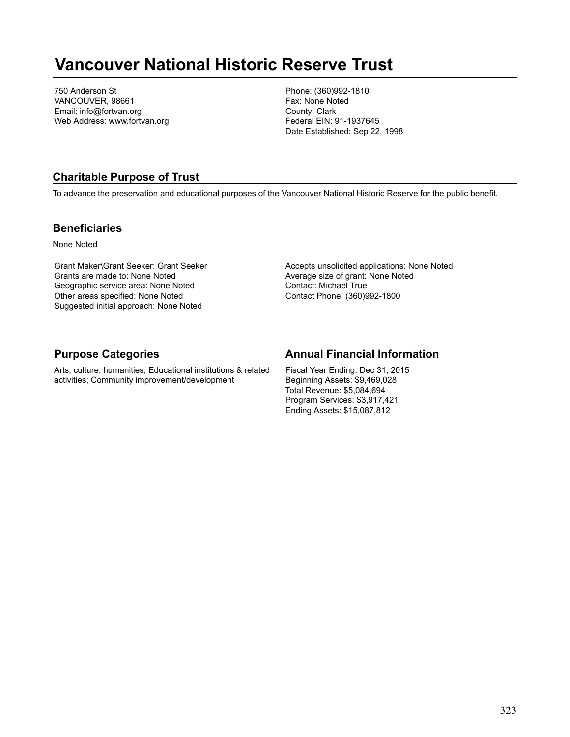# Vancouver National Historic Reserve Trust

750 Anderson St
VANCOUVER, 98661
Email: info@fortvan.org
Web Address: www.fortvan.org

Phone: (360)992-1810
Fax: None Noted
County: Clark
Federal EIN: 91-1937645
Date Established: Sep 22, 1998

## Charitable Purpose of Trust

To advance the preservation and educational purposes of the Vancouver National Historic Reserve for the public benefit.

## Beneficiaries

None Noted

Grant Maker\Grant Seeker: Grant Seeker
Grants are made to: None Noted
Geographic service area: None Noted
Other areas specified: None Noted
Suggested initial approach: None Noted

Accepts unsolicited applications: None Noted
Average size of grant: None Noted
Contact: Michael True
Contact Phone: (360)992-1800

## Purpose Categories

Arts, culture, humanities; Educational institutions & related activities; Community improvement/development

## Annual Financial Information

Fiscal Year Ending: Dec 31, 2015
Beginning Assets: $9,469,028
Total Revenue: $5,084,694
Program Services: $3,917,421
Ending Assets: $15,087,812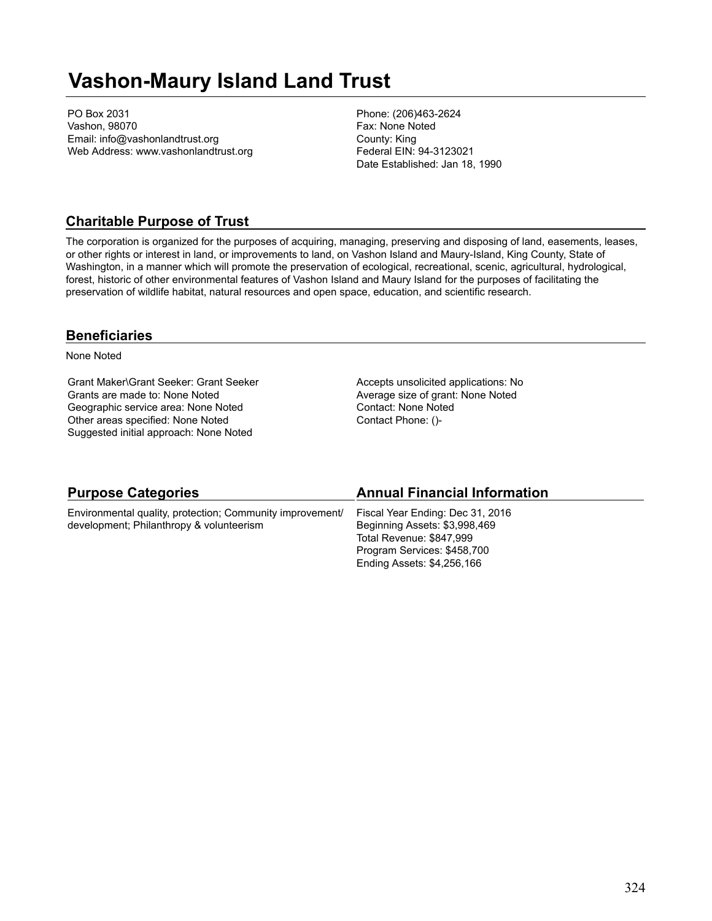# Vashon-Maury Island Land Trust

PO Box 2031
Vashon, 98070
Email: info@vashonlandtrust.org
Web Address: www.vashonlandtrust.org

Phone: (206)463-2624
Fax: None Noted
County: King
Federal EIN: 94-3123021
Date Established: Jan 18, 1990

## Charitable Purpose of Trust

The corporation is organized for the purposes of acquiring, managing, preserving and disposing of land, easements, leases, or other rights or interest in land, or improvements to land, on Vashon Island and Maury-Island, King County, State of Washington, in a manner which will promote the preservation of ecological, recreational, scenic, agricultural, hydrological, forest, historic of other environmental features of Vashon Island and Maury Island for the purposes of facilitating the preservation of wildlife habitat, natural resources and open space, education, and scientific research.

## Beneficiaries

None Noted

Grant Maker\Grant Seeker: Grant Seeker
Grants are made to: None Noted
Geographic service area: None Noted
Other areas specified: None Noted
Suggested initial approach: None Noted

Accepts unsolicited applications: No
Average size of grant: None Noted
Contact: None Noted
Contact Phone: ()-

## Purpose Categories

Environmental quality, protection; Community improvement/ development; Philanthropy & volunteerism

## Annual Financial Information

Fiscal Year Ending: Dec 31, 2016
Beginning Assets: $3,998,469
Total Revenue: $847,999
Program Services: $458,700
Ending Assets: $4,256,166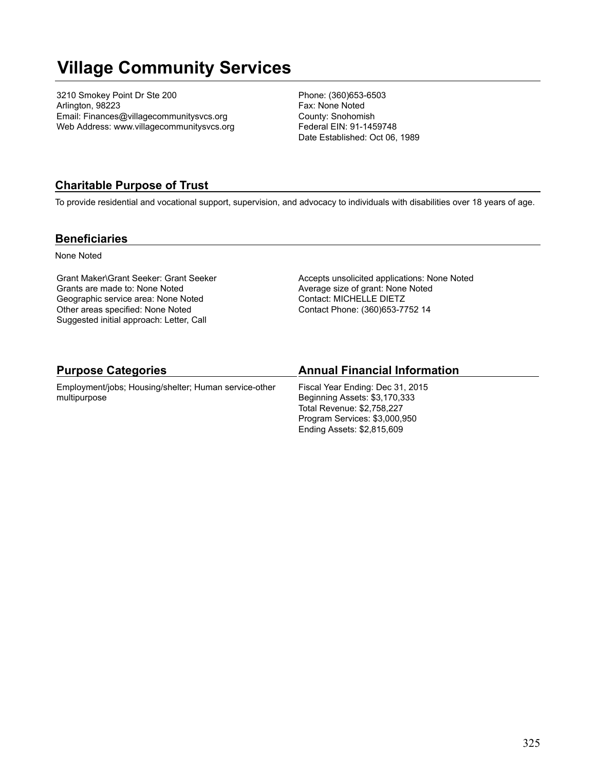# Village Community Services

3210 Smokey Point Dr Ste 200
Arlington, 98223
Email: Finances@villagecommunitysvcs.org
Web Address: www.villagecommunitysvcs.org

Phone: (360)653-6503
Fax: None Noted
County: Snohomish
Federal EIN: 91-1459748
Date Established: Oct 06, 1989

## Charitable Purpose of Trust

To provide residential and vocational support, supervision, and advocacy to individuals with disabilities over 18 years of age.

## Beneficiaries

None Noted

Grant Maker\Grant Seeker: Grant Seeker
Grants are made to: None Noted
Geographic service area: None Noted
Other areas specified: None Noted
Suggested initial approach: Letter, Call

Accepts unsolicited applications: None Noted
Average size of grant: None Noted
Contact: MICHELLE DIETZ
Contact Phone: (360)653-7752 14

## Purpose Categories

Employment/jobs; Housing/shelter; Human service-other multipurpose

## Annual Financial Information

Fiscal Year Ending: Dec 31, 2015
Beginning Assets: $3,170,333
Total Revenue: $2,758,227
Program Services: $3,000,950
Ending Assets: $2,815,609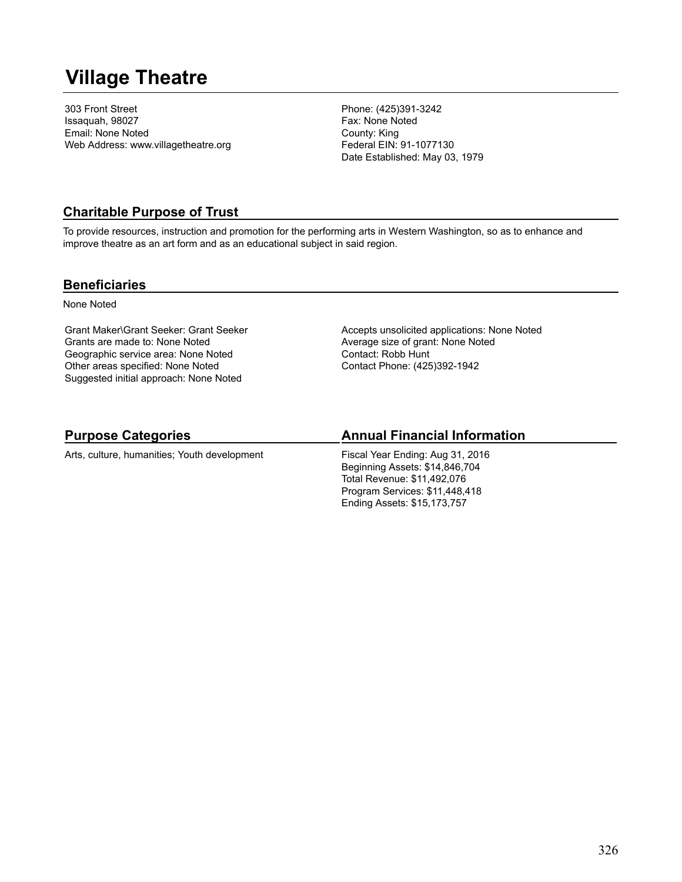# Village Theatre

303 Front Street
Issaquah, 98027
Email: None Noted
Web Address: www.villagetheatre.org

Phone: (425)391-3242
Fax: None Noted
County: King
Federal EIN: 91-1077130
Date Established: May 03, 1979

## Charitable Purpose of Trust

To provide resources, instruction and promotion for the performing arts in Western Washington, so as to enhance and improve theatre as an art form and as an educational subject in said region.

## Beneficiaries

None Noted

Grant Maker\Grant Seeker: Grant Seeker
Grants are made to: None Noted
Geographic service area: None Noted
Other areas specified: None Noted
Suggested initial approach: None Noted

Accepts unsolicited applications: None Noted
Average size of grant: None Noted
Contact: Robb Hunt
Contact Phone: (425)392-1942

## Purpose Categories

Arts, culture, humanities; Youth development

## Annual Financial Information

Fiscal Year Ending: Aug 31, 2016
Beginning Assets: $14,846,704
Total Revenue: $11,492,076
Program Services: $11,448,418
Ending Assets: $15,173,757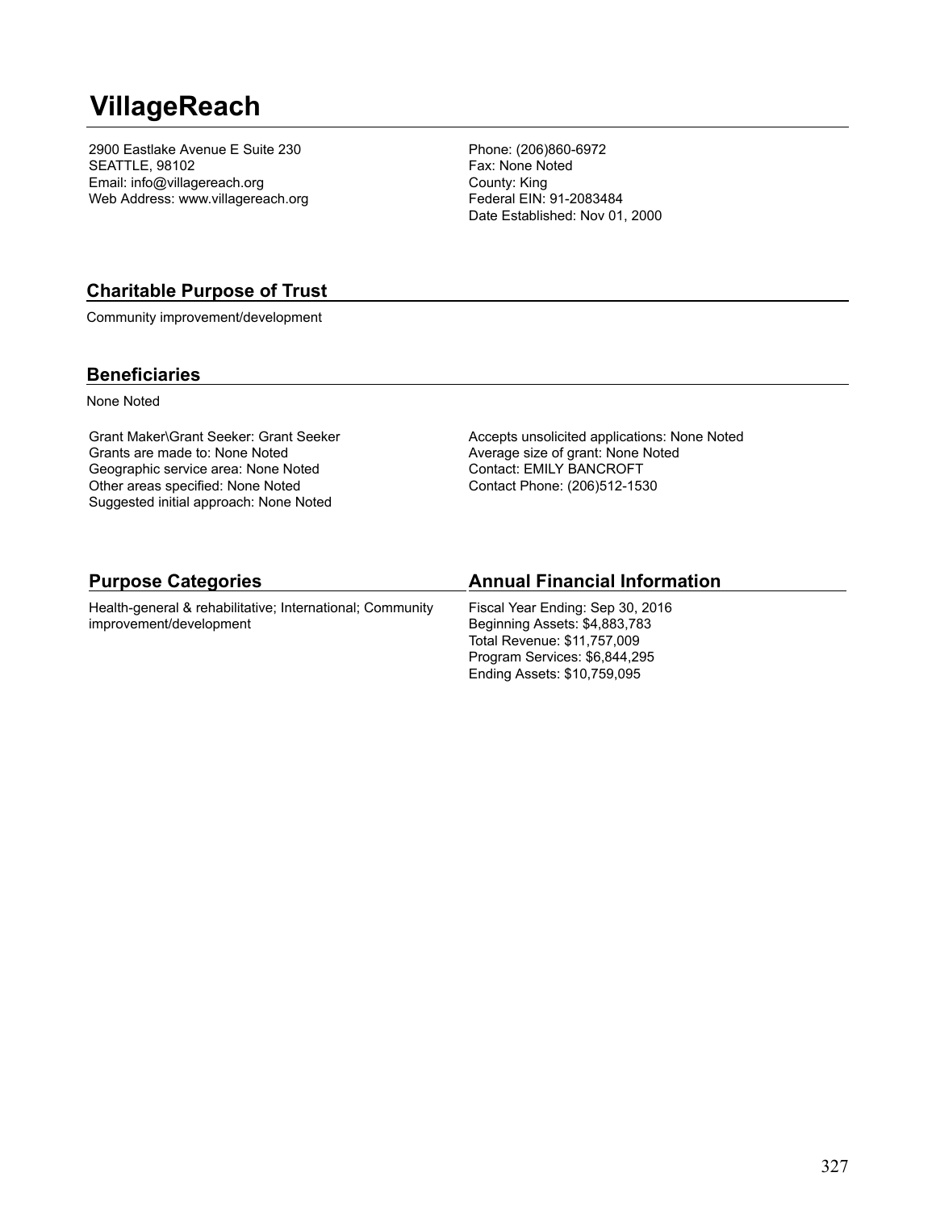# VillageReach

2900 Eastlake Avenue E Suite 230
SEATTLE, 98102
Email: info@villagereach.org
Web Address: www.villagereach.org

Phone: (206)860-6972
Fax: None Noted
County: King
Federal EIN: 91-2083484
Date Established: Nov 01, 2000

## Charitable Purpose of Trust

Community improvement/development

## Beneficiaries

None Noted

Grant Maker\Grant Seeker: Grant Seeker
Grants are made to: None Noted
Geographic service area: None Noted
Other areas specified: None Noted
Suggested initial approach: None Noted

Accepts unsolicited applications: None Noted
Average size of grant: None Noted
Contact: EMILY BANCROFT
Contact Phone: (206)512-1530

## Purpose Categories

Health-general & rehabilitative; International; Community improvement/development

## Annual Financial Information

Fiscal Year Ending: Sep 30, 2016
Beginning Assets: $4,883,783
Total Revenue: $11,757,009
Program Services: $6,844,295
Ending Assets: $10,759,095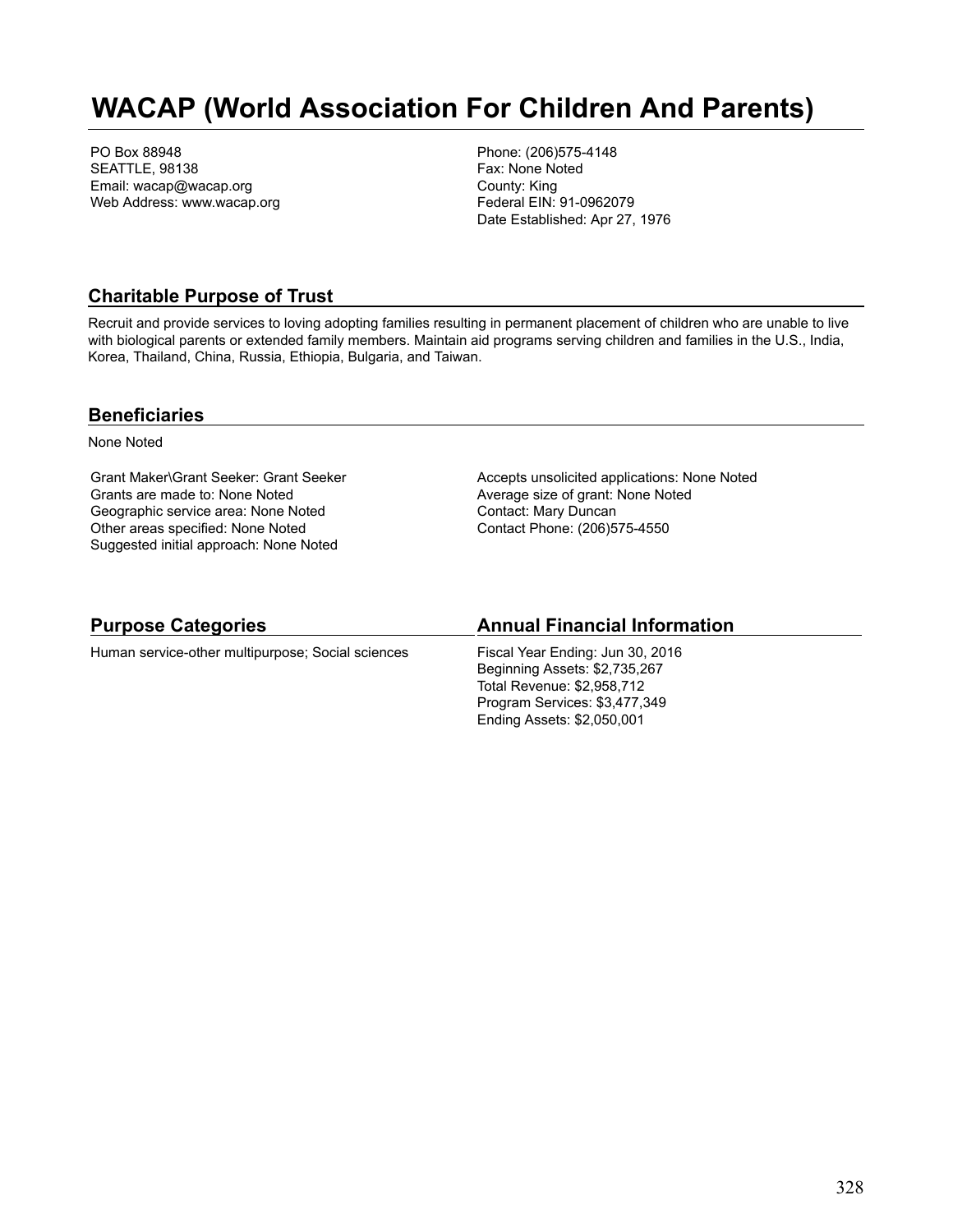# WACAP (World Association For Children And Parents)

PO Box 88948
SEATTLE, 98138
Email: wacap@wacap.org
Web Address: www.wacap.org

Phone: (206)575-4148
Fax: None Noted
County: King
Federal EIN: 91-0962079
Date Established: Apr 27, 1976

## Charitable Purpose of Trust

Recruit and provide services to loving adopting families resulting in permanent placement of children who are unable to live with biological parents or extended family members. Maintain aid programs serving children and families in the U.S., India, Korea, Thailand, China, Russia, Ethiopia, Bulgaria, and Taiwan.

## Beneficiaries

None Noted

Grant Maker\Grant Seeker: Grant Seeker
Grants are made to: None Noted
Geographic service area: None Noted
Other areas specified: None Noted
Suggested initial approach: None Noted

Accepts unsolicited applications: None Noted
Average size of grant: None Noted
Contact: Mary Duncan
Contact Phone: (206)575-4550

## Purpose Categories

Human service-other multipurpose; Social sciences

## Annual Financial Information

Fiscal Year Ending: Jun 30, 2016
Beginning Assets: $2,735,267
Total Revenue: $2,958,712
Program Services: $3,477,349
Ending Assets: $2,050,001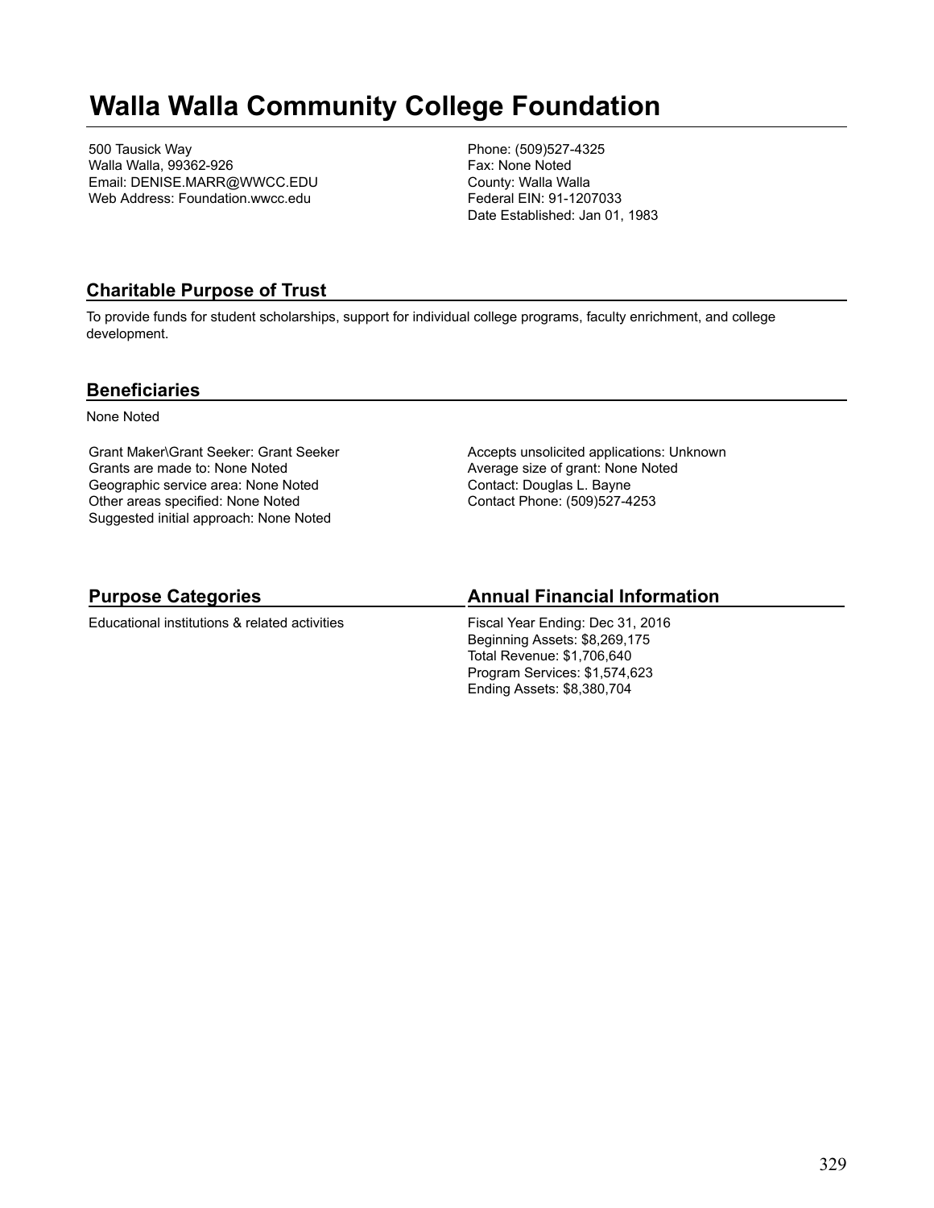# Walla Walla Community College Foundation

500 Tausick Way
Walla Walla, 99362-926
Email: DENISE.MARR@WWCC.EDU
Web Address: Foundation.wwcc.edu

Phone: (509)527-4325
Fax: None Noted
County: Walla Walla
Federal EIN: 91-1207033
Date Established: Jan 01, 1983

## Charitable Purpose of Trust

To provide funds for student scholarships, support for individual college programs, faculty enrichment, and college development.

## Beneficiaries

None Noted

Grant Maker\Grant Seeker: Grant Seeker
Grants are made to: None Noted
Geographic service area: None Noted
Other areas specified: None Noted
Suggested initial approach: None Noted

Accepts unsolicited applications: Unknown
Average size of grant: None Noted
Contact: Douglas L. Bayne
Contact Phone: (509)527-4253

## Purpose Categories

Educational institutions & related activities

## Annual Financial Information

Fiscal Year Ending: Dec 31, 2016
Beginning Assets: $8,269,175
Total Revenue: $1,706,640
Program Services: $1,574,623
Ending Assets: $8,380,704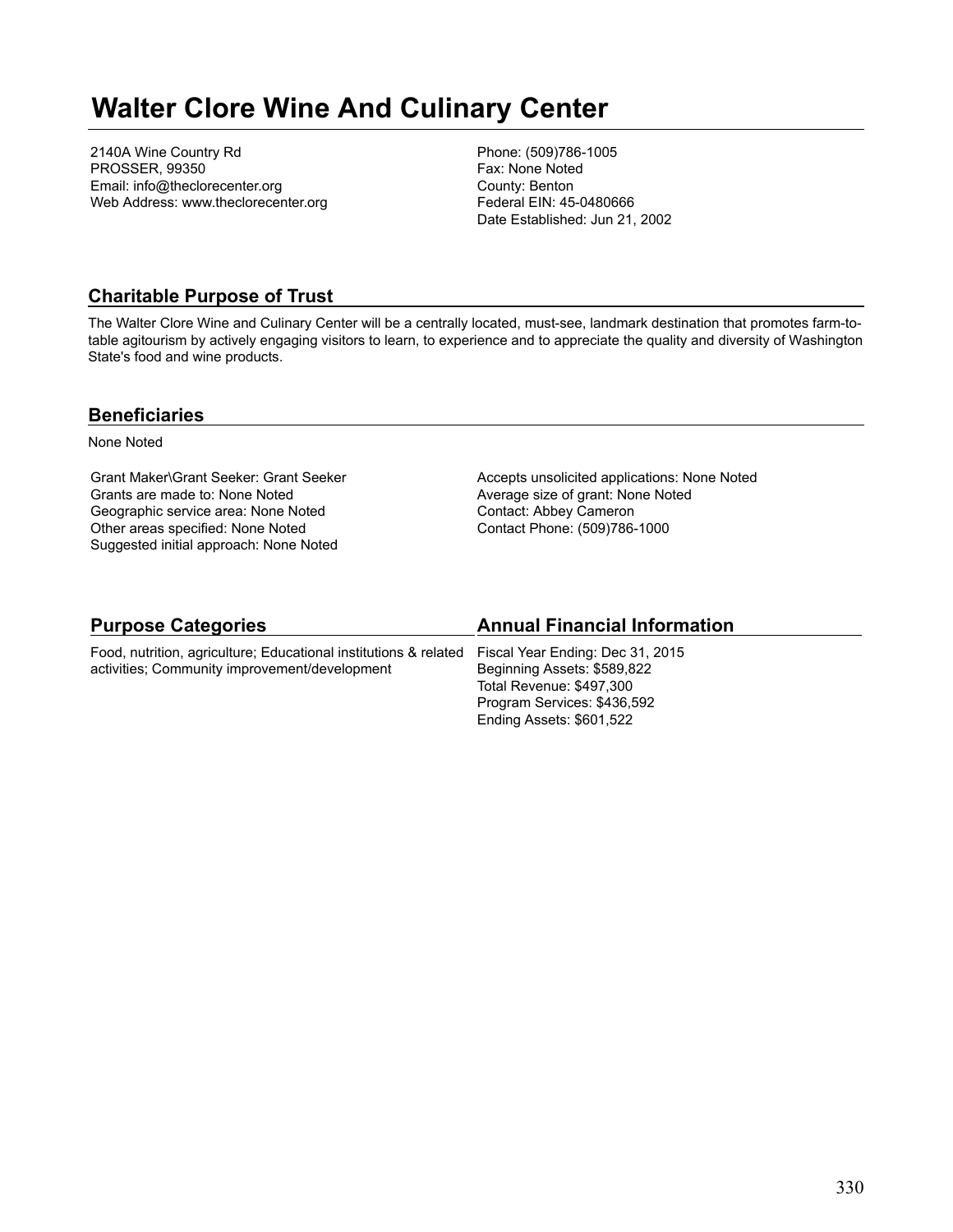# Walter Clore Wine And Culinary Center

2140A Wine Country Rd
PROSSER, 99350
Email: info@theclorecenter.org
Web Address: www.theclorecenter.org

Phone: (509)786-1005
Fax: None Noted
County: Benton
Federal EIN: 45-0480666
Date Established: Jun 21, 2002

## Charitable Purpose of Trust

The Walter Clore Wine and Culinary Center will be a centrally located, must-see, landmark destination that promotes farm-to-table agitourism by actively engaging visitors to learn, to experience and to appreciate the quality and diversity of Washington State's food and wine products.

## Beneficiaries

None Noted

Grant Maker\Grant Seeker: Grant Seeker
Grants are made to: None Noted
Geographic service area: None Noted
Other areas specified: None Noted
Suggested initial approach: None Noted

Accepts unsolicited applications: None Noted
Average size of grant: None Noted
Contact: Abbey Cameron
Contact Phone: (509)786-1000

## Purpose Categories

Food, nutrition, agriculture; Educational institutions & related activities; Community improvement/development

## Annual Financial Information

Fiscal Year Ending: Dec 31, 2015
Beginning Assets: $589,822
Total Revenue: $497,300
Program Services: $436,592
Ending Assets: $601,522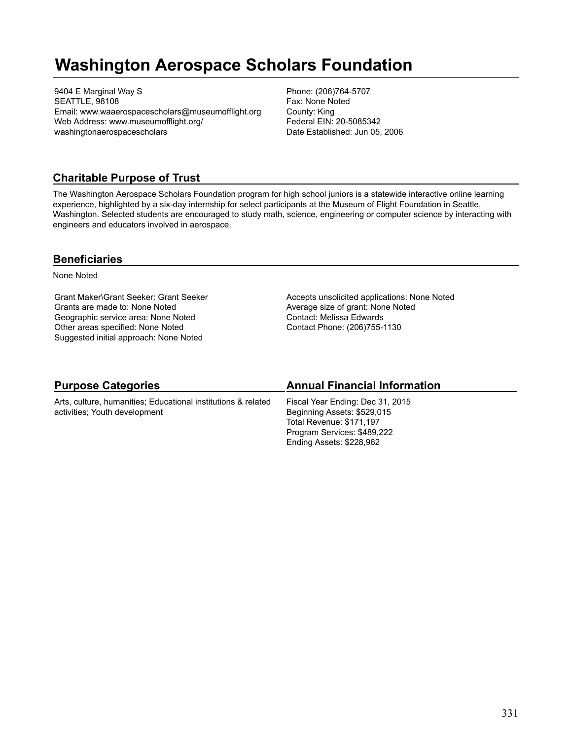# Washington Aerospace Scholars Foundation

9404 E Marginal Way S
SEATTLE, 98108
Email: www.waaerospacescholars@museumofflight.org
Web Address: www.museumofflight.org/washingtonaerospacescholars

Phone: (206)764-5707
Fax: None Noted
County: King
Federal EIN: 20-5085342
Date Established: Jun 05, 2006

## Charitable Purpose of Trust

The Washington Aerospace Scholars Foundation program for high school juniors is a statewide interactive online learning experience, highlighted by a six-day internship for select participants at the Museum of Flight Foundation in Seattle, Washington. Selected students are encouraged to study math, science, engineering or computer science by interacting with engineers and educators involved in aerospace.

## Beneficiaries

None Noted

Grant Maker\Grant Seeker: Grant Seeker
Grants are made to: None Noted
Geographic service area: None Noted
Other areas specified: None Noted
Suggested initial approach: None Noted

Accepts unsolicited applications: None Noted
Average size of grant: None Noted
Contact: Melissa Edwards
Contact Phone: (206)755-1130

## Purpose Categories

Arts, culture, humanities; Educational institutions & related activities; Youth development

## Annual Financial Information

Fiscal Year Ending: Dec 31, 2015
Beginning Assets: $529,015
Total Revenue: $171,197
Program Services: $489,222
Ending Assets: $228,962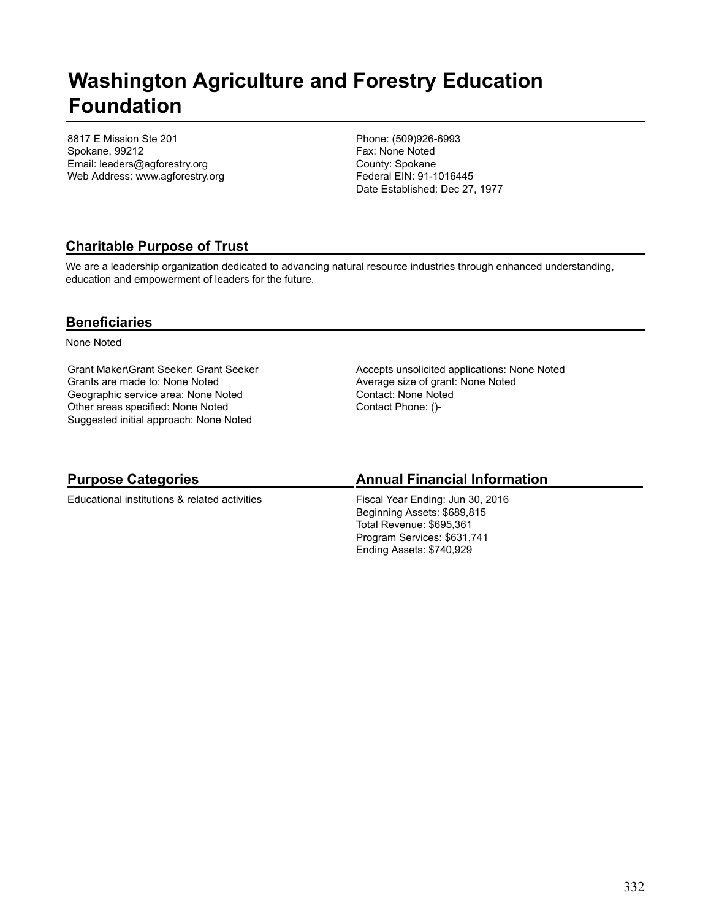# Washington Agriculture and Forestry Education Foundation

8817 E Mission Ste 201
Spokane, 99212
Email: leaders@agforestry.org
Web Address: www.agforestry.org

Phone: (509)926-6993
Fax: None Noted
County: Spokane
Federal EIN: 91-1016445
Date Established: Dec 27, 1977

## Charitable Purpose of Trust

We are a leadership organization dedicated to advancing natural resource industries through enhanced understanding, education and empowerment of leaders for the future.

## Beneficiaries

None Noted

Grant Maker\Grant Seeker: Grant Seeker
Grants are made to: None Noted
Geographic service area: None Noted
Other areas specified: None Noted
Suggested initial approach: None Noted

Accepts unsolicited applications: None Noted
Average size of grant: None Noted
Contact: None Noted
Contact Phone: ()-

## Purpose Categories

Educational institutions & related activities

## Annual Financial Information

Fiscal Year Ending: Jun 30, 2016
Beginning Assets: $689,815
Total Revenue: $695,361
Program Services: $631,741
Ending Assets: $740,929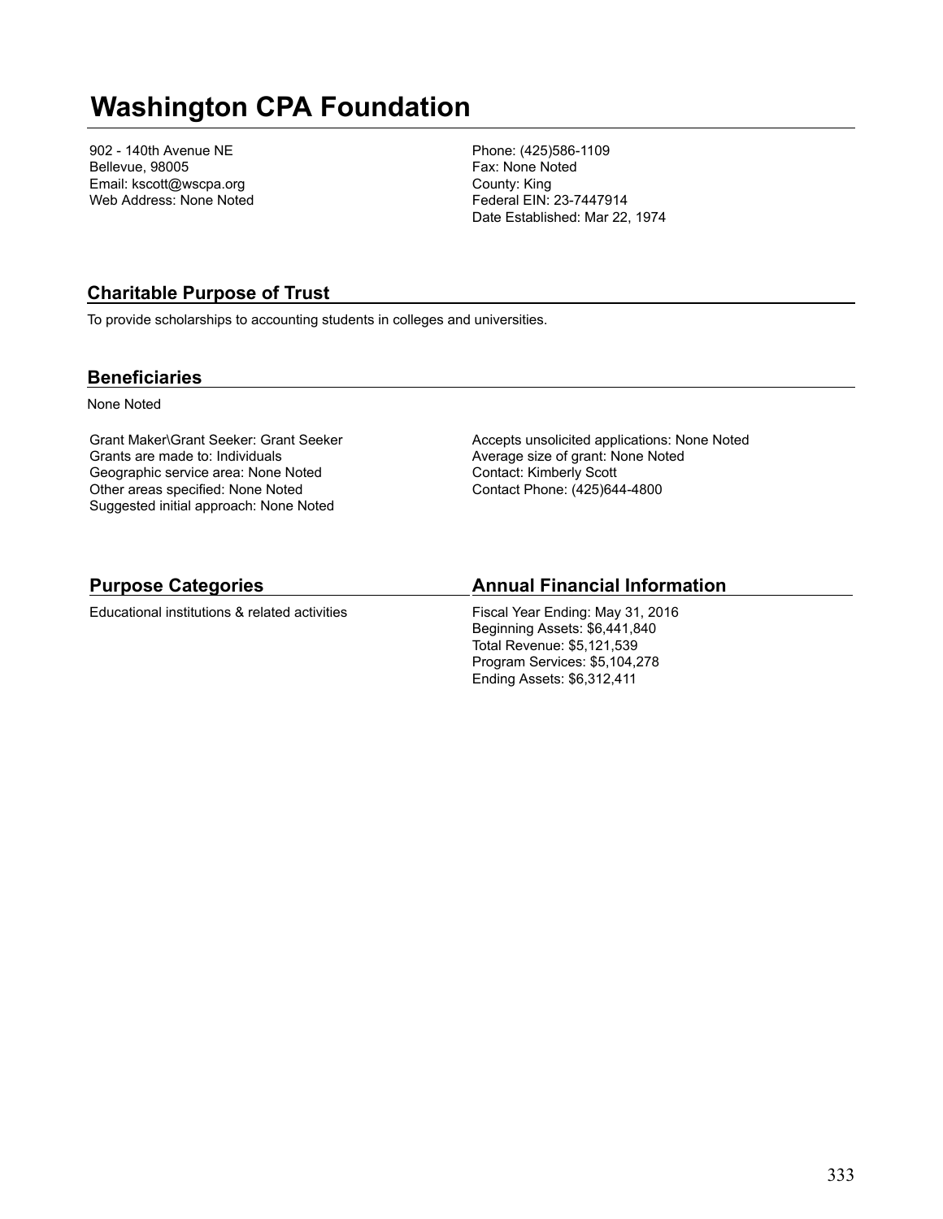# Washington CPA Foundation

902 - 140th Avenue NE
Bellevue, 98005
Email: kscott@wscpa.org
Web Address: None Noted

Phone: (425)586-1109
Fax: None Noted
County: King
Federal EIN: 23-7447914
Date Established: Mar 22, 1974

## Charitable Purpose of Trust

To provide scholarships to accounting students in colleges and universities.

## Beneficiaries

None Noted

Grant Maker\Grant Seeker: Grant Seeker
Grants are made to: Individuals
Geographic service area: None Noted
Other areas specified: None Noted
Suggested initial approach: None Noted

Accepts unsolicited applications: None Noted
Average size of grant: None Noted
Contact: Kimberly Scott
Contact Phone: (425)644-4800

## Purpose Categories

Educational institutions & related activities

## Annual Financial Information

Fiscal Year Ending: May 31, 2016
Beginning Assets: $6,441,840
Total Revenue: $5,121,539
Program Services: $5,104,278
Ending Assets: $6,312,411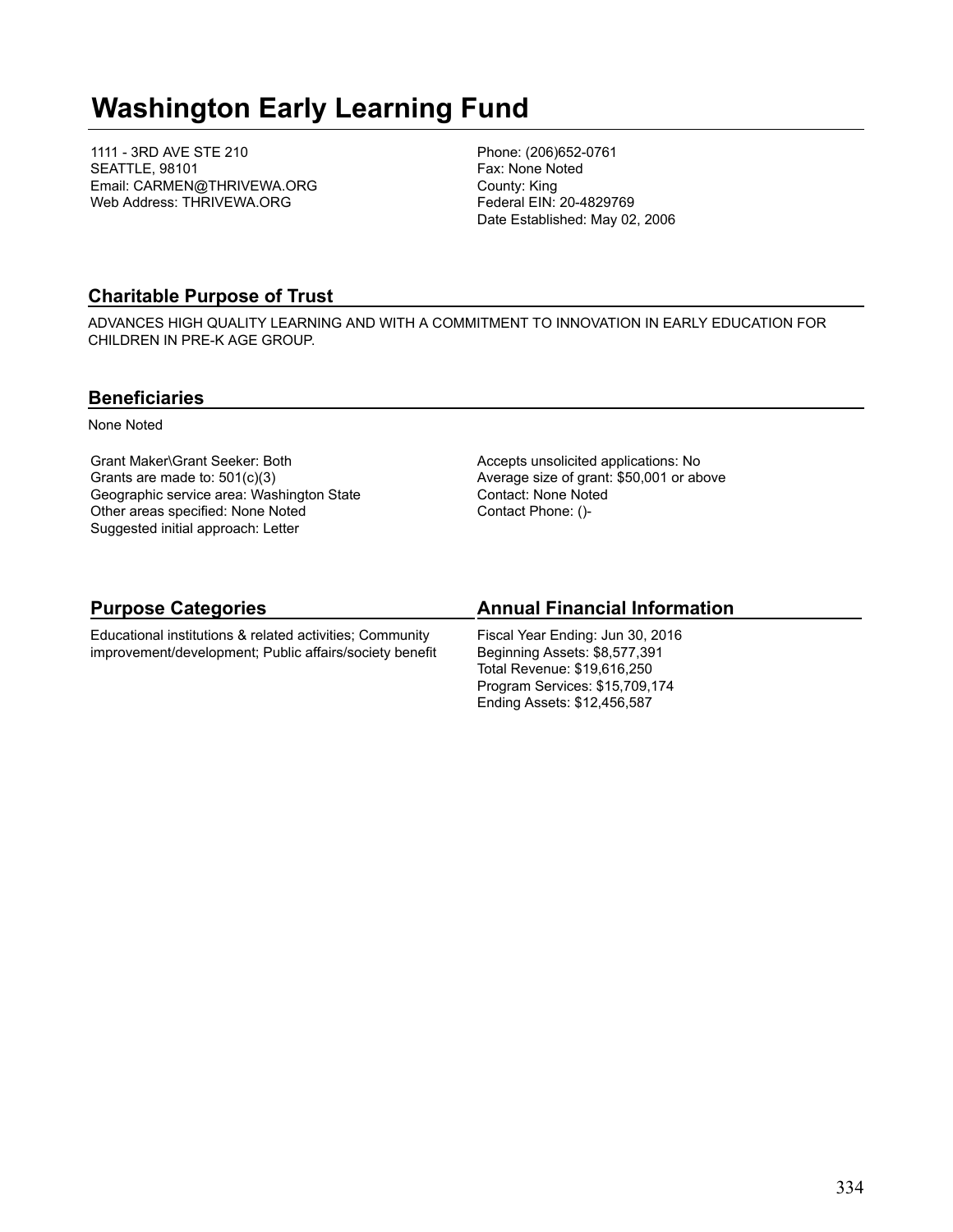# Washington Early Learning Fund

1111 - 3RD AVE STE 210
SEATTLE, 98101
Email: CARMEN@THRIVEWA.ORG
Web Address: THRIVEWA.ORG

Phone: (206)652-0761
Fax: None Noted
County: King
Federal EIN: 20-4829769
Date Established: May 02, 2006

## Charitable Purpose of Trust

ADVANCES HIGH QUALITY LEARNING AND WITH A COMMITMENT TO INNOVATION IN EARLY EDUCATION FOR CHILDREN IN PRE-K AGE GROUP.

## Beneficiaries

None Noted

Grant Maker\Grant Seeker: Both
Grants are made to: 501(c)(3)
Geographic service area: Washington State
Other areas specified: None Noted
Suggested initial approach: Letter

Accepts unsolicited applications: No
Average size of grant: $50,001 or above
Contact: None Noted
Contact Phone: ()-

## Purpose Categories

Educational institutions & related activities; Community improvement/development; Public affairs/society benefit

## Annual Financial Information

Fiscal Year Ending: Jun 30, 2016
Beginning Assets: $8,577,391
Total Revenue: $19,616,250
Program Services: $15,709,174
Ending Assets: $12,456,587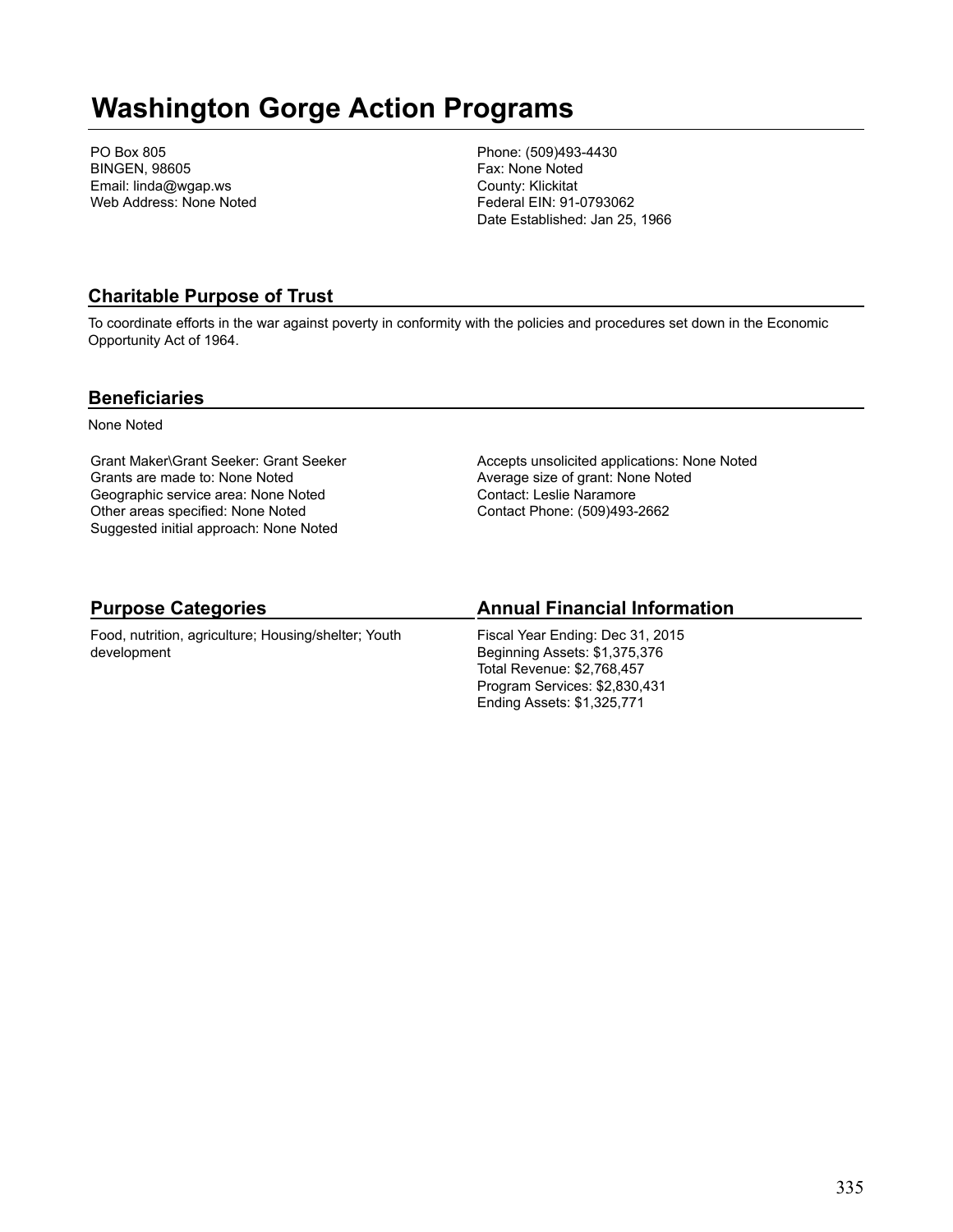# Washington Gorge Action Programs

PO Box 805
BINGEN, 98605
Email: linda@wgap.ws
Web Address: None Noted

Phone: (509)493-4430
Fax: None Noted
County: Klickitat
Federal EIN: 91-0793062
Date Established: Jan 25, 1966

## Charitable Purpose of Trust

To coordinate efforts in the war against poverty in conformity with the policies and procedures set down in the Economic Opportunity Act of 1964.

## Beneficiaries

None Noted

Grant Maker\Grant Seeker: Grant Seeker
Grants are made to: None Noted
Geographic service area: None Noted
Other areas specified: None Noted
Suggested initial approach: None Noted

Accepts unsolicited applications: None Noted
Average size of grant: None Noted
Contact: Leslie Naramore
Contact Phone: (509)493-2662

## Purpose Categories

Food, nutrition, agriculture; Housing/shelter; Youth development

## Annual Financial Information

Fiscal Year Ending: Dec 31, 2015
Beginning Assets: $1,375,376
Total Revenue: $2,768,457
Program Services: $2,830,431
Ending Assets: $1,325,771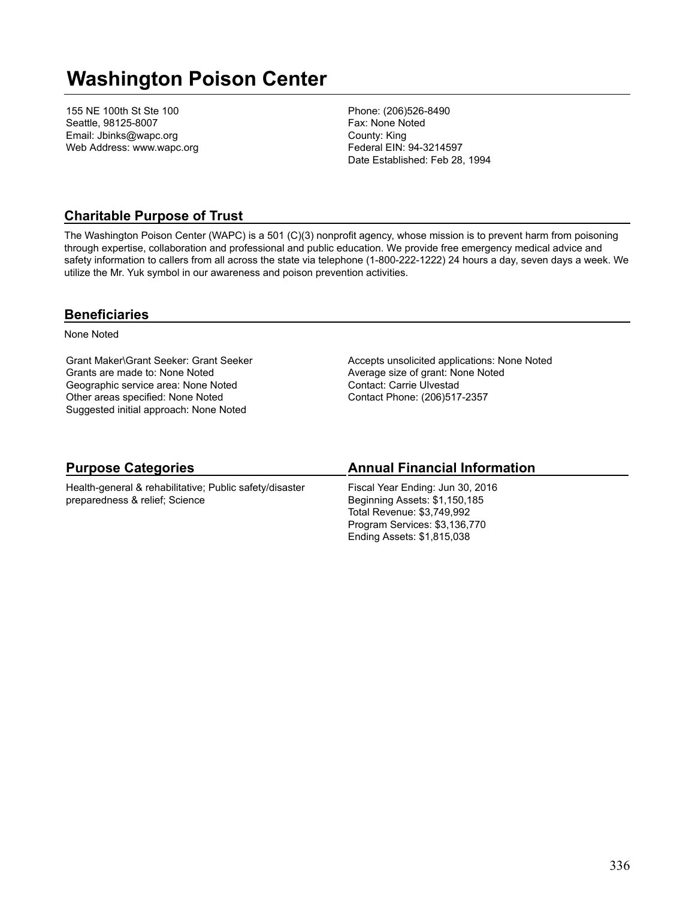# Washington Poison Center

155 NE 100th St Ste 100
Seattle, 98125-8007
Email: Jbinks@wapc.org
Web Address: www.wapc.org

Phone: (206)526-8490
Fax: None Noted
County: King
Federal EIN: 94-3214597
Date Established: Feb 28, 1994

## Charitable Purpose of Trust

The Washington Poison Center (WAPC) is a 501 (C)(3) nonprofit agency, whose mission is to prevent harm from poisoning through expertise, collaboration and professional and public education. We provide free emergency medical advice and safety information to callers from all across the state via telephone (1-800-222-1222) 24 hours a day, seven days a week. We utilize the Mr. Yuk symbol in our awareness and poison prevention activities.

## Beneficiaries

None Noted

Grant Maker\Grant Seeker: Grant Seeker
Grants are made to: None Noted
Geographic service area: None Noted
Other areas specified: None Noted
Suggested initial approach: None Noted

Accepts unsolicited applications: None Noted
Average size of grant: None Noted
Contact: Carrie Ulvestad
Contact Phone: (206)517-2357

## Purpose Categories

Health-general & rehabilitative; Public safety/disaster preparedness & relief; Science

## Annual Financial Information

Fiscal Year Ending: Jun 30, 2016
Beginning Assets: $1,150,185
Total Revenue: $3,749,992
Program Services: $3,136,770
Ending Assets: $1,815,038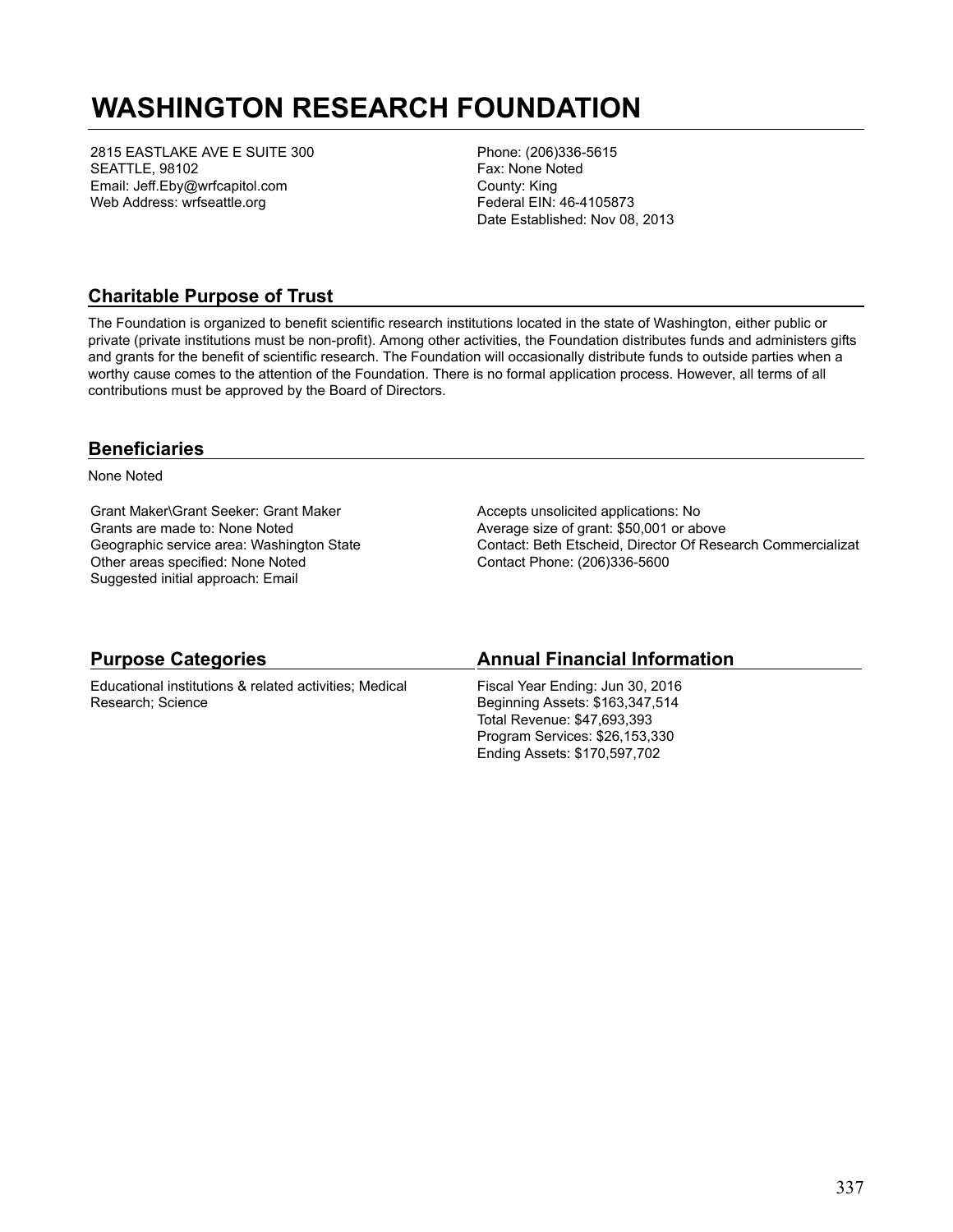# WASHINGTON RESEARCH FOUNDATION

2815 EASTLAKE AVE E SUITE 300
SEATTLE, 98102
Email: Jeff.Eby@wrfcapitol.com
Web Address: wrfseattle.org

Phone: (206)336-5615
Fax: None Noted
County: King
Federal EIN: 46-4105873
Date Established: Nov 08, 2013

## Charitable Purpose of Trust

The Foundation is organized to benefit scientific research institutions located in the state of Washington, either public or private (private institutions must be non-profit). Among other activities, the Foundation distributes funds and administers gifts and grants for the benefit of scientific research. The Foundation will occasionally distribute funds to outside parties when a worthy cause comes to the attention of the Foundation. There is no formal application process. However, all terms of all contributions must be approved by the Board of Directors.

## Beneficiaries

None Noted

Grant Maker\Grant Seeker: Grant Maker
Grants are made to: None Noted
Geographic service area: Washington State
Other areas specified: None Noted
Suggested initial approach: Email

Accepts unsolicited applications: No
Average size of grant: $50,001 or above
Contact: Beth Etscheid, Director Of Research Commercializat
Contact Phone: (206)336-5600

## Purpose Categories

Educational institutions & related activities; Medical Research; Science

## Annual Financial Information

Fiscal Year Ending: Jun 30, 2016
Beginning Assets: $163,347,514
Total Revenue: $47,693,393
Program Services: $26,153,330
Ending Assets: $170,597,702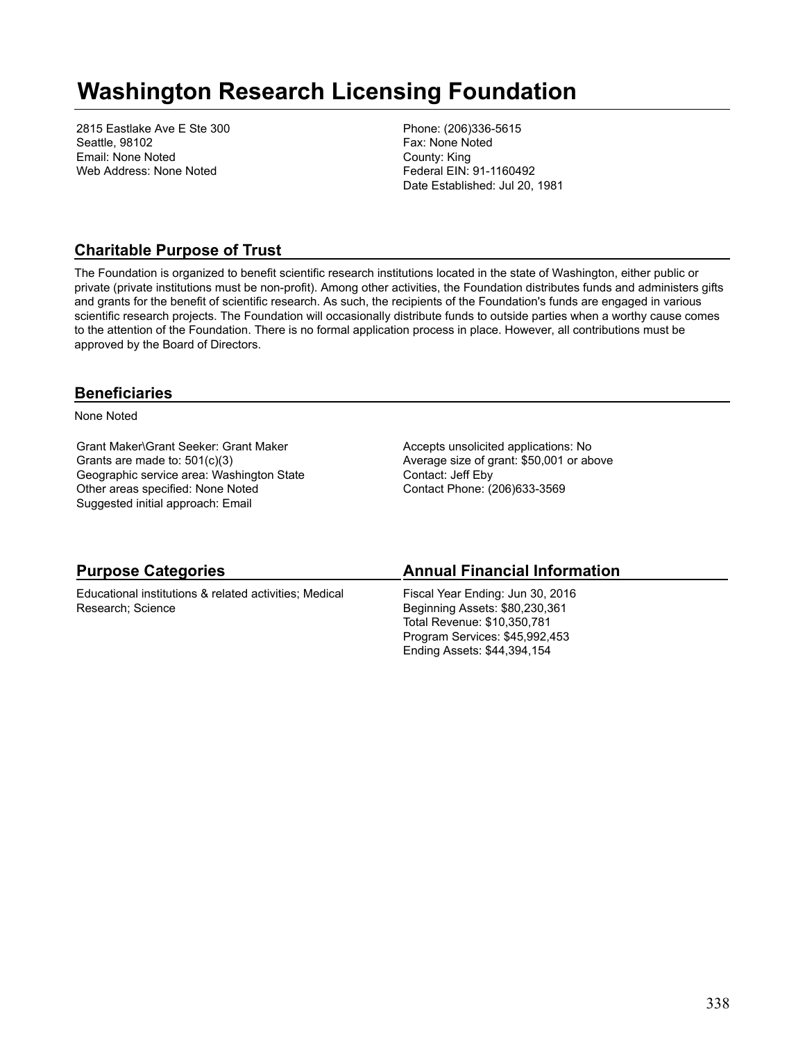# Washington Research Licensing Foundation

2815 Eastlake Ave E Ste 300
Seattle, 98102
Email: None Noted
Web Address: None Noted

Phone: (206)336-5615
Fax: None Noted
County: King
Federal EIN: 91-1160492
Date Established: Jul 20, 1981

## Charitable Purpose of Trust

The Foundation is organized to benefit scientific research institutions located in the state of Washington, either public or private (private institutions must be non-profit). Among other activities, the Foundation distributes funds and administers gifts and grants for the benefit of scientific research. As such, the recipients of the Foundation's funds are engaged in various scientific research projects. The Foundation will occasionally distribute funds to outside parties when a worthy cause comes to the attention of the Foundation. There is no formal application process in place. However, all contributions must be approved by the Board of Directors.

## Beneficiaries

None Noted

Grant Maker\Grant Seeker: Grant Maker
Grants are made to: 501(c)(3)
Geographic service area: Washington State
Other areas specified: None Noted
Suggested initial approach: Email

Accepts unsolicited applications: No
Average size of grant: $50,001 or above
Contact: Jeff Eby
Contact Phone: (206)633-3569

## Purpose Categories

Educational institutions & related activities; Medical Research; Science

## Annual Financial Information

Fiscal Year Ending: Jun 30, 2016
Beginning Assets: $80,230,361
Total Revenue: $10,350,781
Program Services: $45,992,453
Ending Assets: $44,394,154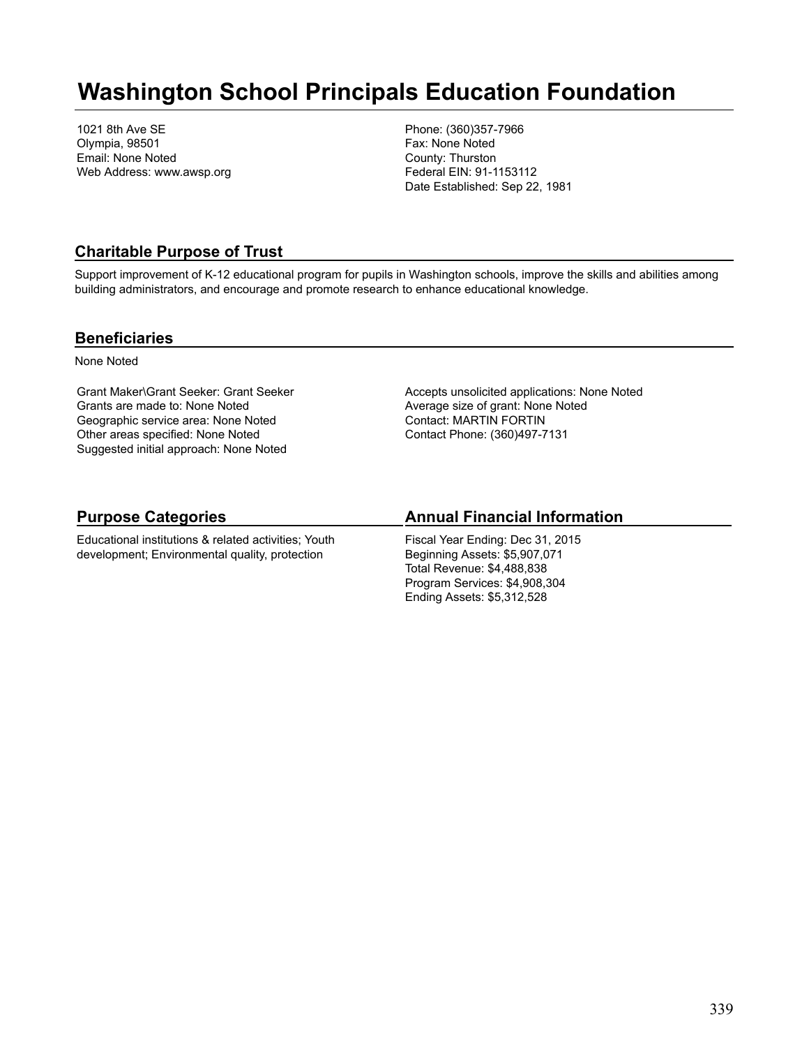# Washington School Principals Education Foundation

1021 8th Ave SE
Olympia, 98501
Email: None Noted
Web Address: www.awsp.org

Phone: (360)357-7966
Fax: None Noted
County: Thurston
Federal EIN: 91-1153112
Date Established: Sep 22, 1981

## Charitable Purpose of Trust

Support improvement of K-12 educational program for pupils in Washington schools, improve the skills and abilities among building administrators, and encourage and promote research to enhance educational knowledge.

## Beneficiaries

None Noted

Grant Maker\Grant Seeker: Grant Seeker
Grants are made to: None Noted
Geographic service area: None Noted
Other areas specified: None Noted
Suggested initial approach: None Noted

Accepts unsolicited applications: None Noted
Average size of grant: None Noted
Contact: MARTIN FORTIN
Contact Phone: (360)497-7131

## Purpose Categories

Educational institutions & related activities; Youth development; Environmental quality, protection

## Annual Financial Information

Fiscal Year Ending: Dec 31, 2015
Beginning Assets: $5,907,071
Total Revenue: $4,488,838
Program Services: $4,908,304
Ending Assets: $5,312,528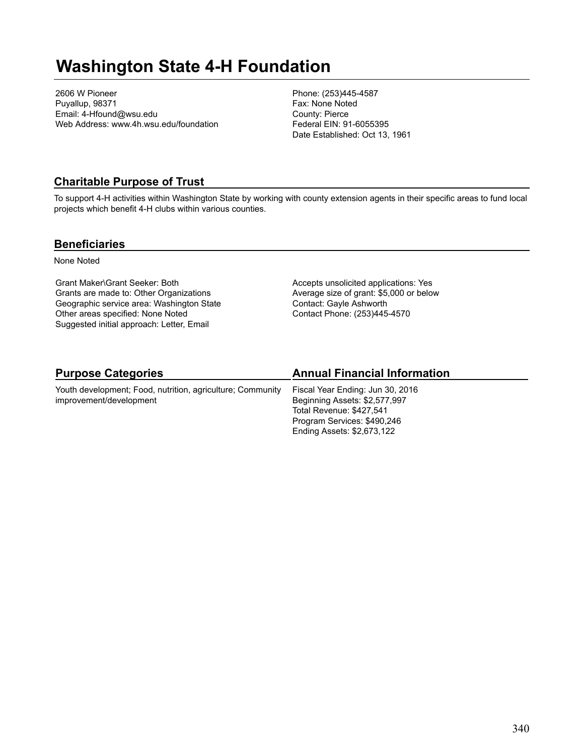# Washington State 4-H Foundation

2606 W Pioneer
Puyallup, 98371
Email: 4-Hfound@wsu.edu
Web Address: www.4h.wsu.edu/foundation

Phone: (253)445-4587
Fax: None Noted
County: Pierce
Federal EIN: 91-6055395
Date Established: Oct 13, 1961

## Charitable Purpose of Trust

To support 4-H activities within Washington State by working with county extension agents in their specific areas to fund local projects which benefit 4-H clubs within various counties.

## Beneficiaries

None Noted

Grant Maker\Grant Seeker: Both
Grants are made to: Other Organizations
Geographic service area: Washington State
Other areas specified: None Noted
Suggested initial approach: Letter, Email

Accepts unsolicited applications: Yes
Average size of grant: $5,000 or below
Contact: Gayle Ashworth
Contact Phone: (253)445-4570

## Purpose Categories

Youth development; Food, nutrition, agriculture; Community improvement/development

## Annual Financial Information

Fiscal Year Ending: Jun 30, 2016
Beginning Assets: $2,577,997
Total Revenue: $427,541
Program Services: $490,246
Ending Assets: $2,673,122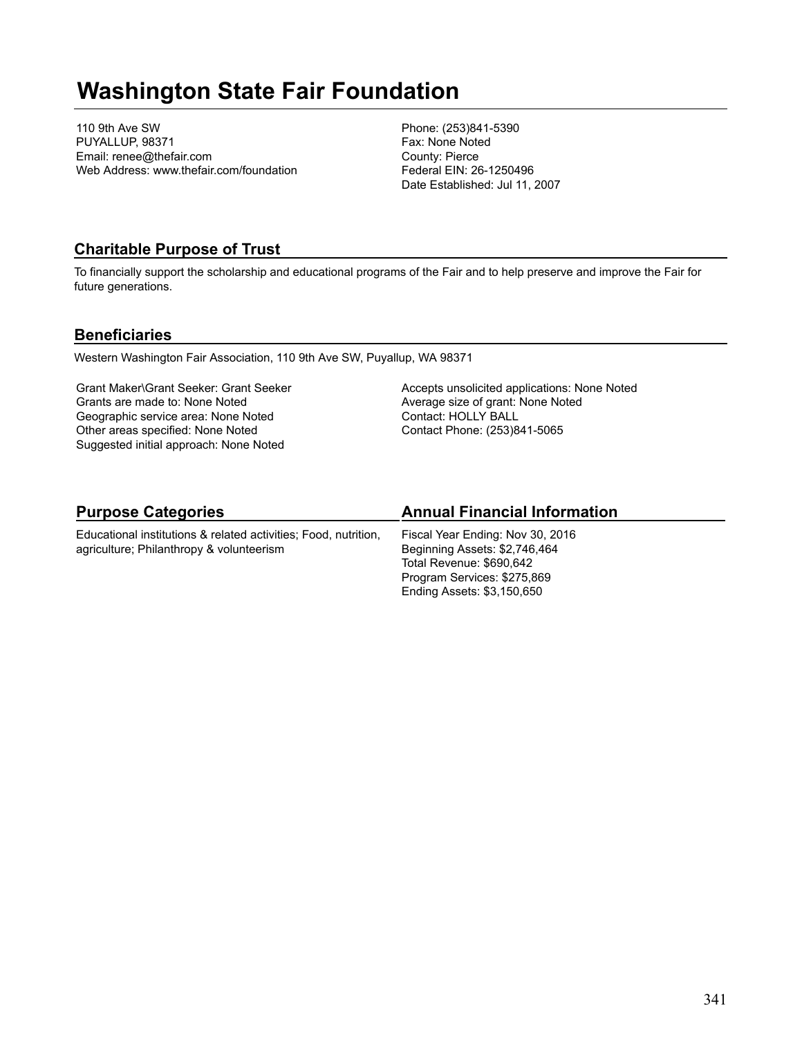# Washington State Fair Foundation

110 9th Ave SW
PUYALLUP, 98371
Email: renee@thefair.com
Web Address: www.thefair.com/foundation

Phone: (253)841-5390
Fax: None Noted
County: Pierce
Federal EIN: 26-1250496
Date Established: Jul 11, 2007

## Charitable Purpose of Trust

To financially support the scholarship and educational programs of the Fair and to help preserve and improve the Fair for future generations.

## Beneficiaries

Western Washington Fair Association, 110 9th Ave SW, Puyallup, WA 98371

Grant Maker\Grant Seeker: Grant Seeker
Grants are made to: None Noted
Geographic service area: None Noted
Other areas specified: None Noted
Suggested initial approach: None Noted

Accepts unsolicited applications: None Noted
Average size of grant: None Noted
Contact: HOLLY BALL
Contact Phone: (253)841-5065

## Purpose Categories

Educational institutions & related activities; Food, nutrition, agriculture; Philanthropy & volunteerism

## Annual Financial Information

Fiscal Year Ending: Nov 30, 2016
Beginning Assets: $2,746,464
Total Revenue: $690,642
Program Services: $275,869
Ending Assets: $3,150,650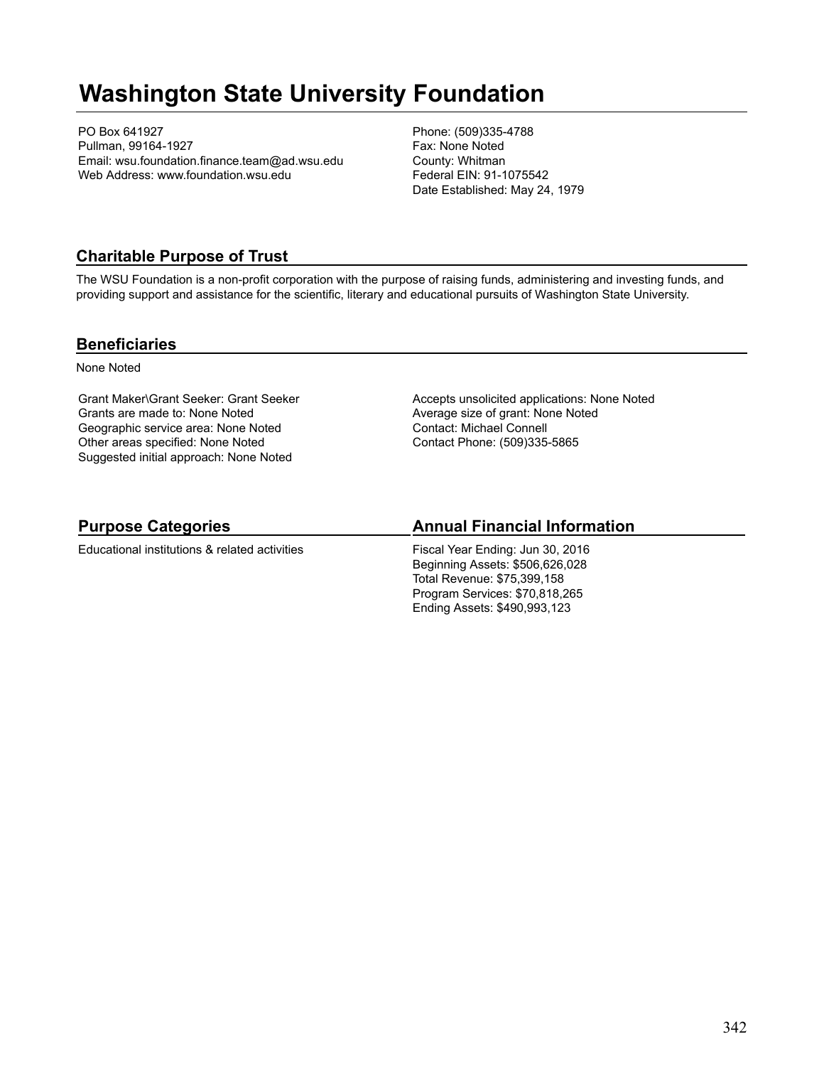# Washington State University Foundation

PO Box 641927
Pullman, 99164-1927
Email: wsu.foundation.finance.team@ad.wsu.edu
Web Address: www.foundation.wsu.edu

Phone: (509)335-4788
Fax: None Noted
County: Whitman
Federal EIN: 91-1075542
Date Established: May 24, 1979

## Charitable Purpose of Trust

The WSU Foundation is a non-profit corporation with the purpose of raising funds, administering and investing funds, and providing support and assistance for the scientific, literary and educational pursuits of Washington State University.

## Beneficiaries

None Noted

Grant Maker\Grant Seeker: Grant Seeker
Grants are made to: None Noted
Geographic service area: None Noted
Other areas specified: None Noted
Suggested initial approach: None Noted

Accepts unsolicited applications: None Noted
Average size of grant: None Noted
Contact: Michael Connell
Contact Phone: (509)335-5865

## Purpose Categories

Educational institutions & related activities

## Annual Financial Information

Fiscal Year Ending: Jun 30, 2016
Beginning Assets: $506,626,028
Total Revenue: $75,399,158
Program Services: $70,818,265
Ending Assets: $490,993,123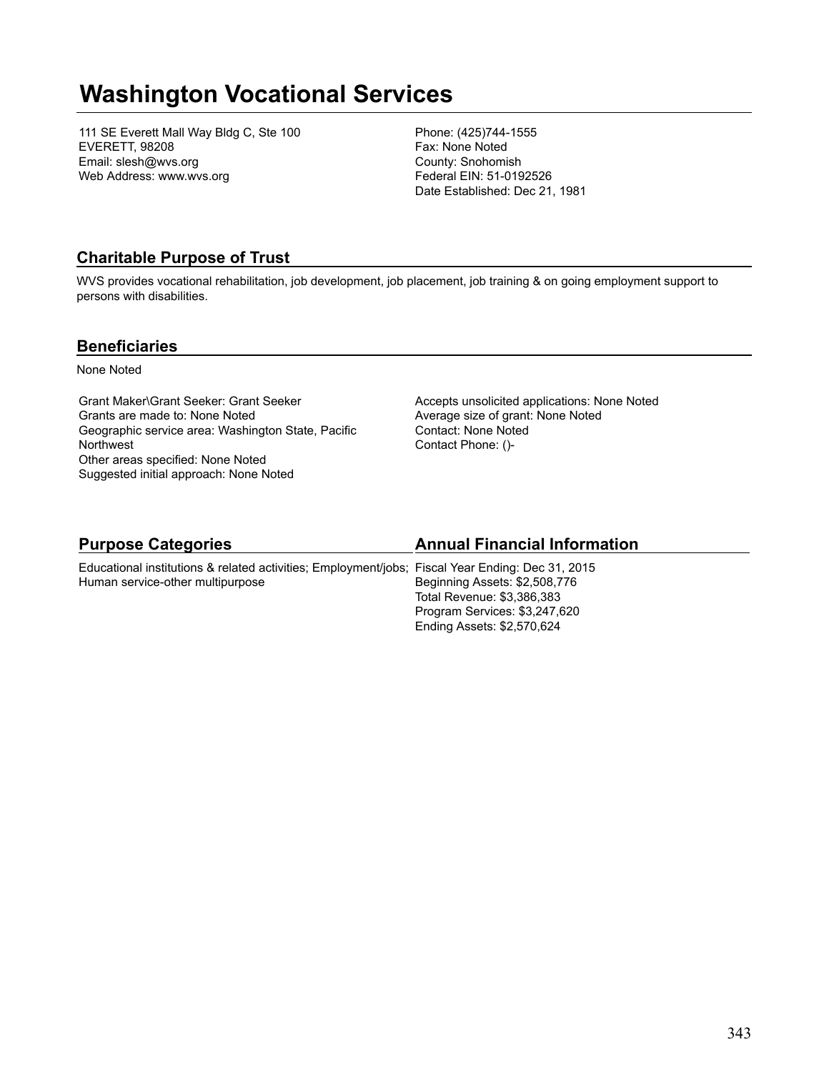# Washington Vocational Services

111 SE Everett Mall Way Bldg C, Ste 100
EVERETT, 98208
Email: slesh@wvs.org
Web Address: www.wvs.org

Phone: (425)744-1555
Fax: None Noted
County: Snohomish
Federal EIN: 51-0192526
Date Established: Dec 21, 1981

## Charitable Purpose of Trust

WVS provides vocational rehabilitation, job development, job placement, job training & on going employment support to persons with disabilities.

## Beneficiaries

None Noted

Grant Maker\Grant Seeker: Grant Seeker
Grants are made to: None Noted
Geographic service area: Washington State, Pacific Northwest
Other areas specified: None Noted
Suggested initial approach: None Noted

Accepts unsolicited applications: None Noted
Average size of grant: None Noted
Contact: None Noted
Contact Phone: ()-

## Purpose Categories

Educational institutions & related activities; Employment/jobs; Human service-other multipurpose

## Annual Financial Information

Fiscal Year Ending: Dec 31, 2015
Beginning Assets: $2,508,776
Total Revenue: $3,386,383
Program Services: $3,247,620
Ending Assets: $2,570,624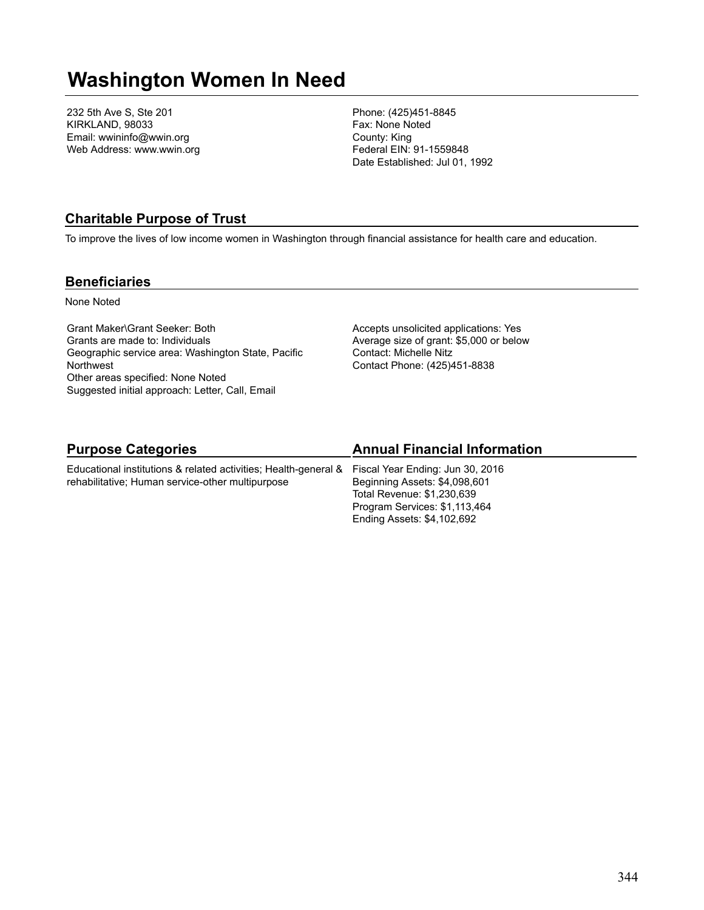# Washington Women In Need

232 5th Ave S, Ste 201
KIRKLAND, 98033
Email: wwininfo@wwin.org
Web Address: www.wwin.org

Phone: (425)451-8845
Fax: None Noted
County: King
Federal EIN: 91-1559848
Date Established: Jul 01, 1992

## Charitable Purpose of Trust

To improve the lives of low income women in Washington through financial assistance for health care and education.

## Beneficiaries

None Noted

Grant Maker\Grant Seeker: Both
Grants are made to: Individuals
Geographic service area: Washington State, Pacific Northwest
Other areas specified: None Noted
Suggested initial approach: Letter, Call, Email

Accepts unsolicited applications: Yes
Average size of grant: $5,000 or below
Contact: Michelle Nitz
Contact Phone: (425)451-8838

## Purpose Categories

Educational institutions & related activities; Health-general & rehabilitative; Human service-other multipurpose

## Annual Financial Information

Fiscal Year Ending: Jun 30, 2016
Beginning Assets: $4,098,601
Total Revenue: $1,230,639
Program Services: $1,113,464
Ending Assets: $4,102,692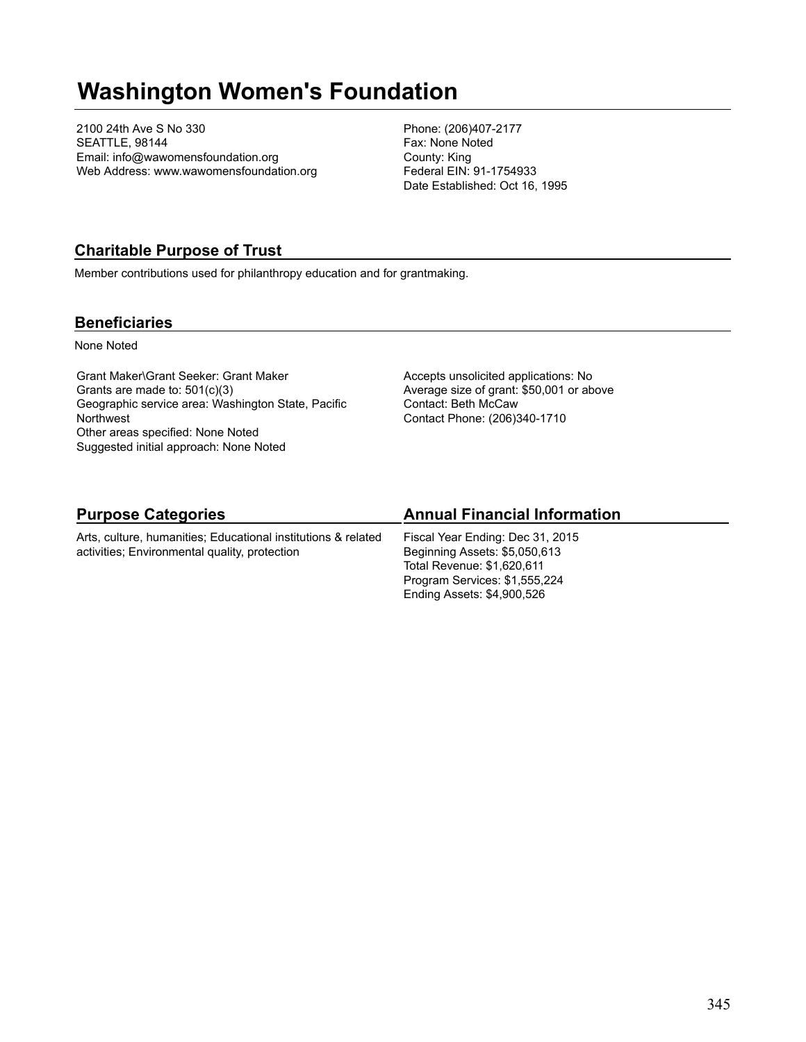# Washington Women's Foundation

2100 24th Ave S No 330
SEATTLE, 98144
Email: info@wawomensfoundation.org
Web Address: www.wawomensfoundation.org

Phone: (206)407-2177
Fax: None Noted
County: King
Federal EIN: 91-1754933
Date Established: Oct 16, 1995

## Charitable Purpose of Trust

Member contributions used for philanthropy education and for grantmaking.

## Beneficiaries

None Noted

Grant Maker\Grant Seeker: Grant Maker
Grants are made to: 501(c)(3)
Geographic service area: Washington State, Pacific Northwest
Other areas specified: None Noted
Suggested initial approach: None Noted

Accepts unsolicited applications: No
Average size of grant: $50,001 or above
Contact: Beth McCaw
Contact Phone: (206)340-1710

## Purpose Categories

Arts, culture, humanities; Educational institutions & related activities; Environmental quality, protection

## Annual Financial Information

Fiscal Year Ending: Dec 31, 2015
Beginning Assets: $5,050,613
Total Revenue: $1,620,611
Program Services: $1,555,224
Ending Assets: $4,900,526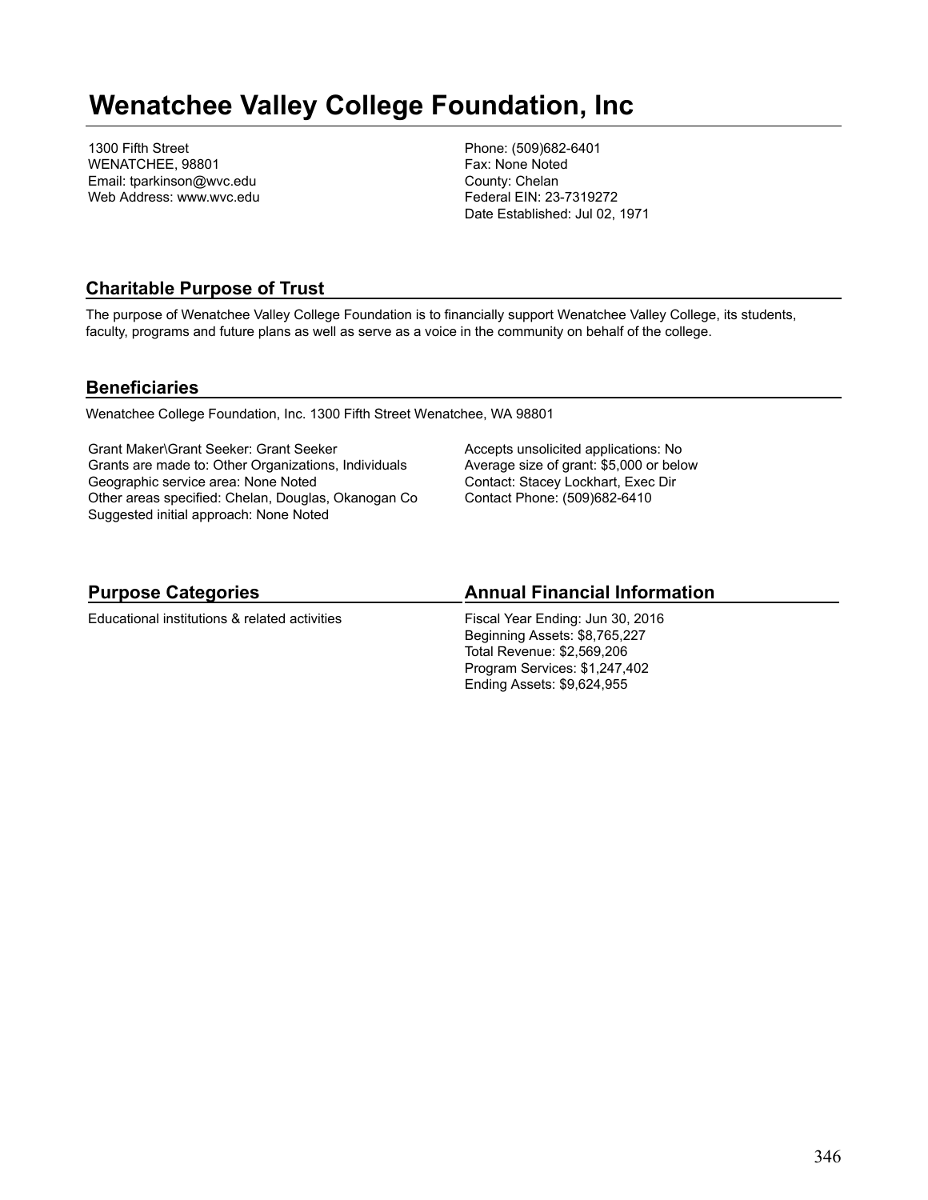# Wenatchee Valley College Foundation, Inc

1300 Fifth Street
WENATCHEE, 98801
Email: tparkinson@wvc.edu
Web Address: www.wvc.edu

Phone: (509)682-6401
Fax: None Noted
County: Chelan
Federal EIN: 23-7319272
Date Established: Jul 02, 1971

## Charitable Purpose of Trust

The purpose of Wenatchee Valley College Foundation is to financially support Wenatchee Valley College, its students, faculty, programs and future plans as well as serve as a voice in the community on behalf of the college.

## Beneficiaries

Wenatchee College Foundation, Inc. 1300 Fifth Street Wenatchee, WA 98801

Grant Maker\Grant Seeker: Grant Seeker
Grants are made to: Other Organizations, Individuals
Geographic service area: None Noted
Other areas specified: Chelan, Douglas, Okanogan Co
Suggested initial approach: None Noted

Accepts unsolicited applications: No
Average size of grant: $5,000 or below
Contact: Stacey Lockhart, Exec Dir
Contact Phone: (509)682-6410

## Purpose Categories

Educational institutions & related activities

## Annual Financial Information

Fiscal Year Ending: Jun 30, 2016
Beginning Assets: $8,765,227
Total Revenue: $2,569,206
Program Services: $1,247,402
Ending Assets: $9,624,955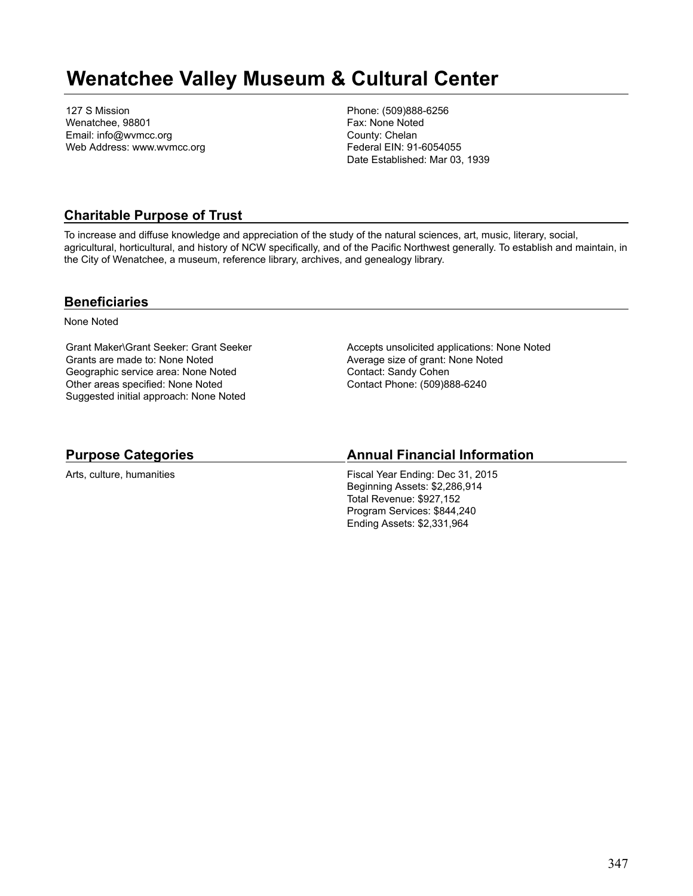# Wenatchee Valley Museum & Cultural Center

127 S Mission
Wenatchee, 98801
Email: info@wvmcc.org
Web Address: www.wvmcc.org

Phone: (509)888-6256
Fax: None Noted
County: Chelan
Federal EIN: 91-6054055
Date Established: Mar 03, 1939

## Charitable Purpose of Trust

To increase and diffuse knowledge and appreciation of the study of the natural sciences, art, music, literary, social, agricultural, horticultural, and history of NCW specifically, and of the Pacific Northwest generally. To establish and maintain, in the City of Wenatchee, a museum, reference library, archives, and genealogy library.

## Beneficiaries

None Noted

Grant Maker\Grant Seeker: Grant Seeker
Grants are made to: None Noted
Geographic service area: None Noted
Other areas specified: None Noted
Suggested initial approach: None Noted

Accepts unsolicited applications: None Noted
Average size of grant: None Noted
Contact: Sandy Cohen
Contact Phone: (509)888-6240

## Purpose Categories

Arts, culture, humanities

## Annual Financial Information

Fiscal Year Ending: Dec 31, 2015
Beginning Assets: $2,286,914
Total Revenue: $927,152
Program Services: $844,240
Ending Assets: $2,331,964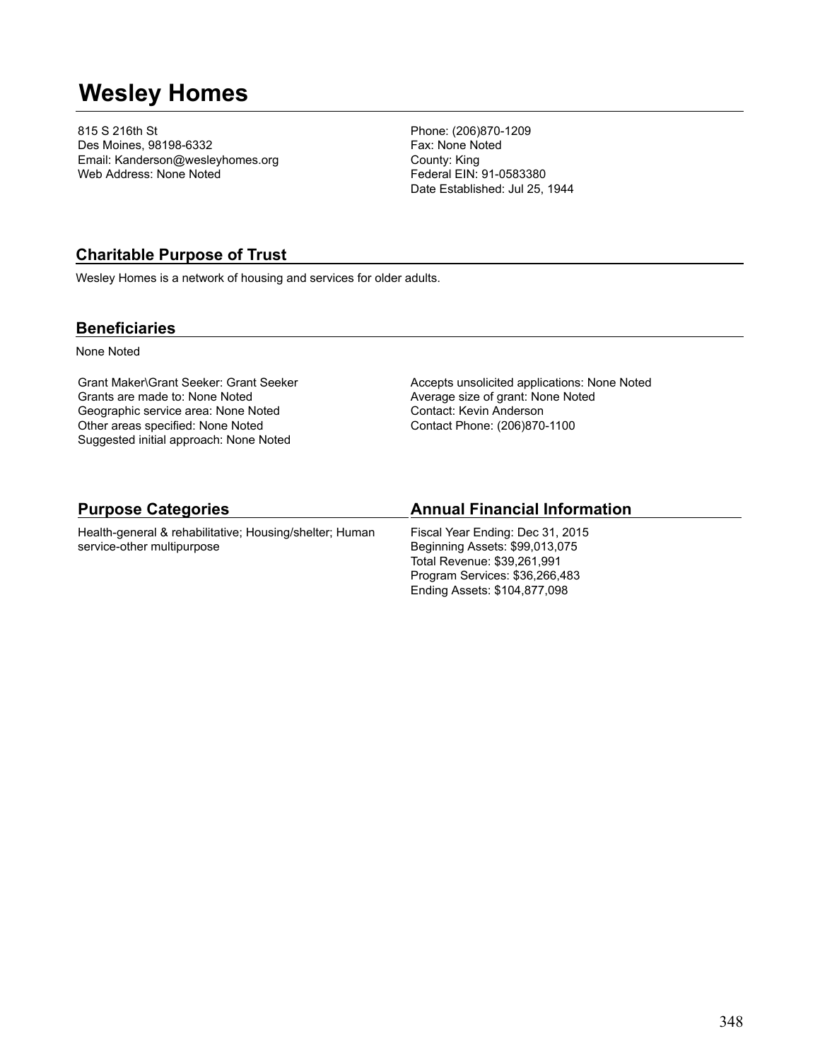# Wesley Homes

815 S 216th St
Des Moines, 98198-6332
Email: Kanderson@wesleyhomes.org
Web Address: None Noted

Phone: (206)870-1209
Fax: None Noted
County: King
Federal EIN: 91-0583380
Date Established: Jul 25, 1944

## Charitable Purpose of Trust

Wesley Homes is a network of housing and services for older adults.

## Beneficiaries

None Noted

Grant Maker\Grant Seeker: Grant Seeker
Grants are made to: None Noted
Geographic service area: None Noted
Other areas specified: None Noted
Suggested initial approach: None Noted

Accepts unsolicited applications: None Noted
Average size of grant: None Noted
Contact: Kevin Anderson
Contact Phone: (206)870-1100

## Purpose Categories

Health-general & rehabilitative; Housing/shelter; Human service-other multipurpose

## Annual Financial Information

Fiscal Year Ending: Dec 31, 2015
Beginning Assets: $99,013,075
Total Revenue: $39,261,991
Program Services: $36,266,483
Ending Assets: $104,877,098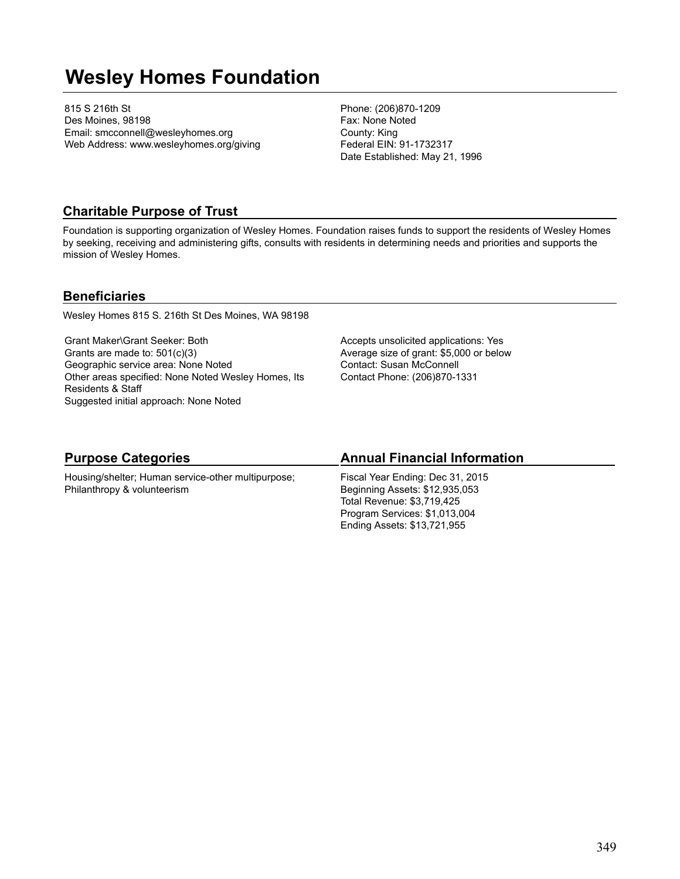# Wesley Homes Foundation

815 S 216th St
Des Moines, 98198
Email: smcconnell@wesleyhomes.org
Web Address: www.wesleyhomes.org/giving

Phone: (206)870-1209
Fax: None Noted
County: King
Federal EIN: 91-1732317
Date Established: May 21, 1996

## Charitable Purpose of Trust

Foundation is supporting organization of Wesley Homes. Foundation raises funds to support the residents of Wesley Homes by seeking, receiving and administering gifts, consults with residents in determining needs and priorities and supports the mission of Wesley Homes.

## Beneficiaries

Wesley Homes 815 S. 216th St Des Moines, WA 98198

Grant Maker\Grant Seeker: Both
Grants are made to: 501(c)(3)
Geographic service area: None Noted
Other areas specified: None Noted Wesley Homes, Its Residents & Staff
Suggested initial approach: None Noted

Accepts unsolicited applications: Yes
Average size of grant: $5,000 or below
Contact: Susan McConnell
Contact Phone: (206)870-1331

## Purpose Categories

Housing/shelter; Human service-other multipurpose; Philanthropy & volunteerism

## Annual Financial Information

Fiscal Year Ending: Dec 31, 2015
Beginning Assets: $12,935,053
Total Revenue: $3,719,425
Program Services: $1,013,004
Ending Assets: $13,721,955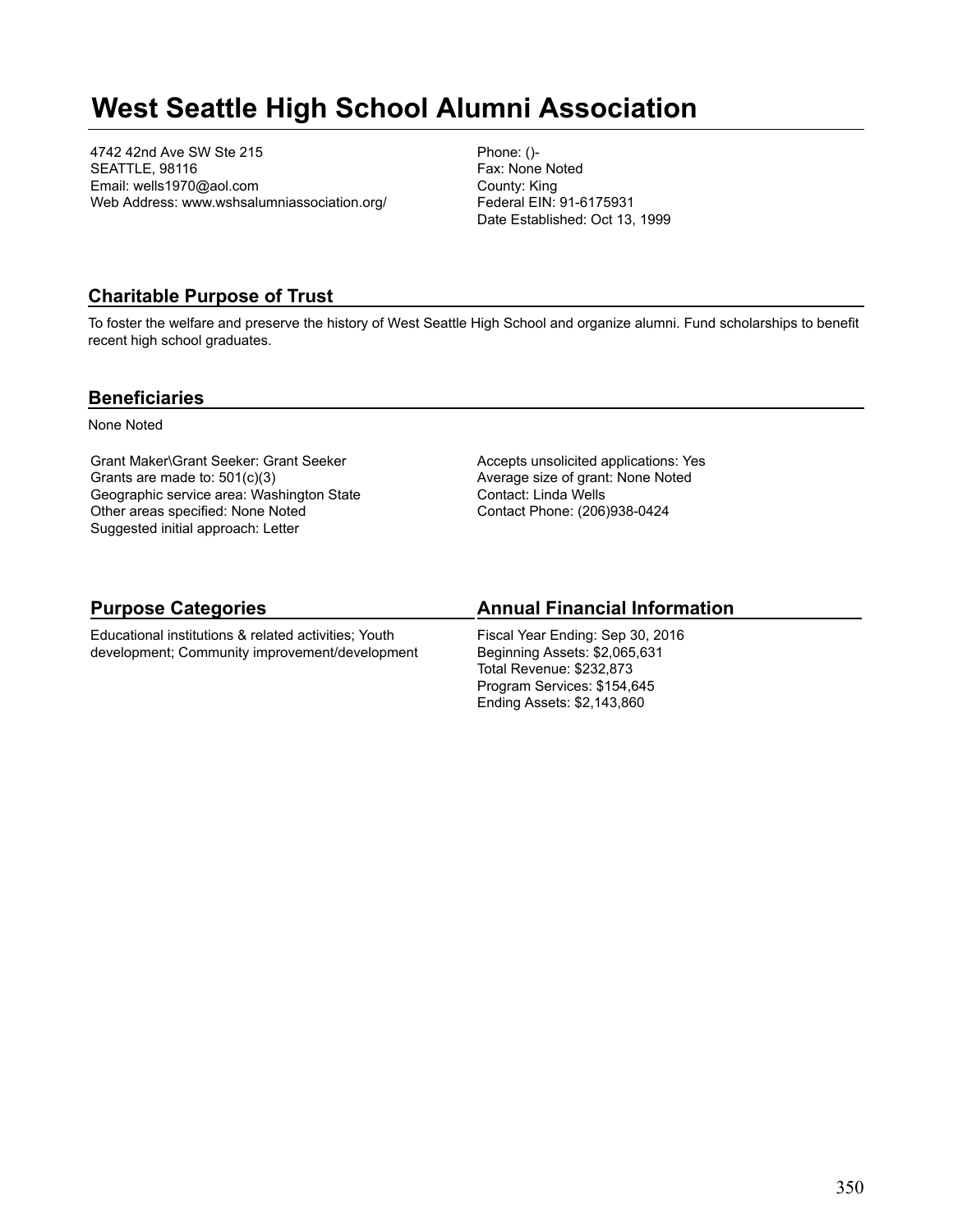# West Seattle High School Alumni Association

4742 42nd Ave SW Ste 215
SEATTLE, 98116
Email: wells1970@aol.com
Web Address: www.wshsalumniassociation.org/

Phone: ()-
Fax: None Noted
County: King
Federal EIN: 91-6175931
Date Established: Oct 13, 1999

## Charitable Purpose of Trust

To foster the welfare and preserve the history of West Seattle High School and organize alumni. Fund scholarships to benefit recent high school graduates.

## Beneficiaries

None Noted

Grant Maker\Grant Seeker: Grant Seeker
Grants are made to: 501(c)(3)
Geographic service area: Washington State
Other areas specified: None Noted
Suggested initial approach: Letter

Accepts unsolicited applications: Yes
Average size of grant: None Noted
Contact: Linda Wells
Contact Phone: (206)938-0424

## Purpose Categories

Educational institutions & related activities; Youth development; Community improvement/development

## Annual Financial Information

Fiscal Year Ending: Sep 30, 2016
Beginning Assets: $2,065,631
Total Revenue: $232,873
Program Services: $154,645
Ending Assets: $2,143,860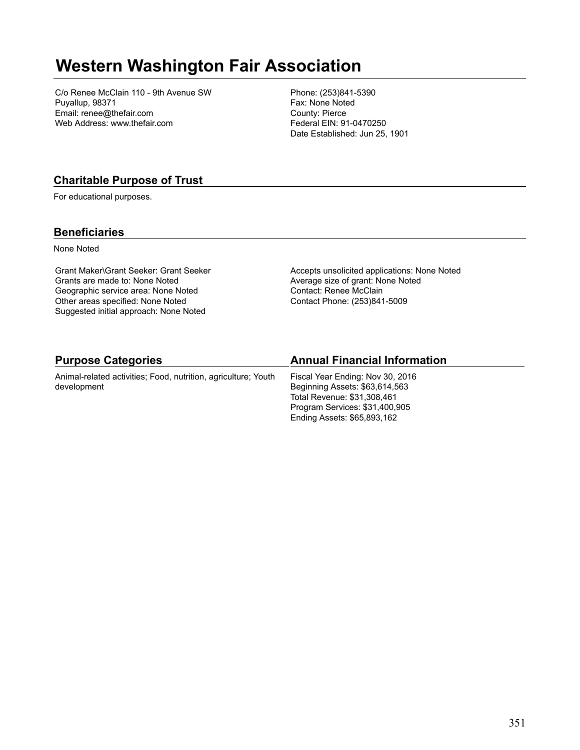# Western Washington Fair Association

C/o Renee McClain 110 - 9th Avenue SW
Puyallup, 98371
Email: renee@thefair.com
Web Address: www.thefair.com

Phone: (253)841-5390
Fax: None Noted
County: Pierce
Federal EIN: 91-0470250
Date Established: Jun 25, 1901

## Charitable Purpose of Trust

For educational purposes.

## Beneficiaries

None Noted

Grant Maker\Grant Seeker: Grant Seeker
Grants are made to: None Noted
Geographic service area: None Noted
Other areas specified: None Noted
Suggested initial approach: None Noted

Accepts unsolicited applications: None Noted
Average size of grant: None Noted
Contact: Renee McClain
Contact Phone: (253)841-5009

## Purpose Categories

Animal-related activities; Food, nutrition, agriculture; Youth development

## Annual Financial Information

Fiscal Year Ending: Nov 30, 2016
Beginning Assets: $63,614,563
Total Revenue: $31,308,461
Program Services: $31,400,905
Ending Assets: $65,893,162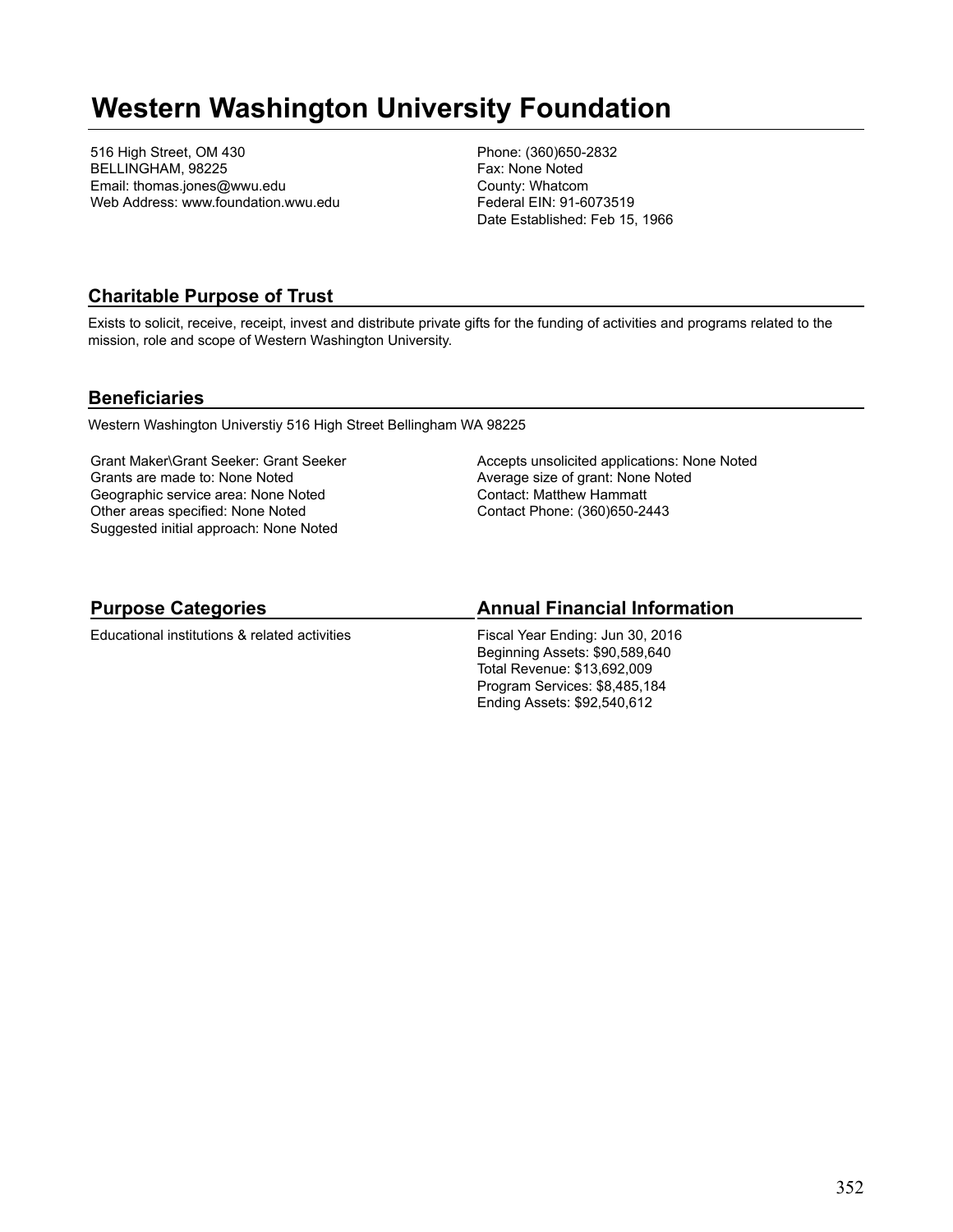# Western Washington University Foundation

516 High Street, OM 430
BELLINGHAM, 98225
Email: thomas.jones@wwu.edu
Web Address: www.foundation.wwu.edu

Phone: (360)650-2832
Fax: None Noted
County: Whatcom
Federal EIN: 91-6073519
Date Established: Feb 15, 1966

## Charitable Purpose of Trust

Exists to solicit, receive, receipt, invest and distribute private gifts for the funding of activities and programs related to the mission, role and scope of Western Washington University.

## Beneficiaries

Western Washington Universtiy 516 High Street Bellingham WA 98225

Grant Maker\Grant Seeker: Grant Seeker
Grants are made to: None Noted
Geographic service area: None Noted
Other areas specified: None Noted
Suggested initial approach: None Noted

Accepts unsolicited applications: None Noted
Average size of grant: None Noted
Contact: Matthew Hammatt
Contact Phone: (360)650-2443

## Purpose Categories

Educational institutions & related activities

## Annual Financial Information

Fiscal Year Ending: Jun 30, 2016
Beginning Assets: $90,589,640
Total Revenue: $13,692,009
Program Services: $8,485,184
Ending Assets: $92,540,612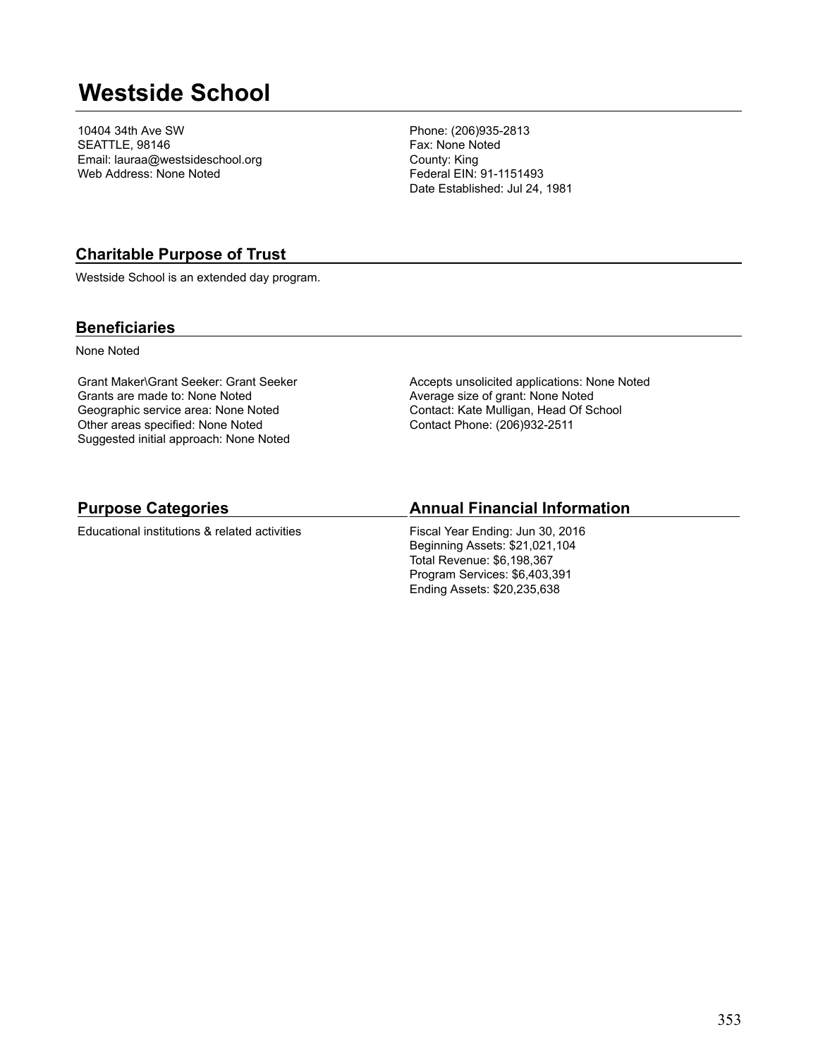# Westside School

10404 34th Ave SW
SEATTLE, 98146
Email: lauraa@westsideschool.org
Web Address: None Noted

Phone: (206)935-2813
Fax: None Noted
County: King
Federal EIN: 91-1151493
Date Established: Jul 24, 1981

## Charitable Purpose of Trust

Westside School is an extended day program.

## Beneficiaries

None Noted

Grant Maker\Grant Seeker: Grant Seeker
Grants are made to: None Noted
Geographic service area: None Noted
Other areas specified: None Noted
Suggested initial approach: None Noted

Accepts unsolicited applications: None Noted
Average size of grant: None Noted
Contact: Kate Mulligan, Head Of School
Contact Phone: (206)932-2511

## Purpose Categories

Educational institutions & related activities

## Annual Financial Information

Fiscal Year Ending: Jun 30, 2016
Beginning Assets: $21,021,104
Total Revenue: $6,198,367
Program Services: $6,403,391
Ending Assets: $20,235,638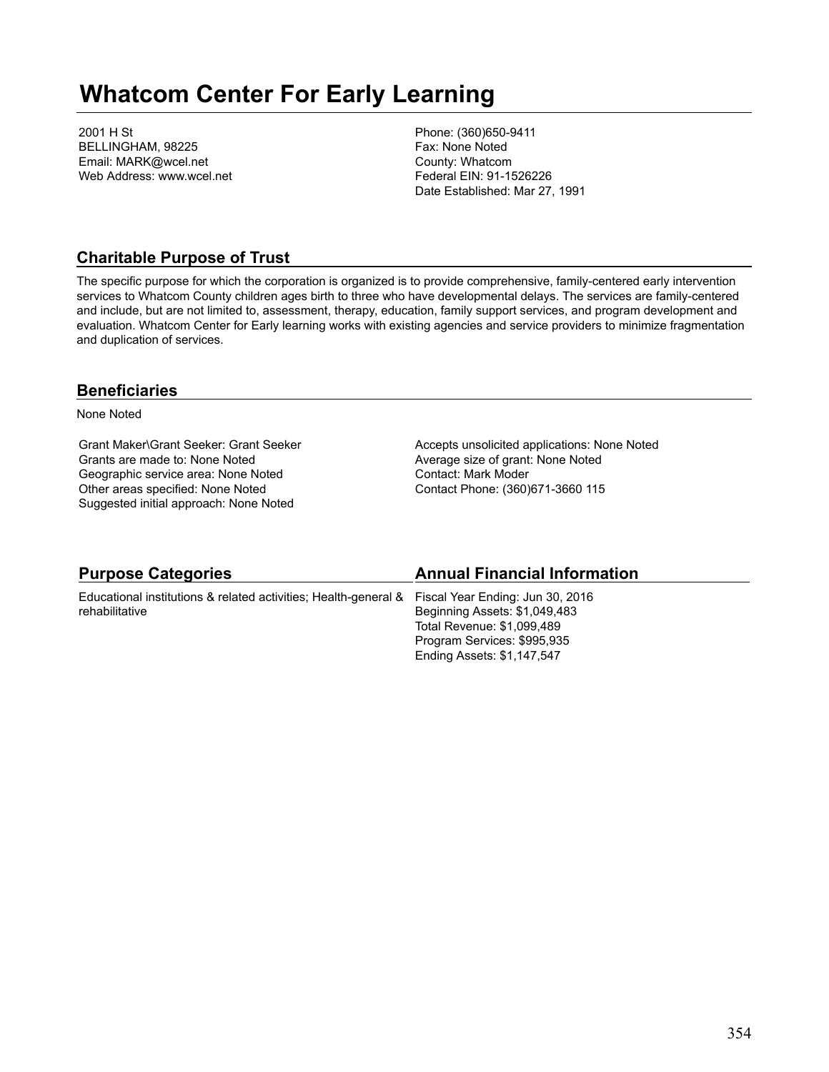# Whatcom Center For Early Learning

2001 H St
BELLINGHAM, 98225
Email: MARK@wcel.net
Web Address: www.wcel.net

Phone: (360)650-9411
Fax: None Noted
County: Whatcom
Federal EIN: 91-1526226
Date Established: Mar 27, 1991

## Charitable Purpose of Trust

The specific purpose for which the corporation is organized is to provide comprehensive, family-centered early intervention services to Whatcom County children ages birth to three who have developmental delays. The services are family-centered and include, but are not limited to, assessment, therapy, education, family support services, and program development and evaluation. Whatcom Center for Early learning works with existing agencies and service providers to minimize fragmentation and duplication of services.

## Beneficiaries

None Noted

Grant Maker\Grant Seeker: Grant Seeker
Grants are made to: None Noted
Geographic service area: None Noted
Other areas specified: None Noted
Suggested initial approach: None Noted

Accepts unsolicited applications: None Noted
Average size of grant: None Noted
Contact: Mark Moder
Contact Phone: (360)671-3660 115

## Purpose Categories

Educational institutions & related activities; Health-general & rehabilitative

## Annual Financial Information

Fiscal Year Ending: Jun 30, 2016
Beginning Assets: $1,049,483
Total Revenue: $1,099,489
Program Services: $995,935
Ending Assets: $1,147,547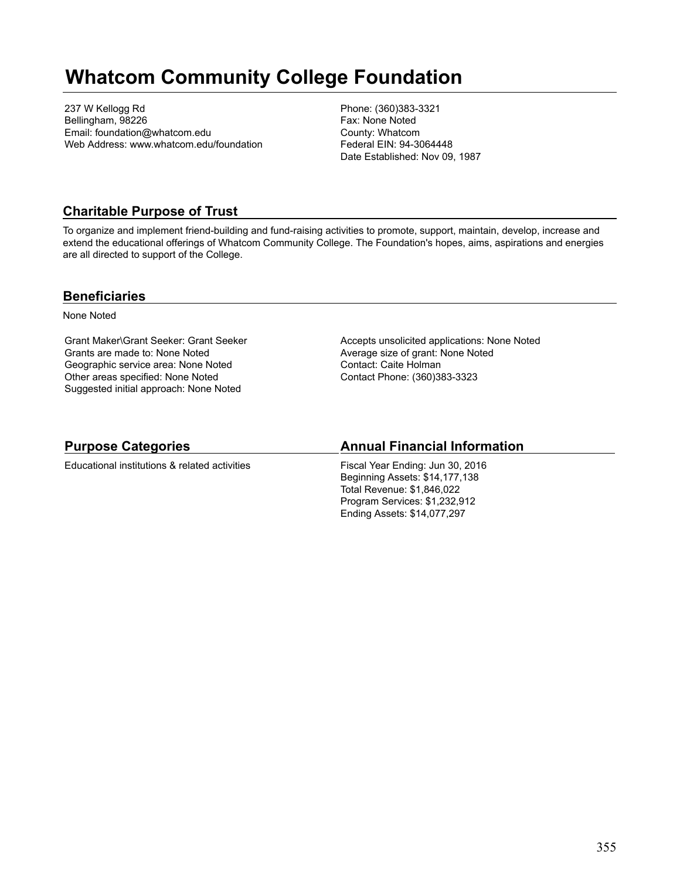# Whatcom Community College Foundation

237 W Kellogg Rd
Bellingham, 98226
Email: foundation@whatcom.edu
Web Address: www.whatcom.edu/foundation

Phone: (360)383-3321
Fax: None Noted
County: Whatcom
Federal EIN: 94-3064448
Date Established: Nov 09, 1987

## Charitable Purpose of Trust

To organize and implement friend-building and fund-raising activities to promote, support, maintain, develop, increase and extend the educational offerings of Whatcom Community College. The Foundation's hopes, aims, aspirations and energies are all directed to support of the College.

## Beneficiaries

None Noted

Grant Maker\Grant Seeker: Grant Seeker
Grants are made to: None Noted
Geographic service area: None Noted
Other areas specified: None Noted
Suggested initial approach: None Noted

Accepts unsolicited applications: None Noted
Average size of grant: None Noted
Contact: Caite Holman
Contact Phone: (360)383-3323

## Purpose Categories

Educational institutions & related activities

## Annual Financial Information

Fiscal Year Ending: Jun 30, 2016
Beginning Assets: $14,177,138
Total Revenue: $1,846,022
Program Services: $1,232,912
Ending Assets: $14,077,297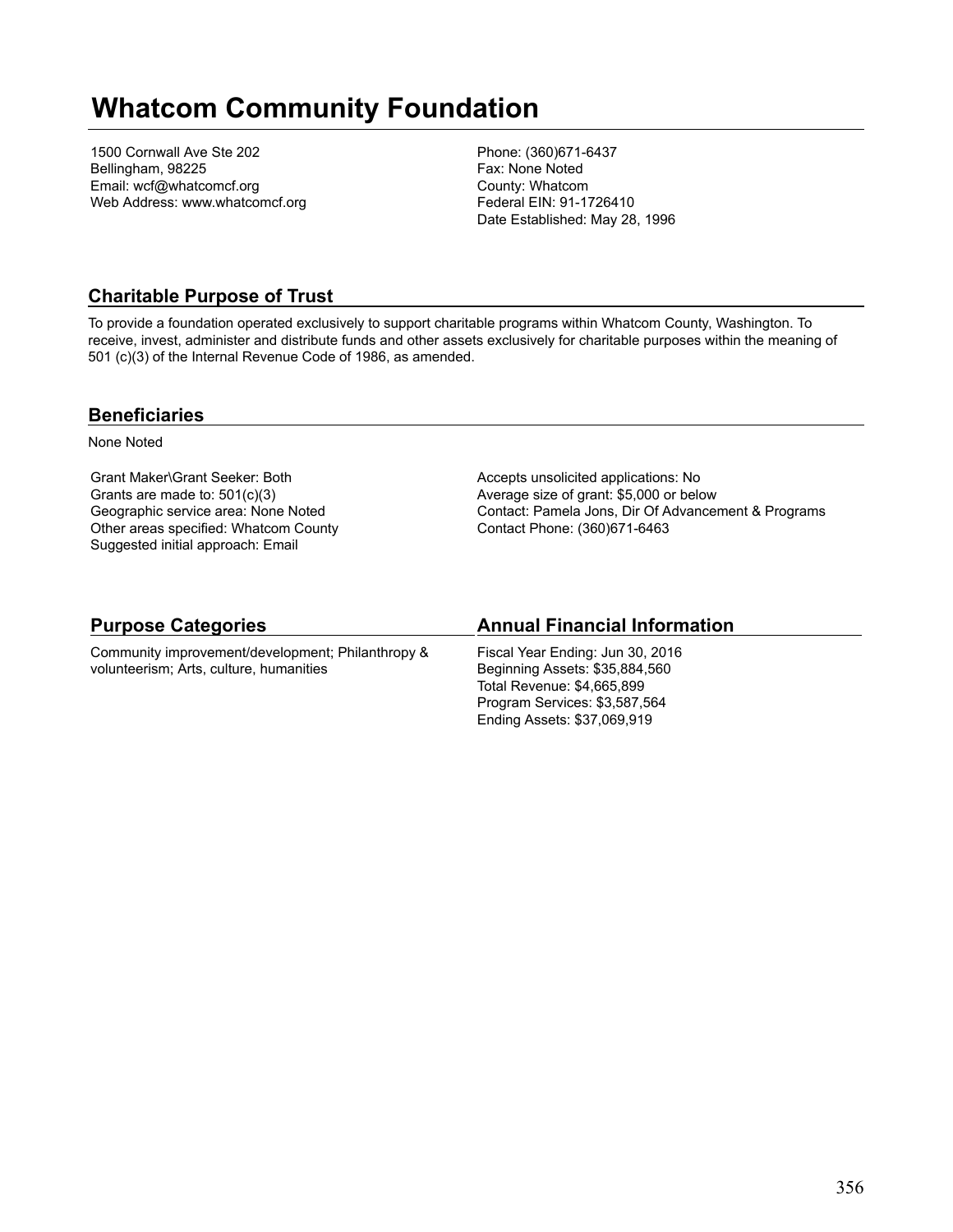# Whatcom Community Foundation

1500 Cornwall Ave Ste 202
Bellingham, 98225
Email: wcf@whatcomcf.org
Web Address: www.whatcomcf.org

Phone: (360)671-6437
Fax: None Noted
County: Whatcom
Federal EIN: 91-1726410
Date Established: May 28, 1996

## Charitable Purpose of Trust

To provide a foundation operated exclusively to support charitable programs within Whatcom County, Washington. To receive, invest, administer and distribute funds and other assets exclusively for charitable purposes within the meaning of 501 (c)(3) of the Internal Revenue Code of 1986, as amended.

## Beneficiaries

None Noted

Grant Maker\Grant Seeker: Both
Grants are made to: 501(c)(3)
Geographic service area: None Noted
Other areas specified: Whatcom County
Suggested initial approach: Email

Accepts unsolicited applications: No
Average size of grant: $5,000 or below
Contact: Pamela Jons, Dir Of Advancement & Programs
Contact Phone: (360)671-6463

## Purpose Categories

Community improvement/development; Philanthropy & volunteerism; Arts, culture, humanities

## Annual Financial Information

Fiscal Year Ending: Jun 30, 2016
Beginning Assets: $35,884,560
Total Revenue: $4,665,899
Program Services: $3,587,564
Ending Assets: $37,069,919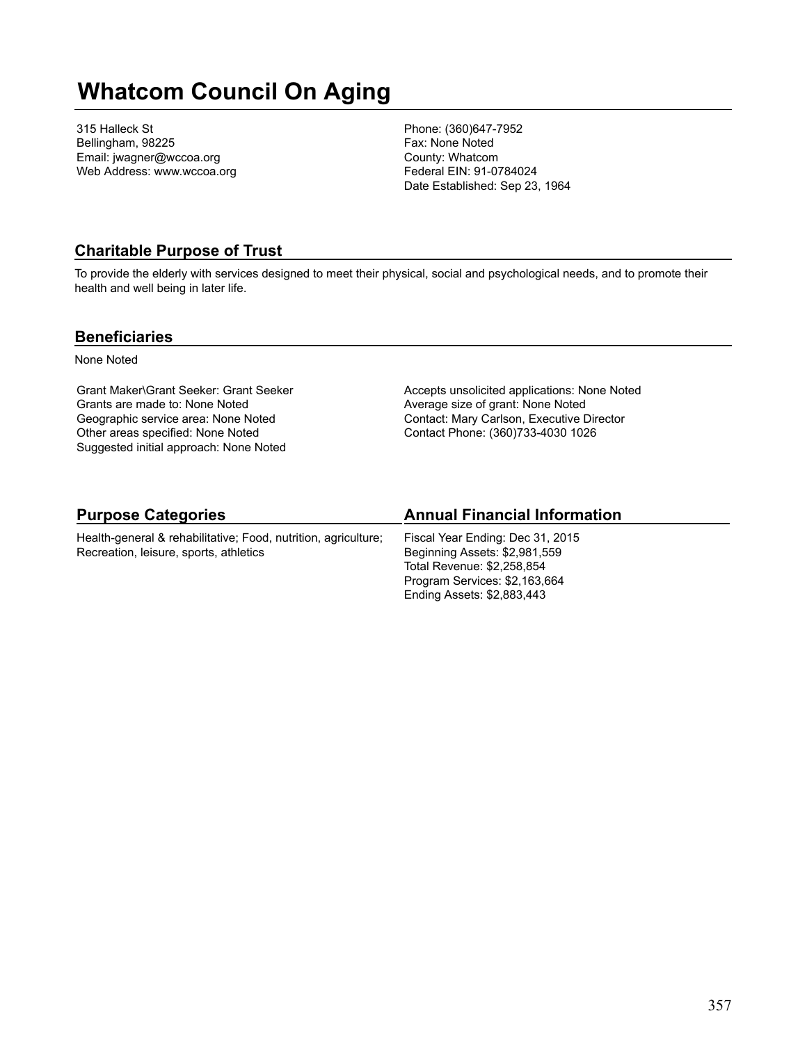# Whatcom Council On Aging

315 Halleck St
Bellingham, 98225
Email: jwagner@wccoa.org
Web Address: www.wccoa.org

Phone: (360)647-7952
Fax: None Noted
County: Whatcom
Federal EIN: 91-0784024
Date Established: Sep 23, 1964

## Charitable Purpose of Trust

To provide the elderly with services designed to meet their physical, social and psychological needs, and to promote their health and well being in later life.

## Beneficiaries

None Noted

Grant Maker\Grant Seeker: Grant Seeker
Grants are made to: None Noted
Geographic service area: None Noted
Other areas specified: None Noted
Suggested initial approach: None Noted

Accepts unsolicited applications: None Noted
Average size of grant: None Noted
Contact: Mary Carlson, Executive Director
Contact Phone: (360)733-4030 1026

## Purpose Categories

Health-general & rehabilitative; Food, nutrition, agriculture; Recreation, leisure, sports, athletics

## Annual Financial Information

Fiscal Year Ending: Dec 31, 2015
Beginning Assets: $2,981,559
Total Revenue: $2,258,854
Program Services: $2,163,664
Ending Assets: $2,883,443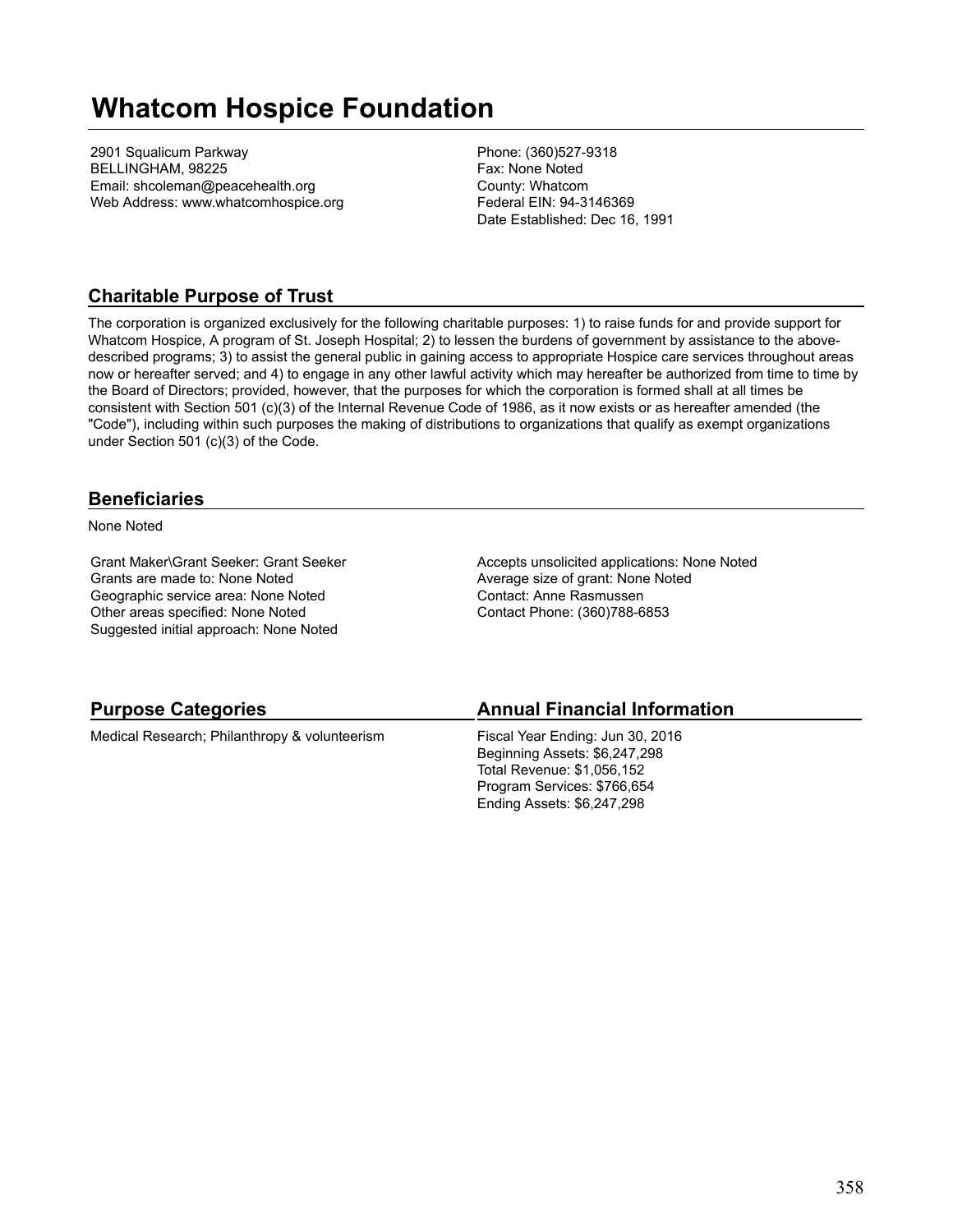# Whatcom Hospice Foundation

2901 Squalicum Parkway
BELLINGHAM, 98225
Email: shcoleman@peacehealth.org
Web Address: www.whatcomhospice.org

Phone: (360)527-9318
Fax: None Noted
County: Whatcom
Federal EIN: 94-3146369
Date Established: Dec 16, 1991

## Charitable Purpose of Trust

The corporation is organized exclusively for the following charitable purposes: 1) to raise funds for and provide support for Whatcom Hospice, A program of St. Joseph Hospital; 2) to lessen the burdens of government by assistance to the above-described programs; 3) to assist the general public in gaining access to appropriate Hospice care services throughout areas now or hereafter served; and 4) to engage in any other lawful activity which may hereafter be authorized from time to time by the Board of Directors; provided, however, that the purposes for which the corporation is formed shall at all times be consistent with Section 501 (c)(3) of the Internal Revenue Code of 1986, as it now exists or as hereafter amended (the "Code"), including within such purposes the making of distributions to organizations that qualify as exempt organizations under Section 501 (c)(3) of the Code.

## Beneficiaries

None Noted

Grant Maker\Grant Seeker: Grant Seeker
Grants are made to: None Noted
Geographic service area: None Noted
Other areas specified: None Noted
Suggested initial approach: None Noted

Accepts unsolicited applications: None Noted
Average size of grant: None Noted
Contact: Anne Rasmussen
Contact Phone: (360)788-6853

## Purpose Categories

Medical Research; Philanthropy & volunteerism

## Annual Financial Information

Fiscal Year Ending: Jun 30, 2016
Beginning Assets: $6,247,298
Total Revenue: $1,056,152
Program Services: $766,654
Ending Assets: $6,247,298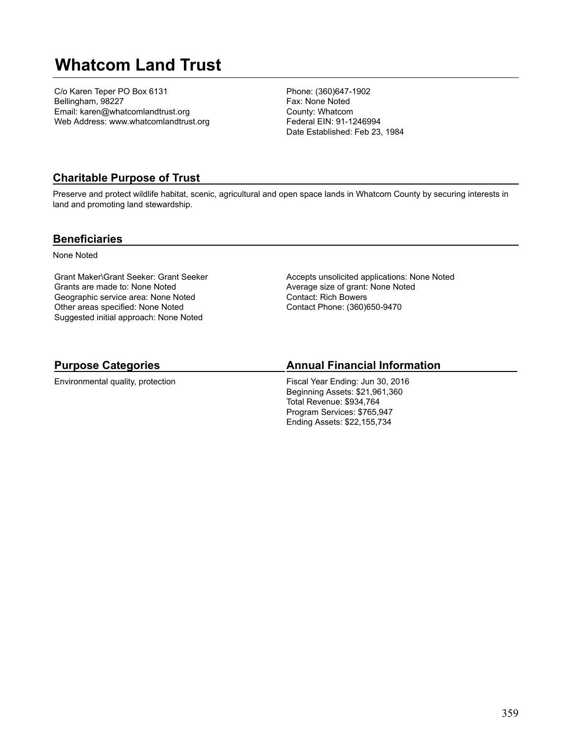# Whatcom Land Trust

C/o Karen Teper PO Box 6131
Bellingham, 98227
Email: karen@whatcomlandtrust.org
Web Address: www.whatcomlandtrust.org

Phone: (360)647-1902
Fax: None Noted
County: Whatcom
Federal EIN: 91-1246994
Date Established: Feb 23, 1984

## Charitable Purpose of Trust

Preserve and protect wildlife habitat, scenic, agricultural and open space lands in Whatcom County by securing interests in land and promoting land stewardship.

## Beneficiaries

None Noted

Grant Maker\Grant Seeker: Grant Seeker
Grants are made to: None Noted
Geographic service area: None Noted
Other areas specified: None Noted
Suggested initial approach: None Noted

Accepts unsolicited applications: None Noted
Average size of grant: None Noted
Contact: Rich Bowers
Contact Phone: (360)650-9470

## Purpose Categories

Environmental quality, protection

## Annual Financial Information

Fiscal Year Ending: Jun 30, 2016
Beginning Assets: $21,961,360
Total Revenue: $934,764
Program Services: $765,947
Ending Assets: $22,155,734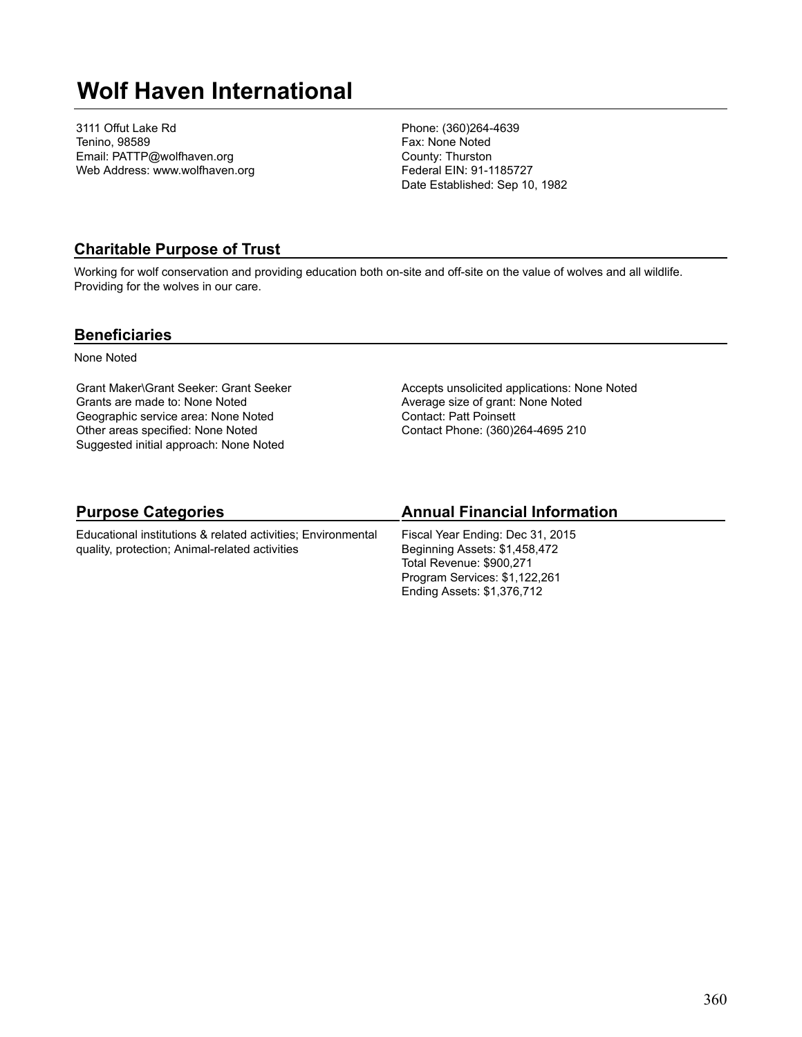# Wolf Haven International

3111 Offut Lake Rd
Tenino, 98589
Email: PATTP@wolfhaven.org
Web Address: www.wolfhaven.org

Phone: (360)264-4639
Fax: None Noted
County: Thurston
Federal EIN: 91-1185727
Date Established: Sep 10, 1982

## Charitable Purpose of Trust

Working for wolf conservation and providing education both on-site and off-site on the value of wolves and all wildlife. Providing for the wolves in our care.

## Beneficiaries

None Noted

Grant Maker\Grant Seeker: Grant Seeker
Grants are made to: None Noted
Geographic service area: None Noted
Other areas specified: None Noted
Suggested initial approach: None Noted

Accepts unsolicited applications: None Noted
Average size of grant: None Noted
Contact: Patt Poinsett
Contact Phone: (360)264-4695 210

## Purpose Categories

Educational institutions & related activities; Environmental quality, protection; Animal-related activities

## Annual Financial Information

Fiscal Year Ending: Dec 31, 2015
Beginning Assets: $1,458,472
Total Revenue: $900,271
Program Services: $1,122,261
Ending Assets: $1,376,712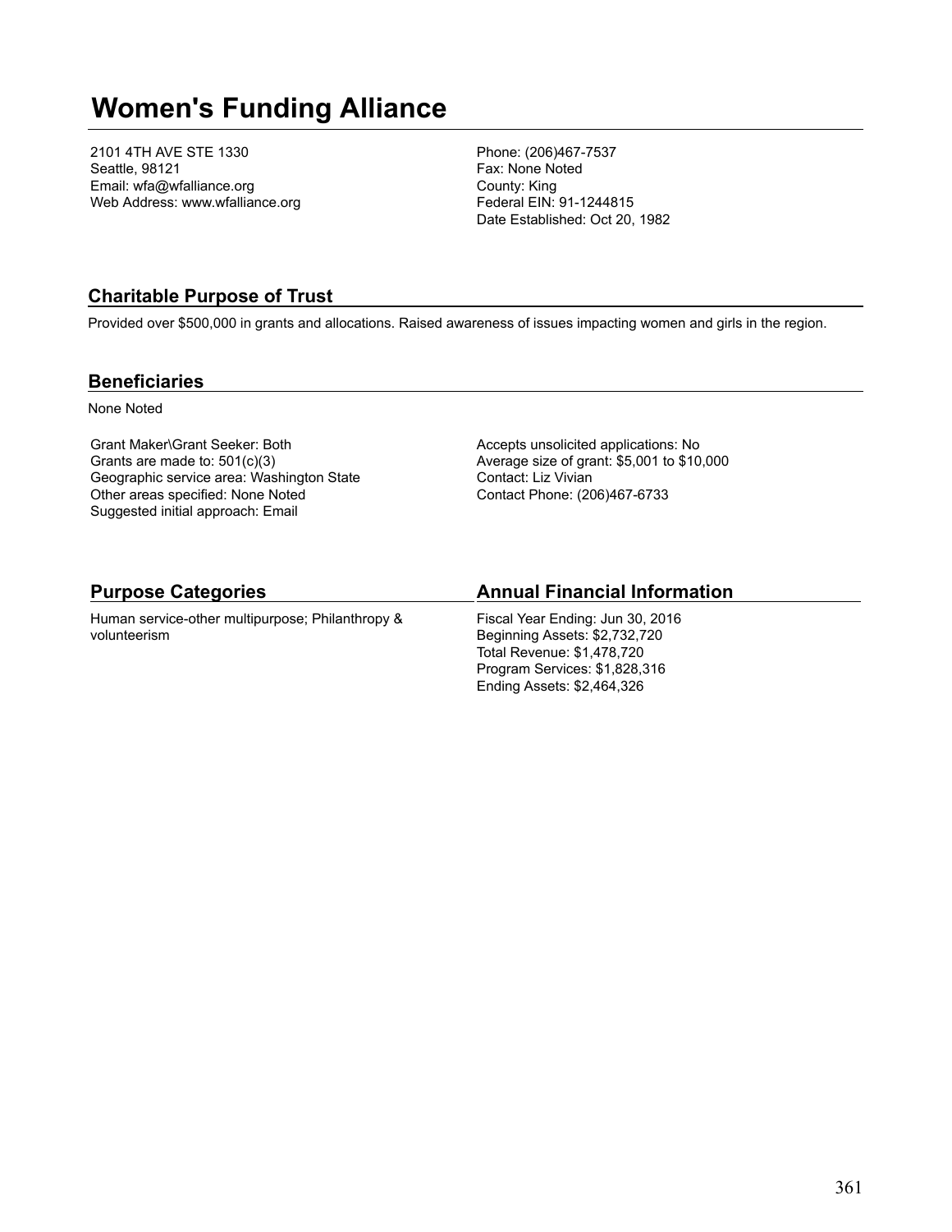# Women's Funding Alliance

2101 4TH AVE STE 1330
Seattle, 98121
Email: wfa@wfalliance.org
Web Address: www.wfalliance.org

Phone: (206)467-7537
Fax: None Noted
County: King
Federal EIN: 91-1244815
Date Established: Oct 20, 1982

## Charitable Purpose of Trust

Provided over $500,000 in grants and allocations. Raised awareness of issues impacting women and girls in the region.

## Beneficiaries

None Noted

Grant Maker\Grant Seeker: Both
Grants are made to: 501(c)(3)
Geographic service area: Washington State
Other areas specified: None Noted
Suggested initial approach: Email

Accepts unsolicited applications: No
Average size of grant: $5,001 to $10,000
Contact: Liz Vivian
Contact Phone: (206)467-6733

## Purpose Categories

Human service-other multipurpose; Philanthropy & volunteerism

## Annual Financial Information

Fiscal Year Ending: Jun 30, 2016
Beginning Assets: $2,732,720
Total Revenue: $1,478,720
Program Services: $1,828,316
Ending Assets: $2,464,326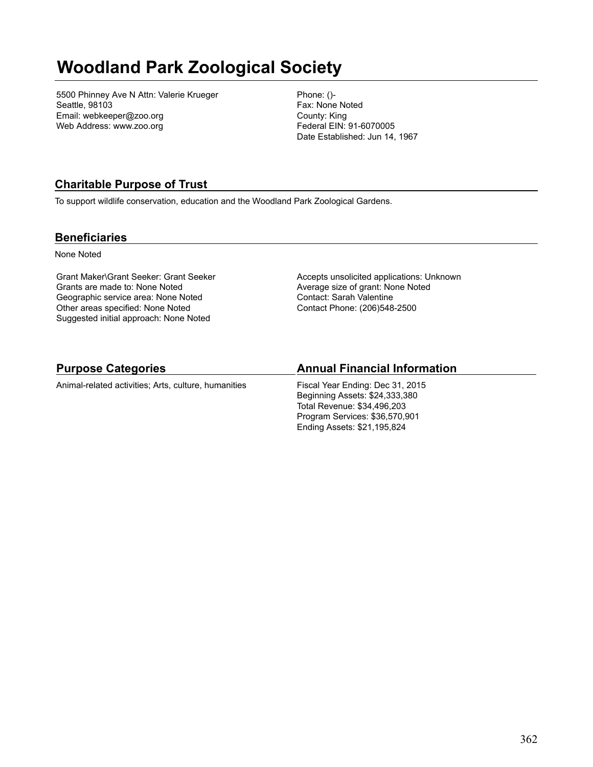# Woodland Park Zoological Society

5500 Phinney Ave N Attn: Valerie Krueger
Seattle, 98103
Email: webkeeper@zoo.org
Web Address: www.zoo.org

Phone: ()-
Fax: None Noted
County: King
Federal EIN: 91-6070005
Date Established: Jun 14, 1967

## Charitable Purpose of Trust

To support wildlife conservation, education and the Woodland Park Zoological Gardens.

## Beneficiaries

None Noted

Grant Maker\Grant Seeker: Grant Seeker
Grants are made to: None Noted
Geographic service area: None Noted
Other areas specified: None Noted
Suggested initial approach: None Noted

Accepts unsolicited applications: Unknown
Average size of grant: None Noted
Contact: Sarah Valentine
Contact Phone: (206)548-2500

## Purpose Categories

Animal-related activities; Arts, culture, humanities

## Annual Financial Information

Fiscal Year Ending: Dec 31, 2015
Beginning Assets: $24,333,380
Total Revenue: $34,496,203
Program Services: $36,570,901
Ending Assets: $21,195,824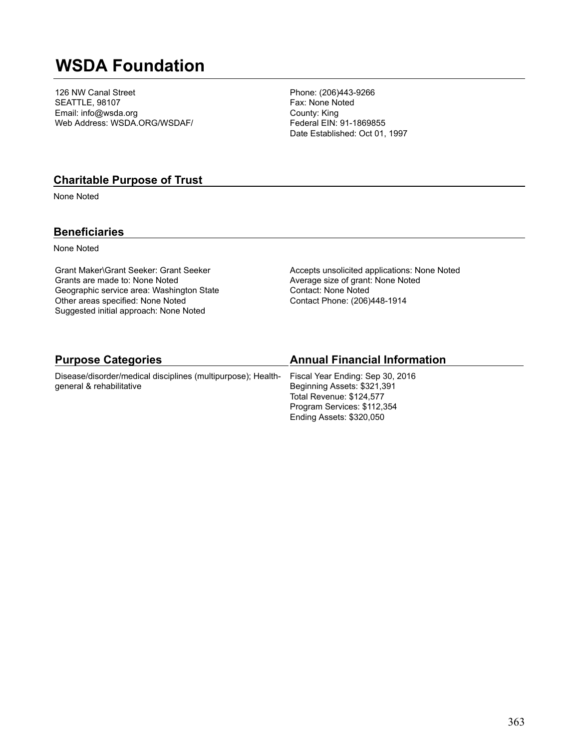# WSDA Foundation

126 NW Canal Street
SEATTLE, 98107
Email: info@wsda.org
Web Address: WSDA.ORG/WSDAF/

Phone: (206)443-9266
Fax: None Noted
County: King
Federal EIN: 91-1869855
Date Established: Oct 01, 1997

## Charitable Purpose of Trust

None Noted

## Beneficiaries

None Noted

Grant Maker\Grant Seeker: Grant Seeker
Grants are made to: None Noted
Geographic service area: Washington State
Other areas specified: None Noted
Suggested initial approach: None Noted

Accepts unsolicited applications: None Noted
Average size of grant: None Noted
Contact: None Noted
Contact Phone: (206)448-1914

## Purpose Categories

Disease/disorder/medical disciplines (multipurpose); Health-general & rehabilitative

## Annual Financial Information

Fiscal Year Ending: Sep 30, 2016
Beginning Assets: $321,391
Total Revenue: $124,577
Program Services: $112,354
Ending Assets: $320,050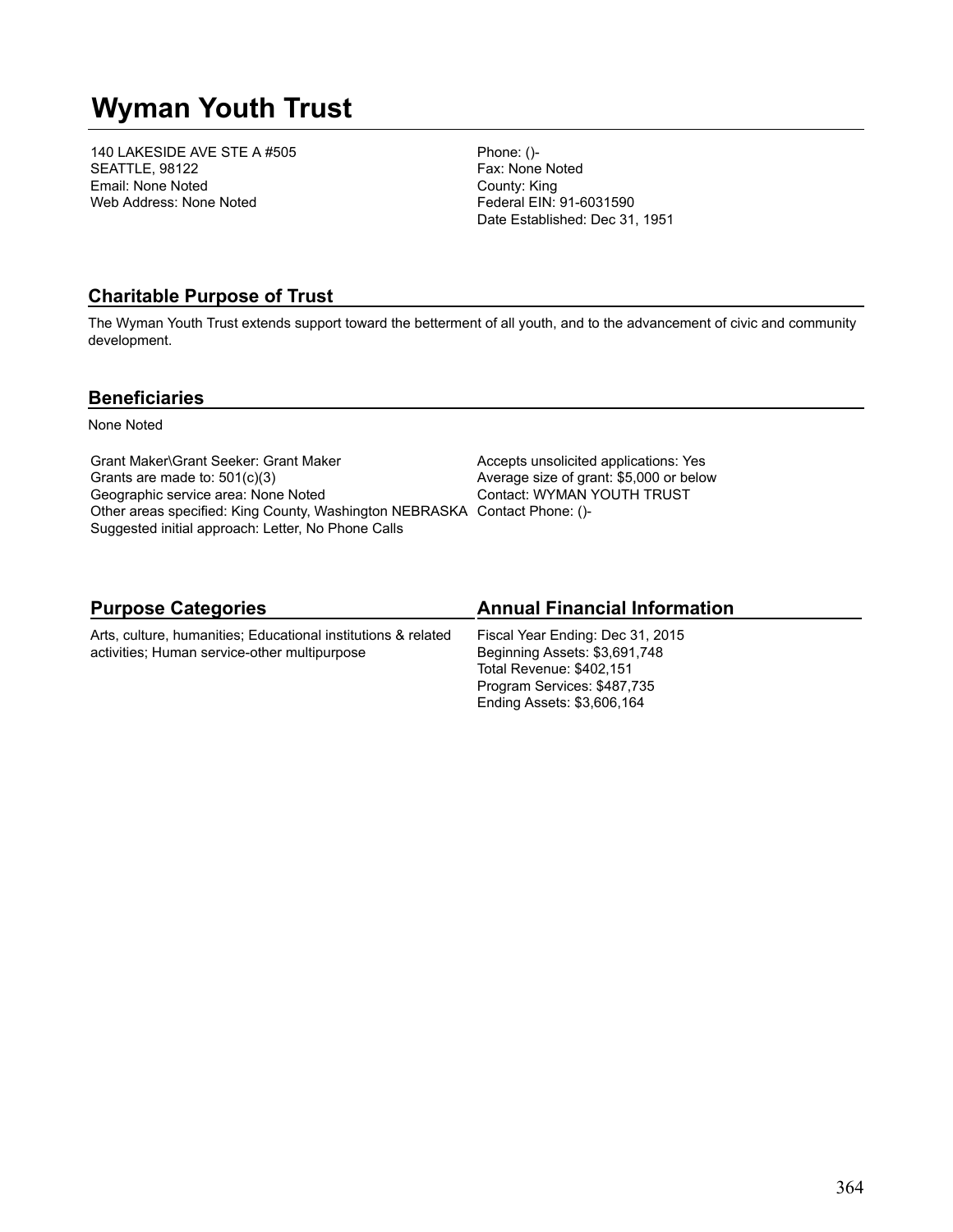# Wyman Youth Trust

140 LAKESIDE AVE STE A #505
SEATTLE, 98122
Email: None Noted
Web Address: None Noted

Phone: ()-
Fax: None Noted
County: King
Federal EIN: 91-6031590
Date Established: Dec 31, 1951

## Charitable Purpose of Trust

The Wyman Youth Trust extends support toward the betterment of all youth, and to the advancement of civic and community development.

## Beneficiaries

None Noted

Grant Maker\Grant Seeker: Grant Maker
Grants are made to: 501(c)(3)
Geographic service area: None Noted
Other areas specified: King County, Washington NEBRASKA
Suggested initial approach: Letter, No Phone Calls

Accepts unsolicited applications: Yes
Average size of grant: $5,000 or below
Contact: WYMAN YOUTH TRUST
Contact Phone: ()-

## Purpose Categories

Arts, culture, humanities; Educational institutions & related activities; Human service-other multipurpose

## Annual Financial Information

Fiscal Year Ending: Dec 31, 2015
Beginning Assets: $3,691,748
Total Revenue: $402,151
Program Services: $487,735
Ending Assets: $3,606,164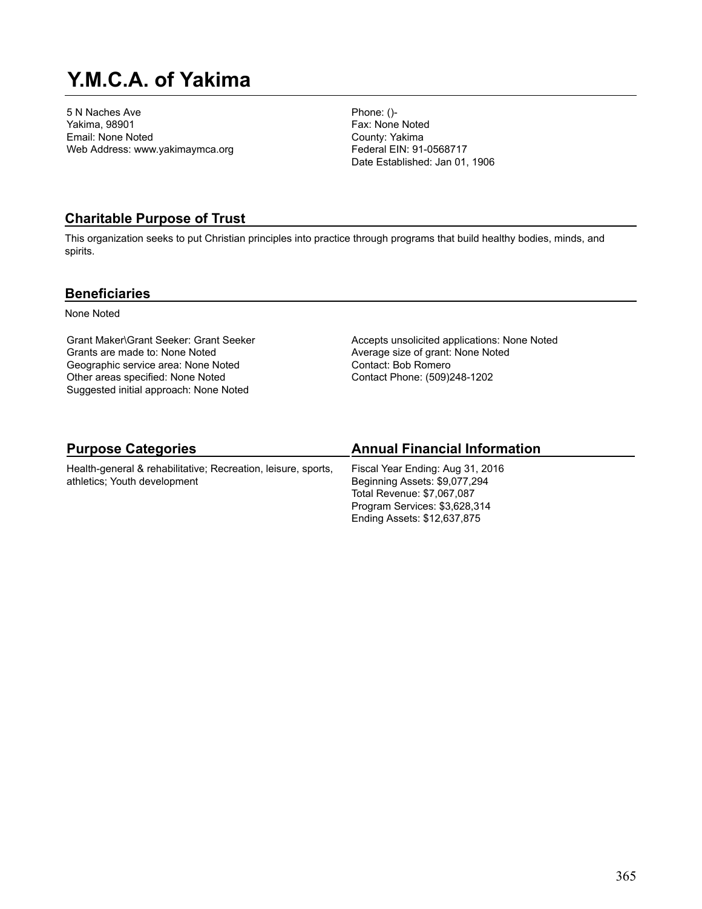# Y.M.C.A. of Yakima

5 N Naches Ave
Yakima, 98901
Email: None Noted
Web Address: www.yakimaymca.org

Phone: ()-
Fax: None Noted
County: Yakima
Federal EIN: 91-0568717
Date Established: Jan 01, 1906

## Charitable Purpose of Trust

This organization seeks to put Christian principles into practice through programs that build healthy bodies, minds, and spirits.

## Beneficiaries

None Noted

Grant Maker\Grant Seeker: Grant Seeker
Grants are made to: None Noted
Geographic service area: None Noted
Other areas specified: None Noted
Suggested initial approach: None Noted

Accepts unsolicited applications: None Noted
Average size of grant: None Noted
Contact: Bob Romero
Contact Phone: (509)248-1202

## Purpose Categories

Health-general & rehabilitative; Recreation, leisure, sports, athletics; Youth development

## Annual Financial Information

Fiscal Year Ending: Aug 31, 2016
Beginning Assets: $9,077,294
Total Revenue: $7,067,087
Program Services: $3,628,314
Ending Assets: $12,637,875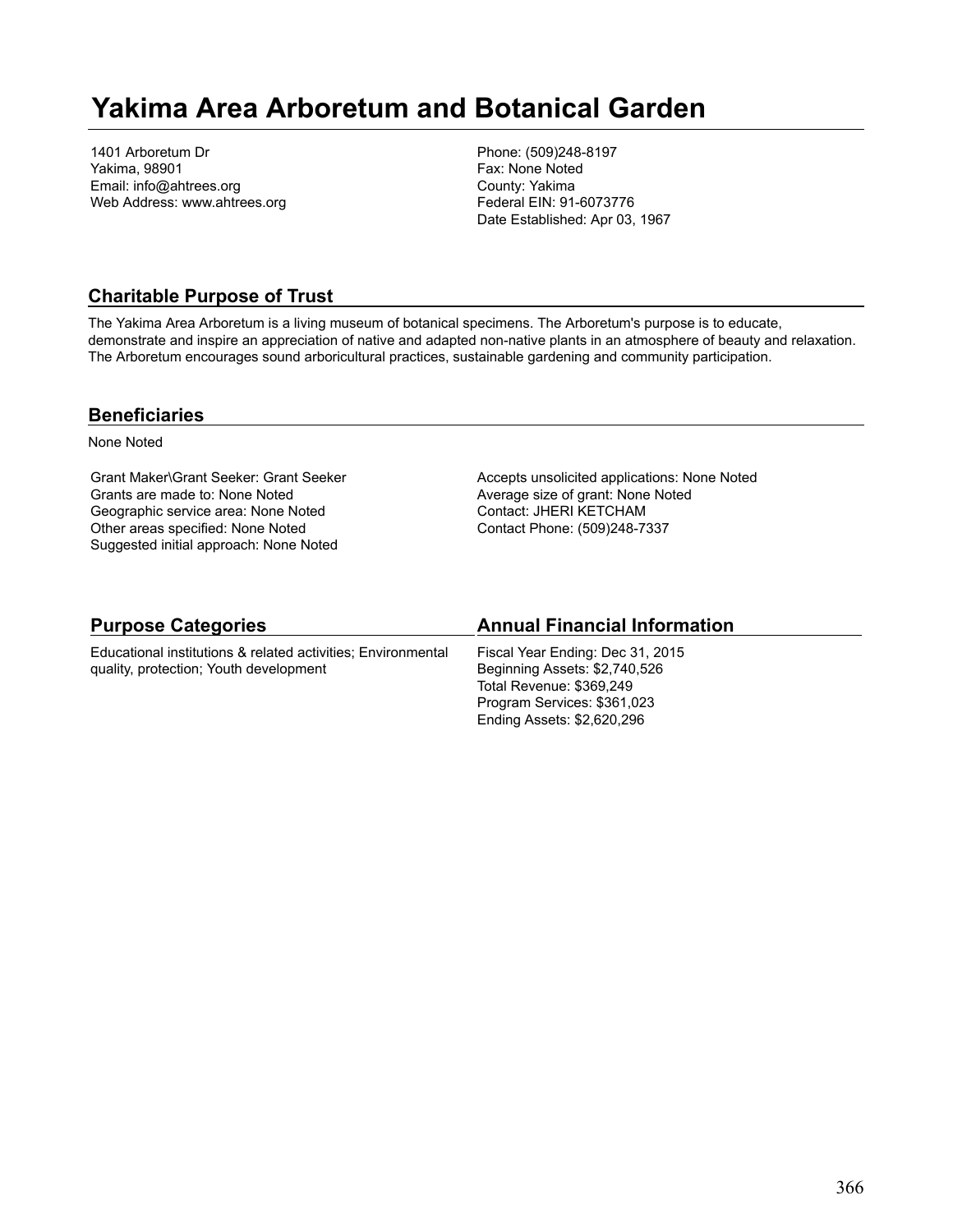# Yakima Area Arboretum and Botanical Garden

1401 Arboretum Dr
Yakima, 98901
Email: info@ahtrees.org
Web Address: www.ahtrees.org

Phone: (509)248-8197
Fax: None Noted
County: Yakima
Federal EIN: 91-6073776
Date Established: Apr 03, 1967

## Charitable Purpose of Trust

The Yakima Area Arboretum is a living museum of botanical specimens. The Arboretum's purpose is to educate, demonstrate and inspire an appreciation of native and adapted non-native plants in an atmosphere of beauty and relaxation. The Arboretum encourages sound arboricultural practices, sustainable gardening and community participation.

## Beneficiaries

None Noted

Grant Maker\Grant Seeker: Grant Seeker
Grants are made to: None Noted
Geographic service area: None Noted
Other areas specified: None Noted
Suggested initial approach: None Noted

Accepts unsolicited applications: None Noted
Average size of grant: None Noted
Contact: JHERI KETCHAM
Contact Phone: (509)248-7337

## Purpose Categories

Educational institutions & related activities; Environmental quality, protection; Youth development

## Annual Financial Information

Fiscal Year Ending: Dec 31, 2015
Beginning Assets: $2,740,526
Total Revenue: $369,249
Program Services: $361,023
Ending Assets: $2,620,296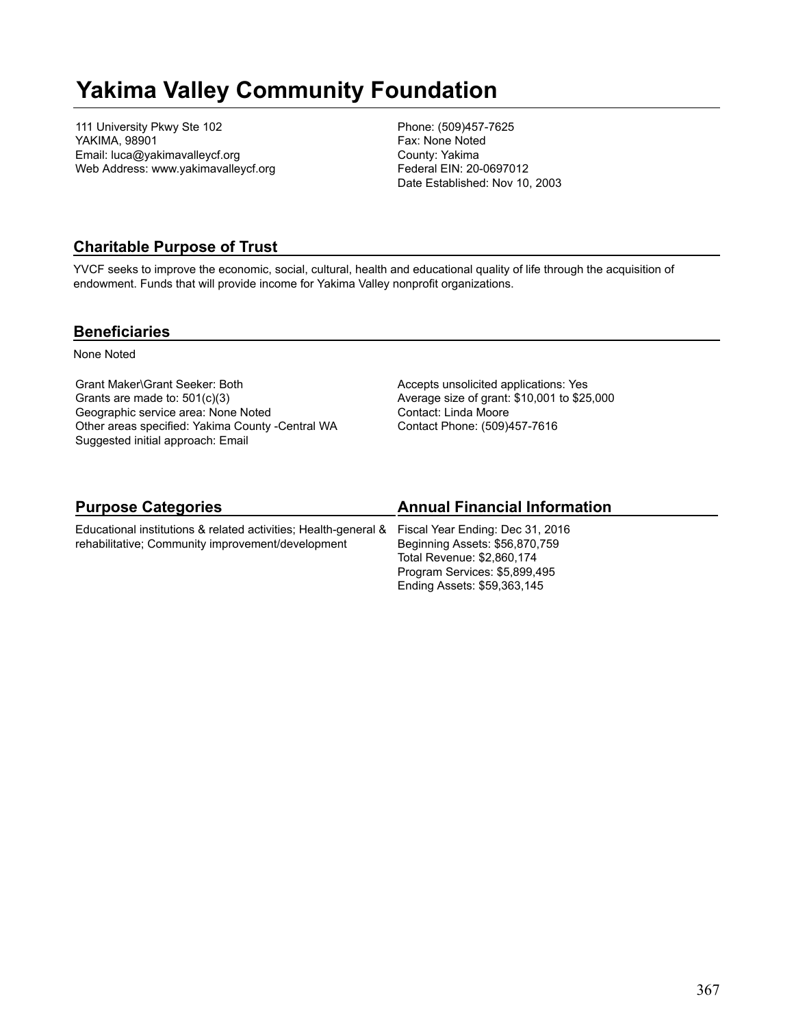# Yakima Valley Community Foundation

111 University Pkwy Ste 102
YAKIMA, 98901
Email: luca@yakimavalleycf.org
Web Address: www.yakimavalleycf.org

Phone: (509)457-7625
Fax: None Noted
County: Yakima
Federal EIN: 20-0697012
Date Established: Nov 10, 2003

## Charitable Purpose of Trust

YVCF seeks to improve the economic, social, cultural, health and educational quality of life through the acquisition of endowment. Funds that will provide income for Yakima Valley nonprofit organizations.

## Beneficiaries

None Noted

Grant Maker\Grant Seeker: Both
Grants are made to: 501(c)(3)
Geographic service area: None Noted
Other areas specified: Yakima County -Central WA
Suggested initial approach: Email

Accepts unsolicited applications: Yes
Average size of grant: $10,001 to $25,000
Contact: Linda Moore
Contact Phone: (509)457-7616

## Purpose Categories

Educational institutions & related activities; Health-general & rehabilitative; Community improvement/development

## Annual Financial Information

Fiscal Year Ending: Dec 31, 2016
Beginning Assets: $56,870,759
Total Revenue: $2,860,174
Program Services: $5,899,495
Ending Assets: $59,363,145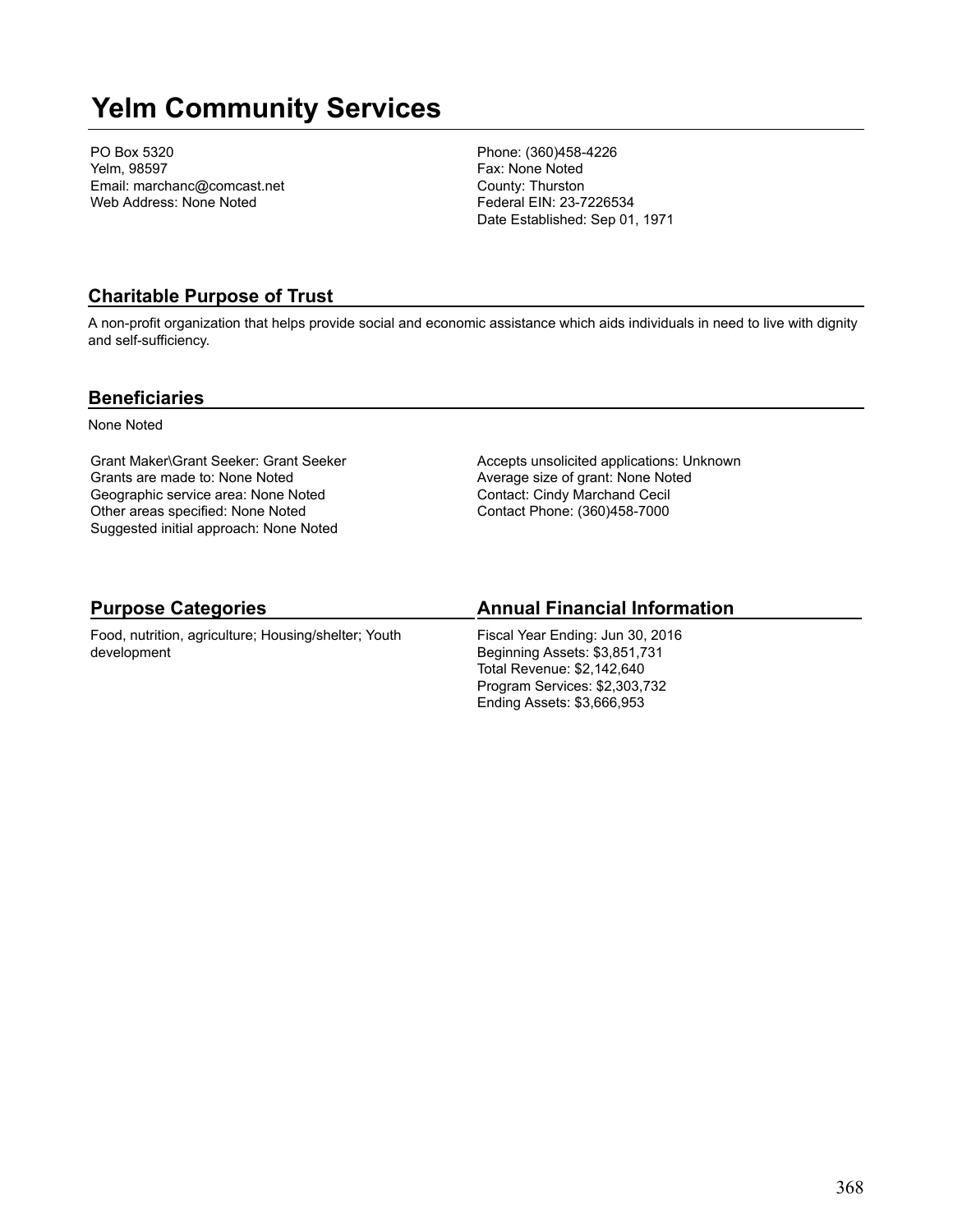# Yelm Community Services

PO Box 5320
Yelm, 98597
Email: marchanc@comcast.net
Web Address: None Noted

Phone: (360)458-4226
Fax: None Noted
County: Thurston
Federal EIN: 23-7226534
Date Established: Sep 01, 1971

## Charitable Purpose of Trust

A non-profit organization that helps provide social and economic assistance which aids individuals in need to live with dignity and self-sufficiency.

## Beneficiaries

None Noted

Grant Maker\Grant Seeker: Grant Seeker
Grants are made to: None Noted
Geographic service area: None Noted
Other areas specified: None Noted
Suggested initial approach: None Noted

Accepts unsolicited applications: Unknown
Average size of grant: None Noted
Contact: Cindy Marchand Cecil
Contact Phone: (360)458-7000

## Purpose Categories

Food, nutrition, agriculture; Housing/shelter; Youth development

## Annual Financial Information

Fiscal Year Ending: Jun 30, 2016
Beginning Assets: $3,851,731
Total Revenue: $2,142,640
Program Services: $2,303,732
Ending Assets: $3,666,953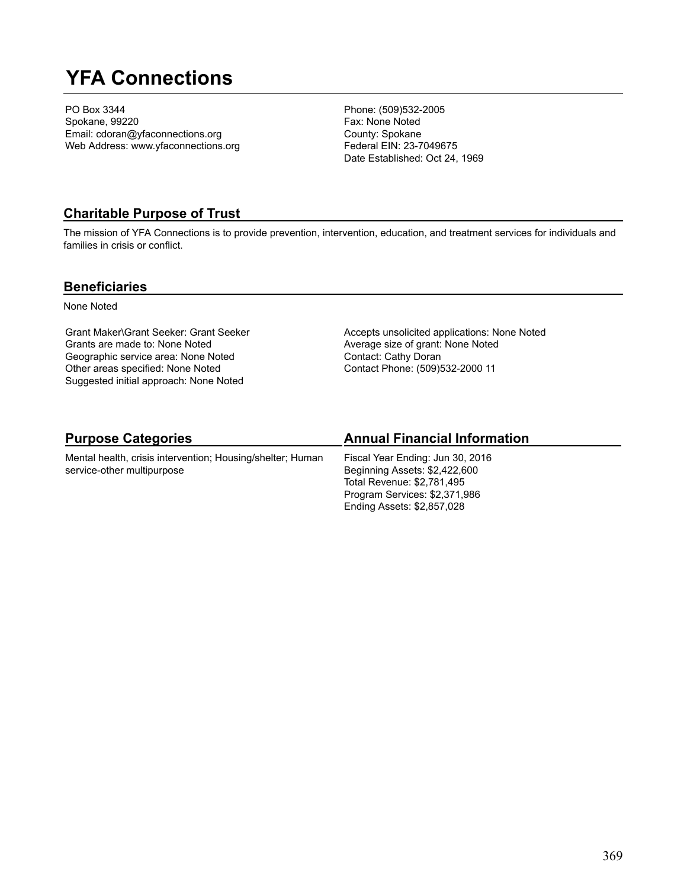# YFA Connections

PO Box 3344
Spokane, 99220
Email: cdoran@yfaconnections.org
Web Address: www.yfaconnections.org

Phone: (509)532-2005
Fax: None Noted
County: Spokane
Federal EIN: 23-7049675
Date Established: Oct 24, 1969

## Charitable Purpose of Trust

The mission of YFA Connections is to provide prevention, intervention, education, and treatment services for individuals and families in crisis or conflict.

## Beneficiaries

None Noted

Grant Maker\Grant Seeker: Grant Seeker
Grants are made to: None Noted
Geographic service area: None Noted
Other areas specified: None Noted
Suggested initial approach: None Noted

Accepts unsolicited applications: None Noted
Average size of grant: None Noted
Contact: Cathy Doran
Contact Phone: (509)532-2000 11

## Purpose Categories

Mental health, crisis intervention; Housing/shelter; Human service-other multipurpose

## Annual Financial Information

Fiscal Year Ending: Jun 30, 2016
Beginning Assets: $2,422,600
Total Revenue: $2,781,495
Program Services: $2,371,986
Ending Assets: $2,857,028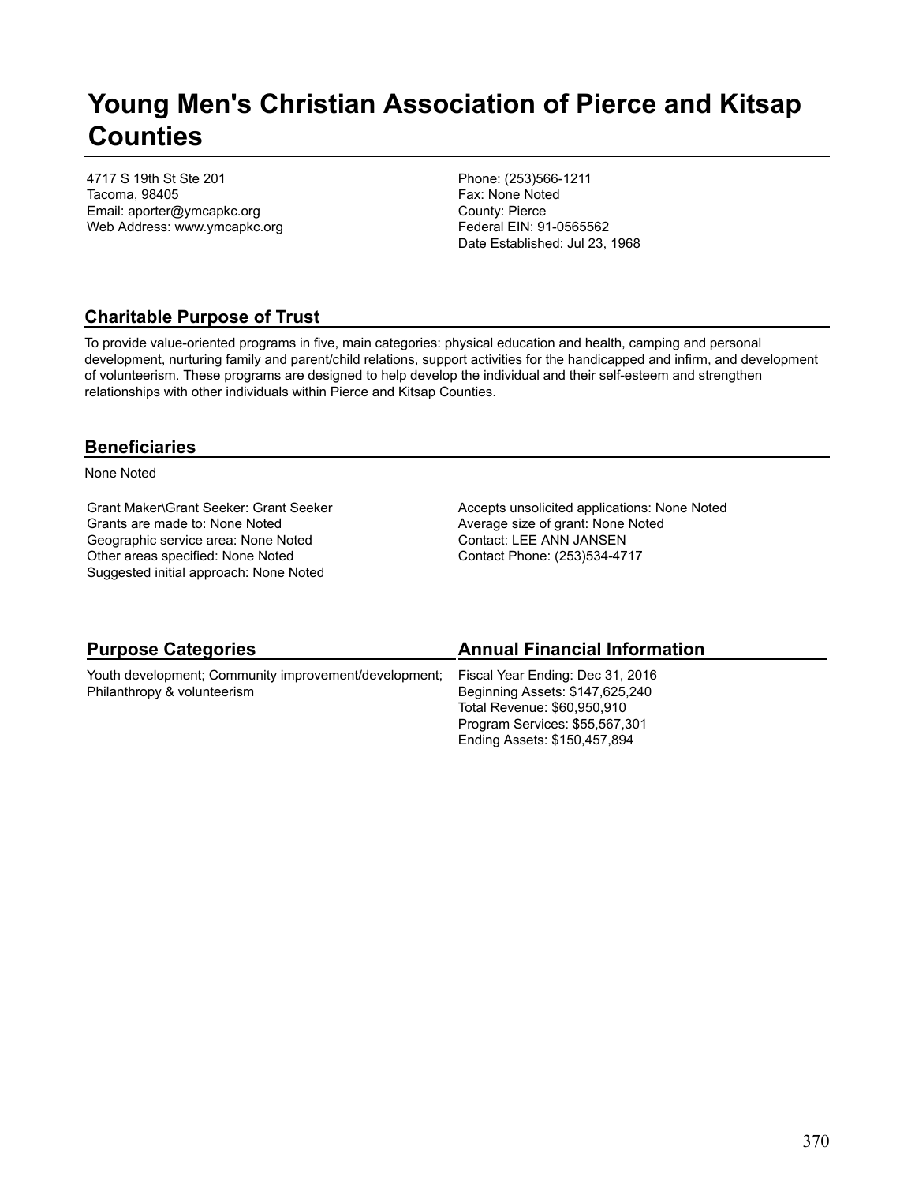# Young Men's Christian Association of Pierce and Kitsap Counties

4717 S 19th St Ste 201
Tacoma, 98405
Email: aporter@ymcapkc.org
Web Address: www.ymcapkc.org

Phone: (253)566-1211
Fax: None Noted
County: Pierce
Federal EIN: 91-0565562
Date Established: Jul 23, 1968

## Charitable Purpose of Trust

To provide value-oriented programs in five, main categories: physical education and health, camping and personal development, nurturing family and parent/child relations, support activities for the handicapped and infirm, and development of volunteerism. These programs are designed to help develop the individual and their self-esteem and strengthen relationships with other individuals within Pierce and Kitsap Counties.

## Beneficiaries

None Noted

Grant Maker\Grant Seeker: Grant Seeker
Grants are made to: None Noted
Geographic service area: None Noted
Other areas specified: None Noted
Suggested initial approach: None Noted

Accepts unsolicited applications: None Noted
Average size of grant: None Noted
Contact: LEE ANN JANSEN
Contact Phone: (253)534-4717

## Purpose Categories

Youth development; Community improvement/development; Philanthropy & volunteerism

## Annual Financial Information

Fiscal Year Ending: Dec 31, 2016
Beginning Assets: $147,625,240
Total Revenue: $60,950,910
Program Services: $55,567,301
Ending Assets: $150,457,894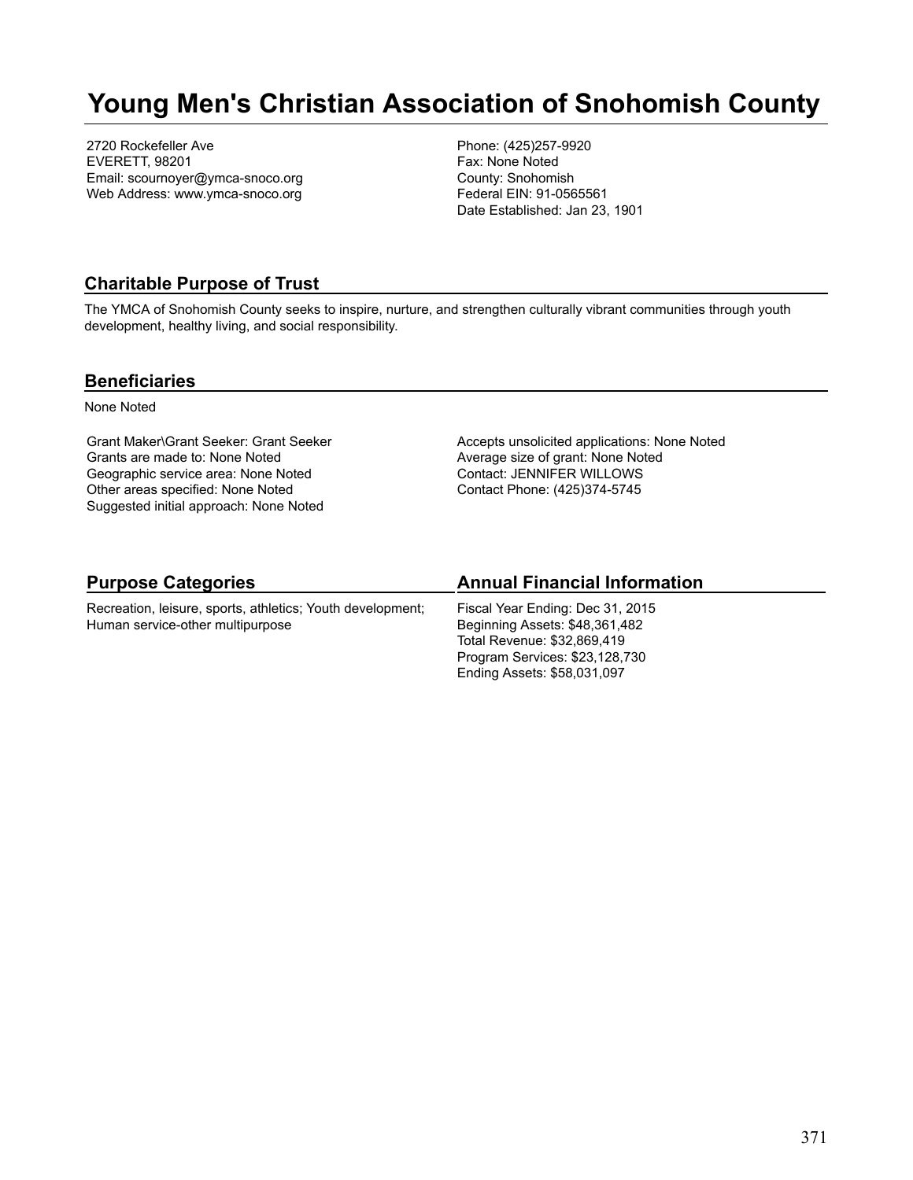# Young Men's Christian Association of Snohomish County

2720 Rockefeller Ave
EVERETT, 98201
Email: scournoyer@ymca-snoco.org
Web Address: www.ymca-snoco.org

Phone: (425)257-9920
Fax: None Noted
County: Snohomish
Federal EIN: 91-0565561
Date Established: Jan 23, 1901

## Charitable Purpose of Trust

The YMCA of Snohomish County seeks to inspire, nurture, and strengthen culturally vibrant communities through youth development, healthy living, and social responsibility.

## Beneficiaries

None Noted

Grant Maker\Grant Seeker: Grant Seeker
Grants are made to: None Noted
Geographic service area: None Noted
Other areas specified: None Noted
Suggested initial approach: None Noted

Accepts unsolicited applications: None Noted
Average size of grant: None Noted
Contact: JENNIFER WILLOWS
Contact Phone: (425)374-5745

## Purpose Categories

Recreation, leisure, sports, athletics; Youth development; Human service-other multipurpose

## Annual Financial Information

Fiscal Year Ending: Dec 31, 2015
Beginning Assets: $48,361,482
Total Revenue: $32,869,419
Program Services: $23,128,730
Ending Assets: $58,031,097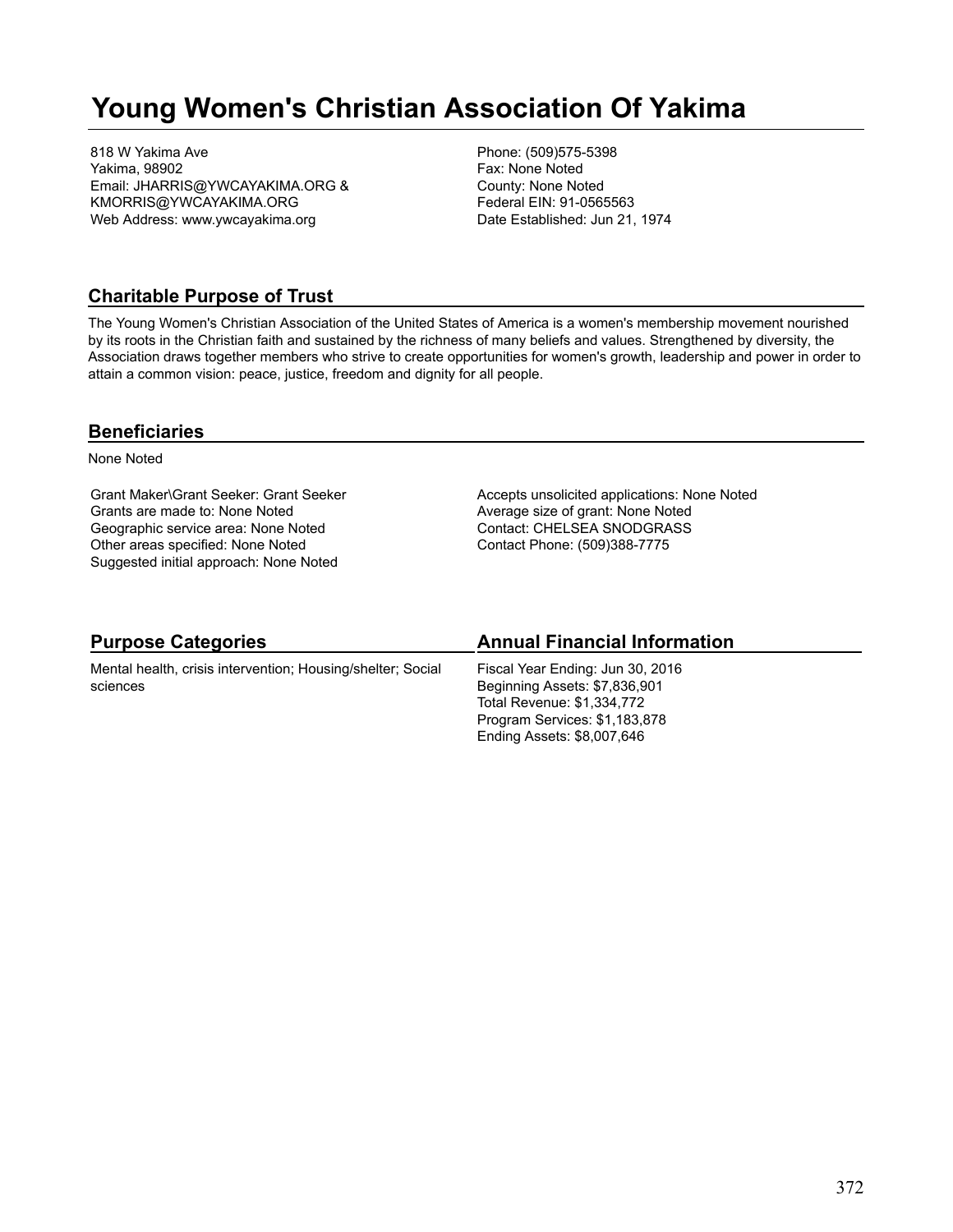# Young Women's Christian Association Of Yakima

818 W Yakima Ave
Yakima, 98902
Email: JHARRIS@YWCAYAKIMA.ORG & KMORRIS@YWCAYAKIMA.ORG
Web Address: www.ywcayakima.org

Phone: (509)575-5398
Fax: None Noted
County: None Noted
Federal EIN: 91-0565563
Date Established: Jun 21, 1974

## Charitable Purpose of Trust

The Young Women's Christian Association of the United States of America is a women's membership movement nourished by its roots in the Christian faith and sustained by the richness of many beliefs and values. Strengthened by diversity, the Association draws together members who strive to create opportunities for women's growth, leadership and power in order to attain a common vision: peace, justice, freedom and dignity for all people.

## Beneficiaries

None Noted

Grant Maker\Grant Seeker: Grant Seeker
Grants are made to: None Noted
Geographic service area: None Noted
Other areas specified: None Noted
Suggested initial approach: None Noted

Accepts unsolicited applications: None Noted
Average size of grant: None Noted
Contact: CHELSEA SNODGRASS
Contact Phone: (509)388-7775

## Purpose Categories

Mental health, crisis intervention; Housing/shelter; Social sciences

## Annual Financial Information

Fiscal Year Ending: Jun 30, 2016
Beginning Assets: $7,836,901
Total Revenue: $1,334,772
Program Services: $1,183,878
Ending Assets: $8,007,646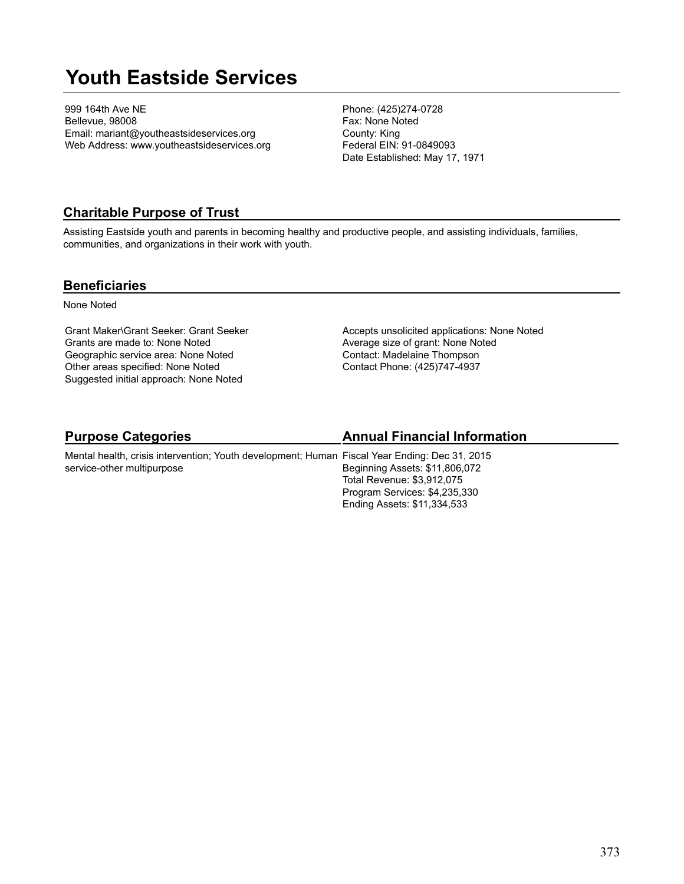# Youth Eastside Services

999 164th Ave NE
Bellevue, 98008
Email: mariant@youtheastsideservices.org
Web Address: www.youtheastsideservices.org

Phone: (425)274-0728
Fax: None Noted
County: King
Federal EIN: 91-0849093
Date Established: May 17, 1971

## Charitable Purpose of Trust

Assisting Eastside youth and parents in becoming healthy and productive people, and assisting individuals, families, communities, and organizations in their work with youth.

## Beneficiaries

None Noted

Grant Maker\Grant Seeker: Grant Seeker
Grants are made to: None Noted
Geographic service area: None Noted
Other areas specified: None Noted
Suggested initial approach: None Noted

Accepts unsolicited applications: None Noted
Average size of grant: None Noted
Contact: Madelaine Thompson
Contact Phone: (425)747-4937

## Purpose Categories

Mental health, crisis intervention; Youth development; Human service-other multipurpose

## Annual Financial Information

Fiscal Year Ending: Dec 31, 2015
Beginning Assets: $11,806,072
Total Revenue: $3,912,075
Program Services: $4,235,330
Ending Assets: $11,334,533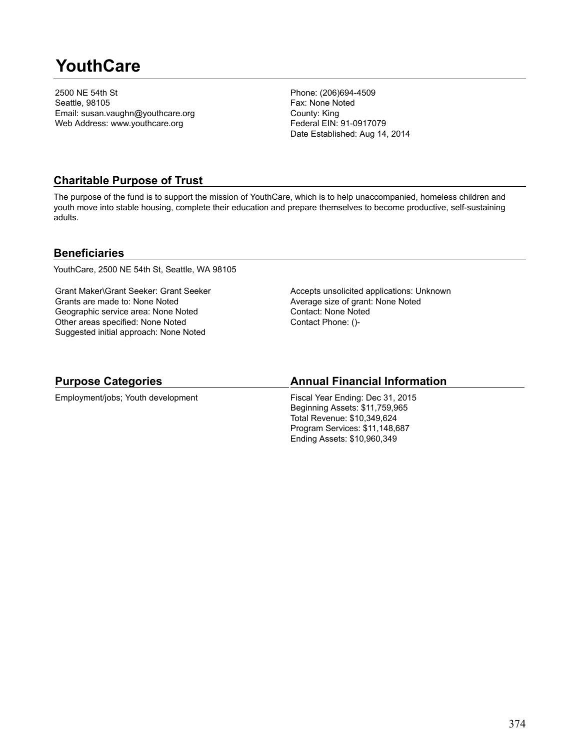# YouthCare

2500 NE 54th St
Seattle, 98105
Email: susan.vaughn@youthcare.org
Web Address: www.youthcare.org

Phone: (206)694-4509
Fax: None Noted
County: King
Federal EIN: 91-0917079
Date Established: Aug 14, 2014

## Charitable Purpose of Trust

The purpose of the fund is to support the mission of YouthCare, which is to help unaccompanied, homeless children and youth move into stable housing, complete their education and prepare themselves to become productive, self-sustaining adults.

## Beneficiaries

YouthCare, 2500 NE 54th St, Seattle, WA 98105

Grant Maker\Grant Seeker: Grant Seeker
Grants are made to: None Noted
Geographic service area: None Noted
Other areas specified: None Noted
Suggested initial approach: None Noted

Accepts unsolicited applications: Unknown
Average size of grant: None Noted
Contact: None Noted
Contact Phone: ()-

## Purpose Categories

Employment/jobs; Youth development

## Annual Financial Information

Fiscal Year Ending: Dec 31, 2015
Beginning Assets: $11,759,965
Total Revenue: $10,349,624
Program Services: $11,148,687
Ending Assets: $10,960,349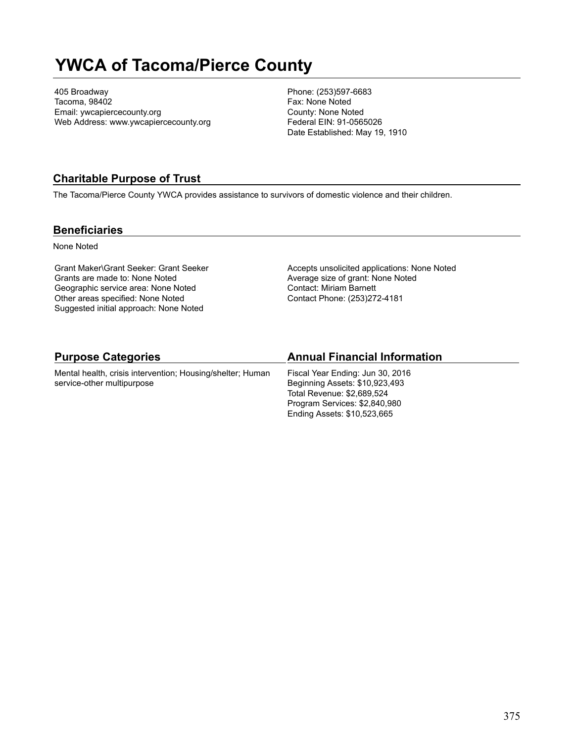# YWCA of Tacoma/Pierce County

405 Broadway
Tacoma, 98402
Email: ywcapiercecounty.org
Web Address: www.ywcapiercecounty.org

Phone: (253)597-6683
Fax: None Noted
County: None Noted
Federal EIN: 91-0565026
Date Established: May 19, 1910

## Charitable Purpose of Trust

The Tacoma/Pierce County YWCA provides assistance to survivors of domestic violence and their children.

## Beneficiaries

None Noted

Grant Maker\Grant Seeker: Grant Seeker
Grants are made to: None Noted
Geographic service area: None Noted
Other areas specified: None Noted
Suggested initial approach: None Noted

Accepts unsolicited applications: None Noted
Average size of grant: None Noted
Contact: Miriam Barnett
Contact Phone: (253)272-4181

## Purpose Categories

Mental health, crisis intervention; Housing/shelter; Human service-other multipurpose

## Annual Financial Information

Fiscal Year Ending: Jun 30, 2016
Beginning Assets: $10,923,493
Total Revenue: $2,689,524
Program Services: $2,840,980
Ending Assets: $10,523,665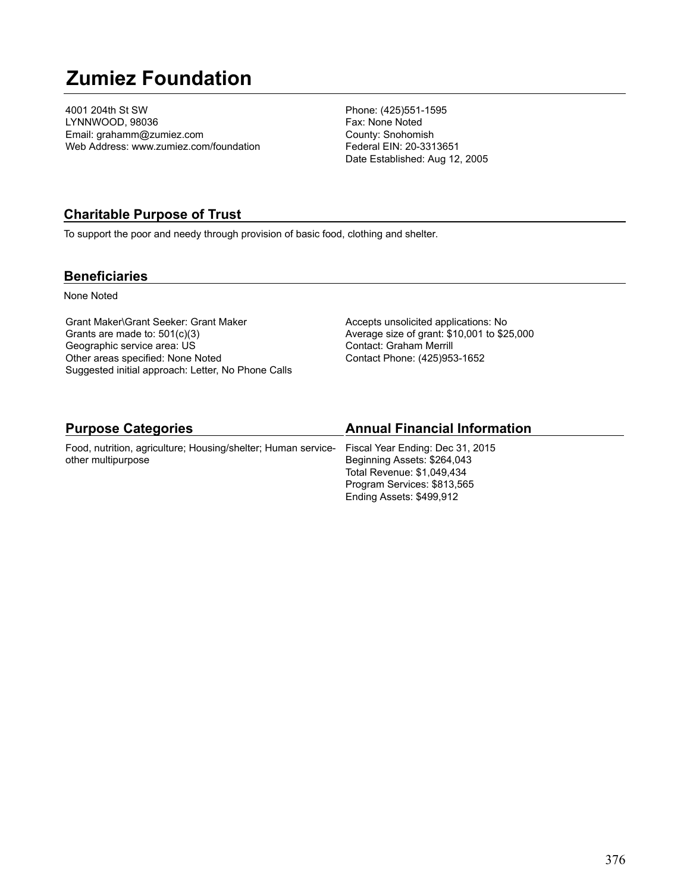# Zumiez Foundation

4001 204th St SW
LYNNWOOD, 98036
Email: grahamm@zumiez.com
Web Address: www.zumiez.com/foundation

Phone: (425)551-1595
Fax: None Noted
County: Snohomish
Federal EIN: 20-3313651
Date Established: Aug 12, 2005

## Charitable Purpose of Trust

To support the poor and needy through provision of basic food, clothing and shelter.

## Beneficiaries

None Noted

Grant Maker\Grant Seeker: Grant Maker
Grants are made to: 501(c)(3)
Geographic service area: US
Other areas specified: None Noted
Suggested initial approach: Letter, No Phone Calls

Accepts unsolicited applications: No
Average size of grant: $10,001 to $25,000
Contact: Graham Merrill
Contact Phone: (425)953-1652

## Purpose Categories

Food, nutrition, agriculture; Housing/shelter; Human service-other multipurpose

## Annual Financial Information

Fiscal Year Ending: Dec 31, 2015
Beginning Assets: $264,043
Total Revenue: $1,049,434
Program Services: $813,565
Ending Assets: $499,912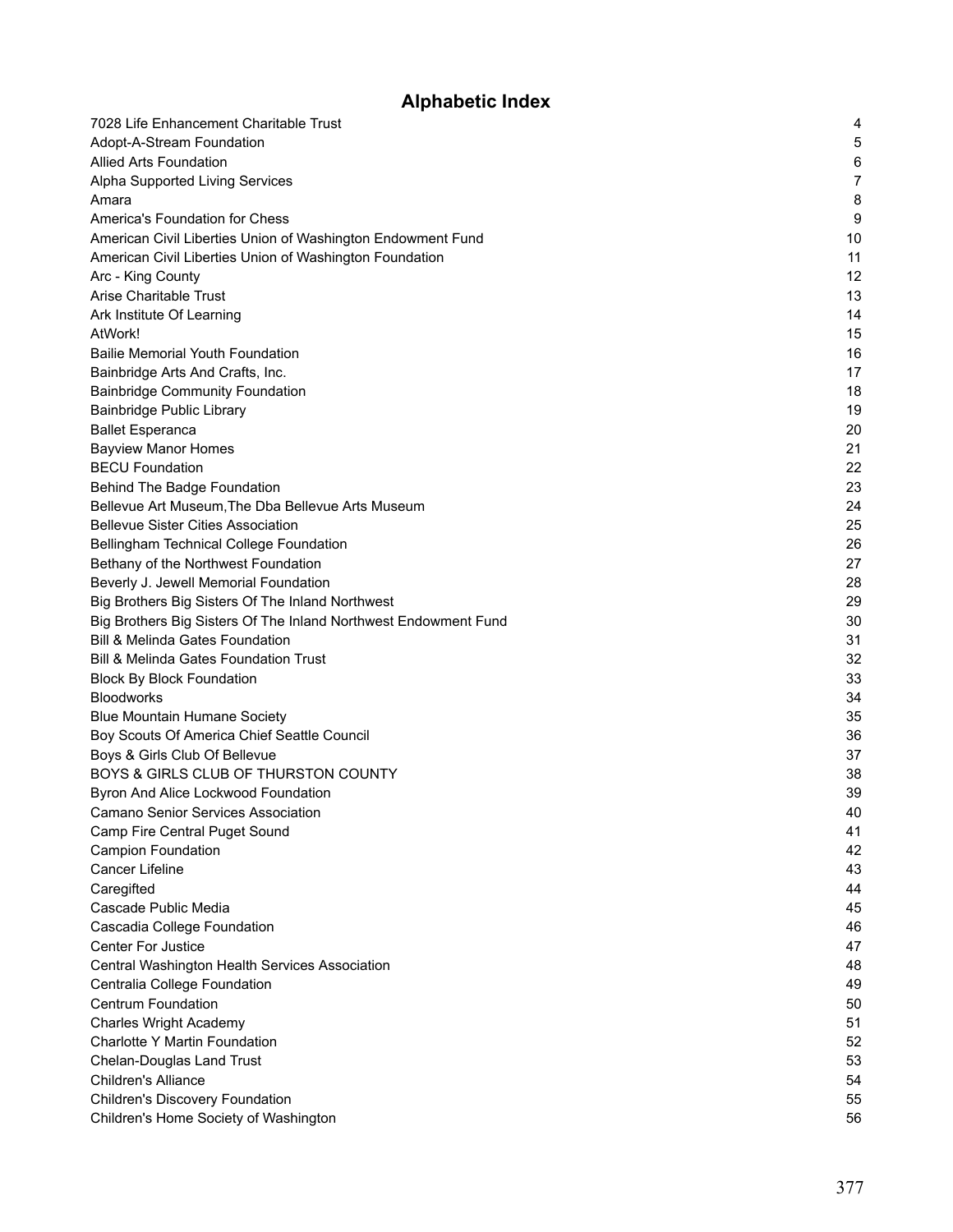# Alphabetic Index

| | |
|---|---|
| 7028 Life Enhancement Charitable Trust | 4 |
| Adopt-A-Stream Foundation | 5 |
| Allied Arts Foundation | 6 |
| Alpha Supported Living Services | 7 |
| Amara | 8 |
| America's Foundation for Chess | 9 |
| American Civil Liberties Union of Washington Endowment Fund | 10 |
| American Civil Liberties Union of Washington Foundation | 11 |
| Arc - King County | 12 |
| Arise Charitable Trust | 13 |
| Ark Institute Of Learning | 14 |
| AtWork! | 15 |
| Bailie Memorial Youth Foundation | 16 |
| Bainbridge Arts And Crafts, Inc. | 17 |
| Bainbridge Community Foundation | 18 |
| Bainbridge Public Library | 19 |
| Ballet Esperanca | 20 |
| Bayview Manor Homes | 21 |
| BECU Foundation | 22 |
| Behind The Badge Foundation | 23 |
| Bellevue Art Museum,The Dba Bellevue Arts Museum | 24 |
| Bellevue Sister Cities Association | 25 |
| Bellingham Technical College Foundation | 26 |
| Bethany of the Northwest Foundation | 27 |
| Beverly J. Jewell Memorial Foundation | 28 |
| Big Brothers Big Sisters Of The Inland Northwest | 29 |
| Big Brothers Big Sisters Of The Inland Northwest Endowment Fund | 30 |
| Bill & Melinda Gates Foundation | 31 |
| Bill & Melinda Gates Foundation Trust | 32 |
| Block By Block Foundation | 33 |
| Bloodworks | 34 |
| Blue Mountain Humane Society | 35 |
| Boy Scouts Of America Chief Seattle Council | 36 |
| Boys & Girls Club Of Bellevue | 37 |
| BOYS & GIRLS CLUB OF THURSTON COUNTY | 38 |
| Byron And Alice Lockwood Foundation | 39 |
| Camano Senior Services Association | 40 |
| Camp Fire Central Puget Sound | 41 |
| Campion Foundation | 42 |
| Cancer Lifeline | 43 |
| Caregifted | 44 |
| Cascade Public Media | 45 |
| Cascadia College Foundation | 46 |
| Center For Justice | 47 |
| Central Washington Health Services Association | 48 |
| Centralia College Foundation | 49 |
| Centrum Foundation | 50 |
| Charles Wright Academy | 51 |
| Charlotte Y Martin Foundation | 52 |
| Chelan-Douglas Land Trust | 53 |
| Children's Alliance | 54 |
| Children's Discovery Foundation | 55 |
| Children's Home Society of Washington | 56 |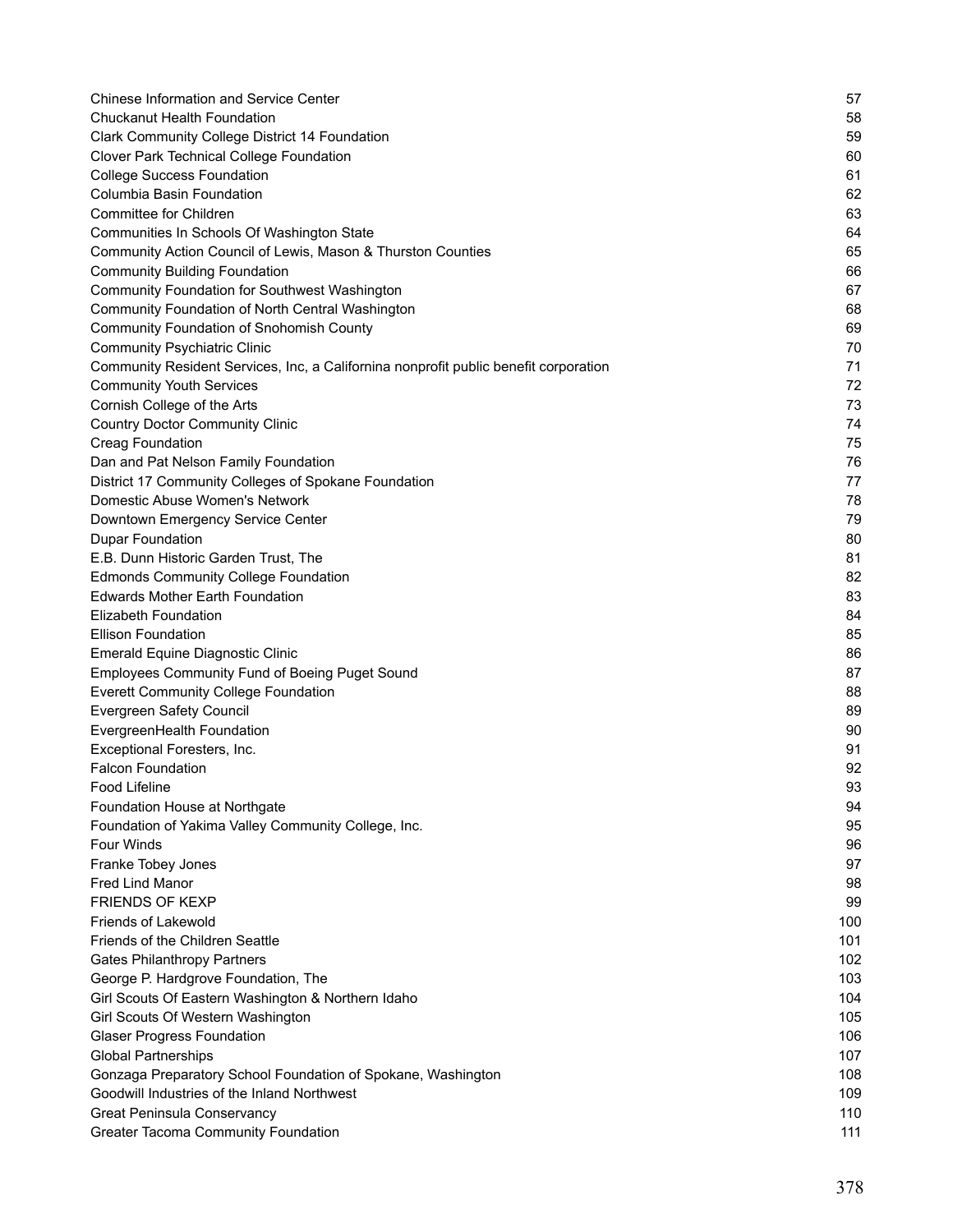| | |
|---|---|
| Chinese Information and Service Center | 57 |
| Chuckanut Health Foundation | 58 |
| Clark Community College District 14 Foundation | 59 |
| Clover Park Technical College Foundation | 60 |
| College Success Foundation | 61 |
| Columbia Basin Foundation | 62 |
| Committee for Children | 63 |
| Communities In Schools Of Washington State | 64 |
| Community Action Council of Lewis, Mason & Thurston Counties | 65 |
| Community Building Foundation | 66 |
| Community Foundation for Southwest Washington | 67 |
| Community Foundation of North Central Washington | 68 |
| Community Foundation of Snohomish County | 69 |
| Community Psychiatric Clinic | 70 |
| Community Resident Services, Inc, a Californina nonprofit public benefit corporation | 71 |
| Community Youth Services | 72 |
| Cornish College of the Arts | 73 |
| Country Doctor Community Clinic | 74 |
| Creag Foundation | 75 |
| Dan and Pat Nelson Family Foundation | 76 |
| District 17 Community Colleges of Spokane Foundation | 77 |
| Domestic Abuse Women's Network | 78 |
| Downtown Emergency Service Center | 79 |
| Dupar Foundation | 80 |
| E.B. Dunn Historic Garden Trust, The | 81 |
| Edmonds Community College Foundation | 82 |
| Edwards Mother Earth Foundation | 83 |
| Elizabeth Foundation | 84 |
| Ellison Foundation | 85 |
| Emerald Equine Diagnostic Clinic | 86 |
| Employees Community Fund of Boeing Puget Sound | 87 |
| Everett Community College Foundation | 88 |
| Evergreen Safety Council | 89 |
| EvergreenHealth Foundation | 90 |
| Exceptional Foresters, Inc. | 91 |
| Falcon Foundation | 92 |
| Food Lifeline | 93 |
| Foundation House at Northgate | 94 |
| Foundation of Yakima Valley Community College, Inc. | 95 |
| Four Winds | 96 |
| Franke Tobey Jones | 97 |
| Fred Lind Manor | 98 |
| FRIENDS OF KEXP | 99 |
| Friends of Lakewold | 100 |
| Friends of the Children Seattle | 101 |
| Gates Philanthropy Partners | 102 |
| George P. Hardgrove Foundation, The | 103 |
| Girl Scouts Of Eastern Washington & Northern Idaho | 104 |
| Girl Scouts Of Western Washington | 105 |
| Glaser Progress Foundation | 106 |
| Global Partnerships | 107 |
| Gonzaga Preparatory School Foundation of Spokane, Washington | 108 |
| Goodwill Industries of the Inland Northwest | 109 |
| Great Peninsula Conservancy | 110 |
| Greater Tacoma Community Foundation | 111 |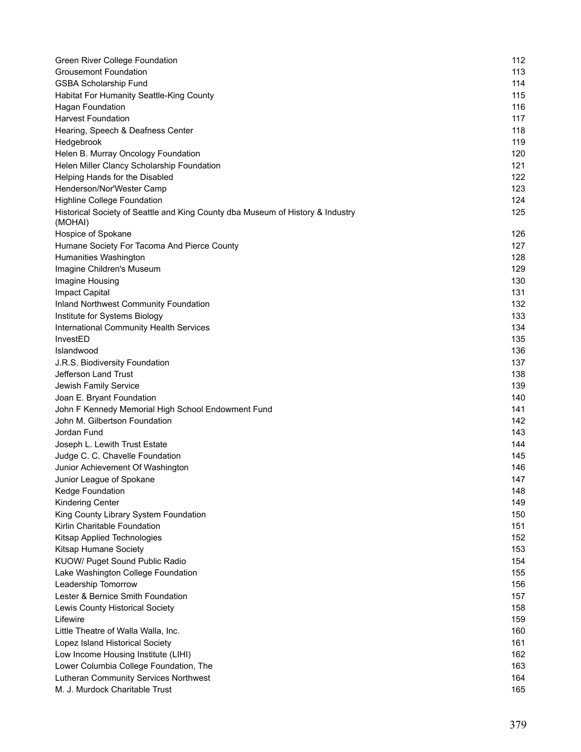| | |
|---|---|
| Green River College Foundation | 112 |
| Grousemont Foundation | 113 |
| GSBA Scholarship Fund | 114 |
| Habitat For Humanity Seattle-King County | 115 |
| Hagan Foundation | 116 |
| Harvest Foundation | 117 |
| Hearing, Speech & Deafness Center | 118 |
| Hedgebrook | 119 |
| Helen B. Murray Oncology Foundation | 120 |
| Helen Miller Clancy Scholarship Foundation | 121 |
| Helping Hands for the Disabled | 122 |
| Henderson/Nor'Wester Camp | 123 |
| Highline College Foundation | 124 |
| Historical Society of Seattle and King County dba Museum of History & Industry (MOHAI) | 125 |
| Hospice of Spokane | 126 |
| Humane Society For Tacoma And Pierce County | 127 |
| Humanities Washington | 128 |
| Imagine Children's Museum | 129 |
| Imagine Housing | 130 |
| Impact Capital | 131 |
| Inland Northwest Community Foundation | 132 |
| Institute for Systems Biology | 133 |
| International Community Health Services | 134 |
| InvestED | 135 |
| Islandwood | 136 |
| J.R.S. Biodiversity Foundation | 137 |
| Jefferson Land Trust | 138 |
| Jewish Family Service | 139 |
| Joan E. Bryant Foundation | 140 |
| John F Kennedy Memorial High School Endowment Fund | 141 |
| John M. Gilbertson Foundation | 142 |
| Jordan Fund | 143 |
| Joseph L. Lewith Trust Estate | 144 |
| Judge C. C. Chavelle Foundation | 145 |
| Junior Achievement Of Washington | 146 |
| Junior League of Spokane | 147 |
| Kedge Foundation | 148 |
| Kindering Center | 149 |
| King County Library System Foundation | 150 |
| Kirlin Charitable Foundation | 151 |
| Kitsap Applied Technologies | 152 |
| Kitsap Humane Society | 153 |
| KUOW/ Puget Sound Public Radio | 154 |
| Lake Washington College Foundation | 155 |
| Leadership Tomorrow | 156 |
| Lester & Bernice Smith Foundation | 157 |
| Lewis County Historical Society | 158 |
| Lifewire | 159 |
| Little Theatre of Walla Walla, Inc. | 160 |
| Lopez Island Historical Society | 161 |
| Low Income Housing Institute (LIHI) | 162 |
| Lower Columbia College Foundation, The | 163 |
| Lutheran Community Services Northwest | 164 |
| M. J. Murdock Charitable Trust | 165 |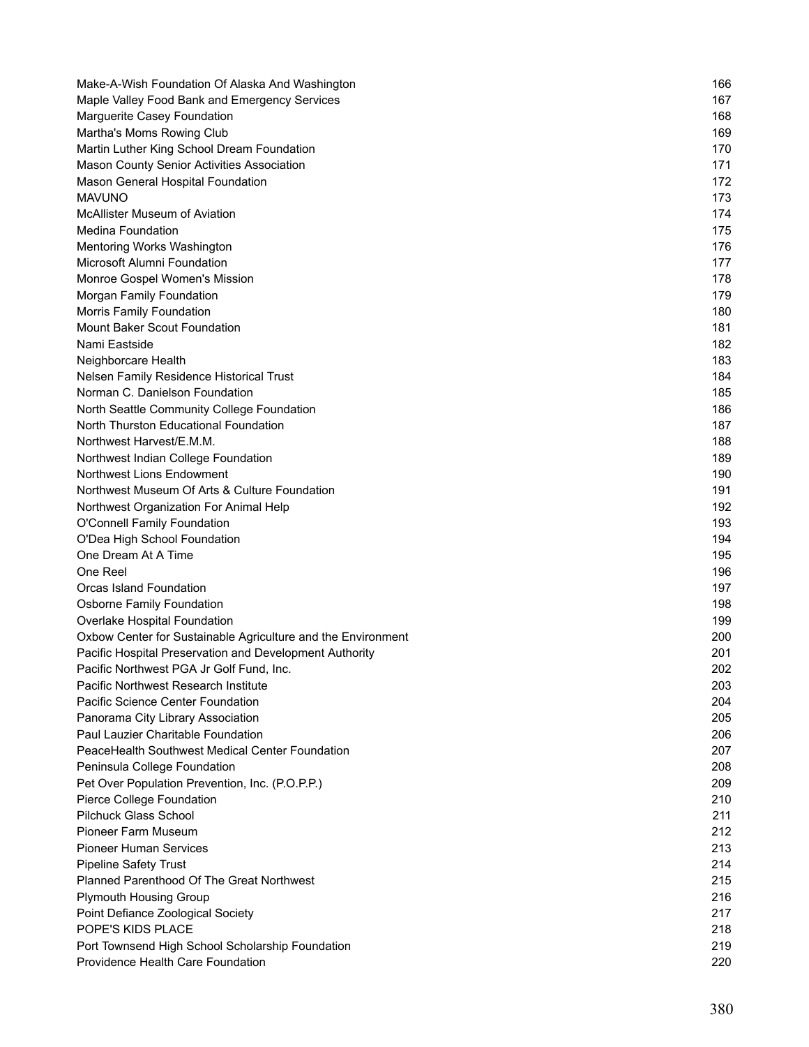| | |
|---|---|
| Make-A-Wish Foundation Of Alaska And Washington | 166 |
| Maple Valley Food Bank and Emergency Services | 167 |
| Marguerite Casey Foundation | 168 |
| Martha's Moms Rowing Club | 169 |
| Martin Luther King School Dream Foundation | 170 |
| Mason County Senior Activities Association | 171 |
| Mason General Hospital Foundation | 172 |
| MAVUNO | 173 |
| McAllister Museum of Aviation | 174 |
| Medina Foundation | 175 |
| Mentoring Works Washington | 176 |
| Microsoft Alumni Foundation | 177 |
| Monroe Gospel Women's Mission | 178 |
| Morgan Family Foundation | 179 |
| Morris Family Foundation | 180 |
| Mount Baker Scout Foundation | 181 |
| Nami Eastside | 182 |
| Neighborcare Health | 183 |
| Nelsen Family Residence Historical Trust | 184 |
| Norman C. Danielson Foundation | 185 |
| North Seattle Community College Foundation | 186 |
| North Thurston Educational Foundation | 187 |
| Northwest Harvest/E.M.M. | 188 |
| Northwest Indian College Foundation | 189 |
| Northwest Lions Endowment | 190 |
| Northwest Museum Of Arts & Culture Foundation | 191 |
| Northwest Organization For Animal Help | 192 |
| O'Connell Family Foundation | 193 |
| O'Dea High School Foundation | 194 |
| One Dream At A Time | 195 |
| One Reel | 196 |
| Orcas Island Foundation | 197 |
| Osborne Family Foundation | 198 |
| Overlake Hospital Foundation | 199 |
| Oxbow Center for Sustainable Agriculture and the Environment | 200 |
| Pacific Hospital Preservation and Development Authority | 201 |
| Pacific Northwest PGA Jr Golf Fund, Inc. | 202 |
| Pacific Northwest Research Institute | 203 |
| Pacific Science Center Foundation | 204 |
| Panorama City Library Association | 205 |
| Paul Lauzier Charitable Foundation | 206 |
| PeaceHealth Southwest Medical Center Foundation | 207 |
| Peninsula College Foundation | 208 |
| Pet Over Population Prevention, Inc. (P.O.P.P.) | 209 |
| Pierce College Foundation | 210 |
| Pilchuck Glass School | 211 |
| Pioneer Farm Museum | 212 |
| Pioneer Human Services | 213 |
| Pipeline Safety Trust | 214 |
| Planned Parenthood Of The Great Northwest | 215 |
| Plymouth Housing Group | 216 |
| Point Defiance Zoological Society | 217 |
| POPE'S KIDS PLACE | 218 |
| Port Townsend High School Scholarship Foundation | 219 |
| Providence Health Care Foundation | 220 |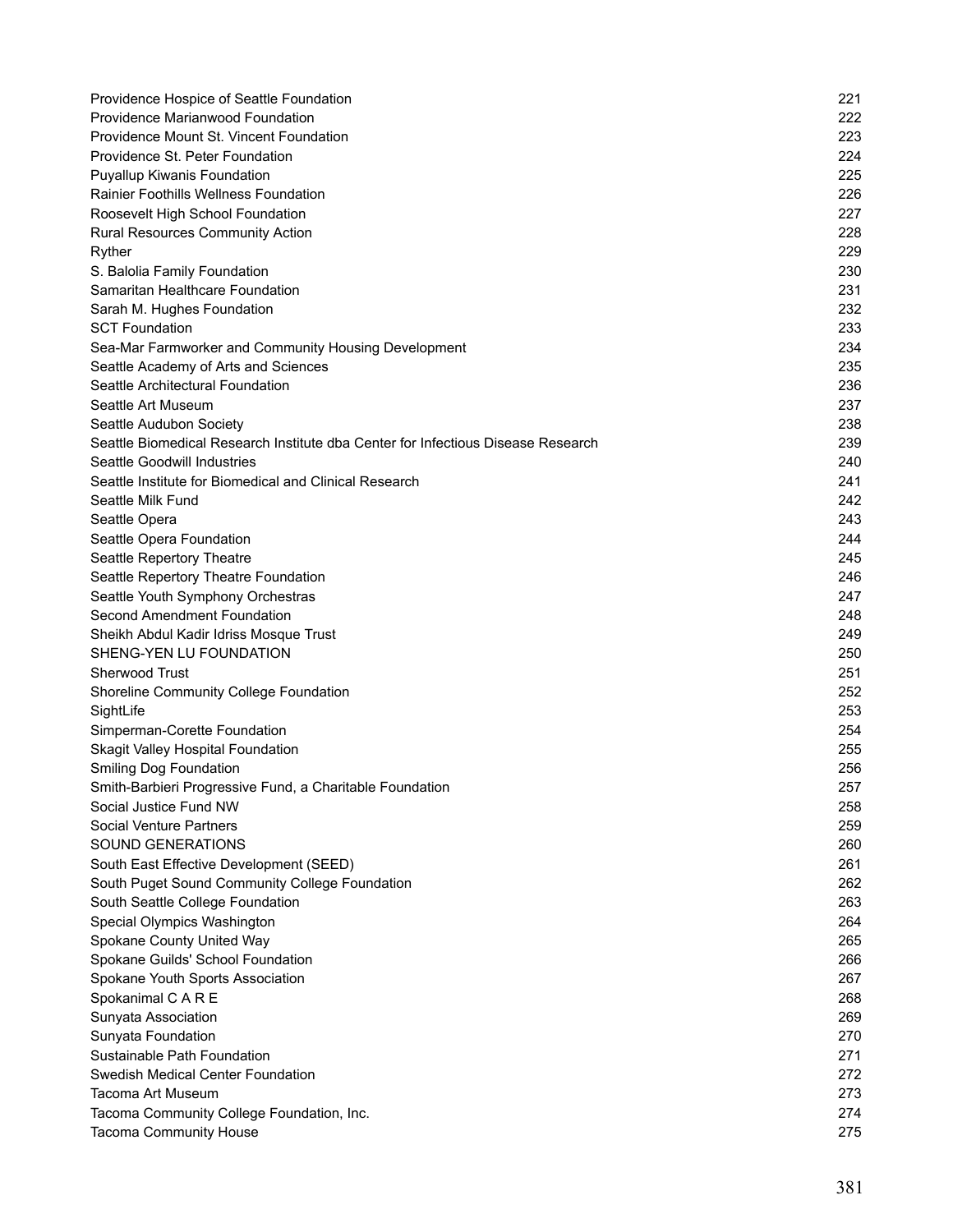| | |
|---|---|
| Providence Hospice of Seattle Foundation | 221 |
| Providence Marianwood Foundation | 222 |
| Providence Mount St. Vincent Foundation | 223 |
| Providence St. Peter Foundation | 224 |
| Puyallup Kiwanis Foundation | 225 |
| Rainier Foothills Wellness Foundation | 226 |
| Roosevelt High School Foundation | 227 |
| Rural Resources Community Action | 228 |
| Ryther | 229 |
| S. Balolia Family Foundation | 230 |
| Samaritan Healthcare Foundation | 231 |
| Sarah M. Hughes Foundation | 232 |
| SCT Foundation | 233 |
| Sea-Mar Farmworker and Community Housing Development | 234 |
| Seattle Academy of Arts and Sciences | 235 |
| Seattle Architectural Foundation | 236 |
| Seattle Art Museum | 237 |
| Seattle Audubon Society | 238 |
| Seattle Biomedical Research Institute dba Center for Infectious Disease Research | 239 |
| Seattle Goodwill Industries | 240 |
| Seattle Institute for Biomedical and Clinical Research | 241 |
| Seattle Milk Fund | 242 |
| Seattle Opera | 243 |
| Seattle Opera Foundation | 244 |
| Seattle Repertory Theatre | 245 |
| Seattle Repertory Theatre Foundation | 246 |
| Seattle Youth Symphony Orchestras | 247 |
| Second Amendment Foundation | 248 |
| Sheikh Abdul Kadir Idriss Mosque Trust | 249 |
| SHENG-YEN LU FOUNDATION | 250 |
| Sherwood Trust | 251 |
| Shoreline Community College Foundation | 252 |
| SightLife | 253 |
| Simperman-Corette Foundation | 254 |
| Skagit Valley Hospital Foundation | 255 |
| Smiling Dog Foundation | 256 |
| Smith-Barbieri Progressive Fund, a Charitable Foundation | 257 |
| Social Justice Fund NW | 258 |
| Social Venture Partners | 259 |
| SOUND GENERATIONS | 260 |
| South East Effective Development (SEED) | 261 |
| South Puget Sound Community College Foundation | 262 |
| South Seattle College Foundation | 263 |
| Special Olympics Washington | 264 |
| Spokane County United Way | 265 |
| Spokane Guilds' School Foundation | 266 |
| Spokane Youth Sports Association | 267 |
| Spokanimal C A R E | 268 |
| Sunyata Association | 269 |
| Sunyata Foundation | 270 |
| Sustainable Path Foundation | 271 |
| Swedish Medical Center Foundation | 272 |
| Tacoma Art Museum | 273 |
| Tacoma Community College Foundation, Inc. | 274 |
| Tacoma Community House | 275 |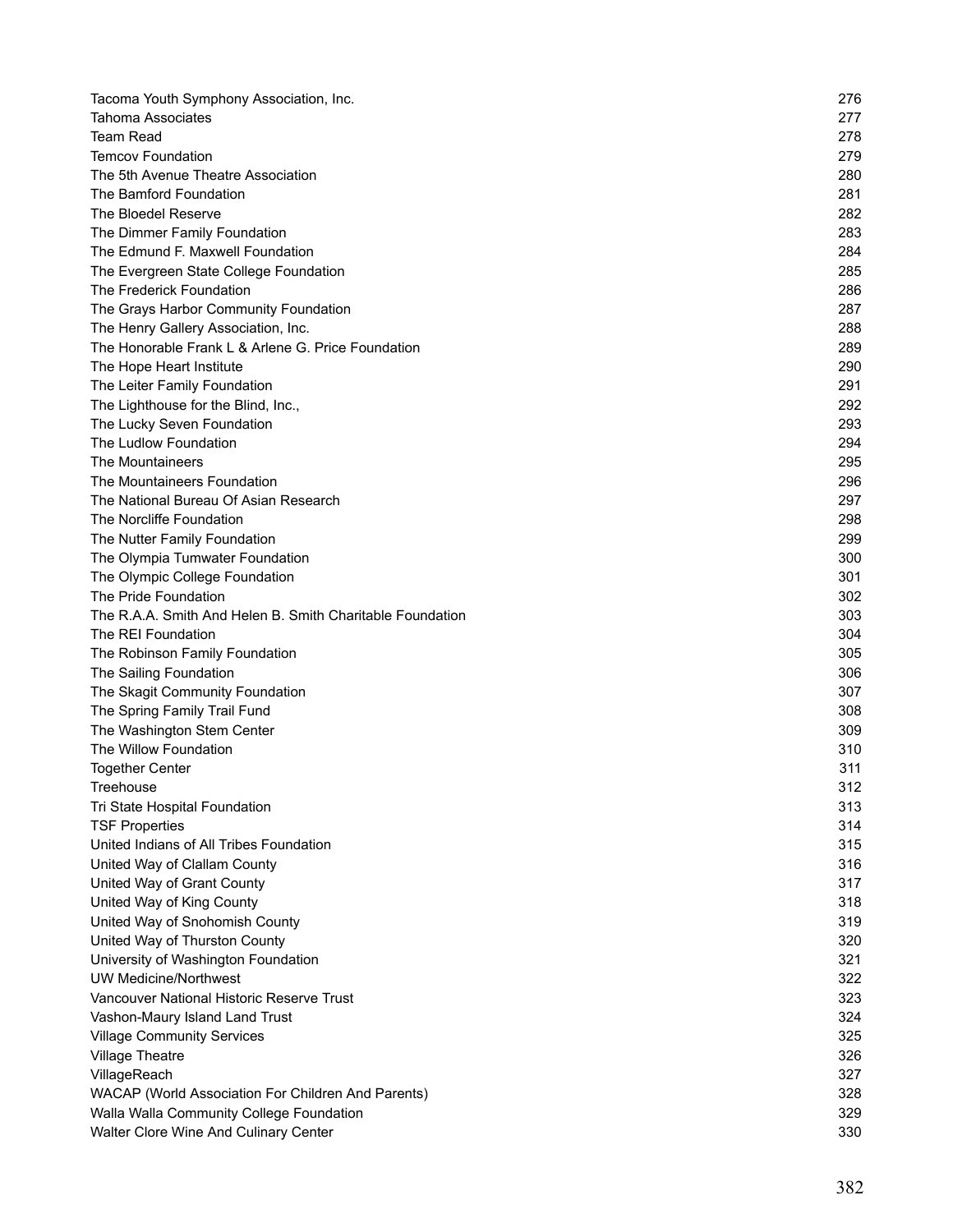| | |
|---|---|
| Tacoma Youth Symphony Association, Inc. | 276 |
| Tahoma Associates | 277 |
| Team Read | 278 |
| Temcov Foundation | 279 |
| The 5th Avenue Theatre Association | 280 |
| The Bamford Foundation | 281 |
| The Bloedel Reserve | 282 |
| The Dimmer Family Foundation | 283 |
| The Edmund F. Maxwell Foundation | 284 |
| The Evergreen State College Foundation | 285 |
| The Frederick Foundation | 286 |
| The Grays Harbor Community Foundation | 287 |
| The Henry Gallery Association, Inc. | 288 |
| The Honorable Frank L & Arlene G. Price Foundation | 289 |
| The Hope Heart Institute | 290 |
| The Leiter Family Foundation | 291 |
| The Lighthouse for the Blind, Inc., | 292 |
| The Lucky Seven Foundation | 293 |
| The Ludlow Foundation | 294 |
| The Mountaineers | 295 |
| The Mountaineers Foundation | 296 |
| The National Bureau Of Asian Research | 297 |
| The Norcliffe Foundation | 298 |
| The Nutter Family Foundation | 299 |
| The Olympia Tumwater Foundation | 300 |
| The Olympic College Foundation | 301 |
| The Pride Foundation | 302 |
| The R.A.A. Smith And Helen B. Smith Charitable Foundation | 303 |
| The REI Foundation | 304 |
| The Robinson Family Foundation | 305 |
| The Sailing Foundation | 306 |
| The Skagit Community Foundation | 307 |
| The Spring Family Trail Fund | 308 |
| The Washington Stem Center | 309 |
| The Willow Foundation | 310 |
| Together Center | 311 |
| Treehouse | 312 |
| Tri State Hospital Foundation | 313 |
| TSF Properties | 314 |
| United Indians of All Tribes Foundation | 315 |
| United Way of Clallam County | 316 |
| United Way of Grant County | 317 |
| United Way of King County | 318 |
| United Way of Snohomish County | 319 |
| United Way of Thurston County | 320 |
| University of Washington Foundation | 321 |
| UW Medicine/Northwest | 322 |
| Vancouver National Historic Reserve Trust | 323 |
| Vashon-Maury Island Land Trust | 324 |
| Village Community Services | 325 |
| Village Theatre | 326 |
| VillageReach | 327 |
| WACAP (World Association For Children And Parents) | 328 |
| Walla Walla Community College Foundation | 329 |
| Walter Clore Wine And Culinary Center | 330 |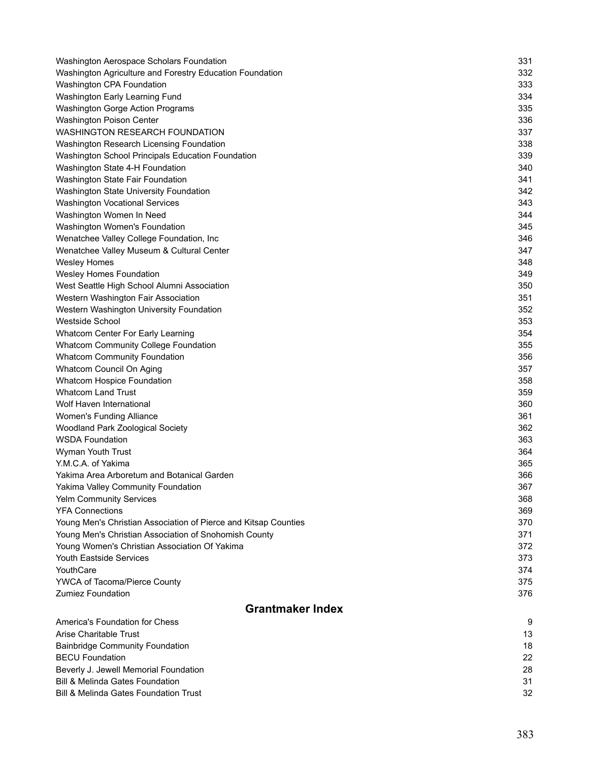| | |
|---|---|
| Washington Aerospace Scholars Foundation | 331 |
| Washington Agriculture and Forestry Education Foundation | 332 |
| Washington CPA Foundation | 333 |
| Washington Early Learning Fund | 334 |
| Washington Gorge Action Programs | 335 |
| Washington Poison Center | 336 |
| WASHINGTON RESEARCH FOUNDATION | 337 |
| Washington Research Licensing Foundation | 338 |
| Washington School Principals Education Foundation | 339 |
| Washington State 4-H Foundation | 340 |
| Washington State Fair Foundation | 341 |
| Washington State University Foundation | 342 |
| Washington Vocational Services | 343 |
| Washington Women In Need | 344 |
| Washington Women's Foundation | 345 |
| Wenatchee Valley College Foundation, Inc | 346 |
| Wenatchee Valley Museum & Cultural Center | 347 |
| Wesley Homes | 348 |
| Wesley Homes Foundation | 349 |
| West Seattle High School Alumni Association | 350 |
| Western Washington Fair Association | 351 |
| Western Washington University Foundation | 352 |
| Westside School | 353 |
| Whatcom Center For Early Learning | 354 |
| Whatcom Community College Foundation | 355 |
| Whatcom Community Foundation | 356 |
| Whatcom Council On Aging | 357 |
| Whatcom Hospice Foundation | 358 |
| Whatcom Land Trust | 359 |
| Wolf Haven International | 360 |
| Women's Funding Alliance | 361 |
| Woodland Park Zoological Society | 362 |
| WSDA Foundation | 363 |
| Wyman Youth Trust | 364 |
| Y.M.C.A. of Yakima | 365 |
| Yakima Area Arboretum and Botanical Garden | 366 |
| Yakima Valley Community Foundation | 367 |
| Yelm Community Services | 368 |
| YFA Connections | 369 |
| Young Men's Christian Association of Pierce and Kitsap Counties | 370 |
| Young Men's Christian Association of Snohomish County | 371 |
| Young Women's Christian Association Of Yakima | 372 |
| Youth Eastside Services | 373 |
| YouthCare | 374 |
| YWCA of Tacoma/Pierce County | 375 |
| Zumiez Foundation | 376 |

## Grantmaker Index

| | |
|---|---|
| America's Foundation for Chess | 9 |
| Arise Charitable Trust | 13 |
| Bainbridge Community Foundation | 18 |
| BECU Foundation | 22 |
| Beverly J. Jewell Memorial Foundation | 28 |
| Bill & Melinda Gates Foundation | 31 |
| Bill & Melinda Gates Foundation Trust | 32 |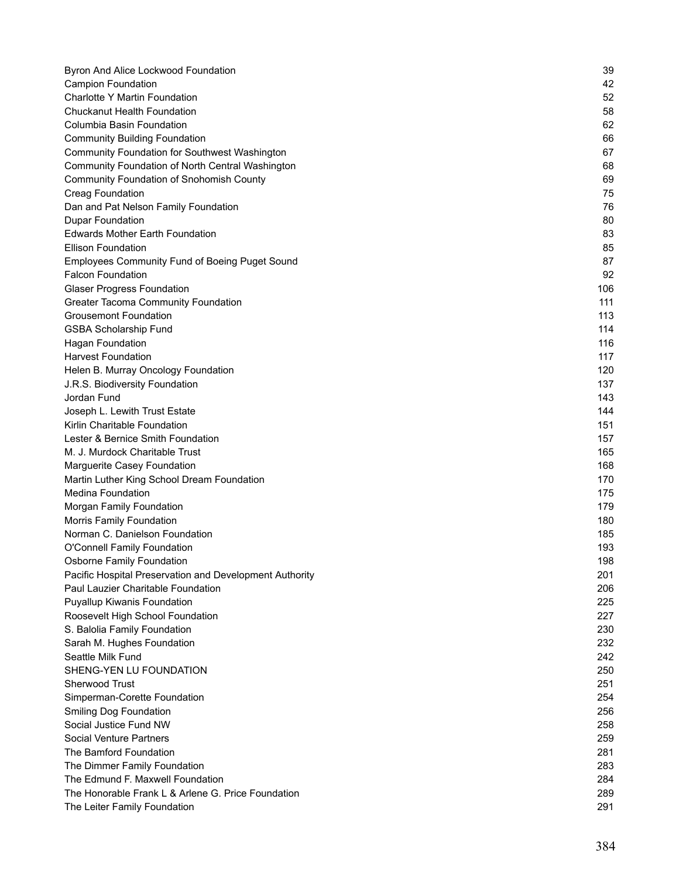| | |
|---|---|
| Byron And Alice Lockwood Foundation | 39 |
| Campion Foundation | 42 |
| Charlotte Y Martin Foundation | 52 |
| Chuckanut Health Foundation | 58 |
| Columbia Basin Foundation | 62 |
| Community Building Foundation | 66 |
| Community Foundation for Southwest Washington | 67 |
| Community Foundation of North Central Washington | 68 |
| Community Foundation of Snohomish County | 69 |
| Creag Foundation | 75 |
| Dan and Pat Nelson Family Foundation | 76 |
| Dupar Foundation | 80 |
| Edwards Mother Earth Foundation | 83 |
| Ellison Foundation | 85 |
| Employees Community Fund of Boeing Puget Sound | 87 |
| Falcon Foundation | 92 |
| Glaser Progress Foundation | 106 |
| Greater Tacoma Community Foundation | 111 |
| Grousemont Foundation | 113 |
| GSBA Scholarship Fund | 114 |
| Hagan Foundation | 116 |
| Harvest Foundation | 117 |
| Helen B. Murray Oncology Foundation | 120 |
| J.R.S. Biodiversity Foundation | 137 |
| Jordan Fund | 143 |
| Joseph L. Lewith Trust Estate | 144 |
| Kirlin Charitable Foundation | 151 |
| Lester & Bernice Smith Foundation | 157 |
| M. J. Murdock Charitable Trust | 165 |
| Marguerite Casey Foundation | 168 |
| Martin Luther King School Dream Foundation | 170 |
| Medina Foundation | 175 |
| Morgan Family Foundation | 179 |
| Morris Family Foundation | 180 |
| Norman C. Danielson Foundation | 185 |
| O'Connell Family Foundation | 193 |
| Osborne Family Foundation | 198 |
| Pacific Hospital Preservation and Development Authority | 201 |
| Paul Lauzier Charitable Foundation | 206 |
| Puyallup Kiwanis Foundation | 225 |
| Roosevelt High School Foundation | 227 |
| S. Balolia Family Foundation | 230 |
| Sarah M. Hughes Foundation | 232 |
| Seattle Milk Fund | 242 |
| SHENG-YEN LU FOUNDATION | 250 |
| Sherwood Trust | 251 |
| Simperman-Corette Foundation | 254 |
| Smiling Dog Foundation | 256 |
| Social Justice Fund NW | 258 |
| Social Venture Partners | 259 |
| The Bamford Foundation | 281 |
| The Dimmer Family Foundation | 283 |
| The Edmund F. Maxwell Foundation | 284 |
| The Honorable Frank L & Arlene G. Price Foundation | 289 |
| The Leiter Family Foundation | 291 |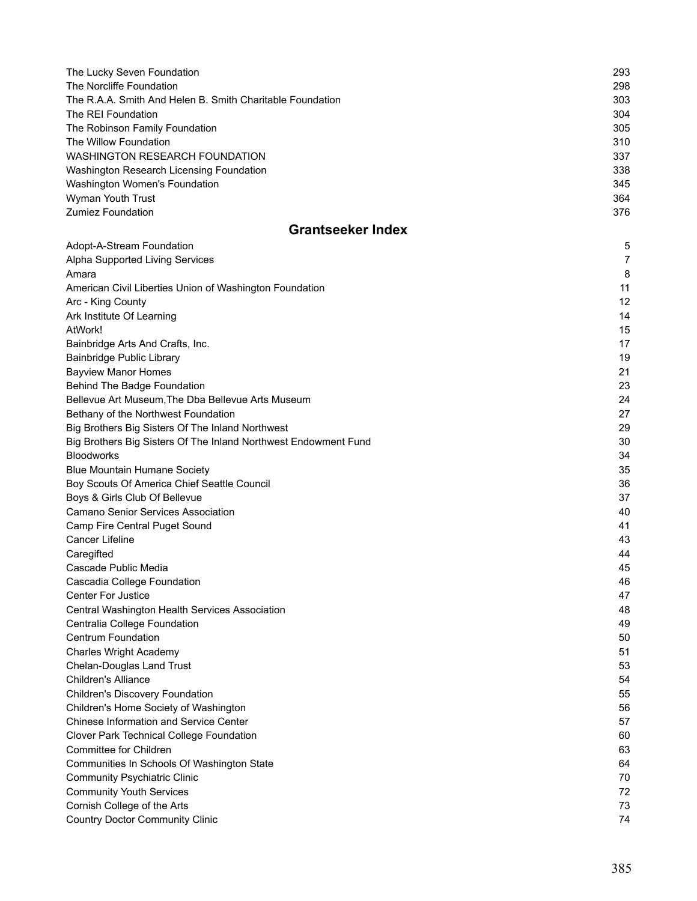| | |
|---|---|
| The Lucky Seven Foundation | 293 |
| The Norcliffe Foundation | 298 |
| The R.A.A. Smith And Helen B. Smith Charitable Foundation | 303 |
| The REI Foundation | 304 |
| The Robinson Family Foundation | 305 |
| The Willow Foundation | 310 |
| WASHINGTON RESEARCH FOUNDATION | 337 |
| Washington Research Licensing Foundation | 338 |
| Washington Women's Foundation | 345 |
| Wyman Youth Trust | 364 |
| Zumiez Foundation | 376 |

## Grantseeker Index

| | |
|---|---|
| Adopt-A-Stream Foundation | 5 |
| Alpha Supported Living Services | 7 |
| Amara | 8 |
| American Civil Liberties Union of Washington Foundation | 11 |
| Arc - King County | 12 |
| Ark Institute Of Learning | 14 |
| AtWork! | 15 |
| Bainbridge Arts And Crafts, Inc. | 17 |
| Bainbridge Public Library | 19 |
| Bayview Manor Homes | 21 |
| Behind The Badge Foundation | 23 |
| Bellevue Art Museum,The Dba Bellevue Arts Museum | 24 |
| Bethany of the Northwest Foundation | 27 |
| Big Brothers Big Sisters Of The Inland Northwest | 29 |
| Big Brothers Big Sisters Of The Inland Northwest Endowment Fund | 30 |
| Bloodworks | 34 |
| Blue Mountain Humane Society | 35 |
| Boy Scouts Of America Chief Seattle Council | 36 |
| Boys & Girls Club Of Bellevue | 37 |
| Camano Senior Services Association | 40 |
| Camp Fire Central Puget Sound | 41 |
| Cancer Lifeline | 43 |
| Caregifted | 44 |
| Cascade Public Media | 45 |
| Cascadia College Foundation | 46 |
| Center For Justice | 47 |
| Central Washington Health Services Association | 48 |
| Centralia College Foundation | 49 |
| Centrum Foundation | 50 |
| Charles Wright Academy | 51 |
| Chelan-Douglas Land Trust | 53 |
| Children's Alliance | 54 |
| Children's Discovery Foundation | 55 |
| Children's Home Society of Washington | 56 |
| Chinese Information and Service Center | 57 |
| Clover Park Technical College Foundation | 60 |
| Committee for Children | 63 |
| Communities In Schools Of Washington State | 64 |
| Community Psychiatric Clinic | 70 |
| Community Youth Services | 72 |
| Cornish College of the Arts | 73 |
| Country Doctor Community Clinic | 74 |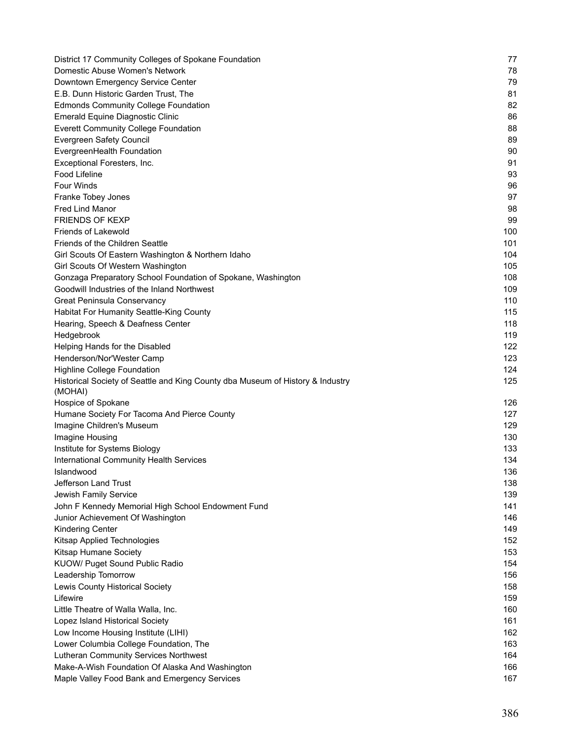| | |
|---|---|
| District 17 Community Colleges of Spokane Foundation | 77 |
| Domestic Abuse Women's Network | 78 |
| Downtown Emergency Service Center | 79 |
| E.B. Dunn Historic Garden Trust, The | 81 |
| Edmonds Community College Foundation | 82 |
| Emerald Equine Diagnostic Clinic | 86 |
| Everett Community College Foundation | 88 |
| Evergreen Safety Council | 89 |
| EvergreenHealth Foundation | 90 |
| Exceptional Foresters, Inc. | 91 |
| Food Lifeline | 93 |
| Four Winds | 96 |
| Franke Tobey Jones | 97 |
| Fred Lind Manor | 98 |
| FRIENDS OF KEXP | 99 |
| Friends of Lakewold | 100 |
| Friends of the Children Seattle | 101 |
| Girl Scouts Of Eastern Washington & Northern Idaho | 104 |
| Girl Scouts Of Western Washington | 105 |
| Gonzaga Preparatory School Foundation of Spokane, Washington | 108 |
| Goodwill Industries of the Inland Northwest | 109 |
| Great Peninsula Conservancy | 110 |
| Habitat For Humanity Seattle-King County | 115 |
| Hearing, Speech & Deafness Center | 118 |
| Hedgebrook | 119 |
| Helping Hands for the Disabled | 122 |
| Henderson/Nor'Wester Camp | 123 |
| Highline College Foundation | 124 |
| Historical Society of Seattle and King County dba Museum of History & Industry (MOHAI) | 125 |
| Hospice of Spokane | 126 |
| Humane Society For Tacoma And Pierce County | 127 |
| Imagine Children's Museum | 129 |
| Imagine Housing | 130 |
| Institute for Systems Biology | 133 |
| International Community Health Services | 134 |
| Islandwood | 136 |
| Jefferson Land Trust | 138 |
| Jewish Family Service | 139 |
| John F Kennedy Memorial High School Endowment Fund | 141 |
| Junior Achievement Of Washington | 146 |
| Kindering Center | 149 |
| Kitsap Applied Technologies | 152 |
| Kitsap Humane Society | 153 |
| KUOW/ Puget Sound Public Radio | 154 |
| Leadership Tomorrow | 156 |
| Lewis County Historical Society | 158 |
| Lifewire | 159 |
| Little Theatre of Walla Walla, Inc. | 160 |
| Lopez Island Historical Society | 161 |
| Low Income Housing Institute (LIHI) | 162 |
| Lower Columbia College Foundation, The | 163 |
| Lutheran Community Services Northwest | 164 |
| Make-A-Wish Foundation Of Alaska And Washington | 166 |
| Maple Valley Food Bank and Emergency Services | 167 |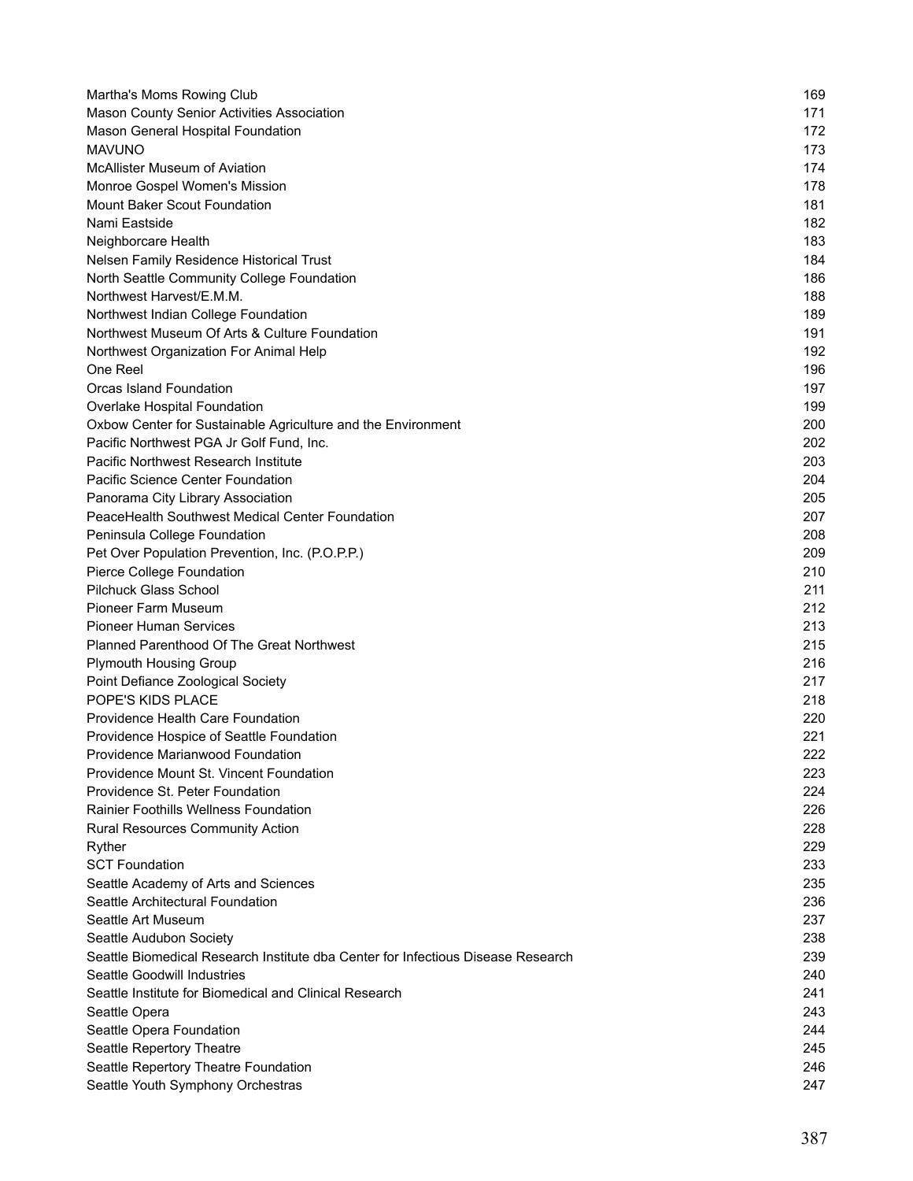| | |
|---|---|
| Martha's Moms Rowing Club | 169 |
| Mason County Senior Activities Association | 171 |
| Mason General Hospital Foundation | 172 |
| MAVUNO | 173 |
| McAllister Museum of Aviation | 174 |
| Monroe Gospel Women's Mission | 178 |
| Mount Baker Scout Foundation | 181 |
| Nami Eastside | 182 |
| Neighborcare Health | 183 |
| Nelsen Family Residence Historical Trust | 184 |
| North Seattle Community College Foundation | 186 |
| Northwest Harvest/E.M.M. | 188 |
| Northwest Indian College Foundation | 189 |
| Northwest Museum Of Arts & Culture Foundation | 191 |
| Northwest Organization For Animal Help | 192 |
| One Reel | 196 |
| Orcas Island Foundation | 197 |
| Overlake Hospital Foundation | 199 |
| Oxbow Center for Sustainable Agriculture and the Environment | 200 |
| Pacific Northwest PGA Jr Golf Fund, Inc. | 202 |
| Pacific Northwest Research Institute | 203 |
| Pacific Science Center Foundation | 204 |
| Panorama City Library Association | 205 |
| PeaceHealth Southwest Medical Center Foundation | 207 |
| Peninsula College Foundation | 208 |
| Pet Over Population Prevention, Inc. (P.O.P.P.) | 209 |
| Pierce College Foundation | 210 |
| Pilchuck Glass School | 211 |
| Pioneer Farm Museum | 212 |
| Pioneer Human Services | 213 |
| Planned Parenthood Of The Great Northwest | 215 |
| Plymouth Housing Group | 216 |
| Point Defiance Zoological Society | 217 |
| POPE'S KIDS PLACE | 218 |
| Providence Health Care Foundation | 220 |
| Providence Hospice of Seattle Foundation | 221 |
| Providence Marianwood Foundation | 222 |
| Providence Mount St. Vincent Foundation | 223 |
| Providence St. Peter Foundation | 224 |
| Rainier Foothills Wellness Foundation | 226 |
| Rural Resources Community Action | 228 |
| Ryther | 229 |
| SCT Foundation | 233 |
| Seattle Academy of Arts and Sciences | 235 |
| Seattle Architectural Foundation | 236 |
| Seattle Art Museum | 237 |
| Seattle Audubon Society | 238 |
| Seattle Biomedical Research Institute dba Center for Infectious Disease Research | 239 |
| Seattle Goodwill Industries | 240 |
| Seattle Institute for Biomedical and Clinical Research | 241 |
| Seattle Opera | 243 |
| Seattle Opera Foundation | 244 |
| Seattle Repertory Theatre | 245 |
| Seattle Repertory Theatre Foundation | 246 |
| Seattle Youth Symphony Orchestras | 247 |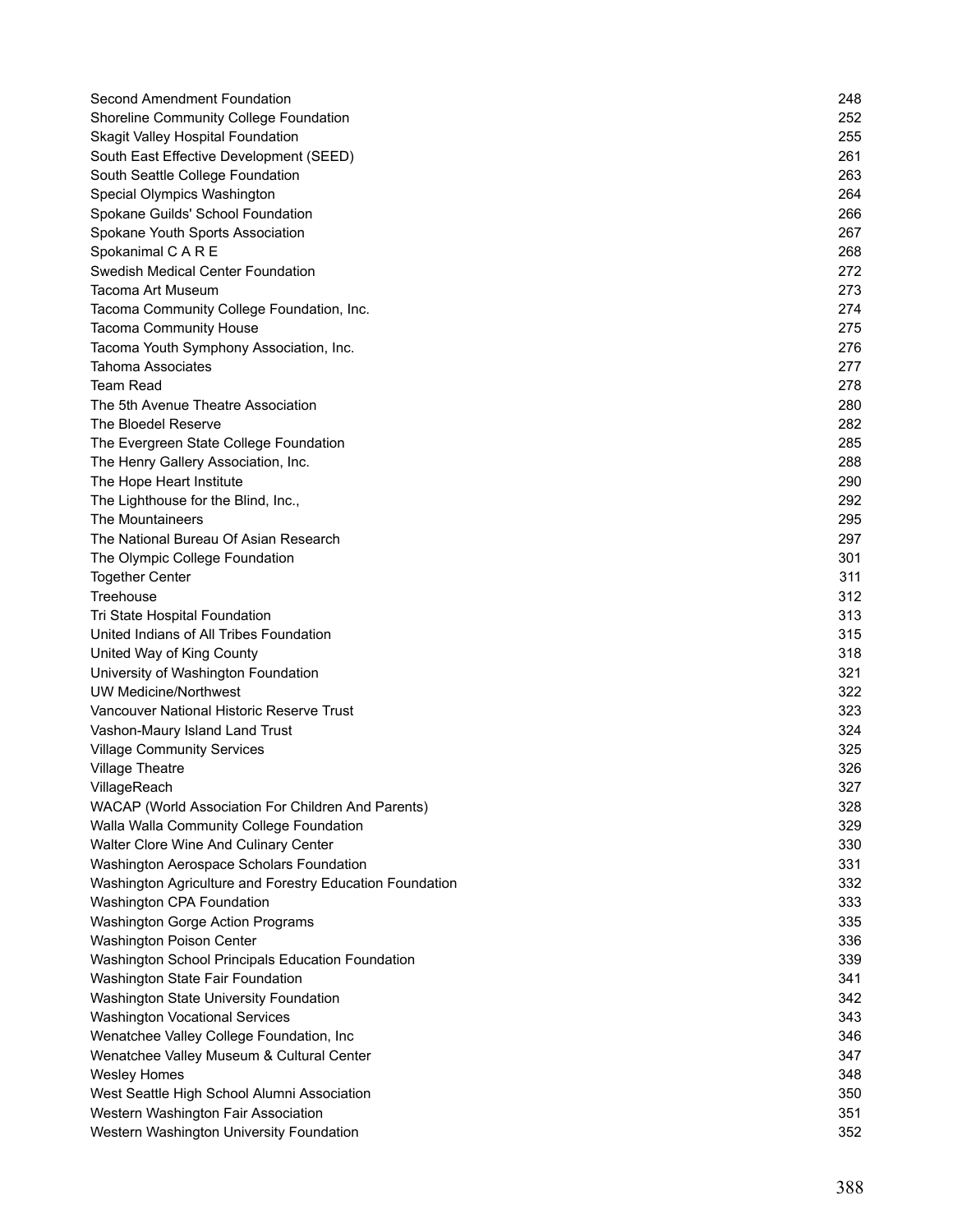| | |
|---|---|
| Second Amendment Foundation | 248 |
| Shoreline Community College Foundation | 252 |
| Skagit Valley Hospital Foundation | 255 |
| South East Effective Development (SEED) | 261 |
| South Seattle College Foundation | 263 |
| Special Olympics Washington | 264 |
| Spokane Guilds' School Foundation | 266 |
| Spokane Youth Sports Association | 267 |
| Spokanimal C A R E | 268 |
| Swedish Medical Center Foundation | 272 |
| Tacoma Art Museum | 273 |
| Tacoma Community College Foundation, Inc. | 274 |
| Tacoma Community House | 275 |
| Tacoma Youth Symphony Association, Inc. | 276 |
| Tahoma Associates | 277 |
| Team Read | 278 |
| The 5th Avenue Theatre Association | 280 |
| The Bloedel Reserve | 282 |
| The Evergreen State College Foundation | 285 |
| The Henry Gallery Association, Inc. | 288 |
| The Hope Heart Institute | 290 |
| The Lighthouse for the Blind, Inc., | 292 |
| The Mountaineers | 295 |
| The National Bureau Of Asian Research | 297 |
| The Olympic College Foundation | 301 |
| Together Center | 311 |
| Treehouse | 312 |
| Tri State Hospital Foundation | 313 |
| United Indians of All Tribes Foundation | 315 |
| United Way of King County | 318 |
| University of Washington Foundation | 321 |
| UW Medicine/Northwest | 322 |
| Vancouver National Historic Reserve Trust | 323 |
| Vashon-Maury Island Land Trust | 324 |
| Village Community Services | 325 |
| Village Theatre | 326 |
| VillageReach | 327 |
| WACAP (World Association For Children And Parents) | 328 |
| Walla Walla Community College Foundation | 329 |
| Walter Clore Wine And Culinary Center | 330 |
| Washington Aerospace Scholars Foundation | 331 |
| Washington Agriculture and Forestry Education Foundation | 332 |
| Washington CPA Foundation | 333 |
| Washington Gorge Action Programs | 335 |
| Washington Poison Center | 336 |
| Washington School Principals Education Foundation | 339 |
| Washington State Fair Foundation | 341 |
| Washington State University Foundation | 342 |
| Washington Vocational Services | 343 |
| Wenatchee Valley College Foundation, Inc | 346 |
| Wenatchee Valley Museum & Cultural Center | 347 |
| Wesley Homes | 348 |
| West Seattle High School Alumni Association | 350 |
| Western Washington Fair Association | 351 |
| Western Washington University Foundation | 352 |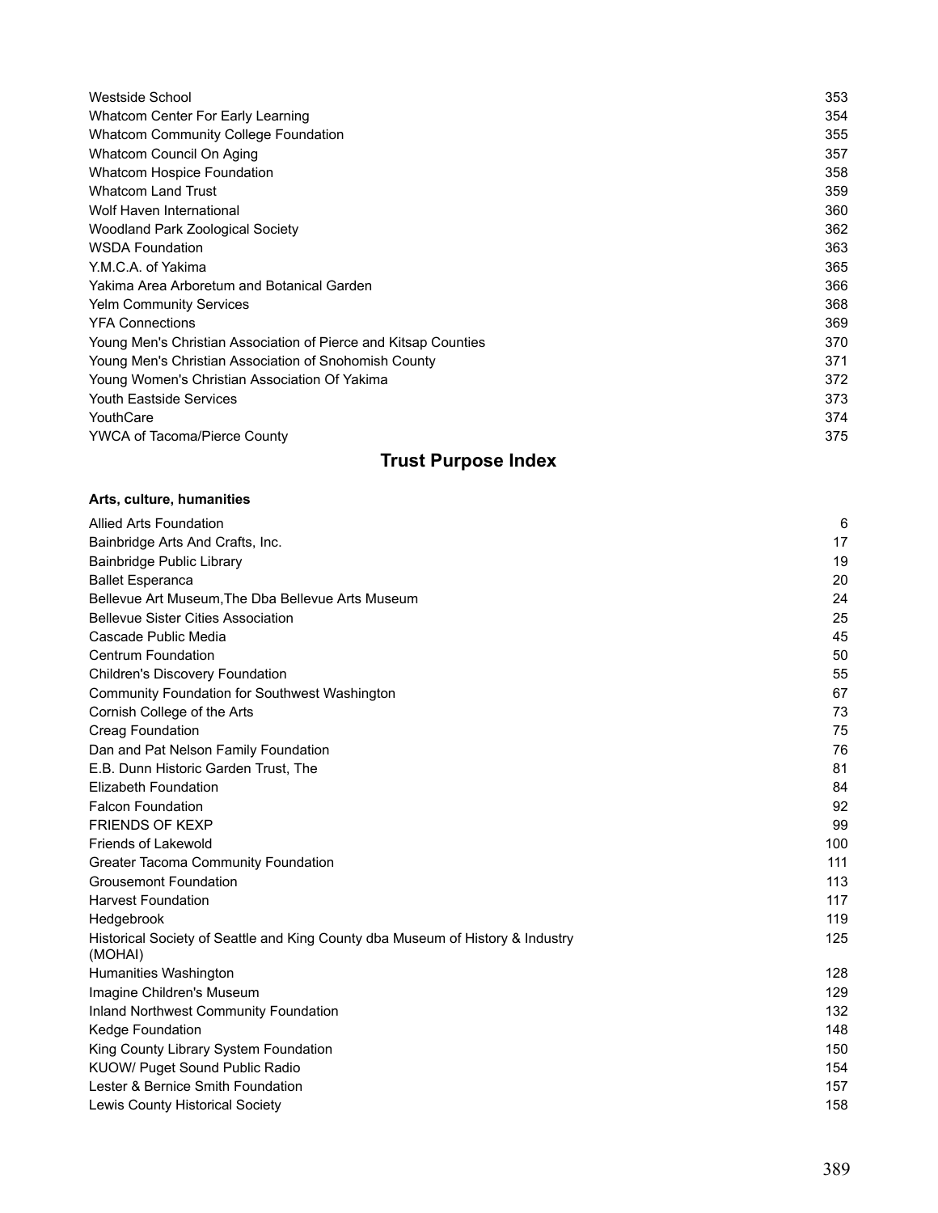| | |
|---|---|
| Westside School | 353 |
| Whatcom Center For Early Learning | 354 |
| Whatcom Community College Foundation | 355 |
| Whatcom Council On Aging | 357 |
| Whatcom Hospice Foundation | 358 |
| Whatcom Land Trust | 359 |
| Wolf Haven International | 360 |
| Woodland Park Zoological Society | 362 |
| WSDA Foundation | 363 |
| Y.M.C.A. of Yakima | 365 |
| Yakima Area Arboretum and Botanical Garden | 366 |
| Yelm Community Services | 368 |
| YFA Connections | 369 |
| Young Men's Christian Association of Pierce and Kitsap Counties | 370 |
| Young Men's Christian Association of Snohomish County | 371 |
| Young Women's Christian Association Of Yakima | 372 |
| Youth Eastside Services | 373 |
| YouthCare | 374 |
| YWCA of Tacoma/Pierce County | 375 |

## Trust Purpose Index

**Arts, culture, humanities**

| | |
|---|---|
| Allied Arts Foundation | 6 |
| Bainbridge Arts And Crafts, Inc. | 17 |
| Bainbridge Public Library | 19 |
| Ballet Esperanca | 20 |
| Bellevue Art Museum,The Dba Bellevue Arts Museum | 24 |
| Bellevue Sister Cities Association | 25 |
| Cascade Public Media | 45 |
| Centrum Foundation | 50 |
| Children's Discovery Foundation | 55 |
| Community Foundation for Southwest Washington | 67 |
| Cornish College of the Arts | 73 |
| Creag Foundation | 75 |
| Dan and Pat Nelson Family Foundation | 76 |
| E.B. Dunn Historic Garden Trust, The | 81 |
| Elizabeth Foundation | 84 |
| Falcon Foundation | 92 |
| FRIENDS OF KEXP | 99 |
| Friends of Lakewold | 100 |
| Greater Tacoma Community Foundation | 111 |
| Grousemont Foundation | 113 |
| Harvest Foundation | 117 |
| Hedgebrook | 119 |
| Historical Society of Seattle and King County dba Museum of History & Industry (MOHAI) | 125 |
| Humanities Washington | 128 |
| Imagine Children's Museum | 129 |
| Inland Northwest Community Foundation | 132 |
| Kedge Foundation | 148 |
| King County Library System Foundation | 150 |
| KUOW/ Puget Sound Public Radio | 154 |
| Lester & Bernice Smith Foundation | 157 |
| Lewis County Historical Society | 158 |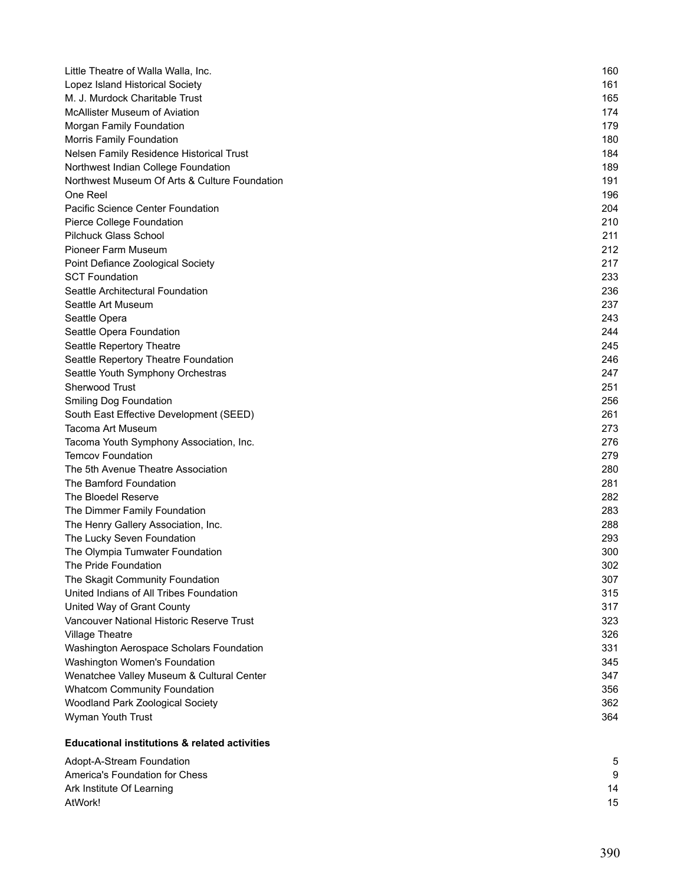| | |
|---|---|
| Little Theatre of Walla Walla, Inc. | 160 |
| Lopez Island Historical Society | 161 |
| M. J. Murdock Charitable Trust | 165 |
| McAllister Museum of Aviation | 174 |
| Morgan Family Foundation | 179 |
| Morris Family Foundation | 180 |
| Nelsen Family Residence Historical Trust | 184 |
| Northwest Indian College Foundation | 189 |
| Northwest Museum Of Arts & Culture Foundation | 191 |
| One Reel | 196 |
| Pacific Science Center Foundation | 204 |
| Pierce College Foundation | 210 |
| Pilchuck Glass School | 211 |
| Pioneer Farm Museum | 212 |
| Point Defiance Zoological Society | 217 |
| SCT Foundation | 233 |
| Seattle Architectural Foundation | 236 |
| Seattle Art Museum | 237 |
| Seattle Opera | 243 |
| Seattle Opera Foundation | 244 |
| Seattle Repertory Theatre | 245 |
| Seattle Repertory Theatre Foundation | 246 |
| Seattle Youth Symphony Orchestras | 247 |
| Sherwood Trust | 251 |
| Smiling Dog Foundation | 256 |
| South East Effective Development (SEED) | 261 |
| Tacoma Art Museum | 273 |
| Tacoma Youth Symphony Association, Inc. | 276 |
| Temcov Foundation | 279 |
| The 5th Avenue Theatre Association | 280 |
| The Bamford Foundation | 281 |
| The Bloedel Reserve | 282 |
| The Dimmer Family Foundation | 283 |
| The Henry Gallery Association, Inc. | 288 |
| The Lucky Seven Foundation | 293 |
| The Olympia Tumwater Foundation | 300 |
| The Pride Foundation | 302 |
| The Skagit Community Foundation | 307 |
| United Indians of All Tribes Foundation | 315 |
| United Way of Grant County | 317 |
| Vancouver National Historic Reserve Trust | 323 |
| Village Theatre | 326 |
| Washington Aerospace Scholars Foundation | 331 |
| Washington Women's Foundation | 345 |
| Wenatchee Valley Museum & Cultural Center | 347 |
| Whatcom Community Foundation | 356 |
| Woodland Park Zoological Society | 362 |
| Wyman Youth Trust | 364 |

**Educational institutions & related activities**

| | |
|---|---|
| Adopt-A-Stream Foundation | 5 |
| America's Foundation for Chess | 9 |
| Ark Institute Of Learning | 14 |
| AtWork! | 15 |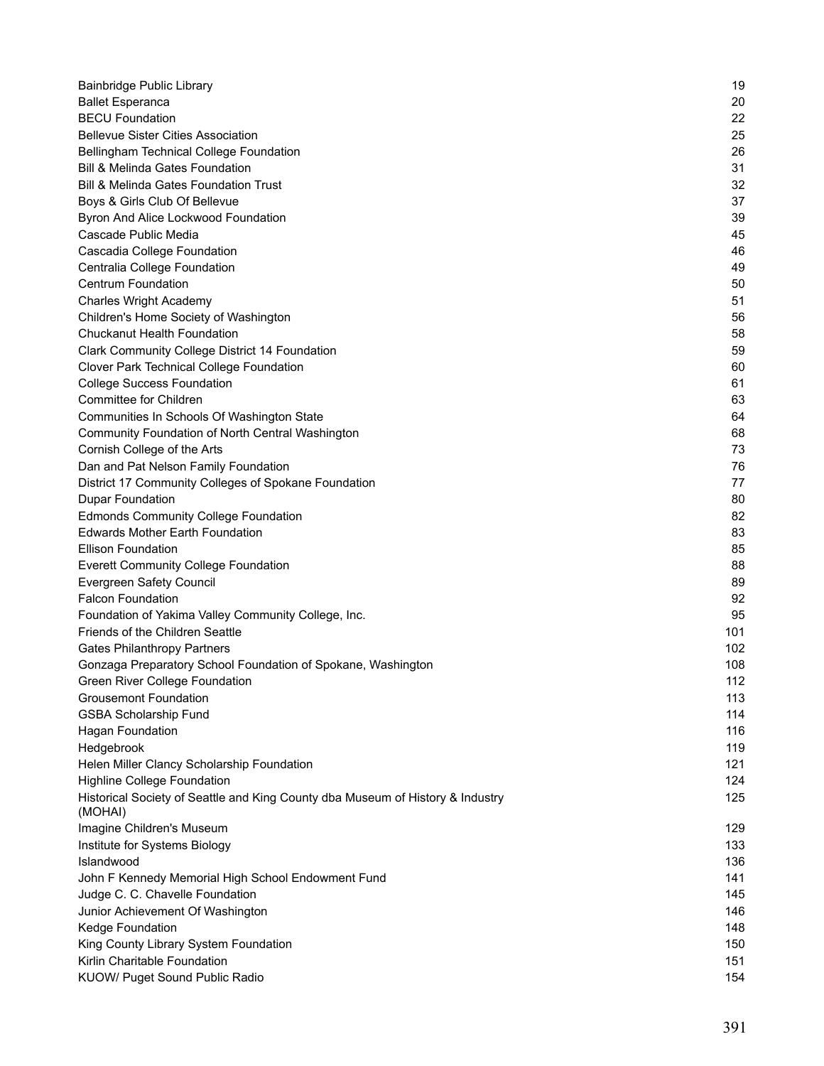| | |
|---|---|
| Bainbridge Public Library | 19 |
| Ballet Esperanca | 20 |
| BECU Foundation | 22 |
| Bellevue Sister Cities Association | 25 |
| Bellingham Technical College Foundation | 26 |
| Bill & Melinda Gates Foundation | 31 |
| Bill & Melinda Gates Foundation Trust | 32 |
| Boys & Girls Club Of Bellevue | 37 |
| Byron And Alice Lockwood Foundation | 39 |
| Cascade Public Media | 45 |
| Cascadia College Foundation | 46 |
| Centralia College Foundation | 49 |
| Centrum Foundation | 50 |
| Charles Wright Academy | 51 |
| Children's Home Society of Washington | 56 |
| Chuckanut Health Foundation | 58 |
| Clark Community College District 14 Foundation | 59 |
| Clover Park Technical College Foundation | 60 |
| College Success Foundation | 61 |
| Committee for Children | 63 |
| Communities In Schools Of Washington State | 64 |
| Community Foundation of North Central Washington | 68 |
| Cornish College of the Arts | 73 |
| Dan and Pat Nelson Family Foundation | 76 |
| District 17 Community Colleges of Spokane Foundation | 77 |
| Dupar Foundation | 80 |
| Edmonds Community College Foundation | 82 |
| Edwards Mother Earth Foundation | 83 |
| Ellison Foundation | 85 |
| Everett Community College Foundation | 88 |
| Evergreen Safety Council | 89 |
| Falcon Foundation | 92 |
| Foundation of Yakima Valley Community College, Inc. | 95 |
| Friends of the Children Seattle | 101 |
| Gates Philanthropy Partners | 102 |
| Gonzaga Preparatory School Foundation of Spokane, Washington | 108 |
| Green River College Foundation | 112 |
| Grousemont Foundation | 113 |
| GSBA Scholarship Fund | 114 |
| Hagan Foundation | 116 |
| Hedgebrook | 119 |
| Helen Miller Clancy Scholarship Foundation | 121 |
| Highline College Foundation | 124 |
| Historical Society of Seattle and King County dba Museum of History & Industry (MOHAI) | 125 |
| Imagine Children's Museum | 129 |
| Institute for Systems Biology | 133 |
| Islandwood | 136 |
| John F Kennedy Memorial High School Endowment Fund | 141 |
| Judge C. C. Chavelle Foundation | 145 |
| Junior Achievement Of Washington | 146 |
| Kedge Foundation | 148 |
| King County Library System Foundation | 150 |
| Kirlin Charitable Foundation | 151 |
| KUOW/ Puget Sound Public Radio | 154 |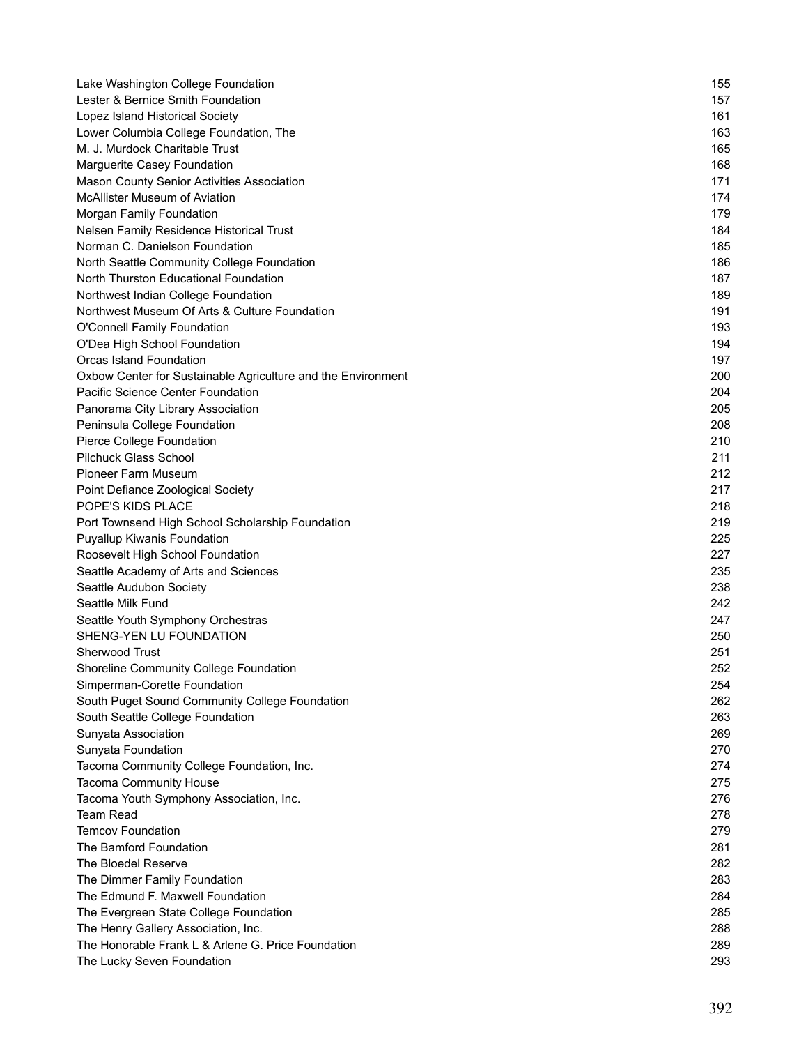| | |
|---|---|
| Lake Washington College Foundation | 155 |
| Lester & Bernice Smith Foundation | 157 |
| Lopez Island Historical Society | 161 |
| Lower Columbia College Foundation, The | 163 |
| M. J. Murdock Charitable Trust | 165 |
| Marguerite Casey Foundation | 168 |
| Mason County Senior Activities Association | 171 |
| McAllister Museum of Aviation | 174 |
| Morgan Family Foundation | 179 |
| Nelsen Family Residence Historical Trust | 184 |
| Norman C. Danielson Foundation | 185 |
| North Seattle Community College Foundation | 186 |
| North Thurston Educational Foundation | 187 |
| Northwest Indian College Foundation | 189 |
| Northwest Museum Of Arts & Culture Foundation | 191 |
| O'Connell Family Foundation | 193 |
| O'Dea High School Foundation | 194 |
| Orcas Island Foundation | 197 |
| Oxbow Center for Sustainable Agriculture and the Environment | 200 |
| Pacific Science Center Foundation | 204 |
| Panorama City Library Association | 205 |
| Peninsula College Foundation | 208 |
| Pierce College Foundation | 210 |
| Pilchuck Glass School | 211 |
| Pioneer Farm Museum | 212 |
| Point Defiance Zoological Society | 217 |
| POPE'S KIDS PLACE | 218 |
| Port Townsend High School Scholarship Foundation | 219 |
| Puyallup Kiwanis Foundation | 225 |
| Roosevelt High School Foundation | 227 |
| Seattle Academy of Arts and Sciences | 235 |
| Seattle Audubon Society | 238 |
| Seattle Milk Fund | 242 |
| Seattle Youth Symphony Orchestras | 247 |
| SHENG-YEN LU FOUNDATION | 250 |
| Sherwood Trust | 251 |
| Shoreline Community College Foundation | 252 |
| Simperman-Corette Foundation | 254 |
| South Puget Sound Community College Foundation | 262 |
| South Seattle College Foundation | 263 |
| Sunyata Association | 269 |
| Sunyata Foundation | 270 |
| Tacoma Community College Foundation, Inc. | 274 |
| Tacoma Community House | 275 |
| Tacoma Youth Symphony Association, Inc. | 276 |
| Team Read | 278 |
| Temcov Foundation | 279 |
| The Bamford Foundation | 281 |
| The Bloedel Reserve | 282 |
| The Dimmer Family Foundation | 283 |
| The Edmund F. Maxwell Foundation | 284 |
| The Evergreen State College Foundation | 285 |
| The Henry Gallery Association, Inc. | 288 |
| The Honorable Frank L & Arlene G. Price Foundation | 289 |
| The Lucky Seven Foundation | 293 |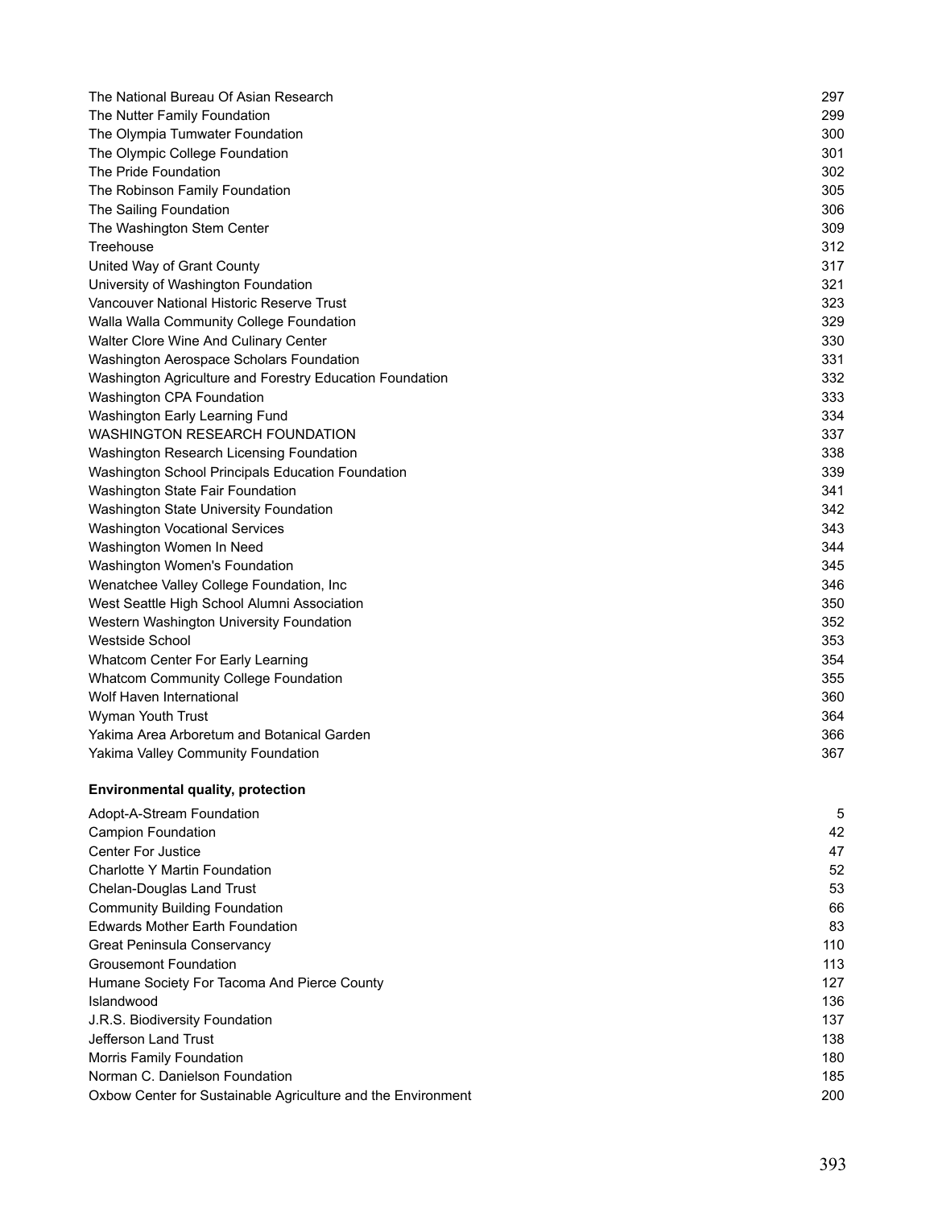| | |
|---|---|
| The National Bureau Of Asian Research | 297 |
| The Nutter Family Foundation | 299 |
| The Olympia Tumwater Foundation | 300 |
| The Olympic College Foundation | 301 |
| The Pride Foundation | 302 |
| The Robinson Family Foundation | 305 |
| The Sailing Foundation | 306 |
| The Washington Stem Center | 309 |
| Treehouse | 312 |
| United Way of Grant County | 317 |
| University of Washington Foundation | 321 |
| Vancouver National Historic Reserve Trust | 323 |
| Walla Walla Community College Foundation | 329 |
| Walter Clore Wine And Culinary Center | 330 |
| Washington Aerospace Scholars Foundation | 331 |
| Washington Agriculture and Forestry Education Foundation | 332 |
| Washington CPA Foundation | 333 |
| Washington Early Learning Fund | 334 |
| WASHINGTON RESEARCH FOUNDATION | 337 |
| Washington Research Licensing Foundation | 338 |
| Washington School Principals Education Foundation | 339 |
| Washington State Fair Foundation | 341 |
| Washington State University Foundation | 342 |
| Washington Vocational Services | 343 |
| Washington Women In Need | 344 |
| Washington Women's Foundation | 345 |
| Wenatchee Valley College Foundation, Inc | 346 |
| West Seattle High School Alumni Association | 350 |
| Western Washington University Foundation | 352 |
| Westside School | 353 |
| Whatcom Center For Early Learning | 354 |
| Whatcom Community College Foundation | 355 |
| Wolf Haven International | 360 |
| Wyman Youth Trust | 364 |
| Yakima Area Arboretum and Botanical Garden | 366 |
| Yakima Valley Community Foundation | 367 |

**Environmental quality, protection**

| | |
|---|---|
| Adopt-A-Stream Foundation | 5 |
| Campion Foundation | 42 |
| Center For Justice | 47 |
| Charlotte Y Martin Foundation | 52 |
| Chelan-Douglas Land Trust | 53 |
| Community Building Foundation | 66 |
| Edwards Mother Earth Foundation | 83 |
| Great Peninsula Conservancy | 110 |
| Grousemont Foundation | 113 |
| Humane Society For Tacoma And Pierce County | 127 |
| Islandwood | 136 |
| J.R.S. Biodiversity Foundation | 137 |
| Jefferson Land Trust | 138 |
| Morris Family Foundation | 180 |
| Norman C. Danielson Foundation | 185 |
| Oxbow Center for Sustainable Agriculture and the Environment | 200 |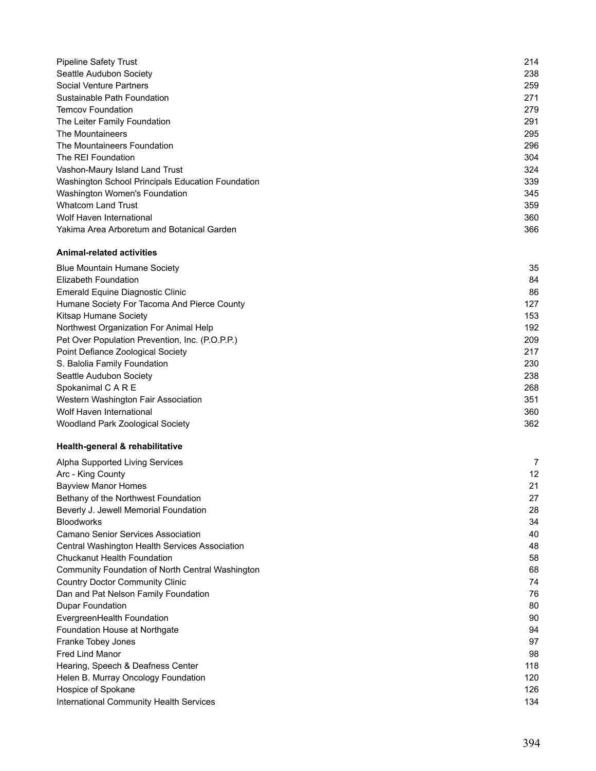| | |
|---|---|
| Pipeline Safety Trust | 214 |
| Seattle Audubon Society | 238 |
| Social Venture Partners | 259 |
| Sustainable Path Foundation | 271 |
| Temcov Foundation | 279 |
| The Leiter Family Foundation | 291 |
| The Mountaineers | 295 |
| The Mountaineers Foundation | 296 |
| The REI Foundation | 304 |
| Vashon-Maury Island Land Trust | 324 |
| Washington School Principals Education Foundation | 339 |
| Washington Women's Foundation | 345 |
| Whatcom Land Trust | 359 |
| Wolf Haven International | 360 |
| Yakima Area Arboretum and Botanical Garden | 366 |

**Animal-related activities**

| | |
|---|---|
| Blue Mountain Humane Society | 35 |
| Elizabeth Foundation | 84 |
| Emerald Equine Diagnostic Clinic | 86 |
| Humane Society For Tacoma And Pierce County | 127 |
| Kitsap Humane Society | 153 |
| Northwest Organization For Animal Help | 192 |
| Pet Over Population Prevention, Inc. (P.O.P.P.) | 209 |
| Point Defiance Zoological Society | 217 |
| S. Balolia Family Foundation | 230 |
| Seattle Audubon Society | 238 |
| Spokanimal C A R E | 268 |
| Western Washington Fair Association | 351 |
| Wolf Haven International | 360 |
| Woodland Park Zoological Society | 362 |

**Health-general & rehabilitative**

| | |
|---|---|
| Alpha Supported Living Services | 7 |
| Arc - King County | 12 |
| Bayview Manor Homes | 21 |
| Bethany of the Northwest Foundation | 27 |
| Beverly J. Jewell Memorial Foundation | 28 |
| Bloodworks | 34 |
| Camano Senior Services Association | 40 |
| Central Washington Health Services Association | 48 |
| Chuckanut Health Foundation | 58 |
| Community Foundation of North Central Washington | 68 |
| Country Doctor Community Clinic | 74 |
| Dan and Pat Nelson Family Foundation | 76 |
| Dupar Foundation | 80 |
| EvergreenHealth Foundation | 90 |
| Foundation House at Northgate | 94 |
| Franke Tobey Jones | 97 |
| Fred Lind Manor | 98 |
| Hearing, Speech & Deafness Center | 118 |
| Helen B. Murray Oncology Foundation | 120 |
| Hospice of Spokane | 126 |
| International Community Health Services | 134 |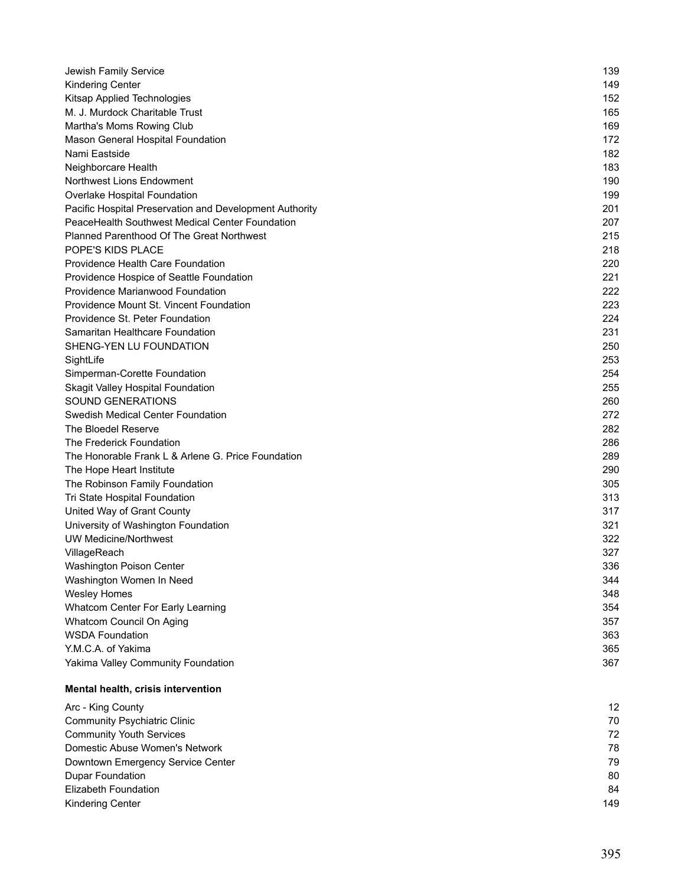| | |
|---|---|
| Jewish Family Service | 139 |
| Kindering Center | 149 |
| Kitsap Applied Technologies | 152 |
| M. J. Murdock Charitable Trust | 165 |
| Martha's Moms Rowing Club | 169 |
| Mason General Hospital Foundation | 172 |
| Nami Eastside | 182 |
| Neighborcare Health | 183 |
| Northwest Lions Endowment | 190 |
| Overlake Hospital Foundation | 199 |
| Pacific Hospital Preservation and Development Authority | 201 |
| PeaceHealth Southwest Medical Center Foundation | 207 |
| Planned Parenthood Of The Great Northwest | 215 |
| POPE'S KIDS PLACE | 218 |
| Providence Health Care Foundation | 220 |
| Providence Hospice of Seattle Foundation | 221 |
| Providence Marianwood Foundation | 222 |
| Providence Mount St. Vincent Foundation | 223 |
| Providence St. Peter Foundation | 224 |
| Samaritan Healthcare Foundation | 231 |
| SHENG-YEN LU FOUNDATION | 250 |
| SightLife | 253 |
| Simperman-Corette Foundation | 254 |
| Skagit Valley Hospital Foundation | 255 |
| SOUND GENERATIONS | 260 |
| Swedish Medical Center Foundation | 272 |
| The Bloedel Reserve | 282 |
| The Frederick Foundation | 286 |
| The Honorable Frank L & Arlene G. Price Foundation | 289 |
| The Hope Heart Institute | 290 |
| The Robinson Family Foundation | 305 |
| Tri State Hospital Foundation | 313 |
| United Way of Grant County | 317 |
| University of Washington Foundation | 321 |
| UW Medicine/Northwest | 322 |
| VillageReach | 327 |
| Washington Poison Center | 336 |
| Washington Women In Need | 344 |
| Wesley Homes | 348 |
| Whatcom Center For Early Learning | 354 |
| Whatcom Council On Aging | 357 |
| WSDA Foundation | 363 |
| Y.M.C.A. of Yakima | 365 |
| Yakima Valley Community Foundation | 367 |

**Mental health, crisis intervention**

| | |
|---|---|
| Arc - King County | 12 |
| Community Psychiatric Clinic | 70 |
| Community Youth Services | 72 |
| Domestic Abuse Women's Network | 78 |
| Downtown Emergency Service Center | 79 |
| Dupar Foundation | 80 |
| Elizabeth Foundation | 84 |
| Kindering Center | 149 |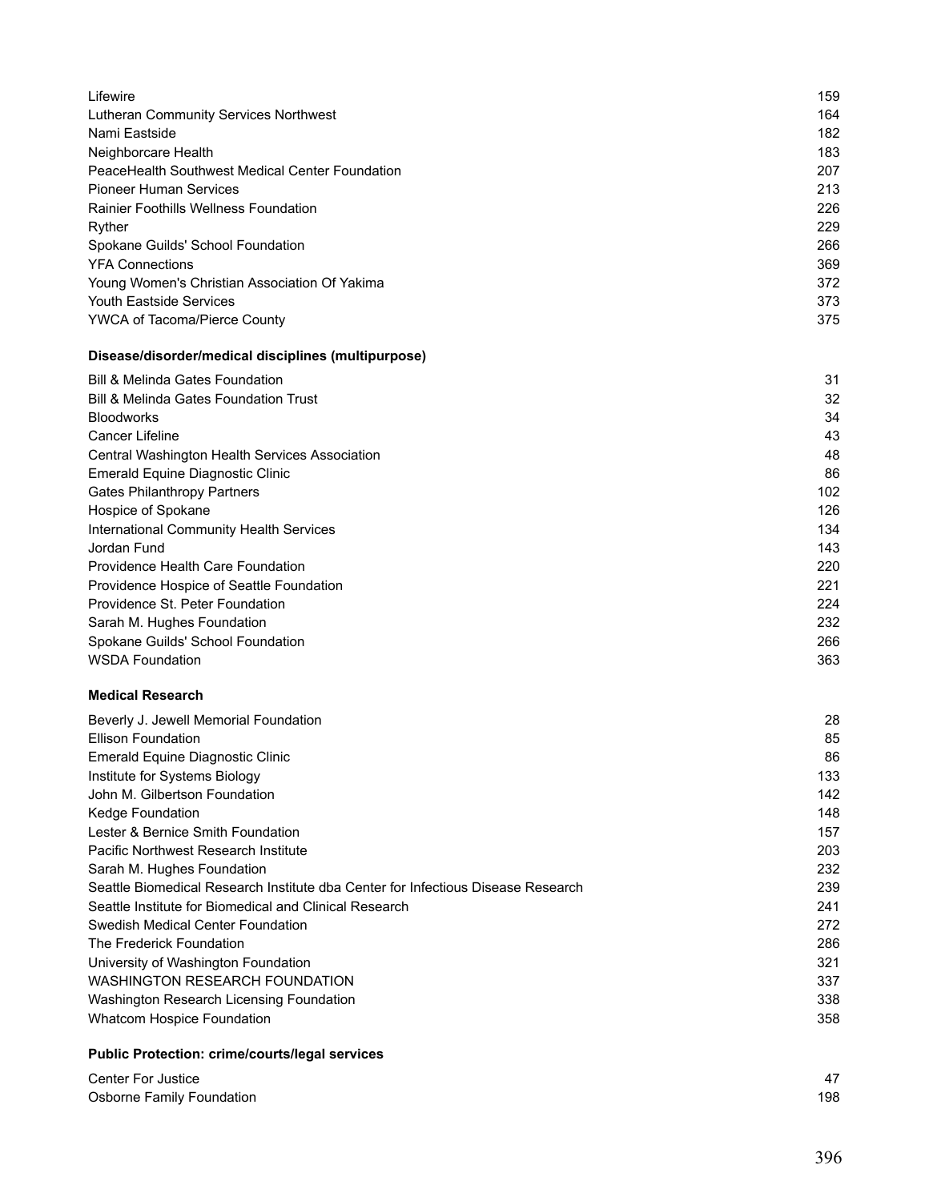| | |
|---|---|
| Lifewire | 159 |
| Lutheran Community Services Northwest | 164 |
| Nami Eastside | 182 |
| Neighborcare Health | 183 |
| PeaceHealth Southwest Medical Center Foundation | 207 |
| Pioneer Human Services | 213 |
| Rainier Foothills Wellness Foundation | 226 |
| Ryther | 229 |
| Spokane Guilds' School Foundation | 266 |
| YFA Connections | 369 |
| Young Women's Christian Association Of Yakima | 372 |
| Youth Eastside Services | 373 |
| YWCA of Tacoma/Pierce County | 375 |

**Disease/disorder/medical disciplines (multipurpose)**

| | |
|---|---|
| Bill & Melinda Gates Foundation | 31 |
| Bill & Melinda Gates Foundation Trust | 32 |
| Bloodworks | 34 |
| Cancer Lifeline | 43 |
| Central Washington Health Services Association | 48 |
| Emerald Equine Diagnostic Clinic | 86 |
| Gates Philanthropy Partners | 102 |
| Hospice of Spokane | 126 |
| International Community Health Services | 134 |
| Jordan Fund | 143 |
| Providence Health Care Foundation | 220 |
| Providence Hospice of Seattle Foundation | 221 |
| Providence St. Peter Foundation | 224 |
| Sarah M. Hughes Foundation | 232 |
| Spokane Guilds' School Foundation | 266 |
| WSDA Foundation | 363 |

**Medical Research**

| | |
|---|---|
| Beverly J. Jewell Memorial Foundation | 28 |
| Ellison Foundation | 85 |
| Emerald Equine Diagnostic Clinic | 86 |
| Institute for Systems Biology | 133 |
| John M. Gilbertson Foundation | 142 |
| Kedge Foundation | 148 |
| Lester & Bernice Smith Foundation | 157 |
| Pacific Northwest Research Institute | 203 |
| Sarah M. Hughes Foundation | 232 |
| Seattle Biomedical Research Institute dba Center for Infectious Disease Research | 239 |
| Seattle Institute for Biomedical and Clinical Research | 241 |
| Swedish Medical Center Foundation | 272 |
| The Frederick Foundation | 286 |
| University of Washington Foundation | 321 |
| WASHINGTON RESEARCH FOUNDATION | 337 |
| Washington Research Licensing Foundation | 338 |
| Whatcom Hospice Foundation | 358 |

**Public Protection: crime/courts/legal services**

| | |
|---|---|
| Center For Justice | 47 |
| Osborne Family Foundation | 198 |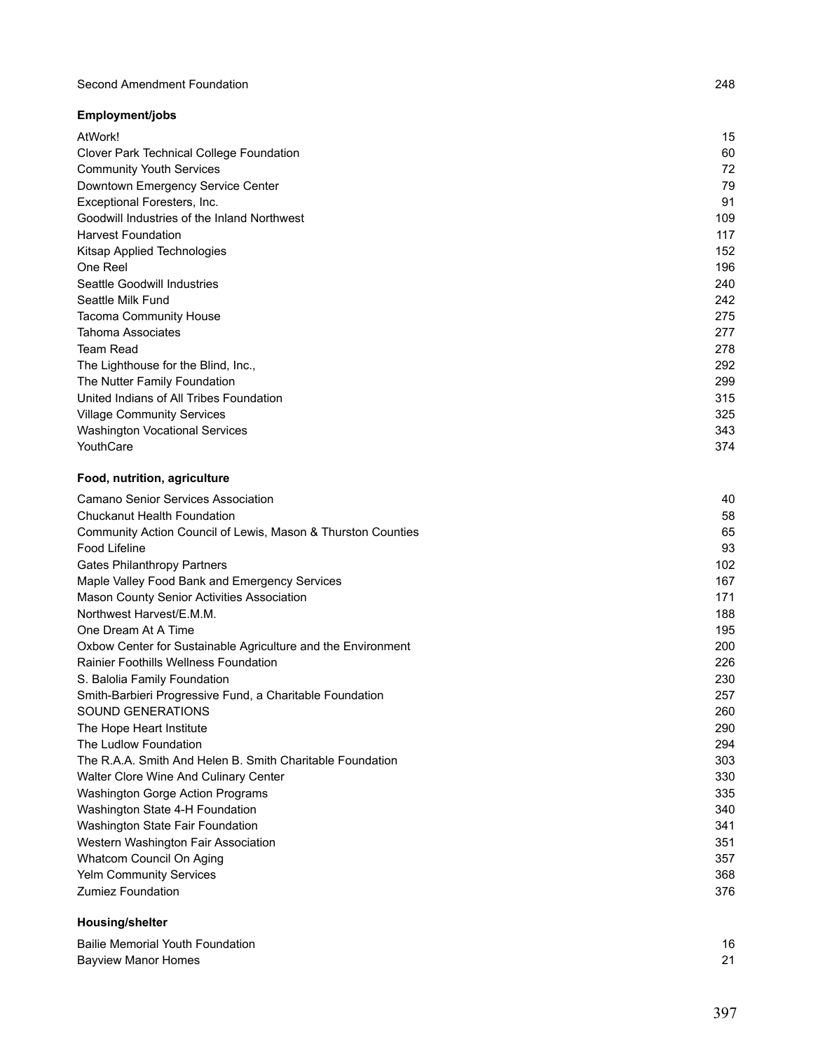| | |
|---|---|
| Second Amendment Foundation | 248 |

**Employment/jobs**

| | |
|---|---|
| AtWork! | 15 |
| Clover Park Technical College Foundation | 60 |
| Community Youth Services | 72 |
| Downtown Emergency Service Center | 79 |
| Exceptional Foresters, Inc. | 91 |
| Goodwill Industries of the Inland Northwest | 109 |
| Harvest Foundation | 117 |
| Kitsap Applied Technologies | 152 |
| One Reel | 196 |
| Seattle Goodwill Industries | 240 |
| Seattle Milk Fund | 242 |
| Tacoma Community House | 275 |
| Tahoma Associates | 277 |
| Team Read | 278 |
| The Lighthouse for the Blind, Inc., | 292 |
| The Nutter Family Foundation | 299 |
| United Indians of All Tribes Foundation | 315 |
| Village Community Services | 325 |
| Washington Vocational Services | 343 |
| YouthCare | 374 |

**Food, nutrition, agriculture**

| | |
|---|---|
| Camano Senior Services Association | 40 |
| Chuckanut Health Foundation | 58 |
| Community Action Council of Lewis, Mason & Thurston Counties | 65 |
| Food Lifeline | 93 |
| Gates Philanthropy Partners | 102 |
| Maple Valley Food Bank and Emergency Services | 167 |
| Mason County Senior Activities Association | 171 |
| Northwest Harvest/E.M.M. | 188 |
| One Dream At A Time | 195 |
| Oxbow Center for Sustainable Agriculture and the Environment | 200 |
| Rainier Foothills Wellness Foundation | 226 |
| S. Balolia Family Foundation | 230 |
| Smith-Barbieri Progressive Fund, a Charitable Foundation | 257 |
| SOUND GENERATIONS | 260 |
| The Hope Heart Institute | 290 |
| The Ludlow Foundation | 294 |
| The R.A.A. Smith And Helen B. Smith Charitable Foundation | 303 |
| Walter Clore Wine And Culinary Center | 330 |
| Washington Gorge Action Programs | 335 |
| Washington State 4-H Foundation | 340 |
| Washington State Fair Foundation | 341 |
| Western Washington Fair Association | 351 |
| Whatcom Council On Aging | 357 |
| Yelm Community Services | 368 |
| Zumiez Foundation | 376 |

**Housing/shelter**

| | |
|---|---|
| Bailie Memorial Youth Foundation | 16 |
| Bayview Manor Homes | 21 |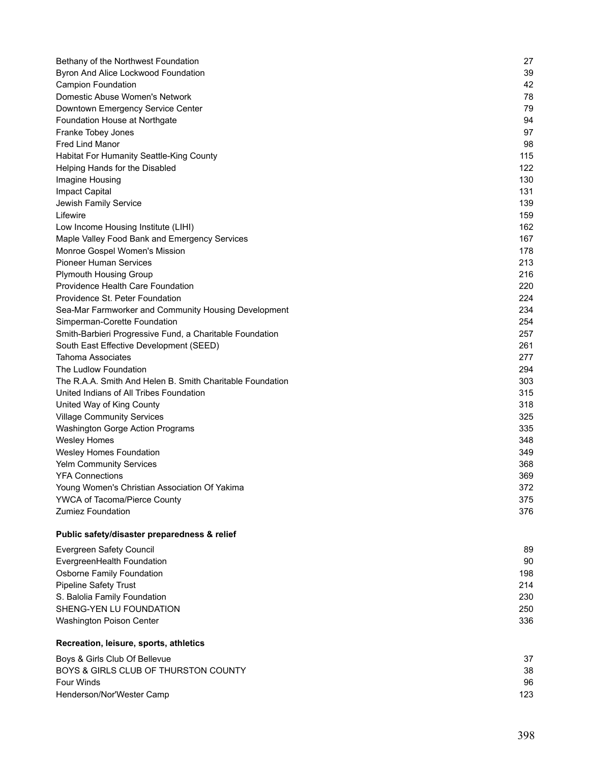| | |
|---|---|
| Bethany of the Northwest Foundation | 27 |
| Byron And Alice Lockwood Foundation | 39 |
| Campion Foundation | 42 |
| Domestic Abuse Women's Network | 78 |
| Downtown Emergency Service Center | 79 |
| Foundation House at Northgate | 94 |
| Franke Tobey Jones | 97 |
| Fred Lind Manor | 98 |
| Habitat For Humanity Seattle-King County | 115 |
| Helping Hands for the Disabled | 122 |
| Imagine Housing | 130 |
| Impact Capital | 131 |
| Jewish Family Service | 139 |
| Lifewire | 159 |
| Low Income Housing Institute (LIHI) | 162 |
| Maple Valley Food Bank and Emergency Services | 167 |
| Monroe Gospel Women's Mission | 178 |
| Pioneer Human Services | 213 |
| Plymouth Housing Group | 216 |
| Providence Health Care Foundation | 220 |
| Providence St. Peter Foundation | 224 |
| Sea-Mar Farmworker and Community Housing Development | 234 |
| Simperman-Corette Foundation | 254 |
| Smith-Barbieri Progressive Fund, a Charitable Foundation | 257 |
| South East Effective Development (SEED) | 261 |
| Tahoma Associates | 277 |
| The Ludlow Foundation | 294 |
| The R.A.A. Smith And Helen B. Smith Charitable Foundation | 303 |
| United Indians of All Tribes Foundation | 315 |
| United Way of King County | 318 |
| Village Community Services | 325 |
| Washington Gorge Action Programs | 335 |
| Wesley Homes | 348 |
| Wesley Homes Foundation | 349 |
| Yelm Community Services | 368 |
| YFA Connections | 369 |
| Young Women's Christian Association Of Yakima | 372 |
| YWCA of Tacoma/Pierce County | 375 |
| Zumiez Foundation | 376 |

**Public safety/disaster preparedness & relief**

| | |
|---|---|
| Evergreen Safety Council | 89 |
| EvergreenHealth Foundation | 90 |
| Osborne Family Foundation | 198 |
| Pipeline Safety Trust | 214 |
| S. Balolia Family Foundation | 230 |
| SHENG-YEN LU FOUNDATION | 250 |
| Washington Poison Center | 336 |

**Recreation, leisure, sports, athletics**

| | |
|---|---|
| Boys & Girls Club Of Bellevue | 37 |
| BOYS & GIRLS CLUB OF THURSTON COUNTY | 38 |
| Four Winds | 96 |
| Henderson/Nor'Wester Camp | 123 |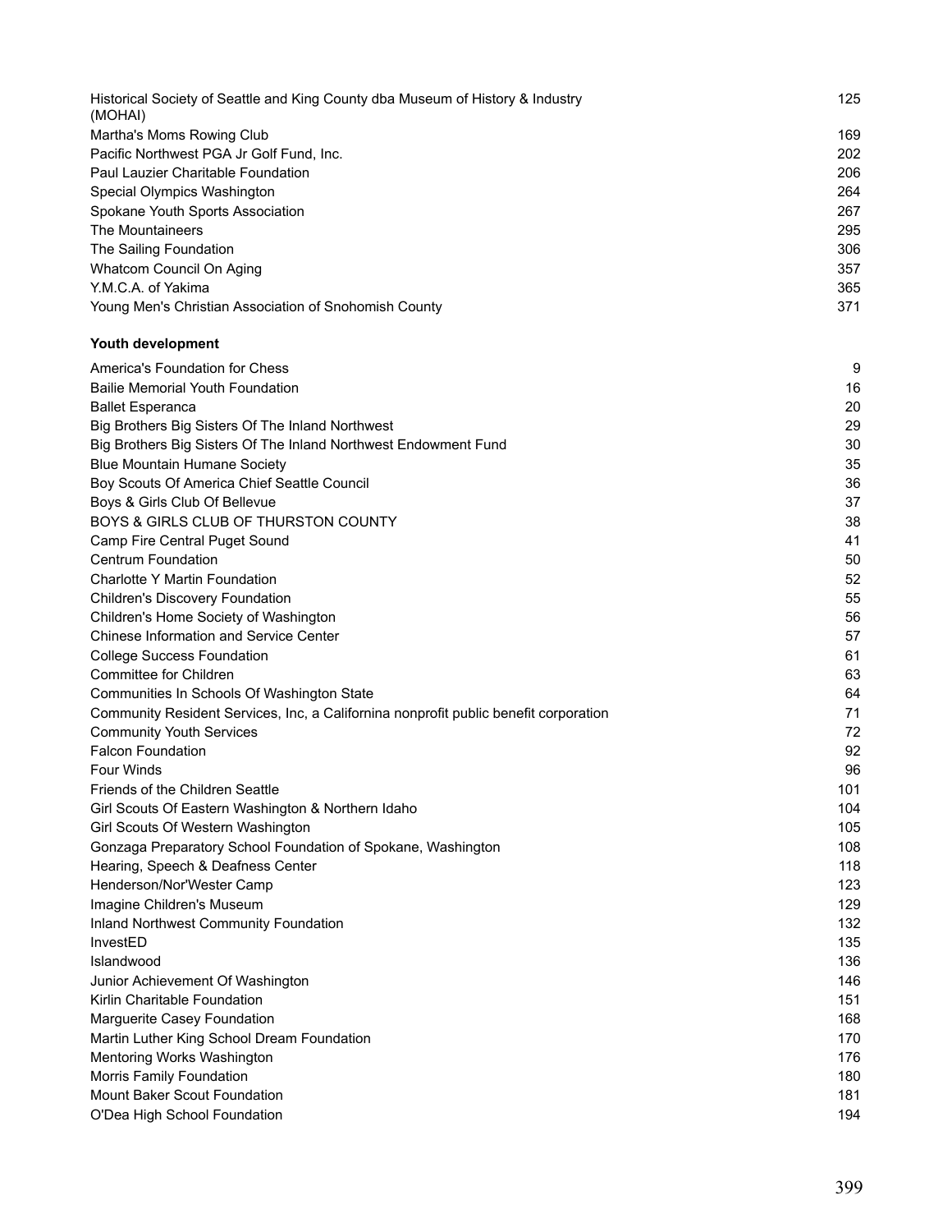| | |
|---|---|
| Historical Society of Seattle and King County dba Museum of History & Industry (MOHAI) | 125 |
| Martha's Moms Rowing Club | 169 |
| Pacific Northwest PGA Jr Golf Fund, Inc. | 202 |
| Paul Lauzier Charitable Foundation | 206 |
| Special Olympics Washington | 264 |
| Spokane Youth Sports Association | 267 |
| The Mountaineers | 295 |
| The Sailing Foundation | 306 |
| Whatcom Council On Aging | 357 |
| Y.M.C.A. of Yakima | 365 |
| Young Men's Christian Association of Snohomish County | 371 |

**Youth development**

| | |
|---|---|
| America's Foundation for Chess | 9 |
| Bailie Memorial Youth Foundation | 16 |
| Ballet Esperanca | 20 |
| Big Brothers Big Sisters Of The Inland Northwest | 29 |
| Big Brothers Big Sisters Of The Inland Northwest Endowment Fund | 30 |
| Blue Mountain Humane Society | 35 |
| Boy Scouts Of America Chief Seattle Council | 36 |
| Boys & Girls Club Of Bellevue | 37 |
| BOYS & GIRLS CLUB OF THURSTON COUNTY | 38 |
| Camp Fire Central Puget Sound | 41 |
| Centrum Foundation | 50 |
| Charlotte Y Martin Foundation | 52 |
| Children's Discovery Foundation | 55 |
| Children's Home Society of Washington | 56 |
| Chinese Information and Service Center | 57 |
| College Success Foundation | 61 |
| Committee for Children | 63 |
| Communities In Schools Of Washington State | 64 |
| Community Resident Services, Inc, a Californina nonprofit public benefit corporation | 71 |
| Community Youth Services | 72 |
| Falcon Foundation | 92 |
| Four Winds | 96 |
| Friends of the Children Seattle | 101 |
| Girl Scouts Of Eastern Washington & Northern Idaho | 104 |
| Girl Scouts Of Western Washington | 105 |
| Gonzaga Preparatory School Foundation of Spokane, Washington | 108 |
| Hearing, Speech & Deafness Center | 118 |
| Henderson/Nor'Wester Camp | 123 |
| Imagine Children's Museum | 129 |
| Inland Northwest Community Foundation | 132 |
| InvestED | 135 |
| Islandwood | 136 |
| Junior Achievement Of Washington | 146 |
| Kirlin Charitable Foundation | 151 |
| Marguerite Casey Foundation | 168 |
| Martin Luther King School Dream Foundation | 170 |
| Mentoring Works Washington | 176 |
| Morris Family Foundation | 180 |
| Mount Baker Scout Foundation | 181 |
| O'Dea High School Foundation | 194 |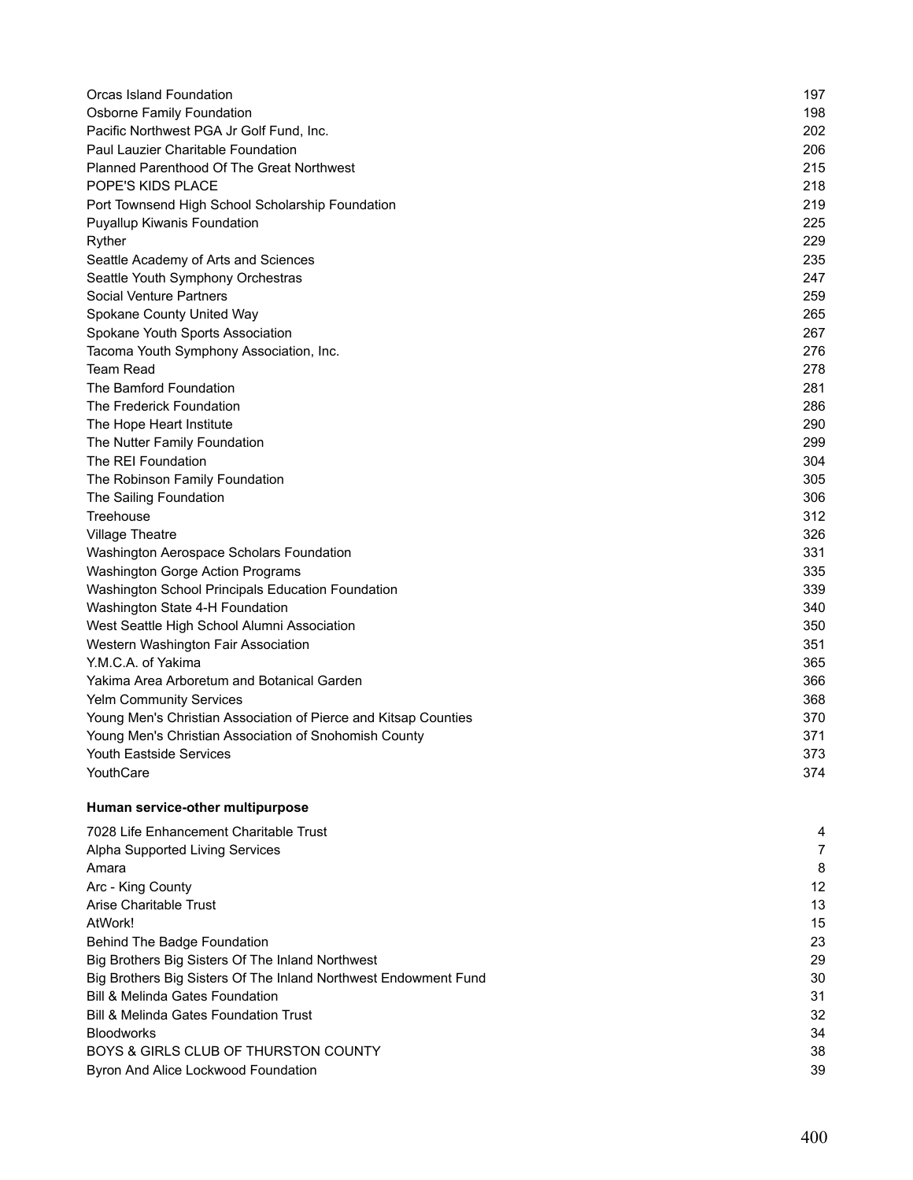| | |
|---|---|
| Orcas Island Foundation | 197 |
| Osborne Family Foundation | 198 |
| Pacific Northwest PGA Jr Golf Fund, Inc. | 202 |
| Paul Lauzier Charitable Foundation | 206 |
| Planned Parenthood Of The Great Northwest | 215 |
| POPE'S KIDS PLACE | 218 |
| Port Townsend High School Scholarship Foundation | 219 |
| Puyallup Kiwanis Foundation | 225 |
| Ryther | 229 |
| Seattle Academy of Arts and Sciences | 235 |
| Seattle Youth Symphony Orchestras | 247 |
| Social Venture Partners | 259 |
| Spokane County United Way | 265 |
| Spokane Youth Sports Association | 267 |
| Tacoma Youth Symphony Association, Inc. | 276 |
| Team Read | 278 |
| The Bamford Foundation | 281 |
| The Frederick Foundation | 286 |
| The Hope Heart Institute | 290 |
| The Nutter Family Foundation | 299 |
| The REI Foundation | 304 |
| The Robinson Family Foundation | 305 |
| The Sailing Foundation | 306 |
| Treehouse | 312 |
| Village Theatre | 326 |
| Washington Aerospace Scholars Foundation | 331 |
| Washington Gorge Action Programs | 335 |
| Washington School Principals Education Foundation | 339 |
| Washington State 4-H Foundation | 340 |
| West Seattle High School Alumni Association | 350 |
| Western Washington Fair Association | 351 |
| Y.M.C.A. of Yakima | 365 |
| Yakima Area Arboretum and Botanical Garden | 366 |
| Yelm Community Services | 368 |
| Young Men's Christian Association of Pierce and Kitsap Counties | 370 |
| Young Men's Christian Association of Snohomish County | 371 |
| Youth Eastside Services | 373 |
| YouthCare | 374 |

**Human service-other multipurpose**

| | |
|---|---|
| 7028 Life Enhancement Charitable Trust | 4 |
| Alpha Supported Living Services | 7 |
| Amara | 8 |
| Arc - King County | 12 |
| Arise Charitable Trust | 13 |
| AtWork! | 15 |
| Behind The Badge Foundation | 23 |
| Big Brothers Big Sisters Of The Inland Northwest | 29 |
| Big Brothers Big Sisters Of The Inland Northwest Endowment Fund | 30 |
| Bill & Melinda Gates Foundation | 31 |
| Bill & Melinda Gates Foundation Trust | 32 |
| Bloodworks | 34 |
| BOYS & GIRLS CLUB OF THURSTON COUNTY | 38 |
| Byron And Alice Lockwood Foundation | 39 |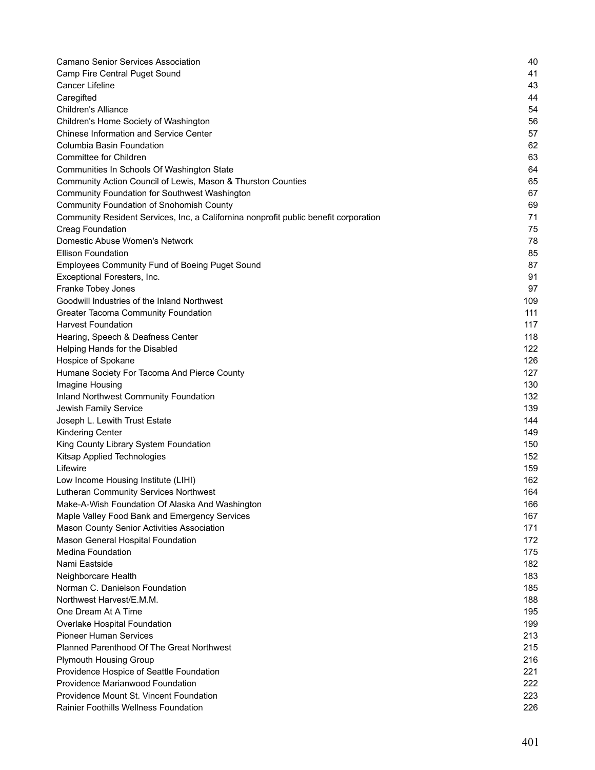| | |
|---|---|
| Camano Senior Services Association | 40 |
| Camp Fire Central Puget Sound | 41 |
| Cancer Lifeline | 43 |
| Caregifted | 44 |
| Children's Alliance | 54 |
| Children's Home Society of Washington | 56 |
| Chinese Information and Service Center | 57 |
| Columbia Basin Foundation | 62 |
| Committee for Children | 63 |
| Communities In Schools Of Washington State | 64 |
| Community Action Council of Lewis, Mason & Thurston Counties | 65 |
| Community Foundation for Southwest Washington | 67 |
| Community Foundation of Snohomish County | 69 |
| Community Resident Services, Inc, a Californina nonprofit public benefit corporation | 71 |
| Creag Foundation | 75 |
| Domestic Abuse Women's Network | 78 |
| Ellison Foundation | 85 |
| Employees Community Fund of Boeing Puget Sound | 87 |
| Exceptional Foresters, Inc. | 91 |
| Franke Tobey Jones | 97 |
| Goodwill Industries of the Inland Northwest | 109 |
| Greater Tacoma Community Foundation | 111 |
| Harvest Foundation | 117 |
| Hearing, Speech & Deafness Center | 118 |
| Helping Hands for the Disabled | 122 |
| Hospice of Spokane | 126 |
| Humane Society For Tacoma And Pierce County | 127 |
| Imagine Housing | 130 |
| Inland Northwest Community Foundation | 132 |
| Jewish Family Service | 139 |
| Joseph L. Lewith Trust Estate | 144 |
| Kindering Center | 149 |
| King County Library System Foundation | 150 |
| Kitsap Applied Technologies | 152 |
| Lifewire | 159 |
| Low Income Housing Institute (LIHI) | 162 |
| Lutheran Community Services Northwest | 164 |
| Make-A-Wish Foundation Of Alaska And Washington | 166 |
| Maple Valley Food Bank and Emergency Services | 167 |
| Mason County Senior Activities Association | 171 |
| Mason General Hospital Foundation | 172 |
| Medina Foundation | 175 |
| Nami Eastside | 182 |
| Neighborcare Health | 183 |
| Norman C. Danielson Foundation | 185 |
| Northwest Harvest/E.M.M. | 188 |
| One Dream At A Time | 195 |
| Overlake Hospital Foundation | 199 |
| Pioneer Human Services | 213 |
| Planned Parenthood Of The Great Northwest | 215 |
| Plymouth Housing Group | 216 |
| Providence Hospice of Seattle Foundation | 221 |
| Providence Marianwood Foundation | 222 |
| Providence Mount St. Vincent Foundation | 223 |
| Rainier Foothills Wellness Foundation | 226 |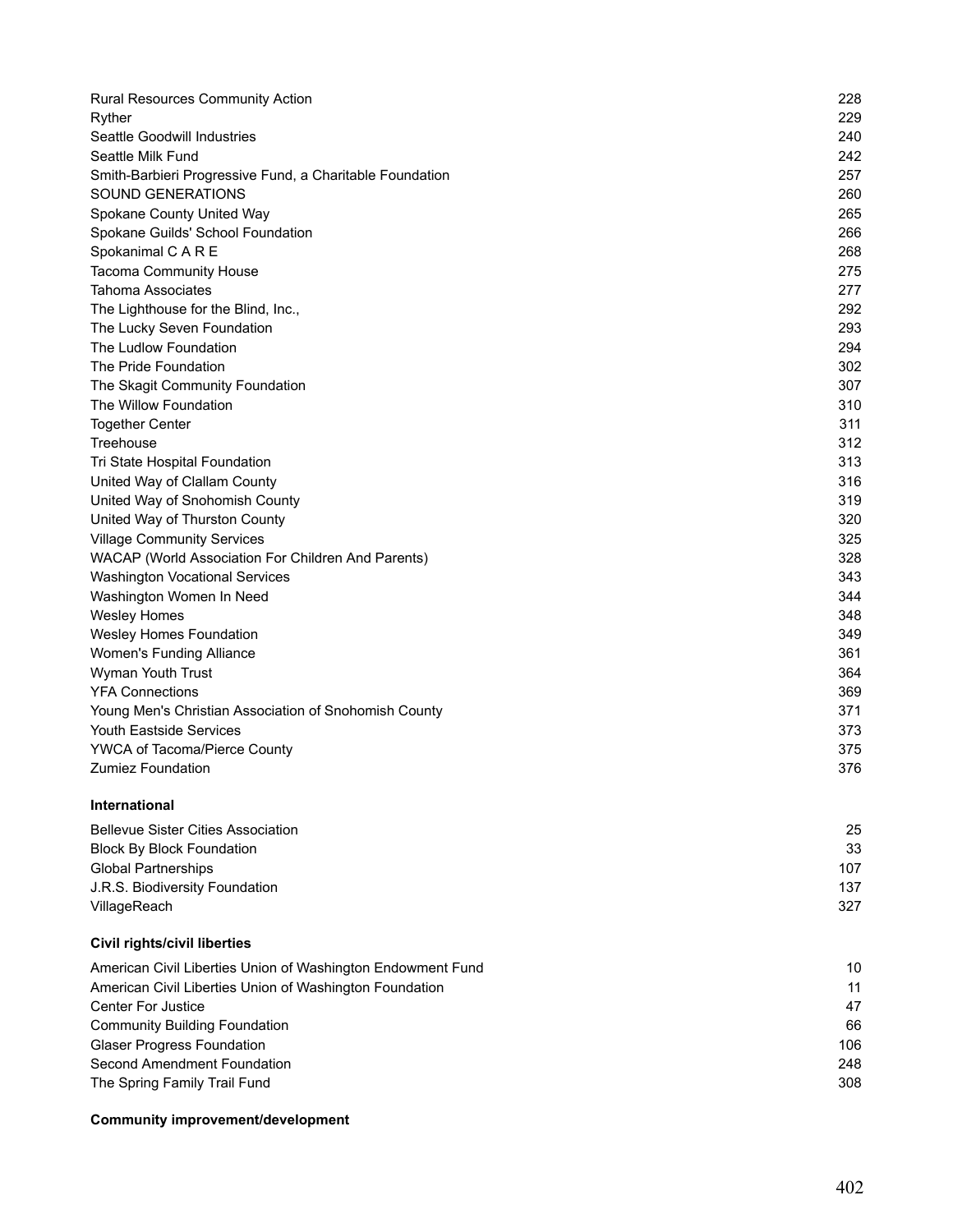| | |
|---|---|
| Rural Resources Community Action | 228 |
| Ryther | 229 |
| Seattle Goodwill Industries | 240 |
| Seattle Milk Fund | 242 |
| Smith-Barbieri Progressive Fund, a Charitable Foundation | 257 |
| SOUND GENERATIONS | 260 |
| Spokane County United Way | 265 |
| Spokane Guilds' School Foundation | 266 |
| Spokanimal C A R E | 268 |
| Tacoma Community House | 275 |
| Tahoma Associates | 277 |
| The Lighthouse for the Blind, Inc., | 292 |
| The Lucky Seven Foundation | 293 |
| The Ludlow Foundation | 294 |
| The Pride Foundation | 302 |
| The Skagit Community Foundation | 307 |
| The Willow Foundation | 310 |
| Together Center | 311 |
| Treehouse | 312 |
| Tri State Hospital Foundation | 313 |
| United Way of Clallam County | 316 |
| United Way of Snohomish County | 319 |
| United Way of Thurston County | 320 |
| Village Community Services | 325 |
| WACAP (World Association For Children And Parents) | 328 |
| Washington Vocational Services | 343 |
| Washington Women In Need | 344 |
| Wesley Homes | 348 |
| Wesley Homes Foundation | 349 |
| Women's Funding Alliance | 361 |
| Wyman Youth Trust | 364 |
| YFA Connections | 369 |
| Young Men's Christian Association of Snohomish County | 371 |
| Youth Eastside Services | 373 |
| YWCA of Tacoma/Pierce County | 375 |
| Zumiez Foundation | 376 |

**International**

| | |
|---|---|
| Bellevue Sister Cities Association | 25 |
| Block By Block Foundation | 33 |
| Global Partnerships | 107 |
| J.R.S. Biodiversity Foundation | 137 |
| VillageReach | 327 |

**Civil rights/civil liberties**

| | |
|---|---|
| American Civil Liberties Union of Washington Endowment Fund | 10 |
| American Civil Liberties Union of Washington Foundation | 11 |
| Center For Justice | 47 |
| Community Building Foundation | 66 |
| Glaser Progress Foundation | 106 |
| Second Amendment Foundation | 248 |
| The Spring Family Trail Fund | 308 |

**Community improvement/development**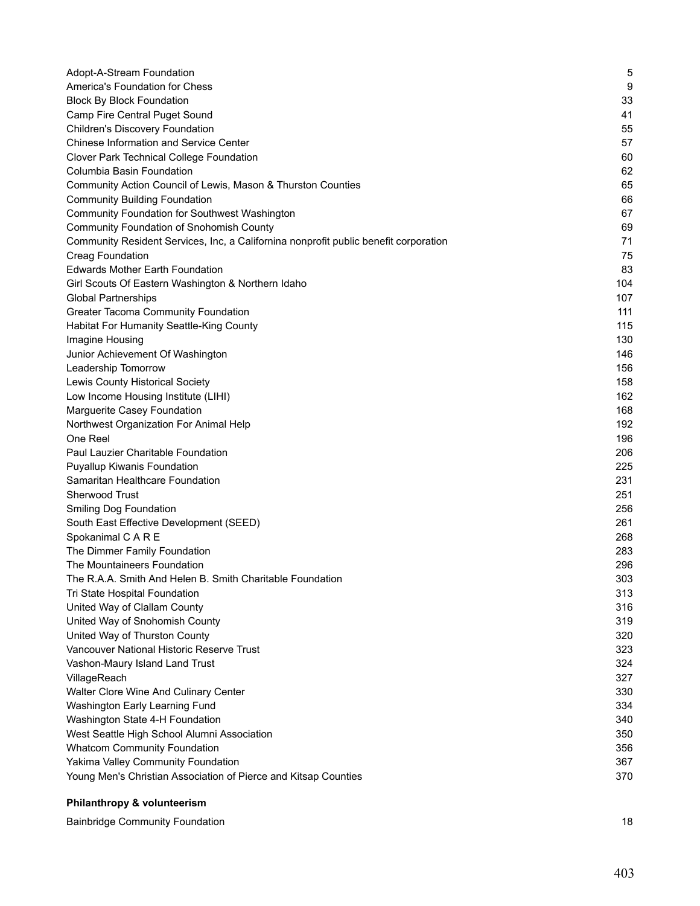| | |
|---|---|
| Adopt-A-Stream Foundation | 5 |
| America's Foundation for Chess | 9 |
| Block By Block Foundation | 33 |
| Camp Fire Central Puget Sound | 41 |
| Children's Discovery Foundation | 55 |
| Chinese Information and Service Center | 57 |
| Clover Park Technical College Foundation | 60 |
| Columbia Basin Foundation | 62 |
| Community Action Council of Lewis, Mason & Thurston Counties | 65 |
| Community Building Foundation | 66 |
| Community Foundation for Southwest Washington | 67 |
| Community Foundation of Snohomish County | 69 |
| Community Resident Services, Inc, a California nonprofit public benefit corporation | 71 |
| Creag Foundation | 75 |
| Edwards Mother Earth Foundation | 83 |
| Girl Scouts Of Eastern Washington & Northern Idaho | 104 |
| Global Partnerships | 107 |
| Greater Tacoma Community Foundation | 111 |
| Habitat For Humanity Seattle-King County | 115 |
| Imagine Housing | 130 |
| Junior Achievement Of Washington | 146 |
| Leadership Tomorrow | 156 |
| Lewis County Historical Society | 158 |
| Low Income Housing Institute (LIHI) | 162 |
| Marguerite Casey Foundation | 168 |
| Northwest Organization For Animal Help | 192 |
| One Reel | 196 |
| Paul Lauzier Charitable Foundation | 206 |
| Puyallup Kiwanis Foundation | 225 |
| Samaritan Healthcare Foundation | 231 |
| Sherwood Trust | 251 |
| Smiling Dog Foundation | 256 |
| South East Effective Development (SEED) | 261 |
| Spokanimal C A R E | 268 |
| The Dimmer Family Foundation | 283 |
| The Mountaineers Foundation | 296 |
| The R.A.A. Smith And Helen B. Smith Charitable Foundation | 303 |
| Tri State Hospital Foundation | 313 |
| United Way of Clallam County | 316 |
| United Way of Snohomish County | 319 |
| United Way of Thurston County | 320 |
| Vancouver National Historic Reserve Trust | 323 |
| Vashon-Maury Island Land Trust | 324 |
| VillageReach | 327 |
| Walter Clore Wine And Culinary Center | 330 |
| Washington Early Learning Fund | 334 |
| Washington State 4-H Foundation | 340 |
| West Seattle High School Alumni Association | 350 |
| Whatcom Community Foundation | 356 |
| Yakima Valley Community Foundation | 367 |
| Young Men's Christian Association of Pierce and Kitsap Counties | 370 |

**Philanthropy & volunteerism**

| | |
|---|---|
| Bainbridge Community Foundation | 18 |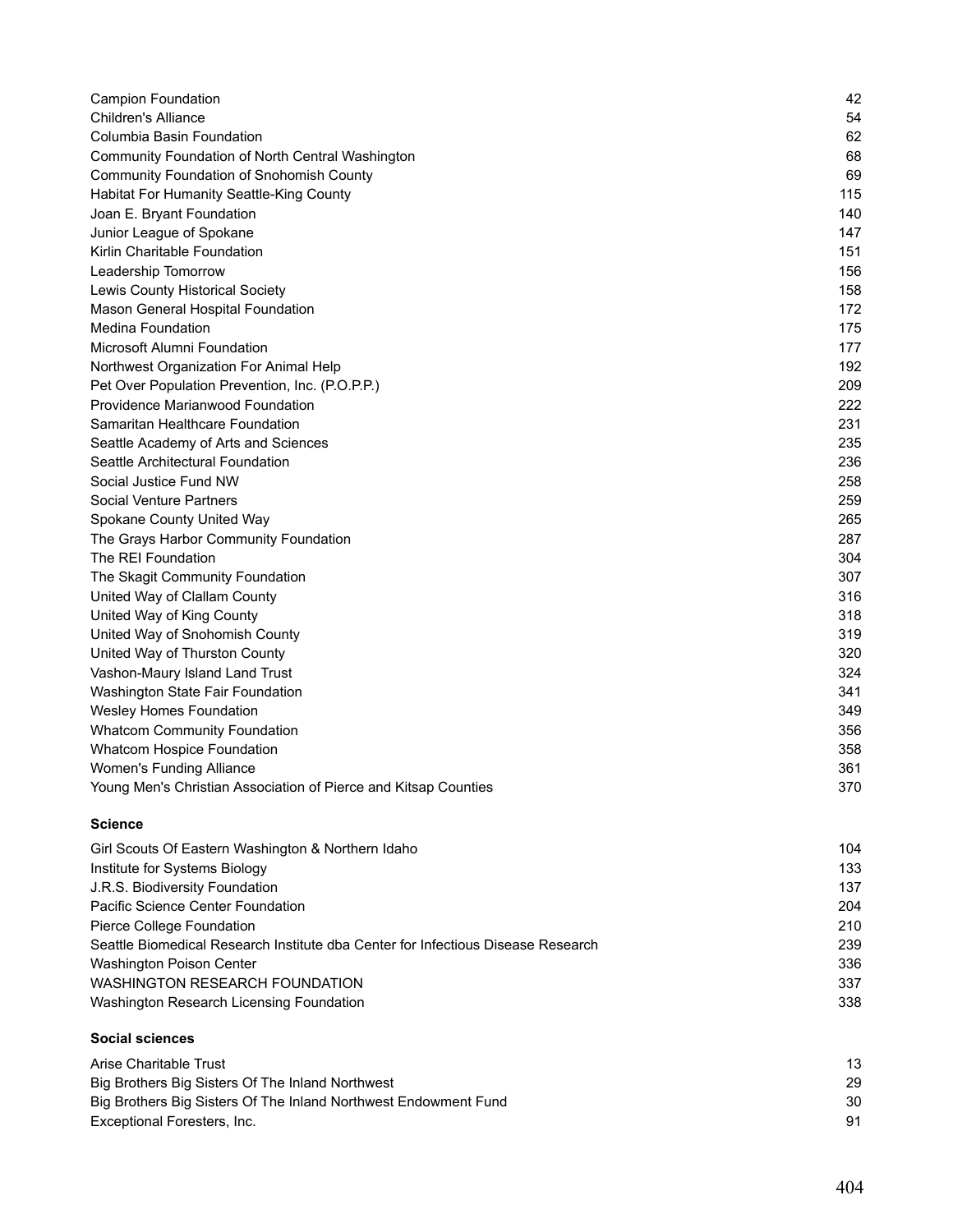| | |
|---|---|
| Campion Foundation | 42 |
| Children's Alliance | 54 |
| Columbia Basin Foundation | 62 |
| Community Foundation of North Central Washington | 68 |
| Community Foundation of Snohomish County | 69 |
| Habitat For Humanity Seattle-King County | 115 |
| Joan E. Bryant Foundation | 140 |
| Junior League of Spokane | 147 |
| Kirlin Charitable Foundation | 151 |
| Leadership Tomorrow | 156 |
| Lewis County Historical Society | 158 |
| Mason General Hospital Foundation | 172 |
| Medina Foundation | 175 |
| Microsoft Alumni Foundation | 177 |
| Northwest Organization For Animal Help | 192 |
| Pet Over Population Prevention, Inc. (P.O.P.P.) | 209 |
| Providence Marianwood Foundation | 222 |
| Samaritan Healthcare Foundation | 231 |
| Seattle Academy of Arts and Sciences | 235 |
| Seattle Architectural Foundation | 236 |
| Social Justice Fund NW | 258 |
| Social Venture Partners | 259 |
| Spokane County United Way | 265 |
| The Grays Harbor Community Foundation | 287 |
| The REI Foundation | 304 |
| The Skagit Community Foundation | 307 |
| United Way of Clallam County | 316 |
| United Way of King County | 318 |
| United Way of Snohomish County | 319 |
| United Way of Thurston County | 320 |
| Vashon-Maury Island Land Trust | 324 |
| Washington State Fair Foundation | 341 |
| Wesley Homes Foundation | 349 |
| Whatcom Community Foundation | 356 |
| Whatcom Hospice Foundation | 358 |
| Women's Funding Alliance | 361 |
| Young Men's Christian Association of Pierce and Kitsap Counties | 370 |

**Science**

| | |
|---|---|
| Girl Scouts Of Eastern Washington & Northern Idaho | 104 |
| Institute for Systems Biology | 133 |
| J.R.S. Biodiversity Foundation | 137 |
| Pacific Science Center Foundation | 204 |
| Pierce College Foundation | 210 |
| Seattle Biomedical Research Institute dba Center for Infectious Disease Research | 239 |
| Washington Poison Center | 336 |
| WASHINGTON RESEARCH FOUNDATION | 337 |
| Washington Research Licensing Foundation | 338 |

**Social sciences**

| | |
|---|---|
| Arise Charitable Trust | 13 |
| Big Brothers Big Sisters Of The Inland Northwest | 29 |
| Big Brothers Big Sisters Of The Inland Northwest Endowment Fund | 30 |
| Exceptional Foresters, Inc. | 91 |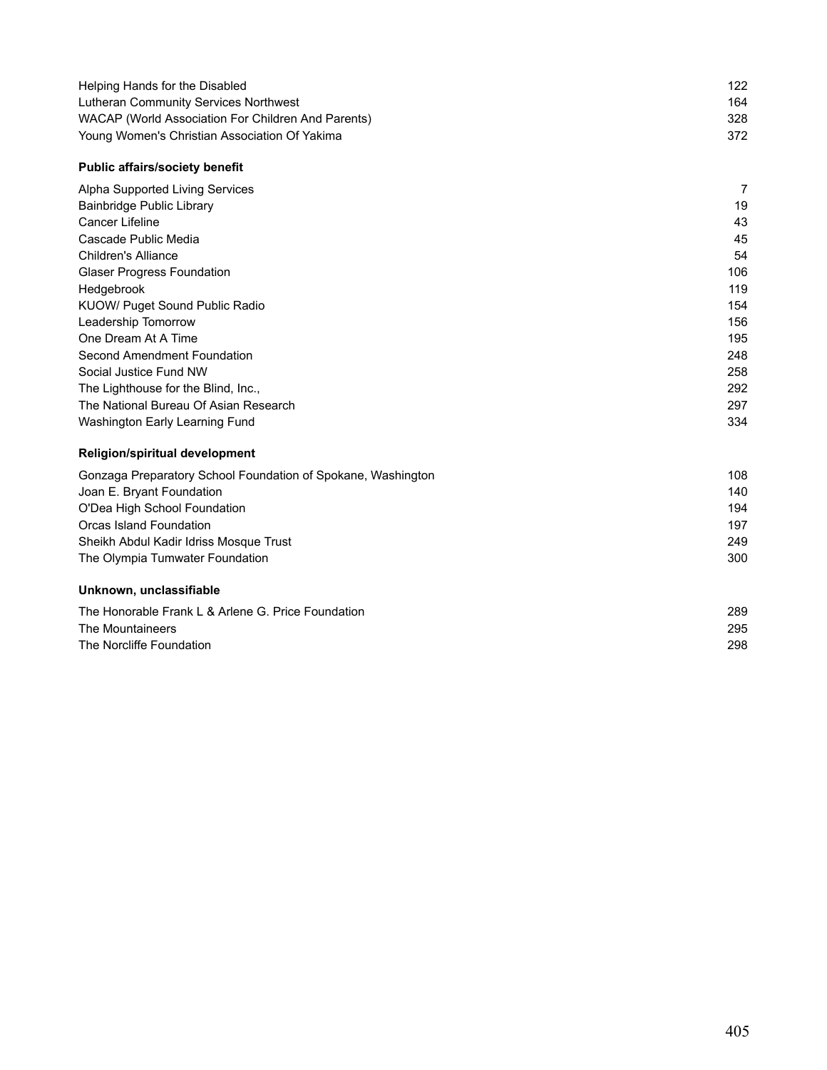| | |
|---|---|
| Helping Hands for the Disabled | 122 |
| Lutheran Community Services Northwest | 164 |
| WACAP (World Association For Children And Parents) | 328 |
| Young Women's Christian Association Of Yakima | 372 |

**Public affairs/society benefit**

| | |
|---|---|
| Alpha Supported Living Services | 7 |
| Bainbridge Public Library | 19 |
| Cancer Lifeline | 43 |
| Cascade Public Media | 45 |
| Children's Alliance | 54 |
| Glaser Progress Foundation | 106 |
| Hedgebrook | 119 |
| KUOW/ Puget Sound Public Radio | 154 |
| Leadership Tomorrow | 156 |
| One Dream At A Time | 195 |
| Second Amendment Foundation | 248 |
| Social Justice Fund NW | 258 |
| The Lighthouse for the Blind, Inc., | 292 |
| The National Bureau Of Asian Research | 297 |
| Washington Early Learning Fund | 334 |

**Religion/spiritual development**

| | |
|---|---|
| Gonzaga Preparatory School Foundation of Spokane, Washington | 108 |
| Joan E. Bryant Foundation | 140 |
| O'Dea High School Foundation | 194 |
| Orcas Island Foundation | 197 |
| Sheikh Abdul Kadir Idriss Mosque Trust | 249 |
| The Olympia Tumwater Foundation | 300 |

**Unknown, unclassifiable**

| | |
|---|---|
| The Honorable Frank L & Arlene G. Price Foundation | 289 |
| The Mountaineers | 295 |
| The Norcliffe Foundation | 298 |